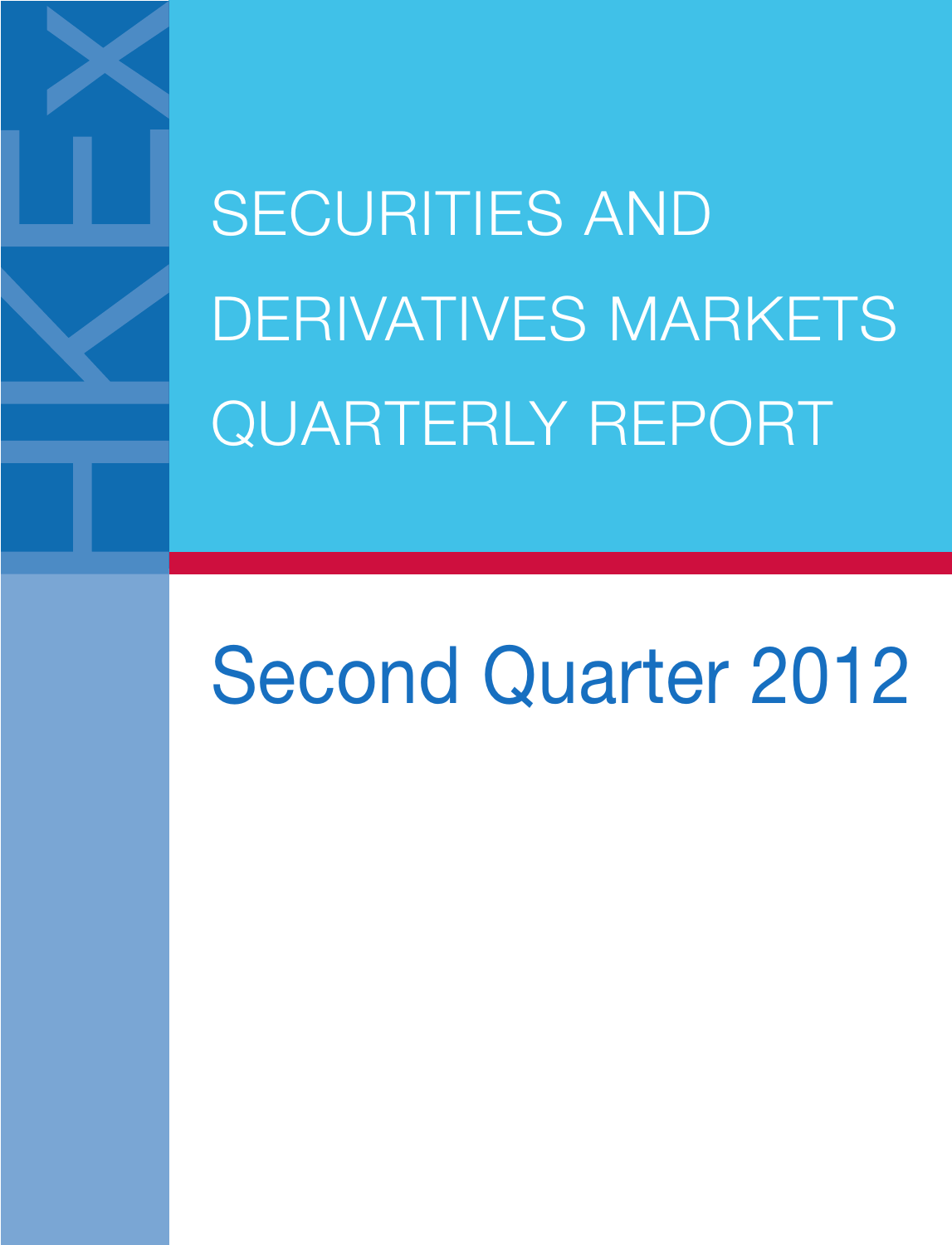# SECURITIES AND DERIVATIVES MARKETS QUARTERLY REPORT

## Second Quarter 2012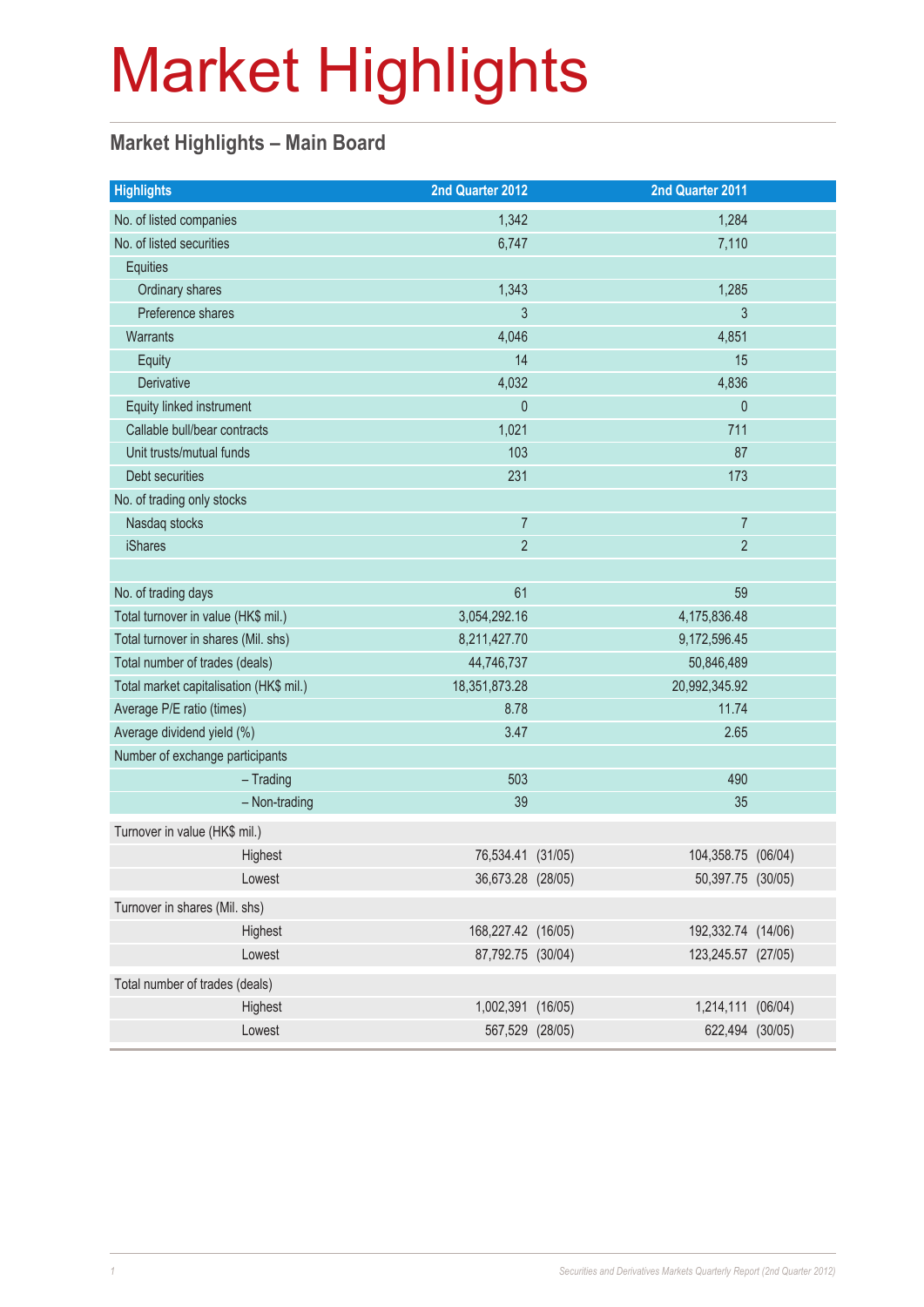# Market Highlights

## Market Highlights – Main Board

| Highlights | 2nd Quarter 2012 | | 2nd Quarter 2011 | |
|---|---|---|---|---|
| No. of listed companies | 1,342 | | 1,284 | |
| No. of listed securities | 6,747 | | 7,110 | |
| Equities | | | | |
| Ordinary shares | 1,343 | | 1,285 | |
| Preference shares | 3 | | 3 | |
| Warrants | 4,046 | | 4,851 | |
| Equity | 14 | | 15 | |
| Derivative | 4,032 | | 4,836 | |
| Equity linked instrument | 0 | | 0 | |
| Callable bull/bear contracts | 1,021 | | 711 | |
| Unit trusts/mutual funds | 103 | | 87 | |
| Debt securities | 231 | | 173 | |
| No. of trading only stocks | | | | |
| Nasdaq stocks | 7 | | 7 | |
| iShares | 2 | | 2 | |
| | | | | |
| No. of trading days | 61 | | 59 | |
| Total turnover in value (HK$ mil.) | 3,054,292.16 | | 4,175,836.48 | |
| Total turnover in shares (Mil. shs) | 8,211,427.70 | | 9,172,596.45 | |
| Total number of trades (deals) | 44,746,737 | | 50,846,489 | |
| Total market capitalisation (HK$ mil.) | 18,351,873.28 | | 20,992,345.92 | |
| Average P/E ratio (times) | 8.78 | | 11.74 | |
| Average dividend yield (%) | 3.47 | | 2.65 | |
| Number of exchange participants | | | | |
| – Trading | 503 | | 490 | |
| – Non-trading | 39 | | 35 | |
| Turnover in value (HK$ mil.) | | | | |
| Highest | 76,534.41 | (31/05) | 104,358.75 | (06/04) |
| Lowest | 36,673.28 | (28/05) | 50,397.75 | (30/05) |
| Turnover in shares (Mil. shs) | | | | |
| Highest | 168,227.42 | (16/05) | 192,332.74 | (14/06) |
| Lowest | 87,792.75 | (30/04) | 123,245.57 | (27/05) |
| Total number of trades (deals) | | | | |
| Highest | 1,002,391 | (16/05) | 1,214,111 | (06/04) |
| Lowest | 567,529 | (28/05) | 622,494 | (30/05) |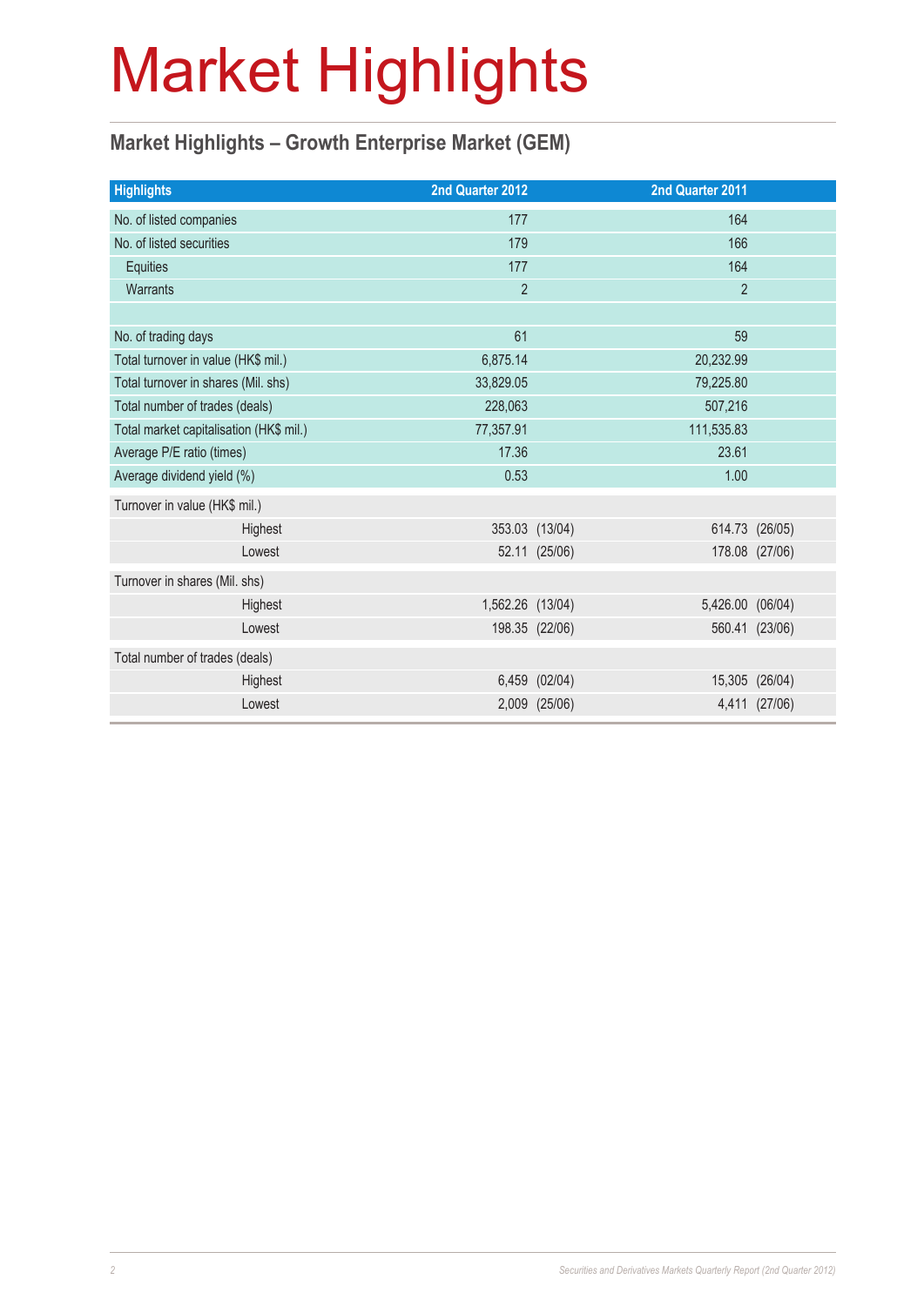# Market Highlights

## Market Highlights – Growth Enterprise Market (GEM)

| Highlights | 2nd Quarter 2012 | 2nd Quarter 2011 |
|---|---|---|
| No. of listed companies | 177 | 164 |
| No. of listed securities | 179 | 166 |
| Equities | 177 | 164 |
| Warrants | 2 | 2 |
| | | |
| No. of trading days | 61 | 59 |
| Total turnover in value (HK$ mil.) | 6,875.14 | 20,232.99 |
| Total turnover in shares (Mil. shs) | 33,829.05 | 79,225.80 |
| Total number of trades (deals) | 228,063 | 507,216 |
| Total market capitalisation (HK$ mil.) | 77,357.91 | 111,535.83 |
| Average P/E ratio (times) | 17.36 | 23.61 |
| Average dividend yield (%) | 0.53 | 1.00 |
| Turnover in value (HK$ mil.) | | |
| Highest | 353.03 (13/04) | 614.73 (26/05) |
| Lowest | 52.11 (25/06) | 178.08 (27/06) |
| Turnover in shares (Mil. shs) | | |
| Highest | 1,562.26 (13/04) | 5,426.00 (06/04) |
| Lowest | 198.35 (22/06) | 560.41 (23/06) |
| Total number of trades (deals) | | |
| Highest | 6,459 (02/04) | 15,305 (26/04) |
| Lowest | 2,009 (25/06) | 4,411 (27/06) |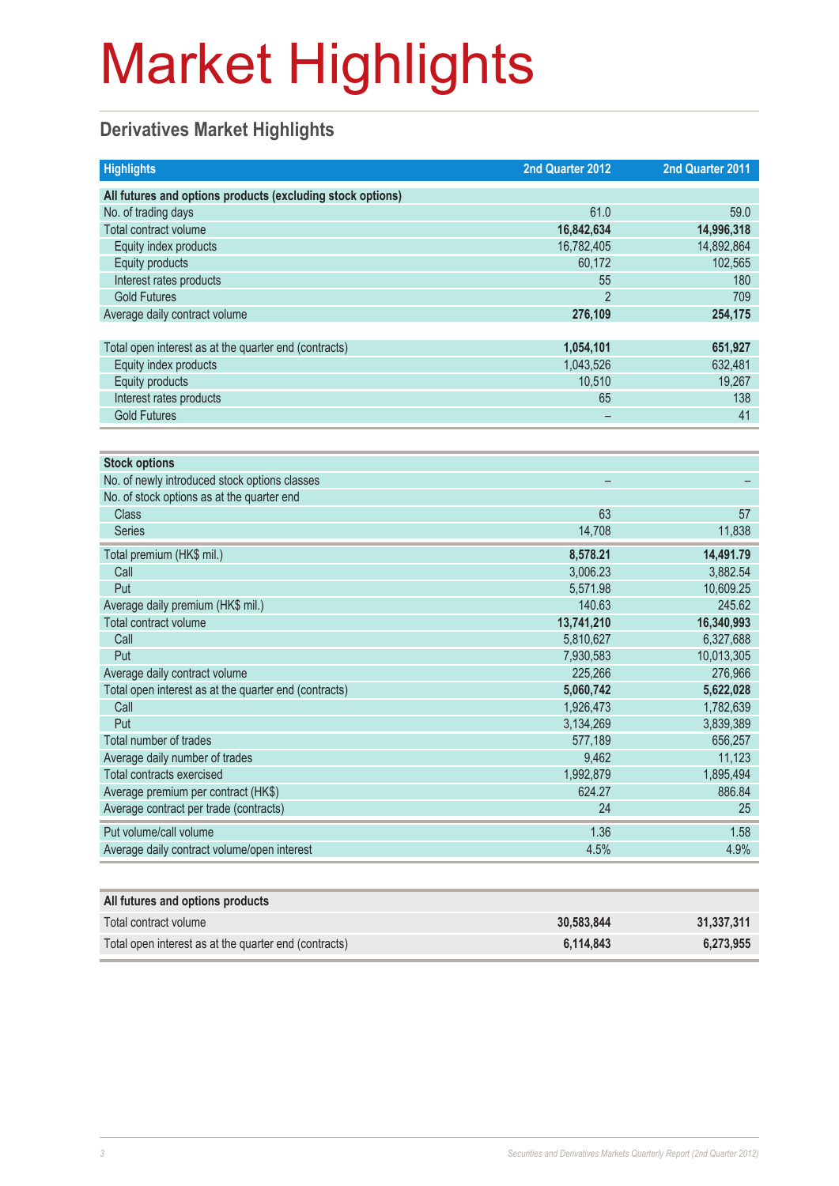# Market Highlights

## Derivatives Market Highlights

| Highlights | 2nd Quarter 2012 | 2nd Quarter 2011 |
|---|---|---|
| **All futures and options products (excluding stock options)** | | |
| No. of trading days | 61.0 | 59.0 |
| Total contract volume | **16,842,634** | **14,996,318** |
| Equity index products | 16,782,405 | 14,892,864 |
| Equity products | 60,172 | 102,565 |
| Interest rates products | 55 | 180 |
| Gold Futures | 2 | 709 |
| Average daily contract volume | **276,109** | **254,175** |
| Total open interest as at the quarter end (contracts) | **1,054,101** | **651,927** |
| Equity index products | 1,043,526 | 632,481 |
| Equity products | 10,510 | 19,267 |
| Interest rates products | 65 | 138 |
| Gold Futures | – | 41 |

| Stock options | 2nd Quarter 2012 | 2nd Quarter 2011 |
|---|---|---|
| No. of newly introduced stock options classes | – | – |
| No. of stock options as at the quarter end | | |
| Class | 63 | 57 |
| Series | 14,708 | 11,838 |
| Total premium (HK$ mil.) | **8,578.21** | **14,491.79** |
| Call | 3,006.23 | 3,882.54 |
| Put | 5,571.98 | 10,609.25 |
| Average daily premium (HK$ mil.) | 140.63 | 245.62 |
| Total contract volume | **13,741,210** | **16,340,993** |
| Call | 5,810,627 | 6,327,688 |
| Put | 7,930,583 | 10,013,305 |
| Average daily contract volume | 225,266 | 276,966 |
| Total open interest as at the quarter end (contracts) | **5,060,742** | **5,622,028** |
| Call | 1,926,473 | 1,782,639 |
| Put | 3,134,269 | 3,839,389 |
| Total number of trades | 577,189 | 656,257 |
| Average daily number of trades | 9,462 | 11,123 |
| Total contracts exercised | 1,992,879 | 1,895,494 |
| Average premium per contract (HK$) | 624.27 | 886.84 |
| Average contract per trade (contracts) | 24 | 25 |
| Put volume/call volume | 1.36 | 1.58 |
| Average daily contract volume/open interest | 4.5% | 4.9% |

| All futures and options products | 2nd Quarter 2012 | 2nd Quarter 2011 |
|---|---|---|
| Total contract volume | **30,583,844** | **31,337,311** |
| Total open interest as at the quarter end (contracts) | **6,114,843** | **6,273,955** |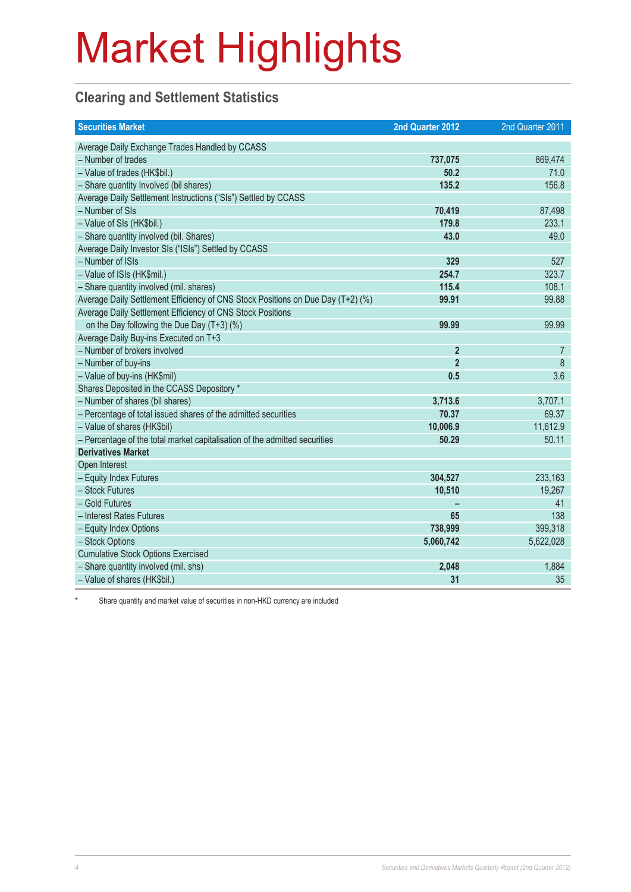# Market Highlights

## Clearing and Settlement Statistics

| Securities Market | 2nd Quarter 2012 | 2nd Quarter 2011 |
|---|---|---|
| Average Daily Exchange Trades Handled by CCASS | | |
| – Number of trades | **737,075** | 869,474 |
| – Value of trades (HK$bil.) | **50.2** | 71.0 |
| – Share quantity Involved (bil shares) | **135.2** | 156.8 |
| Average Daily Settlement Instructions ("SIs") Settled by CCASS | | |
| – Number of SIs | **70,419** | 87,498 |
| – Value of SIs (HK$bil.) | **179.8** | 233.1 |
| – Share quantity involved (bil. Shares) | **43.0** | 49.0 |
| Average Daily Investor SIs ("ISIs") Settled by CCASS | | |
| – Number of ISIs | **329** | 527 |
| – Value of ISIs (HK$mil.) | **254.7** | 323.7 |
| – Share quantity involved (mil. shares) | **115.4** | 108.1 |
| Average Daily Settlement Efficiency of CNS Stock Positions on Due Day (T+2) (%) | **99.91** | 99.88 |
| Average Daily Settlement Efficiency of CNS Stock Positions on the Day following the Due Day (T+3) (%) | **99.99** | 99.99 |
| Average Daily Buy-ins Executed on T+3 | | |
| – Number of brokers involved | **2** | 7 |
| – Number of buy-ins | **2** | 8 |
| – Value of buy-ins (HK$mil) | **0.5** | 3.6 |
| Shares Deposited in the CCASS Depository * | | |
| – Number of shares (bil shares) | **3,713.6** | 3,707.1 |
| – Percentage of total issued shares of the admitted securities | **70.37** | 69.37 |
| – Value of shares (HK$bil) | **10,006.9** | 11,612.9 |
| – Percentage of the total market capitalisation of the admitted securities | **50.29** | 50.11 |
| **Derivatives Market** | | |
| Open Interest | | |
| – Equity Index Futures | **304,527** | 233,163 |
| – Stock Futures | **10,510** | 19,267 |
| – Gold Futures | **–** | 41 |
| – Interest Rates Futures | **65** | 138 |
| – Equity Index Options | **738,999** | 399,318 |
| – Stock Options | **5,060,742** | 5,622,028 |
| Cumulative Stock Options Exercised | | |
| – Share quantity involved (mil. shs) | **2,048** | 1,884 |
| – Value of shares (HK$bil.) | **31** | 35 |

\* Share quantity and market value of securities in non-HKD currency are included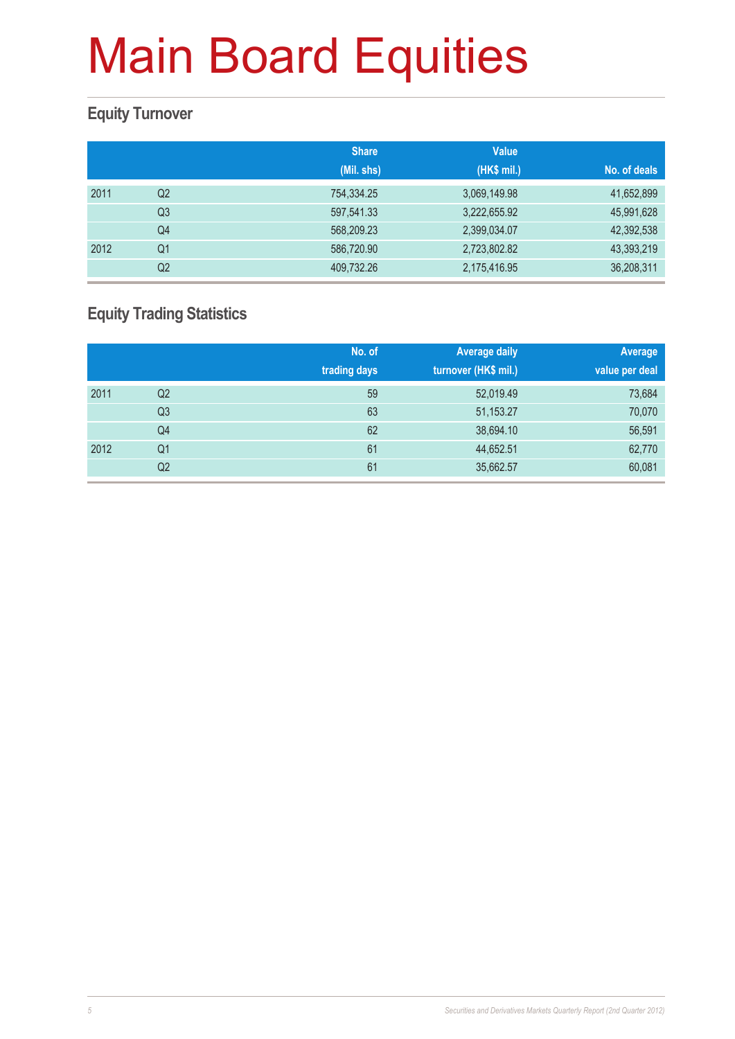# Main Board Equities

## Equity Turnover

| | | Share (Mil. shs) | Value (HK$ mil.) | No. of deals |
|---|---|---|---|---|
| 2011 | Q2 | 754,334.25 | 3,069,149.98 | 41,652,899 |
| | Q3 | 597,541.33 | 3,222,655.92 | 45,991,628 |
| | Q4 | 568,209.23 | 2,399,034.07 | 42,392,538 |
| 2012 | Q1 | 586,720.90 | 2,723,802.82 | 43,393,219 |
| | Q2 | 409,732.26 | 2,175,416.95 | 36,208,311 |

## Equity Trading Statistics

| | | No. of trading days | Average daily turnover (HK$ mil.) | Average value per deal |
|---|---|---|---|---|
| 2011 | Q2 | 59 | 52,019.49 | 73,684 |
| | Q3 | 63 | 51,153.27 | 70,070 |
| | Q4 | 62 | 38,694.10 | 56,591 |
| 2012 | Q1 | 61 | 44,652.51 | 62,770 |
| | Q2 | 61 | 35,662.57 | 60,081 |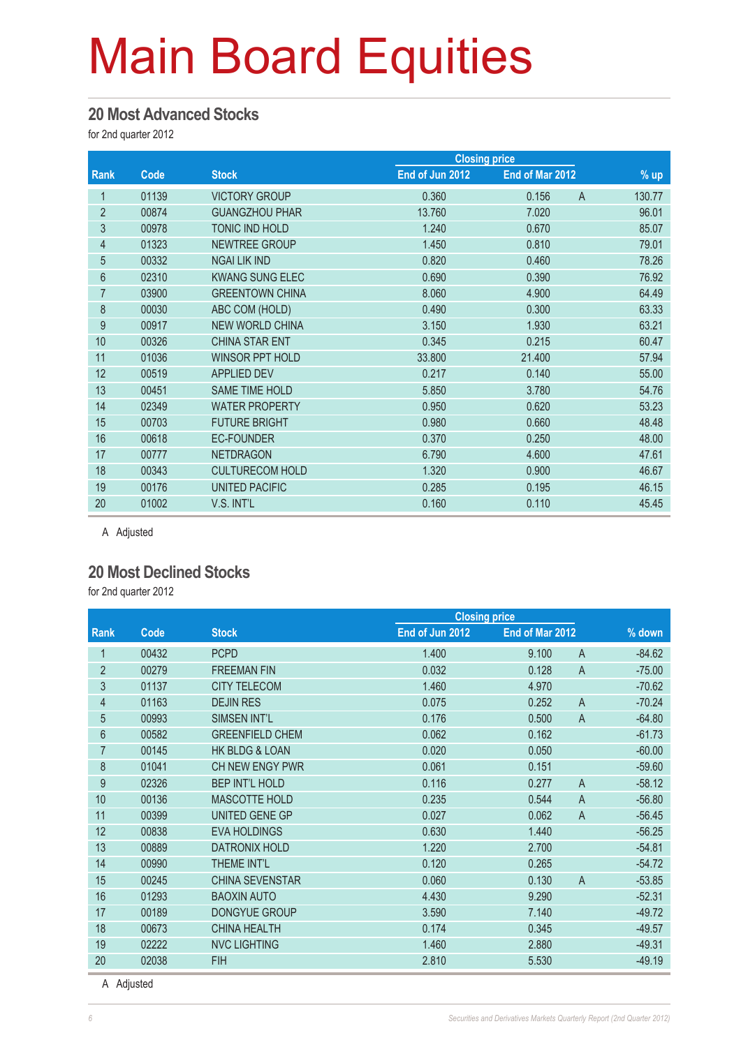# Main Board Equities

## 20 Most Advanced Stocks

for 2nd quarter 2012

| Rank | Code | Stock | Closing price | | | % up |
|---|---|---|---|---|---|---|
| | | | End of Jun 2012 | End of Mar 2012 | | |
| 1 | 01139 | VICTORY GROUP | 0.360 | 0.156 | A | 130.77 |
| 2 | 00874 | GUANGZHOU PHAR | 13.760 | 7.020 | | 96.01 |
| 3 | 00978 | TONIC IND HOLD | 1.240 | 0.670 | | 85.07 |
| 4 | 01323 | NEWTREE GROUP | 1.450 | 0.810 | | 79.01 |
| 5 | 00332 | NGAI LIK IND | 0.820 | 0.460 | | 78.26 |
| 6 | 02310 | KWANG SUNG ELEC | 0.690 | 0.390 | | 76.92 |
| 7 | 03900 | GREENTOWN CHINA | 8.060 | 4.900 | | 64.49 |
| 8 | 00030 | ABC COM (HOLD) | 0.490 | 0.300 | | 63.33 |
| 9 | 00917 | NEW WORLD CHINA | 3.150 | 1.930 | | 63.21 |
| 10 | 00326 | CHINA STAR ENT | 0.345 | 0.215 | | 60.47 |
| 11 | 01036 | WINSOR PPT HOLD | 33.800 | 21.400 | | 57.94 |
| 12 | 00519 | APPLIED DEV | 0.217 | 0.140 | | 55.00 |
| 13 | 00451 | SAME TIME HOLD | 5.850 | 3.780 | | 54.76 |
| 14 | 02349 | WATER PROPERTY | 0.950 | 0.620 | | 53.23 |
| 15 | 00703 | FUTURE BRIGHT | 0.980 | 0.660 | | 48.48 |
| 16 | 00618 | EC-FOUNDER | 0.370 | 0.250 | | 48.00 |
| 17 | 00777 | NETDRAGON | 6.790 | 4.600 | | 47.61 |
| 18 | 00343 | CULTURECOM HOLD | 1.320 | 0.900 | | 46.67 |
| 19 | 00176 | UNITED PACIFIC | 0.285 | 0.195 | | 46.15 |
| 20 | 01002 | V.S. INT'L | 0.160 | 0.110 | | 45.45 |

A Adjusted

## 20 Most Declined Stocks

for 2nd quarter 2012

| Rank | Code | Stock | Closing price | | | % down |
|---|---|---|---|---|---|---|
| | | | End of Jun 2012 | End of Mar 2012 | | |
| 1 | 00432 | PCPD | 1.400 | 9.100 | A | -84.62 |
| 2 | 00279 | FREEMAN FIN | 0.032 | 0.128 | A | -75.00 |
| 3 | 01137 | CITY TELECOM | 1.460 | 4.970 | | -70.62 |
| 4 | 01163 | DEJIN RES | 0.075 | 0.252 | A | -70.24 |
| 5 | 00993 | SIMSEN INT'L | 0.176 | 0.500 | A | -64.80 |
| 6 | 00582 | GREENFIELD CHEM | 0.062 | 0.162 | | -61.73 |
| 7 | 00145 | HK BLDG & LOAN | 0.020 | 0.050 | | -60.00 |
| 8 | 01041 | CH NEW ENGY PWR | 0.061 | 0.151 | | -59.60 |
| 9 | 02326 | BEP INT'L HOLD | 0.116 | 0.277 | A | -58.12 |
| 10 | 00136 | MASCOTTE HOLD | 0.235 | 0.544 | A | -56.80 |
| 11 | 00399 | UNITED GENE GP | 0.027 | 0.062 | A | -56.45 |
| 12 | 00838 | EVA HOLDINGS | 0.630 | 1.440 | | -56.25 |
| 13 | 00889 | DATRONIX HOLD | 1.220 | 2.700 | | -54.81 |
| 14 | 00990 | THEME INT'L | 0.120 | 0.265 | | -54.72 |
| 15 | 00245 | CHINA SEVENSTAR | 0.060 | 0.130 | A | -53.85 |
| 16 | 01293 | BAOXIN AUTO | 4.430 | 9.290 | | -52.31 |
| 17 | 00189 | DONGYUE GROUP | 3.590 | 7.140 | | -49.72 |
| 18 | 00673 | CHINA HEALTH | 0.174 | 0.345 | | -49.57 |
| 19 | 02222 | NVC LIGHTING | 1.460 | 2.880 | | -49.31 |
| 20 | 02038 | FIH | 2.810 | 5.530 | | -49.19 |

A Adjusted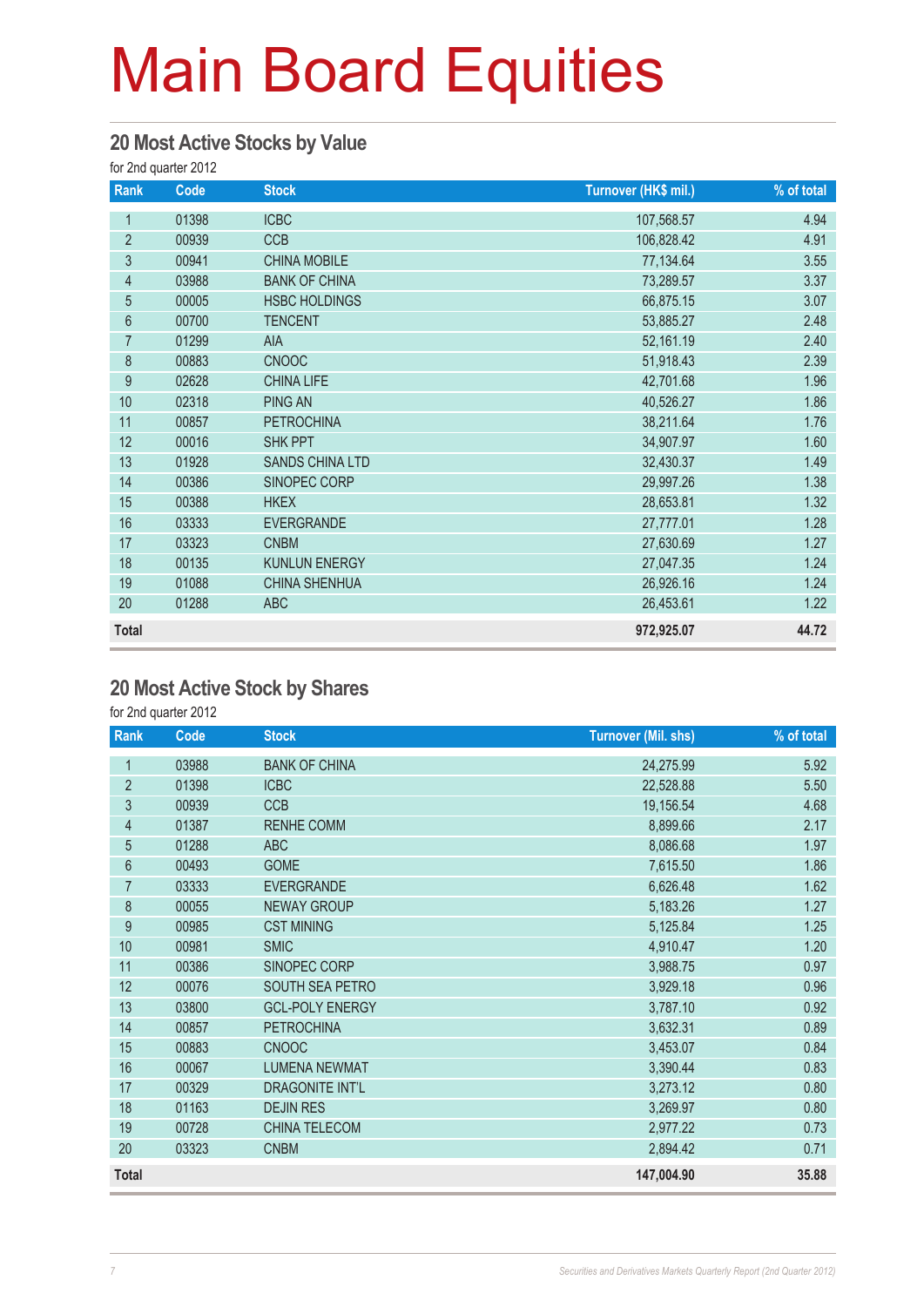# Main Board Equities

## 20 Most Active Stocks by Value

for 2nd quarter 2012

| Rank | Code | Stock | Turnover (HK$ mil.) | % of total |
|---|---|---|---|---|
| 1 | 01398 | ICBC | 107,568.57 | 4.94 |
| 2 | 00939 | CCB | 106,828.42 | 4.91 |
| 3 | 00941 | CHINA MOBILE | 77,134.64 | 3.55 |
| 4 | 03988 | BANK OF CHINA | 73,289.57 | 3.37 |
| 5 | 00005 | HSBC HOLDINGS | 66,875.15 | 3.07 |
| 6 | 00700 | TENCENT | 53,885.27 | 2.48 |
| 7 | 01299 | AIA | 52,161.19 | 2.40 |
| 8 | 00883 | CNOOC | 51,918.43 | 2.39 |
| 9 | 02628 | CHINA LIFE | 42,701.68 | 1.96 |
| 10 | 02318 | PING AN | 40,526.27 | 1.86 |
| 11 | 00857 | PETROCHINA | 38,211.64 | 1.76 |
| 12 | 00016 | SHK PPT | 34,907.97 | 1.60 |
| 13 | 01928 | SANDS CHINA LTD | 32,430.37 | 1.49 |
| 14 | 00386 | SINOPEC CORP | 29,997.26 | 1.38 |
| 15 | 00388 | HKEX | 28,653.81 | 1.32 |
| 16 | 03333 | EVERGRANDE | 27,777.01 | 1.28 |
| 17 | 03323 | CNBM | 27,630.69 | 1.27 |
| 18 | 00135 | KUNLUN ENERGY | 27,047.35 | 1.24 |
| 19 | 01088 | CHINA SHENHUA | 26,926.16 | 1.24 |
| 20 | 01288 | ABC | 26,453.61 | 1.22 |
| **Total** | | | **972,925.07** | **44.72** |

## 20 Most Active Stock by Shares

for 2nd quarter 2012

| Rank | Code | Stock | Turnover (Mil. shs) | % of total |
|---|---|---|---|---|
| 1 | 03988 | BANK OF CHINA | 24,275.99 | 5.92 |
| 2 | 01398 | ICBC | 22,528.88 | 5.50 |
| 3 | 00939 | CCB | 19,156.54 | 4.68 |
| 4 | 01387 | RENHE COMM | 8,899.66 | 2.17 |
| 5 | 01288 | ABC | 8,086.68 | 1.97 |
| 6 | 00493 | GOME | 7,615.50 | 1.86 |
| 7 | 03333 | EVERGRANDE | 6,626.48 | 1.62 |
| 8 | 00055 | NEWAY GROUP | 5,183.26 | 1.27 |
| 9 | 00985 | CST MINING | 5,125.84 | 1.25 |
| 10 | 00981 | SMIC | 4,910.47 | 1.20 |
| 11 | 00386 | SINOPEC CORP | 3,988.75 | 0.97 |
| 12 | 00076 | SOUTH SEA PETRO | 3,929.18 | 0.96 |
| 13 | 03800 | GCL-POLY ENERGY | 3,787.10 | 0.92 |
| 14 | 00857 | PETROCHINA | 3,632.31 | 0.89 |
| 15 | 00883 | CNOOC | 3,453.07 | 0.84 |
| 16 | 00067 | LUMENA NEWMAT | 3,390.44 | 0.83 |
| 17 | 00329 | DRAGONITE INT'L | 3,273.12 | 0.80 |
| 18 | 01163 | DEJIN RES | 3,269.97 | 0.80 |
| 19 | 00728 | CHINA TELECOM | 2,977.22 | 0.73 |
| 20 | 03323 | CNBM | 2,894.42 | 0.71 |
| **Total** | | | **147,004.90** | **35.88** |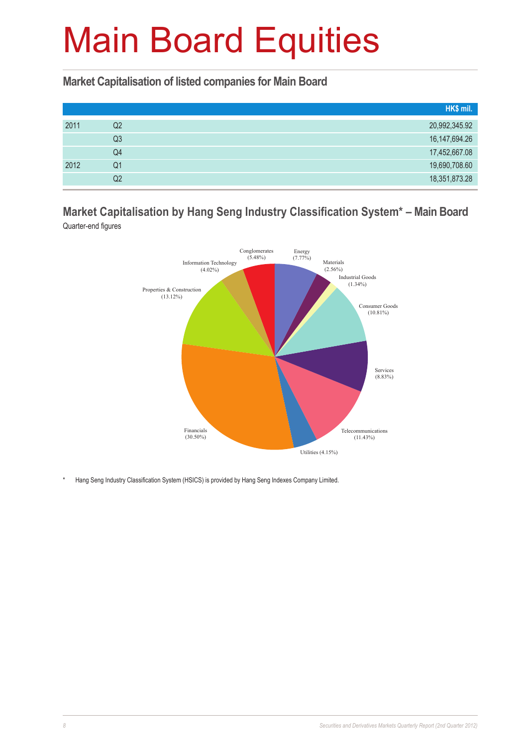# Main Board Equities

## Market Capitalisation of listed companies for Main Board

| | | HK$ mil. |
|---|---|---|
| 2011 | Q2 | 20,992,345.92 |
| | Q3 | 16,147,694.26 |
| | Q4 | 17,452,667.08 |
| 2012 | Q1 | 19,690,708.60 |
| | Q2 | 18,351,873.28 |

## Market Capitalisation by Hang Seng Industry Classification System* – Main Board

Quarter-end figures

| Industry | % |
|---|---|
| Energy | 7.77% |
| Materials | 2.56% |
| Industrial Goods | 1.34% |
| Consumer Goods | 10.81% |
| Services | 8.83% |
| Telecommunications | 11.43% |
| Utilities | 4.15% |
| Financials | 30.50% |
| Properties & Construction | 13.12% |
| Information Technology | 4.02% |
| Conglomerates | 5.48% |

\* Hang Seng Industry Classification System (HSICS) is provided by Hang Seng Indexes Company Limited.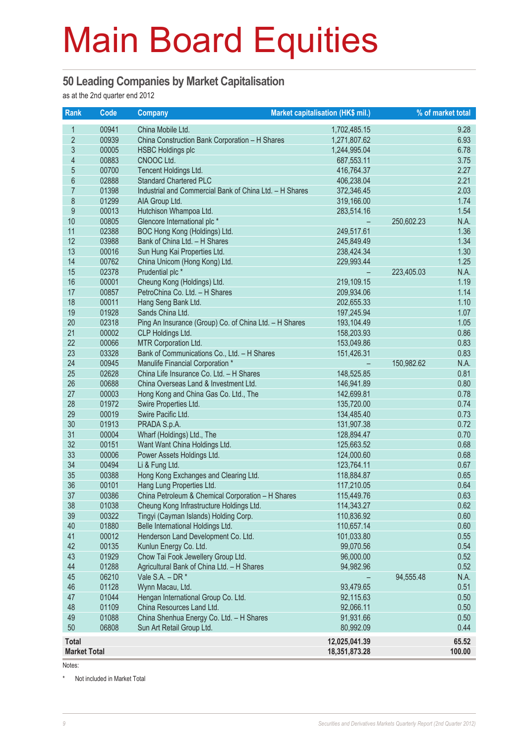# Main Board Equities

## 50 Leading Companies by Market Capitalisation

as at the 2nd quarter end 2012

| Rank | Code | Company | Market capitalisation (HK$ mil.) | | % of market total |
|---|---|---|---|---|---|
| 1 | 00941 | China Mobile Ltd. | 1,702,485.15 | | 9.28 |
| 2 | 00939 | China Construction Bank Corporation – H Shares | 1,271,807.62 | | 6.93 |
| 3 | 00005 | HSBC Holdings plc | 1,244,995.04 | | 6.78 |
| 4 | 00883 | CNOOC Ltd. | 687,553.11 | | 3.75 |
| 5 | 00700 | Tencent Holdings Ltd. | 416,764.37 | | 2.27 |
| 6 | 02888 | Standard Chartered PLC | 406,238.04 | | 2.21 |
| 7 | 01398 | Industrial and Commercial Bank of China Ltd. – H Shares | 372,346.45 | | 2.03 |
| 8 | 01299 | AIA Group Ltd. | 319,166.00 | | 1.74 |
| 9 | 00013 | Hutchison Whampoa Ltd. | 283,514.16 | | 1.54 |
| 10 | 00805 | Glencore International plc * | – | 250,602.23 | N.A. |
| 11 | 02388 | BOC Hong Kong (Holdings) Ltd. | 249,517.61 | | 1.36 |
| 12 | 03988 | Bank of China Ltd. – H Shares | 245,849.49 | | 1.34 |
| 13 | 00016 | Sun Hung Kai Properties Ltd. | 238,424.34 | | 1.30 |
| 14 | 00762 | China Unicom (Hong Kong) Ltd. | 229,993.44 | | 1.25 |
| 15 | 02378 | Prudential plc * | – | 223,405.03 | N.A. |
| 16 | 00001 | Cheung Kong (Holdings) Ltd. | 219,109.15 | | 1.19 |
| 17 | 00857 | PetroChina Co. Ltd. – H Shares | 209,934.06 | | 1.14 |
| 18 | 00011 | Hang Seng Bank Ltd. | 202,655.33 | | 1.10 |
| 19 | 01928 | Sands China Ltd. | 197,245.94 | | 1.07 |
| 20 | 02318 | Ping An Insurance (Group) Co. of China Ltd. – H Shares | 193,104.49 | | 1.05 |
| 21 | 00002 | CLP Holdings Ltd. | 158,203.93 | | 0.86 |
| 22 | 00066 | MTR Corporation Ltd. | 153,049.86 | | 0.83 |
| 23 | 03328 | Bank of Communications Co., Ltd. – H Shares | 151,426.31 | | 0.83 |
| 24 | 00945 | Manulife Financial Corporation * | – | 150,982.62 | N.A. |
| 25 | 02628 | China Life Insurance Co. Ltd. – H Shares | 148,525.85 | | 0.81 |
| 26 | 00688 | China Overseas Land & Investment Ltd. | 146,941.89 | | 0.80 |
| 27 | 00003 | Hong Kong and China Gas Co. Ltd., The | 142,699.81 | | 0.78 |
| 28 | 01972 | Swire Properties Ltd. | 135,720.00 | | 0.74 |
| 29 | 00019 | Swire Pacific Ltd. | 134,485.40 | | 0.73 |
| 30 | 01913 | PRADA S.p.A. | 131,907.38 | | 0.72 |
| 31 | 00004 | Wharf (Holdings) Ltd., The | 128,894.47 | | 0.70 |
| 32 | 00151 | Want Want China Holdings Ltd. | 125,663.52 | | 0.68 |
| 33 | 00006 | Power Assets Holdings Ltd. | 124,000.60 | | 0.68 |
| 34 | 00494 | Li & Fung Ltd. | 123,764.11 | | 0.67 |
| 35 | 00388 | Hong Kong Exchanges and Clearing Ltd. | 118,884.87 | | 0.65 |
| 36 | 00101 | Hang Lung Properties Ltd. | 117,210.05 | | 0.64 |
| 37 | 00386 | China Petroleum & Chemical Corporation – H Shares | 115,449.76 | | 0.63 |
| 38 | 01038 | Cheung Kong Infrastructure Holdings Ltd. | 114,343.27 | | 0.62 |
| 39 | 00322 | Tingyi (Cayman Islands) Holding Corp. | 110,836.92 | | 0.60 |
| 40 | 01880 | Belle International Holdings Ltd. | 110,657.14 | | 0.60 |
| 41 | 00012 | Henderson Land Development Co. Ltd. | 101,033.80 | | 0.55 |
| 42 | 00135 | Kunlun Energy Co. Ltd. | 99,070.56 | | 0.54 |
| 43 | 01929 | Chow Tai Fook Jewellery Group Ltd. | 96,000.00 | | 0.52 |
| 44 | 01288 | Agricultural Bank of China Ltd. – H Shares | 94,982.96 | | 0.52 |
| 45 | 06210 | Vale S.A. – DR * | – | 94,555.48 | N.A. |
| 46 | 01128 | Wynn Macau, Ltd. | 93,479.65 | | 0.51 |
| 47 | 01044 | Hengan International Group Co. Ltd. | 92,115.63 | | 0.50 |
| 48 | 01109 | China Resources Land Ltd. | 92,066.11 | | 0.50 |
| 49 | 01088 | China Shenhua Energy Co. Ltd. – H Shares | 91,931.66 | | 0.50 |
| 50 | 06808 | Sun Art Retail Group Ltd. | 80,992.09 | | 0.44 |
| **Total** | | | **12,025,041.39** | | **65.52** |
| **Market Total** | | | **18,351,873.28** | | **100.00** |

Notes:

\* Not included in Market Total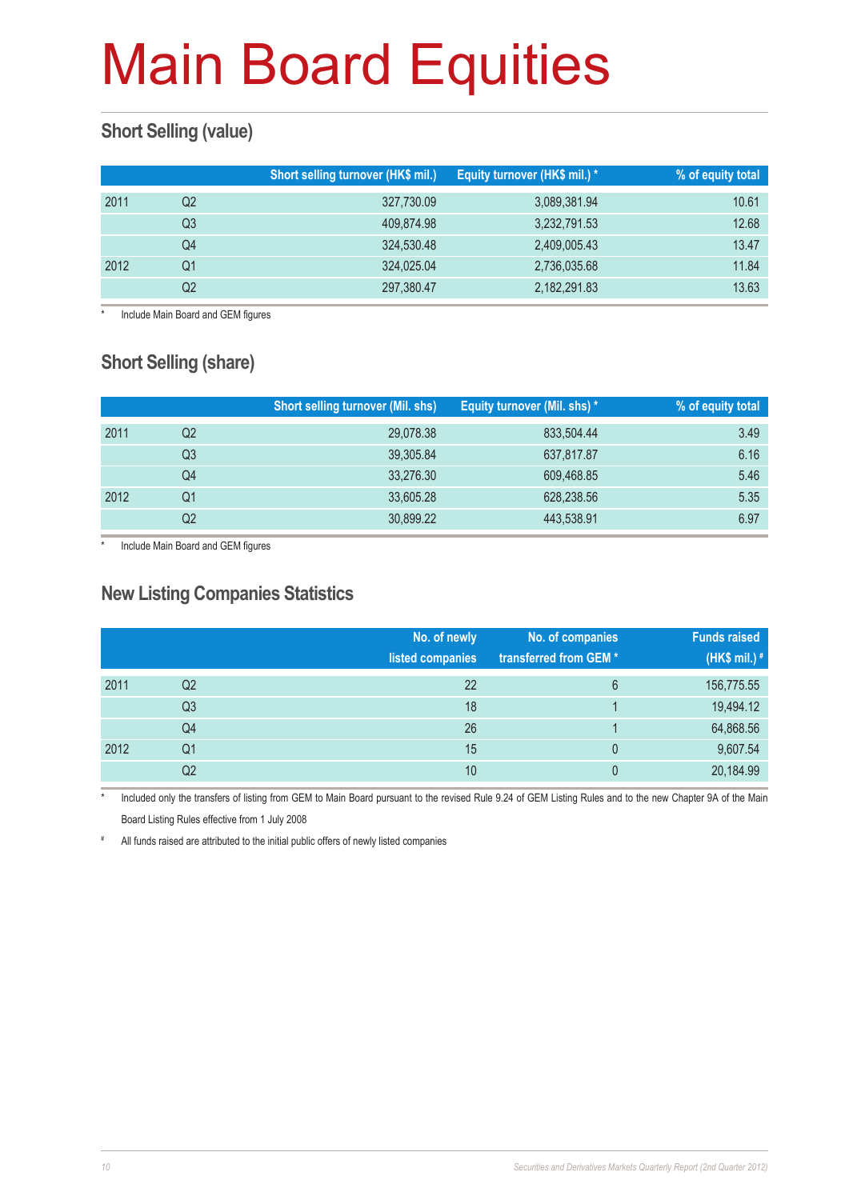# Main Board Equities

## Short Selling (value)

| | | Short selling turnover (HK$ mil.) | Equity turnover (HK$ mil.) * | % of equity total |
|---|---|---|---|---|
| 2011 | Q2 | 327,730.09 | 3,089,381.94 | 10.61 |
| | Q3 | 409,874.98 | 3,232,791.53 | 12.68 |
| | Q4 | 324,530.48 | 2,409,005.43 | 13.47 |
| 2012 | Q1 | 324,025.04 | 2,736,035.68 | 11.84 |
| | Q2 | 297,380.47 | 2,182,291.83 | 13.63 |

\* Include Main Board and GEM figures

## Short Selling (share)

| | | Short selling turnover (Mil. shs) | Equity turnover (Mil. shs) * | % of equity total |
|---|---|---|---|---|
| 2011 | Q2 | 29,078.38 | 833,504.44 | 3.49 |
| | Q3 | 39,305.84 | 637,817.87 | 6.16 |
| | Q4 | 33,276.30 | 609,468.85 | 5.46 |
| 2012 | Q1 | 33,605.28 | 628,238.56 | 5.35 |
| | Q2 | 30,899.22 | 443,538.91 | 6.97 |

\* Include Main Board and GEM figures

## New Listing Companies Statistics

| | | No. of newly listed companies | No. of companies transferred from GEM * | Funds raised (HK$ mil.) # |
|---|---|---|---|---|
| 2011 | Q2 | 22 | 6 | 156,775.55 |
| | Q3 | 18 | 1 | 19,494.12 |
| | Q4 | 26 | 1 | 64,868.56 |
| 2012 | Q1 | 15 | 0 | 9,607.54 |
| | Q2 | 10 | 0 | 20,184.99 |

\* Included only the transfers of listing from GEM to Main Board pursuant to the revised Rule 9.24 of GEM Listing Rules and to the new Chapter 9A of the Main Board Listing Rules effective from 1 July 2008

\# All funds raised are attributed to the initial public offers of newly listed companies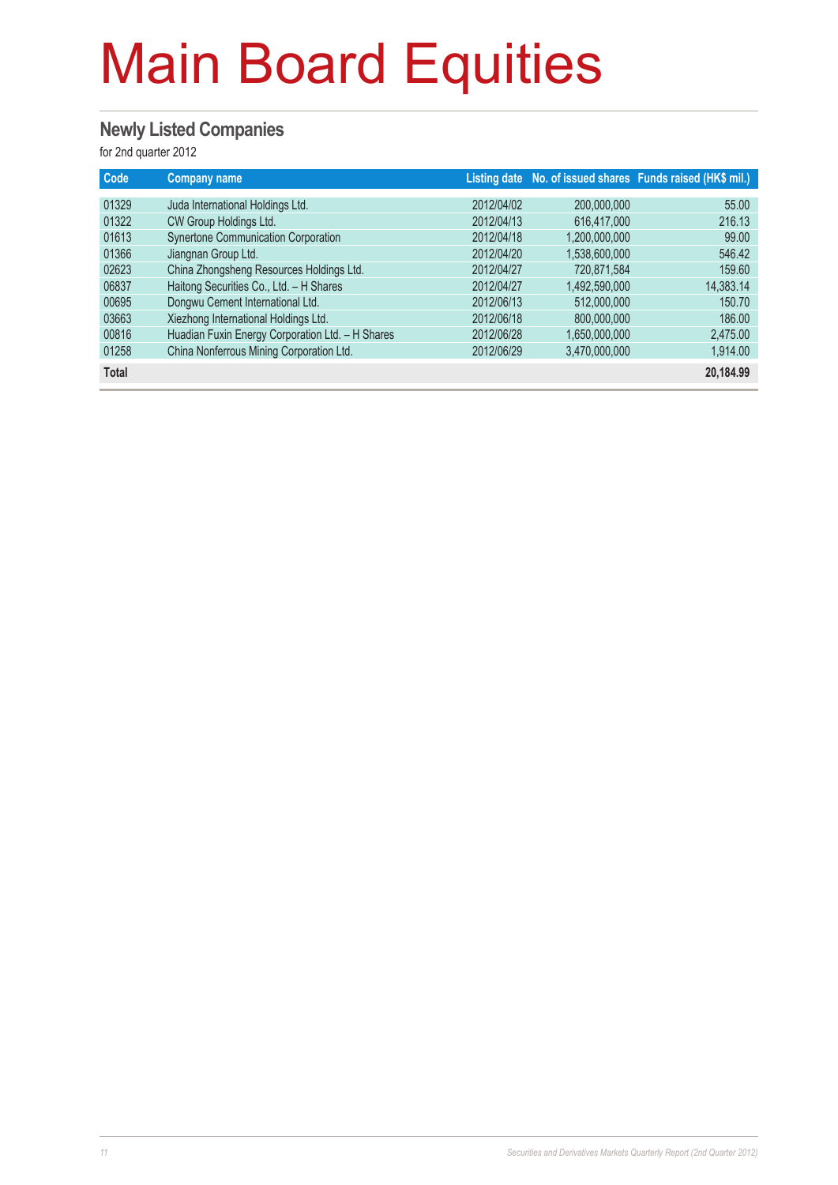# Main Board Equities

## Newly Listed Companies

for 2nd quarter 2012

| Code | Company name | Listing date | No. of issued shares | Funds raised (HK$ mil.) |
|---|---|---|---|---|
| 01329 | Juda International Holdings Ltd. | 2012/04/02 | 200,000,000 | 55.00 |
| 01322 | CW Group Holdings Ltd. | 2012/04/13 | 616,417,000 | 216.13 |
| 01613 | Synertone Communication Corporation | 2012/04/18 | 1,200,000,000 | 99.00 |
| 01366 | Jiangnan Group Ltd. | 2012/04/20 | 1,538,600,000 | 546.42 |
| 02623 | China Zhongsheng Resources Holdings Ltd. | 2012/04/27 | 720,871,584 | 159.60 |
| 06837 | Haitong Securities Co., Ltd. – H Shares | 2012/04/27 | 1,492,590,000 | 14,383.14 |
| 00695 | Dongwu Cement International Ltd. | 2012/06/13 | 512,000,000 | 150.70 |
| 03663 | Xiezhong International Holdings Ltd. | 2012/06/18 | 800,000,000 | 186.00 |
| 00816 | Huadian Fuxin Energy Corporation Ltd. – H Shares | 2012/06/28 | 1,650,000,000 | 2,475.00 |
| 01258 | China Nonferrous Mining Corporation Ltd. | 2012/06/29 | 3,470,000,000 | 1,914.00 |
| **Total** | | | | **20,184.99** |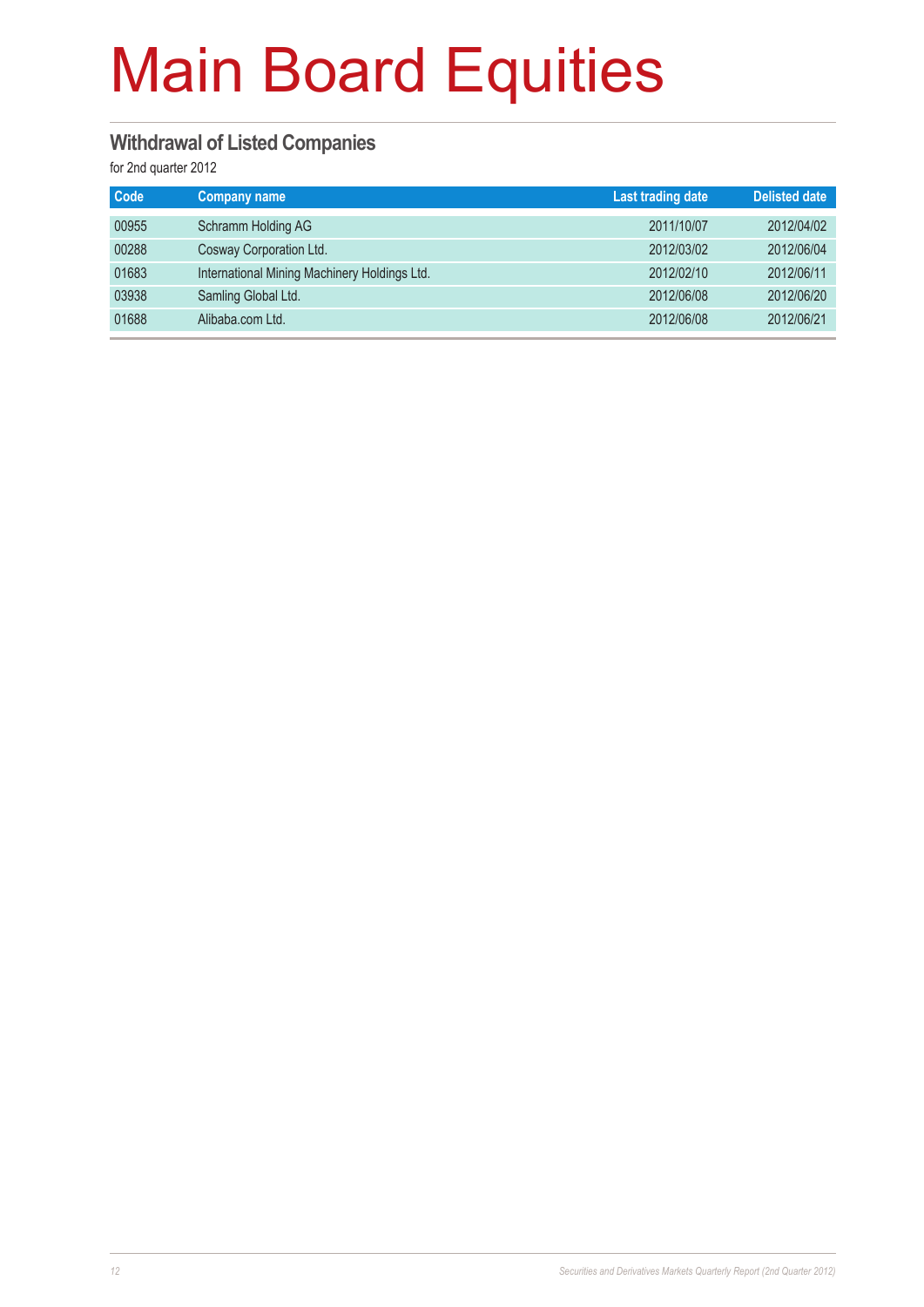# Main Board Equities

## Withdrawal of Listed Companies

for 2nd quarter 2012

| Code | Company name | Last trading date | Delisted date |
|---|---|---|---|
| 00955 | Schramm Holding AG | 2011/10/07 | 2012/04/02 |
| 00288 | Cosway Corporation Ltd. | 2012/03/02 | 2012/06/04 |
| 01683 | International Mining Machinery Holdings Ltd. | 2012/02/10 | 2012/06/11 |
| 03938 | Samling Global Ltd. | 2012/06/08 | 2012/06/20 |
| 01688 | Alibaba.com Ltd. | 2012/06/08 | 2012/06/21 |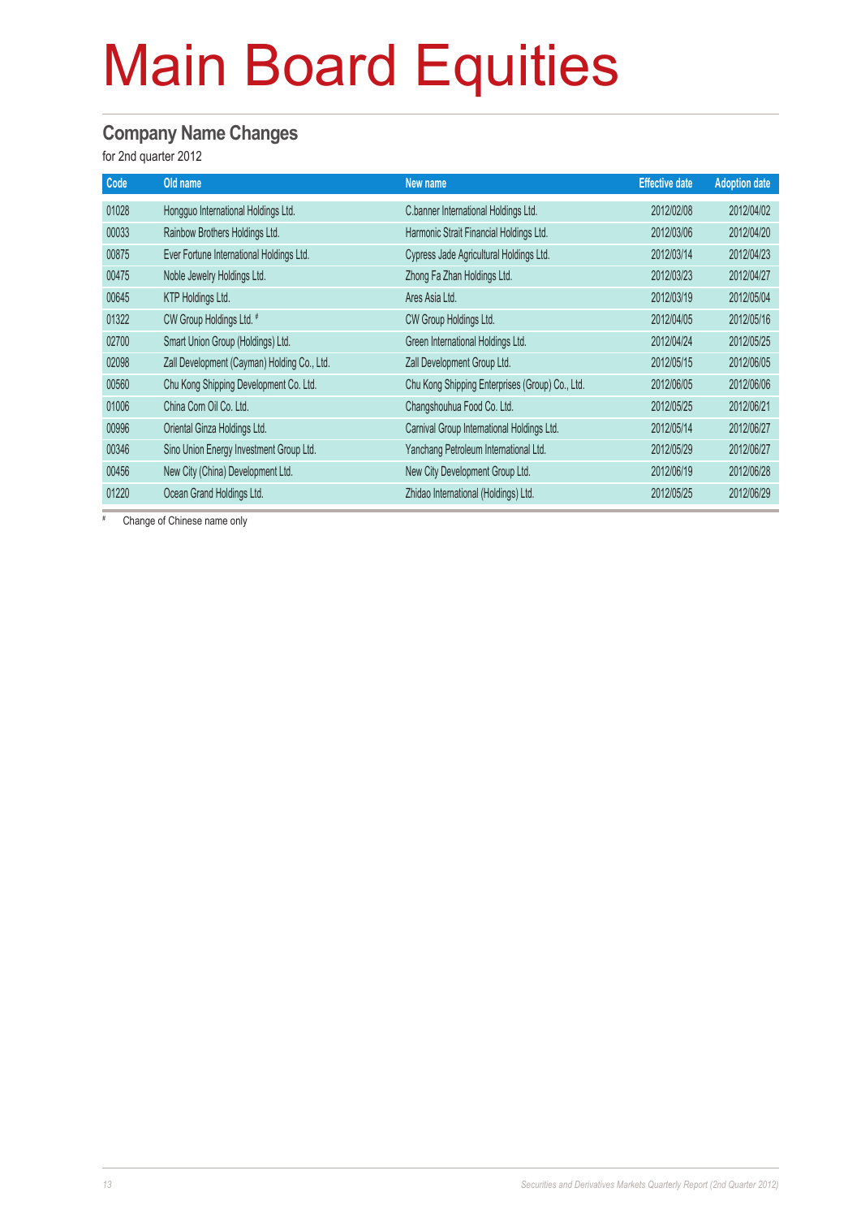# Main Board Equities

## Company Name Changes

for 2nd quarter 2012

| Code | Old name | New name | Effective date | Adoption date |
|---|---|---|---|---|
| 01028 | Hongguo International Holdings Ltd. | C.banner International Holdings Ltd. | 2012/02/08 | 2012/04/02 |
| 00033 | Rainbow Brothers Holdings Ltd. | Harmonic Strait Financial Holdings Ltd. | 2012/03/06 | 2012/04/20 |
| 00875 | Ever Fortune International Holdings Ltd. | Cypress Jade Agricultural Holdings Ltd. | 2012/03/14 | 2012/04/23 |
| 00475 | Noble Jewelry Holdings Ltd. | Zhong Fa Zhan Holdings Ltd. | 2012/03/23 | 2012/04/27 |
| 00645 | KTP Holdings Ltd. | Ares Asia Ltd. | 2012/03/19 | 2012/05/04 |
| 01322 | CW Group Holdings Ltd. # | CW Group Holdings Ltd. | 2012/04/05 | 2012/05/16 |
| 02700 | Smart Union Group (Holdings) Ltd. | Green International Holdings Ltd. | 2012/04/24 | 2012/05/25 |
| 02098 | Zall Development (Cayman) Holding Co., Ltd. | Zall Development Group Ltd. | 2012/05/15 | 2012/06/05 |
| 00560 | Chu Kong Shipping Development Co. Ltd. | Chu Kong Shipping Enterprises (Group) Co., Ltd. | 2012/06/05 | 2012/06/06 |
| 01006 | China Corn Oil Co. Ltd. | Changshouhua Food Co. Ltd. | 2012/05/25 | 2012/06/21 |
| 00996 | Oriental Ginza Holdings Ltd. | Carnival Group International Holdings Ltd. | 2012/05/14 | 2012/06/27 |
| 00346 | Sino Union Energy Investment Group Ltd. | Yanchang Petroleum International Ltd. | 2012/05/29 | 2012/06/27 |
| 00456 | New City (China) Development Ltd. | New City Development Group Ltd. | 2012/06/19 | 2012/06/28 |
| 01220 | Ocean Grand Holdings Ltd. | Zhidao International (Holdings) Ltd. | 2012/05/25 | 2012/06/29 |

# Change of Chinese name only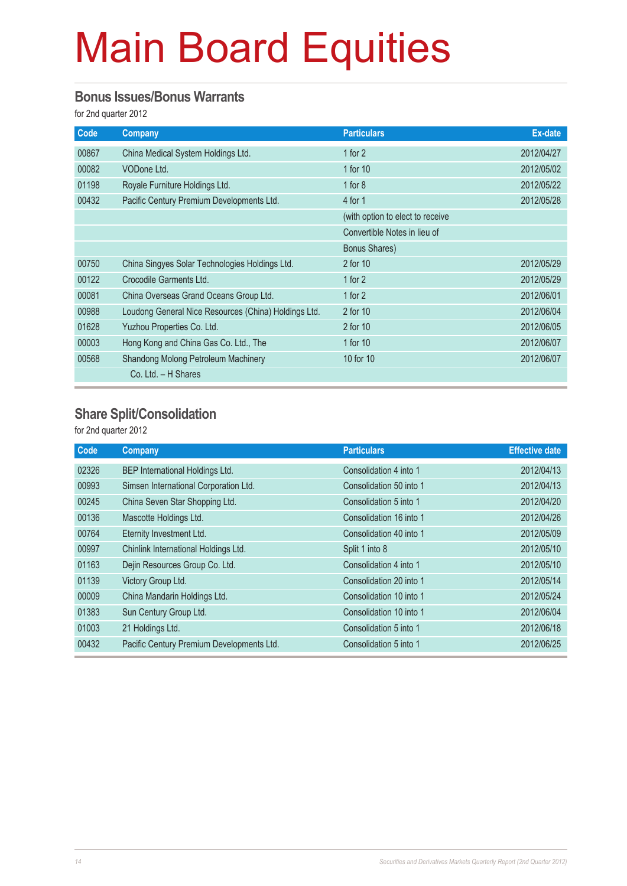# Main Board Equities

## Bonus Issues/Bonus Warrants

for 2nd quarter 2012

| Code | Company | Particulars | Ex-date |
|---|---|---|---|
| 00867 | China Medical System Holdings Ltd. | 1 for 2 | 2012/04/27 |
| 00082 | VODone Ltd. | 1 for 10 | 2012/05/02 |
| 01198 | Royale Furniture Holdings Ltd. | 1 for 8 | 2012/05/22 |
| 00432 | Pacific Century Premium Developments Ltd. | 4 for 1 (with option to elect to receive Convertible Notes in lieu of Bonus Shares) | 2012/05/28 |
| 00750 | China Singyes Solar Technologies Holdings Ltd. | 2 for 10 | 2012/05/29 |
| 00122 | Crocodile Garments Ltd. | 1 for 2 | 2012/05/29 |
| 00081 | China Overseas Grand Oceans Group Ltd. | 1 for 2 | 2012/06/01 |
| 00988 | Loudong General Nice Resources (China) Holdings Ltd. | 2 for 10 | 2012/06/04 |
| 01628 | Yuzhou Properties Co. Ltd. | 2 for 10 | 2012/06/05 |
| 00003 | Hong Kong and China Gas Co. Ltd., The | 1 for 10 | 2012/06/07 |
| 00568 | Shandong Molong Petroleum Machinery Co. Ltd. – H Shares | 10 for 10 | 2012/06/07 |

## Share Split/Consolidation

for 2nd quarter 2012

| Code | Company | Particulars | Effective date |
|---|---|---|---|
| 02326 | BEP International Holdings Ltd. | Consolidation 4 into 1 | 2012/04/13 |
| 00993 | Simsen International Corporation Ltd. | Consolidation 50 into 1 | 2012/04/13 |
| 00245 | China Seven Star Shopping Ltd. | Consolidation 5 into 1 | 2012/04/20 |
| 00136 | Mascotte Holdings Ltd. | Consolidation 16 into 1 | 2012/04/26 |
| 00764 | Eternity Investment Ltd. | Consolidation 40 into 1 | 2012/05/09 |
| 00997 | Chinlink International Holdings Ltd. | Split 1 into 8 | 2012/05/10 |
| 01163 | Dejin Resources Group Co. Ltd. | Consolidation 4 into 1 | 2012/05/10 |
| 01139 | Victory Group Ltd. | Consolidation 20 into 1 | 2012/05/14 |
| 00009 | China Mandarin Holdings Ltd. | Consolidation 10 into 1 | 2012/05/24 |
| 01383 | Sun Century Group Ltd. | Consolidation 10 into 1 | 2012/06/04 |
| 01003 | 21 Holdings Ltd. | Consolidation 5 into 1 | 2012/06/18 |
| 00432 | Pacific Century Premium Developments Ltd. | Consolidation 5 into 1 | 2012/06/25 |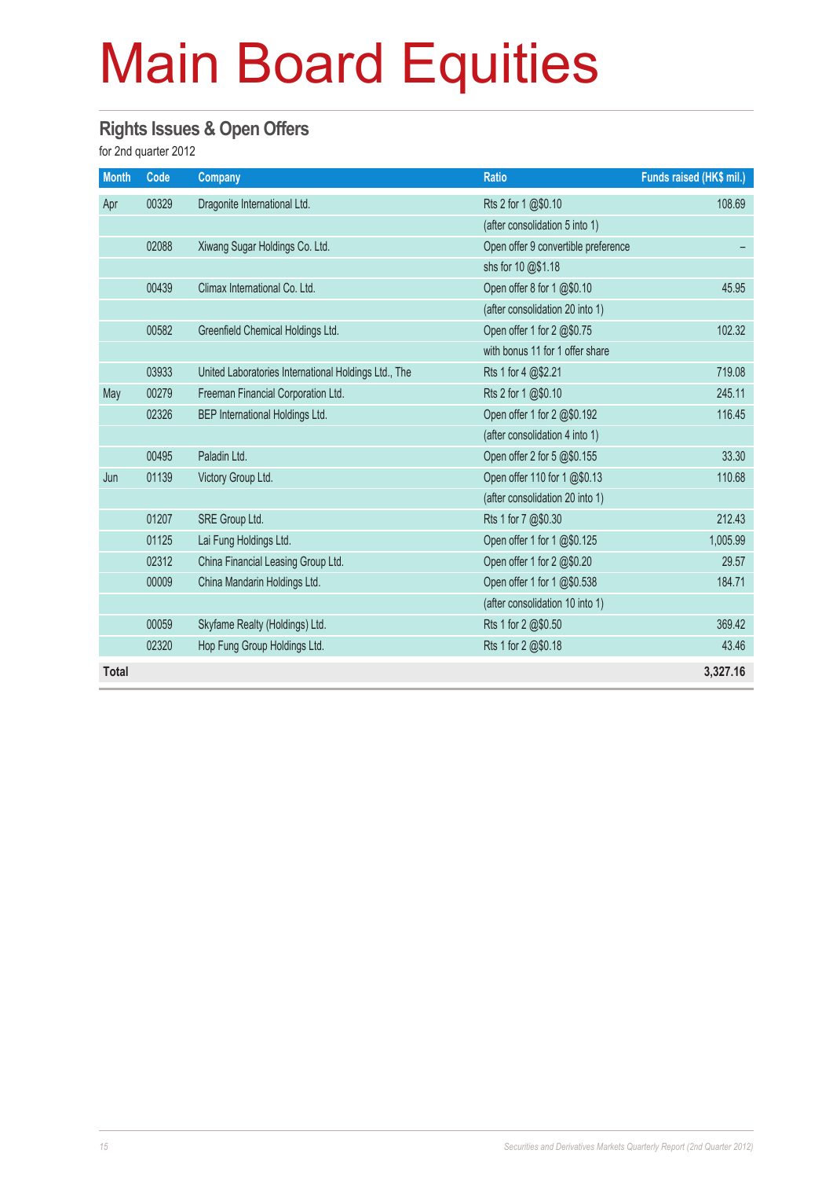# Main Board Equities

## Rights Issues & Open Offers

for 2nd quarter 2012

| Month | Code | Company | Ratio | Funds raised (HK$ mil.) |
|---|---|---|---|---|
| Apr | 00329 | Dragonite International Ltd. | Rts 2 for 1 @$0.10 | 108.69 |
| | | | (after consolidation 5 into 1) | |
| | 02088 | Xiwang Sugar Holdings Co. Ltd. | Open offer 9 convertible preference | – |
| | | | shs for 10 @$1.18 | |
| | 00439 | Climax International Co. Ltd. | Open offer 8 for 1 @$0.10 | 45.95 |
| | | | (after consolidation 20 into 1) | |
| | 00582 | Greenfield Chemical Holdings Ltd. | Open offer 1 for 2 @$0.75 | 102.32 |
| | | | with bonus 11 for 1 offer share | |
| | 03933 | United Laboratories International Holdings Ltd., The | Rts 1 for 4 @$2.21 | 719.08 |
| May | 00279 | Freeman Financial Corporation Ltd. | Rts 2 for 1 @$0.10 | 245.11 |
| | 02326 | BEP International Holdings Ltd. | Open offer 1 for 2 @$0.192 | 116.45 |
| | | | (after consolidation 4 into 1) | |
| | 00495 | Paladin Ltd. | Open offer 2 for 5 @$0.155 | 33.30 |
| Jun | 01139 | Victory Group Ltd. | Open offer 110 for 1 @$0.13 | 110.68 |
| | | | (after consolidation 20 into 1) | |
| | 01207 | SRE Group Ltd. | Rts 1 for 7 @$0.30 | 212.43 |
| | 01125 | Lai Fung Holdings Ltd. | Open offer 1 for 1 @$0.125 | 1,005.99 |
| | 02312 | China Financial Leasing Group Ltd. | Open offer 1 for 2 @$0.20 | 29.57 |
| | 00009 | China Mandarin Holdings Ltd. | Open offer 1 for 1 @$0.538 | 184.71 |
| | | | (after consolidation 10 into 1) | |
| | 00059 | Skyfame Realty (Holdings) Ltd. | Rts 1 for 2 @$0.50 | 369.42 |
| | 02320 | Hop Fung Group Holdings Ltd. | Rts 1 for 2 @$0.18 | 43.46 |
| **Total** | | | | **3,327.16** |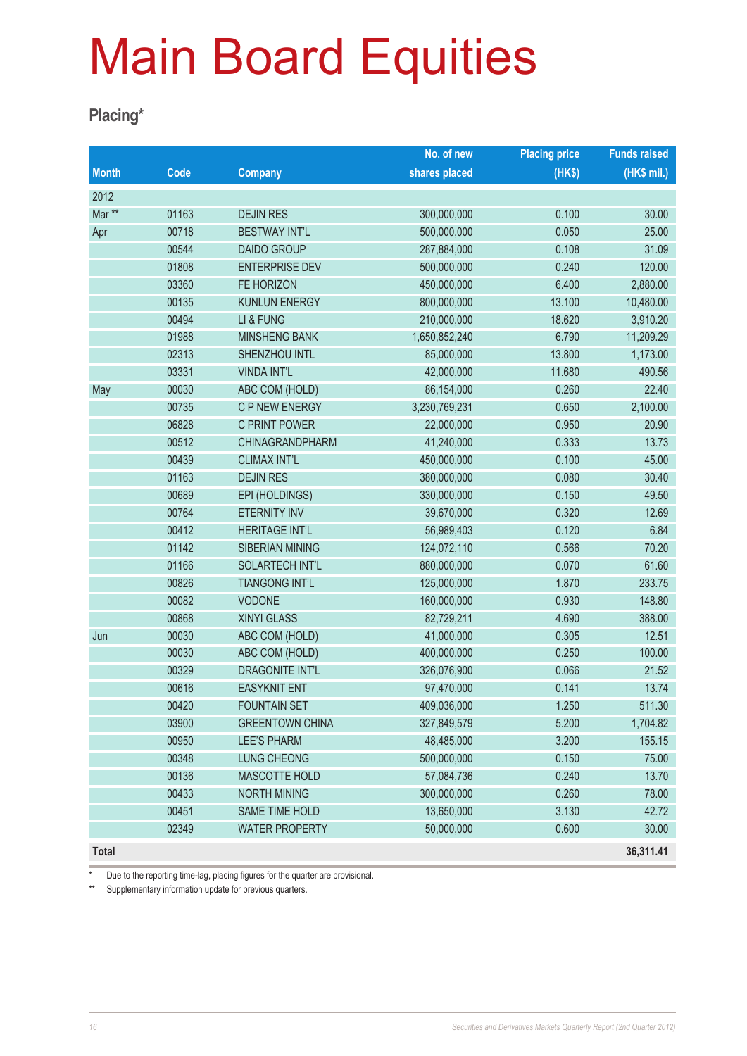# Main Board Equities

## Placing*

| Month | Code | Company | No. of new shares placed | Placing price (HK$) | Funds raised (HK$ mil.) |
|---|---|---|---|---|---|
| 2012 | | | | | |
| Mar ** | 01163 | DEJIN RES | 300,000,000 | 0.100 | 30.00 |
| Apr | 00718 | BESTWAY INT'L | 500,000,000 | 0.050 | 25.00 |
| | 00544 | DAIDO GROUP | 287,884,000 | 0.108 | 31.09 |
| | 01808 | ENTERPRISE DEV | 500,000,000 | 0.240 | 120.00 |
| | 03360 | FE HORIZON | 450,000,000 | 6.400 | 2,880.00 |
| | 00135 | KUNLUN ENERGY | 800,000,000 | 13.100 | 10,480.00 |
| | 00494 | LI & FUNG | 210,000,000 | 18.620 | 3,910.20 |
| | 01988 | MINSHENG BANK | 1,650,852,240 | 6.790 | 11,209.29 |
| | 02313 | SHENZHOU INTL | 85,000,000 | 13.800 | 1,173.00 |
| | 03331 | VINDA INT'L | 42,000,000 | 11.680 | 490.56 |
| May | 00030 | ABC COM (HOLD) | 86,154,000 | 0.260 | 22.40 |
| | 00735 | C P NEW ENERGY | 3,230,769,231 | 0.650 | 2,100.00 |
| | 06828 | C PRINT POWER | 22,000,000 | 0.950 | 20.90 |
| | 00512 | CHINAGRANDPHARM | 41,240,000 | 0.333 | 13.73 |
| | 00439 | CLIMAX INT'L | 450,000,000 | 0.100 | 45.00 |
| | 01163 | DEJIN RES | 380,000,000 | 0.080 | 30.40 |
| | 00689 | EPI (HOLDINGS) | 330,000,000 | 0.150 | 49.50 |
| | 00764 | ETERNITY INV | 39,670,000 | 0.320 | 12.69 |
| | 00412 | HERITAGE INT'L | 56,989,403 | 0.120 | 6.84 |
| | 01142 | SIBERIAN MINING | 124,072,110 | 0.566 | 70.20 |
| | 01166 | SOLARTECH INT'L | 880,000,000 | 0.070 | 61.60 |
| | 00826 | TIANGONG INT'L | 125,000,000 | 1.870 | 233.75 |
| | 00082 | VODONE | 160,000,000 | 0.930 | 148.80 |
| | 00868 | XINYI GLASS | 82,729,211 | 4.690 | 388.00 |
| Jun | 00030 | ABC COM (HOLD) | 41,000,000 | 0.305 | 12.51 |
| | 00030 | ABC COM (HOLD) | 400,000,000 | 0.250 | 100.00 |
| | 00329 | DRAGONITE INT'L | 326,076,900 | 0.066 | 21.52 |
| | 00616 | EASYKNIT ENT | 97,470,000 | 0.141 | 13.74 |
| | 00420 | FOUNTAIN SET | 409,036,000 | 1.250 | 511.30 |
| | 03900 | GREENTOWN CHINA | 327,849,579 | 5.200 | 1,704.82 |
| | 00950 | LEE'S PHARM | 48,485,000 | 3.200 | 155.15 |
| | 00348 | LUNG CHEONG | 500,000,000 | 0.150 | 75.00 |
| | 00136 | MASCOTTE HOLD | 57,084,736 | 0.240 | 13.70 |
| | 00433 | NORTH MINING | 300,000,000 | 0.260 | 78.00 |
| | 00451 | SAME TIME HOLD | 13,650,000 | 3.130 | 42.72 |
| | 02349 | WATER PROPERTY | 50,000,000 | 0.600 | 30.00 |
| **Total** | | | | | **36,311.41** |

\* Due to the reporting time-lag, placing figures for the quarter are provisional.

** Supplementary information update for previous quarters.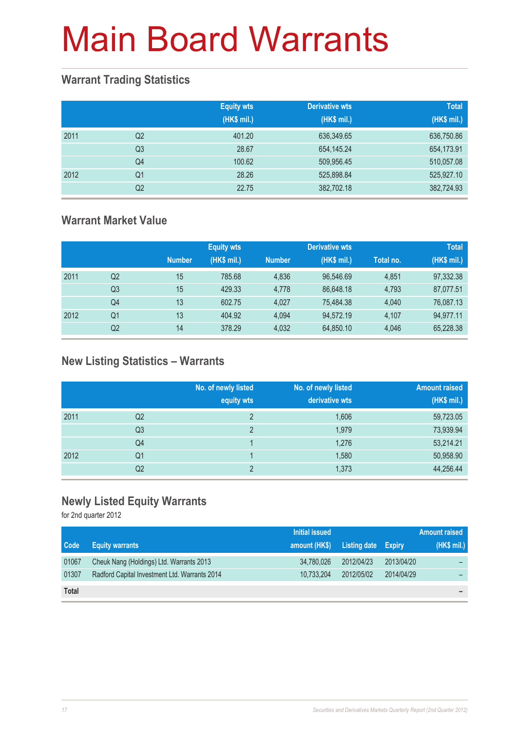# Main Board Warrants

## Warrant Trading Statistics

| | | Equity wts (HK$ mil.) | Derivative wts (HK$ mil.) | Total (HK$ mil.) |
|---|---|---|---|---|
| 2011 | Q2 | 401.20 | 636,349.65 | 636,750.86 |
| | Q3 | 28.67 | 654,145.24 | 654,173.91 |
| | Q4 | 100.62 | 509,956.45 | 510,057.08 |
| 2012 | Q1 | 28.26 | 525,898.84 | 525,927.10 |
| | Q2 | 22.75 | 382,702.18 | 382,724.93 |

## Warrant Market Value

| | | Equity wts | | Derivative wts | | Total | |
|---|---|---|---|---|---|---|---|
| | | Number | (HK$ mil.) | Number | (HK$ mil.) | Total no. | (HK$ mil.) |
| 2011 | Q2 | 15 | 785.68 | 4,836 | 96,546.69 | 4,851 | 97,332.38 |
| | Q3 | 15 | 429.33 | 4,778 | 86,648.18 | 4,793 | 87,077.51 |
| | Q4 | 13 | 602.75 | 4,027 | 75,484.38 | 4,040 | 76,087.13 |
| 2012 | Q1 | 13 | 404.92 | 4,094 | 94,572.19 | 4,107 | 94,977.11 |
| | Q2 | 14 | 378.29 | 4,032 | 64,850.10 | 4,046 | 65,228.38 |

## New Listing Statistics – Warrants

| | | No. of newly listed equity wts | No. of newly listed derivative wts | Amount raised (HK$ mil.) |
|---|---|---|---|---|
| 2011 | Q2 | 2 | 1,606 | 59,723.05 |
| | Q3 | 2 | 1,979 | 73,939.94 |
| | Q4 | 1 | 1,276 | 53,214.21 |
| 2012 | Q1 | 1 | 1,580 | 50,958.90 |
| | Q2 | 2 | 1,373 | 44,256.44 |

## Newly Listed Equity Warrants

for 2nd quarter 2012

| Code | Equity warrants | Initial issued amount (HK$) | Listing date | Expiry | Amount raised (HK$ mil.) |
|---|---|---|---|---|---|
| 01067 | Cheuk Nang (Holdings) Ltd. Warrants 2013 | 34,780,026 | 2012/04/23 | 2013/04/20 | – |
| 01307 | Radford Capital Investment Ltd. Warrants 2014 | 10,733,204 | 2012/05/02 | 2014/04/29 | – |
| **Total** | | | | | – |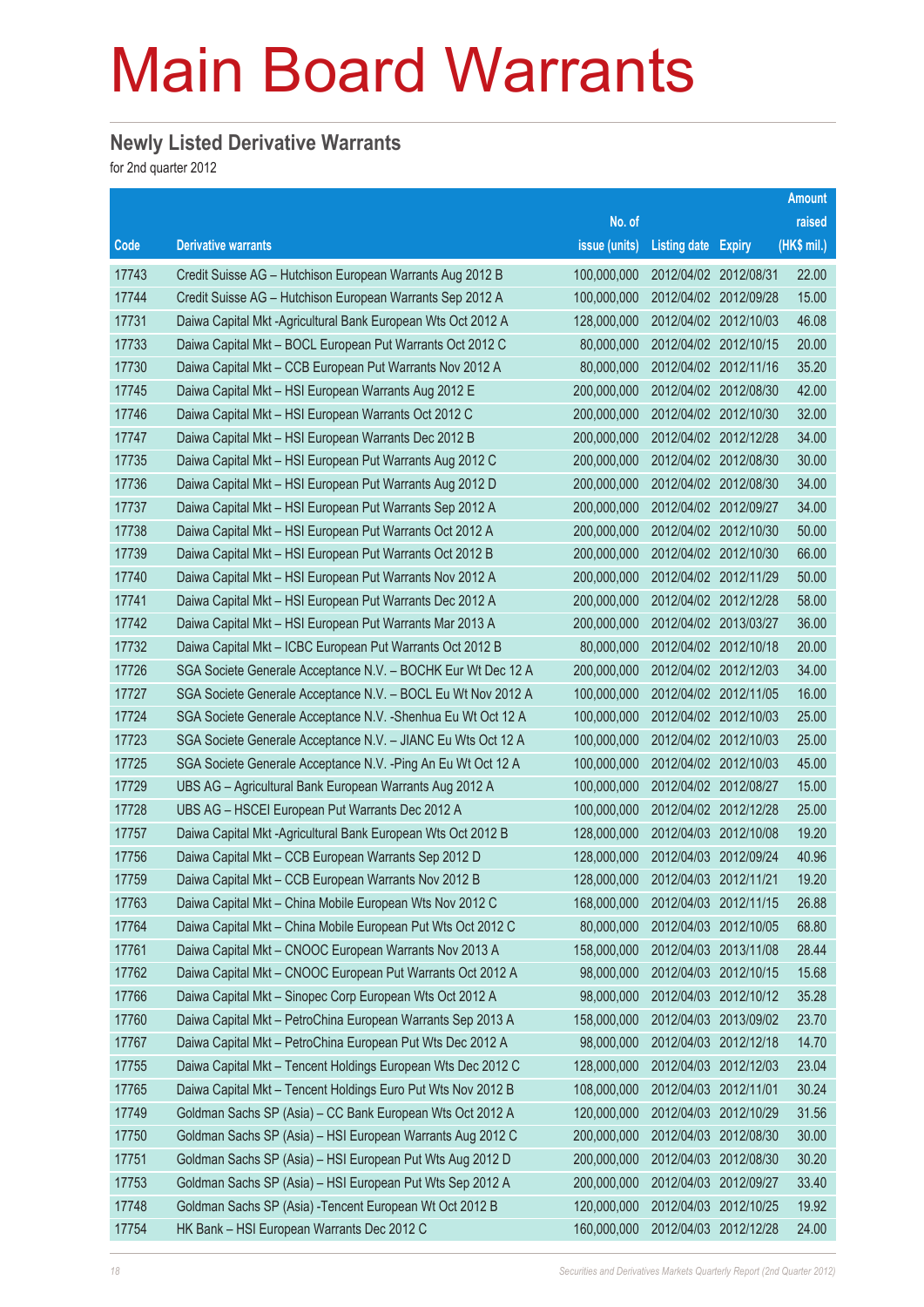# Main Board Warrants

## Newly Listed Derivative Warrants

for 2nd quarter 2012

| Code | Derivative warrants | No. of issue (units) | Listing date | Expiry | Amount raised (HK$ mil.) |
|---|---|---|---|---|---|
| 17743 | Credit Suisse AG – Hutchison European Warrants Aug 2012 B | 100,000,000 | 2012/04/02 | 2012/08/31 | 22.00 |
| 17744 | Credit Suisse AG – Hutchison European Warrants Sep 2012 A | 100,000,000 | 2012/04/02 | 2012/09/28 | 15.00 |
| 17731 | Daiwa Capital Mkt -Agricultural Bank European Wts Oct 2012 A | 128,000,000 | 2012/04/02 | 2012/10/03 | 46.08 |
| 17733 | Daiwa Capital Mkt – BOCL European Put Warrants Oct 2012 C | 80,000,000 | 2012/04/02 | 2012/10/15 | 20.00 |
| 17730 | Daiwa Capital Mkt – CCB European Put Warrants Nov 2012 A | 80,000,000 | 2012/04/02 | 2012/11/16 | 35.20 |
| 17745 | Daiwa Capital Mkt – HSI European Warrants Aug 2012 E | 200,000,000 | 2012/04/02 | 2012/08/30 | 42.00 |
| 17746 | Daiwa Capital Mkt – HSI European Warrants Oct 2012 C | 200,000,000 | 2012/04/02 | 2012/10/30 | 32.00 |
| 17747 | Daiwa Capital Mkt – HSI European Warrants Dec 2012 B | 200,000,000 | 2012/04/02 | 2012/12/28 | 34.00 |
| 17735 | Daiwa Capital Mkt – HSI European Put Warrants Aug 2012 C | 200,000,000 | 2012/04/02 | 2012/08/30 | 30.00 |
| 17736 | Daiwa Capital Mkt – HSI European Put Warrants Aug 2012 D | 200,000,000 | 2012/04/02 | 2012/08/30 | 34.00 |
| 17737 | Daiwa Capital Mkt – HSI European Put Warrants Sep 2012 A | 200,000,000 | 2012/04/02 | 2012/09/27 | 34.00 |
| 17738 | Daiwa Capital Mkt – HSI European Put Warrants Oct 2012 A | 200,000,000 | 2012/04/02 | 2012/10/30 | 50.00 |
| 17739 | Daiwa Capital Mkt – HSI European Put Warrants Oct 2012 B | 200,000,000 | 2012/04/02 | 2012/10/30 | 66.00 |
| 17740 | Daiwa Capital Mkt – HSI European Put Warrants Nov 2012 A | 200,000,000 | 2012/04/02 | 2012/11/29 | 50.00 |
| 17741 | Daiwa Capital Mkt – HSI European Put Warrants Dec 2012 A | 200,000,000 | 2012/04/02 | 2012/12/28 | 58.00 |
| 17742 | Daiwa Capital Mkt – HSI European Put Warrants Mar 2013 A | 200,000,000 | 2012/04/02 | 2013/03/27 | 36.00 |
| 17732 | Daiwa Capital Mkt – ICBC European Put Warrants Oct 2012 B | 80,000,000 | 2012/04/02 | 2012/10/18 | 20.00 |
| 17726 | SGA Societe Generale Acceptance N.V. – BOCHK Eur Wt Dec 12 A | 200,000,000 | 2012/04/02 | 2012/12/03 | 34.00 |
| 17727 | SGA Societe Generale Acceptance N.V. – BOCL Eu Wt Nov 2012 A | 100,000,000 | 2012/04/02 | 2012/11/05 | 16.00 |
| 17724 | SGA Societe Generale Acceptance N.V. -Shenhua Eu Wt Oct 12 A | 100,000,000 | 2012/04/02 | 2012/10/03 | 25.00 |
| 17723 | SGA Societe Generale Acceptance N.V. – JIANC Eu Wts Oct 12 A | 100,000,000 | 2012/04/02 | 2012/10/03 | 25.00 |
| 17725 | SGA Societe Generale Acceptance N.V. -Ping An Eu Wt Oct 12 A | 100,000,000 | 2012/04/02 | 2012/10/03 | 45.00 |
| 17729 | UBS AG – Agricultural Bank European Warrants Aug 2012 A | 100,000,000 | 2012/04/02 | 2012/08/27 | 15.00 |
| 17728 | UBS AG – HSCEI European Put Warrants Dec 2012 A | 100,000,000 | 2012/04/02 | 2012/12/28 | 25.00 |
| 17757 | Daiwa Capital Mkt -Agricultural Bank European Wts Oct 2012 B | 128,000,000 | 2012/04/03 | 2012/10/08 | 19.20 |
| 17756 | Daiwa Capital Mkt – CCB European Warrants Sep 2012 D | 128,000,000 | 2012/04/03 | 2012/09/24 | 40.96 |
| 17759 | Daiwa Capital Mkt – CCB European Warrants Nov 2012 B | 128,000,000 | 2012/04/03 | 2012/11/21 | 19.20 |
| 17763 | Daiwa Capital Mkt – China Mobile European Wts Nov 2012 C | 168,000,000 | 2012/04/03 | 2012/11/15 | 26.88 |
| 17764 | Daiwa Capital Mkt – China Mobile European Put Wts Oct 2012 C | 80,000,000 | 2012/04/03 | 2012/10/05 | 68.80 |
| 17761 | Daiwa Capital Mkt – CNOOC European Warrants Nov 2013 A | 158,000,000 | 2012/04/03 | 2013/11/08 | 28.44 |
| 17762 | Daiwa Capital Mkt – CNOOC European Put Warrants Oct 2012 A | 98,000,000 | 2012/04/03 | 2012/10/15 | 15.68 |
| 17766 | Daiwa Capital Mkt – Sinopec Corp European Wts Oct 2012 A | 98,000,000 | 2012/04/03 | 2012/10/12 | 35.28 |
| 17760 | Daiwa Capital Mkt – PetroChina European Warrants Sep 2013 A | 158,000,000 | 2012/04/03 | 2013/09/02 | 23.70 |
| 17767 | Daiwa Capital Mkt – PetroChina European Put Wts Dec 2012 A | 98,000,000 | 2012/04/03 | 2012/12/18 | 14.70 |
| 17755 | Daiwa Capital Mkt – Tencent Holdings European Wts Dec 2012 C | 128,000,000 | 2012/04/03 | 2012/12/03 | 23.04 |
| 17765 | Daiwa Capital Mkt – Tencent Holdings Euro Put Wts Nov 2012 B | 108,000,000 | 2012/04/03 | 2012/11/01 | 30.24 |
| 17749 | Goldman Sachs SP (Asia) – CC Bank European Wts Oct 2012 A | 120,000,000 | 2012/04/03 | 2012/10/29 | 31.56 |
| 17750 | Goldman Sachs SP (Asia) – HSI European Warrants Aug 2012 C | 200,000,000 | 2012/04/03 | 2012/08/30 | 30.00 |
| 17751 | Goldman Sachs SP (Asia) – HSI European Put Wts Aug 2012 D | 200,000,000 | 2012/04/03 | 2012/08/30 | 30.20 |
| 17753 | Goldman Sachs SP (Asia) – HSI European Put Wts Sep 2012 A | 200,000,000 | 2012/04/03 | 2012/09/27 | 33.40 |
| 17748 | Goldman Sachs SP (Asia) -Tencent European Wt Oct 2012 B | 120,000,000 | 2012/04/03 | 2012/10/25 | 19.92 |
| 17754 | HK Bank – HSI European Warrants Dec 2012 C | 160,000,000 | 2012/04/03 | 2012/12/28 | 24.00 |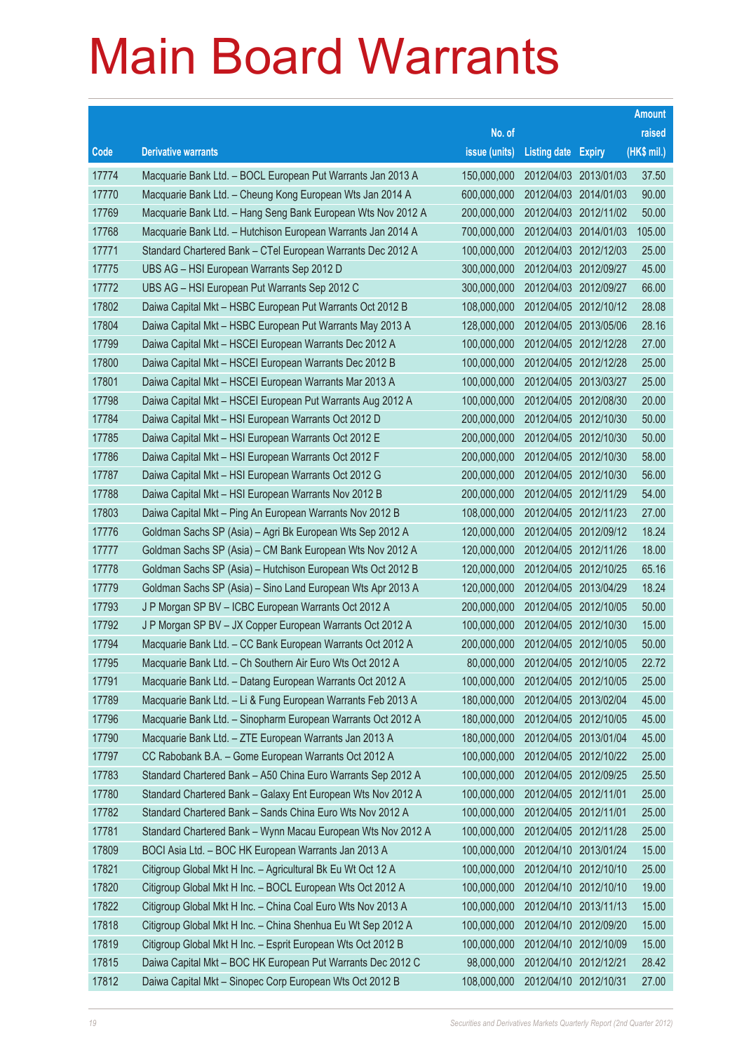# Main Board Warrants

| Code | Derivative warrants | No. of issue (units) | Listing date | Expiry | Amount raised (HK$ mil.) |
|---|---|---|---|---|---|
| 17774 | Macquarie Bank Ltd. – BOCL European Put Warrants Jan 2013 A | 150,000,000 | 2012/04/03 | 2013/01/03 | 37.50 |
| 17770 | Macquarie Bank Ltd. – Cheung Kong European Wts Jan 2014 A | 600,000,000 | 2012/04/03 | 2014/01/03 | 90.00 |
| 17769 | Macquarie Bank Ltd. – Hang Seng Bank European Wts Nov 2012 A | 200,000,000 | 2012/04/03 | 2012/11/02 | 50.00 |
| 17768 | Macquarie Bank Ltd. – Hutchison European Warrants Jan 2014 A | 700,000,000 | 2012/04/03 | 2014/01/03 | 105.00 |
| 17771 | Standard Chartered Bank – CTel European Warrants Dec 2012 A | 100,000,000 | 2012/04/03 | 2012/12/03 | 25.00 |
| 17775 | UBS AG – HSI European Warrants Sep 2012 D | 300,000,000 | 2012/04/03 | 2012/09/27 | 45.00 |
| 17772 | UBS AG – HSI European Put Warrants Sep 2012 C | 300,000,000 | 2012/04/03 | 2012/09/27 | 66.00 |
| 17802 | Daiwa Capital Mkt – HSBC European Put Warrants Oct 2012 B | 108,000,000 | 2012/04/05 | 2012/10/12 | 28.08 |
| 17804 | Daiwa Capital Mkt – HSBC European Put Warrants May 2013 A | 128,000,000 | 2012/04/05 | 2013/05/06 | 28.16 |
| 17799 | Daiwa Capital Mkt – HSCEI European Warrants Dec 2012 A | 100,000,000 | 2012/04/05 | 2012/12/28 | 27.00 |
| 17800 | Daiwa Capital Mkt – HSCEI European Warrants Dec 2012 B | 100,000,000 | 2012/04/05 | 2012/12/28 | 25.00 |
| 17801 | Daiwa Capital Mkt – HSCEI European Warrants Mar 2013 A | 100,000,000 | 2012/04/05 | 2013/03/27 | 25.00 |
| 17798 | Daiwa Capital Mkt – HSCEI European Put Warrants Aug 2012 A | 100,000,000 | 2012/04/05 | 2012/08/30 | 20.00 |
| 17784 | Daiwa Capital Mkt – HSI European Warrants Oct 2012 D | 200,000,000 | 2012/04/05 | 2012/10/30 | 50.00 |
| 17785 | Daiwa Capital Mkt – HSI European Warrants Oct 2012 E | 200,000,000 | 2012/04/05 | 2012/10/30 | 50.00 |
| 17786 | Daiwa Capital Mkt – HSI European Warrants Oct 2012 F | 200,000,000 | 2012/04/05 | 2012/10/30 | 58.00 |
| 17787 | Daiwa Capital Mkt – HSI European Warrants Oct 2012 G | 200,000,000 | 2012/04/05 | 2012/10/30 | 56.00 |
| 17788 | Daiwa Capital Mkt – HSI European Warrants Nov 2012 B | 200,000,000 | 2012/04/05 | 2012/11/29 | 54.00 |
| 17803 | Daiwa Capital Mkt – Ping An European Warrants Nov 2012 B | 108,000,000 | 2012/04/05 | 2012/11/23 | 27.00 |
| 17776 | Goldman Sachs SP (Asia) – Agri Bk European Wts Sep 2012 A | 120,000,000 | 2012/04/05 | 2012/09/12 | 18.24 |
| 17777 | Goldman Sachs SP (Asia) – CM Bank European Wts Nov 2012 A | 120,000,000 | 2012/04/05 | 2012/11/26 | 18.00 |
| 17778 | Goldman Sachs SP (Asia) – Hutchison European Wts Oct 2012 B | 120,000,000 | 2012/04/05 | 2012/10/25 | 65.16 |
| 17779 | Goldman Sachs SP (Asia) – Sino Land European Wts Apr 2013 A | 120,000,000 | 2012/04/05 | 2013/04/29 | 18.24 |
| 17793 | J P Morgan SP BV – ICBC European Warrants Oct 2012 A | 200,000,000 | 2012/04/05 | 2012/10/05 | 50.00 |
| 17792 | J P Morgan SP BV – JX Copper European Warrants Oct 2012 A | 100,000,000 | 2012/04/05 | 2012/10/30 | 15.00 |
| 17794 | Macquarie Bank Ltd. – CC Bank European Warrants Oct 2012 A | 200,000,000 | 2012/04/05 | 2012/10/05 | 50.00 |
| 17795 | Macquarie Bank Ltd. – Ch Southern Air Euro Wts Oct 2012 A | 80,000,000 | 2012/04/05 | 2012/10/05 | 22.72 |
| 17791 | Macquarie Bank Ltd. – Datang European Warrants Oct 2012 A | 100,000,000 | 2012/04/05 | 2012/10/05 | 25.00 |
| 17789 | Macquarie Bank Ltd. – Li & Fung European Warrants Feb 2013 A | 180,000,000 | 2012/04/05 | 2013/02/04 | 45.00 |
| 17796 | Macquarie Bank Ltd. – Sinopharm European Warrants Oct 2012 A | 180,000,000 | 2012/04/05 | 2012/10/05 | 45.00 |
| 17790 | Macquarie Bank Ltd. – ZTE European Warrants Jan 2013 A | 180,000,000 | 2012/04/05 | 2013/01/04 | 45.00 |
| 17797 | CC Rabobank B.A. – Gome European Warrants Oct 2012 A | 100,000,000 | 2012/04/05 | 2012/10/22 | 25.00 |
| 17783 | Standard Chartered Bank – A50 China Euro Warrants Sep 2012 A | 100,000,000 | 2012/04/05 | 2012/09/25 | 25.50 |
| 17780 | Standard Chartered Bank – Galaxy Ent European Wts Nov 2012 A | 100,000,000 | 2012/04/05 | 2012/11/01 | 25.00 |
| 17782 | Standard Chartered Bank – Sands China Euro Wts Nov 2012 A | 100,000,000 | 2012/04/05 | 2012/11/01 | 25.00 |
| 17781 | Standard Chartered Bank – Wynn Macau European Wts Nov 2012 A | 100,000,000 | 2012/04/05 | 2012/11/28 | 25.00 |
| 17809 | BOCI Asia Ltd. – BOC HK European Warrants Jan 2013 A | 100,000,000 | 2012/04/10 | 2013/01/24 | 15.00 |
| 17821 | Citigroup Global Mkt H Inc. – Agricultural Bk Eu Wt Oct 12 A | 100,000,000 | 2012/04/10 | 2012/10/10 | 25.00 |
| 17820 | Citigroup Global Mkt H Inc. – BOCL European Wts Oct 2012 A | 100,000,000 | 2012/04/10 | 2012/10/10 | 19.00 |
| 17822 | Citigroup Global Mkt H Inc. – China Coal Euro Wts Nov 2013 A | 100,000,000 | 2012/04/10 | 2013/11/13 | 15.00 |
| 17818 | Citigroup Global Mkt H Inc. – China Shenhua Eu Wt Sep 2012 A | 100,000,000 | 2012/04/10 | 2012/09/20 | 15.00 |
| 17819 | Citigroup Global Mkt H Inc. – Esprit European Wts Oct 2012 B | 100,000,000 | 2012/04/10 | 2012/10/09 | 15.00 |
| 17815 | Daiwa Capital Mkt – BOC HK European Put Warrants Dec 2012 C | 98,000,000 | 2012/04/10 | 2012/12/21 | 28.42 |
| 17812 | Daiwa Capital Mkt – Sinopec Corp European Wts Oct 2012 B | 108,000,000 | 2012/04/10 | 2012/10/31 | 27.00 |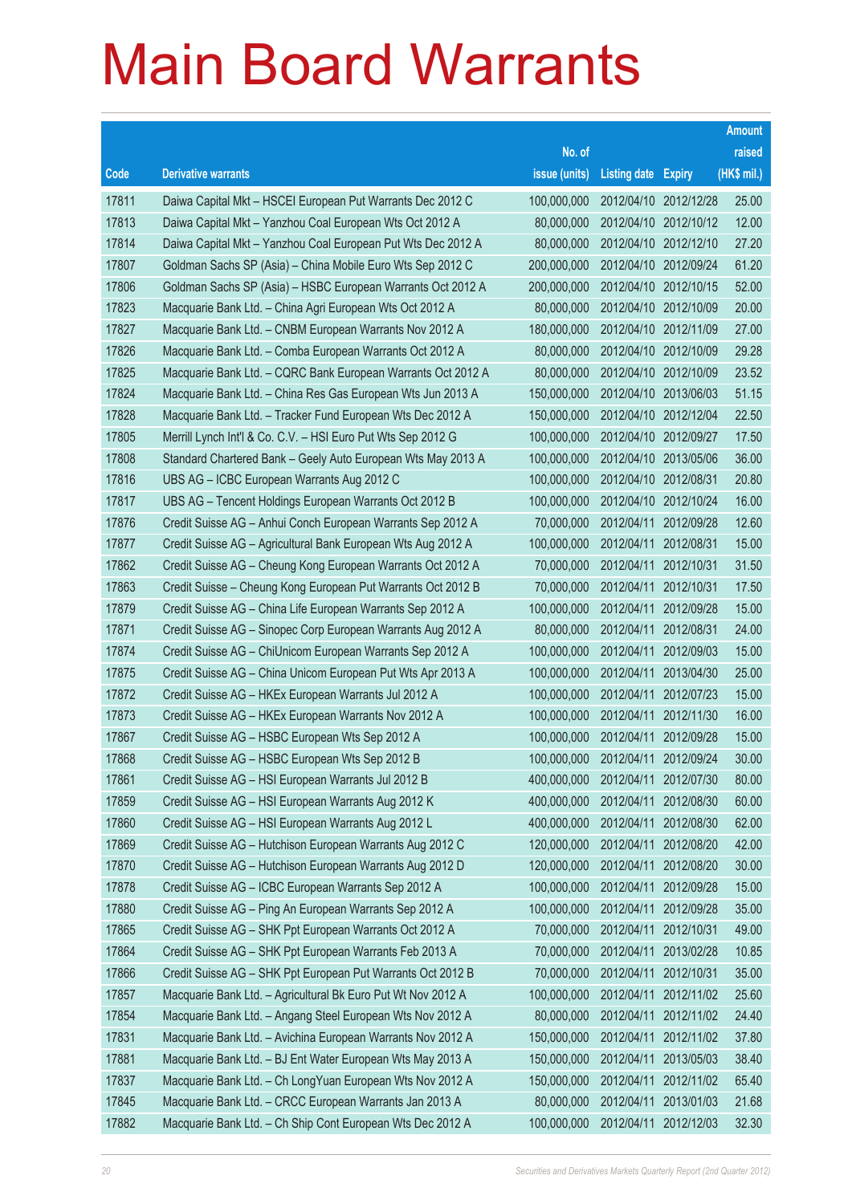# Main Board Warrants

| Code | Derivative warrants | No. of issue (units) | Listing date | Expiry | Amount raised (HK$ mil.) |
|---|---|---|---|---|---|
| 17811 | Daiwa Capital Mkt – HSCEI European Put Warrants Dec 2012 C | 100,000,000 | 2012/04/10 | 2012/12/28 | 25.00 |
| 17813 | Daiwa Capital Mkt – Yanzhou Coal European Wts Oct 2012 A | 80,000,000 | 2012/04/10 | 2012/10/12 | 12.00 |
| 17814 | Daiwa Capital Mkt – Yanzhou Coal European Put Wts Dec 2012 A | 80,000,000 | 2012/04/10 | 2012/12/10 | 27.20 |
| 17807 | Goldman Sachs SP (Asia) – China Mobile Euro Wts Sep 2012 C | 200,000,000 | 2012/04/10 | 2012/09/24 | 61.20 |
| 17806 | Goldman Sachs SP (Asia) – HSBC European Warrants Oct 2012 A | 200,000,000 | 2012/04/10 | 2012/10/15 | 52.00 |
| 17823 | Macquarie Bank Ltd. – China Agri European Wts Oct 2012 A | 80,000,000 | 2012/04/10 | 2012/10/09 | 20.00 |
| 17827 | Macquarie Bank Ltd. – CNBM European Warrants Nov 2012 A | 180,000,000 | 2012/04/10 | 2012/11/09 | 27.00 |
| 17826 | Macquarie Bank Ltd. – Comba European Warrants Oct 2012 A | 80,000,000 | 2012/04/10 | 2012/10/09 | 29.28 |
| 17825 | Macquarie Bank Ltd. – CQRC Bank European Warrants Oct 2012 A | 80,000,000 | 2012/04/10 | 2012/10/09 | 23.52 |
| 17824 | Macquarie Bank Ltd. – China Res Gas European Wts Jun 2013 A | 150,000,000 | 2012/04/10 | 2013/06/03 | 51.15 |
| 17828 | Macquarie Bank Ltd. – Tracker Fund European Wts Dec 2012 A | 150,000,000 | 2012/04/10 | 2012/12/04 | 22.50 |
| 17805 | Merrill Lynch Int'l & Co. C.V. – HSI Euro Put Wts Sep 2012 G | 100,000,000 | 2012/04/10 | 2012/09/27 | 17.50 |
| 17808 | Standard Chartered Bank – Geely Auto European Wts May 2013 A | 100,000,000 | 2012/04/10 | 2013/05/06 | 36.00 |
| 17816 | UBS AG – ICBC European Warrants Aug 2012 C | 100,000,000 | 2012/04/10 | 2012/08/31 | 20.80 |
| 17817 | UBS AG – Tencent Holdings European Warrants Oct 2012 B | 100,000,000 | 2012/04/10 | 2012/10/24 | 16.00 |
| 17876 | Credit Suisse AG – Anhui Conch European Warrants Sep 2012 A | 70,000,000 | 2012/04/11 | 2012/09/28 | 12.60 |
| 17877 | Credit Suisse AG – Agricultural Bank European Wts Aug 2012 A | 100,000,000 | 2012/04/11 | 2012/08/31 | 15.00 |
| 17862 | Credit Suisse AG – Cheung Kong European Warrants Oct 2012 A | 70,000,000 | 2012/04/11 | 2012/10/31 | 31.50 |
| 17863 | Credit Suisse – Cheung Kong European Put Warrants Oct 2012 B | 70,000,000 | 2012/04/11 | 2012/10/31 | 17.50 |
| 17879 | Credit Suisse AG – China Life European Warrants Sep 2012 A | 100,000,000 | 2012/04/11 | 2012/09/28 | 15.00 |
| 17871 | Credit Suisse AG – Sinopec Corp European Warrants Aug 2012 A | 80,000,000 | 2012/04/11 | 2012/08/31 | 24.00 |
| 17874 | Credit Suisse AG – ChiUnicom European Warrants Sep 2012 A | 100,000,000 | 2012/04/11 | 2012/09/03 | 15.00 |
| 17875 | Credit Suisse AG – China Unicom European Put Wts Apr 2013 A | 100,000,000 | 2012/04/11 | 2013/04/30 | 25.00 |
| 17872 | Credit Suisse AG – HKEx European Warrants Jul 2012 A | 100,000,000 | 2012/04/11 | 2012/07/23 | 15.00 |
| 17873 | Credit Suisse AG – HKEx European Warrants Nov 2012 A | 100,000,000 | 2012/04/11 | 2012/11/30 | 16.00 |
| 17867 | Credit Suisse AG – HSBC European Wts Sep 2012 A | 100,000,000 | 2012/04/11 | 2012/09/28 | 15.00 |
| 17868 | Credit Suisse AG – HSBC European Wts Sep 2012 B | 100,000,000 | 2012/04/11 | 2012/09/24 | 30.00 |
| 17861 | Credit Suisse AG – HSI European Warrants Jul 2012 B | 400,000,000 | 2012/04/11 | 2012/07/30 | 80.00 |
| 17859 | Credit Suisse AG – HSI European Warrants Aug 2012 K | 400,000,000 | 2012/04/11 | 2012/08/30 | 60.00 |
| 17860 | Credit Suisse AG – HSI European Warrants Aug 2012 L | 400,000,000 | 2012/04/11 | 2012/08/30 | 62.00 |
| 17869 | Credit Suisse AG – Hutchison European Warrants Aug 2012 C | 120,000,000 | 2012/04/11 | 2012/08/20 | 42.00 |
| 17870 | Credit Suisse AG – Hutchison European Warrants Aug 2012 D | 120,000,000 | 2012/04/11 | 2012/08/20 | 30.00 |
| 17878 | Credit Suisse AG – ICBC European Warrants Sep 2012 A | 100,000,000 | 2012/04/11 | 2012/09/28 | 15.00 |
| 17880 | Credit Suisse AG – Ping An European Warrants Sep 2012 A | 100,000,000 | 2012/04/11 | 2012/09/28 | 35.00 |
| 17865 | Credit Suisse AG – SHK Ppt European Warrants Oct 2012 A | 70,000,000 | 2012/04/11 | 2012/10/31 | 49.00 |
| 17864 | Credit Suisse AG – SHK Ppt European Warrants Feb 2013 A | 70,000,000 | 2012/04/11 | 2013/02/28 | 10.85 |
| 17866 | Credit Suisse AG – SHK Ppt European Put Warrants Oct 2012 B | 70,000,000 | 2012/04/11 | 2012/10/31 | 35.00 |
| 17857 | Macquarie Bank Ltd. – Agricultural Bk Euro Put Wt Nov 2012 A | 100,000,000 | 2012/04/11 | 2012/11/02 | 25.60 |
| 17854 | Macquarie Bank Ltd. – Angang Steel European Wts Nov 2012 A | 80,000,000 | 2012/04/11 | 2012/11/02 | 24.40 |
| 17831 | Macquarie Bank Ltd. – Avichina European Warrants Nov 2012 A | 150,000,000 | 2012/04/11 | 2012/11/02 | 37.80 |
| 17881 | Macquarie Bank Ltd. – BJ Ent Water European Wts May 2013 A | 150,000,000 | 2012/04/11 | 2013/05/03 | 38.40 |
| 17837 | Macquarie Bank Ltd. – Ch LongYuan European Wts Nov 2012 A | 150,000,000 | 2012/04/11 | 2012/11/02 | 65.40 |
| 17845 | Macquarie Bank Ltd. – CRCC European Warrants Jan 2013 A | 80,000,000 | 2012/04/11 | 2013/01/03 | 21.68 |
| 17882 | Macquarie Bank Ltd. – Ch Ship Cont European Wts Dec 2012 A | 100,000,000 | 2012/04/11 | 2012/12/03 | 32.30 |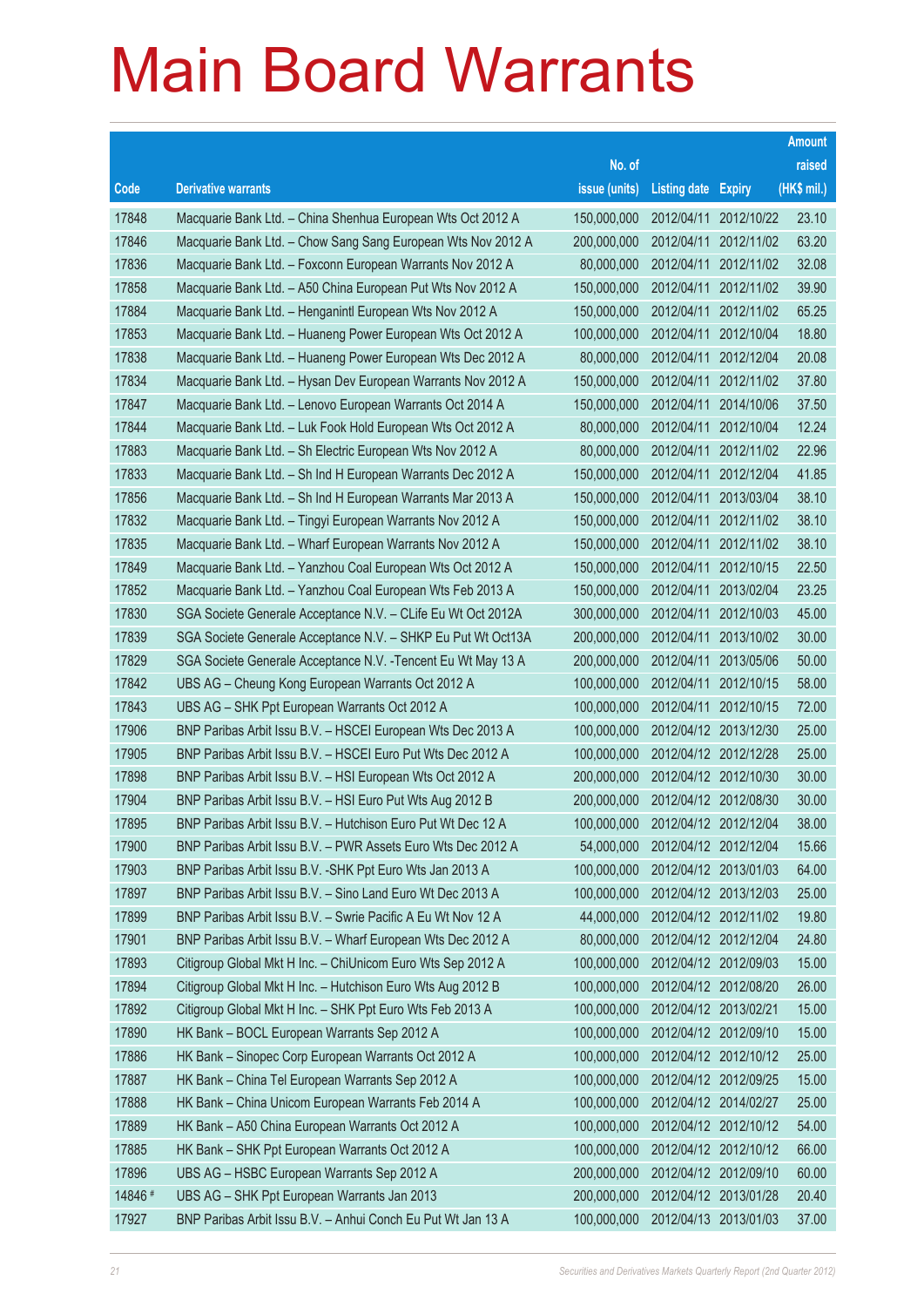# Main Board Warrants

| Code | Derivative warrants | No. of issue (units) | Listing date | Expiry | Amount raised (HK$ mil.) |
|---|---|---|---|---|---|
| 17848 | Macquarie Bank Ltd. – China Shenhua European Wts Oct 2012 A | 150,000,000 | 2012/04/11 | 2012/10/22 | 23.10 |
| 17846 | Macquarie Bank Ltd. – Chow Sang Sang European Wts Nov 2012 A | 200,000,000 | 2012/04/11 | 2012/11/02 | 63.20 |
| 17836 | Macquarie Bank Ltd. – Foxconn European Warrants Nov 2012 A | 80,000,000 | 2012/04/11 | 2012/11/02 | 32.08 |
| 17858 | Macquarie Bank Ltd. – A50 China European Put Wts Nov 2012 A | 150,000,000 | 2012/04/11 | 2012/11/02 | 39.90 |
| 17884 | Macquarie Bank Ltd. – Hengan­intl European Wts Nov 2012 A | 150,000,000 | 2012/04/11 | 2012/11/02 | 65.25 |
| 17853 | Macquarie Bank Ltd. – Huaneng Power European Wts Oct 2012 A | 100,000,000 | 2012/04/11 | 2012/10/04 | 18.80 |
| 17838 | Macquarie Bank Ltd. – Huaneng Power European Wts Dec 2012 A | 80,000,000 | 2012/04/11 | 2012/12/04 | 20.08 |
| 17834 | Macquarie Bank Ltd. – Hysan Dev European Warrants Nov 2012 A | 150,000,000 | 2012/04/11 | 2012/11/02 | 37.80 |
| 17847 | Macquarie Bank Ltd. – Lenovo European Warrants Oct 2014 A | 150,000,000 | 2012/04/11 | 2014/10/06 | 37.50 |
| 17844 | Macquarie Bank Ltd. – Luk Fook Hold European Wts Oct 2012 A | 80,000,000 | 2012/04/11 | 2012/10/04 | 12.24 |
| 17883 | Macquarie Bank Ltd. – Sh Electric European Wts Nov 2012 A | 80,000,000 | 2012/04/11 | 2012/11/02 | 22.96 |
| 17833 | Macquarie Bank Ltd. – Sh Ind H European Warrants Dec 2012 A | 150,000,000 | 2012/04/11 | 2012/12/04 | 41.85 |
| 17856 | Macquarie Bank Ltd. – Sh Ind H European Warrants Mar 2013 A | 150,000,000 | 2012/04/11 | 2013/03/04 | 38.10 |
| 17832 | Macquarie Bank Ltd. – Tingyi European Warrants Nov 2012 A | 150,000,000 | 2012/04/11 | 2012/11/02 | 38.10 |
| 17835 | Macquarie Bank Ltd. – Wharf European Warrants Nov 2012 A | 150,000,000 | 2012/04/11 | 2012/11/02 | 38.10 |
| 17849 | Macquarie Bank Ltd. – Yanzhou Coal European Wts Oct 2012 A | 150,000,000 | 2012/04/11 | 2012/10/15 | 22.50 |
| 17852 | Macquarie Bank Ltd. – Yanzhou Coal European Wts Feb 2013 A | 150,000,000 | 2012/04/11 | 2013/02/04 | 23.25 |
| 17830 | SGA Societe Generale Acceptance N.V. – CLife Eu Wt Oct 2012A | 300,000,000 | 2012/04/11 | 2012/10/03 | 45.00 |
| 17839 | SGA Societe Generale Acceptance N.V. – SHKP Eu Put Wt Oct13A | 200,000,000 | 2012/04/11 | 2013/10/02 | 30.00 |
| 17829 | SGA Societe Generale Acceptance N.V. -Tencent Eu Wt May 13 A | 200,000,000 | 2012/04/11 | 2013/05/06 | 50.00 |
| 17842 | UBS AG – Cheung Kong European Warrants Oct 2012 A | 100,000,000 | 2012/04/11 | 2012/10/15 | 58.00 |
| 17843 | UBS AG – SHK Ppt European Warrants Oct 2012 A | 100,000,000 | 2012/04/11 | 2012/10/15 | 72.00 |
| 17906 | BNP Paribas Arbit Issu B.V. – HSCEI European Wts Dec 2013 A | 100,000,000 | 2012/04/12 | 2013/12/30 | 25.00 |
| 17905 | BNP Paribas Arbit Issu B.V. – HSCEI Euro Put Wts Dec 2012 A | 100,000,000 | 2012/04/12 | 2012/12/28 | 25.00 |
| 17898 | BNP Paribas Arbit Issu B.V. – HSI European Wts Oct 2012 A | 200,000,000 | 2012/04/12 | 2012/10/30 | 30.00 |
| 17904 | BNP Paribas Arbit Issu B.V. – HSI Euro Put Wts Aug 2012 B | 200,000,000 | 2012/04/12 | 2012/08/30 | 30.00 |
| 17895 | BNP Paribas Arbit Issu B.V. – Hutchison Euro Put Wt Dec 12 A | 100,000,000 | 2012/04/12 | 2012/12/04 | 38.00 |
| 17900 | BNP Paribas Arbit Issu B.V. – PWR Assets Euro Wts Dec 2012 A | 54,000,000 | 2012/04/12 | 2012/12/04 | 15.66 |
| 17903 | BNP Paribas Arbit Issu B.V. -SHK Ppt Euro Wts Jan 2013 A | 100,000,000 | 2012/04/12 | 2013/01/03 | 64.00 |
| 17897 | BNP Paribas Arbit Issu B.V. – Sino Land Euro Wt Dec 2013 A | 100,000,000 | 2012/04/12 | 2013/12/03 | 25.00 |
| 17899 | BNP Paribas Arbit Issu B.V. – Swrie Pacific A Eu Wt Nov 12 A | 44,000,000 | 2012/04/12 | 2012/11/02 | 19.80 |
| 17901 | BNP Paribas Arbit Issu B.V. – Wharf European Wts Dec 2012 A | 80,000,000 | 2012/04/12 | 2012/12/04 | 24.80 |
| 17893 | Citigroup Global Mkt H Inc. – ChiUnicom Euro Wts Sep 2012 A | 100,000,000 | 2012/04/12 | 2012/09/03 | 15.00 |
| 17894 | Citigroup Global Mkt H Inc. – Hutchison Euro Wts Aug 2012 B | 100,000,000 | 2012/04/12 | 2012/08/20 | 26.00 |
| 17892 | Citigroup Global Mkt H Inc. – SHK Ppt Euro Wts Feb 2013 A | 100,000,000 | 2012/04/12 | 2013/02/21 | 15.00 |
| 17890 | HK Bank – BOCL European Warrants Sep 2012 A | 100,000,000 | 2012/04/12 | 2012/09/10 | 15.00 |
| 17886 | HK Bank – Sinopec Corp European Warrants Oct 2012 A | 100,000,000 | 2012/04/12 | 2012/10/12 | 25.00 |
| 17887 | HK Bank – China Tel European Warrants Sep 2012 A | 100,000,000 | 2012/04/12 | 2012/09/25 | 15.00 |
| 17888 | HK Bank – China Unicom European Warrants Feb 2014 A | 100,000,000 | 2012/04/12 | 2014/02/27 | 25.00 |
| 17889 | HK Bank – A50 China European Warrants Oct 2012 A | 100,000,000 | 2012/04/12 | 2012/10/12 | 54.00 |
| 17885 | HK Bank – SHK Ppt European Warrants Oct 2012 A | 100,000,000 | 2012/04/12 | 2012/10/12 | 66.00 |
| 17896 | UBS AG – HSBC European Warrants Sep 2012 A | 200,000,000 | 2012/04/12 | 2012/09/10 | 60.00 |
| 14846 # | UBS AG – SHK Ppt European Warrants Jan 2013 | 200,000,000 | 2012/04/12 | 2013/01/28 | 20.40 |
| 17927 | BNP Paribas Arbit Issu B.V. – Anhui Conch Eu Put Wt Jan 13 A | 100,000,000 | 2012/04/13 | 2013/01/03 | 37.00 |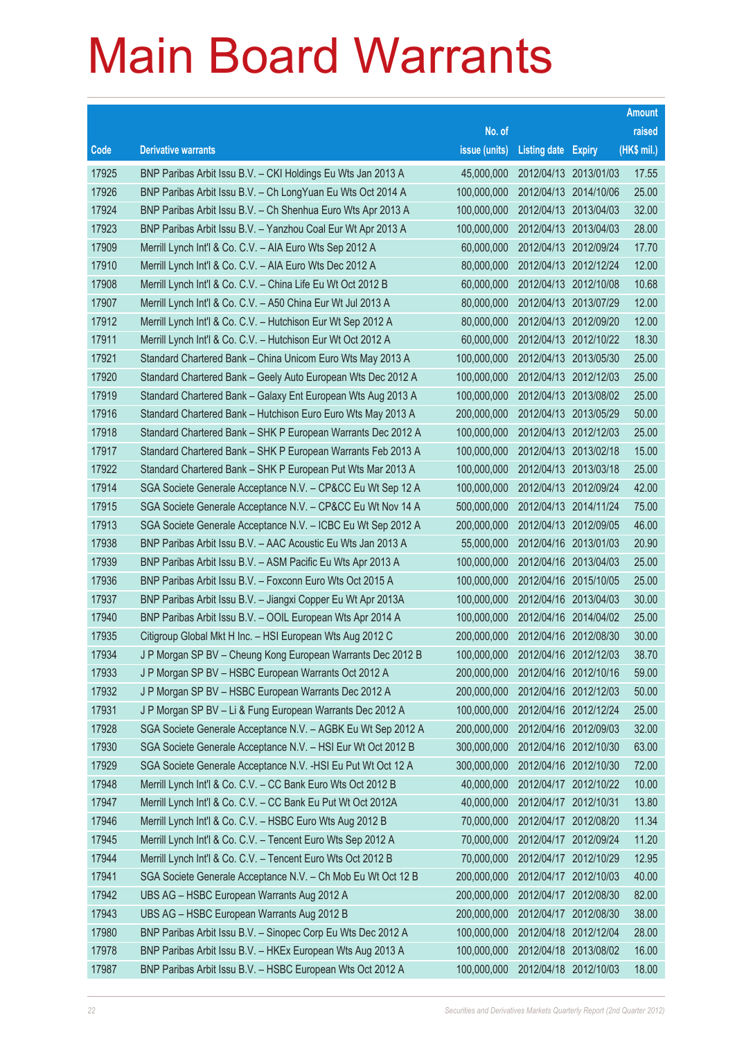# Main Board Warrants

| Code | Derivative warrants | No. of issue (units) | Listing date | Expiry | Amount raised (HK$ mil.) |
|---|---|---|---|---|---|
| 17925 | BNP Paribas Arbit Issu B.V. – CKI Holdings Eu Wts Jan 2013 A | 45,000,000 | 2012/04/13 | 2013/01/03 | 17.55 |
| 17926 | BNP Paribas Arbit Issu B.V. – Ch LongYuan Eu Wts Oct 2014 A | 100,000,000 | 2012/04/13 | 2014/10/06 | 25.00 |
| 17924 | BNP Paribas Arbit Issu B.V. – Ch Shenhua Euro Wts Apr 2013 A | 100,000,000 | 2012/04/13 | 2013/04/03 | 32.00 |
| 17923 | BNP Paribas Arbit Issu B.V. – Yanzhou Coal Eur Wt Apr 2013 A | 100,000,000 | 2012/04/13 | 2013/04/03 | 28.00 |
| 17909 | Merrill Lynch Int'l & Co. C.V. – AIA Euro Wts Sep 2012 A | 60,000,000 | 2012/04/13 | 2012/09/24 | 17.70 |
| 17910 | Merrill Lynch Int'l & Co. C.V. – AIA Euro Wts Dec 2012 A | 80,000,000 | 2012/04/13 | 2012/12/24 | 12.00 |
| 17908 | Merrill Lynch Int'l & Co. C.V. – China Life Eu Wt Oct 2012 B | 60,000,000 | 2012/04/13 | 2012/10/08 | 10.68 |
| 17907 | Merrill Lynch Int'l & Co. C.V. – A50 China Eur Wt Jul 2013 A | 80,000,000 | 2012/04/13 | 2013/07/29 | 12.00 |
| 17912 | Merrill Lynch Int'l & Co. C.V. – Hutchison Eur Wt Sep 2012 A | 80,000,000 | 2012/04/13 | 2012/09/20 | 12.00 |
| 17911 | Merrill Lynch Int'l & Co. C.V. – Hutchison Eur Wt Oct 2012 A | 60,000,000 | 2012/04/13 | 2012/10/22 | 18.30 |
| 17921 | Standard Chartered Bank – China Unicom Euro Wts May 2013 A | 100,000,000 | 2012/04/13 | 2013/05/30 | 25.00 |
| 17920 | Standard Chartered Bank – Geely Auto European Wts Dec 2012 A | 100,000,000 | 2012/04/13 | 2012/12/03 | 25.00 |
| 17919 | Standard Chartered Bank – Galaxy Ent European Wts Aug 2013 A | 100,000,000 | 2012/04/13 | 2013/08/02 | 25.00 |
| 17916 | Standard Chartered Bank – Hutchison Euro Euro Wts May 2013 A | 200,000,000 | 2012/04/13 | 2013/05/29 | 50.00 |
| 17918 | Standard Chartered Bank – SHK P European Warrants Dec 2012 A | 100,000,000 | 2012/04/13 | 2012/12/03 | 25.00 |
| 17917 | Standard Chartered Bank – SHK P European Warrants Feb 2013 A | 100,000,000 | 2012/04/13 | 2013/02/18 | 15.00 |
| 17922 | Standard Chartered Bank – SHK P European Put Wts Mar 2013 A | 100,000,000 | 2012/04/13 | 2013/03/18 | 25.00 |
| 17914 | SGA Societe Generale Acceptance N.V. – CP&CC Eu Wt Sep 12 A | 100,000,000 | 2012/04/13 | 2012/09/24 | 42.00 |
| 17915 | SGA Societe Generale Acceptance N.V. – CP&CC Eu Wt Nov 14 A | 500,000,000 | 2012/04/13 | 2014/11/24 | 75.00 |
| 17913 | SGA Societe Generale Acceptance N.V. – ICBC Eu Wt Sep 2012 A | 200,000,000 | 2012/04/13 | 2012/09/05 | 46.00 |
| 17938 | BNP Paribas Arbit Issu B.V. – AAC Acoustic Eu Wts Jan 2013 A | 55,000,000 | 2012/04/16 | 2013/01/03 | 20.90 |
| 17939 | BNP Paribas Arbit Issu B.V. – ASM Pacific Eu Wts Apr 2013 A | 100,000,000 | 2012/04/16 | 2013/04/03 | 25.00 |
| 17936 | BNP Paribas Arbit Issu B.V. – Foxconn Euro Wts Oct 2015 A | 100,000,000 | 2012/04/16 | 2015/10/05 | 25.00 |
| 17937 | BNP Paribas Arbit Issu B.V. – Jiangxi Copper Eu Wt Apr 2013A | 100,000,000 | 2012/04/16 | 2013/04/03 | 30.00 |
| 17940 | BNP Paribas Arbit Issu B.V. – OOIL European Wts Apr 2014 A | 100,000,000 | 2012/04/16 | 2014/04/02 | 25.00 |
| 17935 | Citigroup Global Mkt H Inc. – HSI European Wts Aug 2012 C | 200,000,000 | 2012/04/16 | 2012/08/30 | 30.00 |
| 17934 | J P Morgan SP BV – Cheung Kong European Warrants Dec 2012 B | 100,000,000 | 2012/04/16 | 2012/12/03 | 38.70 |
| 17933 | J P Morgan SP BV – HSBC European Warrants Oct 2012 A | 200,000,000 | 2012/04/16 | 2012/10/16 | 59.00 |
| 17932 | J P Morgan SP BV – HSBC European Warrants Dec 2012 A | 200,000,000 | 2012/04/16 | 2012/12/03 | 50.00 |
| 17931 | J P Morgan SP BV – Li & Fung European Warrants Dec 2012 A | 100,000,000 | 2012/04/16 | 2012/12/24 | 25.00 |
| 17928 | SGA Societe Generale Acceptance N.V. – AGBK Eu Wt Sep 2012 A | 200,000,000 | 2012/04/16 | 2012/09/03 | 32.00 |
| 17930 | SGA Societe Generale Acceptance N.V. – HSI Eur Wt Oct 2012 B | 300,000,000 | 2012/04/16 | 2012/10/30 | 63.00 |
| 17929 | SGA Societe Generale Acceptance N.V. -HSI Eu Put Wt Oct 12 A | 300,000,000 | 2012/04/16 | 2012/10/30 | 72.00 |
| 17948 | Merrill Lynch Int'l & Co. C.V. – CC Bank Euro Wts Oct 2012 B | 40,000,000 | 2012/04/17 | 2012/10/22 | 10.00 |
| 17947 | Merrill Lynch Int'l & Co. C.V. – CC Bank Eu Put Wt Oct 2012A | 40,000,000 | 2012/04/17 | 2012/10/31 | 13.80 |
| 17946 | Merrill Lynch Int'l & Co. C.V. – HSBC Euro Wts Aug 2012 B | 70,000,000 | 2012/04/17 | 2012/08/20 | 11.34 |
| 17945 | Merrill Lynch Int'l & Co. C.V. – Tencent Euro Wts Sep 2012 A | 70,000,000 | 2012/04/17 | 2012/09/24 | 11.20 |
| 17944 | Merrill Lynch Int'l & Co. C.V. – Tencent Euro Wts Oct 2012 B | 70,000,000 | 2012/04/17 | 2012/10/29 | 12.95 |
| 17941 | SGA Societe Generale Acceptance N.V. – Ch Mob Eu Wt Oct 12 B | 200,000,000 | 2012/04/17 | 2012/10/03 | 40.00 |
| 17942 | UBS AG – HSBC European Warrants Aug 2012 A | 200,000,000 | 2012/04/17 | 2012/08/30 | 82.00 |
| 17943 | UBS AG – HSBC European Warrants Aug 2012 B | 200,000,000 | 2012/04/17 | 2012/08/30 | 38.00 |
| 17980 | BNP Paribas Arbit Issu B.V. – Sinopec Corp Eu Wts Dec 2012 A | 100,000,000 | 2012/04/18 | 2012/12/04 | 28.00 |
| 17978 | BNP Paribas Arbit Issu B.V. – HKEx European Wts Aug 2013 A | 100,000,000 | 2012/04/18 | 2013/08/02 | 16.00 |
| 17987 | BNP Paribas Arbit Issu B.V. – HSBC European Wts Oct 2012 A | 100,000,000 | 2012/04/18 | 2012/10/03 | 18.00 |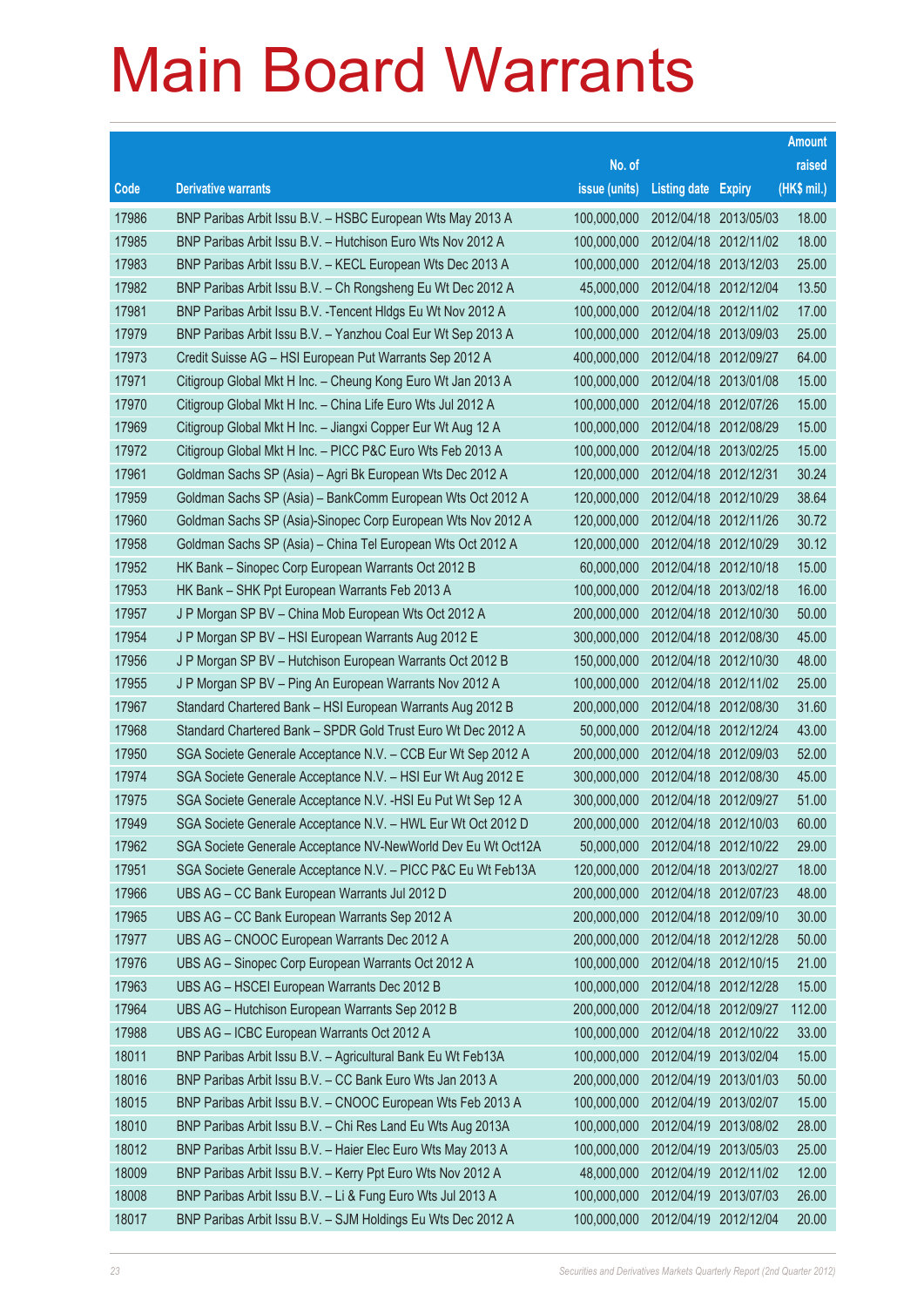# Main Board Warrants

| Code | Derivative warrants | No. of issue (units) | Listing date | Expiry | Amount raised (HK$ mil.) |
|---|---|---|---|---|---|
| 17986 | BNP Paribas Arbit Issu B.V. – HSBC European Wts May 2013 A | 100,000,000 | 2012/04/18 | 2013/05/03 | 18.00 |
| 17985 | BNP Paribas Arbit Issu B.V. – Hutchison Euro Wts Nov 2012 A | 100,000,000 | 2012/04/18 | 2012/11/02 | 18.00 |
| 17983 | BNP Paribas Arbit Issu B.V. – KECL European Wts Dec 2013 A | 100,000,000 | 2012/04/18 | 2013/12/03 | 25.00 |
| 17982 | BNP Paribas Arbit Issu B.V. – Ch Rongsheng Eu Wt Dec 2012 A | 45,000,000 | 2012/04/18 | 2012/12/04 | 13.50 |
| 17981 | BNP Paribas Arbit Issu B.V. -Tencent Hldgs Eu Wt Nov 2012 A | 100,000,000 | 2012/04/18 | 2012/11/02 | 17.00 |
| 17979 | BNP Paribas Arbit Issu B.V. – Yanzhou Coal Eur Wt Sep 2013 A | 100,000,000 | 2012/04/18 | 2013/09/03 | 25.00 |
| 17973 | Credit Suisse AG – HSI European Put Warrants Sep 2012 A | 400,000,000 | 2012/04/18 | 2012/09/27 | 64.00 |
| 17971 | Citigroup Global Mkt H Inc. – Cheung Kong Euro Wt Jan 2013 A | 100,000,000 | 2012/04/18 | 2013/01/08 | 15.00 |
| 17970 | Citigroup Global Mkt H Inc. – China Life Euro Wts Jul 2012 A | 100,000,000 | 2012/04/18 | 2012/07/26 | 15.00 |
| 17969 | Citigroup Global Mkt H Inc. – Jiangxi Copper Eur Wt Aug 12 A | 100,000,000 | 2012/04/18 | 2012/08/29 | 15.00 |
| 17972 | Citigroup Global Mkt H Inc. – PICC P&C Euro Wts Feb 2013 A | 100,000,000 | 2012/04/18 | 2013/02/25 | 15.00 |
| 17961 | Goldman Sachs SP (Asia) – Agri Bk European Wts Dec 2012 A | 120,000,000 | 2012/04/18 | 2012/12/31 | 30.24 |
| 17959 | Goldman Sachs SP (Asia) – BankComm European Wts Oct 2012 A | 120,000,000 | 2012/04/18 | 2012/10/29 | 38.64 |
| 17960 | Goldman Sachs SP (Asia)-Sinopec Corp European Wts Nov 2012 A | 120,000,000 | 2012/04/18 | 2012/11/26 | 30.72 |
| 17958 | Goldman Sachs SP (Asia) – China Tel European Wts Oct 2012 A | 120,000,000 | 2012/04/18 | 2012/10/29 | 30.12 |
| 17952 | HK Bank – Sinopec Corp European Warrants Oct 2012 B | 60,000,000 | 2012/04/18 | 2012/10/18 | 15.00 |
| 17953 | HK Bank – SHK Ppt European Warrants Feb 2013 A | 100,000,000 | 2012/04/18 | 2013/02/18 | 16.00 |
| 17957 | J P Morgan SP BV – China Mob European Wts Oct 2012 A | 200,000,000 | 2012/04/18 | 2012/10/30 | 50.00 |
| 17954 | J P Morgan SP BV – HSI European Warrants Aug 2012 E | 300,000,000 | 2012/04/18 | 2012/08/30 | 45.00 |
| 17956 | J P Morgan SP BV – Hutchison European Warrants Oct 2012 B | 150,000,000 | 2012/04/18 | 2012/10/30 | 48.00 |
| 17955 | J P Morgan SP BV – Ping An European Warrants Nov 2012 A | 100,000,000 | 2012/04/18 | 2012/11/02 | 25.00 |
| 17967 | Standard Chartered Bank – HSI European Warrants Aug 2012 B | 200,000,000 | 2012/04/18 | 2012/08/30 | 31.60 |
| 17968 | Standard Chartered Bank – SPDR Gold Trust Euro Wt Dec 2012 A | 50,000,000 | 2012/04/18 | 2012/12/24 | 43.00 |
| 17950 | SGA Societe Generale Acceptance N.V. – CCB Eur Wt Sep 2012 A | 200,000,000 | 2012/04/18 | 2012/09/03 | 52.00 |
| 17974 | SGA Societe Generale Acceptance N.V. – HSI Eur Wt Aug 2012 E | 300,000,000 | 2012/04/18 | 2012/08/30 | 45.00 |
| 17975 | SGA Societe Generale Acceptance N.V. -HSI Eu Put Wt Sep 12 A | 300,000,000 | 2012/04/18 | 2012/09/27 | 51.00 |
| 17949 | SGA Societe Generale Acceptance N.V. – HWL Eur Wt Oct 2012 D | 200,000,000 | 2012/04/18 | 2012/10/03 | 60.00 |
| 17962 | SGA Societe Generale Acceptance NV-NewWorld Dev Eu Wt Oct12A | 50,000,000 | 2012/04/18 | 2012/10/22 | 29.00 |
| 17951 | SGA Societe Generale Acceptance N.V. – PICC P&C Eu Wt Feb13A | 120,000,000 | 2012/04/18 | 2013/02/27 | 18.00 |
| 17966 | UBS AG – CC Bank European Warrants Jul 2012 D | 200,000,000 | 2012/04/18 | 2012/07/23 | 48.00 |
| 17965 | UBS AG – CC Bank European Warrants Sep 2012 A | 200,000,000 | 2012/04/18 | 2012/09/10 | 30.00 |
| 17977 | UBS AG – CNOOC European Warrants Dec 2012 A | 200,000,000 | 2012/04/18 | 2012/12/28 | 50.00 |
| 17976 | UBS AG – Sinopec Corp European Warrants Oct 2012 A | 100,000,000 | 2012/04/18 | 2012/10/15 | 21.00 |
| 17963 | UBS AG – HSCEI European Warrants Dec 2012 B | 100,000,000 | 2012/04/18 | 2012/12/28 | 15.00 |
| 17964 | UBS AG – Hutchison European Warrants Sep 2012 B | 200,000,000 | 2012/04/18 | 2012/09/27 | 112.00 |
| 17988 | UBS AG – ICBC European Warrants Oct 2012 A | 100,000,000 | 2012/04/18 | 2012/10/22 | 33.00 |
| 18011 | BNP Paribas Arbit Issu B.V. – Agricultural Bank Eu Wt Feb13A | 100,000,000 | 2012/04/19 | 2013/02/04 | 15.00 |
| 18016 | BNP Paribas Arbit Issu B.V. – CC Bank Euro Wts Jan 2013 A | 200,000,000 | 2012/04/19 | 2013/01/03 | 50.00 |
| 18015 | BNP Paribas Arbit Issu B.V. – CNOOC European Wts Feb 2013 A | 100,000,000 | 2012/04/19 | 2013/02/07 | 15.00 |
| 18010 | BNP Paribas Arbit Issu B.V. – Chi Res Land Eu Wts Aug 2013A | 100,000,000 | 2012/04/19 | 2013/08/02 | 28.00 |
| 18012 | BNP Paribas Arbit Issu B.V. – Haier Elec Euro Wts May 2013 A | 100,000,000 | 2012/04/19 | 2013/05/03 | 25.00 |
| 18009 | BNP Paribas Arbit Issu B.V. – Kerry Ppt Euro Wts Nov 2012 A | 48,000,000 | 2012/04/19 | 2012/11/02 | 12.00 |
| 18008 | BNP Paribas Arbit Issu B.V. – Li & Fung Euro Wts Jul 2013 A | 100,000,000 | 2012/04/19 | 2013/07/03 | 26.00 |
| 18017 | BNP Paribas Arbit Issu B.V. – SJM Holdings Eu Wts Dec 2012 A | 100,000,000 | 2012/04/19 | 2012/12/04 | 20.00 |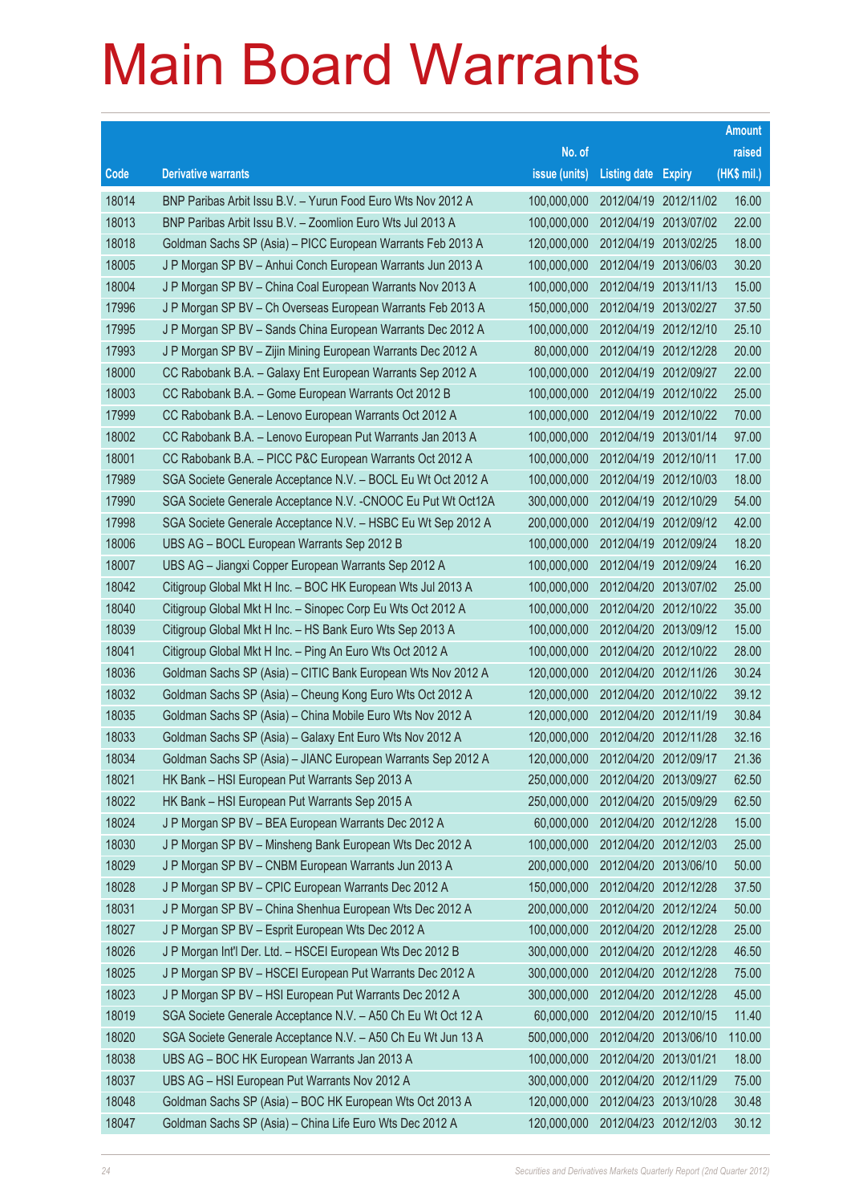# Main Board Warrants

| Code | Derivative warrants | No. of issue (units) | Listing date | Expiry | Amount raised (HK$ mil.) |
|---|---|---|---|---|---|
| 18014 | BNP Paribas Arbit Issu B.V. – Yurun Food Euro Wts Nov 2012 A | 100,000,000 | 2012/04/19 | 2012/11/02 | 16.00 |
| 18013 | BNP Paribas Arbit Issu B.V. – Zoomlion Euro Wts Jul 2013 A | 100,000,000 | 2012/04/19 | 2013/07/02 | 22.00 |
| 18018 | Goldman Sachs SP (Asia) – PICC European Warrants Feb 2013 A | 120,000,000 | 2012/04/19 | 2013/02/25 | 18.00 |
| 18005 | J P Morgan SP BV – Anhui Conch European Warrants Jun 2013 A | 100,000,000 | 2012/04/19 | 2013/06/03 | 30.20 |
| 18004 | J P Morgan SP BV – China Coal European Warrants Nov 2013 A | 100,000,000 | 2012/04/19 | 2013/11/13 | 15.00 |
| 17996 | J P Morgan SP BV – Ch Overseas European Warrants Feb 2013 A | 150,000,000 | 2012/04/19 | 2013/02/27 | 37.50 |
| 17995 | J P Morgan SP BV – Sands China European Warrants Dec 2012 A | 100,000,000 | 2012/04/19 | 2012/12/10 | 25.10 |
| 17993 | J P Morgan SP BV – Zijin Mining European Warrants Dec 2012 A | 80,000,000 | 2012/04/19 | 2012/12/28 | 20.00 |
| 18000 | CC Rabobank B.A. – Galaxy Ent European Warrants Sep 2012 A | 100,000,000 | 2012/04/19 | 2012/09/27 | 22.00 |
| 18003 | CC Rabobank B.A. – Gome European Warrants Oct 2012 B | 100,000,000 | 2012/04/19 | 2012/10/22 | 25.00 |
| 17999 | CC Rabobank B.A. – Lenovo European Warrants Oct 2012 A | 100,000,000 | 2012/04/19 | 2012/10/22 | 70.00 |
| 18002 | CC Rabobank B.A. – Lenovo European Put Warrants Jan 2013 A | 100,000,000 | 2012/04/19 | 2013/01/14 | 97.00 |
| 18001 | CC Rabobank B.A. – PICC P&C European Warrants Oct 2012 A | 100,000,000 | 2012/04/19 | 2012/10/11 | 17.00 |
| 17989 | SGA Societe Generale Acceptance N.V. – BOCL Eu Wt Oct 2012 A | 100,000,000 | 2012/04/19 | 2012/10/03 | 18.00 |
| 17990 | SGA Societe Generale Acceptance N.V. -CNOOC Eu Put Wt Oct12A | 300,000,000 | 2012/04/19 | 2012/10/29 | 54.00 |
| 17998 | SGA Societe Generale Acceptance N.V. – HSBC Eu Wt Sep 2012 A | 200,000,000 | 2012/04/19 | 2012/09/12 | 42.00 |
| 18006 | UBS AG – BOCL European Warrants Sep 2012 B | 100,000,000 | 2012/04/19 | 2012/09/24 | 18.20 |
| 18007 | UBS AG – Jiangxi Copper European Warrants Sep 2012 A | 100,000,000 | 2012/04/19 | 2012/09/24 | 16.20 |
| 18042 | Citigroup Global Mkt H Inc. – BOC HK European Wts Jul 2013 A | 100,000,000 | 2012/04/20 | 2013/07/02 | 25.00 |
| 18040 | Citigroup Global Mkt H Inc. – Sinopec Corp Eu Wts Oct 2012 A | 100,000,000 | 2012/04/20 | 2012/10/22 | 35.00 |
| 18039 | Citigroup Global Mkt H Inc. – HS Bank Euro Wts Sep 2013 A | 100,000,000 | 2012/04/20 | 2013/09/12 | 15.00 |
| 18041 | Citigroup Global Mkt H Inc. – Ping An Euro Wts Oct 2012 A | 100,000,000 | 2012/04/20 | 2012/10/22 | 28.00 |
| 18036 | Goldman Sachs SP (Asia) – CITIC Bank European Wts Nov 2012 A | 120,000,000 | 2012/04/20 | 2012/11/26 | 30.24 |
| 18032 | Goldman Sachs SP (Asia) – Cheung Kong Euro Wts Oct 2012 A | 120,000,000 | 2012/04/20 | 2012/10/22 | 39.12 |
| 18035 | Goldman Sachs SP (Asia) – China Mobile Euro Wts Nov 2012 A | 120,000,000 | 2012/04/20 | 2012/11/19 | 30.84 |
| 18033 | Goldman Sachs SP (Asia) – Galaxy Ent Euro Wts Nov 2012 A | 120,000,000 | 2012/04/20 | 2012/11/28 | 32.16 |
| 18034 | Goldman Sachs SP (Asia) – JIANC European Warrants Sep 2012 A | 120,000,000 | 2012/04/20 | 2012/09/17 | 21.36 |
| 18021 | HK Bank – HSI European Put Warrants Sep 2013 A | 250,000,000 | 2012/04/20 | 2013/09/27 | 62.50 |
| 18022 | HK Bank – HSI European Put Warrants Sep 2015 A | 250,000,000 | 2012/04/20 | 2015/09/29 | 62.50 |
| 18024 | J P Morgan SP BV – BEA European Warrants Dec 2012 A | 60,000,000 | 2012/04/20 | 2012/12/28 | 15.00 |
| 18030 | J P Morgan SP BV – Minsheng Bank European Wts Dec 2012 A | 100,000,000 | 2012/04/20 | 2012/12/03 | 25.00 |
| 18029 | J P Morgan SP BV – CNBM European Warrants Jun 2013 A | 200,000,000 | 2012/04/20 | 2013/06/10 | 50.00 |
| 18028 | J P Morgan SP BV – CPIC European Warrants Dec 2012 A | 150,000,000 | 2012/04/20 | 2012/12/28 | 37.50 |
| 18031 | J P Morgan SP BV – China Shenhua European Wts Dec 2012 A | 200,000,000 | 2012/04/20 | 2012/12/24 | 50.00 |
| 18027 | J P Morgan SP BV – Esprit European Wts Dec 2012 A | 100,000,000 | 2012/04/20 | 2012/12/28 | 25.00 |
| 18026 | J P Morgan Int'l Der. Ltd. – HSCEI European Wts Dec 2012 B | 300,000,000 | 2012/04/20 | 2012/12/28 | 46.50 |
| 18025 | J P Morgan SP BV – HSCEI European Put Warrants Dec 2012 A | 300,000,000 | 2012/04/20 | 2012/12/28 | 75.00 |
| 18023 | J P Morgan SP BV – HSI European Put Warrants Dec 2012 A | 300,000,000 | 2012/04/20 | 2012/12/28 | 45.00 |
| 18019 | SGA Societe Generale Acceptance N.V. – A50 Ch Eu Wt Oct 12 A | 60,000,000 | 2012/04/20 | 2012/10/15 | 11.40 |
| 18020 | SGA Societe Generale Acceptance N.V. – A50 Ch Eu Wt Jun 13 A | 500,000,000 | 2012/04/20 | 2013/06/10 | 110.00 |
| 18038 | UBS AG – BOC HK European Warrants Jan 2013 A | 100,000,000 | 2012/04/20 | 2013/01/21 | 18.00 |
| 18037 | UBS AG – HSI European Put Warrants Nov 2012 A | 300,000,000 | 2012/04/20 | 2012/11/29 | 75.00 |
| 18048 | Goldman Sachs SP (Asia) – BOC HK European Wts Oct 2013 A | 120,000,000 | 2012/04/23 | 2013/10/28 | 30.48 |
| 18047 | Goldman Sachs SP (Asia) – China Life Euro Wts Dec 2012 A | 120,000,000 | 2012/04/23 | 2012/12/03 | 30.12 |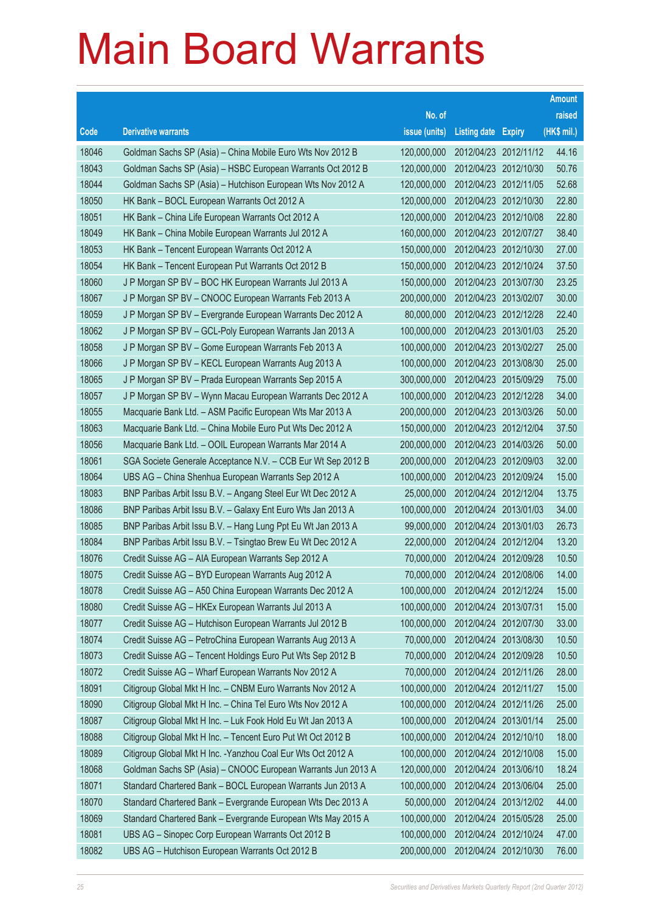# Main Board Warrants

| Code | Derivative warrants | No. of issue (units) | Listing date | Expiry | Amount raised (HK$ mil.) |
|---|---|---|---|---|---|
| 18046 | Goldman Sachs SP (Asia) – China Mobile Euro Wts Nov 2012 B | 120,000,000 | 2012/04/23 | 2012/11/12 | 44.16 |
| 18043 | Goldman Sachs SP (Asia) – HSBC European Warrants Oct 2012 B | 120,000,000 | 2012/04/23 | 2012/10/30 | 50.76 |
| 18044 | Goldman Sachs SP (Asia) – Hutchison European Wts Nov 2012 A | 120,000,000 | 2012/04/23 | 2012/11/05 | 52.68 |
| 18050 | HK Bank – BOCL European Warrants Oct 2012 A | 120,000,000 | 2012/04/23 | 2012/10/30 | 22.80 |
| 18051 | HK Bank – China Life European Warrants Oct 2012 A | 120,000,000 | 2012/04/23 | 2012/10/08 | 22.80 |
| 18049 | HK Bank – China Mobile European Warrants Jul 2012 A | 160,000,000 | 2012/04/23 | 2012/07/27 | 38.40 |
| 18053 | HK Bank – Tencent European Warrants Oct 2012 A | 150,000,000 | 2012/04/23 | 2012/10/30 | 27.00 |
| 18054 | HK Bank – Tencent European Put Warrants Oct 2012 B | 150,000,000 | 2012/04/23 | 2012/10/24 | 37.50 |
| 18060 | J P Morgan SP BV – BOC HK European Warrants Jul 2013 A | 150,000,000 | 2012/04/23 | 2013/07/30 | 23.25 |
| 18067 | J P Morgan SP BV – CNOOC European Warrants Feb 2013 A | 200,000,000 | 2012/04/23 | 2013/02/07 | 30.00 |
| 18059 | J P Morgan SP BV – Evergrande European Warrants Dec 2012 A | 80,000,000 | 2012/04/23 | 2012/12/28 | 22.40 |
| 18062 | J P Morgan SP BV – GCL-Poly European Warrants Jan 2013 A | 100,000,000 | 2012/04/23 | 2013/01/03 | 25.20 |
| 18058 | J P Morgan SP BV – Gome European Warrants Feb 2013 A | 100,000,000 | 2012/04/23 | 2013/02/27 | 25.00 |
| 18066 | J P Morgan SP BV – KECL European Warrants Aug 2013 A | 100,000,000 | 2012/04/23 | 2013/08/30 | 25.00 |
| 18065 | J P Morgan SP BV – Prada European Warrants Sep 2015 A | 300,000,000 | 2012/04/23 | 2015/09/29 | 75.00 |
| 18057 | J P Morgan SP BV – Wynn Macau European Warrants Dec 2012 A | 100,000,000 | 2012/04/23 | 2012/12/28 | 34.00 |
| 18055 | Macquarie Bank Ltd. – ASM Pacific European Wts Mar 2013 A | 200,000,000 | 2012/04/23 | 2013/03/26 | 50.00 |
| 18063 | Macquarie Bank Ltd. – China Mobile Euro Put Wts Dec 2012 A | 150,000,000 | 2012/04/23 | 2012/12/04 | 37.50 |
| 18056 | Macquarie Bank Ltd. – OOIL European Warrants Mar 2014 A | 200,000,000 | 2012/04/23 | 2014/03/26 | 50.00 |
| 18061 | SGA Societe Generale Acceptance N.V. – CCB Eur Wt Sep 2012 B | 200,000,000 | 2012/04/23 | 2012/09/03 | 32.00 |
| 18064 | UBS AG – China Shenhua European Warrants Sep 2012 A | 100,000,000 | 2012/04/23 | 2012/09/24 | 15.00 |
| 18083 | BNP Paribas Arbit Issu B.V. – Angang Steel Eur Wt Dec 2012 A | 25,000,000 | 2012/04/24 | 2012/12/04 | 13.75 |
| 18086 | BNP Paribas Arbit Issu B.V. – Galaxy Ent Euro Wts Jan 2013 A | 100,000,000 | 2012/04/24 | 2013/01/03 | 34.00 |
| 18085 | BNP Paribas Arbit Issu B.V. – Hang Lung Ppt Eu Wt Jan 2013 A | 99,000,000 | 2012/04/24 | 2013/01/03 | 26.73 |
| 18084 | BNP Paribas Arbit Issu B.V. – Tsingtao Brew Eu Wt Dec 2012 A | 22,000,000 | 2012/04/24 | 2012/12/04 | 13.20 |
| 18076 | Credit Suisse AG – AIA European Warrants Sep 2012 A | 70,000,000 | 2012/04/24 | 2012/09/28 | 10.50 |
| 18075 | Credit Suisse AG – BYD European Warrants Aug 2012 A | 70,000,000 | 2012/04/24 | 2012/08/06 | 14.00 |
| 18078 | Credit Suisse AG – A50 China European Warrants Dec 2012 A | 100,000,000 | 2012/04/24 | 2012/12/24 | 15.00 |
| 18080 | Credit Suisse AG – HKEx European Warrants Jul 2013 A | 100,000,000 | 2012/04/24 | 2013/07/31 | 15.00 |
| 18077 | Credit Suisse AG – Hutchison European Warrants Jul 2012 B | 100,000,000 | 2012/04/24 | 2012/07/30 | 33.00 |
| 18074 | Credit Suisse AG – PetroChina European Warrants Aug 2013 A | 70,000,000 | 2012/04/24 | 2013/08/30 | 10.50 |
| 18073 | Credit Suisse AG – Tencent Holdings Euro Put Wts Sep 2012 B | 70,000,000 | 2012/04/24 | 2012/09/28 | 10.50 |
| 18072 | Credit Suisse AG – Wharf European Warrants Nov 2012 A | 70,000,000 | 2012/04/24 | 2012/11/26 | 28.00 |
| 18091 | Citigroup Global Mkt H Inc. – CNBM Euro Warrants Nov 2012 A | 100,000,000 | 2012/04/24 | 2012/11/27 | 15.00 |
| 18090 | Citigroup Global Mkt H Inc. – China Tel Euro Wts Nov 2012 A | 100,000,000 | 2012/04/24 | 2012/11/26 | 25.00 |
| 18087 | Citigroup Global Mkt H Inc. – Luk Fook Hold Eu Wt Jan 2013 A | 100,000,000 | 2012/04/24 | 2013/01/14 | 25.00 |
| 18088 | Citigroup Global Mkt H Inc. – Tencent Euro Put Wt Oct 2012 B | 100,000,000 | 2012/04/24 | 2012/10/10 | 18.00 |
| 18089 | Citigroup Global Mkt H Inc. -Yanzhou Coal Eur Wts Oct 2012 A | 100,000,000 | 2012/04/24 | 2012/10/08 | 15.00 |
| 18068 | Goldman Sachs SP (Asia) – CNOOC European Warrants Jun 2013 A | 120,000,000 | 2012/04/24 | 2013/06/10 | 18.24 |
| 18071 | Standard Chartered Bank – BOCL European Warrants Jun 2013 A | 100,000,000 | 2012/04/24 | 2013/06/04 | 25.00 |
| 18070 | Standard Chartered Bank – Evergrande European Wts Dec 2013 A | 50,000,000 | 2012/04/24 | 2013/12/02 | 44.00 |
| 18069 | Standard Chartered Bank – Evergrande European Wts May 2015 A | 100,000,000 | 2012/04/24 | 2015/05/28 | 25.00 |
| 18081 | UBS AG – Sinopec Corp European Warrants Oct 2012 B | 100,000,000 | 2012/04/24 | 2012/10/24 | 47.00 |
| 18082 | UBS AG – Hutchison European Warrants Oct 2012 B | 200,000,000 | 2012/04/24 | 2012/10/30 | 76.00 |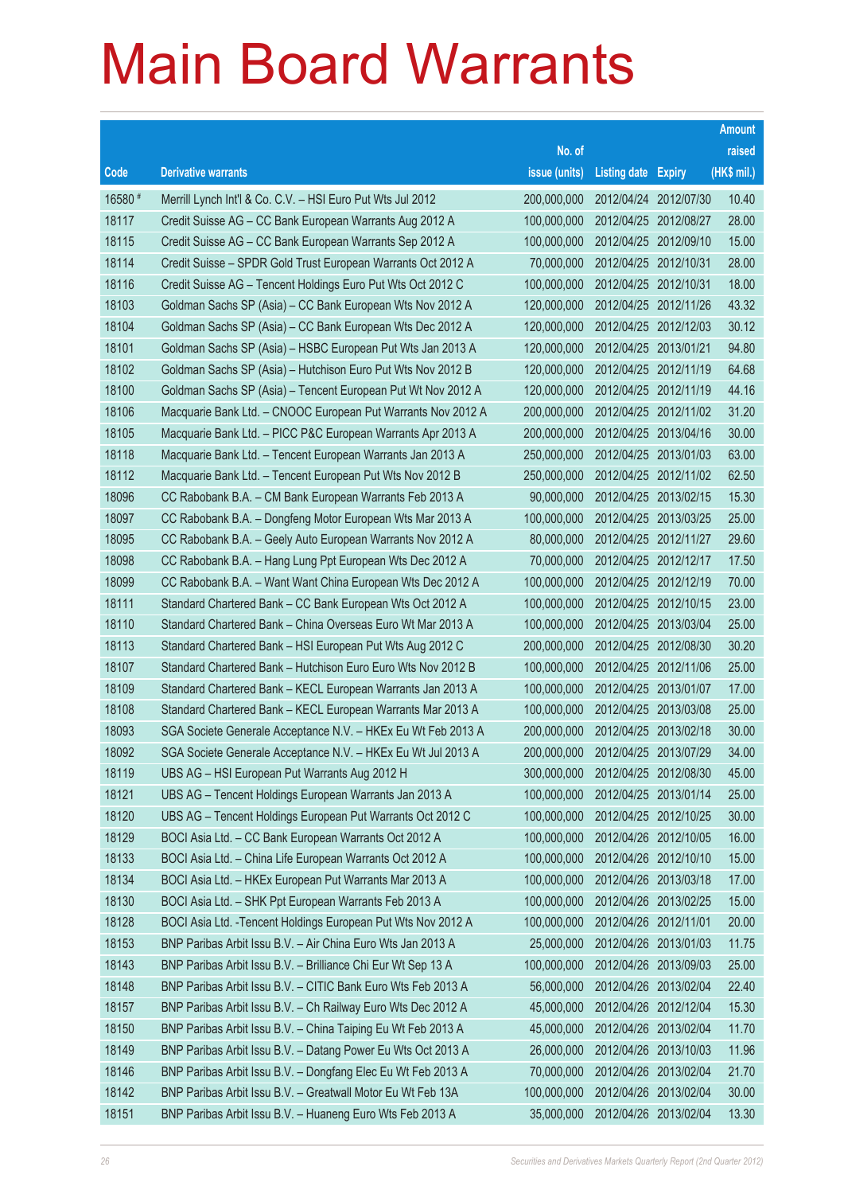# Main Board Warrants

| Code | Derivative warrants | No. of issue (units) | Listing date | Expiry | Amount raised (HK$ mil.) |
|---|---|---|---|---|---|
| 16580 # | Merrill Lynch Int'l & Co. C.V. – HSI Euro Put Wts Jul 2012 | 200,000,000 | 2012/04/24 | 2012/07/30 | 10.40 |
| 18117 | Credit Suisse AG – CC Bank European Warrants Aug 2012 A | 100,000,000 | 2012/04/25 | 2012/08/27 | 28.00 |
| 18115 | Credit Suisse AG – CC Bank European Warrants Sep 2012 A | 100,000,000 | 2012/04/25 | 2012/09/10 | 15.00 |
| 18114 | Credit Suisse – SPDR Gold Trust European Warrants Oct 2012 A | 70,000,000 | 2012/04/25 | 2012/10/31 | 28.00 |
| 18116 | Credit Suisse AG – Tencent Holdings Euro Put Wts Oct 2012 C | 100,000,000 | 2012/04/25 | 2012/10/31 | 18.00 |
| 18103 | Goldman Sachs SP (Asia) – CC Bank European Wts Nov 2012 A | 120,000,000 | 2012/04/25 | 2012/11/26 | 43.32 |
| 18104 | Goldman Sachs SP (Asia) – CC Bank European Wts Dec 2012 A | 120,000,000 | 2012/04/25 | 2012/12/03 | 30.12 |
| 18101 | Goldman Sachs SP (Asia) – HSBC European Put Wts Jan 2013 A | 120,000,000 | 2012/04/25 | 2013/01/21 | 94.80 |
| 18102 | Goldman Sachs SP (Asia) – Hutchison Euro Put Wts Nov 2012 B | 120,000,000 | 2012/04/25 | 2012/11/19 | 64.68 |
| 18100 | Goldman Sachs SP (Asia) – Tencent European Put Wt Nov 2012 A | 120,000,000 | 2012/04/25 | 2012/11/19 | 44.16 |
| 18106 | Macquarie Bank Ltd. – CNOOC European Put Warrants Nov 2012 A | 200,000,000 | 2012/04/25 | 2012/11/02 | 31.20 |
| 18105 | Macquarie Bank Ltd. – PICC P&C European Warrants Apr 2013 A | 200,000,000 | 2012/04/25 | 2013/04/16 | 30.00 |
| 18118 | Macquarie Bank Ltd. – Tencent European Warrants Jan 2013 A | 250,000,000 | 2012/04/25 | 2013/01/03 | 63.00 |
| 18112 | Macquarie Bank Ltd. – Tencent European Put Wts Nov 2012 B | 250,000,000 | 2012/04/25 | 2012/11/02 | 62.50 |
| 18096 | CC Rabobank B.A. – CM Bank European Warrants Feb 2013 A | 90,000,000 | 2012/04/25 | 2013/02/15 | 15.30 |
| 18097 | CC Rabobank B.A. – Dongfeng Motor European Wts Mar 2013 A | 100,000,000 | 2012/04/25 | 2013/03/25 | 25.00 |
| 18095 | CC Rabobank B.A. – Geely Auto European Warrants Nov 2012 A | 80,000,000 | 2012/04/25 | 2012/11/27 | 29.60 |
| 18098 | CC Rabobank B.A. – Hang Lung Ppt European Wts Dec 2012 A | 70,000,000 | 2012/04/25 | 2012/12/17 | 17.50 |
| 18099 | CC Rabobank B.A. – Want Want China European Wts Dec 2012 A | 100,000,000 | 2012/04/25 | 2012/12/19 | 70.00 |
| 18111 | Standard Chartered Bank – CC Bank European Wts Oct 2012 A | 100,000,000 | 2012/04/25 | 2012/10/15 | 23.00 |
| 18110 | Standard Chartered Bank – China Overseas Euro Wt Mar 2013 A | 100,000,000 | 2012/04/25 | 2013/03/04 | 25.00 |
| 18113 | Standard Chartered Bank – HSI European Put Wts Aug 2012 C | 200,000,000 | 2012/04/25 | 2012/08/30 | 30.20 |
| 18107 | Standard Chartered Bank – Hutchison Euro Euro Wts Nov 2012 B | 100,000,000 | 2012/04/25 | 2012/11/06 | 25.00 |
| 18109 | Standard Chartered Bank – KECL European Warrants Jan 2013 A | 100,000,000 | 2012/04/25 | 2013/01/07 | 17.00 |
| 18108 | Standard Chartered Bank – KECL European Warrants Mar 2013 A | 100,000,000 | 2012/04/25 | 2013/03/08 | 25.00 |
| 18093 | SGA Societe Generale Acceptance N.V. – HKEx Eu Wt Feb 2013 A | 200,000,000 | 2012/04/25 | 2013/02/18 | 30.00 |
| 18092 | SGA Societe Generale Acceptance N.V. – HKEx Eu Wt Jul 2013 A | 200,000,000 | 2012/04/25 | 2013/07/29 | 34.00 |
| 18119 | UBS AG – HSI European Put Warrants Aug 2012 H | 300,000,000 | 2012/04/25 | 2012/08/30 | 45.00 |
| 18121 | UBS AG – Tencent Holdings European Warrants Jan 2013 A | 100,000,000 | 2012/04/25 | 2013/01/14 | 25.00 |
| 18120 | UBS AG – Tencent Holdings European Put Warrants Oct 2012 C | 100,000,000 | 2012/04/25 | 2012/10/25 | 30.00 |
| 18129 | BOCI Asia Ltd. – CC Bank European Warrants Oct 2012 A | 100,000,000 | 2012/04/26 | 2012/10/05 | 16.00 |
| 18133 | BOCI Asia Ltd. – China Life European Warrants Oct 2012 A | 100,000,000 | 2012/04/26 | 2012/10/10 | 15.00 |
| 18134 | BOCI Asia Ltd. – HKEx European Put Warrants Mar 2013 A | 100,000,000 | 2012/04/26 | 2013/03/18 | 17.00 |
| 18130 | BOCI Asia Ltd. – SHK Ppt European Warrants Feb 2013 A | 100,000,000 | 2012/04/26 | 2013/02/25 | 15.00 |
| 18128 | BOCI Asia Ltd. -Tencent Holdings European Put Wts Nov 2012 A | 100,000,000 | 2012/04/26 | 2012/11/01 | 20.00 |
| 18153 | BNP Paribas Arbit Issu B.V. – Air China Euro Wts Jan 2013 A | 25,000,000 | 2012/04/26 | 2013/01/03 | 11.75 |
| 18143 | BNP Paribas Arbit Issu B.V. – Brilliance Chi Eur Wt Sep 13 A | 100,000,000 | 2012/04/26 | 2013/09/03 | 25.00 |
| 18148 | BNP Paribas Arbit Issu B.V. – CITIC Bank Euro Wts Feb 2013 A | 56,000,000 | 2012/04/26 | 2013/02/04 | 22.40 |
| 18157 | BNP Paribas Arbit Issu B.V. – Ch Railway Euro Wts Dec 2012 A | 45,000,000 | 2012/04/26 | 2012/12/04 | 15.30 |
| 18150 | BNP Paribas Arbit Issu B.V. – China Taiping Eu Wt Feb 2013 A | 45,000,000 | 2012/04/26 | 2013/02/04 | 11.70 |
| 18149 | BNP Paribas Arbit Issu B.V. – Datang Power Eu Wts Oct 2013 A | 26,000,000 | 2012/04/26 | 2013/10/03 | 11.96 |
| 18146 | BNP Paribas Arbit Issu B.V. – Dongfang Elec Eu Wt Feb 2013 A | 70,000,000 | 2012/04/26 | 2013/02/04 | 21.70 |
| 18142 | BNP Paribas Arbit Issu B.V. – Greatwall Motor Eu Wt Feb 13A | 100,000,000 | 2012/04/26 | 2013/02/04 | 30.00 |
| 18151 | BNP Paribas Arbit Issu B.V. – Huaneng Euro Wts Feb 2013 A | 35,000,000 | 2012/04/26 | 2013/02/04 | 13.30 |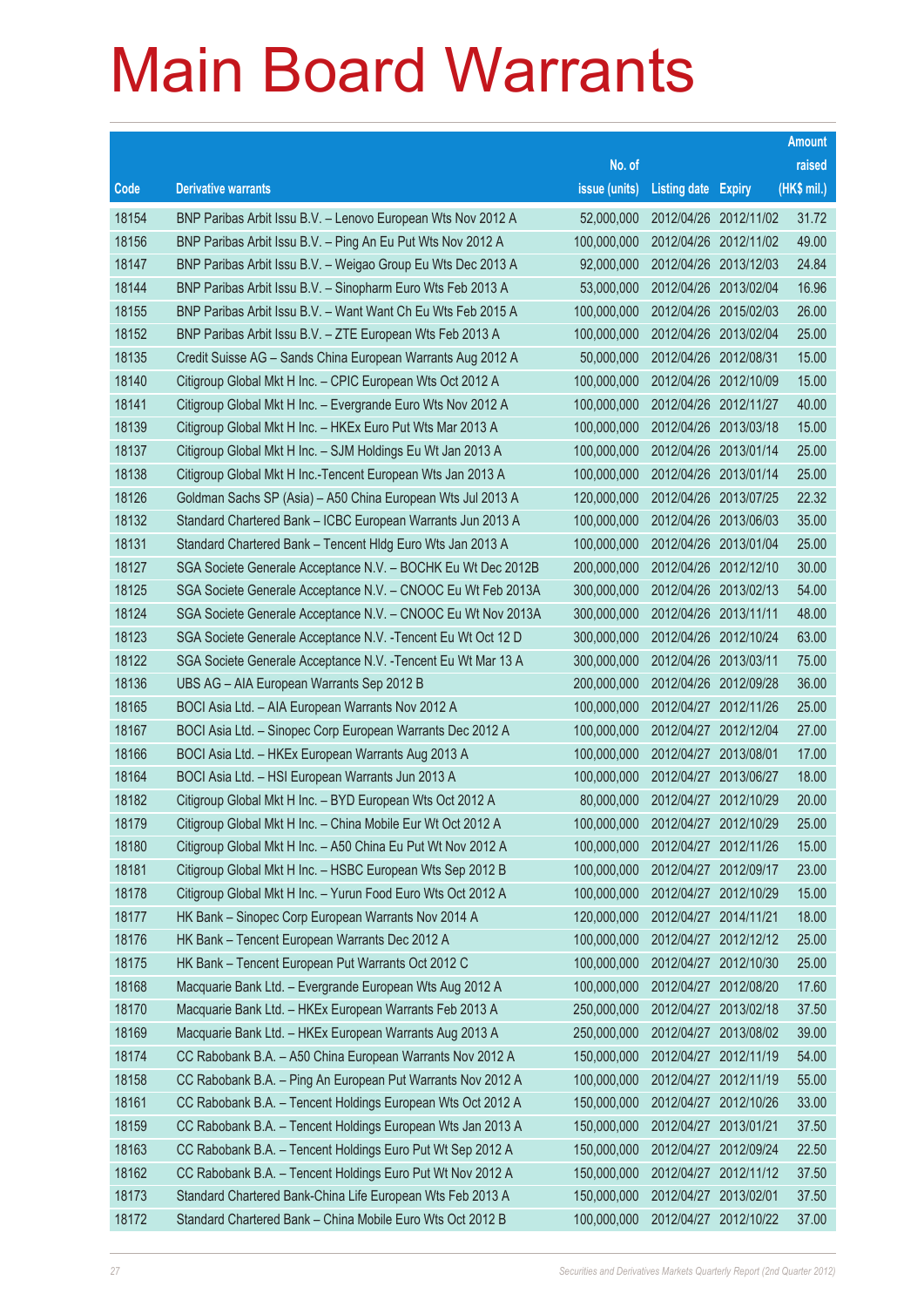# Main Board Warrants

| Code | Derivative warrants | No. of issue (units) | Listing date | Expiry | Amount raised (HK$ mil.) |
|---|---|---|---|---|---|
| 18154 | BNP Paribas Arbit Issu B.V. – Lenovo European Wts Nov 2012 A | 52,000,000 | 2012/04/26 | 2012/11/02 | 31.72 |
| 18156 | BNP Paribas Arbit Issu B.V. – Ping An Eu Put Wts Nov 2012 A | 100,000,000 | 2012/04/26 | 2012/11/02 | 49.00 |
| 18147 | BNP Paribas Arbit Issu B.V. – Weigao Group Eu Wts Dec 2013 A | 92,000,000 | 2012/04/26 | 2013/12/03 | 24.84 |
| 18144 | BNP Paribas Arbit Issu B.V. – Sinopharm Euro Wts Feb 2013 A | 53,000,000 | 2012/04/26 | 2013/02/04 | 16.96 |
| 18155 | BNP Paribas Arbit Issu B.V. – Want Want Ch Eu Wts Feb 2015 A | 100,000,000 | 2012/04/26 | 2015/02/03 | 26.00 |
| 18152 | BNP Paribas Arbit Issu B.V. – ZTE European Wts Feb 2013 A | 100,000,000 | 2012/04/26 | 2013/02/04 | 25.00 |
| 18135 | Credit Suisse AG – Sands China European Warrants Aug 2012 A | 50,000,000 | 2012/04/26 | 2012/08/31 | 15.00 |
| 18140 | Citigroup Global Mkt H Inc. – CPIC European Wts Oct 2012 A | 100,000,000 | 2012/04/26 | 2012/10/09 | 15.00 |
| 18141 | Citigroup Global Mkt H Inc. – Evergrande Euro Wts Nov 2012 A | 100,000,000 | 2012/04/26 | 2012/11/27 | 40.00 |
| 18139 | Citigroup Global Mkt H Inc. – HKEx Euro Put Wts Mar 2013 A | 100,000,000 | 2012/04/26 | 2013/03/18 | 15.00 |
| 18137 | Citigroup Global Mkt H Inc. – SJM Holdings Eu Wt Jan 2013 A | 100,000,000 | 2012/04/26 | 2013/01/14 | 25.00 |
| 18138 | Citigroup Global Mkt H Inc.-Tencent European Wts Jan 2013 A | 100,000,000 | 2012/04/26 | 2013/01/14 | 25.00 |
| 18126 | Goldman Sachs SP (Asia) – A50 China European Wts Jul 2013 A | 120,000,000 | 2012/04/26 | 2013/07/25 | 22.32 |
| 18132 | Standard Chartered Bank – ICBC European Warrants Jun 2013 A | 100,000,000 | 2012/04/26 | 2013/06/03 | 35.00 |
| 18131 | Standard Chartered Bank – Tencent Hldg Euro Wts Jan 2013 A | 100,000,000 | 2012/04/26 | 2013/01/04 | 25.00 |
| 18127 | SGA Societe Generale Acceptance N.V. – BOCHK Eu Wt Dec 2012B | 200,000,000 | 2012/04/26 | 2012/12/10 | 30.00 |
| 18125 | SGA Societe Generale Acceptance N.V. – CNOOC Eu Wt Feb 2013A | 300,000,000 | 2012/04/26 | 2013/02/13 | 54.00 |
| 18124 | SGA Societe Generale Acceptance N.V. – CNOOC Eu Wt Nov 2013A | 300,000,000 | 2012/04/26 | 2013/11/11 | 48.00 |
| 18123 | SGA Societe Generale Acceptance N.V. -Tencent Eu Wt Oct 12 D | 300,000,000 | 2012/04/26 | 2012/10/24 | 63.00 |
| 18122 | SGA Societe Generale Acceptance N.V. -Tencent Eu Wt Mar 13 A | 300,000,000 | 2012/04/26 | 2013/03/11 | 75.00 |
| 18136 | UBS AG – AIA European Warrants Sep 2012 B | 200,000,000 | 2012/04/26 | 2012/09/28 | 36.00 |
| 18165 | BOCI Asia Ltd. – AIA European Warrants Nov 2012 A | 100,000,000 | 2012/04/27 | 2012/11/26 | 25.00 |
| 18167 | BOCI Asia Ltd. – Sinopec Corp European Warrants Dec 2012 A | 100,000,000 | 2012/04/27 | 2012/12/04 | 27.00 |
| 18166 | BOCI Asia Ltd. – HKEx European Warrants Aug 2013 A | 100,000,000 | 2012/04/27 | 2013/08/01 | 17.00 |
| 18164 | BOCI Asia Ltd. – HSI European Warrants Jun 2013 A | 100,000,000 | 2012/04/27 | 2013/06/27 | 18.00 |
| 18182 | Citigroup Global Mkt H Inc. – BYD European Wts Oct 2012 A | 80,000,000 | 2012/04/27 | 2012/10/29 | 20.00 |
| 18179 | Citigroup Global Mkt H Inc. – China Mobile Eur Wt Oct 2012 A | 100,000,000 | 2012/04/27 | 2012/10/29 | 25.00 |
| 18180 | Citigroup Global Mkt H Inc. – A50 China Eu Put Wt Nov 2012 A | 100,000,000 | 2012/04/27 | 2012/11/26 | 15.00 |
| 18181 | Citigroup Global Mkt H Inc. – HSBC European Wts Sep 2012 B | 100,000,000 | 2012/04/27 | 2012/09/17 | 23.00 |
| 18178 | Citigroup Global Mkt H Inc. – Yurun Food Euro Wts Oct 2012 A | 100,000,000 | 2012/04/27 | 2012/10/29 | 15.00 |
| 18177 | HK Bank – Sinopec Corp European Warrants Nov 2014 A | 120,000,000 | 2012/04/27 | 2014/11/21 | 18.00 |
| 18176 | HK Bank – Tencent European Warrants Dec 2012 A | 100,000,000 | 2012/04/27 | 2012/12/12 | 25.00 |
| 18175 | HK Bank – Tencent European Put Warrants Oct 2012 C | 100,000,000 | 2012/04/27 | 2012/10/30 | 25.00 |
| 18168 | Macquarie Bank Ltd. – Evergrande European Wts Aug 2012 A | 100,000,000 | 2012/04/27 | 2012/08/20 | 17.60 |
| 18170 | Macquarie Bank Ltd. – HKEx European Warrants Feb 2013 A | 250,000,000 | 2012/04/27 | 2013/02/18 | 37.50 |
| 18169 | Macquarie Bank Ltd. – HKEx European Warrants Aug 2013 A | 250,000,000 | 2012/04/27 | 2013/08/02 | 39.00 |
| 18174 | CC Rabobank B.A. – A50 China European Warrants Nov 2012 A | 150,000,000 | 2012/04/27 | 2012/11/19 | 54.00 |
| 18158 | CC Rabobank B.A. – Ping An European Put Warrants Nov 2012 A | 100,000,000 | 2012/04/27 | 2012/11/19 | 55.00 |
| 18161 | CC Rabobank B.A. – Tencent Holdings European Wts Oct 2012 A | 150,000,000 | 2012/04/27 | 2012/10/26 | 33.00 |
| 18159 | CC Rabobank B.A. – Tencent Holdings European Wts Jan 2013 A | 150,000,000 | 2012/04/27 | 2013/01/21 | 37.50 |
| 18163 | CC Rabobank B.A. – Tencent Holdings Euro Put Wt Sep 2012 A | 150,000,000 | 2012/04/27 | 2012/09/24 | 22.50 |
| 18162 | CC Rabobank B.A. – Tencent Holdings Euro Put Wt Nov 2012 A | 150,000,000 | 2012/04/27 | 2012/11/12 | 37.50 |
| 18173 | Standard Chartered Bank-China Life European Wts Feb 2013 A | 150,000,000 | 2012/04/27 | 2013/02/01 | 37.50 |
| 18172 | Standard Chartered Bank – China Mobile Euro Wts Oct 2012 B | 100,000,000 | 2012/04/27 | 2012/10/22 | 37.00 |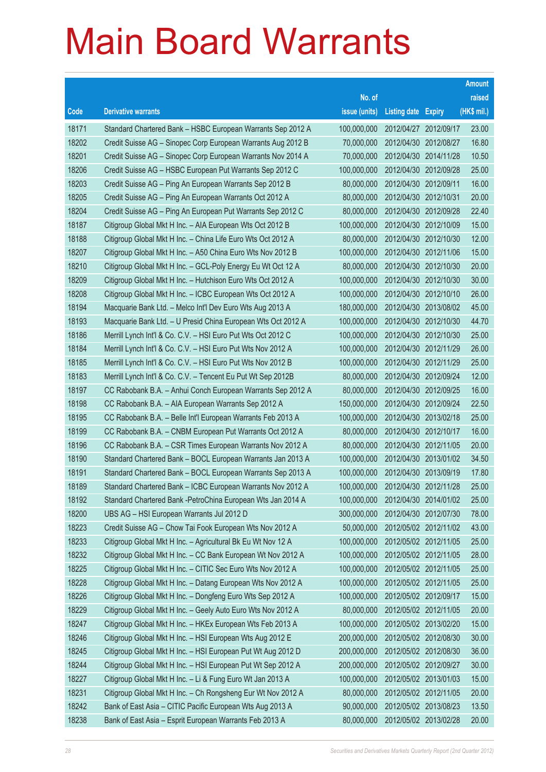# Main Board Warrants

| Code | Derivative warrants | No. of issue (units) | Listing date | Expiry | Amount raised (HK$ mil.) |
|---|---|---|---|---|---|
| 18171 | Standard Chartered Bank – HSBC European Warrants Sep 2012 A | 100,000,000 | 2012/04/27 | 2012/09/17 | 23.00 |
| 18202 | Credit Suisse AG – Sinopec Corp European Warrants Aug 2012 B | 70,000,000 | 2012/04/30 | 2012/08/27 | 16.80 |
| 18201 | Credit Suisse AG – Sinopec Corp European Warrants Nov 2014 A | 70,000,000 | 2012/04/30 | 2014/11/28 | 10.50 |
| 18206 | Credit Suisse AG – HSBC European Put Warrants Sep 2012 C | 100,000,000 | 2012/04/30 | 2012/09/28 | 25.00 |
| 18203 | Credit Suisse AG – Ping An European Warrants Sep 2012 B | 80,000,000 | 2012/04/30 | 2012/09/11 | 16.00 |
| 18205 | Credit Suisse AG – Ping An European Warrants Oct 2012 A | 80,000,000 | 2012/04/30 | 2012/10/31 | 20.00 |
| 18204 | Credit Suisse AG – Ping An European Put Warrants Sep 2012 C | 80,000,000 | 2012/04/30 | 2012/09/28 | 22.40 |
| 18187 | Citigroup Global Mkt H Inc. – AIA European Wts Oct 2012 B | 100,000,000 | 2012/04/30 | 2012/10/09 | 15.00 |
| 18188 | Citigroup Global Mkt H Inc. – China Life Euro Wts Oct 2012 A | 80,000,000 | 2012/04/30 | 2012/10/30 | 12.00 |
| 18207 | Citigroup Global Mkt H Inc. – A50 China Euro Wts Nov 2012 B | 100,000,000 | 2012/04/30 | 2012/11/06 | 15.00 |
| 18210 | Citigroup Global Mkt H Inc. – GCL-Poly Energy Eu Wt Oct 12 A | 80,000,000 | 2012/04/30 | 2012/10/30 | 20.00 |
| 18209 | Citigroup Global Mkt H Inc. – Hutchison Euro Wts Oct 2012 A | 100,000,000 | 2012/04/30 | 2012/10/30 | 30.00 |
| 18208 | Citigroup Global Mkt H Inc. – ICBC European Wts Oct 2012 A | 100,000,000 | 2012/04/30 | 2012/10/10 | 26.00 |
| 18194 | Macquarie Bank Ltd. – Melco Int'l Dev Euro Wts Aug 2013 A | 180,000,000 | 2012/04/30 | 2013/08/02 | 45.00 |
| 18193 | Macquarie Bank Ltd. – U Presid China European Wts Oct 2012 A | 100,000,000 | 2012/04/30 | 2012/10/30 | 44.70 |
| 18186 | Merrill Lynch Int'l & Co. C.V. – HSI Euro Put Wts Oct 2012 C | 100,000,000 | 2012/04/30 | 2012/10/30 | 25.00 |
| 18184 | Merrill Lynch Int'l & Co. C.V. – HSI Euro Put Wts Nov 2012 A | 100,000,000 | 2012/04/30 | 2012/11/29 | 26.00 |
| 18185 | Merrill Lynch Int'l & Co. C.V. – HSI Euro Put Wts Nov 2012 B | 100,000,000 | 2012/04/30 | 2012/11/29 | 25.00 |
| 18183 | Merrill Lynch Int'l & Co. C.V. – Tencent Eu Put Wt Sep 2012B | 80,000,000 | 2012/04/30 | 2012/09/24 | 12.00 |
| 18197 | CC Rabobank B.A. – Anhui Conch European Warrants Sep 2012 A | 80,000,000 | 2012/04/30 | 2012/09/25 | 16.00 |
| 18198 | CC Rabobank B.A. – AIA European Warrants Sep 2012 A | 150,000,000 | 2012/04/30 | 2012/09/24 | 22.50 |
| 18195 | CC Rabobank B.A. – Belle Int'l European Warrants Feb 2013 A | 100,000,000 | 2012/04/30 | 2013/02/18 | 25.00 |
| 18199 | CC Rabobank B.A. – CNBM European Put Warrants Oct 2012 A | 80,000,000 | 2012/04/30 | 2012/10/17 | 16.00 |
| 18196 | CC Rabobank B.A. – CSR Times European Warrants Nov 2012 A | 80,000,000 | 2012/04/30 | 2012/11/05 | 20.00 |
| 18190 | Standard Chartered Bank – BOCL European Warrants Jan 2013 A | 100,000,000 | 2012/04/30 | 2013/01/02 | 34.50 |
| 18191 | Standard Chartered Bank – BOCL European Warrants Sep 2013 A | 100,000,000 | 2012/04/30 | 2013/09/19 | 17.80 |
| 18189 | Standard Chartered Bank – ICBC European Warrants Nov 2012 A | 100,000,000 | 2012/04/30 | 2012/11/28 | 25.00 |
| 18192 | Standard Chartered Bank -PetroChina European Wts Jan 2014 A | 100,000,000 | 2012/04/30 | 2014/01/02 | 25.00 |
| 18200 | UBS AG – HSI European Warrants Jul 2012 D | 300,000,000 | 2012/04/30 | 2012/07/30 | 78.00 |
| 18223 | Credit Suisse AG – Chow Tai Fook European Wts Nov 2012 A | 50,000,000 | 2012/05/02 | 2012/11/02 | 43.00 |
| 18233 | Citigroup Global Mkt H Inc. – Agricultural Bk Eu Wt Nov 12 A | 100,000,000 | 2012/05/02 | 2012/11/05 | 25.00 |
| 18232 | Citigroup Global Mkt H Inc. – CC Bank European Wt Nov 2012 A | 100,000,000 | 2012/05/02 | 2012/11/05 | 28.00 |
| 18225 | Citigroup Global Mkt H Inc. – CITIC Sec Euro Wts Nov 2012 A | 100,000,000 | 2012/05/02 | 2012/11/05 | 25.00 |
| 18228 | Citigroup Global Mkt H Inc. – Datang European Wts Nov 2012 A | 100,000,000 | 2012/05/02 | 2012/11/05 | 25.00 |
| 18226 | Citigroup Global Mkt H Inc. – Dongfeng Euro Wts Sep 2012 A | 100,000,000 | 2012/05/02 | 2012/09/17 | 15.00 |
| 18229 | Citigroup Global Mkt H Inc. – Geely Auto Euro Wts Nov 2012 A | 80,000,000 | 2012/05/02 | 2012/11/05 | 20.00 |
| 18247 | Citigroup Global Mkt H Inc. – HKEx European Wts Feb 2013 A | 100,000,000 | 2012/05/02 | 2013/02/20 | 15.00 |
| 18246 | Citigroup Global Mkt H Inc. – HSI European Wts Aug 2012 E | 200,000,000 | 2012/05/02 | 2012/08/30 | 30.00 |
| 18245 | Citigroup Global Mkt H Inc. – HSI European Put Wt Aug 2012 D | 200,000,000 | 2012/05/02 | 2012/08/30 | 36.00 |
| 18244 | Citigroup Global Mkt H Inc. – HSI European Put Wt Sep 2012 A | 200,000,000 | 2012/05/02 | 2012/09/27 | 30.00 |
| 18227 | Citigroup Global Mkt H Inc. – Li & Fung Euro Wt Jan 2013 A | 100,000,000 | 2012/05/02 | 2013/01/03 | 15.00 |
| 18231 | Citigroup Global Mkt H Inc. – Ch Rongsheng Eur Wt Nov 2012 A | 80,000,000 | 2012/05/02 | 2012/11/05 | 20.00 |
| 18242 | Bank of East Asia – CITIC Pacific European Wts Aug 2013 A | 90,000,000 | 2012/05/02 | 2013/08/23 | 13.50 |
| 18238 | Bank of East Asia – Esprit European Warrants Feb 2013 A | 80,000,000 | 2012/05/02 | 2013/02/28 | 20.00 |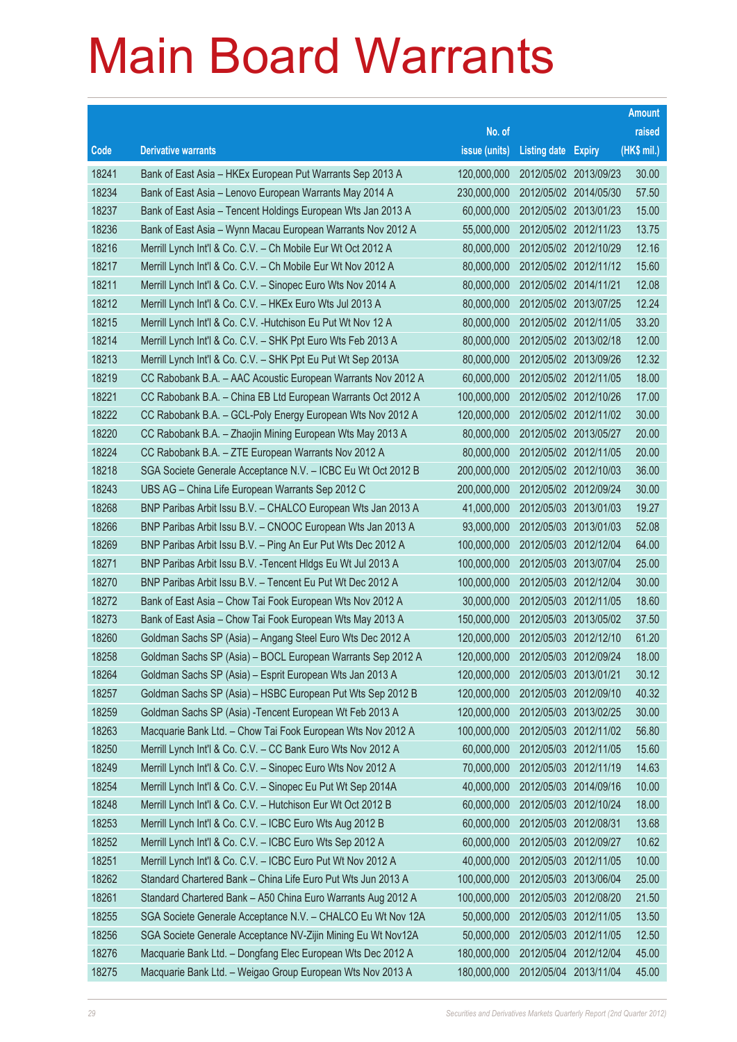# Main Board Warrants

| Code | Derivative warrants | No. of issue (units) | Listing date | Expiry | Amount raised (HK$ mil.) |
|---|---|---|---|---|---|
| 18241 | Bank of East Asia – HKEx European Put Warrants Sep 2013 A | 120,000,000 | 2012/05/02 | 2013/09/23 | 30.00 |
| 18234 | Bank of East Asia – Lenovo European Warrants May 2014 A | 230,000,000 | 2012/05/02 | 2014/05/30 | 57.50 |
| 18237 | Bank of East Asia – Tencent Holdings European Wts Jan 2013 A | 60,000,000 | 2012/05/02 | 2013/01/23 | 15.00 |
| 18236 | Bank of East Asia – Wynn Macau European Warrants Nov 2012 A | 55,000,000 | 2012/05/02 | 2012/11/23 | 13.75 |
| 18216 | Merrill Lynch Int'l & Co. C.V. – Ch Mobile Eur Wt Oct 2012 A | 80,000,000 | 2012/05/02 | 2012/10/29 | 12.16 |
| 18217 | Merrill Lynch Int'l & Co. C.V. – Ch Mobile Eur Wt Nov 2012 A | 80,000,000 | 2012/05/02 | 2012/11/12 | 15.60 |
| 18211 | Merrill Lynch Int'l & Co. C.V. – Sinopec Euro Wts Nov 2014 A | 80,000,000 | 2012/05/02 | 2014/11/21 | 12.08 |
| 18212 | Merrill Lynch Int'l & Co. C.V. – HKEx Euro Wts Jul 2013 A | 80,000,000 | 2012/05/02 | 2013/07/25 | 12.24 |
| 18215 | Merrill Lynch Int'l & Co. C.V. -Hutchison Eu Put Wt Nov 12 A | 80,000,000 | 2012/05/02 | 2012/11/05 | 33.20 |
| 18214 | Merrill Lynch Int'l & Co. C.V. – SHK Ppt Euro Wts Feb 2013 A | 80,000,000 | 2012/05/02 | 2013/02/18 | 12.00 |
| 18213 | Merrill Lynch Int'l & Co. C.V. – SHK Ppt Eu Put Wt Sep 2013A | 80,000,000 | 2012/05/02 | 2013/09/26 | 12.32 |
| 18219 | CC Rabobank B.A. – AAC Acoustic European Warrants Nov 2012 A | 60,000,000 | 2012/05/02 | 2012/11/05 | 18.00 |
| 18221 | CC Rabobank B.A. – China EB Ltd European Warrants Oct 2012 A | 100,000,000 | 2012/05/02 | 2012/10/26 | 17.00 |
| 18222 | CC Rabobank B.A. – GCL-Poly Energy European Wts Nov 2012 A | 120,000,000 | 2012/05/02 | 2012/11/02 | 30.00 |
| 18220 | CC Rabobank B.A. – Zhaojin Mining European Wts May 2013 A | 80,000,000 | 2012/05/02 | 2013/05/27 | 20.00 |
| 18224 | CC Rabobank B.A. – ZTE European Warrants Nov 2012 A | 80,000,000 | 2012/05/02 | 2012/11/05 | 20.00 |
| 18218 | SGA Societe Generale Acceptance N.V. – ICBC Eu Wt Oct 2012 B | 200,000,000 | 2012/05/02 | 2012/10/03 | 36.00 |
| 18243 | UBS AG – China Life European Warrants Sep 2012 C | 200,000,000 | 2012/05/02 | 2012/09/24 | 30.00 |
| 18268 | BNP Paribas Arbit Issu B.V. – CHALCO European Wts Jan 2013 A | 41,000,000 | 2012/05/03 | 2013/01/03 | 19.27 |
| 18266 | BNP Paribas Arbit Issu B.V. – CNOOC European Wts Jan 2013 A | 93,000,000 | 2012/05/03 | 2013/01/03 | 52.08 |
| 18269 | BNP Paribas Arbit Issu B.V. – Ping An Eur Put Wts Dec 2012 A | 100,000,000 | 2012/05/03 | 2012/12/04 | 64.00 |
| 18271 | BNP Paribas Arbit Issu B.V. -Tencent Hldgs Eu Wt Jul 2013 A | 100,000,000 | 2012/05/03 | 2013/07/04 | 25.00 |
| 18270 | BNP Paribas Arbit Issu B.V. – Tencent Eu Put Wt Dec 2012 A | 100,000,000 | 2012/05/03 | 2012/12/04 | 30.00 |
| 18272 | Bank of East Asia – Chow Tai Fook European Wts Nov 2012 A | 30,000,000 | 2012/05/03 | 2012/11/05 | 18.60 |
| 18273 | Bank of East Asia – Chow Tai Fook European Wts May 2013 A | 150,000,000 | 2012/05/03 | 2013/05/02 | 37.50 |
| 18260 | Goldman Sachs SP (Asia) – Angang Steel Euro Wts Dec 2012 A | 120,000,000 | 2012/05/03 | 2012/12/10 | 61.20 |
| 18258 | Goldman Sachs SP (Asia) – BOCL European Warrants Sep 2012 A | 120,000,000 | 2012/05/03 | 2012/09/24 | 18.00 |
| 18264 | Goldman Sachs SP (Asia) – Esprit European Wts Jan 2013 A | 120,000,000 | 2012/05/03 | 2013/01/21 | 30.12 |
| 18257 | Goldman Sachs SP (Asia) – HSBC European Put Wts Sep 2012 B | 120,000,000 | 2012/05/03 | 2012/09/10 | 40.32 |
| 18259 | Goldman Sachs SP (Asia) -Tencent European Wt Feb 2013 A | 120,000,000 | 2012/05/03 | 2013/02/25 | 30.00 |
| 18263 | Macquarie Bank Ltd. – Chow Tai Fook European Wts Nov 2012 A | 100,000,000 | 2012/05/03 | 2012/11/02 | 56.80 |
| 18250 | Merrill Lynch Int'l & Co. C.V. – CC Bank Euro Wts Nov 2012 A | 60,000,000 | 2012/05/03 | 2012/11/05 | 15.60 |
| 18249 | Merrill Lynch Int'l & Co. C.V. – Sinopec Euro Wts Nov 2012 A | 70,000,000 | 2012/05/03 | 2012/11/19 | 14.63 |
| 18254 | Merrill Lynch Int'l & Co. C.V. – Sinopec Eu Put Wt Sep 2014A | 40,000,000 | 2012/05/03 | 2014/09/16 | 10.00 |
| 18248 | Merrill Lynch Int'l & Co. C.V. – Hutchison Eur Wt Oct 2012 B | 60,000,000 | 2012/05/03 | 2012/10/24 | 18.00 |
| 18253 | Merrill Lynch Int'l & Co. C.V. – ICBC Euro Wts Aug 2012 B | 60,000,000 | 2012/05/03 | 2012/08/31 | 13.68 |
| 18252 | Merrill Lynch Int'l & Co. C.V. – ICBC Euro Wts Sep 2012 A | 60,000,000 | 2012/05/03 | 2012/09/27 | 10.62 |
| 18251 | Merrill Lynch Int'l & Co. C.V. – ICBC Euro Put Wt Nov 2012 A | 40,000,000 | 2012/05/03 | 2012/11/05 | 10.00 |
| 18262 | Standard Chartered Bank – China Life Euro Put Wts Jun 2013 A | 100,000,000 | 2012/05/03 | 2013/06/04 | 25.00 |
| 18261 | Standard Chartered Bank – A50 China Euro Warrants Aug 2012 A | 100,000,000 | 2012/05/03 | 2012/08/20 | 21.50 |
| 18255 | SGA Societe Generale Acceptance N.V. – CHALCO Eu Wt Nov 12A | 50,000,000 | 2012/05/03 | 2012/11/05 | 13.50 |
| 18256 | SGA Societe Generale Acceptance NV-Zijin Mining Eu Wt Nov12A | 50,000,000 | 2012/05/03 | 2012/11/05 | 12.50 |
| 18276 | Macquarie Bank Ltd. – Dongfang Elec European Wts Dec 2012 A | 180,000,000 | 2012/05/04 | 2012/12/04 | 45.00 |
| 18275 | Macquarie Bank Ltd. – Weigao Group European Wts Nov 2013 A | 180,000,000 | 2012/05/04 | 2013/11/04 | 45.00 |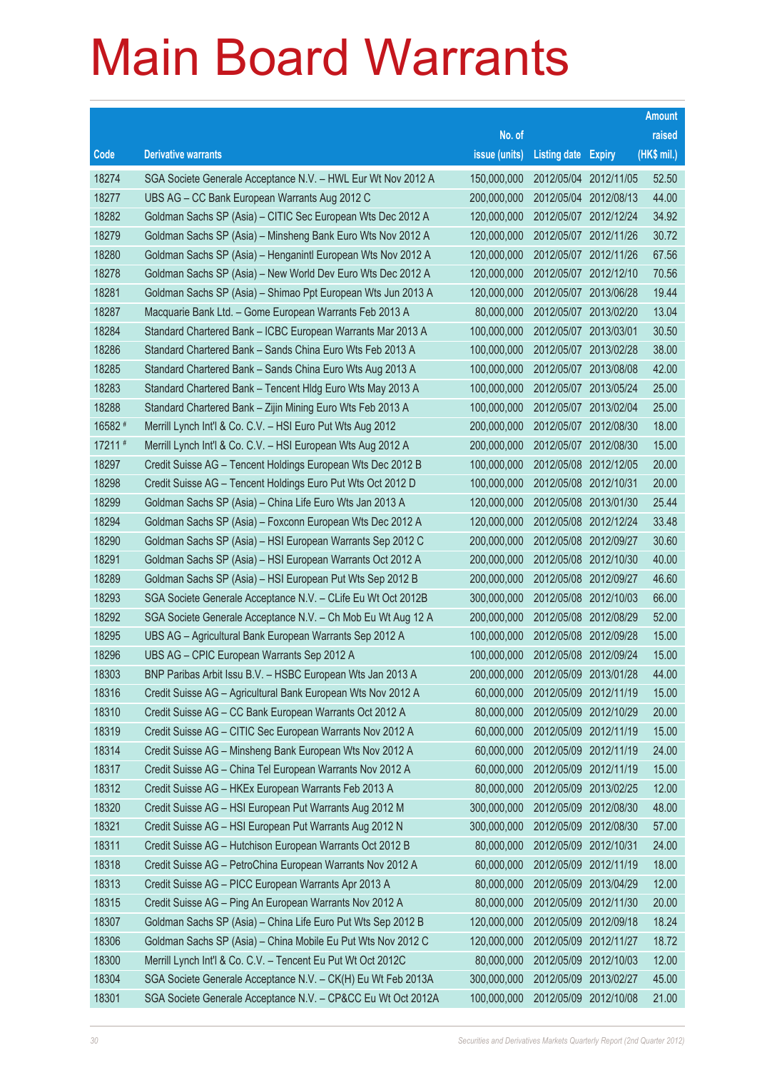# Main Board Warrants

| Code | Derivative warrants | No. of issue (units) | Listing date | Expiry | Amount raised (HK$ mil.) |
|---|---|---|---|---|---|
| 18274 | SGA Societe Generale Acceptance N.V. – HWL Eur Wt Nov 2012 A | 150,000,000 | 2012/05/04 | 2012/11/05 | 52.50 |
| 18277 | UBS AG – CC Bank European Warrants Aug 2012 C | 200,000,000 | 2012/05/04 | 2012/08/13 | 44.00 |
| 18282 | Goldman Sachs SP (Asia) – CITIC Sec European Wts Dec 2012 A | 120,000,000 | 2012/05/07 | 2012/12/24 | 34.92 |
| 18279 | Goldman Sachs SP (Asia) – Minsheng Bank Euro Wts Nov 2012 A | 120,000,000 | 2012/05/07 | 2012/11/26 | 30.72 |
| 18280 | Goldman Sachs SP (Asia) – Henganintl European Wts Nov 2012 A | 120,000,000 | 2012/05/07 | 2012/11/26 | 67.56 |
| 18278 | Goldman Sachs SP (Asia) – New World Dev Euro Wts Dec 2012 A | 120,000,000 | 2012/05/07 | 2012/12/10 | 70.56 |
| 18281 | Goldman Sachs SP (Asia) – Shimao Ppt European Wts Jun 2013 A | 120,000,000 | 2012/05/07 | 2013/06/28 | 19.44 |
| 18287 | Macquarie Bank Ltd. – Gome European Warrants Feb 2013 A | 80,000,000 | 2012/05/07 | 2013/02/20 | 13.04 |
| 18284 | Standard Chartered Bank – ICBC European Warrants Mar 2013 A | 100,000,000 | 2012/05/07 | 2013/03/01 | 30.50 |
| 18286 | Standard Chartered Bank – Sands China Euro Wts Feb 2013 A | 100,000,000 | 2012/05/07 | 2013/02/28 | 38.00 |
| 18285 | Standard Chartered Bank – Sands China Euro Wts Aug 2013 A | 100,000,000 | 2012/05/07 | 2013/08/08 | 42.00 |
| 18283 | Standard Chartered Bank – Tencent Hldg Euro Wts May 2013 A | 100,000,000 | 2012/05/07 | 2013/05/24 | 25.00 |
| 18288 | Standard Chartered Bank – Zijin Mining Euro Wts Feb 2013 A | 100,000,000 | 2012/05/07 | 2013/02/04 | 25.00 |
| 16582 # | Merrill Lynch Int'l & Co. C.V. – HSI Euro Put Wts Aug 2012 | 200,000,000 | 2012/05/07 | 2012/08/30 | 18.00 |
| 17211 # | Merrill Lynch Int'l & Co. C.V. – HSI European Wts Aug 2012 A | 200,000,000 | 2012/05/07 | 2012/08/30 | 15.00 |
| 18297 | Credit Suisse AG – Tencent Holdings European Wts Dec 2012 B | 100,000,000 | 2012/05/08 | 2012/12/05 | 20.00 |
| 18298 | Credit Suisse AG – Tencent Holdings Euro Put Wts Oct 2012 D | 100,000,000 | 2012/05/08 | 2012/10/31 | 20.00 |
| 18299 | Goldman Sachs SP (Asia) – China Life Euro Wts Jan 2013 A | 120,000,000 | 2012/05/08 | 2013/01/30 | 25.44 |
| 18294 | Goldman Sachs SP (Asia) – Foxconn European Wts Dec 2012 A | 120,000,000 | 2012/05/08 | 2012/12/24 | 33.48 |
| 18290 | Goldman Sachs SP (Asia) – HSI European Warrants Sep 2012 C | 200,000,000 | 2012/05/08 | 2012/09/27 | 30.60 |
| 18291 | Goldman Sachs SP (Asia) – HSI European Warrants Oct 2012 A | 200,000,000 | 2012/05/08 | 2012/10/30 | 40.00 |
| 18289 | Goldman Sachs SP (Asia) – HSI European Put Wts Sep 2012 B | 200,000,000 | 2012/05/08 | 2012/09/27 | 46.60 |
| 18293 | SGA Societe Generale Acceptance N.V. – CLife Eu Wt Oct 2012B | 300,000,000 | 2012/05/08 | 2012/10/03 | 66.00 |
| 18292 | SGA Societe Generale Acceptance N.V. – Ch Mob Eu Wt Aug 12 A | 200,000,000 | 2012/05/08 | 2012/08/29 | 52.00 |
| 18295 | UBS AG – Agricultural Bank European Warrants Sep 2012 A | 100,000,000 | 2012/05/08 | 2012/09/28 | 15.00 |
| 18296 | UBS AG – CPIC European Warrants Sep 2012 A | 100,000,000 | 2012/05/08 | 2012/09/24 | 15.00 |
| 18303 | BNP Paribas Arbit Issu B.V. – HSBC European Wts Jan 2013 A | 200,000,000 | 2012/05/09 | 2013/01/28 | 44.00 |
| 18316 | Credit Suisse AG – Agricultural Bank European Wts Nov 2012 A | 60,000,000 | 2012/05/09 | 2012/11/19 | 15.00 |
| 18310 | Credit Suisse AG – CC Bank European Warrants Oct 2012 A | 80,000,000 | 2012/05/09 | 2012/10/29 | 20.00 |
| 18319 | Credit Suisse AG – CITIC Sec European Warrants Nov 2012 A | 60,000,000 | 2012/05/09 | 2012/11/19 | 15.00 |
| 18314 | Credit Suisse AG – Minsheng Bank European Wts Nov 2012 A | 60,000,000 | 2012/05/09 | 2012/11/19 | 24.00 |
| 18317 | Credit Suisse AG – China Tel European Warrants Nov 2012 A | 60,000,000 | 2012/05/09 | 2012/11/19 | 15.00 |
| 18312 | Credit Suisse AG – HKEx European Warrants Feb 2013 A | 80,000,000 | 2012/05/09 | 2013/02/25 | 12.00 |
| 18320 | Credit Suisse AG – HSI European Put Warrants Aug 2012 M | 300,000,000 | 2012/05/09 | 2012/08/30 | 48.00 |
| 18321 | Credit Suisse AG – HSI European Put Warrants Aug 2012 N | 300,000,000 | 2012/05/09 | 2012/08/30 | 57.00 |
| 18311 | Credit Suisse AG – Hutchison European Warrants Oct 2012 B | 80,000,000 | 2012/05/09 | 2012/10/31 | 24.00 |
| 18318 | Credit Suisse AG – PetroChina European Warrants Nov 2012 A | 60,000,000 | 2012/05/09 | 2012/11/19 | 18.00 |
| 18313 | Credit Suisse AG – PICC European Warrants Apr 2013 A | 80,000,000 | 2012/05/09 | 2013/04/29 | 12.00 |
| 18315 | Credit Suisse AG – Ping An European Warrants Nov 2012 A | 80,000,000 | 2012/05/09 | 2012/11/30 | 20.00 |
| 18307 | Goldman Sachs SP (Asia) – China Life Euro Put Wts Sep 2012 B | 120,000,000 | 2012/05/09 | 2012/09/18 | 18.24 |
| 18306 | Goldman Sachs SP (Asia) – China Mobile Eu Put Wts Nov 2012 C | 120,000,000 | 2012/05/09 | 2012/11/27 | 18.72 |
| 18300 | Merrill Lynch Int'l & Co. C.V. – Tencent Eu Put Wt Oct 2012C | 80,000,000 | 2012/05/09 | 2012/10/03 | 12.00 |
| 18304 | SGA Societe Generale Acceptance N.V. – CK(H) Eu Wt Feb 2013A | 300,000,000 | 2012/05/09 | 2013/02/27 | 45.00 |
| 18301 | SGA Societe Generale Acceptance N.V. – CP&CC Eu Wt Oct 2012A | 100,000,000 | 2012/05/09 | 2012/10/08 | 21.00 |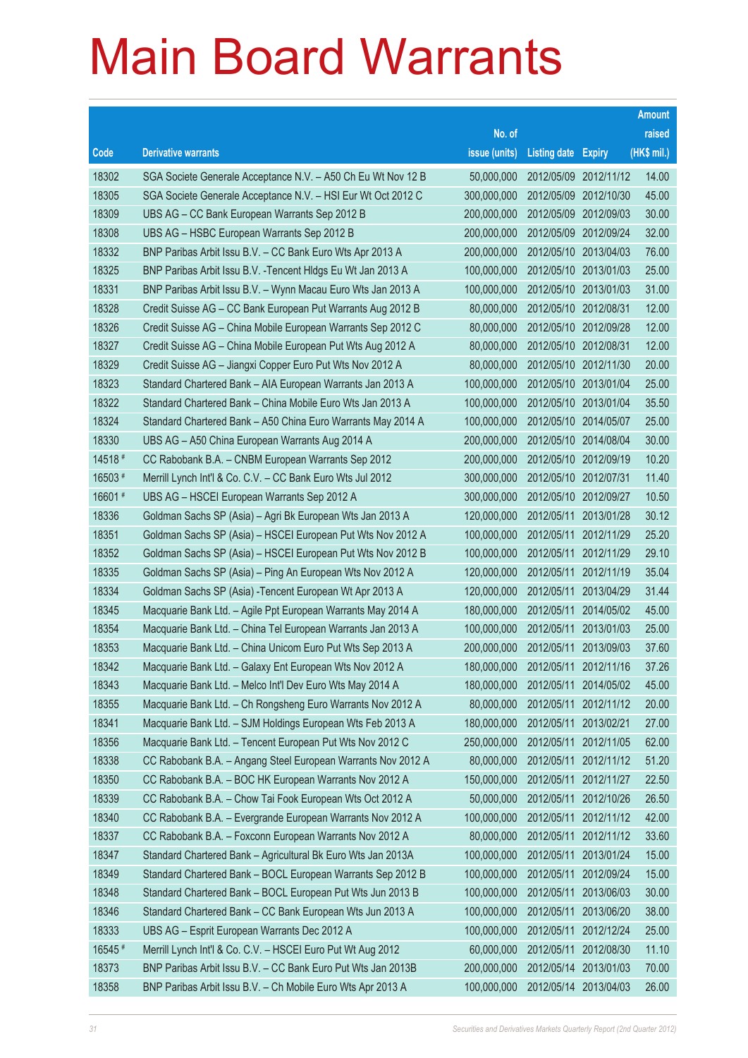# Main Board Warrants

| Code | Derivative warrants | No. of issue (units) | Listing date | Expiry | Amount raised (HK$ mil.) |
|---|---|---|---|---|---|
| 18302 | SGA Societe Generale Acceptance N.V. – A50 Ch Eu Wt Nov 12 B | 50,000,000 | 2012/05/09 | 2012/11/12 | 14.00 |
| 18305 | SGA Societe Generale Acceptance N.V. – HSI Eur Wt Oct 2012 C | 300,000,000 | 2012/05/09 | 2012/10/30 | 45.00 |
| 18309 | UBS AG – CC Bank European Warrants Sep 2012 B | 200,000,000 | 2012/05/09 | 2012/09/03 | 30.00 |
| 18308 | UBS AG – HSBC European Warrants Sep 2012 B | 200,000,000 | 2012/05/09 | 2012/09/24 | 32.00 |
| 18332 | BNP Paribas Arbit Issu B.V. – CC Bank Euro Wts Apr 2013 A | 200,000,000 | 2012/05/10 | 2013/04/03 | 76.00 |
| 18325 | BNP Paribas Arbit Issu B.V. -Tencent Hldgs Eu Wt Jan 2013 A | 100,000,000 | 2012/05/10 | 2013/01/03 | 25.00 |
| 18331 | BNP Paribas Arbit Issu B.V. – Wynn Macau Euro Wts Jan 2013 A | 100,000,000 | 2012/05/10 | 2013/01/03 | 31.00 |
| 18328 | Credit Suisse AG – CC Bank European Put Warrants Aug 2012 B | 80,000,000 | 2012/05/10 | 2012/08/31 | 12.00 |
| 18326 | Credit Suisse AG – China Mobile European Warrants Sep 2012 C | 80,000,000 | 2012/05/10 | 2012/09/28 | 12.00 |
| 18327 | Credit Suisse AG – China Mobile European Put Wts Aug 2012 A | 80,000,000 | 2012/05/10 | 2012/08/31 | 12.00 |
| 18329 | Credit Suisse AG – Jiangxi Copper Euro Put Wts Nov 2012 A | 80,000,000 | 2012/05/10 | 2012/11/30 | 20.00 |
| 18323 | Standard Chartered Bank – AIA European Warrants Jan 2013 A | 100,000,000 | 2012/05/10 | 2013/01/04 | 25.00 |
| 18322 | Standard Chartered Bank – China Mobile Euro Wts Jan 2013 A | 100,000,000 | 2012/05/10 | 2013/01/04 | 35.50 |
| 18324 | Standard Chartered Bank – A50 China Euro Warrants May 2014 A | 100,000,000 | 2012/05/10 | 2014/05/07 | 25.00 |
| 18330 | UBS AG – A50 China European Warrants Aug 2014 A | 200,000,000 | 2012/05/10 | 2014/08/04 | 30.00 |
| 14518 # | CC Rabobank B.A. – CNBM European Warrants Sep 2012 | 200,000,000 | 2012/05/10 | 2012/09/19 | 10.20 |
| 16503 # | Merrill Lynch Int'l & Co. C.V. – CC Bank Euro Wts Jul 2012 | 300,000,000 | 2012/05/10 | 2012/07/31 | 11.40 |
| 16601 # | UBS AG – HSCEI European Warrants Sep 2012 A | 300,000,000 | 2012/05/10 | 2012/09/27 | 10.50 |
| 18336 | Goldman Sachs SP (Asia) – Agri Bk European Wts Jan 2013 A | 120,000,000 | 2012/05/11 | 2013/01/28 | 30.12 |
| 18351 | Goldman Sachs SP (Asia) – HSCEI European Put Wts Nov 2012 A | 100,000,000 | 2012/05/11 | 2012/11/29 | 25.20 |
| 18352 | Goldman Sachs SP (Asia) – HSCEI European Put Wts Nov 2012 B | 100,000,000 | 2012/05/11 | 2012/11/29 | 29.10 |
| 18335 | Goldman Sachs SP (Asia) – Ping An European Wts Nov 2012 A | 120,000,000 | 2012/05/11 | 2012/11/19 | 35.04 |
| 18334 | Goldman Sachs SP (Asia) -Tencent European Wt Apr 2013 A | 120,000,000 | 2012/05/11 | 2013/04/29 | 31.44 |
| 18345 | Macquarie Bank Ltd. – Agile Ppt European Warrants May 2014 A | 180,000,000 | 2012/05/11 | 2014/05/02 | 45.00 |
| 18354 | Macquarie Bank Ltd. – China Tel European Warrants Jan 2013 A | 100,000,000 | 2012/05/11 | 2013/01/03 | 25.00 |
| 18353 | Macquarie Bank Ltd. – China Unicom Euro Put Wts Sep 2013 A | 200,000,000 | 2012/05/11 | 2013/09/03 | 37.60 |
| 18342 | Macquarie Bank Ltd. – Galaxy Ent European Wts Nov 2012 A | 180,000,000 | 2012/05/11 | 2012/11/16 | 37.26 |
| 18343 | Macquarie Bank Ltd. – Melco Int'l Dev Euro Wts May 2014 A | 180,000,000 | 2012/05/11 | 2014/05/02 | 45.00 |
| 18355 | Macquarie Bank Ltd. – Ch Rongsheng Euro Warrants Nov 2012 A | 80,000,000 | 2012/05/11 | 2012/11/12 | 20.00 |
| 18341 | Macquarie Bank Ltd. – SJM Holdings European Wts Feb 2013 A | 180,000,000 | 2012/05/11 | 2013/02/21 | 27.00 |
| 18356 | Macquarie Bank Ltd. – Tencent European Put Wts Nov 2012 C | 250,000,000 | 2012/05/11 | 2012/11/05 | 62.00 |
| 18338 | CC Rabobank B.A. – Angang Steel European Warrants Nov 2012 A | 80,000,000 | 2012/05/11 | 2012/11/12 | 51.20 |
| 18350 | CC Rabobank B.A. – BOC HK European Warrants Nov 2012 A | 150,000,000 | 2012/05/11 | 2012/11/27 | 22.50 |
| 18339 | CC Rabobank B.A. – Chow Tai Fook European Wts Oct 2012 A | 50,000,000 | 2012/05/11 | 2012/10/26 | 26.50 |
| 18340 | CC Rabobank B.A. – Evergrande European Warrants Nov 2012 A | 100,000,000 | 2012/05/11 | 2012/11/12 | 42.00 |
| 18337 | CC Rabobank B.A. – Foxconn European Warrants Nov 2012 A | 80,000,000 | 2012/05/11 | 2012/11/12 | 33.60 |
| 18347 | Standard Chartered Bank – Agricultural Bk Euro Wts Jan 2013A | 100,000,000 | 2012/05/11 | 2013/01/24 | 15.00 |
| 18349 | Standard Chartered Bank – BOCL European Warrants Sep 2012 B | 100,000,000 | 2012/05/11 | 2012/09/24 | 15.00 |
| 18348 | Standard Chartered Bank – BOCL European Put Wts Jun 2013 B | 100,000,000 | 2012/05/11 | 2013/06/03 | 30.00 |
| 18346 | Standard Chartered Bank – CC Bank European Wts Jun 2013 A | 100,000,000 | 2012/05/11 | 2013/06/20 | 38.00 |
| 18333 | UBS AG – Esprit European Warrants Dec 2012 A | 100,000,000 | 2012/05/11 | 2012/12/24 | 25.00 |
| 16545 # | Merrill Lynch Int'l & Co. C.V. – HSCEI Euro Put Wt Aug 2012 | 60,000,000 | 2012/05/11 | 2012/08/30 | 11.10 |
| 18373 | BNP Paribas Arbit Issu B.V. – CC Bank Euro Put Wts Jan 2013B | 200,000,000 | 2012/05/14 | 2013/01/03 | 70.00 |
| 18358 | BNP Paribas Arbit Issu B.V. – Ch Mobile Euro Wts Apr 2013 A | 100,000,000 | 2012/05/14 | 2013/04/03 | 26.00 |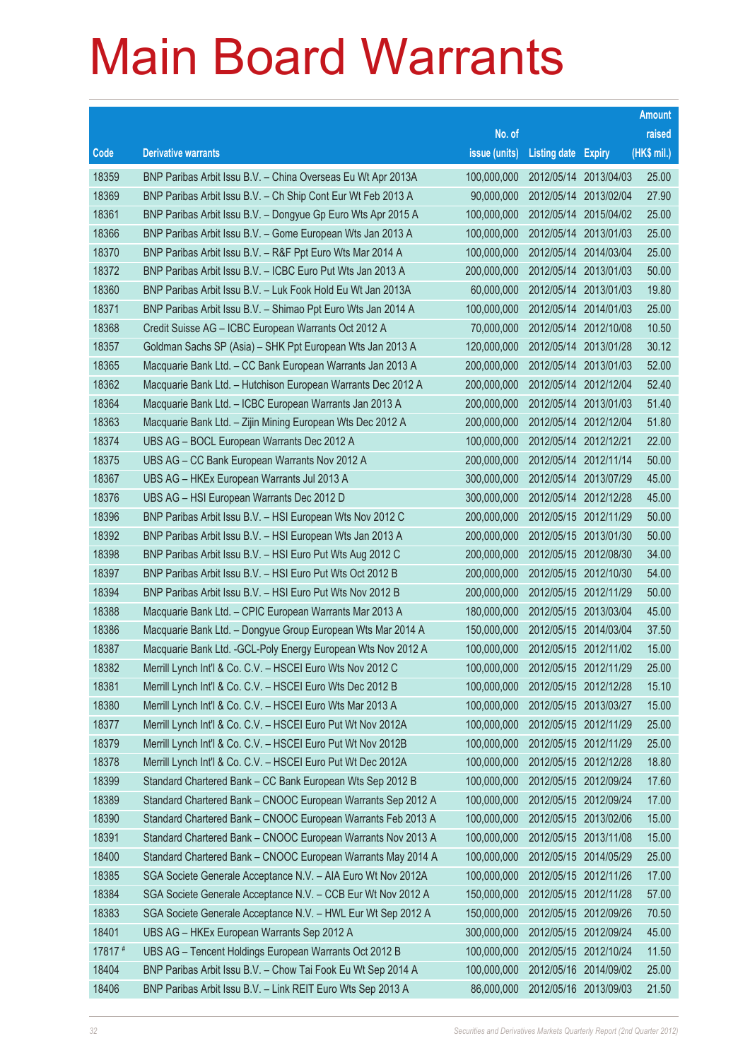# Main Board Warrants

| Code | Derivative warrants | No. of issue (units) | Listing date | Expiry | Amount raised (HK$ mil.) |
|---|---|---|---|---|---|
| 18359 | BNP Paribas Arbit Issu B.V. – China Overseas Eu Wt Apr 2013A | 100,000,000 | 2012/05/14 | 2013/04/03 | 25.00 |
| 18369 | BNP Paribas Arbit Issu B.V. – Ch Ship Cont Eur Wt Feb 2013 A | 90,000,000 | 2012/05/14 | 2013/02/04 | 27.90 |
| 18361 | BNP Paribas Arbit Issu B.V. – Dongyue Gp Euro Wts Apr 2015 A | 100,000,000 | 2012/05/14 | 2015/04/02 | 25.00 |
| 18366 | BNP Paribas Arbit Issu B.V. – Gome European Wts Jan 2013 A | 100,000,000 | 2012/05/14 | 2013/01/03 | 25.00 |
| 18370 | BNP Paribas Arbit Issu B.V. – R&F Ppt Euro Wts Mar 2014 A | 100,000,000 | 2012/05/14 | 2014/03/04 | 25.00 |
| 18372 | BNP Paribas Arbit Issu B.V. – ICBC Euro Put Wts Jan 2013 A | 200,000,000 | 2012/05/14 | 2013/01/03 | 50.00 |
| 18360 | BNP Paribas Arbit Issu B.V. – Luk Fook Hold Eu Wt Jan 2013A | 60,000,000 | 2012/05/14 | 2013/01/03 | 19.80 |
| 18371 | BNP Paribas Arbit Issu B.V. – Shimao Ppt Euro Wts Jan 2014 A | 100,000,000 | 2012/05/14 | 2014/01/03 | 25.00 |
| 18368 | Credit Suisse AG – ICBC European Warrants Oct 2012 A | 70,000,000 | 2012/05/14 | 2012/10/08 | 10.50 |
| 18357 | Goldman Sachs SP (Asia) – SHK Ppt European Wts Jan 2013 A | 120,000,000 | 2012/05/14 | 2013/01/28 | 30.12 |
| 18365 | Macquarie Bank Ltd. – CC Bank European Warrants Jan 2013 A | 200,000,000 | 2012/05/14 | 2013/01/03 | 52.00 |
| 18362 | Macquarie Bank Ltd. – Hutchison European Warrants Dec 2012 A | 200,000,000 | 2012/05/14 | 2012/12/04 | 52.40 |
| 18364 | Macquarie Bank Ltd. – ICBC European Warrants Jan 2013 A | 200,000,000 | 2012/05/14 | 2013/01/03 | 51.40 |
| 18363 | Macquarie Bank Ltd. – Zijin Mining European Wts Dec 2012 A | 200,000,000 | 2012/05/14 | 2012/12/04 | 51.80 |
| 18374 | UBS AG – BOCL European Warrants Dec 2012 A | 100,000,000 | 2012/05/14 | 2012/12/21 | 22.00 |
| 18375 | UBS AG – CC Bank European Warrants Nov 2012 A | 200,000,000 | 2012/05/14 | 2012/11/14 | 50.00 |
| 18367 | UBS AG – HKEx European Warrants Jul 2013 A | 300,000,000 | 2012/05/14 | 2013/07/29 | 45.00 |
| 18376 | UBS AG – HSI European Warrants Dec 2012 D | 300,000,000 | 2012/05/14 | 2012/12/28 | 45.00 |
| 18396 | BNP Paribas Arbit Issu B.V. – HSI European Wts Nov 2012 C | 200,000,000 | 2012/05/15 | 2012/11/29 | 50.00 |
| 18392 | BNP Paribas Arbit Issu B.V. – HSI European Wts Jan 2013 A | 200,000,000 | 2012/05/15 | 2013/01/30 | 50.00 |
| 18398 | BNP Paribas Arbit Issu B.V. – HSI Euro Put Wts Aug 2012 C | 200,000,000 | 2012/05/15 | 2012/08/30 | 34.00 |
| 18397 | BNP Paribas Arbit Issu B.V. – HSI Euro Put Wts Oct 2012 B | 200,000,000 | 2012/05/15 | 2012/10/30 | 54.00 |
| 18394 | BNP Paribas Arbit Issu B.V. – HSI Euro Put Wts Nov 2012 B | 200,000,000 | 2012/05/15 | 2012/11/29 | 50.00 |
| 18388 | Macquarie Bank Ltd. – CPIC European Warrants Mar 2013 A | 180,000,000 | 2012/05/15 | 2013/03/04 | 45.00 |
| 18386 | Macquarie Bank Ltd. – Dongyue Group European Wts Mar 2014 A | 150,000,000 | 2012/05/15 | 2014/03/04 | 37.50 |
| 18387 | Macquarie Bank Ltd. -GCL-Poly Energy European Wts Nov 2012 A | 100,000,000 | 2012/05/15 | 2012/11/02 | 15.00 |
| 18382 | Merrill Lynch Int'l & Co. C.V. – HSCEI Euro Wts Nov 2012 C | 100,000,000 | 2012/05/15 | 2012/11/29 | 25.00 |
| 18381 | Merrill Lynch Int'l & Co. C.V. – HSCEI Euro Wts Dec 2012 B | 100,000,000 | 2012/05/15 | 2012/12/28 | 15.10 |
| 18380 | Merrill Lynch Int'l & Co. C.V. – HSCEI Euro Wts Mar 2013 A | 100,000,000 | 2012/05/15 | 2013/03/27 | 15.00 |
| 18377 | Merrill Lynch Int'l & Co. C.V. – HSCEI Euro Put Wt Nov 2012A | 100,000,000 | 2012/05/15 | 2012/11/29 | 25.00 |
| 18379 | Merrill Lynch Int'l & Co. C.V. – HSCEI Euro Put Wt Nov 2012B | 100,000,000 | 2012/05/15 | 2012/11/29 | 25.00 |
| 18378 | Merrill Lynch Int'l & Co. C.V. – HSCEI Euro Put Wt Dec 2012A | 100,000,000 | 2012/05/15 | 2012/12/28 | 18.80 |
| 18399 | Standard Chartered Bank – CC Bank European Wts Sep 2012 B | 100,000,000 | 2012/05/15 | 2012/09/24 | 17.60 |
| 18389 | Standard Chartered Bank – CNOOC European Warrants Sep 2012 A | 100,000,000 | 2012/05/15 | 2012/09/24 | 17.00 |
| 18390 | Standard Chartered Bank – CNOOC European Warrants Feb 2013 A | 100,000,000 | 2012/05/15 | 2013/02/06 | 15.00 |
| 18391 | Standard Chartered Bank – CNOOC European Warrants Nov 2013 A | 100,000,000 | 2012/05/15 | 2013/11/08 | 15.00 |
| 18400 | Standard Chartered Bank – CNOOC European Warrants May 2014 A | 100,000,000 | 2012/05/15 | 2014/05/29 | 25.00 |
| 18385 | SGA Societe Generale Acceptance N.V. – AIA Euro Wt Nov 2012A | 100,000,000 | 2012/05/15 | 2012/11/26 | 17.00 |
| 18384 | SGA Societe Generale Acceptance N.V. – CCB Eur Wt Nov 2012 A | 150,000,000 | 2012/05/15 | 2012/11/28 | 57.00 |
| 18383 | SGA Societe Generale Acceptance N.V. – HWL Eur Wt Sep 2012 A | 150,000,000 | 2012/05/15 | 2012/09/26 | 70.50 |
| 18401 | UBS AG – HKEx European Warrants Sep 2012 A | 300,000,000 | 2012/05/15 | 2012/09/24 | 45.00 |
| 17817 # | UBS AG – Tencent Holdings European Warrants Oct 2012 B | 100,000,000 | 2012/05/15 | 2012/10/24 | 11.50 |
| 18404 | BNP Paribas Arbit Issu B.V. – Chow Tai Fook Eu Wt Sep 2014 A | 100,000,000 | 2012/05/16 | 2014/09/02 | 25.00 |
| 18406 | BNP Paribas Arbit Issu B.V. – Link REIT Euro Wts Sep 2013 A | 86,000,000 | 2012/05/16 | 2013/09/03 | 21.50 |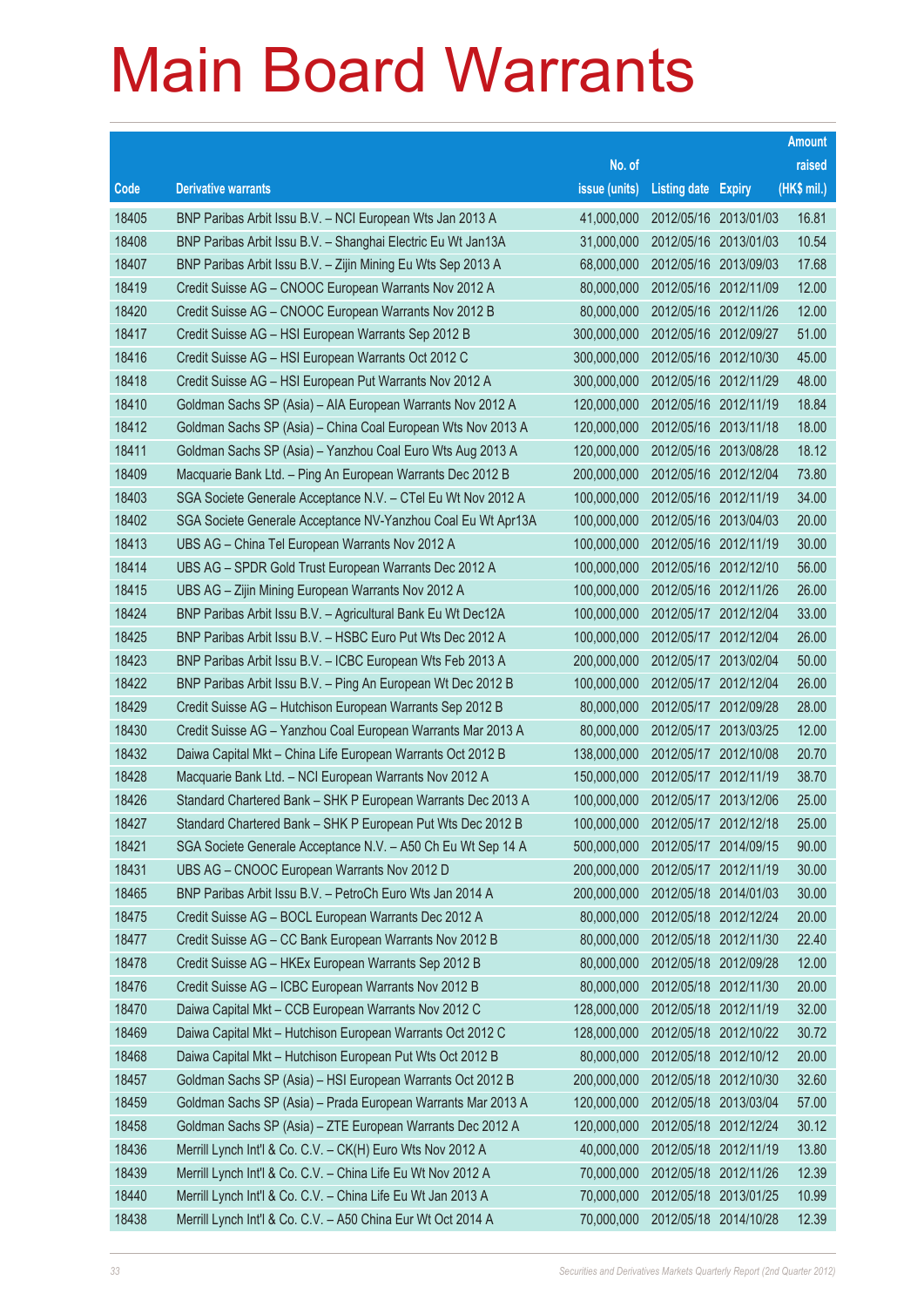# Main Board Warrants

| Code | Derivative warrants | No. of issue (units) | Listing date | Expiry | Amount raised (HK$ mil.) |
|---|---|---|---|---|---|
| 18405 | BNP Paribas Arbit Issu B.V. – NCI European Wts Jan 2013 A | 41,000,000 | 2012/05/16 | 2013/01/03 | 16.81 |
| 18408 | BNP Paribas Arbit Issu B.V. – Shanghai Electric Eu Wt Jan13A | 31,000,000 | 2012/05/16 | 2013/01/03 | 10.54 |
| 18407 | BNP Paribas Arbit Issu B.V. – Zijin Mining Eu Wts Sep 2013 A | 68,000,000 | 2012/05/16 | 2013/09/03 | 17.68 |
| 18419 | Credit Suisse AG – CNOOC European Warrants Nov 2012 A | 80,000,000 | 2012/05/16 | 2012/11/09 | 12.00 |
| 18420 | Credit Suisse AG – CNOOC European Warrants Nov 2012 B | 80,000,000 | 2012/05/16 | 2012/11/26 | 12.00 |
| 18417 | Credit Suisse AG – HSI European Warrants Sep 2012 B | 300,000,000 | 2012/05/16 | 2012/09/27 | 51.00 |
| 18416 | Credit Suisse AG – HSI European Warrants Oct 2012 C | 300,000,000 | 2012/05/16 | 2012/10/30 | 45.00 |
| 18418 | Credit Suisse AG – HSI European Put Warrants Nov 2012 A | 300,000,000 | 2012/05/16 | 2012/11/29 | 48.00 |
| 18410 | Goldman Sachs SP (Asia) – AIA European Warrants Nov 2012 A | 120,000,000 | 2012/05/16 | 2012/11/19 | 18.84 |
| 18412 | Goldman Sachs SP (Asia) – China Coal European Wts Nov 2013 A | 120,000,000 | 2012/05/16 | 2013/11/18 | 18.00 |
| 18411 | Goldman Sachs SP (Asia) – Yanzhou Coal Euro Wts Aug 2013 A | 120,000,000 | 2012/05/16 | 2013/08/28 | 18.12 |
| 18409 | Macquarie Bank Ltd. – Ping An European Warrants Dec 2012 B | 200,000,000 | 2012/05/16 | 2012/12/04 | 73.80 |
| 18403 | SGA Societe Generale Acceptance N.V. – CTel Eu Wt Nov 2012 A | 100,000,000 | 2012/05/16 | 2012/11/19 | 34.00 |
| 18402 | SGA Societe Generale Acceptance NV-Yanzhou Coal Eu Wt Apr13A | 100,000,000 | 2012/05/16 | 2013/04/03 | 20.00 |
| 18413 | UBS AG – China Tel European Warrants Nov 2012 A | 100,000,000 | 2012/05/16 | 2012/11/19 | 30.00 |
| 18414 | UBS AG – SPDR Gold Trust European Warrants Dec 2012 A | 100,000,000 | 2012/05/16 | 2012/12/10 | 56.00 |
| 18415 | UBS AG – Zijin Mining European Warrants Nov 2012 A | 100,000,000 | 2012/05/16 | 2012/11/26 | 26.00 |
| 18424 | BNP Paribas Arbit Issu B.V. – Agricultural Bank Eu Wt Dec12A | 100,000,000 | 2012/05/17 | 2012/12/04 | 33.00 |
| 18425 | BNP Paribas Arbit Issu B.V. – HSBC Euro Put Wts Dec 2012 A | 100,000,000 | 2012/05/17 | 2012/12/04 | 26.00 |
| 18423 | BNP Paribas Arbit Issu B.V. – ICBC European Wts Feb 2013 A | 200,000,000 | 2012/05/17 | 2013/02/04 | 50.00 |
| 18422 | BNP Paribas Arbit Issu B.V. – Ping An European Wt Dec 2012 B | 100,000,000 | 2012/05/17 | 2012/12/04 | 26.00 |
| 18429 | Credit Suisse AG – Hutchison European Warrants Sep 2012 B | 80,000,000 | 2012/05/17 | 2012/09/28 | 28.00 |
| 18430 | Credit Suisse AG – Yanzhou Coal European Warrants Mar 2013 A | 80,000,000 | 2012/05/17 | 2013/03/25 | 12.00 |
| 18432 | Daiwa Capital Mkt – China Life European Warrants Oct 2012 B | 138,000,000 | 2012/05/17 | 2012/10/08 | 20.70 |
| 18428 | Macquarie Bank Ltd. – NCI European Warrants Nov 2012 A | 150,000,000 | 2012/05/17 | 2012/11/19 | 38.70 |
| 18426 | Standard Chartered Bank – SHK P European Warrants Dec 2013 A | 100,000,000 | 2012/05/17 | 2013/12/06 | 25.00 |
| 18427 | Standard Chartered Bank – SHK P European Put Wts Dec 2012 B | 100,000,000 | 2012/05/17 | 2012/12/18 | 25.00 |
| 18421 | SGA Societe Generale Acceptance N.V. – A50 Ch Eu Wt Sep 14 A | 500,000,000 | 2012/05/17 | 2014/09/15 | 90.00 |
| 18431 | UBS AG – CNOOC European Warrants Nov 2012 D | 200,000,000 | 2012/05/17 | 2012/11/19 | 30.00 |
| 18465 | BNP Paribas Arbit Issu B.V. – PetroCh Euro Wts Jan 2014 A | 200,000,000 | 2012/05/18 | 2014/01/03 | 30.00 |
| 18475 | Credit Suisse AG – BOCL European Warrants Dec 2012 A | 80,000,000 | 2012/05/18 | 2012/12/24 | 20.00 |
| 18477 | Credit Suisse AG – CC Bank European Warrants Nov 2012 B | 80,000,000 | 2012/05/18 | 2012/11/30 | 22.40 |
| 18478 | Credit Suisse AG – HKEx European Warrants Sep 2012 B | 80,000,000 | 2012/05/18 | 2012/09/28 | 12.00 |
| 18476 | Credit Suisse AG – ICBC European Warrants Nov 2012 B | 80,000,000 | 2012/05/18 | 2012/11/30 | 20.00 |
| 18470 | Daiwa Capital Mkt – CCB European Warrants Nov 2012 C | 128,000,000 | 2012/05/18 | 2012/11/19 | 32.00 |
| 18469 | Daiwa Capital Mkt – Hutchison European Warrants Oct 2012 C | 128,000,000 | 2012/05/18 | 2012/10/22 | 30.72 |
| 18468 | Daiwa Capital Mkt – Hutchison European Put Wts Oct 2012 B | 80,000,000 | 2012/05/18 | 2012/10/12 | 20.00 |
| 18457 | Goldman Sachs SP (Asia) – HSI European Warrants Oct 2012 B | 200,000,000 | 2012/05/18 | 2012/10/30 | 32.60 |
| 18459 | Goldman Sachs SP (Asia) – Prada European Warrants Mar 2013 A | 120,000,000 | 2012/05/18 | 2013/03/04 | 57.00 |
| 18458 | Goldman Sachs SP (Asia) – ZTE European Warrants Dec 2012 A | 120,000,000 | 2012/05/18 | 2012/12/24 | 30.12 |
| 18436 | Merrill Lynch Int'l & Co. C.V. – CK(H) Euro Wts Nov 2012 A | 40,000,000 | 2012/05/18 | 2012/11/19 | 13.80 |
| 18439 | Merrill Lynch Int'l & Co. C.V. – China Life Eu Wt Nov 2012 A | 70,000,000 | 2012/05/18 | 2012/11/26 | 12.39 |
| 18440 | Merrill Lynch Int'l & Co. C.V. – China Life Eu Wt Jan 2013 A | 70,000,000 | 2012/05/18 | 2013/01/25 | 10.99 |
| 18438 | Merrill Lynch Int'l & Co. C.V. – A50 China Eur Wt Oct 2014 A | 70,000,000 | 2012/05/18 | 2014/10/28 | 12.39 |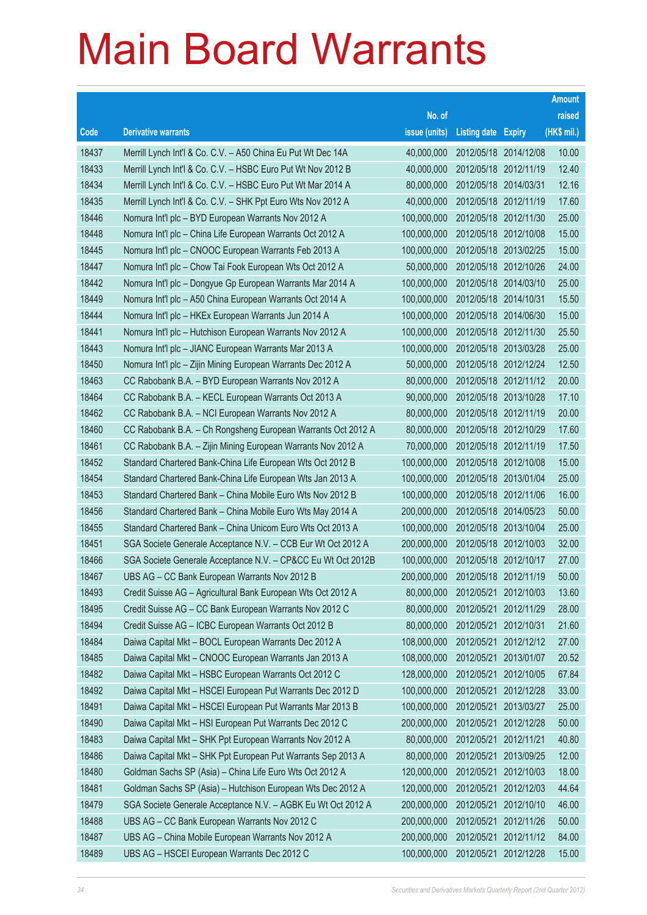# Main Board Warrants

| Code | Derivative warrants | No. of issue (units) | Listing date | Expiry | Amount raised (HK$ mil.) |
|---|---|---|---|---|---|
| 18437 | Merrill Lynch Int'l & Co. C.V. – A50 China Eu Put Wt Dec 14A | 40,000,000 | 2012/05/18 | 2014/12/08 | 10.00 |
| 18433 | Merrill Lynch Int'l & Co. C.V. – HSBC Euro Put Wt Nov 2012 B | 40,000,000 | 2012/05/18 | 2012/11/19 | 12.40 |
| 18434 | Merrill Lynch Int'l & Co. C.V. – HSBC Euro Put Wt Mar 2014 A | 80,000,000 | 2012/05/18 | 2014/03/31 | 12.16 |
| 18435 | Merrill Lynch Int'l & Co. C.V. – SHK Ppt Euro Wts Nov 2012 A | 40,000,000 | 2012/05/18 | 2012/11/19 | 17.60 |
| 18446 | Nomura Int'l plc – BYD European Warrants Nov 2012 A | 100,000,000 | 2012/05/18 | 2012/11/30 | 25.00 |
| 18448 | Nomura Int'l plc – China Life European Warrants Oct 2012 A | 100,000,000 | 2012/05/18 | 2012/10/08 | 15.00 |
| 18445 | Nomura Int'l plc – CNOOC European Warrants Feb 2013 A | 100,000,000 | 2012/05/18 | 2013/02/25 | 15.00 |
| 18447 | Nomura Int'l plc – Chow Tai Fook European Wts Oct 2012 A | 50,000,000 | 2012/05/18 | 2012/10/26 | 24.00 |
| 18442 | Nomura Int'l plc – Dongyue Gp European Warrants Mar 2014 A | 100,000,000 | 2012/05/18 | 2014/03/10 | 25.00 |
| 18449 | Nomura Int'l plc – A50 China European Warrants Oct 2014 A | 100,000,000 | 2012/05/18 | 2014/10/31 | 15.50 |
| 18444 | Nomura Int'l plc – HKEx European Warrants Jun 2014 A | 100,000,000 | 2012/05/18 | 2014/06/30 | 15.00 |
| 18441 | Nomura Int'l plc – Hutchison European Warrants Nov 2012 A | 100,000,000 | 2012/05/18 | 2012/11/30 | 25.50 |
| 18443 | Nomura Int'l plc – JIANC European Warrants Mar 2013 A | 100,000,000 | 2012/05/18 | 2013/03/28 | 25.00 |
| 18450 | Nomura Int'l plc – Zijin Mining European Warrants Dec 2012 A | 50,000,000 | 2012/05/18 | 2012/12/24 | 12.50 |
| 18463 | CC Rabobank B.A. – BYD European Warrants Nov 2012 A | 80,000,000 | 2012/05/18 | 2012/11/12 | 20.00 |
| 18464 | CC Rabobank B.A. – KECL European Warrants Oct 2013 A | 90,000,000 | 2012/05/18 | 2013/10/28 | 17.10 |
| 18462 | CC Rabobank B.A. – NCI European Warrants Nov 2012 A | 80,000,000 | 2012/05/18 | 2012/11/19 | 20.00 |
| 18460 | CC Rabobank B.A. – Ch Rongsheng European Warrants Oct 2012 A | 80,000,000 | 2012/05/18 | 2012/10/29 | 17.60 |
| 18461 | CC Rabobank B.A. – Zijin Mining European Warrants Nov 2012 A | 70,000,000 | 2012/05/18 | 2012/11/19 | 17.50 |
| 18452 | Standard Chartered Bank-China Life European Wts Oct 2012 B | 100,000,000 | 2012/05/18 | 2012/10/08 | 15.00 |
| 18454 | Standard Chartered Bank-China Life European Wts Jan 2013 A | 100,000,000 | 2012/05/18 | 2013/01/04 | 25.00 |
| 18453 | Standard Chartered Bank – China Mobile Euro Wts Nov 2012 B | 100,000,000 | 2012/05/18 | 2012/11/06 | 16.00 |
| 18456 | Standard Chartered Bank – China Mobile Euro Wts May 2014 A | 200,000,000 | 2012/05/18 | 2014/05/23 | 50.00 |
| 18455 | Standard Chartered Bank – China Unicom Euro Wts Oct 2013 A | 100,000,000 | 2012/05/18 | 2013/10/04 | 25.00 |
| 18451 | SGA Societe Generale Acceptance N.V. – CCB Eur Wt Oct 2012 A | 200,000,000 | 2012/05/18 | 2012/10/03 | 32.00 |
| 18466 | SGA Societe Generale Acceptance N.V. – CP&CC Eu Wt Oct 2012B | 100,000,000 | 2012/05/18 | 2012/10/17 | 27.00 |
| 18467 | UBS AG – CC Bank European Warrants Nov 2012 B | 200,000,000 | 2012/05/18 | 2012/11/19 | 50.00 |
| 18493 | Credit Suisse AG – Agricultural Bank European Wts Oct 2012 A | 80,000,000 | 2012/05/21 | 2012/10/03 | 13.60 |
| 18495 | Credit Suisse AG – CC Bank European Warrants Nov 2012 C | 80,000,000 | 2012/05/21 | 2012/11/29 | 28.00 |
| 18494 | Credit Suisse AG – ICBC European Warrants Oct 2012 B | 80,000,000 | 2012/05/21 | 2012/10/31 | 21.60 |
| 18484 | Daiwa Capital Mkt – BOCL European Warrants Dec 2012 A | 108,000,000 | 2012/05/21 | 2012/12/12 | 27.00 |
| 18485 | Daiwa Capital Mkt – CNOOC European Warrants Jan 2013 A | 108,000,000 | 2012/05/21 | 2013/01/07 | 20.52 |
| 18482 | Daiwa Capital Mkt – HSBC European Warrants Oct 2012 C | 128,000,000 | 2012/05/21 | 2012/10/05 | 67.84 |
| 18492 | Daiwa Capital Mkt – HSCEI European Put Warrants Dec 2012 D | 100,000,000 | 2012/05/21 | 2012/12/28 | 33.00 |
| 18491 | Daiwa Capital Mkt – HSCEI European Put Warrants Mar 2013 B | 100,000,000 | 2012/05/21 | 2013/03/27 | 25.00 |
| 18490 | Daiwa Capital Mkt – HSI European Put Warrants Dec 2012 C | 200,000,000 | 2012/05/21 | 2012/12/28 | 50.00 |
| 18483 | Daiwa Capital Mkt – SHK Ppt European Warrants Nov 2012 A | 80,000,000 | 2012/05/21 | 2012/11/21 | 40.80 |
| 18486 | Daiwa Capital Mkt – SHK Ppt European Put Warrants Sep 2013 A | 80,000,000 | 2012/05/21 | 2013/09/25 | 12.00 |
| 18480 | Goldman Sachs SP (Asia) – China Life Euro Wts Oct 2012 A | 120,000,000 | 2012/05/21 | 2012/10/03 | 18.00 |
| 18481 | Goldman Sachs SP (Asia) – Hutchison European Wts Dec 2012 A | 120,000,000 | 2012/05/21 | 2012/12/03 | 44.64 |
| 18479 | SGA Societe Generale Acceptance N.V. – AGBK Eu Wt Oct 2012 A | 200,000,000 | 2012/05/21 | 2012/10/10 | 46.00 |
| 18488 | UBS AG – CC Bank European Warrants Nov 2012 C | 200,000,000 | 2012/05/21 | 2012/11/26 | 50.00 |
| 18487 | UBS AG – China Mobile European Warrants Nov 2012 A | 200,000,000 | 2012/05/21 | 2012/11/12 | 84.00 |
| 18489 | UBS AG – HSCEI European Warrants Dec 2012 C | 100,000,000 | 2012/05/21 | 2012/12/28 | 15.00 |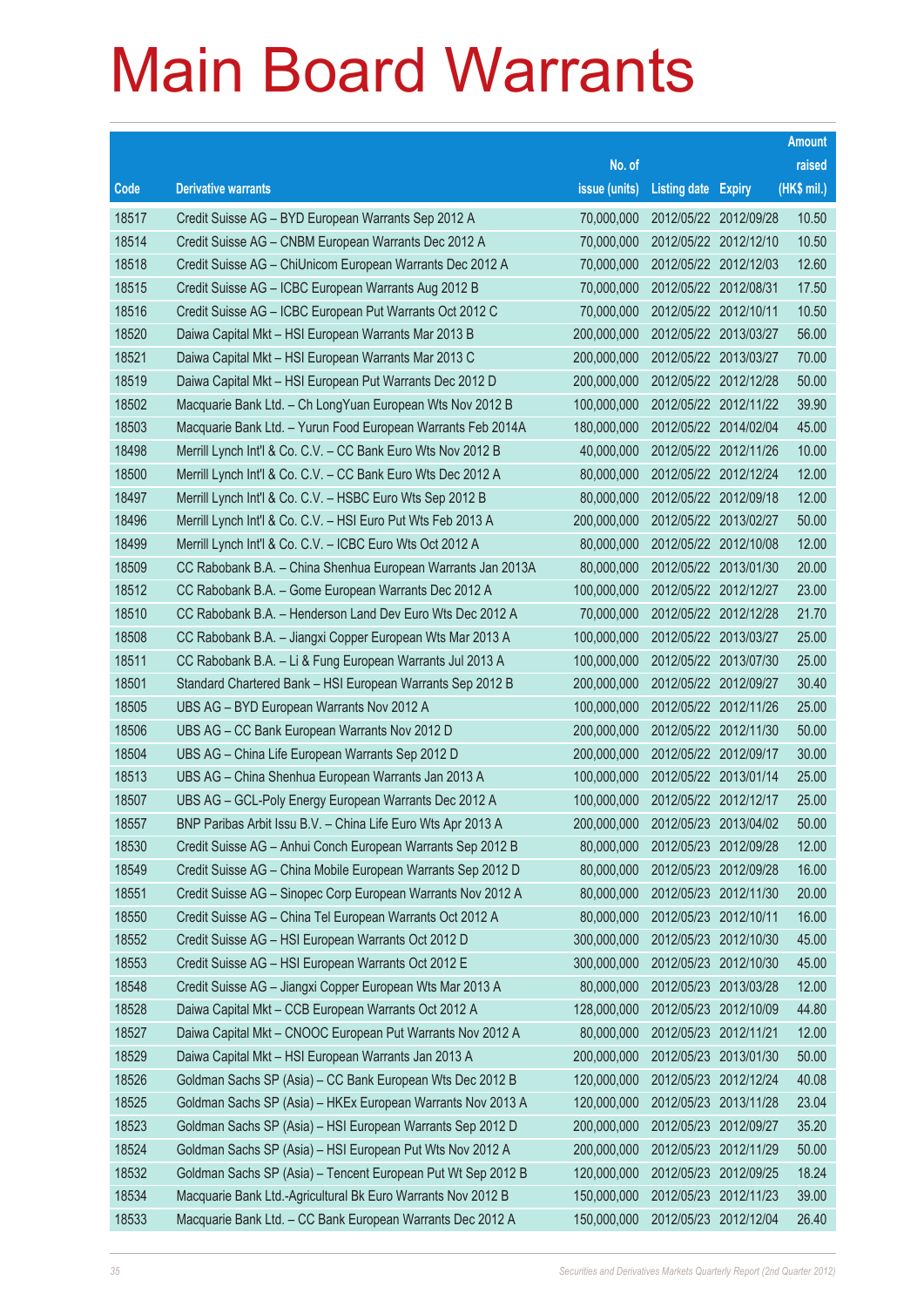# Main Board Warrants

| Code | Derivative warrants | No. of issue (units) | Listing date | Expiry | Amount raised (HK$ mil.) |
|---|---|---|---|---|---|
| 18517 | Credit Suisse AG – BYD European Warrants Sep 2012 A | 70,000,000 | 2012/05/22 | 2012/09/28 | 10.50 |
| 18514 | Credit Suisse AG – CNBM European Warrants Dec 2012 A | 70,000,000 | 2012/05/22 | 2012/12/10 | 10.50 |
| 18518 | Credit Suisse AG – ChiUnicom European Warrants Dec 2012 A | 70,000,000 | 2012/05/22 | 2012/12/03 | 12.60 |
| 18515 | Credit Suisse AG – ICBC European Warrants Aug 2012 B | 70,000,000 | 2012/05/22 | 2012/08/31 | 17.50 |
| 18516 | Credit Suisse AG – ICBC European Put Warrants Oct 2012 C | 70,000,000 | 2012/05/22 | 2012/10/11 | 10.50 |
| 18520 | Daiwa Capital Mkt – HSI European Warrants Mar 2013 B | 200,000,000 | 2012/05/22 | 2013/03/27 | 56.00 |
| 18521 | Daiwa Capital Mkt – HSI European Warrants Mar 2013 C | 200,000,000 | 2012/05/22 | 2013/03/27 | 70.00 |
| 18519 | Daiwa Capital Mkt – HSI European Put Warrants Dec 2012 D | 200,000,000 | 2012/05/22 | 2012/12/28 | 50.00 |
| 18502 | Macquarie Bank Ltd. – Ch LongYuan European Wts Nov 2012 B | 100,000,000 | 2012/05/22 | 2012/11/22 | 39.90 |
| 18503 | Macquarie Bank Ltd. – Yurun Food European Warrants Feb 2014A | 180,000,000 | 2012/05/22 | 2014/02/04 | 45.00 |
| 18498 | Merrill Lynch Int'l & Co. C.V. – CC Bank Euro Wts Nov 2012 B | 40,000,000 | 2012/05/22 | 2012/11/26 | 10.00 |
| 18500 | Merrill Lynch Int'l & Co. C.V. – CC Bank Euro Wts Dec 2012 A | 80,000,000 | 2012/05/22 | 2012/12/24 | 12.00 |
| 18497 | Merrill Lynch Int'l & Co. C.V. – HSBC Euro Wts Sep 2012 B | 80,000,000 | 2012/05/22 | 2012/09/18 | 12.00 |
| 18496 | Merrill Lynch Int'l & Co. C.V. – HSI Euro Put Wts Feb 2013 A | 200,000,000 | 2012/05/22 | 2013/02/27 | 50.00 |
| 18499 | Merrill Lynch Int'l & Co. C.V. – ICBC Euro Wts Oct 2012 A | 80,000,000 | 2012/05/22 | 2012/10/08 | 12.00 |
| 18509 | CC Rabobank B.A. – China Shenhua European Warrants Jan 2013A | 80,000,000 | 2012/05/22 | 2013/01/30 | 20.00 |
| 18512 | CC Rabobank B.A. – Gome European Warrants Dec 2012 A | 100,000,000 | 2012/05/22 | 2012/12/27 | 23.00 |
| 18510 | CC Rabobank B.A. – Henderson Land Dev Euro Wts Dec 2012 A | 70,000,000 | 2012/05/22 | 2012/12/28 | 21.70 |
| 18508 | CC Rabobank B.A. – Jiangxi Copper European Wts Mar 2013 A | 100,000,000 | 2012/05/22 | 2013/03/27 | 25.00 |
| 18511 | CC Rabobank B.A. – Li & Fung European Warrants Jul 2013 A | 100,000,000 | 2012/05/22 | 2013/07/30 | 25.00 |
| 18501 | Standard Chartered Bank – HSI European Warrants Sep 2012 B | 200,000,000 | 2012/05/22 | 2012/09/27 | 30.40 |
| 18505 | UBS AG – BYD European Warrants Nov 2012 A | 100,000,000 | 2012/05/22 | 2012/11/26 | 25.00 |
| 18506 | UBS AG – CC Bank European Warrants Nov 2012 D | 200,000,000 | 2012/05/22 | 2012/11/30 | 50.00 |
| 18504 | UBS AG – China Life European Warrants Sep 2012 D | 200,000,000 | 2012/05/22 | 2012/09/17 | 30.00 |
| 18513 | UBS AG – China Shenhua European Warrants Jan 2013 A | 100,000,000 | 2012/05/22 | 2013/01/14 | 25.00 |
| 18507 | UBS AG – GCL-Poly Energy European Warrants Dec 2012 A | 100,000,000 | 2012/05/22 | 2012/12/17 | 25.00 |
| 18557 | BNP Paribas Arbit Issu B.V. – China Life Euro Wts Apr 2013 A | 200,000,000 | 2012/05/23 | 2013/04/02 | 50.00 |
| 18530 | Credit Suisse AG – Anhui Conch European Warrants Sep 2012 B | 80,000,000 | 2012/05/23 | 2012/09/28 | 12.00 |
| 18549 | Credit Suisse AG – China Mobile European Warrants Sep 2012 D | 80,000,000 | 2012/05/23 | 2012/09/28 | 16.00 |
| 18551 | Credit Suisse AG – Sinopec Corp European Warrants Nov 2012 A | 80,000,000 | 2012/05/23 | 2012/11/30 | 20.00 |
| 18550 | Credit Suisse AG – China Tel European Warrants Oct 2012 A | 80,000,000 | 2012/05/23 | 2012/10/11 | 16.00 |
| 18552 | Credit Suisse AG – HSI European Warrants Oct 2012 D | 300,000,000 | 2012/05/23 | 2012/10/30 | 45.00 |
| 18553 | Credit Suisse AG – HSI European Warrants Oct 2012 E | 300,000,000 | 2012/05/23 | 2012/10/30 | 45.00 |
| 18548 | Credit Suisse AG – Jiangxi Copper European Wts Mar 2013 A | 80,000,000 | 2012/05/23 | 2013/03/28 | 12.00 |
| 18528 | Daiwa Capital Mkt – CCB European Warrants Oct 2012 A | 128,000,000 | 2012/05/23 | 2012/10/09 | 44.80 |
| 18527 | Daiwa Capital Mkt – CNOOC European Put Warrants Nov 2012 A | 80,000,000 | 2012/05/23 | 2012/11/21 | 12.00 |
| 18529 | Daiwa Capital Mkt – HSI European Warrants Jan 2013 A | 200,000,000 | 2012/05/23 | 2013/01/30 | 50.00 |
| 18526 | Goldman Sachs SP (Asia) – CC Bank European Wts Dec 2012 B | 120,000,000 | 2012/05/23 | 2012/12/24 | 40.08 |
| 18525 | Goldman Sachs SP (Asia) – HKEx European Warrants Nov 2013 A | 120,000,000 | 2012/05/23 | 2013/11/28 | 23.04 |
| 18523 | Goldman Sachs SP (Asia) – HSI European Warrants Sep 2012 D | 200,000,000 | 2012/05/23 | 2012/09/27 | 35.20 |
| 18524 | Goldman Sachs SP (Asia) – HSI European Put Wts Nov 2012 A | 200,000,000 | 2012/05/23 | 2012/11/29 | 50.00 |
| 18532 | Goldman Sachs SP (Asia) – Tencent European Put Wt Sep 2012 B | 120,000,000 | 2012/05/23 | 2012/09/25 | 18.24 |
| 18534 | Macquarie Bank Ltd.-Agricultural Bk Euro Warrants Nov 2012 B | 150,000,000 | 2012/05/23 | 2012/11/23 | 39.00 |
| 18533 | Macquarie Bank Ltd. – CC Bank European Warrants Dec 2012 A | 150,000,000 | 2012/05/23 | 2012/12/04 | 26.40 |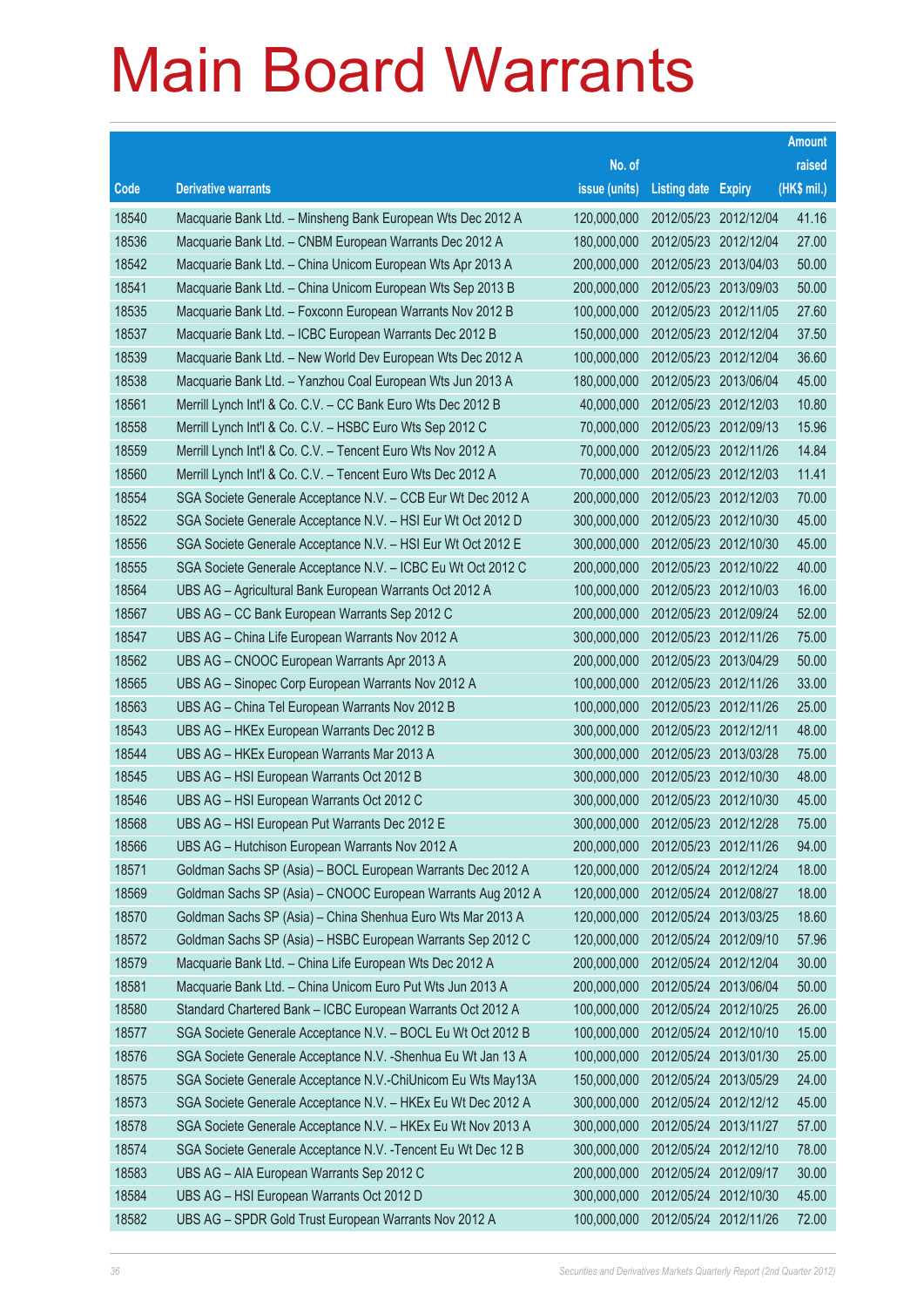# Main Board Warrants

| Code | Derivative warrants | No. of issue (units) | Listing date | Expiry | Amount raised (HK$ mil.) |
|---|---|---|---|---|---|
| 18540 | Macquarie Bank Ltd. – Minsheng Bank European Wts Dec 2012 A | 120,000,000 | 2012/05/23 | 2012/12/04 | 41.16 |
| 18536 | Macquarie Bank Ltd. – CNBM European Warrants Dec 2012 A | 180,000,000 | 2012/05/23 | 2012/12/04 | 27.00 |
| 18542 | Macquarie Bank Ltd. – China Unicom European Wts Apr 2013 A | 200,000,000 | 2012/05/23 | 2013/04/03 | 50.00 |
| 18541 | Macquarie Bank Ltd. – China Unicom European Wts Sep 2013 B | 200,000,000 | 2012/05/23 | 2013/09/03 | 50.00 |
| 18535 | Macquarie Bank Ltd. – Foxconn European Warrants Nov 2012 B | 100,000,000 | 2012/05/23 | 2012/11/05 | 27.60 |
| 18537 | Macquarie Bank Ltd. – ICBC European Warrants Dec 2012 B | 150,000,000 | 2012/05/23 | 2012/12/04 | 37.50 |
| 18539 | Macquarie Bank Ltd. – New World Dev European Wts Dec 2012 A | 100,000,000 | 2012/05/23 | 2012/12/04 | 36.60 |
| 18538 | Macquarie Bank Ltd. – Yanzhou Coal European Wts Jun 2013 A | 180,000,000 | 2012/05/23 | 2013/06/04 | 45.00 |
| 18561 | Merrill Lynch Int'l & Co. C.V. – CC Bank Euro Wts Dec 2012 B | 40,000,000 | 2012/05/23 | 2012/12/03 | 10.80 |
| 18558 | Merrill Lynch Int'l & Co. C.V. – HSBC Euro Wts Sep 2012 C | 70,000,000 | 2012/05/23 | 2012/09/13 | 15.96 |
| 18559 | Merrill Lynch Int'l & Co. C.V. – Tencent Euro Wts Nov 2012 A | 70,000,000 | 2012/05/23 | 2012/11/26 | 14.84 |
| 18560 | Merrill Lynch Int'l & Co. C.V. – Tencent Euro Wts Dec 2012 A | 70,000,000 | 2012/05/23 | 2012/12/03 | 11.41 |
| 18554 | SGA Societe Generale Acceptance N.V. – CCB Eur Wt Dec 2012 A | 200,000,000 | 2012/05/23 | 2012/12/03 | 70.00 |
| 18522 | SGA Societe Generale Acceptance N.V. – HSI Eur Wt Oct 2012 D | 300,000,000 | 2012/05/23 | 2012/10/30 | 45.00 |
| 18556 | SGA Societe Generale Acceptance N.V. – HSI Eur Wt Oct 2012 E | 300,000,000 | 2012/05/23 | 2012/10/30 | 45.00 |
| 18555 | SGA Societe Generale Acceptance N.V. – ICBC Eu Wt Oct 2012 C | 200,000,000 | 2012/05/23 | 2012/10/22 | 40.00 |
| 18564 | UBS AG – Agricultural Bank European Warrants Oct 2012 A | 100,000,000 | 2012/05/23 | 2012/10/03 | 16.00 |
| 18567 | UBS AG – CC Bank European Warrants Sep 2012 C | 200,000,000 | 2012/05/23 | 2012/09/24 | 52.00 |
| 18547 | UBS AG – China Life European Warrants Nov 2012 A | 300,000,000 | 2012/05/23 | 2012/11/26 | 75.00 |
| 18562 | UBS AG – CNOOC European Warrants Apr 2013 A | 200,000,000 | 2012/05/23 | 2013/04/29 | 50.00 |
| 18565 | UBS AG – Sinopec Corp European Warrants Nov 2012 A | 100,000,000 | 2012/05/23 | 2012/11/26 | 33.00 |
| 18563 | UBS AG – China Tel European Warrants Nov 2012 B | 100,000,000 | 2012/05/23 | 2012/11/26 | 25.00 |
| 18543 | UBS AG – HKEx European Warrants Dec 2012 B | 300,000,000 | 2012/05/23 | 2012/12/11 | 48.00 |
| 18544 | UBS AG – HKEx European Warrants Mar 2013 A | 300,000,000 | 2012/05/23 | 2013/03/28 | 75.00 |
| 18545 | UBS AG – HSI European Warrants Oct 2012 B | 300,000,000 | 2012/05/23 | 2012/10/30 | 48.00 |
| 18546 | UBS AG – HSI European Warrants Oct 2012 C | 300,000,000 | 2012/05/23 | 2012/10/30 | 45.00 |
| 18568 | UBS AG – HSI European Put Warrants Dec 2012 E | 300,000,000 | 2012/05/23 | 2012/12/28 | 75.00 |
| 18566 | UBS AG – Hutchison European Warrants Nov 2012 A | 200,000,000 | 2012/05/23 | 2012/11/26 | 94.00 |
| 18571 | Goldman Sachs SP (Asia) – BOCL European Warrants Dec 2012 A | 120,000,000 | 2012/05/24 | 2012/12/24 | 18.00 |
| 18569 | Goldman Sachs SP (Asia) – CNOOC European Warrants Aug 2012 A | 120,000,000 | 2012/05/24 | 2012/08/27 | 18.00 |
| 18570 | Goldman Sachs SP (Asia) – China Shenhua Euro Wts Mar 2013 A | 120,000,000 | 2012/05/24 | 2013/03/25 | 18.60 |
| 18572 | Goldman Sachs SP (Asia) – HSBC European Warrants Sep 2012 C | 120,000,000 | 2012/05/24 | 2012/09/10 | 57.96 |
| 18579 | Macquarie Bank Ltd. – China Life European Wts Dec 2012 A | 200,000,000 | 2012/05/24 | 2012/12/04 | 30.00 |
| 18581 | Macquarie Bank Ltd. – China Unicom Euro Put Wts Jun 2013 A | 200,000,000 | 2012/05/24 | 2013/06/04 | 50.00 |
| 18580 | Standard Chartered Bank – ICBC European Warrants Oct 2012 A | 100,000,000 | 2012/05/24 | 2012/10/25 | 26.00 |
| 18577 | SGA Societe Generale Acceptance N.V. – BOCL Eu Wt Oct 2012 B | 100,000,000 | 2012/05/24 | 2012/10/10 | 15.00 |
| 18576 | SGA Societe Generale Acceptance N.V. -Shenhua Eu Wt Jan 13 A | 100,000,000 | 2012/05/24 | 2013/01/30 | 25.00 |
| 18575 | SGA Societe Generale Acceptance N.V.-ChiUnicom Eu Wts May13A | 150,000,000 | 2012/05/24 | 2013/05/29 | 24.00 |
| 18573 | SGA Societe Generale Acceptance N.V. – HKEx Eu Wt Dec 2012 A | 300,000,000 | 2012/05/24 | 2012/12/12 | 45.00 |
| 18578 | SGA Societe Generale Acceptance N.V. – HKEx Eu Wt Nov 2013 A | 300,000,000 | 2012/05/24 | 2013/11/27 | 57.00 |
| 18574 | SGA Societe Generale Acceptance N.V. -Tencent Eu Wt Dec 12 B | 300,000,000 | 2012/05/24 | 2012/12/10 | 78.00 |
| 18583 | UBS AG – AIA European Warrants Sep 2012 C | 200,000,000 | 2012/05/24 | 2012/09/17 | 30.00 |
| 18584 | UBS AG – HSI European Warrants Oct 2012 D | 300,000,000 | 2012/05/24 | 2012/10/30 | 45.00 |
| 18582 | UBS AG – SPDR Gold Trust European Warrants Nov 2012 A | 100,000,000 | 2012/05/24 | 2012/11/26 | 72.00 |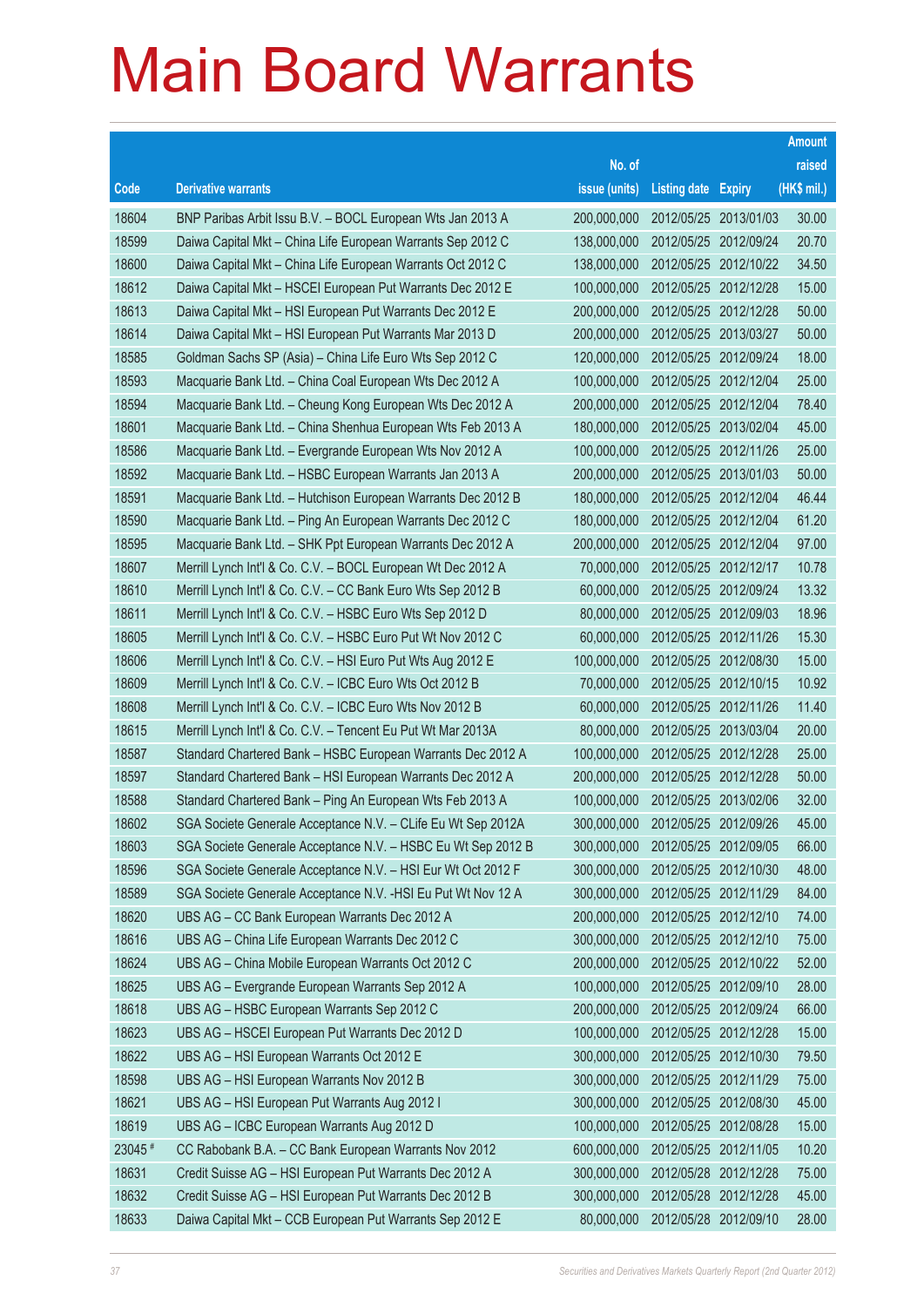# Main Board Warrants

| Code | Derivative warrants | No. of issue (units) | Listing date | Expiry | Amount raised (HK$ mil.) |
|---|---|---|---|---|---|
| 18604 | BNP Paribas Arbit Issu B.V. – BOCL European Wts Jan 2013 A | 200,000,000 | 2012/05/25 | 2013/01/03 | 30.00 |
| 18599 | Daiwa Capital Mkt – China Life European Warrants Sep 2012 C | 138,000,000 | 2012/05/25 | 2012/09/24 | 20.70 |
| 18600 | Daiwa Capital Mkt – China Life European Warrants Oct 2012 C | 138,000,000 | 2012/05/25 | 2012/10/22 | 34.50 |
| 18612 | Daiwa Capital Mkt – HSCEI European Put Warrants Dec 2012 E | 100,000,000 | 2012/05/25 | 2012/12/28 | 15.00 |
| 18613 | Daiwa Capital Mkt – HSI European Put Warrants Dec 2012 E | 200,000,000 | 2012/05/25 | 2012/12/28 | 50.00 |
| 18614 | Daiwa Capital Mkt – HSI European Put Warrants Mar 2013 D | 200,000,000 | 2012/05/25 | 2013/03/27 | 50.00 |
| 18585 | Goldman Sachs SP (Asia) – China Life Euro Wts Sep 2012 C | 120,000,000 | 2012/05/25 | 2012/09/24 | 18.00 |
| 18593 | Macquarie Bank Ltd. – China Coal European Wts Dec 2012 A | 100,000,000 | 2012/05/25 | 2012/12/04 | 25.00 |
| 18594 | Macquarie Bank Ltd. – Cheung Kong European Wts Dec 2012 A | 200,000,000 | 2012/05/25 | 2012/12/04 | 78.40 |
| 18601 | Macquarie Bank Ltd. – China Shenhua European Wts Feb 2013 A | 180,000,000 | 2012/05/25 | 2013/02/04 | 45.00 |
| 18586 | Macquarie Bank Ltd. – Evergrande European Wts Nov 2012 A | 100,000,000 | 2012/05/25 | 2012/11/26 | 25.00 |
| 18592 | Macquarie Bank Ltd. – HSBC European Warrants Jan 2013 A | 200,000,000 | 2012/05/25 | 2013/01/03 | 50.00 |
| 18591 | Macquarie Bank Ltd. – Hutchison European Warrants Dec 2012 B | 180,000,000 | 2012/05/25 | 2012/12/04 | 46.44 |
| 18590 | Macquarie Bank Ltd. – Ping An European Warrants Dec 2012 C | 180,000,000 | 2012/05/25 | 2012/12/04 | 61.20 |
| 18595 | Macquarie Bank Ltd. – SHK Ppt European Warrants Dec 2012 A | 200,000,000 | 2012/05/25 | 2012/12/04 | 97.00 |
| 18607 | Merrill Lynch Int'l & Co. C.V. – BOCL European Wt Dec 2012 A | 70,000,000 | 2012/05/25 | 2012/12/17 | 10.78 |
| 18610 | Merrill Lynch Int'l & Co. C.V. – CC Bank Euro Wts Sep 2012 B | 60,000,000 | 2012/05/25 | 2012/09/24 | 13.32 |
| 18611 | Merrill Lynch Int'l & Co. C.V. – HSBC Euro Wts Sep 2012 D | 80,000,000 | 2012/05/25 | 2012/09/03 | 18.96 |
| 18605 | Merrill Lynch Int'l & Co. C.V. – HSBC Euro Put Wt Nov 2012 C | 60,000,000 | 2012/05/25 | 2012/11/26 | 15.30 |
| 18606 | Merrill Lynch Int'l & Co. C.V. – HSI Euro Put Wts Aug 2012 E | 100,000,000 | 2012/05/25 | 2012/08/30 | 15.00 |
| 18609 | Merrill Lynch Int'l & Co. C.V. – ICBC Euro Wts Oct 2012 B | 70,000,000 | 2012/05/25 | 2012/10/15 | 10.92 |
| 18608 | Merrill Lynch Int'l & Co. C.V. – ICBC Euro Wts Nov 2012 B | 60,000,000 | 2012/05/25 | 2012/11/26 | 11.40 |
| 18615 | Merrill Lynch Int'l & Co. C.V. – Tencent Eu Put Wt Mar 2013A | 80,000,000 | 2012/05/25 | 2013/03/04 | 20.00 |
| 18587 | Standard Chartered Bank – HSBC European Warrants Dec 2012 A | 100,000,000 | 2012/05/25 | 2012/12/28 | 25.00 |
| 18597 | Standard Chartered Bank – HSI European Warrants Dec 2012 A | 200,000,000 | 2012/05/25 | 2012/12/28 | 50.00 |
| 18588 | Standard Chartered Bank – Ping An European Wts Feb 2013 A | 100,000,000 | 2012/05/25 | 2013/02/06 | 32.00 |
| 18602 | SGA Societe Generale Acceptance N.V. – CLife Eu Wt Sep 2012A | 300,000,000 | 2012/05/25 | 2012/09/26 | 45.00 |
| 18603 | SGA Societe Generale Acceptance N.V. – HSBC Eu Wt Sep 2012 B | 300,000,000 | 2012/05/25 | 2012/09/05 | 66.00 |
| 18596 | SGA Societe Generale Acceptance N.V. – HSI Eur Wt Oct 2012 F | 300,000,000 | 2012/05/25 | 2012/10/30 | 48.00 |
| 18589 | SGA Societe Generale Acceptance N.V. -HSI Eu Put Wt Nov 12 A | 300,000,000 | 2012/05/25 | 2012/11/29 | 84.00 |
| 18620 | UBS AG – CC Bank European Warrants Dec 2012 A | 200,000,000 | 2012/05/25 | 2012/12/10 | 74.00 |
| 18616 | UBS AG – China Life European Warrants Dec 2012 C | 300,000,000 | 2012/05/25 | 2012/12/10 | 75.00 |
| 18624 | UBS AG – China Mobile European Warrants Oct 2012 C | 200,000,000 | 2012/05/25 | 2012/10/22 | 52.00 |
| 18625 | UBS AG – Evergrande European Warrants Sep 2012 A | 100,000,000 | 2012/05/25 | 2012/09/10 | 28.00 |
| 18618 | UBS AG – HSBC European Warrants Sep 2012 C | 200,000,000 | 2012/05/25 | 2012/09/24 | 66.00 |
| 18623 | UBS AG – HSCEI European Put Warrants Dec 2012 D | 100,000,000 | 2012/05/25 | 2012/12/28 | 15.00 |
| 18622 | UBS AG – HSI European Warrants Oct 2012 E | 300,000,000 | 2012/05/25 | 2012/10/30 | 79.50 |
| 18598 | UBS AG – HSI European Warrants Nov 2012 B | 300,000,000 | 2012/05/25 | 2012/11/29 | 75.00 |
| 18621 | UBS AG – HSI European Put Warrants Aug 2012 I | 300,000,000 | 2012/05/25 | 2012/08/30 | 45.00 |
| 18619 | UBS AG – ICBC European Warrants Aug 2012 D | 100,000,000 | 2012/05/25 | 2012/08/28 | 15.00 |
| 23045 # | CC Rabobank B.A. – CC Bank European Warrants Nov 2012 | 600,000,000 | 2012/05/25 | 2012/11/05 | 10.20 |
| 18631 | Credit Suisse AG – HSI European Put Warrants Dec 2012 A | 300,000,000 | 2012/05/28 | 2012/12/28 | 75.00 |
| 18632 | Credit Suisse AG – HSI European Put Warrants Dec 2012 B | 300,000,000 | 2012/05/28 | 2012/12/28 | 45.00 |
| 18633 | Daiwa Capital Mkt – CCB European Put Warrants Sep 2012 E | 80,000,000 | 2012/05/28 | 2012/09/10 | 28.00 |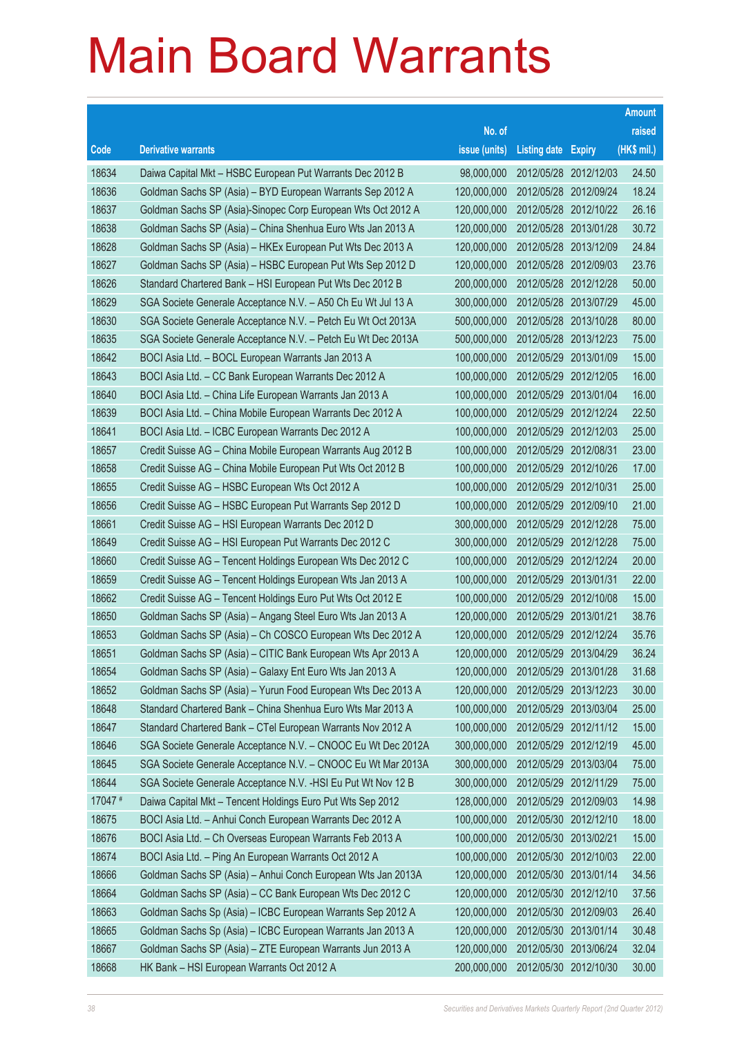# Main Board Warrants

| Code | Derivative warrants | No. of issue (units) | Listing date | Expiry | Amount raised (HK$ mil.) |
|---|---|---|---|---|---|
| 18634 | Daiwa Capital Mkt – HSBC European Put Warrants Dec 2012 B | 98,000,000 | 2012/05/28 | 2012/12/03 | 24.50 |
| 18636 | Goldman Sachs SP (Asia) – BYD European Warrants Sep 2012 A | 120,000,000 | 2012/05/28 | 2012/09/24 | 18.24 |
| 18637 | Goldman Sachs SP (Asia)-Sinopec Corp European Wts Oct 2012 A | 120,000,000 | 2012/05/28 | 2012/10/22 | 26.16 |
| 18638 | Goldman Sachs SP (Asia) – China Shenhua Euro Wts Jan 2013 A | 120,000,000 | 2012/05/28 | 2013/01/28 | 30.72 |
| 18628 | Goldman Sachs SP (Asia) – HKEx European Put Wts Dec 2013 A | 120,000,000 | 2012/05/28 | 2013/12/09 | 24.84 |
| 18627 | Goldman Sachs SP (Asia) – HSBC European Put Wts Sep 2012 D | 120,000,000 | 2012/05/28 | 2012/09/03 | 23.76 |
| 18626 | Standard Chartered Bank – HSI European Put Wts Dec 2012 B | 200,000,000 | 2012/05/28 | 2012/12/28 | 50.00 |
| 18629 | SGA Societe Generale Acceptance N.V. – A50 Ch Eu Wt Jul 13 A | 300,000,000 | 2012/05/28 | 2013/07/29 | 45.00 |
| 18630 | SGA Societe Generale Acceptance N.V. – Petch Eu Wt Oct 2013A | 500,000,000 | 2012/05/28 | 2013/10/28 | 80.00 |
| 18635 | SGA Societe Generale Acceptance N.V. – Petch Eu Wt Dec 2013A | 500,000,000 | 2012/05/28 | 2013/12/23 | 75.00 |
| 18642 | BOCI Asia Ltd. – BOCL European Warrants Jan 2013 A | 100,000,000 | 2012/05/29 | 2013/01/09 | 15.00 |
| 18643 | BOCI Asia Ltd. – CC Bank European Warrants Dec 2012 A | 100,000,000 | 2012/05/29 | 2012/12/05 | 16.00 |
| 18640 | BOCI Asia Ltd. – China Life European Warrants Jan 2013 A | 100,000,000 | 2012/05/29 | 2013/01/04 | 16.00 |
| 18639 | BOCI Asia Ltd. – China Mobile European Warrants Dec 2012 A | 100,000,000 | 2012/05/29 | 2012/12/24 | 22.50 |
| 18641 | BOCI Asia Ltd. – ICBC European Warrants Dec 2012 A | 100,000,000 | 2012/05/29 | 2012/12/03 | 25.00 |
| 18657 | Credit Suisse AG – China Mobile European Warrants Aug 2012 B | 100,000,000 | 2012/05/29 | 2012/08/31 | 23.00 |
| 18658 | Credit Suisse AG – China Mobile European Put Wts Oct 2012 B | 100,000,000 | 2012/05/29 | 2012/10/26 | 17.00 |
| 18655 | Credit Suisse AG – HSBC European Wts Oct 2012 A | 100,000,000 | 2012/05/29 | 2012/10/31 | 25.00 |
| 18656 | Credit Suisse AG – HSBC European Put Warrants Sep 2012 D | 100,000,000 | 2012/05/29 | 2012/09/10 | 21.00 |
| 18661 | Credit Suisse AG – HSI European Warrants Dec 2012 D | 300,000,000 | 2012/05/29 | 2012/12/28 | 75.00 |
| 18649 | Credit Suisse AG – HSI European Put Warrants Dec 2012 C | 300,000,000 | 2012/05/29 | 2012/12/28 | 75.00 |
| 18660 | Credit Suisse AG – Tencent Holdings European Wts Dec 2012 C | 100,000,000 | 2012/05/29 | 2012/12/24 | 20.00 |
| 18659 | Credit Suisse AG – Tencent Holdings European Wts Jan 2013 A | 100,000,000 | 2012/05/29 | 2013/01/31 | 22.00 |
| 18662 | Credit Suisse AG – Tencent Holdings Euro Put Wts Oct 2012 E | 100,000,000 | 2012/05/29 | 2012/10/08 | 15.00 |
| 18650 | Goldman Sachs SP (Asia) – Angang Steel Euro Wts Jan 2013 A | 120,000,000 | 2012/05/29 | 2013/01/21 | 38.76 |
| 18653 | Goldman Sachs SP (Asia) – Ch COSCO European Wts Dec 2012 A | 120,000,000 | 2012/05/29 | 2012/12/24 | 35.76 |
| 18651 | Goldman Sachs SP (Asia) – CITIC Bank European Wts Apr 2013 A | 120,000,000 | 2012/05/29 | 2013/04/29 | 36.24 |
| 18654 | Goldman Sachs SP (Asia) – Galaxy Ent Euro Wts Jan 2013 A | 120,000,000 | 2012/05/29 | 2013/01/28 | 31.68 |
| 18652 | Goldman Sachs SP (Asia) – Yurun Food European Wts Dec 2013 A | 120,000,000 | 2012/05/29 | 2013/12/23 | 30.00 |
| 18648 | Standard Chartered Bank – China Shenhua Euro Wts Mar 2013 A | 100,000,000 | 2012/05/29 | 2013/03/04 | 25.00 |
| 18647 | Standard Chartered Bank – CTel European Warrants Nov 2012 A | 100,000,000 | 2012/05/29 | 2012/11/12 | 15.00 |
| 18646 | SGA Societe Generale Acceptance N.V. – CNOOC Eu Wt Dec 2012A | 300,000,000 | 2012/05/29 | 2012/12/19 | 45.00 |
| 18645 | SGA Societe Generale Acceptance N.V. – CNOOC Eu Wt Mar 2013A | 300,000,000 | 2012/05/29 | 2013/03/04 | 75.00 |
| 18644 | SGA Societe Generale Acceptance N.V. -HSI Eu Put Wt Nov 12 B | 300,000,000 | 2012/05/29 | 2012/11/29 | 75.00 |
| 17047 # | Daiwa Capital Mkt – Tencent Holdings Euro Put Wts Sep 2012 | 128,000,000 | 2012/05/29 | 2012/09/03 | 14.98 |
| 18675 | BOCI Asia Ltd. – Anhui Conch European Warrants Dec 2012 A | 100,000,000 | 2012/05/30 | 2012/12/10 | 18.00 |
| 18676 | BOCI Asia Ltd. – Ch Overseas European Warrants Feb 2013 A | 100,000,000 | 2012/05/30 | 2013/02/21 | 15.00 |
| 18674 | BOCI Asia Ltd. – Ping An European Warrants Oct 2012 A | 100,000,000 | 2012/05/30 | 2012/10/03 | 22.00 |
| 18666 | Goldman Sachs SP (Asia) – Anhui Conch European Wts Jan 2013A | 120,000,000 | 2012/05/30 | 2013/01/14 | 34.56 |
| 18664 | Goldman Sachs SP (Asia) – CC Bank European Wts Dec 2012 C | 120,000,000 | 2012/05/30 | 2012/12/10 | 37.56 |
| 18663 | Goldman Sachs Sp (Asia) – ICBC European Warrants Sep 2012 A | 120,000,000 | 2012/05/30 | 2012/09/03 | 26.40 |
| 18665 | Goldman Sachs Sp (Asia) – ICBC European Warrants Jan 2013 A | 120,000,000 | 2012/05/30 | 2013/01/14 | 30.48 |
| 18667 | Goldman Sachs SP (Asia) – ZTE European Warrants Jun 2013 A | 120,000,000 | 2012/05/30 | 2013/06/24 | 32.04 |
| 18668 | HK Bank – HSI European Warrants Oct 2012 A | 200,000,000 | 2012/05/30 | 2012/10/30 | 30.00 |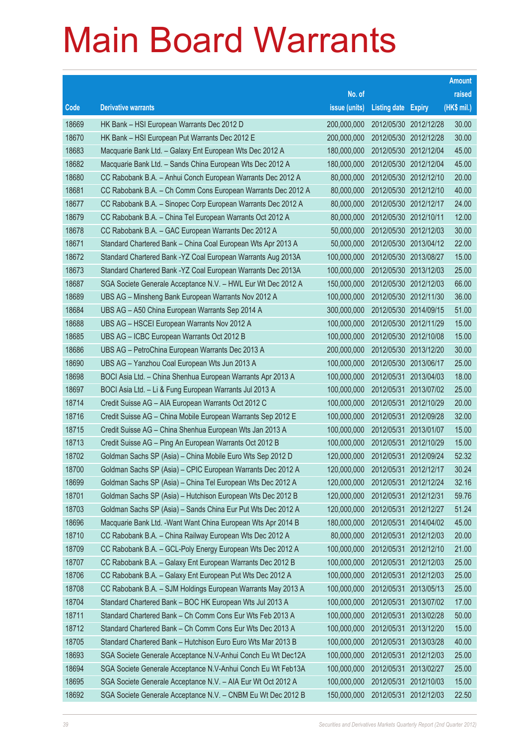# Main Board Warrants

| Code | Derivative warrants | No. of issue (units) | Listing date | Expiry | Amount raised (HK$ mil.) |
|---|---|---|---|---|---|
| 18669 | HK Bank – HSI European Warrants Dec 2012 D | 200,000,000 | 2012/05/30 | 2012/12/28 | 30.00 |
| 18670 | HK Bank – HSI European Put Warrants Dec 2012 E | 200,000,000 | 2012/05/30 | 2012/12/28 | 30.00 |
| 18683 | Macquarie Bank Ltd. – Galaxy Ent European Wts Dec 2012 A | 180,000,000 | 2012/05/30 | 2012/12/04 | 45.00 |
| 18682 | Macquarie Bank Ltd. – Sands China European Wts Dec 2012 A | 180,000,000 | 2012/05/30 | 2012/12/04 | 45.00 |
| 18680 | CC Rabobank B.A. – Anhui Conch European Warrants Dec 2012 A | 80,000,000 | 2012/05/30 | 2012/12/10 | 20.00 |
| 18681 | CC Rabobank B.A. – Ch Comm Cons European Warrants Dec 2012 A | 80,000,000 | 2012/05/30 | 2012/12/10 | 40.00 |
| 18677 | CC Rabobank B.A. – Sinopec Corp European Warrants Dec 2012 A | 80,000,000 | 2012/05/30 | 2012/12/17 | 24.00 |
| 18679 | CC Rabobank B.A. – China Tel European Warrants Oct 2012 A | 80,000,000 | 2012/05/30 | 2012/10/11 | 12.00 |
| 18678 | CC Rabobank B.A. – GAC European Warrants Dec 2012 A | 50,000,000 | 2012/05/30 | 2012/12/03 | 30.00 |
| 18671 | Standard Chartered Bank – China Coal European Wts Apr 2013 A | 50,000,000 | 2012/05/30 | 2013/04/12 | 22.00 |
| 18672 | Standard Chartered Bank -YZ Coal European Warrants Aug 2013A | 100,000,000 | 2012/05/30 | 2013/08/27 | 15.00 |
| 18673 | Standard Chartered Bank -YZ Coal European Warrants Dec 2013A | 100,000,000 | 2012/05/30 | 2013/12/03 | 25.00 |
| 18687 | SGA Societe Generale Acceptance N.V. – HWL Eur Wt Dec 2012 A | 150,000,000 | 2012/05/30 | 2012/12/03 | 66.00 |
| 18689 | UBS AG – Minsheng Bank European Warrants Nov 2012 A | 100,000,000 | 2012/05/30 | 2012/11/30 | 36.00 |
| 18684 | UBS AG – A50 China European Warrants Sep 2014 A | 300,000,000 | 2012/05/30 | 2014/09/15 | 51.00 |
| 18688 | UBS AG – HSCEI European Warrants Nov 2012 A | 100,000,000 | 2012/05/30 | 2012/11/29 | 15.00 |
| 18685 | UBS AG – ICBC European Warrants Oct 2012 B | 100,000,000 | 2012/05/30 | 2012/10/08 | 15.00 |
| 18686 | UBS AG – PetroChina European Warrants Dec 2013 A | 200,000,000 | 2012/05/30 | 2013/12/20 | 30.00 |
| 18690 | UBS AG – Yanzhou Coal European Wts Jun 2013 A | 100,000,000 | 2012/05/30 | 2013/06/17 | 25.00 |
| 18698 | BOCI Asia Ltd. – China Shenhua European Warrants Apr 2013 A | 100,000,000 | 2012/05/31 | 2013/04/03 | 18.00 |
| 18697 | BOCI Asia Ltd. – Li & Fung European Warrants Jul 2013 A | 100,000,000 | 2012/05/31 | 2013/07/02 | 25.00 |
| 18714 | Credit Suisse AG – AIA European Warrants Oct 2012 C | 100,000,000 | 2012/05/31 | 2012/10/29 | 20.00 |
| 18716 | Credit Suisse AG – China Mobile European Warrants Sep 2012 E | 100,000,000 | 2012/05/31 | 2012/09/28 | 32.00 |
| 18715 | Credit Suisse AG – China Shenhua European Wts Jan 2013 A | 100,000,000 | 2012/05/31 | 2013/01/07 | 15.00 |
| 18713 | Credit Suisse AG – Ping An European Warrants Oct 2012 B | 100,000,000 | 2012/05/31 | 2012/10/29 | 15.00 |
| 18702 | Goldman Sachs SP (Asia) – China Mobile Euro Wts Sep 2012 D | 120,000,000 | 2012/05/31 | 2012/09/24 | 52.32 |
| 18700 | Goldman Sachs SP (Asia) – CPIC European Warrants Dec 2012 A | 120,000,000 | 2012/05/31 | 2012/12/17 | 30.24 |
| 18699 | Goldman Sachs SP (Asia) – China Tel European Wts Dec 2012 A | 120,000,000 | 2012/05/31 | 2012/12/24 | 32.16 |
| 18701 | Goldman Sachs SP (Asia) – Hutchison European Wts Dec 2012 B | 120,000,000 | 2012/05/31 | 2012/12/31 | 59.76 |
| 18703 | Goldman Sachs SP (Asia) – Sands China Eur Put Wts Dec 2012 A | 120,000,000 | 2012/05/31 | 2012/12/27 | 51.24 |
| 18696 | Macquarie Bank Ltd. -Want Want China European Wts Apr 2014 B | 180,000,000 | 2012/05/31 | 2014/04/02 | 45.00 |
| 18710 | CC Rabobank B.A. – China Railway European Wts Dec 2012 A | 80,000,000 | 2012/05/31 | 2012/12/03 | 20.00 |
| 18709 | CC Rabobank B.A. – GCL-Poly Energy European Wts Dec 2012 A | 100,000,000 | 2012/05/31 | 2012/12/10 | 21.00 |
| 18707 | CC Rabobank B.A. – Galaxy Ent European Warrants Dec 2012 B | 100,000,000 | 2012/05/31 | 2012/12/03 | 25.00 |
| 18706 | CC Rabobank B.A. – Galaxy Ent European Put Wts Dec 2012 A | 100,000,000 | 2012/05/31 | 2012/12/03 | 25.00 |
| 18708 | CC Rabobank B.A. – SJM Holdings European Warrants May 2013 A | 100,000,000 | 2012/05/31 | 2013/05/13 | 25.00 |
| 18704 | Standard Chartered Bank – BOC HK European Wts Jul 2013 A | 100,000,000 | 2012/05/31 | 2013/07/02 | 17.00 |
| 18711 | Standard Chartered Bank – Ch Comm Cons Eur Wts Feb 2013 A | 100,000,000 | 2012/05/31 | 2013/02/28 | 50.00 |
| 18712 | Standard Chartered Bank – Ch Comm Cons Eur Wts Dec 2013 A | 100,000,000 | 2012/05/31 | 2013/12/20 | 15.00 |
| 18705 | Standard Chartered Bank – Hutchison Euro Euro Wts Mar 2013 B | 100,000,000 | 2012/05/31 | 2013/03/28 | 40.00 |
| 18693 | SGA Societe Generale Acceptance N.V-Anhui Conch Eu Wt Dec12A | 100,000,000 | 2012/05/31 | 2012/12/03 | 25.00 |
| 18694 | SGA Societe Generale Acceptance N.V-Anhui Conch Eu Wt Feb13A | 100,000,000 | 2012/05/31 | 2013/02/27 | 25.00 |
| 18695 | SGA Societe Generale Acceptance N.V. – AIA Eur Wt Oct 2012 A | 100,000,000 | 2012/05/31 | 2012/10/03 | 15.00 |
| 18692 | SGA Societe Generale Acceptance N.V. – CNBM Eu Wt Dec 2012 B | 150,000,000 | 2012/05/31 | 2012/12/03 | 22.50 |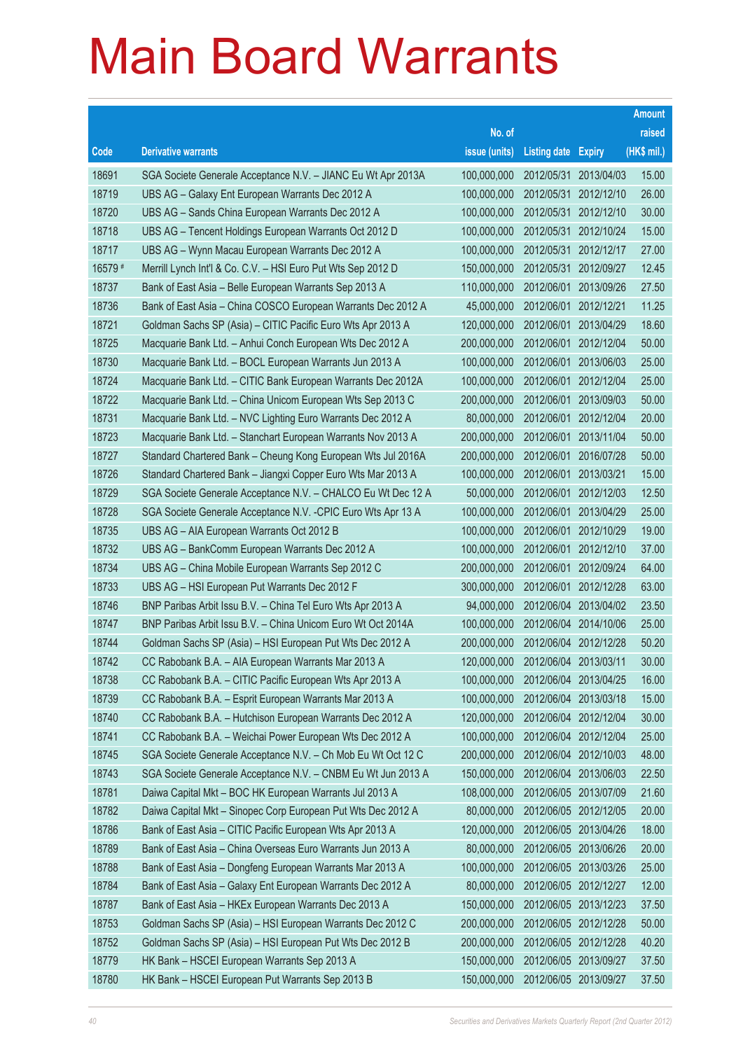# Main Board Warrants

| Code | Derivative warrants | No. of issue (units) | Listing date | Expiry | Amount raised (HK$ mil.) |
|---|---|---|---|---|---|
| 18691 | SGA Societe Generale Acceptance N.V. – JIANC Eu Wt Apr 2013A | 100,000,000 | 2012/05/31 | 2013/04/03 | 15.00 |
| 18719 | UBS AG – Galaxy Ent European Warrants Dec 2012 A | 100,000,000 | 2012/05/31 | 2012/12/10 | 26.00 |
| 18720 | UBS AG – Sands China European Warrants Dec 2012 A | 100,000,000 | 2012/05/31 | 2012/12/10 | 30.00 |
| 18718 | UBS AG – Tencent Holdings European Warrants Oct 2012 D | 100,000,000 | 2012/05/31 | 2012/10/24 | 15.00 |
| 18717 | UBS AG – Wynn Macau European Warrants Dec 2012 A | 100,000,000 | 2012/05/31 | 2012/12/17 | 27.00 |
| 16579 # | Merrill Lynch Int'l & Co. C.V. – HSI Euro Put Wts Sep 2012 D | 150,000,000 | 2012/05/31 | 2012/09/27 | 12.45 |
| 18737 | Bank of East Asia – Belle European Warrants Sep 2013 A | 110,000,000 | 2012/06/01 | 2013/09/26 | 27.50 |
| 18736 | Bank of East Asia – China COSCO European Warrants Dec 2012 A | 45,000,000 | 2012/06/01 | 2012/12/21 | 11.25 |
| 18721 | Goldman Sachs SP (Asia) – CITIC Pacific Euro Wts Apr 2013 A | 120,000,000 | 2012/06/01 | 2013/04/29 | 18.60 |
| 18725 | Macquarie Bank Ltd. – Anhui Conch European Wts Dec 2012 A | 200,000,000 | 2012/06/01 | 2012/12/04 | 50.00 |
| 18730 | Macquarie Bank Ltd. – BOCL European Warrants Jun 2013 A | 100,000,000 | 2012/06/01 | 2013/06/03 | 25.00 |
| 18724 | Macquarie Bank Ltd. – CITIC Bank European Warrants Dec 2012A | 100,000,000 | 2012/06/01 | 2012/12/04 | 25.00 |
| 18722 | Macquarie Bank Ltd. – China Unicom European Wts Sep 2013 C | 200,000,000 | 2012/06/01 | 2013/09/03 | 50.00 |
| 18731 | Macquarie Bank Ltd. – NVC Lighting Euro Warrants Dec 2012 A | 80,000,000 | 2012/06/01 | 2012/12/04 | 20.00 |
| 18723 | Macquarie Bank Ltd. – Stanchart European Warrants Nov 2013 A | 200,000,000 | 2012/06/01 | 2013/11/04 | 50.00 |
| 18727 | Standard Chartered Bank – Cheung Kong European Wts Jul 2016A | 200,000,000 | 2012/06/01 | 2016/07/28 | 50.00 |
| 18726 | Standard Chartered Bank – Jiangxi Copper Euro Wts Mar 2013 A | 100,000,000 | 2012/06/01 | 2013/03/21 | 15.00 |
| 18729 | SGA Societe Generale Acceptance N.V. – CHALCO Eu Wt Dec 12 A | 50,000,000 | 2012/06/01 | 2012/12/03 | 12.50 |
| 18728 | SGA Societe Generale Acceptance N.V. -CPIC Euro Wts Apr 13 A | 100,000,000 | 2012/06/01 | 2013/04/29 | 25.00 |
| 18735 | UBS AG – AIA European Warrants Oct 2012 B | 100,000,000 | 2012/06/01 | 2012/10/29 | 19.00 |
| 18732 | UBS AG – BankComm European Warrants Dec 2012 A | 100,000,000 | 2012/06/01 | 2012/12/10 | 37.00 |
| 18734 | UBS AG – China Mobile European Warrants Sep 2012 C | 200,000,000 | 2012/06/01 | 2012/09/24 | 64.00 |
| 18733 | UBS AG – HSI European Put Warrants Dec 2012 F | 300,000,000 | 2012/06/01 | 2012/12/28 | 63.00 |
| 18746 | BNP Paribas Arbit Issu B.V. – China Tel Euro Wts Apr 2013 A | 94,000,000 | 2012/06/04 | 2013/04/02 | 23.50 |
| 18747 | BNP Paribas Arbit Issu B.V. – China Unicom Euro Wt Oct 2014A | 100,000,000 | 2012/06/04 | 2014/10/06 | 25.00 |
| 18744 | Goldman Sachs SP (Asia) – HSI European Put Wts Dec 2012 A | 200,000,000 | 2012/06/04 | 2012/12/28 | 50.20 |
| 18742 | CC Rabobank B.A. – AIA European Warrants Mar 2013 A | 120,000,000 | 2012/06/04 | 2013/03/11 | 30.00 |
| 18738 | CC Rabobank B.A. – CITIC Pacific European Wts Apr 2013 A | 100,000,000 | 2012/06/04 | 2013/04/25 | 16.00 |
| 18739 | CC Rabobank B.A. – Esprit European Warrants Mar 2013 A | 100,000,000 | 2012/06/04 | 2013/03/18 | 15.00 |
| 18740 | CC Rabobank B.A. – Hutchison European Warrants Dec 2012 A | 120,000,000 | 2012/06/04 | 2012/12/04 | 30.00 |
| 18741 | CC Rabobank B.A. – Weichai Power European Wts Dec 2012 A | 100,000,000 | 2012/06/04 | 2012/12/04 | 25.00 |
| 18745 | SGA Societe Generale Acceptance N.V. – Ch Mob Eu Wt Oct 12 C | 200,000,000 | 2012/06/04 | 2012/10/03 | 48.00 |
| 18743 | SGA Societe Generale Acceptance N.V. – CNBM Eu Wt Jun 2013 A | 150,000,000 | 2012/06/04 | 2013/06/03 | 22.50 |
| 18781 | Daiwa Capital Mkt – BOC HK European Warrants Jul 2013 A | 108,000,000 | 2012/06/05 | 2013/07/09 | 21.60 |
| 18782 | Daiwa Capital Mkt – Sinopec Corp European Put Wts Dec 2012 A | 80,000,000 | 2012/06/05 | 2012/12/05 | 20.00 |
| 18786 | Bank of East Asia – CITIC Pacific European Wts Apr 2013 A | 120,000,000 | 2012/06/05 | 2013/04/26 | 18.00 |
| 18789 | Bank of East Asia – China Overseas Euro Warrants Jun 2013 A | 80,000,000 | 2012/06/05 | 2013/06/26 | 20.00 |
| 18788 | Bank of East Asia – Dongfeng European Warrants Mar 2013 A | 100,000,000 | 2012/06/05 | 2013/03/26 | 25.00 |
| 18784 | Bank of East Asia – Galaxy Ent European Warrants Dec 2012 A | 80,000,000 | 2012/06/05 | 2012/12/27 | 12.00 |
| 18787 | Bank of East Asia – HKEx European Warrants Dec 2013 A | 150,000,000 | 2012/06/05 | 2013/12/23 | 37.50 |
| 18753 | Goldman Sachs SP (Asia) – HSI European Warrants Dec 2012 C | 200,000,000 | 2012/06/05 | 2012/12/28 | 50.00 |
| 18752 | Goldman Sachs SP (Asia) – HSI European Put Wts Dec 2012 B | 200,000,000 | 2012/06/05 | 2012/12/28 | 40.20 |
| 18779 | HK Bank – HSCEI European Warrants Sep 2013 A | 150,000,000 | 2012/06/05 | 2013/09/27 | 37.50 |
| 18780 | HK Bank – HSCEI European Put Warrants Sep 2013 B | 150,000,000 | 2012/06/05 | 2013/09/27 | 37.50 |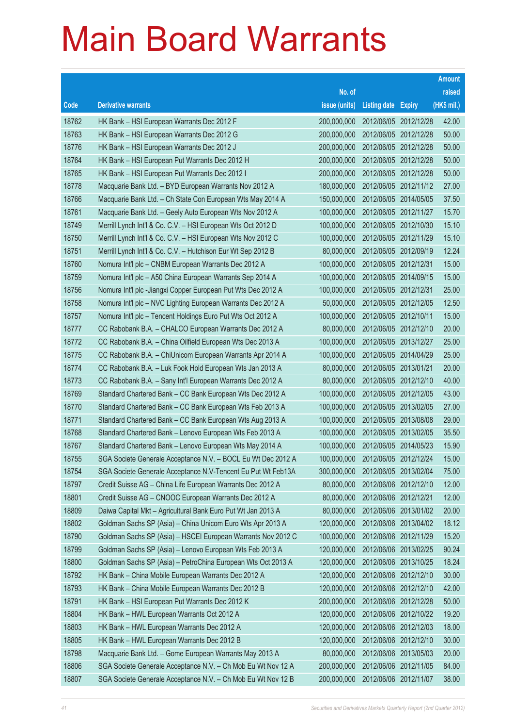# Main Board Warrants

| Code | Derivative warrants | No. of issue (units) | Listing date | Expiry | Amount raised (HK$ mil.) |
|---|---|---|---|---|---|
| 18762 | HK Bank – HSI European Warrants Dec 2012 F | 200,000,000 | 2012/06/05 | 2012/12/28 | 42.00 |
| 18763 | HK Bank – HSI European Warrants Dec 2012 G | 200,000,000 | 2012/06/05 | 2012/12/28 | 50.00 |
| 18776 | HK Bank – HSI European Warrants Dec 2012 J | 200,000,000 | 2012/06/05 | 2012/12/28 | 50.00 |
| 18764 | HK Bank – HSI European Put Warrants Dec 2012 H | 200,000,000 | 2012/06/05 | 2012/12/28 | 50.00 |
| 18765 | HK Bank – HSI European Put Warrants Dec 2012 I | 200,000,000 | 2012/06/05 | 2012/12/28 | 50.00 |
| 18778 | Macquarie Bank Ltd. – BYD European Warrants Nov 2012 A | 180,000,000 | 2012/06/05 | 2012/11/12 | 27.00 |
| 18766 | Macquarie Bank Ltd. – Ch State Con European Wts May 2014 A | 150,000,000 | 2012/06/05 | 2014/05/05 | 37.50 |
| 18761 | Macquarie Bank Ltd. – Geely Auto European Wts Nov 2012 A | 100,000,000 | 2012/06/05 | 2012/11/27 | 15.70 |
| 18749 | Merrill Lynch Int'l & Co. C.V. – HSI European Wts Oct 2012 D | 100,000,000 | 2012/06/05 | 2012/10/30 | 15.10 |
| 18750 | Merrill Lynch Int'l & Co. C.V. – HSI European Wts Nov 2012 C | 100,000,000 | 2012/06/05 | 2012/11/29 | 15.10 |
| 18751 | Merrill Lynch Int'l & Co. C.V. – Hutchison Eur Wt Sep 2012 B | 80,000,000 | 2012/06/05 | 2012/09/19 | 12.24 |
| 18760 | Nomura Int'l plc – CNBM European Warrants Dec 2012 A | 100,000,000 | 2012/06/05 | 2012/12/31 | 15.00 |
| 18759 | Nomura Int'l plc – A50 China European Warrants Sep 2014 A | 100,000,000 | 2012/06/05 | 2014/09/15 | 15.00 |
| 18756 | Nomura Int'l plc -Jiangxi Copper European Put Wts Dec 2012 A | 100,000,000 | 2012/06/05 | 2012/12/31 | 25.00 |
| 18758 | Nomura Int'l plc – NVC Lighting European Warrants Dec 2012 A | 50,000,000 | 2012/06/05 | 2012/12/05 | 12.50 |
| 18757 | Nomura Int'l plc – Tencent Holdings Euro Put Wts Oct 2012 A | 100,000,000 | 2012/06/05 | 2012/10/11 | 15.00 |
| 18777 | CC Rabobank B.A. – CHALCO European Warrants Dec 2012 A | 80,000,000 | 2012/06/05 | 2012/12/10 | 20.00 |
| 18772 | CC Rabobank B.A. – China Oilfield European Wts Dec 2013 A | 100,000,000 | 2012/06/05 | 2013/12/27 | 25.00 |
| 18775 | CC Rabobank B.A. – ChiUnicom European Warrants Apr 2014 A | 100,000,000 | 2012/06/05 | 2014/04/29 | 25.00 |
| 18774 | CC Rabobank B.A. – Luk Fook Hold European Wts Jan 2013 A | 80,000,000 | 2012/06/05 | 2013/01/21 | 20.00 |
| 18773 | CC Rabobank B.A. – Sany Int'l European Warrants Dec 2012 A | 80,000,000 | 2012/06/05 | 2012/12/10 | 40.00 |
| 18769 | Standard Chartered Bank – CC Bank European Wts Dec 2012 A | 100,000,000 | 2012/06/05 | 2012/12/05 | 43.00 |
| 18770 | Standard Chartered Bank – CC Bank European Wts Feb 2013 A | 100,000,000 | 2012/06/05 | 2013/02/05 | 27.00 |
| 18771 | Standard Chartered Bank – CC Bank European Wts Aug 2013 A | 100,000,000 | 2012/06/05 | 2013/08/08 | 29.00 |
| 18768 | Standard Chartered Bank – Lenovo European Wts Feb 2013 A | 100,000,000 | 2012/06/05 | 2013/02/05 | 35.50 |
| 18767 | Standard Chartered Bank – Lenovo European Wts May 2014 A | 100,000,000 | 2012/06/05 | 2014/05/23 | 15.90 |
| 18755 | SGA Societe Generale Acceptance N.V. – BOCL Eu Wt Dec 2012 A | 100,000,000 | 2012/06/05 | 2012/12/24 | 15.00 |
| 18754 | SGA Societe Generale Acceptance N.V-Tencent Eu Put Wt Feb13A | 300,000,000 | 2012/06/05 | 2013/02/04 | 75.00 |
| 18797 | Credit Suisse AG – China Life European Warrants Dec 2012 A | 80,000,000 | 2012/06/06 | 2012/12/10 | 12.00 |
| 18801 | Credit Suisse AG – CNOOC European Warrants Dec 2012 A | 80,000,000 | 2012/06/06 | 2012/12/21 | 12.00 |
| 18809 | Daiwa Capital Mkt – Agricultural Bank Euro Put Wt Jan 2013 A | 80,000,000 | 2012/06/06 | 2013/01/02 | 20.00 |
| 18802 | Goldman Sachs SP (Asia) – China Unicom Euro Wts Apr 2013 A | 120,000,000 | 2012/06/06 | 2013/04/02 | 18.12 |
| 18790 | Goldman Sachs SP (Asia) – HSCEI European Warrants Nov 2012 C | 100,000,000 | 2012/06/06 | 2012/11/29 | 15.20 |
| 18799 | Goldman Sachs SP (Asia) – Lenovo European Wts Feb 2013 A | 120,000,000 | 2012/06/06 | 2013/02/25 | 90.24 |
| 18800 | Goldman Sachs SP (Asia) – PetroChina European Wts Oct 2013 A | 120,000,000 | 2012/06/06 | 2013/10/25 | 18.24 |
| 18792 | HK Bank – China Mobile European Warrants Dec 2012 A | 120,000,000 | 2012/06/06 | 2012/12/10 | 30.00 |
| 18793 | HK Bank – China Mobile European Warrants Dec 2012 B | 120,000,000 | 2012/06/06 | 2012/12/10 | 42.00 |
| 18791 | HK Bank – HSI European Put Warrants Dec 2012 K | 200,000,000 | 2012/06/06 | 2012/12/28 | 50.00 |
| 18804 | HK Bank – HWL European Warrants Oct 2012 A | 120,000,000 | 2012/06/06 | 2012/10/22 | 19.20 |
| 18803 | HK Bank – HWL European Warrants Dec 2012 A | 120,000,000 | 2012/06/06 | 2012/12/03 | 18.00 |
| 18805 | HK Bank – HWL European Warrants Dec 2012 B | 120,000,000 | 2012/06/06 | 2012/12/10 | 30.00 |
| 18798 | Macquarie Bank Ltd. – Gome European Warrants May 2013 A | 80,000,000 | 2012/06/06 | 2013/05/03 | 20.00 |
| 18806 | SGA Societe Generale Acceptance N.V. – Ch Mob Eu Wt Nov 12 A | 200,000,000 | 2012/06/06 | 2012/11/05 | 84.00 |
| 18807 | SGA Societe Generale Acceptance N.V. – Ch Mob Eu Wt Nov 12 B | 200,000,000 | 2012/06/06 | 2012/11/07 | 38.00 |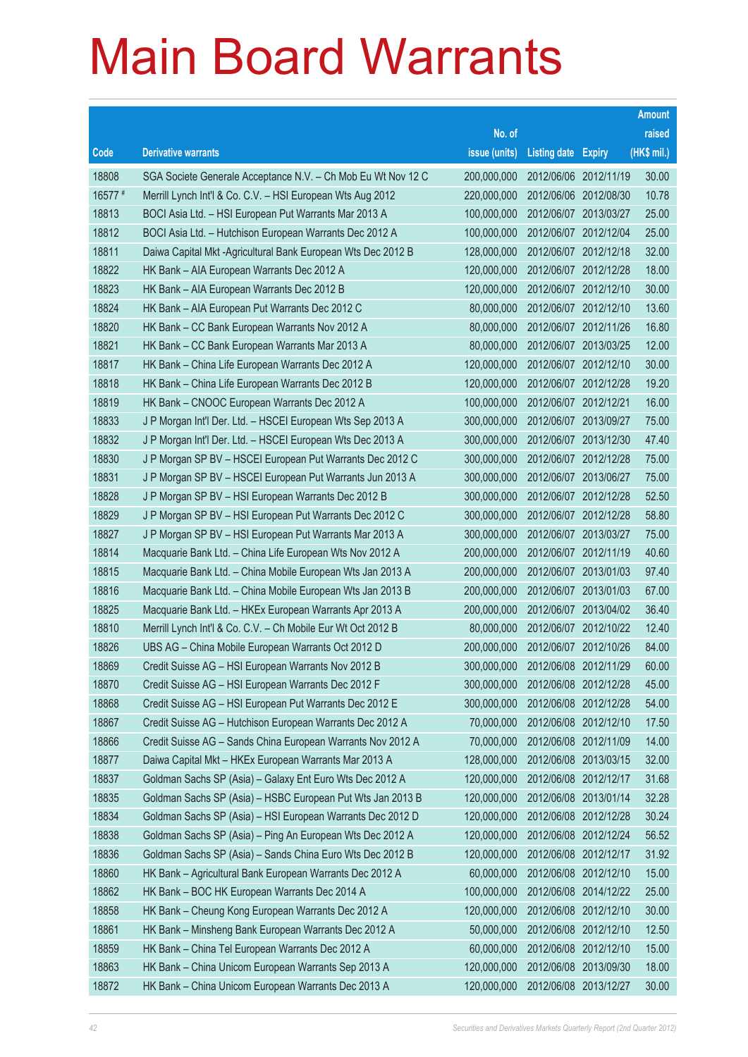# Main Board Warrants

| Code | Derivative warrants | No. of issue (units) | Listing date | Expiry | Amount raised (HK$ mil.) |
|---|---|---|---|---|---|
| 18808 | SGA Societe Generale Acceptance N.V. – Ch Mob Eu Wt Nov 12 C | 200,000,000 | 2012/06/06 | 2012/11/19 | 30.00 |
| 16577 # | Merrill Lynch Int'l & Co. C.V. – HSI European Wts Aug 2012 | 220,000,000 | 2012/06/06 | 2012/08/30 | 10.78 |
| 18813 | BOCI Asia Ltd. – HSI European Put Warrants Mar 2013 A | 100,000,000 | 2012/06/07 | 2013/03/27 | 25.00 |
| 18812 | BOCI Asia Ltd. – Hutchison European Warrants Dec 2012 A | 100,000,000 | 2012/06/07 | 2012/12/04 | 25.00 |
| 18811 | Daiwa Capital Mkt -Agricultural Bank European Wts Dec 2012 B | 128,000,000 | 2012/06/07 | 2012/12/18 | 32.00 |
| 18822 | HK Bank – AIA European Warrants Dec 2012 A | 120,000,000 | 2012/06/07 | 2012/12/28 | 18.00 |
| 18823 | HK Bank – AIA European Warrants Dec 2012 B | 120,000,000 | 2012/06/07 | 2012/12/10 | 30.00 |
| 18824 | HK Bank – AIA European Put Warrants Dec 2012 C | 80,000,000 | 2012/06/07 | 2012/12/10 | 13.60 |
| 18820 | HK Bank – CC Bank European Warrants Nov 2012 A | 80,000,000 | 2012/06/07 | 2012/11/26 | 16.80 |
| 18821 | HK Bank – CC Bank European Warrants Mar 2013 A | 80,000,000 | 2012/06/07 | 2013/03/25 | 12.00 |
| 18817 | HK Bank – China Life European Warrants Dec 2012 A | 120,000,000 | 2012/06/07 | 2012/12/10 | 30.00 |
| 18818 | HK Bank – China Life European Warrants Dec 2012 B | 120,000,000 | 2012/06/07 | 2012/12/28 | 19.20 |
| 18819 | HK Bank – CNOOC European Warrants Dec 2012 A | 100,000,000 | 2012/06/07 | 2012/12/21 | 16.00 |
| 18833 | J P Morgan Int'l Der. Ltd. – HSCEI European Wts Sep 2013 A | 300,000,000 | 2012/06/07 | 2013/09/27 | 75.00 |
| 18832 | J P Morgan Int'l Der. Ltd. – HSCEI European Wts Dec 2013 A | 300,000,000 | 2012/06/07 | 2013/12/30 | 47.40 |
| 18830 | J P Morgan SP BV – HSCEI European Put Warrants Dec 2012 C | 300,000,000 | 2012/06/07 | 2012/12/28 | 75.00 |
| 18831 | J P Morgan SP BV – HSCEI European Put Warrants Jun 2013 A | 300,000,000 | 2012/06/07 | 2013/06/27 | 75.00 |
| 18828 | J P Morgan SP BV – HSI European Warrants Dec 2012 B | 300,000,000 | 2012/06/07 | 2012/12/28 | 52.50 |
| 18829 | J P Morgan SP BV – HSI European Put Warrants Dec 2012 C | 300,000,000 | 2012/06/07 | 2012/12/28 | 58.80 |
| 18827 | J P Morgan SP BV – HSI European Put Warrants Mar 2013 A | 300,000,000 | 2012/06/07 | 2013/03/27 | 75.00 |
| 18814 | Macquarie Bank Ltd. – China Life European Wts Nov 2012 A | 200,000,000 | 2012/06/07 | 2012/11/19 | 40.60 |
| 18815 | Macquarie Bank Ltd. – China Mobile European Wts Jan 2013 A | 200,000,000 | 2012/06/07 | 2013/01/03 | 97.40 |
| 18816 | Macquarie Bank Ltd. – China Mobile European Wts Jan 2013 B | 200,000,000 | 2012/06/07 | 2013/01/03 | 67.00 |
| 18825 | Macquarie Bank Ltd. – HKEx European Warrants Apr 2013 A | 200,000,000 | 2012/06/07 | 2013/04/02 | 36.40 |
| 18810 | Merrill Lynch Int'l & Co. C.V. – Ch Mobile Eur Wt Oct 2012 B | 80,000,000 | 2012/06/07 | 2012/10/22 | 12.40 |
| 18826 | UBS AG – China Mobile European Warrants Oct 2012 D | 200,000,000 | 2012/06/07 | 2012/10/26 | 84.00 |
| 18869 | Credit Suisse AG – HSI European Warrants Nov 2012 B | 300,000,000 | 2012/06/08 | 2012/11/29 | 60.00 |
| 18870 | Credit Suisse AG – HSI European Warrants Dec 2012 F | 300,000,000 | 2012/06/08 | 2012/12/28 | 45.00 |
| 18868 | Credit Suisse AG – HSI European Put Warrants Dec 2012 E | 300,000,000 | 2012/06/08 | 2012/12/28 | 54.00 |
| 18867 | Credit Suisse AG – Hutchison European Warrants Dec 2012 A | 70,000,000 | 2012/06/08 | 2012/12/10 | 17.50 |
| 18866 | Credit Suisse AG – Sands China European Warrants Nov 2012 A | 70,000,000 | 2012/06/08 | 2012/11/09 | 14.00 |
| 18877 | Daiwa Capital Mkt – HKEx European Warrants Mar 2013 A | 128,000,000 | 2012/06/08 | 2013/03/15 | 32.00 |
| 18837 | Goldman Sachs SP (Asia) – Galaxy Ent Euro Wts Dec 2012 A | 120,000,000 | 2012/06/08 | 2012/12/17 | 31.68 |
| 18835 | Goldman Sachs SP (Asia) – HSBC European Put Wts Jan 2013 B | 120,000,000 | 2012/06/08 | 2013/01/14 | 32.28 |
| 18834 | Goldman Sachs SP (Asia) – HSI European Warrants Dec 2012 D | 120,000,000 | 2012/06/08 | 2012/12/28 | 30.24 |
| 18838 | Goldman Sachs SP (Asia) – Ping An European Wts Dec 2012 A | 120,000,000 | 2012/06/08 | 2012/12/24 | 56.52 |
| 18836 | Goldman Sachs SP (Asia) – Sands China Euro Wts Dec 2012 B | 120,000,000 | 2012/06/08 | 2012/12/17 | 31.92 |
| 18860 | HK Bank – Agricultural Bank European Warrants Dec 2012 A | 60,000,000 | 2012/06/08 | 2012/12/10 | 15.00 |
| 18862 | HK Bank – BOC HK European Warrants Dec 2014 A | 100,000,000 | 2012/06/08 | 2014/12/22 | 25.00 |
| 18858 | HK Bank – Cheung Kong European Warrants Dec 2012 A | 120,000,000 | 2012/06/08 | 2012/12/10 | 30.00 |
| 18861 | HK Bank – Minsheng Bank European Warrants Dec 2012 A | 50,000,000 | 2012/06/08 | 2012/12/10 | 12.50 |
| 18859 | HK Bank – China Tel European Warrants Dec 2012 A | 60,000,000 | 2012/06/08 | 2012/12/10 | 15.00 |
| 18863 | HK Bank – China Unicom European Warrants Sep 2013 A | 120,000,000 | 2012/06/08 | 2013/09/30 | 18.00 |
| 18872 | HK Bank – China Unicom European Warrants Dec 2013 A | 120,000,000 | 2012/06/08 | 2013/12/27 | 30.00 |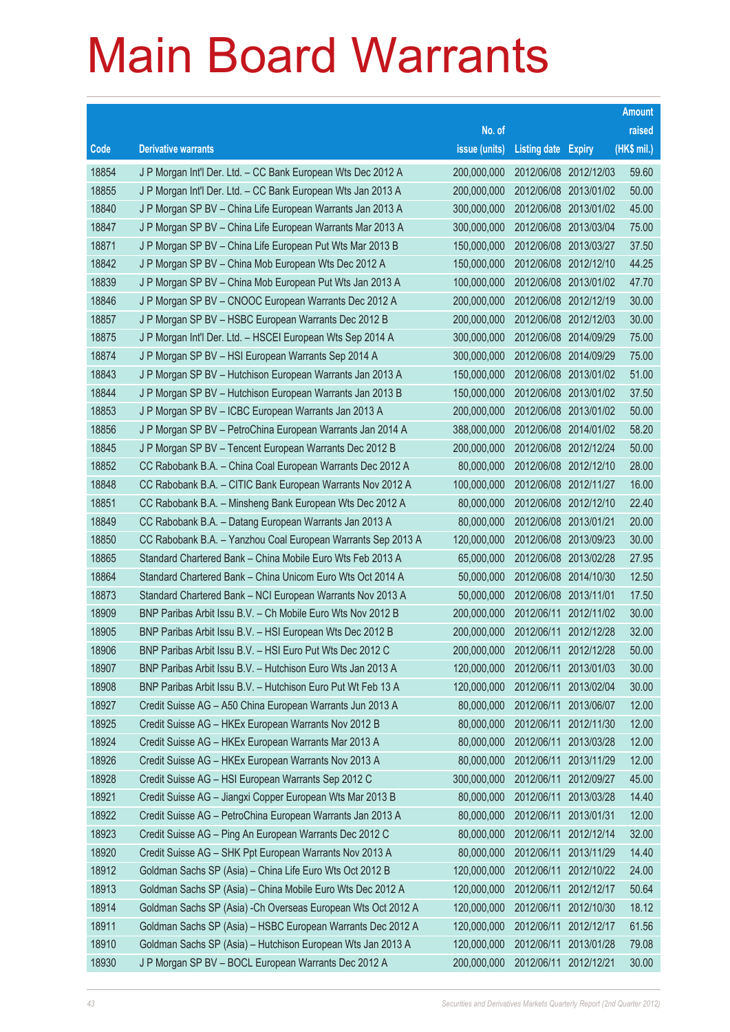# Main Board Warrants

| Code | Derivative warrants | No. of issue (units) | Listing date | Expiry | Amount raised (HK$ mil.) |
|---|---|---|---|---|---|
| 18854 | J P Morgan Int'l Der. Ltd. – CC Bank European Wts Dec 2012 A | 200,000,000 | 2012/06/08 | 2012/12/03 | 59.60 |
| 18855 | J P Morgan Int'l Der. Ltd. – CC Bank European Wts Jan 2013 A | 200,000,000 | 2012/06/08 | 2013/01/02 | 50.00 |
| 18840 | J P Morgan SP BV – China Life European Warrants Jan 2013 A | 300,000,000 | 2012/06/08 | 2013/01/02 | 45.00 |
| 18847 | J P Morgan SP BV – China Life European Warrants Mar 2013 A | 300,000,000 | 2012/06/08 | 2013/03/04 | 75.00 |
| 18871 | J P Morgan SP BV – China Life European Put Wts Mar 2013 B | 150,000,000 | 2012/06/08 | 2013/03/27 | 37.50 |
| 18842 | J P Morgan SP BV – China Mob European Wts Dec 2012 A | 150,000,000 | 2012/06/08 | 2012/12/10 | 44.25 |
| 18839 | J P Morgan SP BV – China Mob European Put Wts Jan 2013 A | 100,000,000 | 2012/06/08 | 2013/01/02 | 47.70 |
| 18846 | J P Morgan SP BV – CNOOC European Warrants Dec 2012 A | 200,000,000 | 2012/06/08 | 2012/12/19 | 30.00 |
| 18857 | J P Morgan SP BV – HSBC European Warrants Dec 2012 B | 200,000,000 | 2012/06/08 | 2012/12/03 | 30.00 |
| 18875 | J P Morgan Int'l Der. Ltd. – HSCEI European Wts Sep 2014 A | 300,000,000 | 2012/06/08 | 2014/09/29 | 75.00 |
| 18874 | J P Morgan SP BV – HSI European Warrants Sep 2014 A | 300,000,000 | 2012/06/08 | 2014/09/29 | 75.00 |
| 18843 | J P Morgan SP BV – Hutchison European Warrants Jan 2013 A | 150,000,000 | 2012/06/08 | 2013/01/02 | 51.00 |
| 18844 | J P Morgan SP BV – Hutchison European Warrants Jan 2013 B | 150,000,000 | 2012/06/08 | 2013/01/02 | 37.50 |
| 18853 | J P Morgan SP BV – ICBC European Warrants Jan 2013 A | 200,000,000 | 2012/06/08 | 2013/01/02 | 50.00 |
| 18856 | J P Morgan SP BV – PetroChina European Warrants Jan 2014 A | 388,000,000 | 2012/06/08 | 2014/01/02 | 58.20 |
| 18845 | J P Morgan SP BV – Tencent European Warrants Dec 2012 B | 200,000,000 | 2012/06/08 | 2012/12/24 | 50.00 |
| 18852 | CC Rabobank B.A. – China Coal European Warrants Dec 2012 A | 80,000,000 | 2012/06/08 | 2012/12/10 | 28.00 |
| 18848 | CC Rabobank B.A. – CITIC Bank European Warrants Nov 2012 A | 100,000,000 | 2012/06/08 | 2012/11/27 | 16.00 |
| 18851 | CC Rabobank B.A. – Minsheng Bank European Wts Dec 2012 A | 80,000,000 | 2012/06/08 | 2012/12/10 | 22.40 |
| 18849 | CC Rabobank B.A. – Datang European Warrants Jan 2013 A | 80,000,000 | 2012/06/08 | 2013/01/21 | 20.00 |
| 18850 | CC Rabobank B.A. – Yanzhou Coal European Warrants Sep 2013 A | 120,000,000 | 2012/06/08 | 2013/09/23 | 30.00 |
| 18865 | Standard Chartered Bank – China Mobile Euro Wts Feb 2013 A | 65,000,000 | 2012/06/08 | 2013/02/28 | 27.95 |
| 18864 | Standard Chartered Bank – China Unicom Euro Wts Oct 2014 A | 50,000,000 | 2012/06/08 | 2014/10/30 | 12.50 |
| 18873 | Standard Chartered Bank – NCI European Warrants Nov 2013 A | 50,000,000 | 2012/06/08 | 2013/11/01 | 17.50 |
| 18909 | BNP Paribas Arbit Issu B.V. – Ch Mobile Euro Wts Nov 2012 B | 200,000,000 | 2012/06/11 | 2012/11/02 | 30.00 |
| 18905 | BNP Paribas Arbit Issu B.V. – HSI European Wts Dec 2012 B | 200,000,000 | 2012/06/11 | 2012/12/28 | 32.00 |
| 18906 | BNP Paribas Arbit Issu B.V. – HSI Euro Put Wts Dec 2012 C | 200,000,000 | 2012/06/11 | 2012/12/28 | 50.00 |
| 18907 | BNP Paribas Arbit Issu B.V. – Hutchison Euro Wts Jan 2013 A | 120,000,000 | 2012/06/11 | 2013/01/03 | 30.00 |
| 18908 | BNP Paribas Arbit Issu B.V. – Hutchison Euro Put Wt Feb 13 A | 120,000,000 | 2012/06/11 | 2013/02/04 | 30.00 |
| 18927 | Credit Suisse AG – A50 China European Warrants Jun 2013 A | 80,000,000 | 2012/06/11 | 2013/06/07 | 12.00 |
| 18925 | Credit Suisse AG – HKEx European Warrants Nov 2012 B | 80,000,000 | 2012/06/11 | 2012/11/30 | 12.00 |
| 18924 | Credit Suisse AG – HKEx European Warrants Mar 2013 A | 80,000,000 | 2012/06/11 | 2013/03/28 | 12.00 |
| 18926 | Credit Suisse AG – HKEx European Warrants Nov 2013 A | 80,000,000 | 2012/06/11 | 2013/11/29 | 12.00 |
| 18928 | Credit Suisse AG – HSI European Warrants Sep 2012 C | 300,000,000 | 2012/06/11 | 2012/09/27 | 45.00 |
| 18921 | Credit Suisse AG – Jiangxi Copper European Wts Mar 2013 B | 80,000,000 | 2012/06/11 | 2013/03/28 | 14.40 |
| 18922 | Credit Suisse AG – PetroChina European Warrants Jan 2013 A | 80,000,000 | 2012/06/11 | 2013/01/31 | 12.00 |
| 18923 | Credit Suisse AG – Ping An European Warrants Dec 2012 C | 80,000,000 | 2012/06/11 | 2012/12/14 | 32.00 |
| 18920 | Credit Suisse AG – SHK Ppt European Warrants Nov 2013 A | 80,000,000 | 2012/06/11 | 2013/11/29 | 14.40 |
| 18912 | Goldman Sachs SP (Asia) – China Life Euro Wts Oct 2012 B | 120,000,000 | 2012/06/11 | 2012/10/22 | 24.00 |
| 18913 | Goldman Sachs SP (Asia) – China Mobile Euro Wts Dec 2012 A | 120,000,000 | 2012/06/11 | 2012/12/17 | 50.64 |
| 18914 | Goldman Sachs SP (Asia) -Ch Overseas European Wts Oct 2012 A | 120,000,000 | 2012/06/11 | 2012/10/30 | 18.12 |
| 18911 | Goldman Sachs SP (Asia) – HSBC European Warrants Dec 2012 A | 120,000,000 | 2012/06/11 | 2012/12/17 | 61.56 |
| 18910 | Goldman Sachs SP (Asia) – Hutchison European Wts Jan 2013 A | 120,000,000 | 2012/06/11 | 2013/01/28 | 79.08 |
| 18930 | J P Morgan SP BV – BOCL European Warrants Dec 2012 A | 200,000,000 | 2012/06/11 | 2012/12/21 | 30.00 |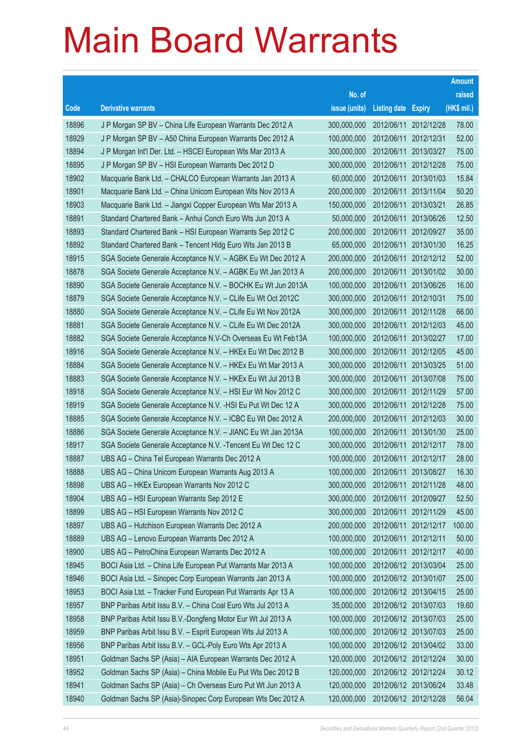# Main Board Warrants

| Code | Derivative warrants | No. of issue (units) | Listing date | Expiry | Amount raised (HK$ mil.) |
|---|---|---|---|---|---|
| 18896 | J P Morgan SP BV – China Life European Warrants Dec 2012 A | 300,000,000 | 2012/06/11 | 2012/12/28 | 78.00 |
| 18929 | J P Morgan SP BV – A50 China European Warrants Dec 2012 A | 100,000,000 | 2012/06/11 | 2012/12/31 | 52.00 |
| 18894 | J P Morgan Int'l Der. Ltd. – HSCEI European Wts Mar 2013 A | 300,000,000 | 2012/06/11 | 2013/03/27 | 75.00 |
| 18895 | J P Morgan SP BV – HSI European Warrants Dec 2012 D | 300,000,000 | 2012/06/11 | 2012/12/28 | 75.00 |
| 18902 | Macquarie Bank Ltd. – CHALCO European Warrants Jan 2013 A | 60,000,000 | 2012/06/11 | 2013/01/03 | 15.84 |
| 18901 | Macquarie Bank Ltd. – China Unicom European Wts Nov 2013 A | 200,000,000 | 2012/06/11 | 2013/11/04 | 50.20 |
| 18903 | Macquarie Bank Ltd. – Jiangxi Copper European Wts Mar 2013 A | 150,000,000 | 2012/06/11 | 2013/03/21 | 26.85 |
| 18891 | Standard Chartered Bank – Anhui Conch Euro Wts Jun 2013 A | 50,000,000 | 2012/06/11 | 2013/06/26 | 12.50 |
| 18893 | Standard Chartered Bank – HSI European Warrants Sep 2012 C | 200,000,000 | 2012/06/11 | 2012/09/27 | 35.00 |
| 18892 | Standard Chartered Bank – Tencent Hldg Euro Wts Jan 2013 B | 65,000,000 | 2012/06/11 | 2013/01/30 | 16.25 |
| 18915 | SGA Societe Generale Acceptance N.V. – AGBK Eu Wt Dec 2012 A | 200,000,000 | 2012/06/11 | 2012/12/12 | 52.00 |
| 18878 | SGA Societe Generale Acceptance N.V. – AGBK Eu Wt Jan 2013 A | 200,000,000 | 2012/06/11 | 2013/01/02 | 30.00 |
| 18890 | SGA Societe Generale Acceptance N.V. – BOCHK Eu Wt Jun 2013A | 100,000,000 | 2012/06/11 | 2013/06/26 | 16.00 |
| 18879 | SGA Societe Generale Acceptance N.V. – CLife Eu Wt Oct 2012C | 300,000,000 | 2012/06/11 | 2012/10/31 | 75.00 |
| 18880 | SGA Societe Generale Acceptance N.V. – CLife Eu Wt Nov 2012A | 300,000,000 | 2012/06/11 | 2012/11/28 | 66.00 |
| 18881 | SGA Societe Generale Acceptance N.V. – CLife Eu Wt Dec 2012A | 300,000,000 | 2012/06/11 | 2012/12/03 | 45.00 |
| 18882 | SGA Societe Generale Acceptance N.V-Ch Overseas Eu Wt Feb13A | 100,000,000 | 2012/06/11 | 2013/02/27 | 17.00 |
| 18916 | SGA Societe Generale Acceptance N.V. – HKEx Eu Wt Dec 2012 B | 300,000,000 | 2012/06/11 | 2012/12/05 | 45.00 |
| 18884 | SGA Societe Generale Acceptance N.V. – HKEx Eu Wt Mar 2013 A | 300,000,000 | 2012/06/11 | 2013/03/25 | 51.00 |
| 18883 | SGA Societe Generale Acceptance N.V. – HKEx Eu Wt Jul 2013 B | 300,000,000 | 2012/06/11 | 2013/07/08 | 75.00 |
| 18918 | SGA Societe Generale Acceptance N.V. – HSI Eur Wt Nov 2012 C | 300,000,000 | 2012/06/11 | 2012/11/29 | 57.00 |
| 18919 | SGA Societe Generale Acceptance N.V. -HSI Eu Put Wt Dec 12 A | 300,000,000 | 2012/06/11 | 2012/12/28 | 75.00 |
| 18885 | SGA Societe Generale Acceptance N.V. – ICBC Eu Wt Dec 2012 A | 200,000,000 | 2012/06/11 | 2012/12/03 | 30.00 |
| 18886 | SGA Societe Generale Acceptance N.V. – JIANC Eu Wt Jan 2013A | 100,000,000 | 2012/06/11 | 2013/01/30 | 25.00 |
| 18917 | SGA Societe Generale Acceptance N.V. -Tencent Eu Wt Dec 12 C | 300,000,000 | 2012/06/11 | 2012/12/17 | 78.00 |
| 18887 | UBS AG – China Tel European Warrants Dec 2012 A | 100,000,000 | 2012/06/11 | 2012/12/17 | 28.00 |
| 18888 | UBS AG – China Unicom European Warrants Aug 2013 A | 100,000,000 | 2012/06/11 | 2013/08/27 | 16.30 |
| 18898 | UBS AG – HKEx European Warrants Nov 2012 C | 300,000,000 | 2012/06/11 | 2012/11/28 | 48.00 |
| 18904 | UBS AG – HSI European Warrants Sep 2012 E | 300,000,000 | 2012/06/11 | 2012/09/27 | 52.50 |
| 18899 | UBS AG – HSI European Warrants Nov 2012 C | 300,000,000 | 2012/06/11 | 2012/11/29 | 45.00 |
| 18897 | UBS AG – Hutchison European Warrants Dec 2012 A | 200,000,000 | 2012/06/11 | 2012/12/17 | 100.00 |
| 18889 | UBS AG – Lenovo European Warrants Dec 2012 A | 100,000,000 | 2012/06/11 | 2012/12/11 | 50.00 |
| 18900 | UBS AG – PetroChina European Warrants Dec 2012 A | 100,000,000 | 2012/06/11 | 2012/12/17 | 40.00 |
| 18945 | BOCI Asia Ltd. – China Life European Put Warrants Mar 2013 A | 100,000,000 | 2012/06/12 | 2013/03/04 | 25.00 |
| 18946 | BOCI Asia Ltd. – Sinopec Corp European Warrants Jan 2013 A | 100,000,000 | 2012/06/12 | 2013/01/07 | 25.00 |
| 18953 | BOCI Asia Ltd. – Tracker Fund European Put Warrants Apr 13 A | 100,000,000 | 2012/06/12 | 2013/04/15 | 25.00 |
| 18957 | BNP Paribas Arbit Issu B.V. – China Coal Euro Wts Jul 2013 A | 35,000,000 | 2012/06/12 | 2013/07/03 | 19.60 |
| 18958 | BNP Paribas Arbit Issu B.V.-Dongfeng Motor Eur Wt Jul 2013 A | 100,000,000 | 2012/06/12 | 2013/07/03 | 25.00 |
| 18959 | BNP Paribas Arbit Issu B.V. – Esprit European Wts Jul 2013 A | 100,000,000 | 2012/06/12 | 2013/07/03 | 25.00 |
| 18956 | BNP Paribas Arbit Issu B.V. – GCL-Poly Euro Wts Apr 2013 A | 100,000,000 | 2012/06/12 | 2013/04/02 | 33.00 |
| 18951 | Goldman Sachs SP (Asia) – AIA European Warrants Dec 2012 A | 120,000,000 | 2012/06/12 | 2012/12/24 | 30.00 |
| 18952 | Goldman Sachs SP (Asia) – China Mobile Eu Put Wts Dec 2012 B | 120,000,000 | 2012/06/12 | 2012/12/24 | 30.12 |
| 18941 | Goldman Sachs SP (Asia) – Ch Overseas Euro Put Wt Jun 2013 A | 120,000,000 | 2012/06/12 | 2013/06/24 | 33.48 |
| 18940 | Goldman Sachs SP (Asia)-Sinopec Corp European Wts Dec 2012 A | 120,000,000 | 2012/06/12 | 2012/12/28 | 56.04 |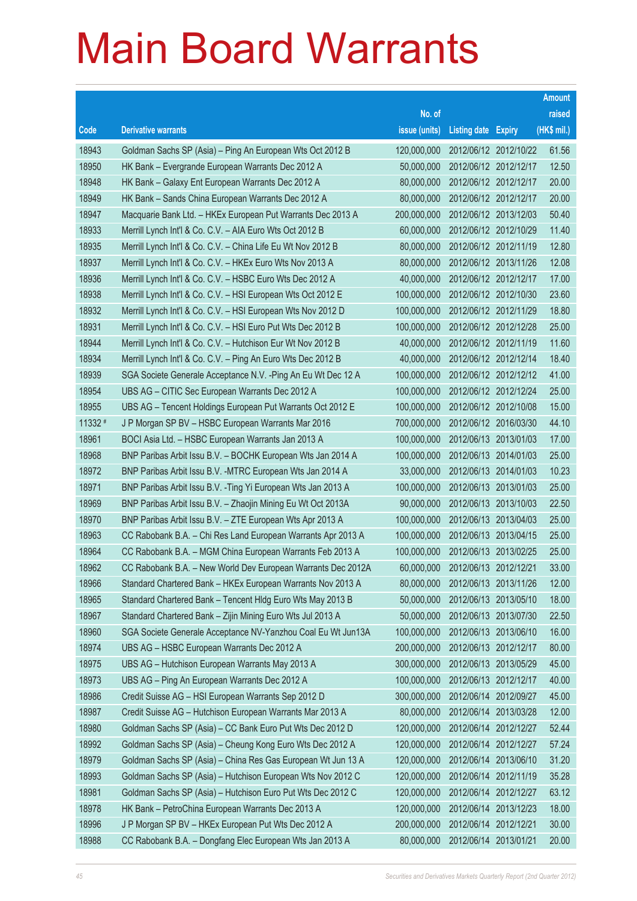# Main Board Warrants

| Code | Derivative warrants | No. of issue (units) | Listing date | Expiry | Amount raised (HK$ mil.) |
|---|---|---|---|---|---|
| 18943 | Goldman Sachs SP (Asia) – Ping An European Wts Oct 2012 B | 120,000,000 | 2012/06/12 | 2012/10/22 | 61.56 |
| 18950 | HK Bank – Evergrande European Warrants Dec 2012 A | 50,000,000 | 2012/06/12 | 2012/12/17 | 12.50 |
| 18948 | HK Bank – Galaxy Ent European Warrants Dec 2012 A | 80,000,000 | 2012/06/12 | 2012/12/17 | 20.00 |
| 18949 | HK Bank – Sands China European Warrants Dec 2012 A | 80,000,000 | 2012/06/12 | 2012/12/17 | 20.00 |
| 18947 | Macquarie Bank Ltd. – HKEx European Put Warrants Dec 2013 A | 200,000,000 | 2012/06/12 | 2013/12/03 | 50.40 |
| 18933 | Merrill Lynch Int'l & Co. C.V. – AIA Euro Wts Oct 2012 B | 60,000,000 | 2012/06/12 | 2012/10/29 | 11.40 |
| 18935 | Merrill Lynch Int'l & Co. C.V. – China Life Eu Wt Nov 2012 B | 80,000,000 | 2012/06/12 | 2012/11/19 | 12.80 |
| 18937 | Merrill Lynch Int'l & Co. C.V. – HKEx Euro Wts Nov 2013 A | 80,000,000 | 2012/06/12 | 2013/11/26 | 12.08 |
| 18936 | Merrill Lynch Int'l & Co. C.V. – HSBC Euro Wts Dec 2012 A | 40,000,000 | 2012/06/12 | 2012/12/17 | 17.00 |
| 18938 | Merrill Lynch Int'l & Co. C.V. – HSI European Wts Oct 2012 E | 100,000,000 | 2012/06/12 | 2012/10/30 | 23.60 |
| 18932 | Merrill Lynch Int'l & Co. C.V. – HSI European Wts Nov 2012 D | 100,000,000 | 2012/06/12 | 2012/11/29 | 18.80 |
| 18931 | Merrill Lynch Int'l & Co. C.V. – HSI Euro Put Wts Dec 2012 B | 100,000,000 | 2012/06/12 | 2012/12/28 | 25.00 |
| 18944 | Merrill Lynch Int'l & Co. C.V. – Hutchison Eur Wt Nov 2012 B | 40,000,000 | 2012/06/12 | 2012/11/19 | 11.60 |
| 18934 | Merrill Lynch Int'l & Co. C.V. – Ping An Euro Wts Dec 2012 B | 40,000,000 | 2012/06/12 | 2012/12/14 | 18.40 |
| 18939 | SGA Societe Generale Acceptance N.V. -Ping An Eu Wt Dec 12 A | 100,000,000 | 2012/06/12 | 2012/12/12 | 41.00 |
| 18954 | UBS AG – CITIC Sec European Warrants Dec 2012 A | 100,000,000 | 2012/06/12 | 2012/12/24 | 25.00 |
| 18955 | UBS AG – Tencent Holdings European Put Warrants Oct 2012 E | 100,000,000 | 2012/06/12 | 2012/10/08 | 15.00 |
| 11332 # | J P Morgan SP BV – HSBC European Warrants Mar 2016 | 700,000,000 | 2012/06/12 | 2016/03/30 | 44.10 |
| 18961 | BOCI Asia Ltd. – HSBC European Warrants Jan 2013 A | 100,000,000 | 2012/06/13 | 2013/01/03 | 17.00 |
| 18968 | BNP Paribas Arbit Issu B.V. – BOCHK European Wts Jan 2014 A | 100,000,000 | 2012/06/13 | 2014/01/03 | 25.00 |
| 18972 | BNP Paribas Arbit Issu B.V. -MTRC European Wts Jan 2014 A | 33,000,000 | 2012/06/13 | 2014/01/03 | 10.23 |
| 18971 | BNP Paribas Arbit Issu B.V. -Ting Yi European Wts Jan 2013 A | 100,000,000 | 2012/06/13 | 2013/01/03 | 25.00 |
| 18969 | BNP Paribas Arbit Issu B.V. – Zhaojin Mining Eu Wt Oct 2013A | 90,000,000 | 2012/06/13 | 2013/10/03 | 22.50 |
| 18970 | BNP Paribas Arbit Issu B.V. – ZTE European Wts Apr 2013 A | 100,000,000 | 2012/06/13 | 2013/04/03 | 25.00 |
| 18963 | CC Rabobank B.A. – Chi Res Land European Warrants Apr 2013 A | 100,000,000 | 2012/06/13 | 2013/04/15 | 25.00 |
| 18964 | CC Rabobank B.A. – MGM China European Warrants Feb 2013 A | 100,000,000 | 2012/06/13 | 2013/02/25 | 25.00 |
| 18962 | CC Rabobank B.A. – New World Dev European Warrants Dec 2012A | 60,000,000 | 2012/06/13 | 2012/12/21 | 33.00 |
| 18966 | Standard Chartered Bank – HKEx European Warrants Nov 2013 A | 80,000,000 | 2012/06/13 | 2013/11/26 | 12.00 |
| 18965 | Standard Chartered Bank – Tencent Hldg Euro Wts May 2013 B | 50,000,000 | 2012/06/13 | 2013/05/10 | 18.00 |
| 18967 | Standard Chartered Bank – Zijin Mining Euro Wts Jul 2013 A | 50,000,000 | 2012/06/13 | 2013/07/30 | 22.50 |
| 18960 | SGA Societe Generale Acceptance NV-Yanzhou Coal Eu Wt Jun13A | 100,000,000 | 2012/06/13 | 2013/06/10 | 16.00 |
| 18974 | UBS AG – HSBC European Warrants Dec 2012 A | 200,000,000 | 2012/06/13 | 2012/12/17 | 80.00 |
| 18975 | UBS AG – Hutchison European Warrants May 2013 A | 300,000,000 | 2012/06/13 | 2013/05/29 | 45.00 |
| 18973 | UBS AG – Ping An European Warrants Dec 2012 A | 100,000,000 | 2012/06/13 | 2012/12/17 | 40.00 |
| 18986 | Credit Suisse AG – HSI European Warrants Sep 2012 D | 300,000,000 | 2012/06/14 | 2012/09/27 | 45.00 |
| 18987 | Credit Suisse AG – Hutchison European Warrants Mar 2013 A | 80,000,000 | 2012/06/14 | 2013/03/28 | 12.00 |
| 18980 | Goldman Sachs SP (Asia) – CC Bank Euro Put Wts Dec 2012 D | 120,000,000 | 2012/06/14 | 2012/12/27 | 52.44 |
| 18992 | Goldman Sachs SP (Asia) – Cheung Kong Euro Wts Dec 2012 A | 120,000,000 | 2012/06/14 | 2012/12/27 | 57.24 |
| 18979 | Goldman Sachs SP (Asia) – China Res Gas European Wt Jun 13 A | 120,000,000 | 2012/06/14 | 2013/06/10 | 31.20 |
| 18993 | Goldman Sachs SP (Asia) – Hutchison European Wts Nov 2012 C | 120,000,000 | 2012/06/14 | 2012/11/19 | 35.28 |
| 18981 | Goldman Sachs SP (Asia) – Hutchison Euro Put Wts Dec 2012 C | 120,000,000 | 2012/06/14 | 2012/12/27 | 63.12 |
| 18978 | HK Bank – PetroChina European Warrants Dec 2013 A | 120,000,000 | 2012/06/14 | 2013/12/23 | 18.00 |
| 18996 | J P Morgan SP BV – HKEx European Put Wts Dec 2012 A | 200,000,000 | 2012/06/14 | 2012/12/21 | 30.00 |
| 18988 | CC Rabobank B.A. – Dongfang Elec European Wts Jan 2013 A | 80,000,000 | 2012/06/14 | 2013/01/21 | 20.00 |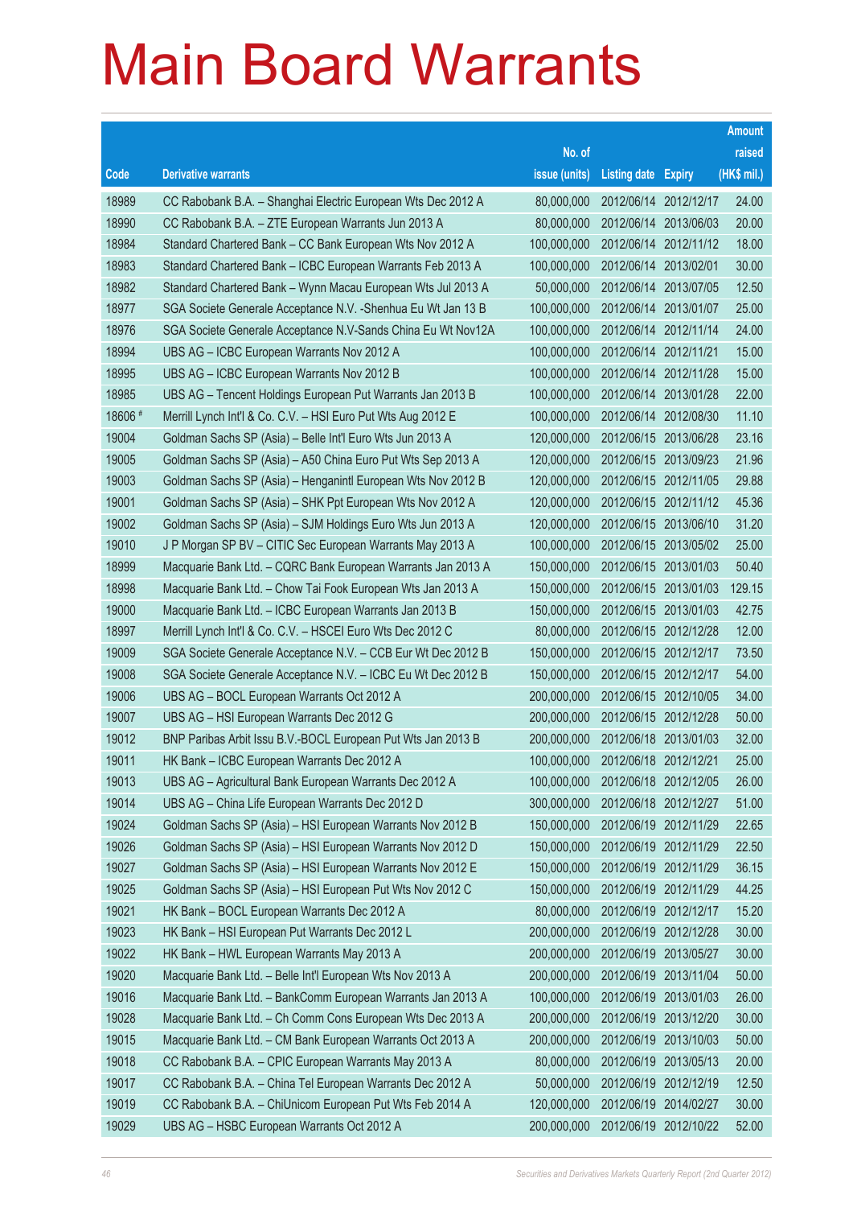# Main Board Warrants

| Code | Derivative warrants | No. of issue (units) | Listing date | Expiry | Amount raised (HK$ mil.) |
|---|---|---|---|---|---|
| 18989 | CC Rabobank B.A. – Shanghai Electric European Wts Dec 2012 A | 80,000,000 | 2012/06/14 | 2012/12/17 | 24.00 |
| 18990 | CC Rabobank B.A. – ZTE European Warrants Jun 2013 A | 80,000,000 | 2012/06/14 | 2013/06/03 | 20.00 |
| 18984 | Standard Chartered Bank – CC Bank European Wts Nov 2012 A | 100,000,000 | 2012/06/14 | 2012/11/12 | 18.00 |
| 18983 | Standard Chartered Bank – ICBC European Warrants Feb 2013 A | 100,000,000 | 2012/06/14 | 2013/02/01 | 30.00 |
| 18982 | Standard Chartered Bank – Wynn Macau European Wts Jul 2013 A | 50,000,000 | 2012/06/14 | 2013/07/05 | 12.50 |
| 18977 | SGA Societe Generale Acceptance N.V. -Shenhua Eu Wt Jan 13 B | 100,000,000 | 2012/06/14 | 2013/01/07 | 25.00 |
| 18976 | SGA Societe Generale Acceptance N.V-Sands China Eu Wt Nov12A | 100,000,000 | 2012/06/14 | 2012/11/14 | 24.00 |
| 18994 | UBS AG – ICBC European Warrants Nov 2012 A | 100,000,000 | 2012/06/14 | 2012/11/21 | 15.00 |
| 18995 | UBS AG – ICBC European Warrants Nov 2012 B | 100,000,000 | 2012/06/14 | 2012/11/28 | 15.00 |
| 18985 | UBS AG – Tencent Holdings European Put Warrants Jan 2013 B | 100,000,000 | 2012/06/14 | 2013/01/28 | 22.00 |
| 18606 # | Merrill Lynch Int'l & Co. C.V. – HSI Euro Put Wts Aug 2012 E | 100,000,000 | 2012/06/14 | 2012/08/30 | 11.10 |
| 19004 | Goldman Sachs SP (Asia) – Belle Int'l Euro Wts Jun 2013 A | 120,000,000 | 2012/06/15 | 2013/06/28 | 23.16 |
| 19005 | Goldman Sachs SP (Asia) – A50 China Euro Put Wts Sep 2013 A | 120,000,000 | 2012/06/15 | 2013/09/23 | 21.96 |
| 19003 | Goldman Sachs SP (Asia) – Henganintl European Wts Nov 2012 B | 120,000,000 | 2012/06/15 | 2012/11/05 | 29.88 |
| 19001 | Goldman Sachs SP (Asia) – SHK Ppt European Wts Nov 2012 A | 120,000,000 | 2012/06/15 | 2012/11/12 | 45.36 |
| 19002 | Goldman Sachs SP (Asia) – SJM Holdings Euro Wts Jun 2013 A | 120,000,000 | 2012/06/15 | 2013/06/10 | 31.20 |
| 19010 | J P Morgan SP BV – CITIC Sec European Warrants May 2013 A | 100,000,000 | 2012/06/15 | 2013/05/02 | 25.00 |
| 18999 | Macquarie Bank Ltd. – CQRC Bank European Warrants Jan 2013 A | 150,000,000 | 2012/06/15 | 2013/01/03 | 50.40 |
| 18998 | Macquarie Bank Ltd. – Chow Tai Fook European Wts Jan 2013 A | 150,000,000 | 2012/06/15 | 2013/01/03 | 129.15 |
| 19000 | Macquarie Bank Ltd. – ICBC European Warrants Jan 2013 B | 150,000,000 | 2012/06/15 | 2013/01/03 | 42.75 |
| 18997 | Merrill Lynch Int'l & Co. C.V. – HSCEI Euro Wts Dec 2012 C | 80,000,000 | 2012/06/15 | 2012/12/28 | 12.00 |
| 19009 | SGA Societe Generale Acceptance N.V. – CCB Eur Wt Dec 2012 B | 150,000,000 | 2012/06/15 | 2012/12/17 | 73.50 |
| 19008 | SGA Societe Generale Acceptance N.V. – ICBC Eu Wt Dec 2012 B | 150,000,000 | 2012/06/15 | 2012/12/17 | 54.00 |
| 19006 | UBS AG – BOCL European Warrants Oct 2012 A | 200,000,000 | 2012/06/15 | 2012/10/05 | 34.00 |
| 19007 | UBS AG – HSI European Warrants Dec 2012 G | 200,000,000 | 2012/06/15 | 2012/12/28 | 50.00 |
| 19012 | BNP Paribas Arbit Issu B.V.-BOCL European Put Wts Jan 2013 B | 200,000,000 | 2012/06/18 | 2013/01/03 | 32.00 |
| 19011 | HK Bank – ICBC European Warrants Dec 2012 A | 100,000,000 | 2012/06/18 | 2012/12/21 | 25.00 |
| 19013 | UBS AG – Agricultural Bank European Warrants Dec 2012 A | 100,000,000 | 2012/06/18 | 2012/12/05 | 26.00 |
| 19014 | UBS AG – China Life European Warrants Dec 2012 D | 300,000,000 | 2012/06/18 | 2012/12/27 | 51.00 |
| 19024 | Goldman Sachs SP (Asia) – HSI European Warrants Nov 2012 B | 150,000,000 | 2012/06/19 | 2012/11/29 | 22.65 |
| 19026 | Goldman Sachs SP (Asia) – HSI European Warrants Nov 2012 D | 150,000,000 | 2012/06/19 | 2012/11/29 | 22.50 |
| 19027 | Goldman Sachs SP (Asia) – HSI European Warrants Nov 2012 E | 150,000,000 | 2012/06/19 | 2012/11/29 | 36.15 |
| 19025 | Goldman Sachs SP (Asia) – HSI European Put Wts Nov 2012 C | 150,000,000 | 2012/06/19 | 2012/11/29 | 44.25 |
| 19021 | HK Bank – BOCL European Warrants Dec 2012 A | 80,000,000 | 2012/06/19 | 2012/12/17 | 15.20 |
| 19023 | HK Bank – HSI European Put Warrants Dec 2012 L | 200,000,000 | 2012/06/19 | 2012/12/28 | 30.00 |
| 19022 | HK Bank – HWL European Warrants May 2013 A | 200,000,000 | 2012/06/19 | 2013/05/27 | 30.00 |
| 19020 | Macquarie Bank Ltd. – Belle Int'l European Wts Nov 2013 A | 200,000,000 | 2012/06/19 | 2013/11/04 | 50.00 |
| 19016 | Macquarie Bank Ltd. – BankComm European Warrants Jan 2013 A | 100,000,000 | 2012/06/19 | 2013/01/03 | 26.00 |
| 19028 | Macquarie Bank Ltd. – Ch Comm Cons European Wts Dec 2013 A | 200,000,000 | 2012/06/19 | 2013/12/20 | 30.00 |
| 19015 | Macquarie Bank Ltd. – CM Bank European Warrants Oct 2013 A | 200,000,000 | 2012/06/19 | 2013/10/03 | 50.00 |
| 19018 | CC Rabobank B.A. – CPIC European Warrants May 2013 A | 80,000,000 | 2012/06/19 | 2013/05/13 | 20.00 |
| 19017 | CC Rabobank B.A. – China Tel European Warrants Dec 2012 A | 50,000,000 | 2012/06/19 | 2012/12/19 | 12.50 |
| 19019 | CC Rabobank B.A. – ChiUnicom European Put Wts Feb 2014 A | 120,000,000 | 2012/06/19 | 2014/02/27 | 30.00 |
| 19029 | UBS AG – HSBC European Warrants Oct 2012 A | 200,000,000 | 2012/06/19 | 2012/10/22 | 52.00 |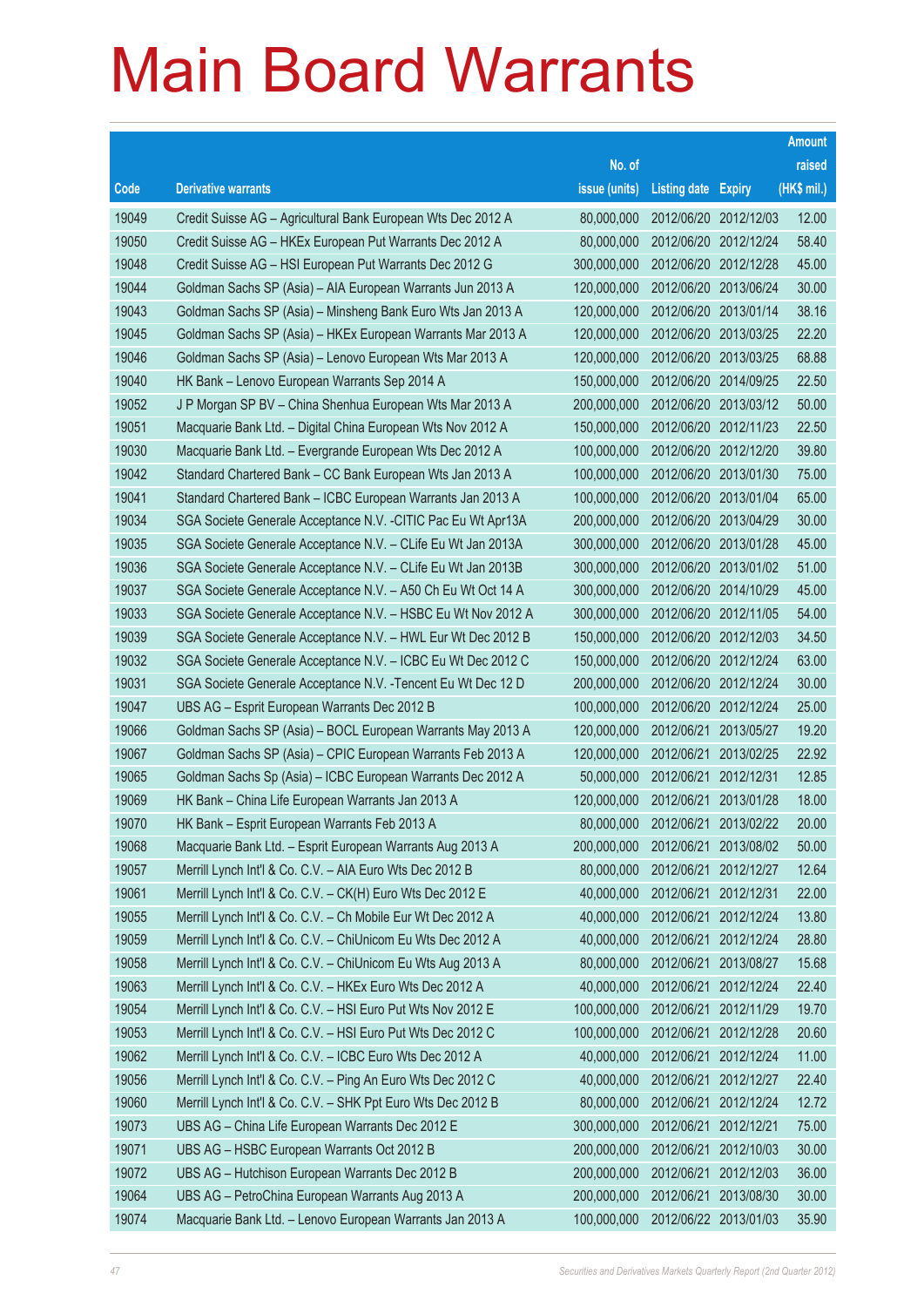# Main Board Warrants

| Code | Derivative warrants | No. of issue (units) | Listing date | Expiry | Amount raised (HK$ mil.) |
|---|---|---|---|---|---|
| 19049 | Credit Suisse AG – Agricultural Bank European Wts Dec 2012 A | 80,000,000 | 2012/06/20 | 2012/12/03 | 12.00 |
| 19050 | Credit Suisse AG – HKEx European Put Warrants Dec 2012 A | 80,000,000 | 2012/06/20 | 2012/12/24 | 58.40 |
| 19048 | Credit Suisse AG – HSI European Put Warrants Dec 2012 G | 300,000,000 | 2012/06/20 | 2012/12/28 | 45.00 |
| 19044 | Goldman Sachs SP (Asia) – AIA European Warrants Jun 2013 A | 120,000,000 | 2012/06/20 | 2013/06/24 | 30.00 |
| 19043 | Goldman Sachs SP (Asia) – Minsheng Bank Euro Wts Jan 2013 A | 120,000,000 | 2012/06/20 | 2013/01/14 | 38.16 |
| 19045 | Goldman Sachs SP (Asia) – HKEx European Warrants Mar 2013 A | 120,000,000 | 2012/06/20 | 2013/03/25 | 22.20 |
| 19046 | Goldman Sachs SP (Asia) – Lenovo European Wts Mar 2013 A | 120,000,000 | 2012/06/20 | 2013/03/25 | 68.88 |
| 19040 | HK Bank – Lenovo European Warrants Sep 2014 A | 150,000,000 | 2012/06/20 | 2014/09/25 | 22.50 |
| 19052 | J P Morgan SP BV – China Shenhua European Wts Mar 2013 A | 200,000,000 | 2012/06/20 | 2013/03/12 | 50.00 |
| 19051 | Macquarie Bank Ltd. – Digital China European Wts Nov 2012 A | 150,000,000 | 2012/06/20 | 2012/11/23 | 22.50 |
| 19030 | Macquarie Bank Ltd. – Evergrande European Wts Dec 2012 A | 100,000,000 | 2012/06/20 | 2012/12/20 | 39.80 |
| 19042 | Standard Chartered Bank – CC Bank European Wts Jan 2013 A | 100,000,000 | 2012/06/20 | 2013/01/30 | 75.00 |
| 19041 | Standard Chartered Bank – ICBC European Warrants Jan 2013 A | 100,000,000 | 2012/06/20 | 2013/01/04 | 65.00 |
| 19034 | SGA Societe Generale Acceptance N.V. -CITIC Pac Eu Wt Apr13A | 200,000,000 | 2012/06/20 | 2013/04/29 | 30.00 |
| 19035 | SGA Societe Generale Acceptance N.V. – CLife Eu Wt Jan 2013A | 300,000,000 | 2012/06/20 | 2013/01/28 | 45.00 |
| 19036 | SGA Societe Generale Acceptance N.V. – CLife Eu Wt Jan 2013B | 300,000,000 | 2012/06/20 | 2013/01/02 | 51.00 |
| 19037 | SGA Societe Generale Acceptance N.V. – A50 Ch Eu Wt Oct 14 A | 300,000,000 | 2012/06/20 | 2014/10/29 | 45.00 |
| 19033 | SGA Societe Generale Acceptance N.V. – HSBC Eu Wt Nov 2012 A | 300,000,000 | 2012/06/20 | 2012/11/05 | 54.00 |
| 19039 | SGA Societe Generale Acceptance N.V. – HWL Eur Wt Dec 2012 B | 150,000,000 | 2012/06/20 | 2012/12/03 | 34.50 |
| 19032 | SGA Societe Generale Acceptance N.V. – ICBC Eu Wt Dec 2012 C | 150,000,000 | 2012/06/20 | 2012/12/24 | 63.00 |
| 19031 | SGA Societe Generale Acceptance N.V. -Tencent Eu Wt Dec 12 D | 200,000,000 | 2012/06/20 | 2012/12/24 | 30.00 |
| 19047 | UBS AG – Esprit European Warrants Dec 2012 B | 100,000,000 | 2012/06/20 | 2012/12/24 | 25.00 |
| 19066 | Goldman Sachs SP (Asia) – BOCL European Warrants May 2013 A | 120,000,000 | 2012/06/21 | 2013/05/27 | 19.20 |
| 19067 | Goldman Sachs SP (Asia) – CPIC European Warrants Feb 2013 A | 120,000,000 | 2012/06/21 | 2013/02/25 | 22.92 |
| 19065 | Goldman Sachs Sp (Asia) – ICBC European Warrants Dec 2012 A | 50,000,000 | 2012/06/21 | 2012/12/31 | 12.85 |
| 19069 | HK Bank – China Life European Warrants Jan 2013 A | 120,000,000 | 2012/06/21 | 2013/01/28 | 18.00 |
| 19070 | HK Bank – Esprit European Warrants Feb 2013 A | 80,000,000 | 2012/06/21 | 2013/02/22 | 20.00 |
| 19068 | Macquarie Bank Ltd. – Esprit European Warrants Aug 2013 A | 200,000,000 | 2012/06/21 | 2013/08/02 | 50.00 |
| 19057 | Merrill Lynch Int'l & Co. C.V. – AIA Euro Wts Dec 2012 B | 80,000,000 | 2012/06/21 | 2012/12/27 | 12.64 |
| 19061 | Merrill Lynch Int'l & Co. C.V. – CK(H) Euro Wts Dec 2012 E | 40,000,000 | 2012/06/21 | 2012/12/31 | 22.00 |
| 19055 | Merrill Lynch Int'l & Co. C.V. – Ch Mobile Eur Wt Dec 2012 A | 40,000,000 | 2012/06/21 | 2012/12/24 | 13.80 |
| 19059 | Merrill Lynch Int'l & Co. C.V. – ChiUnicom Eu Wts Dec 2012 A | 40,000,000 | 2012/06/21 | 2012/12/24 | 28.80 |
| 19058 | Merrill Lynch Int'l & Co. C.V. – ChiUnicom Eu Wts Aug 2013 A | 80,000,000 | 2012/06/21 | 2013/08/27 | 15.68 |
| 19063 | Merrill Lynch Int'l & Co. C.V. – HKEx Euro Wts Dec 2012 A | 40,000,000 | 2012/06/21 | 2012/12/24 | 22.40 |
| 19054 | Merrill Lynch Int'l & Co. C.V. – HSI Euro Put Wts Nov 2012 E | 100,000,000 | 2012/06/21 | 2012/11/29 | 19.70 |
| 19053 | Merrill Lynch Int'l & Co. C.V. – HSI Euro Put Wts Dec 2012 C | 100,000,000 | 2012/06/21 | 2012/12/28 | 20.60 |
| 19062 | Merrill Lynch Int'l & Co. C.V. – ICBC Euro Wts Dec 2012 A | 40,000,000 | 2012/06/21 | 2012/12/24 | 11.00 |
| 19056 | Merrill Lynch Int'l & Co. C.V. – Ping An Euro Wts Dec 2012 C | 40,000,000 | 2012/06/21 | 2012/12/27 | 22.40 |
| 19060 | Merrill Lynch Int'l & Co. C.V. – SHK Ppt Euro Wts Dec 2012 B | 80,000,000 | 2012/06/21 | 2012/12/24 | 12.72 |
| 19073 | UBS AG – China Life European Warrants Dec 2012 E | 300,000,000 | 2012/06/21 | 2012/12/21 | 75.00 |
| 19071 | UBS AG – HSBC European Warrants Oct 2012 B | 200,000,000 | 2012/06/21 | 2012/10/03 | 30.00 |
| 19072 | UBS AG – Hutchison European Warrants Dec 2012 B | 200,000,000 | 2012/06/21 | 2012/12/03 | 36.00 |
| 19064 | UBS AG – PetroChina European Warrants Aug 2013 A | 200,000,000 | 2012/06/21 | 2013/08/30 | 30.00 |
| 19074 | Macquarie Bank Ltd. – Lenovo European Warrants Jan 2013 A | 100,000,000 | 2012/06/22 | 2013/01/03 | 35.90 |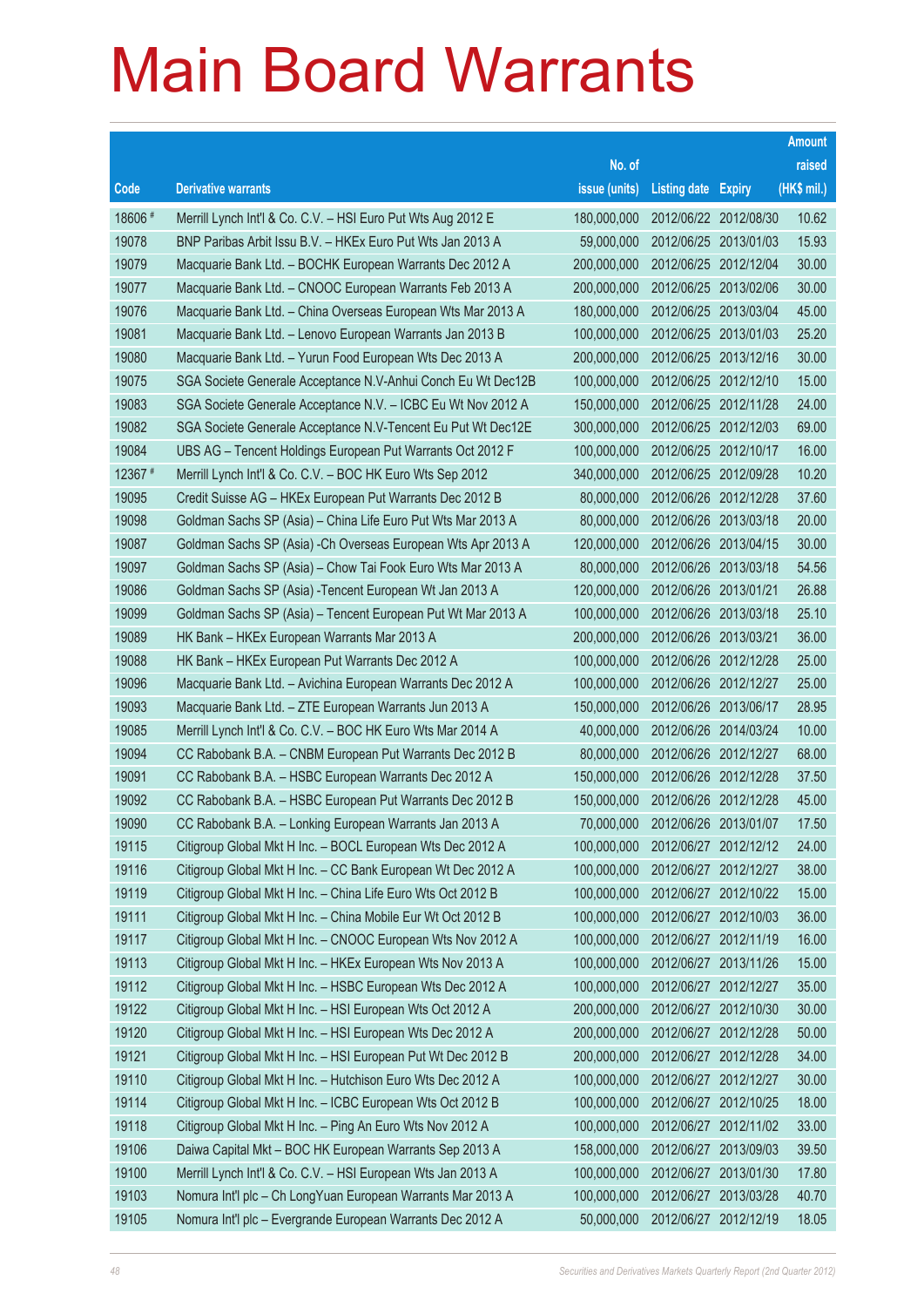# Main Board Warrants

| Code | Derivative warrants | No. of issue (units) | Listing date | Expiry | Amount raised (HK$ mil.) |
|---|---|---|---|---|---|
| 18606 # | Merrill Lynch Int'l & Co. C.V. – HSI Euro Put Wts Aug 2012 E | 180,000,000 | 2012/06/22 | 2012/08/30 | 10.62 |
| 19078 | BNP Paribas Arbit Issu B.V. – HKEx Euro Put Wts Jan 2013 A | 59,000,000 | 2012/06/25 | 2013/01/03 | 15.93 |
| 19079 | Macquarie Bank Ltd. – BOCHK European Warrants Dec 2012 A | 200,000,000 | 2012/06/25 | 2012/12/04 | 30.00 |
| 19077 | Macquarie Bank Ltd. – CNOOC European Warrants Feb 2013 A | 200,000,000 | 2012/06/25 | 2013/02/06 | 30.00 |
| 19076 | Macquarie Bank Ltd. – China Overseas European Wts Mar 2013 A | 180,000,000 | 2012/06/25 | 2013/03/04 | 45.00 |
| 19081 | Macquarie Bank Ltd. – Lenovo European Warrants Jan 2013 B | 100,000,000 | 2012/06/25 | 2013/01/03 | 25.20 |
| 19080 | Macquarie Bank Ltd. – Yurun Food European Wts Dec 2013 A | 200,000,000 | 2012/06/25 | 2013/12/16 | 30.00 |
| 19075 | SGA Societe Generale Acceptance N.V-Anhui Conch Eu Wt Dec12B | 100,000,000 | 2012/06/25 | 2012/12/10 | 15.00 |
| 19083 | SGA Societe Generale Acceptance N.V. – ICBC Eu Wt Nov 2012 A | 150,000,000 | 2012/06/25 | 2012/11/28 | 24.00 |
| 19082 | SGA Societe Generale Acceptance N.V-Tencent Eu Put Wt Dec12E | 300,000,000 | 2012/06/25 | 2012/12/03 | 69.00 |
| 19084 | UBS AG – Tencent Holdings European Put Warrants Oct 2012 F | 100,000,000 | 2012/06/25 | 2012/10/17 | 16.00 |
| 12367 # | Merrill Lynch Int'l & Co. C.V. – BOC HK Euro Wts Sep 2012 | 340,000,000 | 2012/06/25 | 2012/09/28 | 10.20 |
| 19095 | Credit Suisse AG – HKEx European Put Warrants Dec 2012 B | 80,000,000 | 2012/06/26 | 2012/12/28 | 37.60 |
| 19098 | Goldman Sachs SP (Asia) – China Life Euro Put Wts Mar 2013 A | 80,000,000 | 2012/06/26 | 2013/03/18 | 20.00 |
| 19087 | Goldman Sachs SP (Asia) -Ch Overseas European Wts Apr 2013 A | 120,000,000 | 2012/06/26 | 2013/04/15 | 30.00 |
| 19097 | Goldman Sachs SP (Asia) – Chow Tai Fook Euro Wts Mar 2013 A | 80,000,000 | 2012/06/26 | 2013/03/18 | 54.56 |
| 19086 | Goldman Sachs SP (Asia) -Tencent European Wt Jan 2013 A | 120,000,000 | 2012/06/26 | 2013/01/21 | 26.88 |
| 19099 | Goldman Sachs SP (Asia) – Tencent European Put Wt Mar 2013 A | 100,000,000 | 2012/06/26 | 2013/03/18 | 25.10 |
| 19089 | HK Bank – HKEx European Warrants Mar 2013 A | 200,000,000 | 2012/06/26 | 2013/03/21 | 36.00 |
| 19088 | HK Bank – HKEx European Put Warrants Dec 2012 A | 100,000,000 | 2012/06/26 | 2012/12/28 | 25.00 |
| 19096 | Macquarie Bank Ltd. – Avichina European Warrants Dec 2012 A | 100,000,000 | 2012/06/26 | 2012/12/27 | 25.00 |
| 19093 | Macquarie Bank Ltd. – ZTE European Warrants Jun 2013 A | 150,000,000 | 2012/06/26 | 2013/06/17 | 28.95 |
| 19085 | Merrill Lynch Int'l & Co. C.V. – BOC HK Euro Wts Mar 2014 A | 40,000,000 | 2012/06/26 | 2014/03/24 | 10.00 |
| 19094 | CC Rabobank B.A. – CNBM European Put Warrants Dec 2012 B | 80,000,000 | 2012/06/26 | 2012/12/27 | 68.00 |
| 19091 | CC Rabobank B.A. – HSBC European Warrants Dec 2012 A | 150,000,000 | 2012/06/26 | 2012/12/28 | 37.50 |
| 19092 | CC Rabobank B.A. – HSBC European Put Warrants Dec 2012 B | 150,000,000 | 2012/06/26 | 2012/12/28 | 45.00 |
| 19090 | CC Rabobank B.A. – Lonking European Warrants Jan 2013 A | 70,000,000 | 2012/06/26 | 2013/01/07 | 17.50 |
| 19115 | Citigroup Global Mkt H Inc. – BOCL European Wts Dec 2012 A | 100,000,000 | 2012/06/27 | 2012/12/12 | 24.00 |
| 19116 | Citigroup Global Mkt H Inc. – CC Bank European Wt Dec 2012 A | 100,000,000 | 2012/06/27 | 2012/12/27 | 38.00 |
| 19119 | Citigroup Global Mkt H Inc. – China Life Euro Wts Oct 2012 B | 100,000,000 | 2012/06/27 | 2012/10/22 | 15.00 |
| 19111 | Citigroup Global Mkt H Inc. – China Mobile Eur Wt Oct 2012 B | 100,000,000 | 2012/06/27 | 2012/10/03 | 36.00 |
| 19117 | Citigroup Global Mkt H Inc. – CNOOC European Wts Nov 2012 A | 100,000,000 | 2012/06/27 | 2012/11/19 | 16.00 |
| 19113 | Citigroup Global Mkt H Inc. – HKEx European Wts Nov 2013 A | 100,000,000 | 2012/06/27 | 2013/11/26 | 15.00 |
| 19112 | Citigroup Global Mkt H Inc. – HSBC European Wts Dec 2012 A | 100,000,000 | 2012/06/27 | 2012/12/27 | 35.00 |
| 19122 | Citigroup Global Mkt H Inc. – HSI European Wts Oct 2012 A | 200,000,000 | 2012/06/27 | 2012/10/30 | 30.00 |
| 19120 | Citigroup Global Mkt H Inc. – HSI European Wts Dec 2012 A | 200,000,000 | 2012/06/27 | 2012/12/28 | 50.00 |
| 19121 | Citigroup Global Mkt H Inc. – HSI European Put Wt Dec 2012 B | 200,000,000 | 2012/06/27 | 2012/12/28 | 34.00 |
| 19110 | Citigroup Global Mkt H Inc. – Hutchison Euro Wts Dec 2012 A | 100,000,000 | 2012/06/27 | 2012/12/27 | 30.00 |
| 19114 | Citigroup Global Mkt H Inc. – ICBC European Wts Oct 2012 B | 100,000,000 | 2012/06/27 | 2012/10/25 | 18.00 |
| 19118 | Citigroup Global Mkt H Inc. – Ping An Euro Wts Nov 2012 A | 100,000,000 | 2012/06/27 | 2012/11/02 | 33.00 |
| 19106 | Daiwa Capital Mkt – BOC HK European Warrants Sep 2013 A | 158,000,000 | 2012/06/27 | 2013/09/03 | 39.50 |
| 19100 | Merrill Lynch Int'l & Co. C.V. – HSI European Wts Jan 2013 A | 100,000,000 | 2012/06/27 | 2013/01/30 | 17.80 |
| 19103 | Nomura Int'l plc – Ch LongYuan European Warrants Mar 2013 A | 100,000,000 | 2012/06/27 | 2013/03/28 | 40.70 |
| 19105 | Nomura Int'l plc – Evergrande European Warrants Dec 2012 A | 50,000,000 | 2012/06/27 | 2012/12/19 | 18.05 |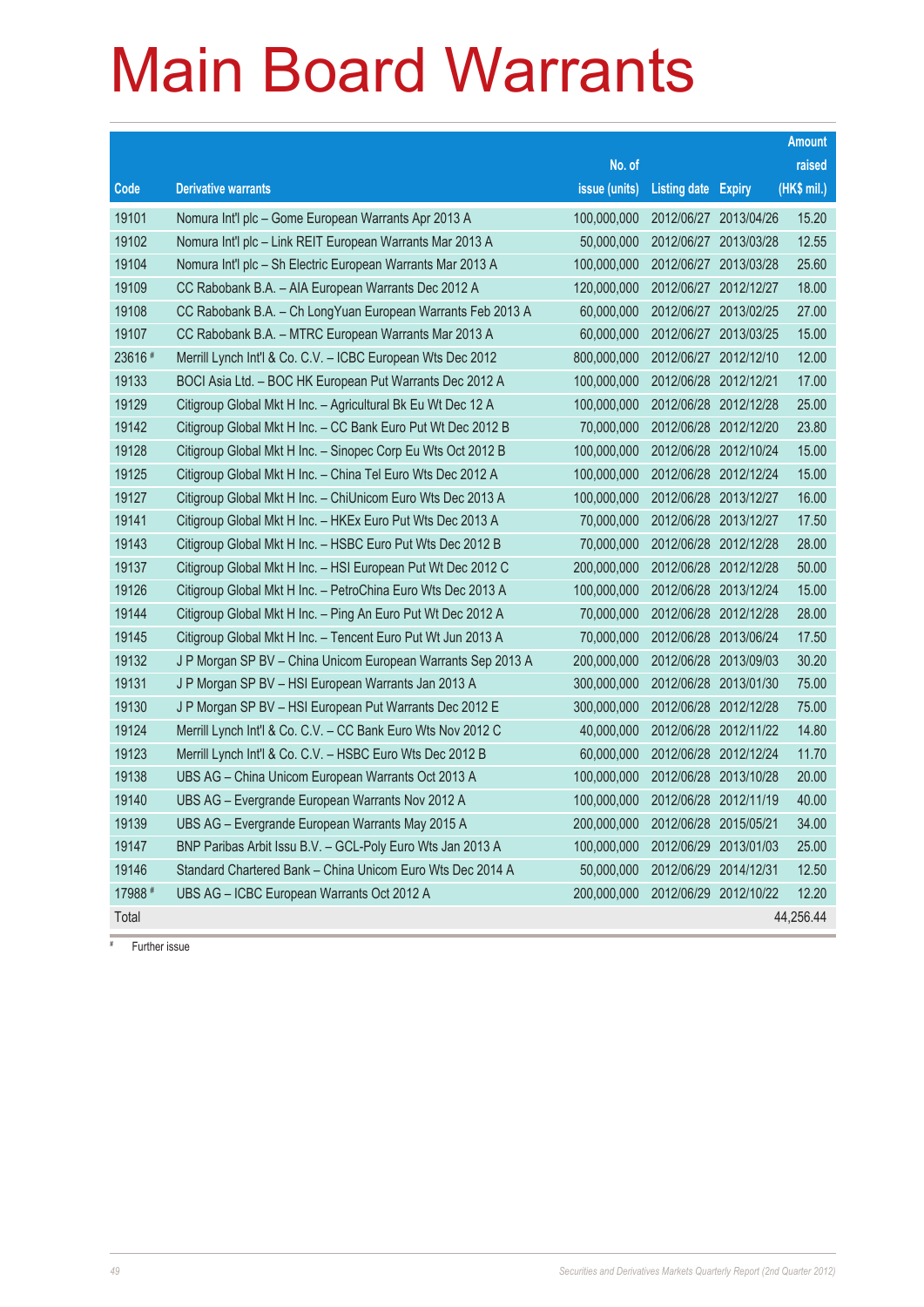# Main Board Warrants

| Code | Derivative warrants | No. of issue (units) | Listing date | Expiry | Amount raised (HK$ mil.) |
|---|---|---|---|---|---|
| 19101 | Nomura Int'l plc – Gome European Warrants Apr 2013 A | 100,000,000 | 2012/06/27 | 2013/04/26 | 15.20 |
| 19102 | Nomura Int'l plc – Link REIT European Warrants Mar 2013 A | 50,000,000 | 2012/06/27 | 2013/03/28 | 12.55 |
| 19104 | Nomura Int'l plc – Sh Electric European Warrants Mar 2013 A | 100,000,000 | 2012/06/27 | 2013/03/28 | 25.60 |
| 19109 | CC Rabobank B.A. – AIA European Warrants Dec 2012 A | 120,000,000 | 2012/06/27 | 2012/12/27 | 18.00 |
| 19108 | CC Rabobank B.A. – Ch LongYuan European Warrants Feb 2013 A | 60,000,000 | 2012/06/27 | 2013/02/25 | 27.00 |
| 19107 | CC Rabobank B.A. – MTRC European Warrants Mar 2013 A | 60,000,000 | 2012/06/27 | 2013/03/25 | 15.00 |
| 23616 # | Merrill Lynch Int'l & Co. C.V. – ICBC European Wts Dec 2012 | 800,000,000 | 2012/06/27 | 2012/12/10 | 12.00 |
| 19133 | BOCI Asia Ltd. – BOC HK European Put Warrants Dec 2012 A | 100,000,000 | 2012/06/28 | 2012/12/21 | 17.00 |
| 19129 | Citigroup Global Mkt H Inc. – Agricultural Bk Eu Wt Dec 12 A | 100,000,000 | 2012/06/28 | 2012/12/28 | 25.00 |
| 19142 | Citigroup Global Mkt H Inc. – CC Bank Euro Put Wt Dec 2012 B | 70,000,000 | 2012/06/28 | 2012/12/20 | 23.80 |
| 19128 | Citigroup Global Mkt H Inc. – Sinopec Corp Eu Wts Oct 2012 B | 100,000,000 | 2012/06/28 | 2012/10/24 | 15.00 |
| 19125 | Citigroup Global Mkt H Inc. – China Tel Euro Wts Dec 2012 A | 100,000,000 | 2012/06/28 | 2012/12/24 | 15.00 |
| 19127 | Citigroup Global Mkt H Inc. – ChiUnicom Euro Wts Dec 2013 A | 100,000,000 | 2012/06/28 | 2013/12/27 | 16.00 |
| 19141 | Citigroup Global Mkt H Inc. – HKEx Euro Put Wts Dec 2013 A | 70,000,000 | 2012/06/28 | 2013/12/27 | 17.50 |
| 19143 | Citigroup Global Mkt H Inc. – HSBC Euro Put Wts Dec 2012 B | 70,000,000 | 2012/06/28 | 2012/12/28 | 28.00 |
| 19137 | Citigroup Global Mkt H Inc. – HSI European Put Wt Dec 2012 C | 200,000,000 | 2012/06/28 | 2012/12/28 | 50.00 |
| 19126 | Citigroup Global Mkt H Inc. – PetroChina Euro Wts Dec 2013 A | 100,000,000 | 2012/06/28 | 2013/12/24 | 15.00 |
| 19144 | Citigroup Global Mkt H Inc. – Ping An Euro Put Wt Dec 2012 A | 70,000,000 | 2012/06/28 | 2012/12/28 | 28.00 |
| 19145 | Citigroup Global Mkt H Inc. – Tencent Euro Put Wt Jun 2013 A | 70,000,000 | 2012/06/28 | 2013/06/24 | 17.50 |
| 19132 | J P Morgan SP BV – China Unicom European Warrants Sep 2013 A | 200,000,000 | 2012/06/28 | 2013/09/03 | 30.20 |
| 19131 | J P Morgan SP BV – HSI European Warrants Jan 2013 A | 300,000,000 | 2012/06/28 | 2013/01/30 | 75.00 |
| 19130 | J P Morgan SP BV – HSI European Put Warrants Dec 2012 E | 300,000,000 | 2012/06/28 | 2012/12/28 | 75.00 |
| 19124 | Merrill Lynch Int'l & Co. C.V. – CC Bank Euro Wts Nov 2012 C | 40,000,000 | 2012/06/28 | 2012/11/22 | 14.80 |
| 19123 | Merrill Lynch Int'l & Co. C.V. – HSBC Euro Wts Dec 2012 B | 60,000,000 | 2012/06/28 | 2012/12/24 | 11.70 |
| 19138 | UBS AG – China Unicom European Warrants Oct 2013 A | 100,000,000 | 2012/06/28 | 2013/10/28 | 20.00 |
| 19140 | UBS AG – Evergrande European Warrants Nov 2012 A | 100,000,000 | 2012/06/28 | 2012/11/19 | 40.00 |
| 19139 | UBS AG – Evergrande European Warrants May 2015 A | 200,000,000 | 2012/06/28 | 2015/05/21 | 34.00 |
| 19147 | BNP Paribas Arbit Issu B.V. – GCL-Poly Euro Wts Jan 2013 A | 100,000,000 | 2012/06/29 | 2013/01/03 | 25.00 |
| 19146 | Standard Chartered Bank – China Unicom Euro Wts Dec 2014 A | 50,000,000 | 2012/06/29 | 2014/12/31 | 12.50 |
| 17988 # | UBS AG – ICBC European Warrants Oct 2012 A | 200,000,000 | 2012/06/29 | 2012/10/22 | 12.20 |
| Total | | | | | 44,256.44 |

# Further issue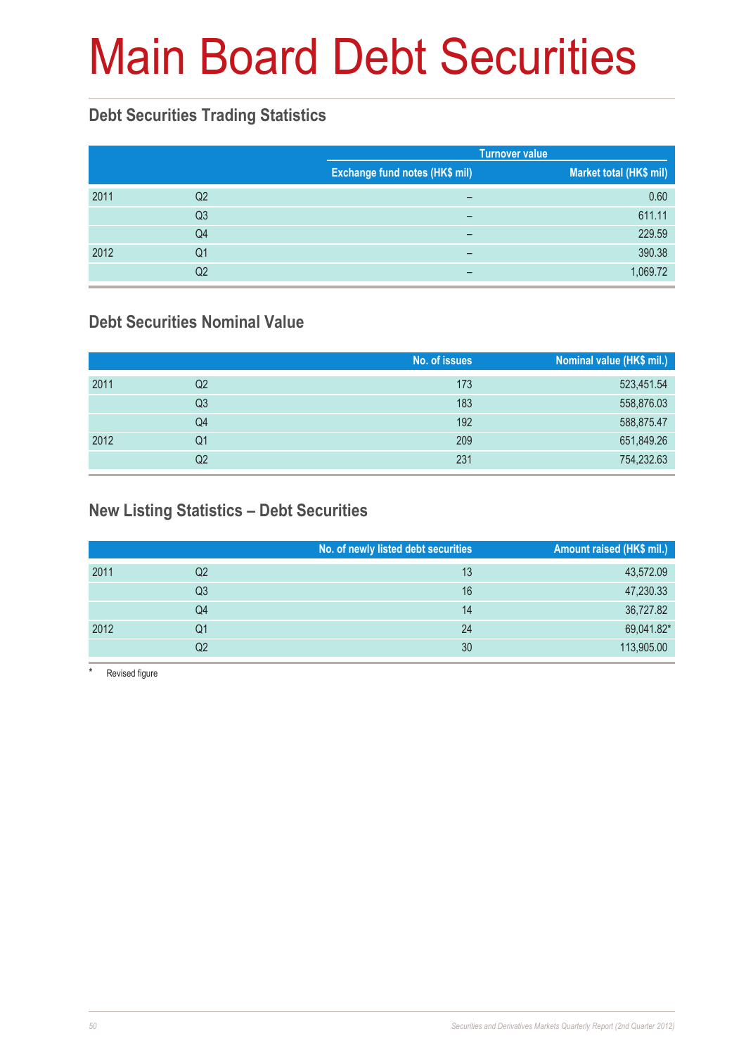# Main Board Debt Securities

## Debt Securities Trading Statistics

| | | Turnover value | |
|---|---|---|---|
| | | Exchange fund notes (HK$ mil) | Market total (HK$ mil) |
| 2011 | Q2 | – | 0.60 |
| | Q3 | – | 611.11 |
| | Q4 | – | 229.59 |
| 2012 | Q1 | – | 390.38 |
| | Q2 | – | 1,069.72 |

## Debt Securities Nominal Value

| | | No. of issues | Nominal value (HK$ mil.) |
|---|---|---|---|
| 2011 | Q2 | 173 | 523,451.54 |
| | Q3 | 183 | 558,876.03 |
| | Q4 | 192 | 588,875.47 |
| 2012 | Q1 | 209 | 651,849.26 |
| | Q2 | 231 | 754,232.63 |

## New Listing Statistics – Debt Securities

| | | No. of newly listed debt securities | Amount raised (HK$ mil.) |
|---|---|---|---|
| 2011 | Q2 | 13 | 43,572.09 |
| | Q3 | 16 | 47,230.33 |
| | Q4 | 14 | 36,727.82 |
| 2012 | Q1 | 24 | 69,041.82* |
| | Q2 | 30 | 113,905.00 |

\* Revised figure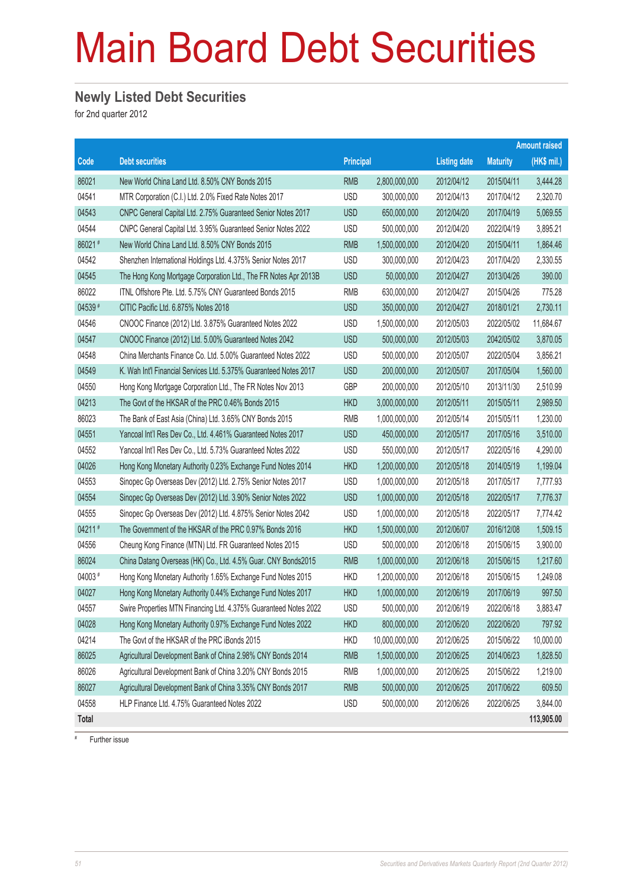# Main Board Debt Securities

## Newly Listed Debt Securities

for 2nd quarter 2012

| Code | Debt securities | Principal | | Listing date | Maturity | Amount raised (HK$ mil.) |
|---|---|---|---|---|---|---|
| 86021 | New World China Land Ltd. 8.50% CNY Bonds 2015 | RMB | 2,800,000,000 | 2012/04/12 | 2015/04/11 | 3,444.28 |
| 04541 | MTR Corporation (C.I.) Ltd. 2.0% Fixed Rate Notes 2017 | USD | 300,000,000 | 2012/04/13 | 2017/04/12 | 2,320.70 |
| 04543 | CNPC General Capital Ltd. 2.75% Guaranteed Senior Notes 2017 | USD | 650,000,000 | 2012/04/20 | 2017/04/19 | 5,069.55 |
| 04544 | CNPC General Capital Ltd. 3.95% Guaranteed Senior Notes 2022 | USD | 500,000,000 | 2012/04/20 | 2022/04/19 | 3,895.21 |
| 86021 # | New World China Land Ltd. 8.50% CNY Bonds 2015 | RMB | 1,500,000,000 | 2012/04/20 | 2015/04/11 | 1,864.46 |
| 04542 | Shenzhen International Holdings Ltd. 4.375% Senior Notes 2017 | USD | 300,000,000 | 2012/04/23 | 2017/04/20 | 2,330.55 |
| 04545 | The Hong Kong Mortgage Corporation Ltd., The FR Notes Apr 2013B | USD | 50,000,000 | 2012/04/27 | 2013/04/26 | 390.00 |
| 86022 | ITNL Offshore Pte. Ltd. 5.75% CNY Guaranteed Bonds 2015 | RMB | 630,000,000 | 2012/04/27 | 2015/04/26 | 775.28 |
| 04539 # | CITIC Pacific Ltd. 6.875% Notes 2018 | USD | 350,000,000 | 2012/04/27 | 2018/01/21 | 2,730.11 |
| 04546 | CNOOC Finance (2012) Ltd. 3.875% Guaranteed Notes 2022 | USD | 1,500,000,000 | 2012/05/03 | 2022/05/02 | 11,684.67 |
| 04547 | CNOOC Finance (2012) Ltd. 5.00% Guaranteed Notes 2042 | USD | 500,000,000 | 2012/05/03 | 2042/05/02 | 3,870.05 |
| 04548 | China Merchants Finance Co. Ltd. 5.00% Guaranteed Notes 2022 | USD | 500,000,000 | 2012/05/07 | 2022/05/04 | 3,856.21 |
| 04549 | K. Wah Int'l Financial Services Ltd. 5.375% Guaranteed Notes 2017 | USD | 200,000,000 | 2012/05/07 | 2017/05/04 | 1,560.00 |
| 04550 | Hong Kong Mortgage Corporation Ltd., The FR Notes Nov 2013 | GBP | 200,000,000 | 2012/05/10 | 2013/11/30 | 2,510.99 |
| 04213 | The Govt of the HKSAR of the PRC 0.46% Bonds 2015 | HKD | 3,000,000,000 | 2012/05/11 | 2015/05/11 | 2,989.50 |
| 86023 | The Bank of East Asia (China) Ltd. 3.65% CNY Bonds 2015 | RMB | 1,000,000,000 | 2012/05/14 | 2015/05/11 | 1,230.00 |
| 04551 | Yancoal Int'l Res Dev Co., Ltd. 4.461% Guaranteed Notes 2017 | USD | 450,000,000 | 2012/05/17 | 2017/05/16 | 3,510.00 |
| 04552 | Yancoal Int'l Res Dev Co., Ltd. 5.73% Guaranteed Notes 2022 | USD | 550,000,000 | 2012/05/17 | 2022/05/16 | 4,290.00 |
| 04026 | Hong Kong Monetary Authority 0.23% Exchange Fund Notes 2014 | HKD | 1,200,000,000 | 2012/05/18 | 2014/05/19 | 1,199.04 |
| 04553 | Sinopec Gp Overseas Dev (2012) Ltd. 2.75% Senior Notes 2017 | USD | 1,000,000,000 | 2012/05/18 | 2017/05/17 | 7,777.93 |
| 04554 | Sinopec Gp Overseas Dev (2012) Ltd. 3.90% Senior Notes 2022 | USD | 1,000,000,000 | 2012/05/18 | 2022/05/17 | 7,776.37 |
| 04555 | Sinopec Gp Overseas Dev (2012) Ltd. 4.875% Senior Notes 2042 | USD | 1,000,000,000 | 2012/05/18 | 2022/05/17 | 7,774.42 |
| 04211 # | The Government of the HKSAR of the PRC 0.97% Bonds 2016 | HKD | 1,500,000,000 | 2012/06/07 | 2016/12/08 | 1,509.15 |
| 04556 | Cheung Kong Finance (MTN) Ltd. FR Guaranteed Notes 2015 | USD | 500,000,000 | 2012/06/18 | 2015/06/15 | 3,900.00 |
| 86024 | China Datang Overseas (HK) Co., Ltd. 4.5% Guar. CNY Bonds2015 | RMB | 1,000,000,000 | 2012/06/18 | 2015/06/15 | 1,217.60 |
| 04003 # | Hong Kong Monetary Authority 1.65% Exchange Fund Notes 2015 | HKD | 1,200,000,000 | 2012/06/18 | 2015/06/15 | 1,249.08 |
| 04027 | Hong Kong Monetary Authority 0.44% Exchange Fund Notes 2017 | HKD | 1,000,000,000 | 2012/06/19 | 2017/06/19 | 997.50 |
| 04557 | Swire Properties MTN Financing Ltd. 4.375% Guaranteed Notes 2022 | USD | 500,000,000 | 2012/06/19 | 2022/06/18 | 3,883.47 |
| 04028 | Hong Kong Monetary Authority 0.97% Exchange Fund Notes 2022 | HKD | 800,000,000 | 2012/06/20 | 2022/06/20 | 797.92 |
| 04214 | The Govt of the HKSAR of the PRC iBonds 2015 | HKD | 10,000,000,000 | 2012/06/25 | 2015/06/22 | 10,000.00 |
| 86025 | Agricultural Development Bank of China 2.98% CNY Bonds 2014 | RMB | 1,500,000,000 | 2012/06/25 | 2014/06/23 | 1,828.50 |
| 86026 | Agricultural Development Bank of China 3.20% CNY Bonds 2015 | RMB | 1,000,000,000 | 2012/06/25 | 2015/06/22 | 1,219.00 |
| 86027 | Agricultural Development Bank of China 3.35% CNY Bonds 2017 | RMB | 500,000,000 | 2012/06/25 | 2017/06/22 | 609.50 |
| 04558 | HLP Finance Ltd. 4.75% Guaranteed Notes 2022 | USD | 500,000,000 | 2012/06/26 | 2022/06/25 | 3,844.00 |
| **Total** | | | | | | **113,905.00** |

# Further issue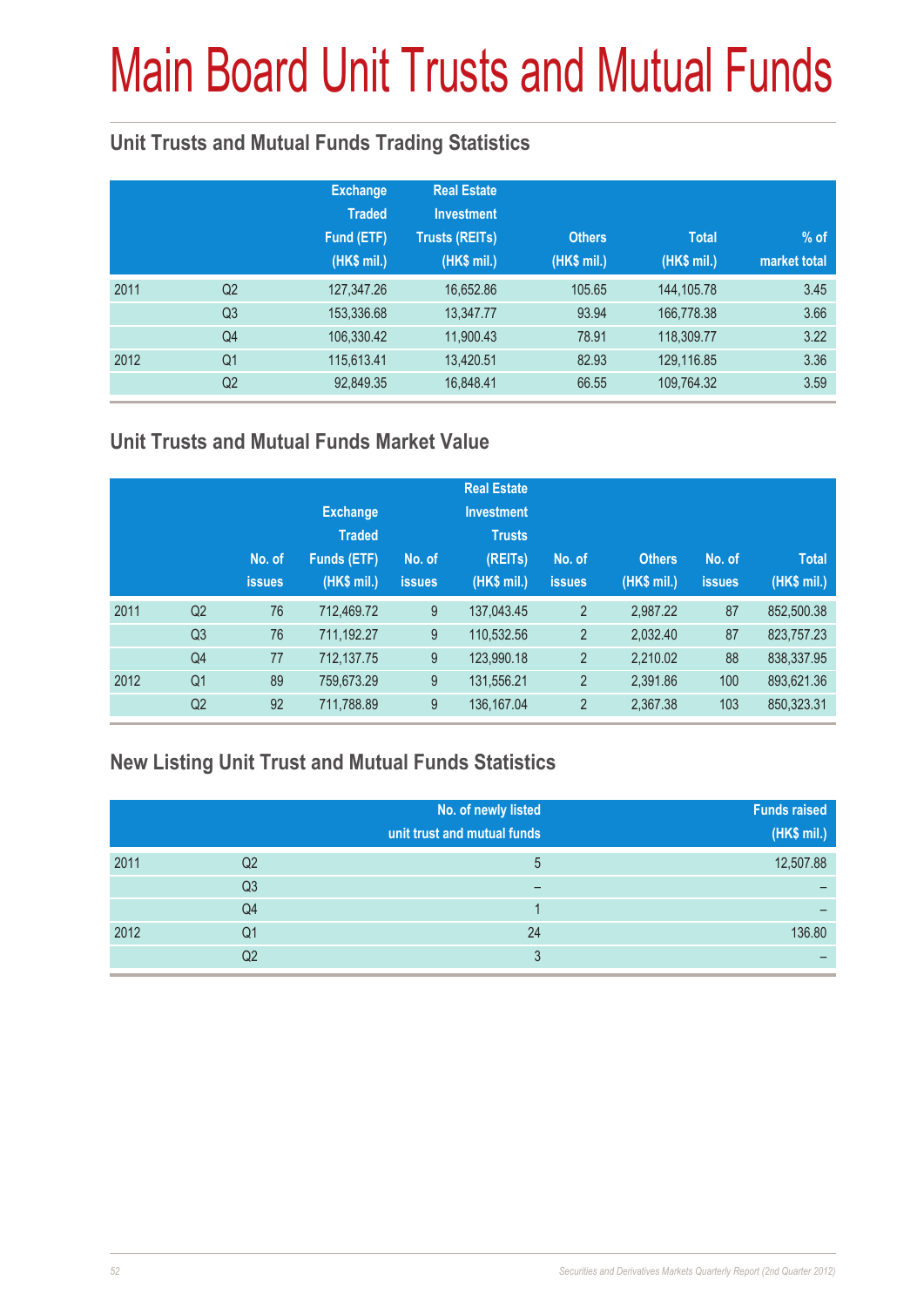# Main Board Unit Trusts and Mutual Funds

## Unit Trusts and Mutual Funds Trading Statistics

| | | Exchange Traded Fund (ETF) (HK$ mil.) | Real Estate Investment Trusts (REITs) (HK$ mil.) | Others (HK$ mil.) | Total (HK$ mil.) | % of market total |
|---|---|---|---|---|---|---|
| 2011 | Q2 | 127,347.26 | 16,652.86 | 105.65 | 144,105.78 | 3.45 |
| | Q3 | 153,336.68 | 13,347.77 | 93.94 | 166,778.38 | 3.66 |
| | Q4 | 106,330.42 | 11,900.43 | 78.91 | 118,309.77 | 3.22 |
| 2012 | Q1 | 115,613.41 | 13,420.51 | 82.93 | 129,116.85 | 3.36 |
| | Q2 | 92,849.35 | 16,848.41 | 66.55 | 109,764.32 | 3.59 |

## Unit Trusts and Mutual Funds Market Value

| | | No. of issues | Exchange Traded Funds (ETF) (HK$ mil.) | No. of issues | Real Estate Investment Trusts (REITs) (HK$ mil.) | No. of issues | Others (HK$ mil.) | No. of issues | Total (HK$ mil.) |
|---|---|---|---|---|---|---|---|---|---|
| 2011 | Q2 | 76 | 712,469.72 | 9 | 137,043.45 | 2 | 2,987.22 | 87 | 852,500.38 |
| | Q3 | 76 | 711,192.27 | 9 | 110,532.56 | 2 | 2,032.40 | 87 | 823,757.23 |
| | Q4 | 77 | 712,137.75 | 9 | 123,990.18 | 2 | 2,210.02 | 88 | 838,337.95 |
| 2012 | Q1 | 89 | 759,673.29 | 9 | 131,556.21 | 2 | 2,391.86 | 100 | 893,621.36 |
| | Q2 | 92 | 711,788.89 | 9 | 136,167.04 | 2 | 2,367.38 | 103 | 850,323.31 |

## New Listing Unit Trust and Mutual Funds Statistics

| | | No. of newly listed unit trust and mutual funds | Funds raised (HK$ mil.) |
|---|---|---|---|
| 2011 | Q2 | 5 | 12,507.88 |
| | Q3 | – | – |
| | Q4 | 1 | – |
| 2012 | Q1 | 24 | 136.80 |
| | Q2 | 3 | – |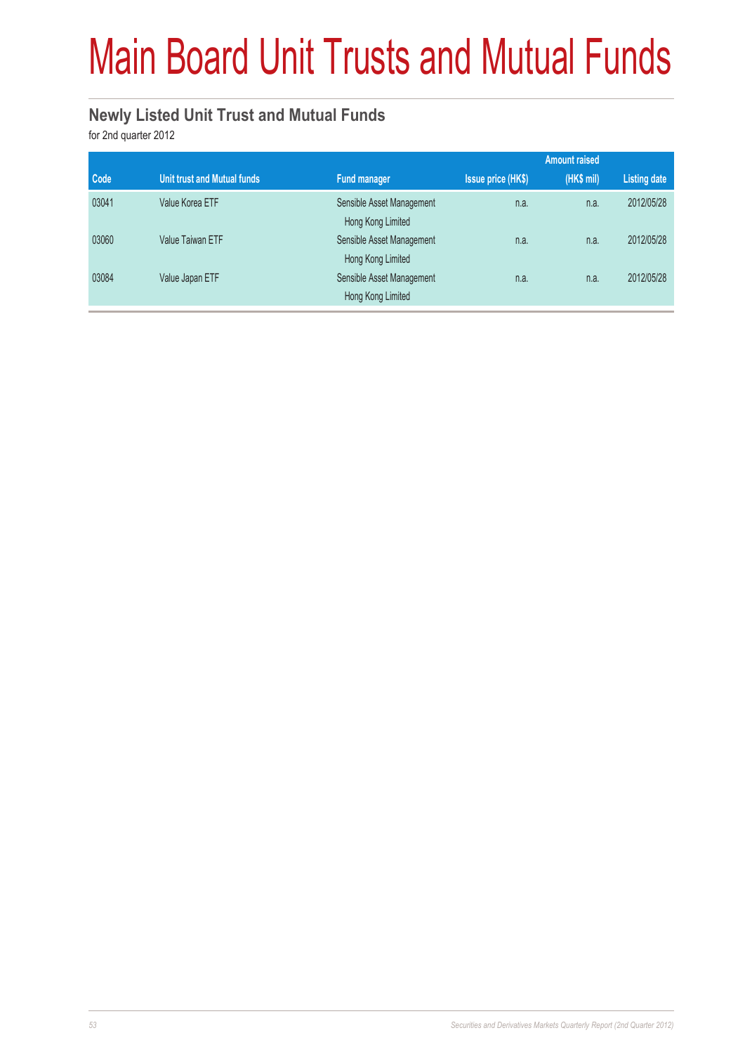# Main Board Unit Trusts and Mutual Funds

## Newly Listed Unit Trust and Mutual Funds

for 2nd quarter 2012

| Code | Unit trust and Mutual funds | Fund manager | Issue price (HK$) | Amount raised (HK$ mil) | Listing date |
|---|---|---|---|---|---|
| 03041 | Value Korea ETF | Sensible Asset Management Hong Kong Limited | n.a. | n.a. | 2012/05/28 |
| 03060 | Value Taiwan ETF | Sensible Asset Management Hong Kong Limited | n.a. | n.a. | 2012/05/28 |
| 03084 | Value Japan ETF | Sensible Asset Management Hong Kong Limited | n.a. | n.a. | 2012/05/28 |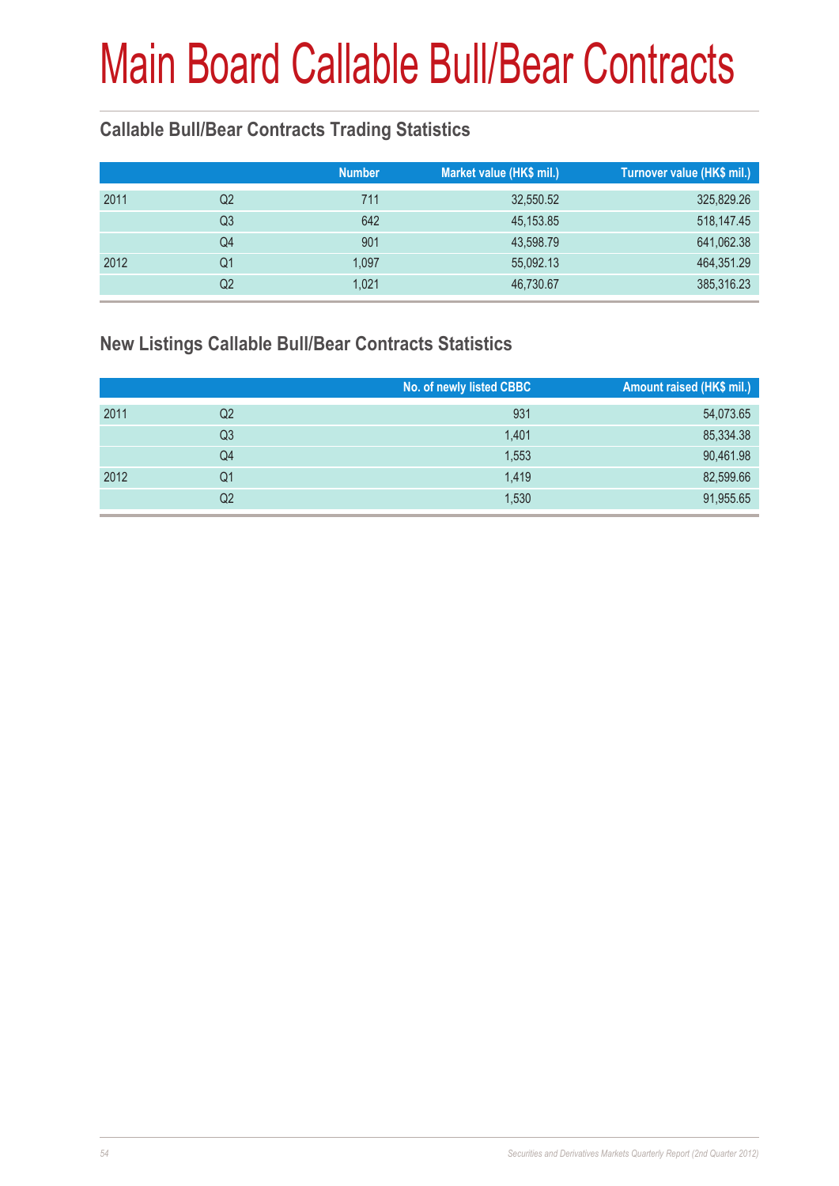# Main Board Callable Bull/Bear Contracts

## Callable Bull/Bear Contracts Trading Statistics

| | | Number | Market value (HK$ mil.) | Turnover value (HK$ mil.) |
|---|---|---|---|---|
| 2011 | Q2 | 711 | 32,550.52 | 325,829.26 |
| | Q3 | 642 | 45,153.85 | 518,147.45 |
| | Q4 | 901 | 43,598.79 | 641,062.38 |
| 2012 | Q1 | 1,097 | 55,092.13 | 464,351.29 |
| | Q2 | 1,021 | 46,730.67 | 385,316.23 |

## New Listings Callable Bull/Bear Contracts Statistics

| | | No. of newly listed CBBC | Amount raised (HK$ mil.) |
|---|---|---|---|
| 2011 | Q2 | 931 | 54,073.65 |
| | Q3 | 1,401 | 85,334.38 |
| | Q4 | 1,553 | 90,461.98 |
| 2012 | Q1 | 1,419 | 82,599.66 |
| | Q2 | 1,530 | 91,955.65 |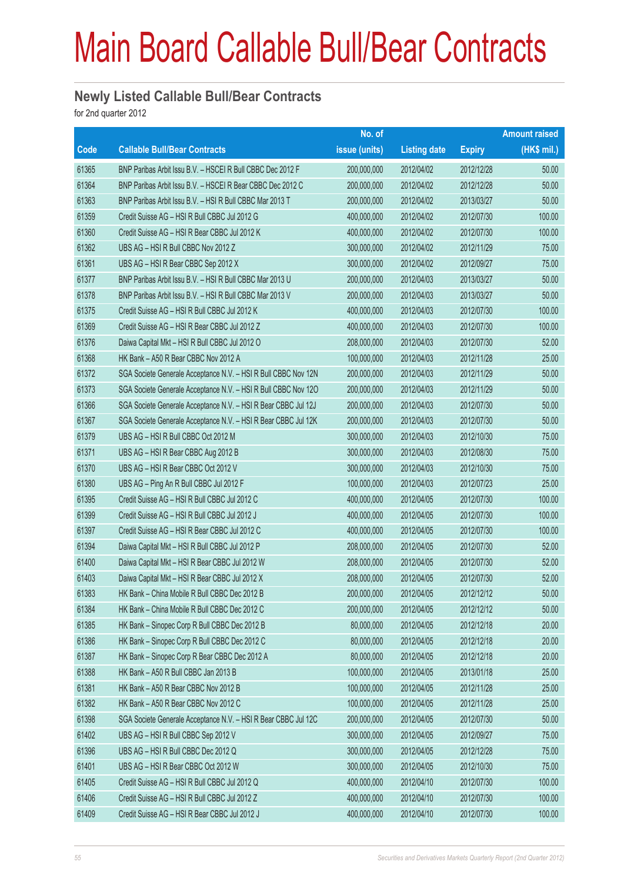# Main Board Callable Bull/Bear Contracts

## Newly Listed Callable Bull/Bear Contracts

for 2nd quarter 2012

| Code | Callable Bull/Bear Contracts | No. of issue (units) | Listing date | Expiry | Amount raised (HK$ mil.) |
|---|---|---|---|---|---|
| 61365 | BNP Paribas Arbit Issu B.V. – HSCEI R Bull CBBC Dec 2012 F | 200,000,000 | 2012/04/02 | 2012/12/28 | 50.00 |
| 61364 | BNP Paribas Arbit Issu B.V. – HSCEI R Bear CBBC Dec 2012 C | 200,000,000 | 2012/04/02 | 2012/12/28 | 50.00 |
| 61363 | BNP Paribas Arbit Issu B.V. – HSI R Bull CBBC Mar 2013 T | 200,000,000 | 2012/04/02 | 2013/03/27 | 50.00 |
| 61359 | Credit Suisse AG – HSI R Bull CBBC Jul 2012 G | 400,000,000 | 2012/04/02 | 2012/07/30 | 100.00 |
| 61360 | Credit Suisse AG – HSI R Bear CBBC Jul 2012 K | 400,000,000 | 2012/04/02 | 2012/07/30 | 100.00 |
| 61362 | UBS AG – HSI R Bull CBBC Nov 2012 Z | 300,000,000 | 2012/04/02 | 2012/11/29 | 75.00 |
| 61361 | UBS AG – HSI R Bear CBBC Sep 2012 X | 300,000,000 | 2012/04/02 | 2012/09/27 | 75.00 |
| 61377 | BNP Paribas Arbit Issu B.V. – HSI R Bull CBBC Mar 2013 U | 200,000,000 | 2012/04/03 | 2013/03/27 | 50.00 |
| 61378 | BNP Paribas Arbit Issu B.V. – HSI R Bull CBBC Mar 2013 V | 200,000,000 | 2012/04/03 | 2013/03/27 | 50.00 |
| 61375 | Credit Suisse AG – HSI R Bull CBBC Jul 2012 K | 400,000,000 | 2012/04/03 | 2012/07/30 | 100.00 |
| 61369 | Credit Suisse AG – HSI R Bear CBBC Jul 2012 Z | 400,000,000 | 2012/04/03 | 2012/07/30 | 100.00 |
| 61376 | Daiwa Capital Mkt – HSI R Bull CBBC Jul 2012 O | 208,000,000 | 2012/04/03 | 2012/07/30 | 52.00 |
| 61368 | HK Bank – A50 R Bear CBBC Nov 2012 A | 100,000,000 | 2012/04/03 | 2012/11/28 | 25.00 |
| 61372 | SGA Societe Generale Acceptance N.V. – HSI R Bull CBBC Nov 12N | 200,000,000 | 2012/04/03 | 2012/11/29 | 50.00 |
| 61373 | SGA Societe Generale Acceptance N.V. – HSI R Bull CBBC Nov 12O | 200,000,000 | 2012/04/03 | 2012/11/29 | 50.00 |
| 61366 | SGA Societe Generale Acceptance N.V. – HSI R Bear CBBC Jul 12J | 200,000,000 | 2012/04/03 | 2012/07/30 | 50.00 |
| 61367 | SGA Societe Generale Acceptance N.V. – HSI R Bear CBBC Jul 12K | 200,000,000 | 2012/04/03 | 2012/07/30 | 50.00 |
| 61379 | UBS AG – HSI R Bull CBBC Oct 2012 M | 300,000,000 | 2012/04/03 | 2012/10/30 | 75.00 |
| 61371 | UBS AG – HSI R Bear CBBC Aug 2012 B | 300,000,000 | 2012/04/03 | 2012/08/30 | 75.00 |
| 61370 | UBS AG – HSI R Bear CBBC Oct 2012 V | 300,000,000 | 2012/04/03 | 2012/10/30 | 75.00 |
| 61380 | UBS AG – Ping An R Bull CBBC Jul 2012 F | 100,000,000 | 2012/04/03 | 2012/07/23 | 25.00 |
| 61395 | Credit Suisse AG – HSI R Bull CBBC Jul 2012 C | 400,000,000 | 2012/04/05 | 2012/07/30 | 100.00 |
| 61399 | Credit Suisse AG – HSI R Bull CBBC Jul 2012 J | 400,000,000 | 2012/04/05 | 2012/07/30 | 100.00 |
| 61397 | Credit Suisse AG – HSI R Bear CBBC Jul 2012 C | 400,000,000 | 2012/04/05 | 2012/07/30 | 100.00 |
| 61394 | Daiwa Capital Mkt – HSI R Bull CBBC Jul 2012 P | 208,000,000 | 2012/04/05 | 2012/07/30 | 52.00 |
| 61400 | Daiwa Capital Mkt – HSI R Bear CBBC Jul 2012 W | 208,000,000 | 2012/04/05 | 2012/07/30 | 52.00 |
| 61403 | Daiwa Capital Mkt – HSI R Bear CBBC Jul 2012 X | 208,000,000 | 2012/04/05 | 2012/07/30 | 52.00 |
| 61383 | HK Bank – China Mobile R Bull CBBC Dec 2012 B | 200,000,000 | 2012/04/05 | 2012/12/12 | 50.00 |
| 61384 | HK Bank – China Mobile R Bull CBBC Dec 2012 C | 200,000,000 | 2012/04/05 | 2012/12/12 | 50.00 |
| 61385 | HK Bank – Sinopec Corp R Bull CBBC Dec 2012 B | 80,000,000 | 2012/04/05 | 2012/12/18 | 20.00 |
| 61386 | HK Bank – Sinopec Corp R Bull CBBC Dec 2012 C | 80,000,000 | 2012/04/05 | 2012/12/18 | 20.00 |
| 61387 | HK Bank – Sinopec Corp R Bear CBBC Dec 2012 A | 80,000,000 | 2012/04/05 | 2012/12/18 | 20.00 |
| 61388 | HK Bank – A50 R Bull CBBC Jan 2013 B | 100,000,000 | 2012/04/05 | 2013/01/18 | 25.00 |
| 61381 | HK Bank – A50 R Bear CBBC Nov 2012 B | 100,000,000 | 2012/04/05 | 2012/11/28 | 25.00 |
| 61382 | HK Bank – A50 R Bear CBBC Nov 2012 C | 100,000,000 | 2012/04/05 | 2012/11/28 | 25.00 |
| 61398 | SGA Societe Generale Acceptance N.V. – HSI R Bear CBBC Jul 12C | 200,000,000 | 2012/04/05 | 2012/07/30 | 50.00 |
| 61402 | UBS AG – HSI R Bull CBBC Sep 2012 V | 300,000,000 | 2012/04/05 | 2012/09/27 | 75.00 |
| 61396 | UBS AG – HSI R Bull CBBC Dec 2012 Q | 300,000,000 | 2012/04/05 | 2012/12/28 | 75.00 |
| 61401 | UBS AG – HSI R Bear CBBC Oct 2012 W | 300,000,000 | 2012/04/05 | 2012/10/30 | 75.00 |
| 61405 | Credit Suisse AG – HSI R Bull CBBC Jul 2012 Q | 400,000,000 | 2012/04/10 | 2012/07/30 | 100.00 |
| 61406 | Credit Suisse AG – HSI R Bull CBBC Jul 2012 Z | 400,000,000 | 2012/04/10 | 2012/07/30 | 100.00 |
| 61409 | Credit Suisse AG – HSI R Bear CBBC Jul 2012 J | 400,000,000 | 2012/04/10 | 2012/07/30 | 100.00 |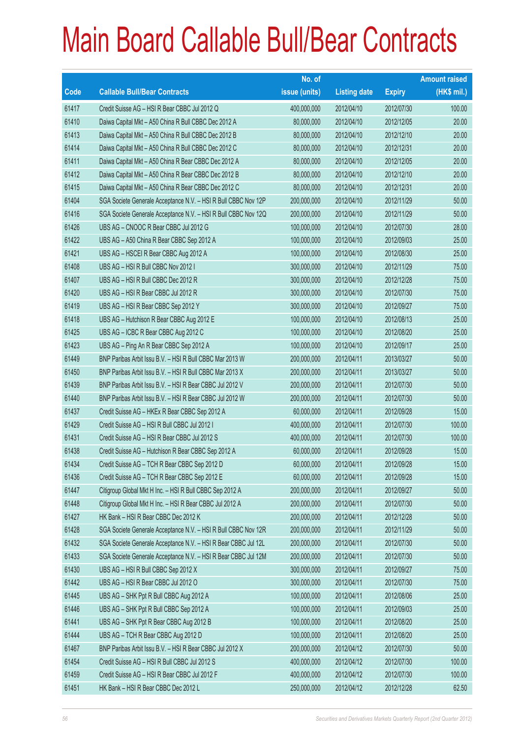# Main Board Callable Bull/Bear Contracts

| Code | Callable Bull/Bear Contracts | No. of issue (units) | Listing date | Expiry | Amount raised (HK$ mil.) |
|---|---|---|---|---|---|
| 61417 | Credit Suisse AG – HSI R Bear CBBC Jul 2012 Q | 400,000,000 | 2012/04/10 | 2012/07/30 | 100.00 |
| 61410 | Daiwa Capital Mkt – A50 China R Bull CBBC Dec 2012 A | 80,000,000 | 2012/04/10 | 2012/12/05 | 20.00 |
| 61413 | Daiwa Capital Mkt – A50 China R Bull CBBC Dec 2012 B | 80,000,000 | 2012/04/10 | 2012/12/10 | 20.00 |
| 61414 | Daiwa Capital Mkt – A50 China R Bull CBBC Dec 2012 C | 80,000,000 | 2012/04/10 | 2012/12/31 | 20.00 |
| 61411 | Daiwa Capital Mkt – A50 China R Bear CBBC Dec 2012 A | 80,000,000 | 2012/04/10 | 2012/12/05 | 20.00 |
| 61412 | Daiwa Capital Mkt – A50 China R Bear CBBC Dec 2012 B | 80,000,000 | 2012/04/10 | 2012/12/10 | 20.00 |
| 61415 | Daiwa Capital Mkt – A50 China R Bear CBBC Dec 2012 C | 80,000,000 | 2012/04/10 | 2012/12/31 | 20.00 |
| 61404 | SGA Societe Generale Acceptance N.V. – HSI R Bull CBBC Nov 12P | 200,000,000 | 2012/04/10 | 2012/11/29 | 50.00 |
| 61416 | SGA Societe Generale Acceptance N.V. – HSI R Bull CBBC Nov 12Q | 200,000,000 | 2012/04/10 | 2012/11/29 | 50.00 |
| 61426 | UBS AG – CNOOC R Bear CBBC Jul 2012 G | 100,000,000 | 2012/04/10 | 2012/07/30 | 28.00 |
| 61422 | UBS AG – A50 China R Bear CBBC Sep 2012 A | 100,000,000 | 2012/04/10 | 2012/09/03 | 25.00 |
| 61421 | UBS AG – HSCEI R Bear CBBC Aug 2012 A | 100,000,000 | 2012/04/10 | 2012/08/30 | 25.00 |
| 61408 | UBS AG – HSI R Bull CBBC Nov 2012 I | 300,000,000 | 2012/04/10 | 2012/11/29 | 75.00 |
| 61407 | UBS AG – HSI R Bull CBBC Dec 2012 R | 300,000,000 | 2012/04/10 | 2012/12/28 | 75.00 |
| 61420 | UBS AG – HSI R Bear CBBC Jul 2012 R | 300,000,000 | 2012/04/10 | 2012/07/30 | 75.00 |
| 61419 | UBS AG – HSI R Bear CBBC Sep 2012 Y | 300,000,000 | 2012/04/10 | 2012/09/27 | 75.00 |
| 61418 | UBS AG – Hutchison R Bear CBBC Aug 2012 E | 100,000,000 | 2012/04/10 | 2012/08/13 | 25.00 |
| 61425 | UBS AG – ICBC R Bear CBBC Aug 2012 C | 100,000,000 | 2012/04/10 | 2012/08/20 | 25.00 |
| 61423 | UBS AG – Ping An R Bear CBBC Sep 2012 A | 100,000,000 | 2012/04/10 | 2012/09/17 | 25.00 |
| 61449 | BNP Paribas Arbit Issu B.V. – HSI R Bull CBBC Mar 2013 W | 200,000,000 | 2012/04/11 | 2013/03/27 | 50.00 |
| 61450 | BNP Paribas Arbit Issu B.V. – HSI R Bull CBBC Mar 2013 X | 200,000,000 | 2012/04/11 | 2013/03/27 | 50.00 |
| 61439 | BNP Paribas Arbit Issu B.V. – HSI R Bear CBBC Jul 2012 V | 200,000,000 | 2012/04/11 | 2012/07/30 | 50.00 |
| 61440 | BNP Paribas Arbit Issu B.V. – HSI R Bear CBBC Jul 2012 W | 200,000,000 | 2012/04/11 | 2012/07/30 | 50.00 |
| 61437 | Credit Suisse AG – HKEx R Bear CBBC Sep 2012 A | 60,000,000 | 2012/04/11 | 2012/09/28 | 15.00 |
| 61429 | Credit Suisse AG – HSI R Bull CBBC Jul 2012 I | 400,000,000 | 2012/04/11 | 2012/07/30 | 100.00 |
| 61431 | Credit Suisse AG – HSI R Bear CBBC Jul 2012 S | 400,000,000 | 2012/04/11 | 2012/07/30 | 100.00 |
| 61438 | Credit Suisse AG – Hutchison R Bear CBBC Sep 2012 A | 60,000,000 | 2012/04/11 | 2012/09/28 | 15.00 |
| 61434 | Credit Suisse AG – TCH R Bear CBBC Sep 2012 D | 60,000,000 | 2012/04/11 | 2012/09/28 | 15.00 |
| 61436 | Credit Suisse AG – TCH R Bear CBBC Sep 2012 E | 60,000,000 | 2012/04/11 | 2012/09/28 | 15.00 |
| 61447 | Citigroup Global Mkt H Inc. – HSI R Bull CBBC Sep 2012 A | 200,000,000 | 2012/04/11 | 2012/09/27 | 50.00 |
| 61448 | Citigroup Global Mkt H Inc. – HSI R Bear CBBC Jul 2012 A | 200,000,000 | 2012/04/11 | 2012/07/30 | 50.00 |
| 61427 | HK Bank – HSI R Bear CBBC Dec 2012 K | 200,000,000 | 2012/04/11 | 2012/12/28 | 50.00 |
| 61428 | SGA Societe Generale Acceptance N.V. – HSI R Bull CBBC Nov 12R | 200,000,000 | 2012/04/11 | 2012/11/29 | 50.00 |
| 61432 | SGA Societe Generale Acceptance N.V. – HSI R Bear CBBC Jul 12L | 200,000,000 | 2012/04/11 | 2012/07/30 | 50.00 |
| 61433 | SGA Societe Generale Acceptance N.V. – HSI R Bear CBBC Jul 12M | 200,000,000 | 2012/04/11 | 2012/07/30 | 50.00 |
| 61430 | UBS AG – HSI R Bull CBBC Sep 2012 X | 300,000,000 | 2012/04/11 | 2012/09/27 | 75.00 |
| 61442 | UBS AG – HSI R Bear CBBC Jul 2012 O | 300,000,000 | 2012/04/11 | 2012/07/30 | 75.00 |
| 61445 | UBS AG – SHK Ppt R Bull CBBC Aug 2012 A | 100,000,000 | 2012/04/11 | 2012/08/06 | 25.00 |
| 61446 | UBS AG – SHK Ppt R Bull CBBC Sep 2012 A | 100,000,000 | 2012/04/11 | 2012/09/03 | 25.00 |
| 61441 | UBS AG – SHK Ppt R Bear CBBC Aug 2012 B | 100,000,000 | 2012/04/11 | 2012/08/20 | 25.00 |
| 61444 | UBS AG – TCH R Bear CBBC Aug 2012 D | 100,000,000 | 2012/04/11 | 2012/08/20 | 25.00 |
| 61467 | BNP Paribas Arbit Issu B.V. – HSI R Bear CBBC Jul 2012 X | 200,000,000 | 2012/04/12 | 2012/07/30 | 50.00 |
| 61454 | Credit Suisse AG – HSI R Bull CBBC Jul 2012 S | 400,000,000 | 2012/04/12 | 2012/07/30 | 100.00 |
| 61459 | Credit Suisse AG – HSI R Bear CBBC Jul 2012 F | 400,000,000 | 2012/04/12 | 2012/07/30 | 100.00 |
| 61451 | HK Bank – HSI R Bear CBBC Dec 2012 L | 250,000,000 | 2012/04/12 | 2012/12/28 | 62.50 |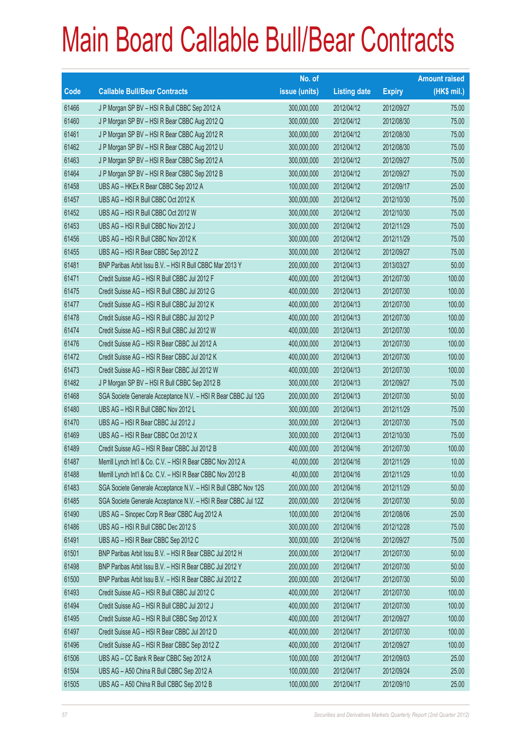# Main Board Callable Bull/Bear Contracts

| Code | Callable Bull/Bear Contracts | No. of issue (units) | Listing date | Expiry | Amount raised (HK$ mil.) |
|---|---|---|---|---|---|
| 61466 | J P Morgan SP BV – HSI R Bull CBBC Sep 2012 A | 300,000,000 | 2012/04/12 | 2012/09/27 | 75.00 |
| 61460 | J P Morgan SP BV – HSI R Bear CBBC Aug 2012 Q | 300,000,000 | 2012/04/12 | 2012/08/30 | 75.00 |
| 61461 | J P Morgan SP BV – HSI R Bear CBBC Aug 2012 R | 300,000,000 | 2012/04/12 | 2012/08/30 | 75.00 |
| 61462 | J P Morgan SP BV – HSI R Bear CBBC Aug 2012 U | 300,000,000 | 2012/04/12 | 2012/08/30 | 75.00 |
| 61463 | J P Morgan SP BV – HSI R Bear CBBC Sep 2012 A | 300,000,000 | 2012/04/12 | 2012/09/27 | 75.00 |
| 61464 | J P Morgan SP BV – HSI R Bear CBBC Sep 2012 B | 300,000,000 | 2012/04/12 | 2012/09/27 | 75.00 |
| 61458 | UBS AG – HKEx R Bear CBBC Sep 2012 A | 100,000,000 | 2012/04/12 | 2012/09/17 | 25.00 |
| 61457 | UBS AG – HSI R Bull CBBC Oct 2012 K | 300,000,000 | 2012/04/12 | 2012/10/30 | 75.00 |
| 61452 | UBS AG – HSI R Bull CBBC Oct 2012 W | 300,000,000 | 2012/04/12 | 2012/10/30 | 75.00 |
| 61453 | UBS AG – HSI R Bull CBBC Nov 2012 J | 300,000,000 | 2012/04/12 | 2012/11/29 | 75.00 |
| 61456 | UBS AG – HSI R Bull CBBC Nov 2012 K | 300,000,000 | 2012/04/12 | 2012/11/29 | 75.00 |
| 61455 | UBS AG – HSI R Bear CBBC Sep 2012 Z | 300,000,000 | 2012/04/12 | 2012/09/27 | 75.00 |
| 61481 | BNP Paribas Arbit Issu B.V. – HSI R Bull CBBC Mar 2013 Y | 200,000,000 | 2012/04/13 | 2013/03/27 | 50.00 |
| 61471 | Credit Suisse AG – HSI R Bull CBBC Jul 2012 F | 400,000,000 | 2012/04/13 | 2012/07/30 | 100.00 |
| 61475 | Credit Suisse AG – HSI R Bull CBBC Jul 2012 G | 400,000,000 | 2012/04/13 | 2012/07/30 | 100.00 |
| 61477 | Credit Suisse AG – HSI R Bull CBBC Jul 2012 K | 400,000,000 | 2012/04/13 | 2012/07/30 | 100.00 |
| 61478 | Credit Suisse AG – HSI R Bull CBBC Jul 2012 P | 400,000,000 | 2012/04/13 | 2012/07/30 | 100.00 |
| 61474 | Credit Suisse AG – HSI R Bull CBBC Jul 2012 W | 400,000,000 | 2012/04/13 | 2012/07/30 | 100.00 |
| 61476 | Credit Suisse AG – HSI R Bear CBBC Jul 2012 A | 400,000,000 | 2012/04/13 | 2012/07/30 | 100.00 |
| 61472 | Credit Suisse AG – HSI R Bear CBBC Jul 2012 K | 400,000,000 | 2012/04/13 | 2012/07/30 | 100.00 |
| 61473 | Credit Suisse AG – HSI R Bear CBBC Jul 2012 W | 400,000,000 | 2012/04/13 | 2012/07/30 | 100.00 |
| 61482 | J P Morgan SP BV – HSI R Bull CBBC Sep 2012 B | 300,000,000 | 2012/04/13 | 2012/09/27 | 75.00 |
| 61468 | SGA Societe Generale Acceptance N.V. – HSI R Bear CBBC Jul 12G | 200,000,000 | 2012/04/13 | 2012/07/30 | 50.00 |
| 61480 | UBS AG – HSI R Bull CBBC Nov 2012 L | 300,000,000 | 2012/04/13 | 2012/11/29 | 75.00 |
| 61470 | UBS AG – HSI R Bear CBBC Jul 2012 J | 300,000,000 | 2012/04/13 | 2012/07/30 | 75.00 |
| 61469 | UBS AG – HSI R Bear CBBC Oct 2012 X | 300,000,000 | 2012/04/13 | 2012/10/30 | 75.00 |
| 61489 | Credit Suisse AG – HSI R Bear CBBC Jul 2012 B | 400,000,000 | 2012/04/16 | 2012/07/30 | 100.00 |
| 61487 | Merrill Lynch Int'l & Co. C.V. – HSI R Bear CBBC Nov 2012 A | 40,000,000 | 2012/04/16 | 2012/11/29 | 10.00 |
| 61488 | Merrill Lynch Int'l & Co. C.V. – HSI R Bear CBBC Nov 2012 B | 40,000,000 | 2012/04/16 | 2012/11/29 | 10.00 |
| 61483 | SGA Societe Generale Acceptance N.V. – HSI R Bull CBBC Nov 12S | 200,000,000 | 2012/04/16 | 2012/11/29 | 50.00 |
| 61485 | SGA Societe Generale Acceptance N.V. – HSI R Bear CBBC Jul 12Z | 200,000,000 | 2012/04/16 | 2012/07/30 | 50.00 |
| 61490 | UBS AG – Sinopec Corp R Bear CBBC Aug 2012 A | 100,000,000 | 2012/04/16 | 2012/08/06 | 25.00 |
| 61486 | UBS AG – HSI R Bull CBBC Dec 2012 S | 300,000,000 | 2012/04/16 | 2012/12/28 | 75.00 |
| 61491 | UBS AG – HSI R Bear CBBC Sep 2012 C | 300,000,000 | 2012/04/16 | 2012/09/27 | 75.00 |
| 61501 | BNP Paribas Arbit Issu B.V. – HSI R Bear CBBC Jul 2012 H | 200,000,000 | 2012/04/17 | 2012/07/30 | 50.00 |
| 61498 | BNP Paribas Arbit Issu B.V. – HSI R Bear CBBC Jul 2012 Y | 200,000,000 | 2012/04/17 | 2012/07/30 | 50.00 |
| 61500 | BNP Paribas Arbit Issu B.V. – HSI R Bear CBBC Jul 2012 Z | 200,000,000 | 2012/04/17 | 2012/07/30 | 50.00 |
| 61493 | Credit Suisse AG – HSI R Bull CBBC Jul 2012 C | 400,000,000 | 2012/04/17 | 2012/07/30 | 100.00 |
| 61494 | Credit Suisse AG – HSI R Bull CBBC Jul 2012 J | 400,000,000 | 2012/04/17 | 2012/07/30 | 100.00 |
| 61495 | Credit Suisse AG – HSI R Bull CBBC Sep 2012 X | 400,000,000 | 2012/04/17 | 2012/09/27 | 100.00 |
| 61497 | Credit Suisse AG – HSI R Bear CBBC Jul 2012 D | 400,000,000 | 2012/04/17 | 2012/07/30 | 100.00 |
| 61496 | Credit Suisse AG – HSI R Bear CBBC Sep 2012 Z | 400,000,000 | 2012/04/17 | 2012/09/27 | 100.00 |
| 61506 | UBS AG – CC Bank R Bear CBBC Sep 2012 A | 100,000,000 | 2012/04/17 | 2012/09/03 | 25.00 |
| 61504 | UBS AG – A50 China R Bull CBBC Sep 2012 A | 100,000,000 | 2012/04/17 | 2012/09/24 | 25.00 |
| 61505 | UBS AG – A50 China R Bull CBBC Sep 2012 B | 100,000,000 | 2012/04/17 | 2012/09/10 | 25.00 |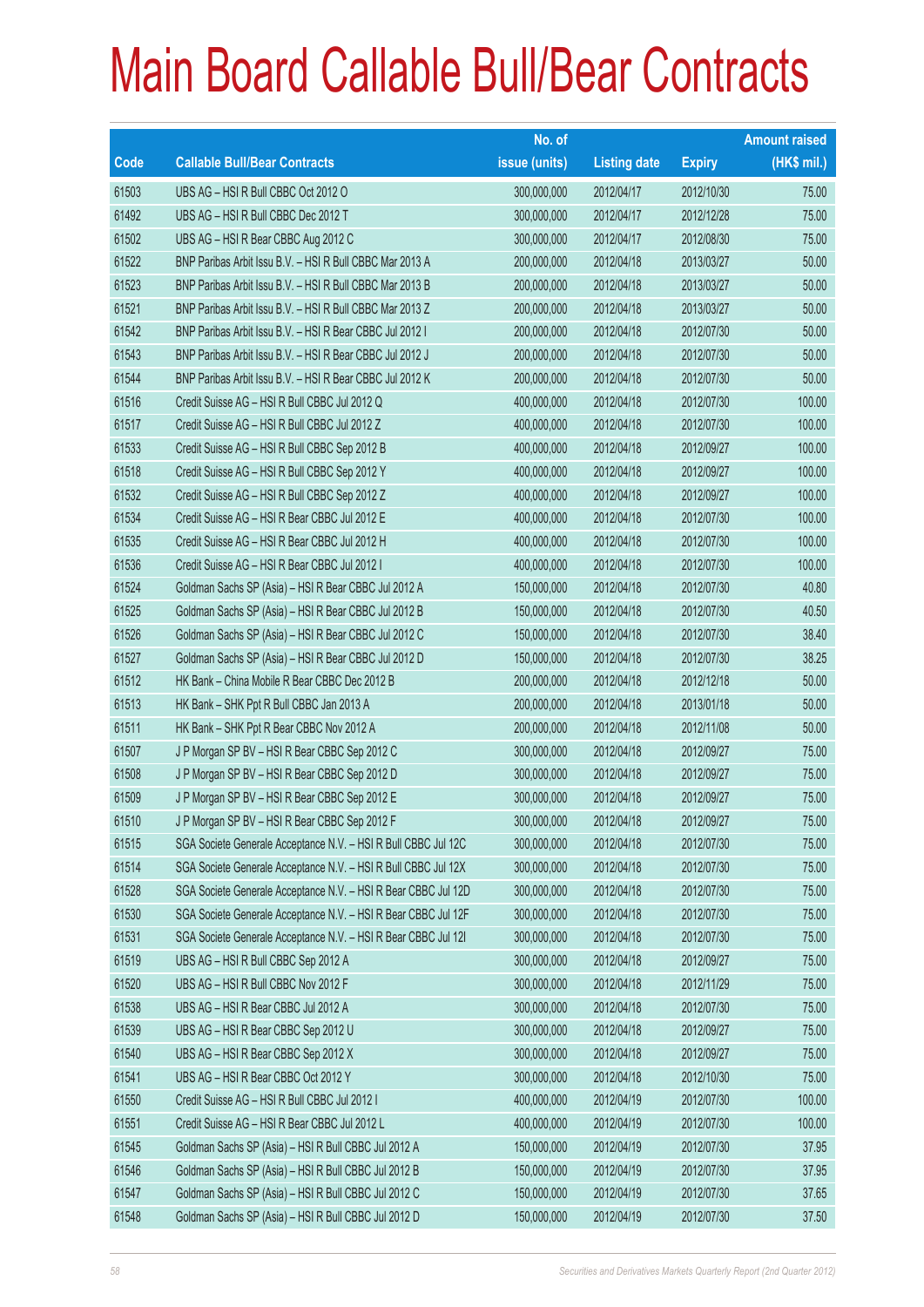# Main Board Callable Bull/Bear Contracts

| Code | Callable Bull/Bear Contracts | No. of issue (units) | Listing date | Expiry | Amount raised (HK$ mil.) |
|---|---|---|---|---|---|
| 61503 | UBS AG – HSI R Bull CBBC Oct 2012 O | 300,000,000 | 2012/04/17 | 2012/10/30 | 75.00 |
| 61492 | UBS AG – HSI R Bull CBBC Dec 2012 T | 300,000,000 | 2012/04/17 | 2012/12/28 | 75.00 |
| 61502 | UBS AG – HSI R Bear CBBC Aug 2012 C | 300,000,000 | 2012/04/17 | 2012/08/30 | 75.00 |
| 61522 | BNP Paribas Arbit Issu B.V. – HSI R Bull CBBC Mar 2013 A | 200,000,000 | 2012/04/18 | 2013/03/27 | 50.00 |
| 61523 | BNP Paribas Arbit Issu B.V. – HSI R Bull CBBC Mar 2013 B | 200,000,000 | 2012/04/18 | 2013/03/27 | 50.00 |
| 61521 | BNP Paribas Arbit Issu B.V. – HSI R Bull CBBC Mar 2013 Z | 200,000,000 | 2012/04/18 | 2013/03/27 | 50.00 |
| 61542 | BNP Paribas Arbit Issu B.V. – HSI R Bear CBBC Jul 2012 I | 200,000,000 | 2012/04/18 | 2012/07/30 | 50.00 |
| 61543 | BNP Paribas Arbit Issu B.V. – HSI R Bear CBBC Jul 2012 J | 200,000,000 | 2012/04/18 | 2012/07/30 | 50.00 |
| 61544 | BNP Paribas Arbit Issu B.V. – HSI R Bear CBBC Jul 2012 K | 200,000,000 | 2012/04/18 | 2012/07/30 | 50.00 |
| 61516 | Credit Suisse AG – HSI R Bull CBBC Jul 2012 Q | 400,000,000 | 2012/04/18 | 2012/07/30 | 100.00 |
| 61517 | Credit Suisse AG – HSI R Bull CBBC Jul 2012 Z | 400,000,000 | 2012/04/18 | 2012/07/30 | 100.00 |
| 61533 | Credit Suisse AG – HSI R Bull CBBC Sep 2012 B | 400,000,000 | 2012/04/18 | 2012/09/27 | 100.00 |
| 61518 | Credit Suisse AG – HSI R Bull CBBC Sep 2012 Y | 400,000,000 | 2012/04/18 | 2012/09/27 | 100.00 |
| 61532 | Credit Suisse AG – HSI R Bull CBBC Sep 2012 Z | 400,000,000 | 2012/04/18 | 2012/09/27 | 100.00 |
| 61534 | Credit Suisse AG – HSI R Bear CBBC Jul 2012 E | 400,000,000 | 2012/04/18 | 2012/07/30 | 100.00 |
| 61535 | Credit Suisse AG – HSI R Bear CBBC Jul 2012 H | 400,000,000 | 2012/04/18 | 2012/07/30 | 100.00 |
| 61536 | Credit Suisse AG – HSI R Bear CBBC Jul 2012 I | 400,000,000 | 2012/04/18 | 2012/07/30 | 100.00 |
| 61524 | Goldman Sachs SP (Asia) – HSI R Bear CBBC Jul 2012 A | 150,000,000 | 2012/04/18 | 2012/07/30 | 40.80 |
| 61525 | Goldman Sachs SP (Asia) – HSI R Bear CBBC Jul 2012 B | 150,000,000 | 2012/04/18 | 2012/07/30 | 40.50 |
| 61526 | Goldman Sachs SP (Asia) – HSI R Bear CBBC Jul 2012 C | 150,000,000 | 2012/04/18 | 2012/07/30 | 38.40 |
| 61527 | Goldman Sachs SP (Asia) – HSI R Bear CBBC Jul 2012 D | 150,000,000 | 2012/04/18 | 2012/07/30 | 38.25 |
| 61512 | HK Bank – China Mobile R Bear CBBC Dec 2012 B | 200,000,000 | 2012/04/18 | 2012/12/18 | 50.00 |
| 61513 | HK Bank – SHK Ppt R Bull CBBC Jan 2013 A | 200,000,000 | 2012/04/18 | 2013/01/18 | 50.00 |
| 61511 | HK Bank – SHK Ppt R Bear CBBC Nov 2012 A | 200,000,000 | 2012/04/18 | 2012/11/08 | 50.00 |
| 61507 | J P Morgan SP BV – HSI R Bear CBBC Sep 2012 C | 300,000,000 | 2012/04/18 | 2012/09/27 | 75.00 |
| 61508 | J P Morgan SP BV – HSI R Bear CBBC Sep 2012 D | 300,000,000 | 2012/04/18 | 2012/09/27 | 75.00 |
| 61509 | J P Morgan SP BV – HSI R Bear CBBC Sep 2012 E | 300,000,000 | 2012/04/18 | 2012/09/27 | 75.00 |
| 61510 | J P Morgan SP BV – HSI R Bear CBBC Sep 2012 F | 300,000,000 | 2012/04/18 | 2012/09/27 | 75.00 |
| 61515 | SGA Societe Generale Acceptance N.V. – HSI R Bull CBBC Jul 12C | 300,000,000 | 2012/04/18 | 2012/07/30 | 75.00 |
| 61514 | SGA Societe Generale Acceptance N.V. – HSI R Bull CBBC Jul 12X | 300,000,000 | 2012/04/18 | 2012/07/30 | 75.00 |
| 61528 | SGA Societe Generale Acceptance N.V. – HSI R Bear CBBC Jul 12D | 300,000,000 | 2012/04/18 | 2012/07/30 | 75.00 |
| 61530 | SGA Societe Generale Acceptance N.V. – HSI R Bear CBBC Jul 12F | 300,000,000 | 2012/04/18 | 2012/07/30 | 75.00 |
| 61531 | SGA Societe Generale Acceptance N.V. – HSI R Bear CBBC Jul 12I | 300,000,000 | 2012/04/18 | 2012/07/30 | 75.00 |
| 61519 | UBS AG – HSI R Bull CBBC Sep 2012 A | 300,000,000 | 2012/04/18 | 2012/09/27 | 75.00 |
| 61520 | UBS AG – HSI R Bull CBBC Nov 2012 F | 300,000,000 | 2012/04/18 | 2012/11/29 | 75.00 |
| 61538 | UBS AG – HSI R Bear CBBC Jul 2012 A | 300,000,000 | 2012/04/18 | 2012/07/30 | 75.00 |
| 61539 | UBS AG – HSI R Bear CBBC Sep 2012 U | 300,000,000 | 2012/04/18 | 2012/09/27 | 75.00 |
| 61540 | UBS AG – HSI R Bear CBBC Sep 2012 X | 300,000,000 | 2012/04/18 | 2012/09/27 | 75.00 |
| 61541 | UBS AG – HSI R Bear CBBC Oct 2012 Y | 300,000,000 | 2012/04/18 | 2012/10/30 | 75.00 |
| 61550 | Credit Suisse AG – HSI R Bull CBBC Jul 2012 I | 400,000,000 | 2012/04/19 | 2012/07/30 | 100.00 |
| 61551 | Credit Suisse AG – HSI R Bear CBBC Jul 2012 L | 400,000,000 | 2012/04/19 | 2012/07/30 | 100.00 |
| 61545 | Goldman Sachs SP (Asia) – HSI R Bull CBBC Jul 2012 A | 150,000,000 | 2012/04/19 | 2012/07/30 | 37.95 |
| 61546 | Goldman Sachs SP (Asia) – HSI R Bull CBBC Jul 2012 B | 150,000,000 | 2012/04/19 | 2012/07/30 | 37.95 |
| 61547 | Goldman Sachs SP (Asia) – HSI R Bull CBBC Jul 2012 C | 150,000,000 | 2012/04/19 | 2012/07/30 | 37.65 |
| 61548 | Goldman Sachs SP (Asia) – HSI R Bull CBBC Jul 2012 D | 150,000,000 | 2012/04/19 | 2012/07/30 | 37.50 |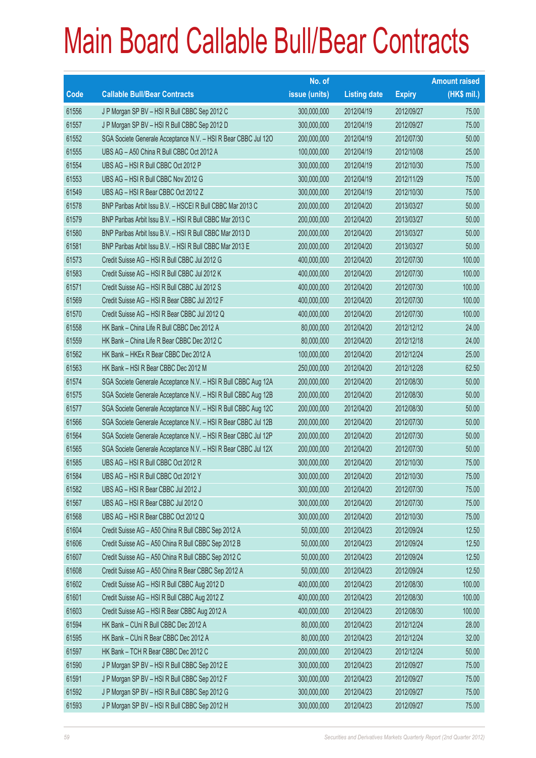# Main Board Callable Bull/Bear Contracts

| Code | Callable Bull/Bear Contracts | No. of issue (units) | Listing date | Expiry | Amount raised (HK$ mil.) |
|---|---|---|---|---|---|
| 61556 | J P Morgan SP BV – HSI R Bull CBBC Sep 2012 C | 300,000,000 | 2012/04/19 | 2012/09/27 | 75.00 |
| 61557 | J P Morgan SP BV – HSI R Bull CBBC Sep 2012 D | 300,000,000 | 2012/04/19 | 2012/09/27 | 75.00 |
| 61552 | SGA Societe Generale Acceptance N.V. – HSI R Bear CBBC Jul 12O | 200,000,000 | 2012/04/19 | 2012/07/30 | 50.00 |
| 61555 | UBS AG – A50 China R Bull CBBC Oct 2012 A | 100,000,000 | 2012/04/19 | 2012/10/08 | 25.00 |
| 61554 | UBS AG – HSI R Bull CBBC Oct 2012 P | 300,000,000 | 2012/04/19 | 2012/10/30 | 75.00 |
| 61553 | UBS AG – HSI R Bull CBBC Nov 2012 G | 300,000,000 | 2012/04/19 | 2012/11/29 | 75.00 |
| 61549 | UBS AG – HSI R Bear CBBC Oct 2012 Z | 300,000,000 | 2012/04/19 | 2012/10/30 | 75.00 |
| 61578 | BNP Paribas Arbit Issu B.V. – HSCEI R Bull CBBC Mar 2013 C | 200,000,000 | 2012/04/20 | 2013/03/27 | 50.00 |
| 61579 | BNP Paribas Arbit Issu B.V. – HSI R Bull CBBC Mar 2013 C | 200,000,000 | 2012/04/20 | 2013/03/27 | 50.00 |
| 61580 | BNP Paribas Arbit Issu B.V. – HSI R Bull CBBC Mar 2013 D | 200,000,000 | 2012/04/20 | 2013/03/27 | 50.00 |
| 61581 | BNP Paribas Arbit Issu B.V. – HSI R Bull CBBC Mar 2013 E | 200,000,000 | 2012/04/20 | 2013/03/27 | 50.00 |
| 61573 | Credit Suisse AG – HSI R Bull CBBC Jul 2012 G | 400,000,000 | 2012/04/20 | 2012/07/30 | 100.00 |
| 61583 | Credit Suisse AG – HSI R Bull CBBC Jul 2012 K | 400,000,000 | 2012/04/20 | 2012/07/30 | 100.00 |
| 61571 | Credit Suisse AG – HSI R Bull CBBC Jul 2012 S | 400,000,000 | 2012/04/20 | 2012/07/30 | 100.00 |
| 61569 | Credit Suisse AG – HSI R Bear CBBC Jul 2012 F | 400,000,000 | 2012/04/20 | 2012/07/30 | 100.00 |
| 61570 | Credit Suisse AG – HSI R Bear CBBC Jul 2012 Q | 400,000,000 | 2012/04/20 | 2012/07/30 | 100.00 |
| 61558 | HK Bank – China Life R Bull CBBC Dec 2012 A | 80,000,000 | 2012/04/20 | 2012/12/12 | 24.00 |
| 61559 | HK Bank – China Life R Bear CBBC Dec 2012 C | 80,000,000 | 2012/04/20 | 2012/12/18 | 24.00 |
| 61562 | HK Bank – HKEx R Bear CBBC Dec 2012 A | 100,000,000 | 2012/04/20 | 2012/12/24 | 25.00 |
| 61563 | HK Bank – HSI R Bear CBBC Dec 2012 M | 250,000,000 | 2012/04/20 | 2012/12/28 | 62.50 |
| 61574 | SGA Societe Generale Acceptance N.V. – HSI R Bull CBBC Aug 12A | 200,000,000 | 2012/04/20 | 2012/08/30 | 50.00 |
| 61575 | SGA Societe Generale Acceptance N.V. – HSI R Bull CBBC Aug 12B | 200,000,000 | 2012/04/20 | 2012/08/30 | 50.00 |
| 61577 | SGA Societe Generale Acceptance N.V. – HSI R Bull CBBC Aug 12C | 200,000,000 | 2012/04/20 | 2012/08/30 | 50.00 |
| 61566 | SGA Societe Generale Acceptance N.V. – HSI R Bear CBBC Jul 12B | 200,000,000 | 2012/04/20 | 2012/07/30 | 50.00 |
| 61564 | SGA Societe Generale Acceptance N.V. – HSI R Bear CBBC Jul 12P | 200,000,000 | 2012/04/20 | 2012/07/30 | 50.00 |
| 61565 | SGA Societe Generale Acceptance N.V. – HSI R Bear CBBC Jul 12X | 200,000,000 | 2012/04/20 | 2012/07/30 | 50.00 |
| 61585 | UBS AG – HSI R Bull CBBC Oct 2012 R | 300,000,000 | 2012/04/20 | 2012/10/30 | 75.00 |
| 61584 | UBS AG – HSI R Bull CBBC Oct 2012 Y | 300,000,000 | 2012/04/20 | 2012/10/30 | 75.00 |
| 61582 | UBS AG – HSI R Bear CBBC Jul 2012 J | 300,000,000 | 2012/04/20 | 2012/07/30 | 75.00 |
| 61567 | UBS AG – HSI R Bear CBBC Jul 2012 O | 300,000,000 | 2012/04/20 | 2012/07/30 | 75.00 |
| 61568 | UBS AG – HSI R Bear CBBC Oct 2012 Q | 300,000,000 | 2012/04/20 | 2012/10/30 | 75.00 |
| 61604 | Credit Suisse AG – A50 China R Bull CBBC Sep 2012 A | 50,000,000 | 2012/04/23 | 2012/09/24 | 12.50 |
| 61606 | Credit Suisse AG – A50 China R Bull CBBC Sep 2012 B | 50,000,000 | 2012/04/23 | 2012/09/24 | 12.50 |
| 61607 | Credit Suisse AG – A50 China R Bull CBBC Sep 2012 C | 50,000,000 | 2012/04/23 | 2012/09/24 | 12.50 |
| 61608 | Credit Suisse AG – A50 China R Bear CBBC Sep 2012 A | 50,000,000 | 2012/04/23 | 2012/09/24 | 12.50 |
| 61602 | Credit Suisse AG – HSI R Bull CBBC Aug 2012 D | 400,000,000 | 2012/04/23 | 2012/08/30 | 100.00 |
| 61601 | Credit Suisse AG – HSI R Bull CBBC Aug 2012 Z | 400,000,000 | 2012/04/23 | 2012/08/30 | 100.00 |
| 61603 | Credit Suisse AG – HSI R Bear CBBC Aug 2012 A | 400,000,000 | 2012/04/23 | 2012/08/30 | 100.00 |
| 61594 | HK Bank – CUni R Bull CBBC Dec 2012 A | 80,000,000 | 2012/04/23 | 2012/12/24 | 28.00 |
| 61595 | HK Bank – CUni R Bear CBBC Dec 2012 A | 80,000,000 | 2012/04/23 | 2012/12/24 | 32.00 |
| 61597 | HK Bank – TCH R Bear CBBC Dec 2012 C | 200,000,000 | 2012/04/23 | 2012/12/24 | 50.00 |
| 61590 | J P Morgan SP BV – HSI R Bull CBBC Sep 2012 E | 300,000,000 | 2012/04/23 | 2012/09/27 | 75.00 |
| 61591 | J P Morgan SP BV – HSI R Bull CBBC Sep 2012 F | 300,000,000 | 2012/04/23 | 2012/09/27 | 75.00 |
| 61592 | J P Morgan SP BV – HSI R Bull CBBC Sep 2012 G | 300,000,000 | 2012/04/23 | 2012/09/27 | 75.00 |
| 61593 | J P Morgan SP BV – HSI R Bull CBBC Sep 2012 H | 300,000,000 | 2012/04/23 | 2012/09/27 | 75.00 |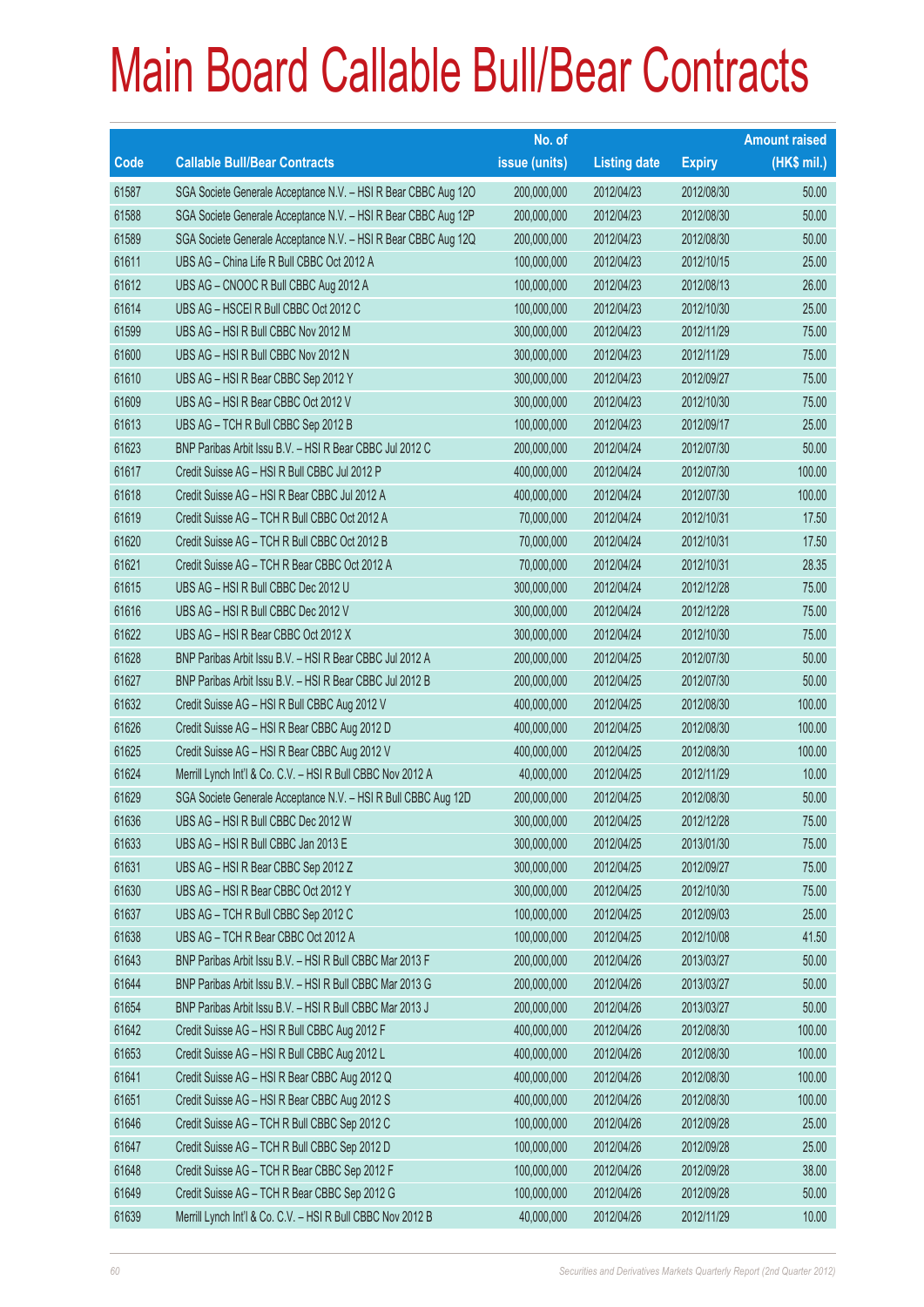# Main Board Callable Bull/Bear Contracts

| Code | Callable Bull/Bear Contracts | No. of issue (units) | Listing date | Expiry | Amount raised (HK$ mil.) |
|---|---|---|---|---|---|
| 61587 | SGA Societe Generale Acceptance N.V. – HSI R Bear CBBC Aug 12O | 200,000,000 | 2012/04/23 | 2012/08/30 | 50.00 |
| 61588 | SGA Societe Generale Acceptance N.V. – HSI R Bear CBBC Aug 12P | 200,000,000 | 2012/04/23 | 2012/08/30 | 50.00 |
| 61589 | SGA Societe Generale Acceptance N.V. – HSI R Bear CBBC Aug 12Q | 200,000,000 | 2012/04/23 | 2012/08/30 | 50.00 |
| 61611 | UBS AG – China Life R Bull CBBC Oct 2012 A | 100,000,000 | 2012/04/23 | 2012/10/15 | 25.00 |
| 61612 | UBS AG – CNOOC R Bull CBBC Aug 2012 A | 100,000,000 | 2012/04/23 | 2012/08/13 | 26.00 |
| 61614 | UBS AG – HSCEI R Bull CBBC Oct 2012 C | 100,000,000 | 2012/04/23 | 2012/10/30 | 25.00 |
| 61599 | UBS AG – HSI R Bull CBBC Nov 2012 M | 300,000,000 | 2012/04/23 | 2012/11/29 | 75.00 |
| 61600 | UBS AG – HSI R Bull CBBC Nov 2012 N | 300,000,000 | 2012/04/23 | 2012/11/29 | 75.00 |
| 61610 | UBS AG – HSI R Bear CBBC Sep 2012 Y | 300,000,000 | 2012/04/23 | 2012/09/27 | 75.00 |
| 61609 | UBS AG – HSI R Bear CBBC Oct 2012 V | 300,000,000 | 2012/04/23 | 2012/10/30 | 75.00 |
| 61613 | UBS AG – TCH R Bull CBBC Sep 2012 B | 100,000,000 | 2012/04/23 | 2012/09/17 | 25.00 |
| 61623 | BNP Paribas Arbit Issu B.V. – HSI R Bear CBBC Jul 2012 C | 200,000,000 | 2012/04/24 | 2012/07/30 | 50.00 |
| 61617 | Credit Suisse AG – HSI R Bull CBBC Jul 2012 P | 400,000,000 | 2012/04/24 | 2012/07/30 | 100.00 |
| 61618 | Credit Suisse AG – HSI R Bear CBBC Jul 2012 A | 400,000,000 | 2012/04/24 | 2012/07/30 | 100.00 |
| 61619 | Credit Suisse AG – TCH R Bull CBBC Oct 2012 A | 70,000,000 | 2012/04/24 | 2012/10/31 | 17.50 |
| 61620 | Credit Suisse AG – TCH R Bull CBBC Oct 2012 B | 70,000,000 | 2012/04/24 | 2012/10/31 | 17.50 |
| 61621 | Credit Suisse AG – TCH R Bear CBBC Oct 2012 A | 70,000,000 | 2012/04/24 | 2012/10/31 | 28.35 |
| 61615 | UBS AG – HSI R Bull CBBC Dec 2012 U | 300,000,000 | 2012/04/24 | 2012/12/28 | 75.00 |
| 61616 | UBS AG – HSI R Bull CBBC Dec 2012 V | 300,000,000 | 2012/04/24 | 2012/12/28 | 75.00 |
| 61622 | UBS AG – HSI R Bear CBBC Oct 2012 X | 300,000,000 | 2012/04/24 | 2012/10/30 | 75.00 |
| 61628 | BNP Paribas Arbit Issu B.V. – HSI R Bear CBBC Jul 2012 A | 200,000,000 | 2012/04/25 | 2012/07/30 | 50.00 |
| 61627 | BNP Paribas Arbit Issu B.V. – HSI R Bear CBBC Jul 2012 B | 200,000,000 | 2012/04/25 | 2012/07/30 | 50.00 |
| 61632 | Credit Suisse AG – HSI R Bull CBBC Aug 2012 V | 400,000,000 | 2012/04/25 | 2012/08/30 | 100.00 |
| 61626 | Credit Suisse AG – HSI R Bear CBBC Aug 2012 D | 400,000,000 | 2012/04/25 | 2012/08/30 | 100.00 |
| 61625 | Credit Suisse AG – HSI R Bear CBBC Aug 2012 V | 400,000,000 | 2012/04/25 | 2012/08/30 | 100.00 |
| 61624 | Merrill Lynch Int'l & Co. C.V. – HSI R Bull CBBC Nov 2012 A | 40,000,000 | 2012/04/25 | 2012/11/29 | 10.00 |
| 61629 | SGA Societe Generale Acceptance N.V. – HSI R Bull CBBC Aug 12D | 200,000,000 | 2012/04/25 | 2012/08/30 | 50.00 |
| 61636 | UBS AG – HSI R Bull CBBC Dec 2012 W | 300,000,000 | 2012/04/25 | 2012/12/28 | 75.00 |
| 61633 | UBS AG – HSI R Bull CBBC Jan 2013 E | 300,000,000 | 2012/04/25 | 2013/01/30 | 75.00 |
| 61631 | UBS AG – HSI R Bear CBBC Sep 2012 Z | 300,000,000 | 2012/04/25 | 2012/09/27 | 75.00 |
| 61630 | UBS AG – HSI R Bear CBBC Oct 2012 Y | 300,000,000 | 2012/04/25 | 2012/10/30 | 75.00 |
| 61637 | UBS AG – TCH R Bull CBBC Sep 2012 C | 100,000,000 | 2012/04/25 | 2012/09/03 | 25.00 |
| 61638 | UBS AG – TCH R Bear CBBC Oct 2012 A | 100,000,000 | 2012/04/25 | 2012/10/08 | 41.50 |
| 61643 | BNP Paribas Arbit Issu B.V. – HSI R Bull CBBC Mar 2013 F | 200,000,000 | 2012/04/26 | 2013/03/27 | 50.00 |
| 61644 | BNP Paribas Arbit Issu B.V. – HSI R Bull CBBC Mar 2013 G | 200,000,000 | 2012/04/26 | 2013/03/27 | 50.00 |
| 61654 | BNP Paribas Arbit Issu B.V. – HSI R Bull CBBC Mar 2013 J | 200,000,000 | 2012/04/26 | 2013/03/27 | 50.00 |
| 61642 | Credit Suisse AG – HSI R Bull CBBC Aug 2012 F | 400,000,000 | 2012/04/26 | 2012/08/30 | 100.00 |
| 61653 | Credit Suisse AG – HSI R Bull CBBC Aug 2012 L | 400,000,000 | 2012/04/26 | 2012/08/30 | 100.00 |
| 61641 | Credit Suisse AG – HSI R Bear CBBC Aug 2012 Q | 400,000,000 | 2012/04/26 | 2012/08/30 | 100.00 |
| 61651 | Credit Suisse AG – HSI R Bear CBBC Aug 2012 S | 400,000,000 | 2012/04/26 | 2012/08/30 | 100.00 |
| 61646 | Credit Suisse AG – TCH R Bull CBBC Sep 2012 C | 100,000,000 | 2012/04/26 | 2012/09/28 | 25.00 |
| 61647 | Credit Suisse AG – TCH R Bull CBBC Sep 2012 D | 100,000,000 | 2012/04/26 | 2012/09/28 | 25.00 |
| 61648 | Credit Suisse AG – TCH R Bear CBBC Sep 2012 F | 100,000,000 | 2012/04/26 | 2012/09/28 | 38.00 |
| 61649 | Credit Suisse AG – TCH R Bear CBBC Sep 2012 G | 100,000,000 | 2012/04/26 | 2012/09/28 | 50.00 |
| 61639 | Merrill Lynch Int'l & Co. C.V. – HSI R Bull CBBC Nov 2012 B | 40,000,000 | 2012/04/26 | 2012/11/29 | 10.00 |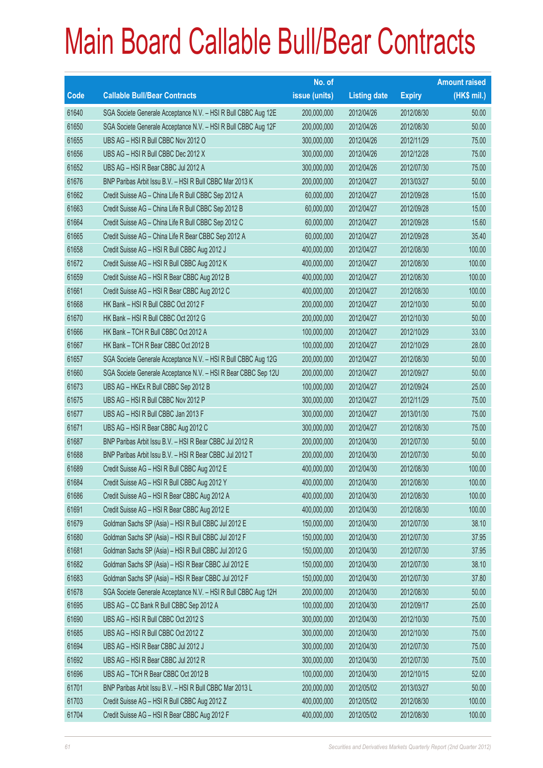# Main Board Callable Bull/Bear Contracts

| Code | Callable Bull/Bear Contracts | No. of issue (units) | Listing date | Expiry | Amount raised (HK$ mil.) |
|---|---|---|---|---|---|
| 61640 | SGA Societe Generale Acceptance N.V. – HSI R Bull CBBC Aug 12E | 200,000,000 | 2012/04/26 | 2012/08/30 | 50.00 |
| 61650 | SGA Societe Generale Acceptance N.V. – HSI R Bull CBBC Aug 12F | 200,000,000 | 2012/04/26 | 2012/08/30 | 50.00 |
| 61655 | UBS AG – HSI R Bull CBBC Nov 2012 O | 300,000,000 | 2012/04/26 | 2012/11/29 | 75.00 |
| 61656 | UBS AG – HSI R Bull CBBC Dec 2012 X | 300,000,000 | 2012/04/26 | 2012/12/28 | 75.00 |
| 61652 | UBS AG – HSI R Bear CBBC Jul 2012 A | 300,000,000 | 2012/04/26 | 2012/07/30 | 75.00 |
| 61676 | BNP Paribas Arbit Issu B.V. – HSI R Bull CBBC Mar 2013 K | 200,000,000 | 2012/04/27 | 2013/03/27 | 50.00 |
| 61662 | Credit Suisse AG – China Life R Bull CBBC Sep 2012 A | 60,000,000 | 2012/04/27 | 2012/09/28 | 15.00 |
| 61663 | Credit Suisse AG – China Life R Bull CBBC Sep 2012 B | 60,000,000 | 2012/04/27 | 2012/09/28 | 15.00 |
| 61664 | Credit Suisse AG – China Life R Bull CBBC Sep 2012 C | 60,000,000 | 2012/04/27 | 2012/09/28 | 15.60 |
| 61665 | Credit Suisse AG – China Life R Bear CBBC Sep 2012 A | 60,000,000 | 2012/04/27 | 2012/09/28 | 35.40 |
| 61658 | Credit Suisse AG – HSI R Bull CBBC Aug 2012 J | 400,000,000 | 2012/04/27 | 2012/08/30 | 100.00 |
| 61672 | Credit Suisse AG – HSI R Bull CBBC Aug 2012 K | 400,000,000 | 2012/04/27 | 2012/08/30 | 100.00 |
| 61659 | Credit Suisse AG – HSI R Bear CBBC Aug 2012 B | 400,000,000 | 2012/04/27 | 2012/08/30 | 100.00 |
| 61661 | Credit Suisse AG – HSI R Bear CBBC Aug 2012 C | 400,000,000 | 2012/04/27 | 2012/08/30 | 100.00 |
| 61668 | HK Bank – HSI R Bull CBBC Oct 2012 F | 200,000,000 | 2012/04/27 | 2012/10/30 | 50.00 |
| 61670 | HK Bank – HSI R Bull CBBC Oct 2012 G | 200,000,000 | 2012/04/27 | 2012/10/30 | 50.00 |
| 61666 | HK Bank – TCH R Bull CBBC Oct 2012 A | 100,000,000 | 2012/04/27 | 2012/10/29 | 33.00 |
| 61667 | HK Bank – TCH R Bear CBBC Oct 2012 B | 100,000,000 | 2012/04/27 | 2012/10/29 | 28.00 |
| 61657 | SGA Societe Generale Acceptance N.V. – HSI R Bull CBBC Aug 12G | 200,000,000 | 2012/04/27 | 2012/08/30 | 50.00 |
| 61660 | SGA Societe Generale Acceptance N.V. – HSI R Bear CBBC Sep 12U | 200,000,000 | 2012/04/27 | 2012/09/27 | 50.00 |
| 61673 | UBS AG – HKEx R Bull CBBC Sep 2012 B | 100,000,000 | 2012/04/27 | 2012/09/24 | 25.00 |
| 61675 | UBS AG – HSI R Bull CBBC Nov 2012 P | 300,000,000 | 2012/04/27 | 2012/11/29 | 75.00 |
| 61677 | UBS AG – HSI R Bull CBBC Jan 2013 F | 300,000,000 | 2012/04/27 | 2013/01/30 | 75.00 |
| 61671 | UBS AG – HSI R Bear CBBC Aug 2012 C | 300,000,000 | 2012/04/27 | 2012/08/30 | 75.00 |
| 61687 | BNP Paribas Arbit Issu B.V. – HSI R Bear CBBC Jul 2012 R | 200,000,000 | 2012/04/30 | 2012/07/30 | 50.00 |
| 61688 | BNP Paribas Arbit Issu B.V. – HSI R Bear CBBC Jul 2012 T | 200,000,000 | 2012/04/30 | 2012/07/30 | 50.00 |
| 61689 | Credit Suisse AG – HSI R Bull CBBC Aug 2012 E | 400,000,000 | 2012/04/30 | 2012/08/30 | 100.00 |
| 61684 | Credit Suisse AG – HSI R Bull CBBC Aug 2012 Y | 400,000,000 | 2012/04/30 | 2012/08/30 | 100.00 |
| 61686 | Credit Suisse AG – HSI R Bear CBBC Aug 2012 A | 400,000,000 | 2012/04/30 | 2012/08/30 | 100.00 |
| 61691 | Credit Suisse AG – HSI R Bear CBBC Aug 2012 E | 400,000,000 | 2012/04/30 | 2012/08/30 | 100.00 |
| 61679 | Goldman Sachs SP (Asia) – HSI R Bull CBBC Jul 2012 E | 150,000,000 | 2012/04/30 | 2012/07/30 | 38.10 |
| 61680 | Goldman Sachs SP (Asia) – HSI R Bull CBBC Jul 2012 F | 150,000,000 | 2012/04/30 | 2012/07/30 | 37.95 |
| 61681 | Goldman Sachs SP (Asia) – HSI R Bull CBBC Jul 2012 G | 150,000,000 | 2012/04/30 | 2012/07/30 | 37.95 |
| 61682 | Goldman Sachs SP (Asia) – HSI R Bear CBBC Jul 2012 E | 150,000,000 | 2012/04/30 | 2012/07/30 | 38.10 |
| 61683 | Goldman Sachs SP (Asia) – HSI R Bear CBBC Jul 2012 F | 150,000,000 | 2012/04/30 | 2012/07/30 | 37.80 |
| 61678 | SGA Societe Generale Acceptance N.V. – HSI R Bull CBBC Aug 12H | 200,000,000 | 2012/04/30 | 2012/08/30 | 50.00 |
| 61695 | UBS AG – CC Bank R Bull CBBC Sep 2012 A | 100,000,000 | 2012/04/30 | 2012/09/17 | 25.00 |
| 61690 | UBS AG – HSI R Bull CBBC Oct 2012 S | 300,000,000 | 2012/04/30 | 2012/10/30 | 75.00 |
| 61685 | UBS AG – HSI R Bull CBBC Oct 2012 Z | 300,000,000 | 2012/04/30 | 2012/10/30 | 75.00 |
| 61694 | UBS AG – HSI R Bear CBBC Jul 2012 J | 300,000,000 | 2012/04/30 | 2012/07/30 | 75.00 |
| 61692 | UBS AG – HSI R Bear CBBC Jul 2012 R | 300,000,000 | 2012/04/30 | 2012/07/30 | 75.00 |
| 61696 | UBS AG – TCH R Bear CBBC Oct 2012 B | 100,000,000 | 2012/04/30 | 2012/10/15 | 52.00 |
| 61701 | BNP Paribas Arbit Issu B.V. – HSI R Bull CBBC Mar 2013 L | 200,000,000 | 2012/05/02 | 2013/03/27 | 50.00 |
| 61703 | Credit Suisse AG – HSI R Bull CBBC Aug 2012 Z | 400,000,000 | 2012/05/02 | 2012/08/30 | 100.00 |
| 61704 | Credit Suisse AG – HSI R Bear CBBC Aug 2012 F | 400,000,000 | 2012/05/02 | 2012/08/30 | 100.00 |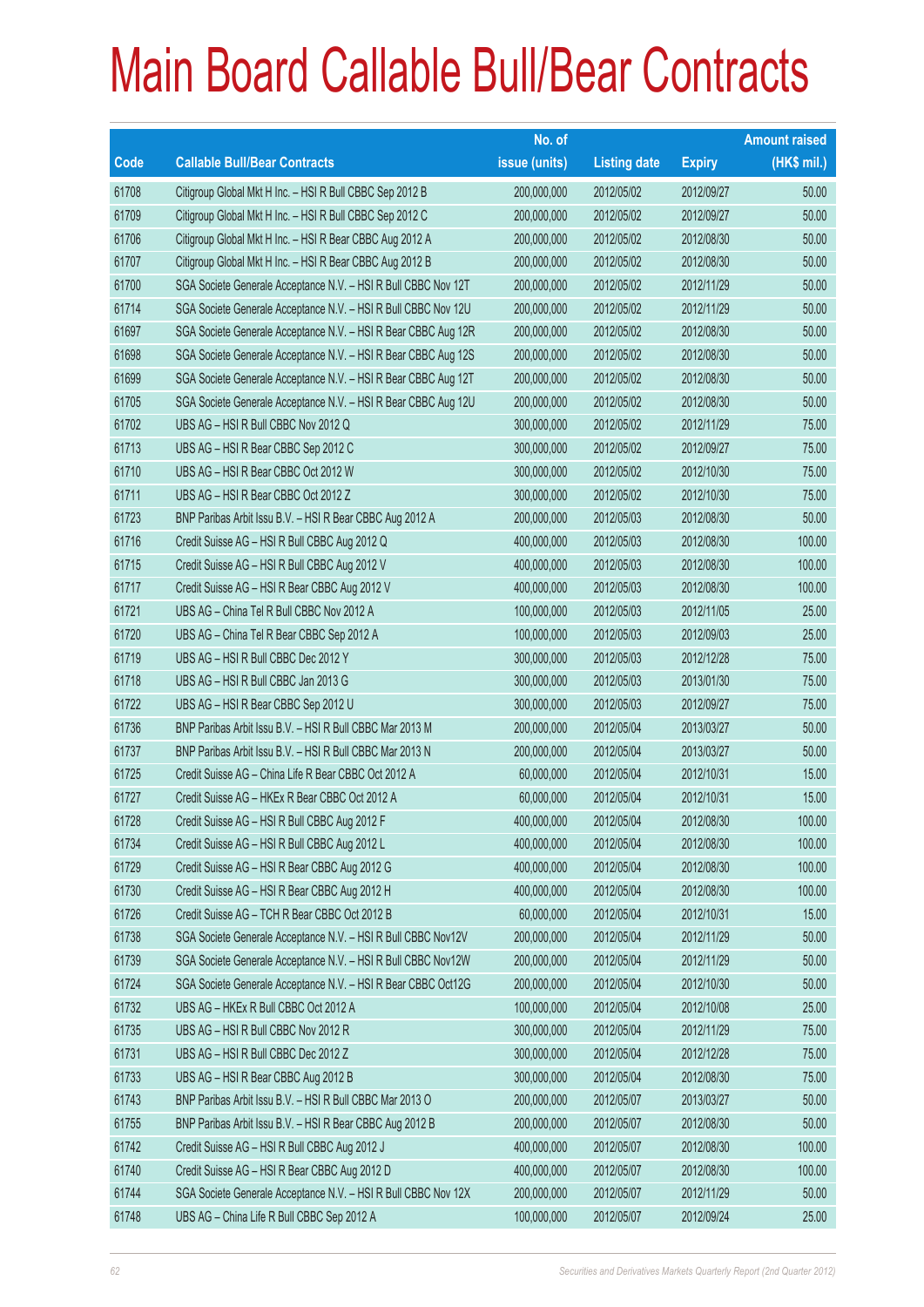# Main Board Callable Bull/Bear Contracts

| Code | Callable Bull/Bear Contracts | No. of issue (units) | Listing date | Expiry | Amount raised (HK$ mil.) |
|---|---|---|---|---|---|
| 61708 | Citigroup Global Mkt H Inc. – HSI R Bull CBBC Sep 2012 B | 200,000,000 | 2012/05/02 | 2012/09/27 | 50.00 |
| 61709 | Citigroup Global Mkt H Inc. – HSI R Bull CBBC Sep 2012 C | 200,000,000 | 2012/05/02 | 2012/09/27 | 50.00 |
| 61706 | Citigroup Global Mkt H Inc. – HSI R Bear CBBC Aug 2012 A | 200,000,000 | 2012/05/02 | 2012/08/30 | 50.00 |
| 61707 | Citigroup Global Mkt H Inc. – HSI R Bear CBBC Aug 2012 B | 200,000,000 | 2012/05/02 | 2012/08/30 | 50.00 |
| 61700 | SGA Societe Generale Acceptance N.V. – HSI R Bull CBBC Nov 12T | 200,000,000 | 2012/05/02 | 2012/11/29 | 50.00 |
| 61714 | SGA Societe Generale Acceptance N.V. – HSI R Bull CBBC Nov 12U | 200,000,000 | 2012/05/02 | 2012/11/29 | 50.00 |
| 61697 | SGA Societe Generale Acceptance N.V. – HSI R Bear CBBC Aug 12R | 200,000,000 | 2012/05/02 | 2012/08/30 | 50.00 |
| 61698 | SGA Societe Generale Acceptance N.V. – HSI R Bear CBBC Aug 12S | 200,000,000 | 2012/05/02 | 2012/08/30 | 50.00 |
| 61699 | SGA Societe Generale Acceptance N.V. – HSI R Bear CBBC Aug 12T | 200,000,000 | 2012/05/02 | 2012/08/30 | 50.00 |
| 61705 | SGA Societe Generale Acceptance N.V. – HSI R Bear CBBC Aug 12U | 200,000,000 | 2012/05/02 | 2012/08/30 | 50.00 |
| 61702 | UBS AG – HSI R Bull CBBC Nov 2012 Q | 300,000,000 | 2012/05/02 | 2012/11/29 | 75.00 |
| 61713 | UBS AG – HSI R Bear CBBC Sep 2012 C | 300,000,000 | 2012/05/02 | 2012/09/27 | 75.00 |
| 61710 | UBS AG – HSI R Bear CBBC Oct 2012 W | 300,000,000 | 2012/05/02 | 2012/10/30 | 75.00 |
| 61711 | UBS AG – HSI R Bear CBBC Oct 2012 Z | 300,000,000 | 2012/05/02 | 2012/10/30 | 75.00 |
| 61723 | BNP Paribas Arbit Issu B.V. – HSI R Bear CBBC Aug 2012 A | 200,000,000 | 2012/05/03 | 2012/08/30 | 50.00 |
| 61716 | Credit Suisse AG – HSI R Bull CBBC Aug 2012 Q | 400,000,000 | 2012/05/03 | 2012/08/30 | 100.00 |
| 61715 | Credit Suisse AG – HSI R Bull CBBC Aug 2012 V | 400,000,000 | 2012/05/03 | 2012/08/30 | 100.00 |
| 61717 | Credit Suisse AG – HSI R Bear CBBC Aug 2012 V | 400,000,000 | 2012/05/03 | 2012/08/30 | 100.00 |
| 61721 | UBS AG – China Tel R Bull CBBC Nov 2012 A | 100,000,000 | 2012/05/03 | 2012/11/05 | 25.00 |
| 61720 | UBS AG – China Tel R Bear CBBC Sep 2012 A | 100,000,000 | 2012/05/03 | 2012/09/03 | 25.00 |
| 61719 | UBS AG – HSI R Bull CBBC Dec 2012 Y | 300,000,000 | 2012/05/03 | 2012/12/28 | 75.00 |
| 61718 | UBS AG – HSI R Bull CBBC Jan 2013 G | 300,000,000 | 2012/05/03 | 2013/01/30 | 75.00 |
| 61722 | UBS AG – HSI R Bear CBBC Sep 2012 U | 300,000,000 | 2012/05/03 | 2012/09/27 | 75.00 |
| 61736 | BNP Paribas Arbit Issu B.V. – HSI R Bull CBBC Mar 2013 M | 200,000,000 | 2012/05/04 | 2013/03/27 | 50.00 |
| 61737 | BNP Paribas Arbit Issu B.V. – HSI R Bull CBBC Mar 2013 N | 200,000,000 | 2012/05/04 | 2013/03/27 | 50.00 |
| 61725 | Credit Suisse AG – China Life R Bear CBBC Oct 2012 A | 60,000,000 | 2012/05/04 | 2012/10/31 | 15.00 |
| 61727 | Credit Suisse AG – HKEx R Bear CBBC Oct 2012 A | 60,000,000 | 2012/05/04 | 2012/10/31 | 15.00 |
| 61728 | Credit Suisse AG – HSI R Bull CBBC Aug 2012 F | 400,000,000 | 2012/05/04 | 2012/08/30 | 100.00 |
| 61734 | Credit Suisse AG – HSI R Bull CBBC Aug 2012 L | 400,000,000 | 2012/05/04 | 2012/08/30 | 100.00 |
| 61729 | Credit Suisse AG – HSI R Bear CBBC Aug 2012 G | 400,000,000 | 2012/05/04 | 2012/08/30 | 100.00 |
| 61730 | Credit Suisse AG – HSI R Bear CBBC Aug 2012 H | 400,000,000 | 2012/05/04 | 2012/08/30 | 100.00 |
| 61726 | Credit Suisse AG – TCH R Bear CBBC Oct 2012 B | 60,000,000 | 2012/05/04 | 2012/10/31 | 15.00 |
| 61738 | SGA Societe Generale Acceptance N.V. – HSI R Bull CBBC Nov12V | 200,000,000 | 2012/05/04 | 2012/11/29 | 50.00 |
| 61739 | SGA Societe Generale Acceptance N.V. – HSI R Bull CBBC Nov12W | 200,000,000 | 2012/05/04 | 2012/11/29 | 50.00 |
| 61724 | SGA Societe Generale Acceptance N.V. – HSI R Bear CBBC Oct12G | 200,000,000 | 2012/05/04 | 2012/10/30 | 50.00 |
| 61732 | UBS AG – HKEx R Bull CBBC Oct 2012 A | 100,000,000 | 2012/05/04 | 2012/10/08 | 25.00 |
| 61735 | UBS AG – HSI R Bull CBBC Nov 2012 R | 300,000,000 | 2012/05/04 | 2012/11/29 | 75.00 |
| 61731 | UBS AG – HSI R Bull CBBC Dec 2012 Z | 300,000,000 | 2012/05/04 | 2012/12/28 | 75.00 |
| 61733 | UBS AG – HSI R Bear CBBC Aug 2012 B | 300,000,000 | 2012/05/04 | 2012/08/30 | 75.00 |
| 61743 | BNP Paribas Arbit Issu B.V. – HSI R Bull CBBC Mar 2013 O | 200,000,000 | 2012/05/07 | 2013/03/27 | 50.00 |
| 61755 | BNP Paribas Arbit Issu B.V. – HSI R Bear CBBC Aug 2012 B | 200,000,000 | 2012/05/07 | 2012/08/30 | 50.00 |
| 61742 | Credit Suisse AG – HSI R Bull CBBC Aug 2012 J | 400,000,000 | 2012/05/07 | 2012/08/30 | 100.00 |
| 61740 | Credit Suisse AG – HSI R Bear CBBC Aug 2012 D | 400,000,000 | 2012/05/07 | 2012/08/30 | 100.00 |
| 61744 | SGA Societe Generale Acceptance N.V. – HSI R Bull CBBC Nov 12X | 200,000,000 | 2012/05/07 | 2012/11/29 | 50.00 |
| 61748 | UBS AG – China Life R Bull CBBC Sep 2012 A | 100,000,000 | 2012/05/07 | 2012/09/24 | 25.00 |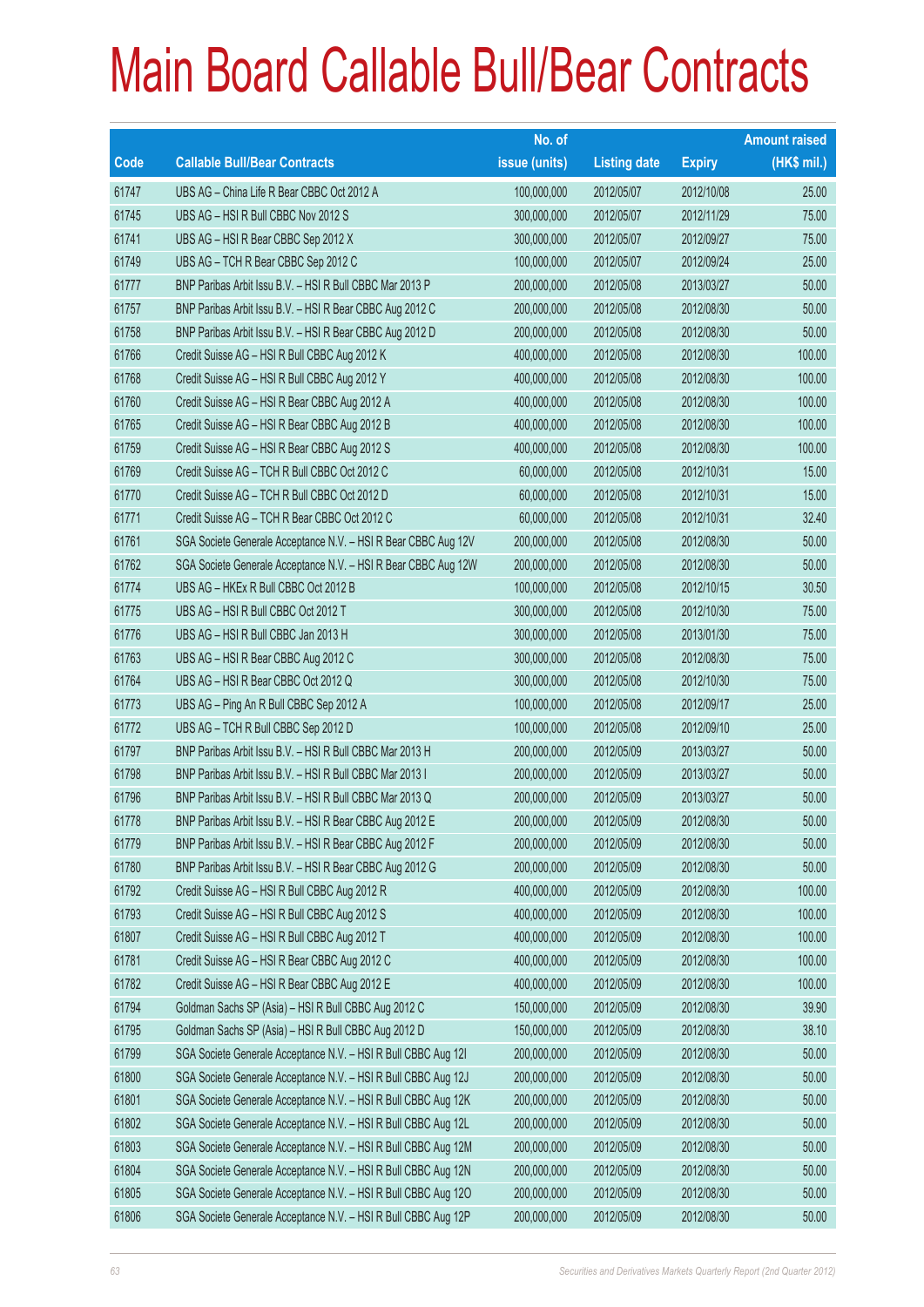# Main Board Callable Bull/Bear Contracts

| Code | Callable Bull/Bear Contracts | No. of issue (units) | Listing date | Expiry | Amount raised (HK$ mil.) |
|---|---|---|---|---|---|
| 61747 | UBS AG – China Life R Bear CBBC Oct 2012 A | 100,000,000 | 2012/05/07 | 2012/10/08 | 25.00 |
| 61745 | UBS AG – HSI R Bull CBBC Nov 2012 S | 300,000,000 | 2012/05/07 | 2012/11/29 | 75.00 |
| 61741 | UBS AG – HSI R Bear CBBC Sep 2012 X | 300,000,000 | 2012/05/07 | 2012/09/27 | 75.00 |
| 61749 | UBS AG – TCH R Bear CBBC Sep 2012 C | 100,000,000 | 2012/05/07 | 2012/09/24 | 25.00 |
| 61777 | BNP Paribas Arbit Issu B.V. – HSI R Bull CBBC Mar 2013 P | 200,000,000 | 2012/05/08 | 2013/03/27 | 50.00 |
| 61757 | BNP Paribas Arbit Issu B.V. – HSI R Bear CBBC Aug 2012 C | 200,000,000 | 2012/05/08 | 2012/08/30 | 50.00 |
| 61758 | BNP Paribas Arbit Issu B.V. – HSI R Bear CBBC Aug 2012 D | 200,000,000 | 2012/05/08 | 2012/08/30 | 50.00 |
| 61766 | Credit Suisse AG – HSI R Bull CBBC Aug 2012 K | 400,000,000 | 2012/05/08 | 2012/08/30 | 100.00 |
| 61768 | Credit Suisse AG – HSI R Bull CBBC Aug 2012 Y | 400,000,000 | 2012/05/08 | 2012/08/30 | 100.00 |
| 61760 | Credit Suisse AG – HSI R Bear CBBC Aug 2012 A | 400,000,000 | 2012/05/08 | 2012/08/30 | 100.00 |
| 61765 | Credit Suisse AG – HSI R Bear CBBC Aug 2012 B | 400,000,000 | 2012/05/08 | 2012/08/30 | 100.00 |
| 61759 | Credit Suisse AG – HSI R Bear CBBC Aug 2012 S | 400,000,000 | 2012/05/08 | 2012/08/30 | 100.00 |
| 61769 | Credit Suisse AG – TCH R Bull CBBC Oct 2012 C | 60,000,000 | 2012/05/08 | 2012/10/31 | 15.00 |
| 61770 | Credit Suisse AG – TCH R Bull CBBC Oct 2012 D | 60,000,000 | 2012/05/08 | 2012/10/31 | 15.00 |
| 61771 | Credit Suisse AG – TCH R Bear CBBC Oct 2012 C | 60,000,000 | 2012/05/08 | 2012/10/31 | 32.40 |
| 61761 | SGA Societe Generale Acceptance N.V. – HSI R Bear CBBC Aug 12V | 200,000,000 | 2012/05/08 | 2012/08/30 | 50.00 |
| 61762 | SGA Societe Generale Acceptance N.V. – HSI R Bear CBBC Aug 12W | 200,000,000 | 2012/05/08 | 2012/08/30 | 50.00 |
| 61774 | UBS AG – HKEx R Bull CBBC Oct 2012 B | 100,000,000 | 2012/05/08 | 2012/10/15 | 30.50 |
| 61775 | UBS AG – HSI R Bull CBBC Oct 2012 T | 300,000,000 | 2012/05/08 | 2012/10/30 | 75.00 |
| 61776 | UBS AG – HSI R Bull CBBC Jan 2013 H | 300,000,000 | 2012/05/08 | 2013/01/30 | 75.00 |
| 61763 | UBS AG – HSI R Bear CBBC Aug 2012 C | 300,000,000 | 2012/05/08 | 2012/08/30 | 75.00 |
| 61764 | UBS AG – HSI R Bear CBBC Oct 2012 Q | 300,000,000 | 2012/05/08 | 2012/10/30 | 75.00 |
| 61773 | UBS AG – Ping An R Bull CBBC Sep 2012 A | 100,000,000 | 2012/05/08 | 2012/09/17 | 25.00 |
| 61772 | UBS AG – TCH R Bull CBBC Sep 2012 D | 100,000,000 | 2012/05/08 | 2012/09/10 | 25.00 |
| 61797 | BNP Paribas Arbit Issu B.V. – HSI R Bull CBBC Mar 2013 H | 200,000,000 | 2012/05/09 | 2013/03/27 | 50.00 |
| 61798 | BNP Paribas Arbit Issu B.V. – HSI R Bull CBBC Mar 2013 I | 200,000,000 | 2012/05/09 | 2013/03/27 | 50.00 |
| 61796 | BNP Paribas Arbit Issu B.V. – HSI R Bull CBBC Mar 2013 Q | 200,000,000 | 2012/05/09 | 2013/03/27 | 50.00 |
| 61778 | BNP Paribas Arbit Issu B.V. – HSI R Bear CBBC Aug 2012 E | 200,000,000 | 2012/05/09 | 2012/08/30 | 50.00 |
| 61779 | BNP Paribas Arbit Issu B.V. – HSI R Bear CBBC Aug 2012 F | 200,000,000 | 2012/05/09 | 2012/08/30 | 50.00 |
| 61780 | BNP Paribas Arbit Issu B.V. – HSI R Bear CBBC Aug 2012 G | 200,000,000 | 2012/05/09 | 2012/08/30 | 50.00 |
| 61792 | Credit Suisse AG – HSI R Bull CBBC Aug 2012 R | 400,000,000 | 2012/05/09 | 2012/08/30 | 100.00 |
| 61793 | Credit Suisse AG – HSI R Bull CBBC Aug 2012 S | 400,000,000 | 2012/05/09 | 2012/08/30 | 100.00 |
| 61807 | Credit Suisse AG – HSI R Bull CBBC Aug 2012 T | 400,000,000 | 2012/05/09 | 2012/08/30 | 100.00 |
| 61781 | Credit Suisse AG – HSI R Bear CBBC Aug 2012 C | 400,000,000 | 2012/05/09 | 2012/08/30 | 100.00 |
| 61782 | Credit Suisse AG – HSI R Bear CBBC Aug 2012 E | 400,000,000 | 2012/05/09 | 2012/08/30 | 100.00 |
| 61794 | Goldman Sachs SP (Asia) – HSI R Bull CBBC Aug 2012 C | 150,000,000 | 2012/05/09 | 2012/08/30 | 39.90 |
| 61795 | Goldman Sachs SP (Asia) – HSI R Bull CBBC Aug 2012 D | 150,000,000 | 2012/05/09 | 2012/08/30 | 38.10 |
| 61799 | SGA Societe Generale Acceptance N.V. – HSI R Bull CBBC Aug 12I | 200,000,000 | 2012/05/09 | 2012/08/30 | 50.00 |
| 61800 | SGA Societe Generale Acceptance N.V. – HSI R Bull CBBC Aug 12J | 200,000,000 | 2012/05/09 | 2012/08/30 | 50.00 |
| 61801 | SGA Societe Generale Acceptance N.V. – HSI R Bull CBBC Aug 12K | 200,000,000 | 2012/05/09 | 2012/08/30 | 50.00 |
| 61802 | SGA Societe Generale Acceptance N.V. – HSI R Bull CBBC Aug 12L | 200,000,000 | 2012/05/09 | 2012/08/30 | 50.00 |
| 61803 | SGA Societe Generale Acceptance N.V. – HSI R Bull CBBC Aug 12M | 200,000,000 | 2012/05/09 | 2012/08/30 | 50.00 |
| 61804 | SGA Societe Generale Acceptance N.V. – HSI R Bull CBBC Aug 12N | 200,000,000 | 2012/05/09 | 2012/08/30 | 50.00 |
| 61805 | SGA Societe Generale Acceptance N.V. – HSI R Bull CBBC Aug 12O | 200,000,000 | 2012/05/09 | 2012/08/30 | 50.00 |
| 61806 | SGA Societe Generale Acceptance N.V. – HSI R Bull CBBC Aug 12P | 200,000,000 | 2012/05/09 | 2012/08/30 | 50.00 |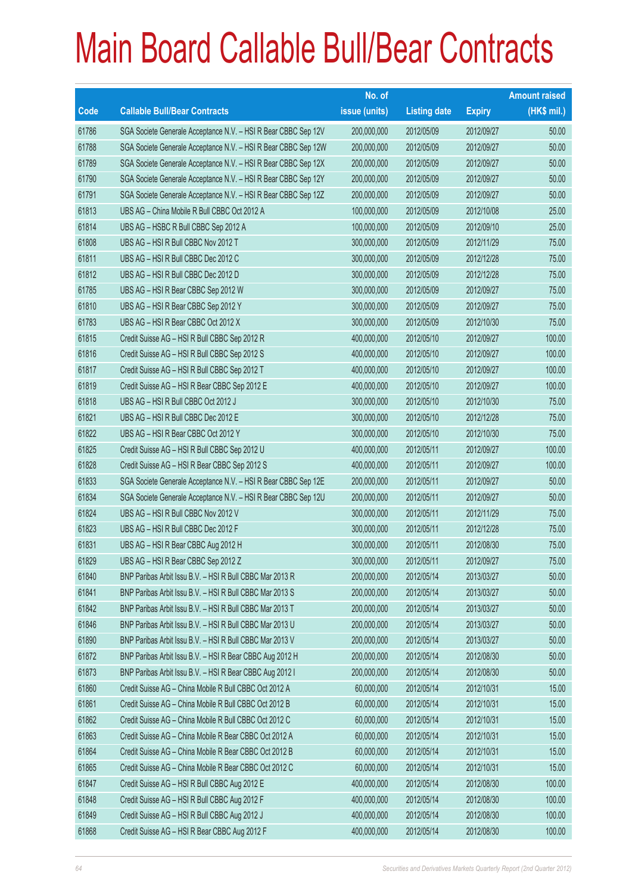# Main Board Callable Bull/Bear Contracts

| Code | Callable Bull/Bear Contracts | No. of issue (units) | Listing date | Expiry | Amount raised (HK$ mil.) |
|---|---|---|---|---|---|
| 61786 | SGA Societe Generale Acceptance N.V. – HSI R Bear CBBC Sep 12V | 200,000,000 | 2012/05/09 | 2012/09/27 | 50.00 |
| 61788 | SGA Societe Generale Acceptance N.V. – HSI R Bear CBBC Sep 12W | 200,000,000 | 2012/05/09 | 2012/09/27 | 50.00 |
| 61789 | SGA Societe Generale Acceptance N.V. – HSI R Bear CBBC Sep 12X | 200,000,000 | 2012/05/09 | 2012/09/27 | 50.00 |
| 61790 | SGA Societe Generale Acceptance N.V. – HSI R Bear CBBC Sep 12Y | 200,000,000 | 2012/05/09 | 2012/09/27 | 50.00 |
| 61791 | SGA Societe Generale Acceptance N.V. – HSI R Bear CBBC Sep 12Z | 200,000,000 | 2012/05/09 | 2012/09/27 | 50.00 |
| 61813 | UBS AG – China Mobile R Bull CBBC Oct 2012 A | 100,000,000 | 2012/05/09 | 2012/10/08 | 25.00 |
| 61814 | UBS AG – HSBC R Bull CBBC Sep 2012 A | 100,000,000 | 2012/05/09 | 2012/09/10 | 25.00 |
| 61808 | UBS AG – HSI R Bull CBBC Nov 2012 T | 300,000,000 | 2012/05/09 | 2012/11/29 | 75.00 |
| 61811 | UBS AG – HSI R Bull CBBC Dec 2012 C | 300,000,000 | 2012/05/09 | 2012/12/28 | 75.00 |
| 61812 | UBS AG – HSI R Bull CBBC Dec 2012 D | 300,000,000 | 2012/05/09 | 2012/12/28 | 75.00 |
| 61785 | UBS AG – HSI R Bear CBBC Sep 2012 W | 300,000,000 | 2012/05/09 | 2012/09/27 | 75.00 |
| 61810 | UBS AG – HSI R Bear CBBC Sep 2012 Y | 300,000,000 | 2012/05/09 | 2012/09/27 | 75.00 |
| 61783 | UBS AG – HSI R Bear CBBC Oct 2012 X | 300,000,000 | 2012/05/09 | 2012/10/30 | 75.00 |
| 61815 | Credit Suisse AG – HSI R Bull CBBC Sep 2012 R | 400,000,000 | 2012/05/10 | 2012/09/27 | 100.00 |
| 61816 | Credit Suisse AG – HSI R Bull CBBC Sep 2012 S | 400,000,000 | 2012/05/10 | 2012/09/27 | 100.00 |
| 61817 | Credit Suisse AG – HSI R Bull CBBC Sep 2012 T | 400,000,000 | 2012/05/10 | 2012/09/27 | 100.00 |
| 61819 | Credit Suisse AG – HSI R Bear CBBC Sep 2012 E | 400,000,000 | 2012/05/10 | 2012/09/27 | 100.00 |
| 61818 | UBS AG – HSI R Bull CBBC Oct 2012 J | 300,000,000 | 2012/05/10 | 2012/10/30 | 75.00 |
| 61821 | UBS AG – HSI R Bull CBBC Dec 2012 E | 300,000,000 | 2012/05/10 | 2012/12/28 | 75.00 |
| 61822 | UBS AG – HSI R Bear CBBC Oct 2012 Y | 300,000,000 | 2012/05/10 | 2012/10/30 | 75.00 |
| 61825 | Credit Suisse AG – HSI R Bull CBBC Sep 2012 U | 400,000,000 | 2012/05/11 | 2012/09/27 | 100.00 |
| 61828 | Credit Suisse AG – HSI R Bear CBBC Sep 2012 S | 400,000,000 | 2012/05/11 | 2012/09/27 | 100.00 |
| 61833 | SGA Societe Generale Acceptance N.V. – HSI R Bear CBBC Sep 12E | 200,000,000 | 2012/05/11 | 2012/09/27 | 50.00 |
| 61834 | SGA Societe Generale Acceptance N.V. – HSI R Bear CBBC Sep 12U | 200,000,000 | 2012/05/11 | 2012/09/27 | 50.00 |
| 61824 | UBS AG – HSI R Bull CBBC Nov 2012 V | 300,000,000 | 2012/05/11 | 2012/11/29 | 75.00 |
| 61823 | UBS AG – HSI R Bull CBBC Dec 2012 F | 300,000,000 | 2012/05/11 | 2012/12/28 | 75.00 |
| 61831 | UBS AG – HSI R Bear CBBC Aug 2012 H | 300,000,000 | 2012/05/11 | 2012/08/30 | 75.00 |
| 61829 | UBS AG – HSI R Bear CBBC Sep 2012 Z | 300,000,000 | 2012/05/11 | 2012/09/27 | 75.00 |
| 61840 | BNP Paribas Arbit Issu B.V. – HSI R Bull CBBC Mar 2013 R | 200,000,000 | 2012/05/14 | 2013/03/27 | 50.00 |
| 61841 | BNP Paribas Arbit Issu B.V. – HSI R Bull CBBC Mar 2013 S | 200,000,000 | 2012/05/14 | 2013/03/27 | 50.00 |
| 61842 | BNP Paribas Arbit Issu B.V. – HSI R Bull CBBC Mar 2013 T | 200,000,000 | 2012/05/14 | 2013/03/27 | 50.00 |
| 61846 | BNP Paribas Arbit Issu B.V. – HSI R Bull CBBC Mar 2013 U | 200,000,000 | 2012/05/14 | 2013/03/27 | 50.00 |
| 61890 | BNP Paribas Arbit Issu B.V. – HSI R Bull CBBC Mar 2013 V | 200,000,000 | 2012/05/14 | 2013/03/27 | 50.00 |
| 61872 | BNP Paribas Arbit Issu B.V. – HSI R Bear CBBC Aug 2012 H | 200,000,000 | 2012/05/14 | 2012/08/30 | 50.00 |
| 61873 | BNP Paribas Arbit Issu B.V. – HSI R Bear CBBC Aug 2012 I | 200,000,000 | 2012/05/14 | 2012/08/30 | 50.00 |
| 61860 | Credit Suisse AG – China Mobile R Bull CBBC Oct 2012 A | 60,000,000 | 2012/05/14 | 2012/10/31 | 15.00 |
| 61861 | Credit Suisse AG – China Mobile R Bull CBBC Oct 2012 B | 60,000,000 | 2012/05/14 | 2012/10/31 | 15.00 |
| 61862 | Credit Suisse AG – China Mobile R Bull CBBC Oct 2012 C | 60,000,000 | 2012/05/14 | 2012/10/31 | 15.00 |
| 61863 | Credit Suisse AG – China Mobile R Bear CBBC Oct 2012 A | 60,000,000 | 2012/05/14 | 2012/10/31 | 15.00 |
| 61864 | Credit Suisse AG – China Mobile R Bear CBBC Oct 2012 B | 60,000,000 | 2012/05/14 | 2012/10/31 | 15.00 |
| 61865 | Credit Suisse AG – China Mobile R Bear CBBC Oct 2012 C | 60,000,000 | 2012/05/14 | 2012/10/31 | 15.00 |
| 61847 | Credit Suisse AG – HSI R Bull CBBC Aug 2012 E | 400,000,000 | 2012/05/14 | 2012/08/30 | 100.00 |
| 61848 | Credit Suisse AG – HSI R Bull CBBC Aug 2012 F | 400,000,000 | 2012/05/14 | 2012/08/30 | 100.00 |
| 61849 | Credit Suisse AG – HSI R Bull CBBC Aug 2012 J | 400,000,000 | 2012/05/14 | 2012/08/30 | 100.00 |
| 61868 | Credit Suisse AG – HSI R Bear CBBC Aug 2012 F | 400,000,000 | 2012/05/14 | 2012/08/30 | 100.00 |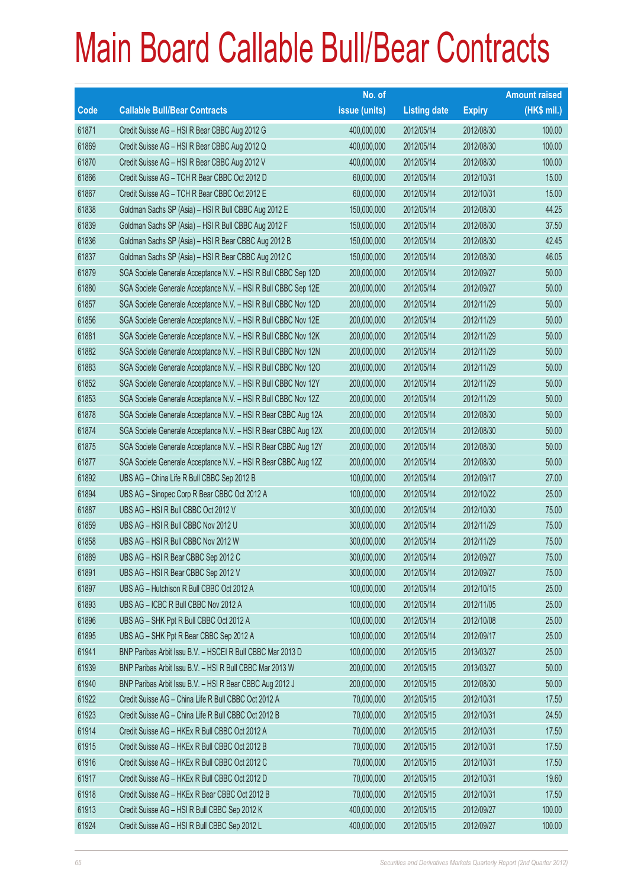# Main Board Callable Bull/Bear Contracts

| Code | Callable Bull/Bear Contracts | No. of issue (units) | Listing date | Expiry | Amount raised (HK$ mil.) |
|---|---|---|---|---|---|
| 61871 | Credit Suisse AG – HSI R Bear CBBC Aug 2012 G | 400,000,000 | 2012/05/14 | 2012/08/30 | 100.00 |
| 61869 | Credit Suisse AG – HSI R Bear CBBC Aug 2012 Q | 400,000,000 | 2012/05/14 | 2012/08/30 | 100.00 |
| 61870 | Credit Suisse AG – HSI R Bear CBBC Aug 2012 V | 400,000,000 | 2012/05/14 | 2012/08/30 | 100.00 |
| 61866 | Credit Suisse AG – TCH R Bear CBBC Oct 2012 D | 60,000,000 | 2012/05/14 | 2012/10/31 | 15.00 |
| 61867 | Credit Suisse AG – TCH R Bear CBBC Oct 2012 E | 60,000,000 | 2012/05/14 | 2012/10/31 | 15.00 |
| 61838 | Goldman Sachs SP (Asia) – HSI R Bull CBBC Aug 2012 E | 150,000,000 | 2012/05/14 | 2012/08/30 | 44.25 |
| 61839 | Goldman Sachs SP (Asia) – HSI R Bull CBBC Aug 2012 F | 150,000,000 | 2012/05/14 | 2012/08/30 | 37.50 |
| 61836 | Goldman Sachs SP (Asia) – HSI R Bear CBBC Aug 2012 B | 150,000,000 | 2012/05/14 | 2012/08/30 | 42.45 |
| 61837 | Goldman Sachs SP (Asia) – HSI R Bear CBBC Aug 2012 C | 150,000,000 | 2012/05/14 | 2012/08/30 | 46.05 |
| 61879 | SGA Societe Generale Acceptance N.V. – HSI R Bull CBBC Sep 12D | 200,000,000 | 2012/05/14 | 2012/09/27 | 50.00 |
| 61880 | SGA Societe Generale Acceptance N.V. – HSI R Bull CBBC Sep 12E | 200,000,000 | 2012/05/14 | 2012/09/27 | 50.00 |
| 61857 | SGA Societe Generale Acceptance N.V. – HSI R Bull CBBC Nov 12D | 200,000,000 | 2012/05/14 | 2012/11/29 | 50.00 |
| 61856 | SGA Societe Generale Acceptance N.V. – HSI R Bull CBBC Nov 12E | 200,000,000 | 2012/05/14 | 2012/11/29 | 50.00 |
| 61881 | SGA Societe Generale Acceptance N.V. – HSI R Bull CBBC Nov 12K | 200,000,000 | 2012/05/14 | 2012/11/29 | 50.00 |
| 61882 | SGA Societe Generale Acceptance N.V. – HSI R Bull CBBC Nov 12N | 200,000,000 | 2012/05/14 | 2012/11/29 | 50.00 |
| 61883 | SGA Societe Generale Acceptance N.V. – HSI R Bull CBBC Nov 12O | 200,000,000 | 2012/05/14 | 2012/11/29 | 50.00 |
| 61852 | SGA Societe Generale Acceptance N.V. – HSI R Bull CBBC Nov 12Y | 200,000,000 | 2012/05/14 | 2012/11/29 | 50.00 |
| 61853 | SGA Societe Generale Acceptance N.V. – HSI R Bull CBBC Nov 12Z | 200,000,000 | 2012/05/14 | 2012/11/29 | 50.00 |
| 61878 | SGA Societe Generale Acceptance N.V. – HSI R Bear CBBC Aug 12A | 200,000,000 | 2012/05/14 | 2012/08/30 | 50.00 |
| 61874 | SGA Societe Generale Acceptance N.V. – HSI R Bear CBBC Aug 12X | 200,000,000 | 2012/05/14 | 2012/08/30 | 50.00 |
| 61875 | SGA Societe Generale Acceptance N.V. – HSI R Bear CBBC Aug 12Y | 200,000,000 | 2012/05/14 | 2012/08/30 | 50.00 |
| 61877 | SGA Societe Generale Acceptance N.V. – HSI R Bear CBBC Aug 12Z | 200,000,000 | 2012/05/14 | 2012/08/30 | 50.00 |
| 61892 | UBS AG – China Life R Bull CBBC Sep 2012 B | 100,000,000 | 2012/05/14 | 2012/09/17 | 27.00 |
| 61894 | UBS AG – Sinopec Corp R Bear CBBC Oct 2012 A | 100,000,000 | 2012/05/14 | 2012/10/22 | 25.00 |
| 61887 | UBS AG – HSI R Bull CBBC Oct 2012 V | 300,000,000 | 2012/05/14 | 2012/10/30 | 75.00 |
| 61859 | UBS AG – HSI R Bull CBBC Nov 2012 U | 300,000,000 | 2012/05/14 | 2012/11/29 | 75.00 |
| 61858 | UBS AG – HSI R Bull CBBC Nov 2012 W | 300,000,000 | 2012/05/14 | 2012/11/29 | 75.00 |
| 61889 | UBS AG – HSI R Bear CBBC Sep 2012 C | 300,000,000 | 2012/05/14 | 2012/09/27 | 75.00 |
| 61891 | UBS AG – HSI R Bear CBBC Sep 2012 V | 300,000,000 | 2012/05/14 | 2012/09/27 | 75.00 |
| 61897 | UBS AG – Hutchison R Bull CBBC Oct 2012 A | 100,000,000 | 2012/05/14 | 2012/10/15 | 25.00 |
| 61893 | UBS AG – ICBC R Bull CBBC Nov 2012 A | 100,000,000 | 2012/05/14 | 2012/11/05 | 25.00 |
| 61896 | UBS AG – SHK Ppt R Bull CBBC Oct 2012 A | 100,000,000 | 2012/05/14 | 2012/10/08 | 25.00 |
| 61895 | UBS AG – SHK Ppt R Bear CBBC Sep 2012 A | 100,000,000 | 2012/05/14 | 2012/09/17 | 25.00 |
| 61941 | BNP Paribas Arbit Issu B.V. – HSCEI R Bull CBBC Mar 2013 D | 100,000,000 | 2012/05/15 | 2013/03/27 | 25.00 |
| 61939 | BNP Paribas Arbit Issu B.V. – HSI R Bull CBBC Mar 2013 W | 200,000,000 | 2012/05/15 | 2013/03/27 | 50.00 |
| 61940 | BNP Paribas Arbit Issu B.V. – HSI R Bear CBBC Aug 2012 J | 200,000,000 | 2012/05/15 | 2012/08/30 | 50.00 |
| 61922 | Credit Suisse AG – China Life R Bull CBBC Oct 2012 A | 70,000,000 | 2012/05/15 | 2012/10/31 | 17.50 |
| 61923 | Credit Suisse AG – China Life R Bull CBBC Oct 2012 B | 70,000,000 | 2012/05/15 | 2012/10/31 | 24.50 |
| 61914 | Credit Suisse AG – HKEx R Bull CBBC Oct 2012 A | 70,000,000 | 2012/05/15 | 2012/10/31 | 17.50 |
| 61915 | Credit Suisse AG – HKEx R Bull CBBC Oct 2012 B | 70,000,000 | 2012/05/15 | 2012/10/31 | 17.50 |
| 61916 | Credit Suisse AG – HKEx R Bull CBBC Oct 2012 C | 70,000,000 | 2012/05/15 | 2012/10/31 | 17.50 |
| 61917 | Credit Suisse AG – HKEx R Bull CBBC Oct 2012 D | 70,000,000 | 2012/05/15 | 2012/10/31 | 19.60 |
| 61918 | Credit Suisse AG – HKEx R Bear CBBC Oct 2012 B | 70,000,000 | 2012/05/15 | 2012/10/31 | 17.50 |
| 61913 | Credit Suisse AG – HSI R Bull CBBC Sep 2012 K | 400,000,000 | 2012/05/15 | 2012/09/27 | 100.00 |
| 61924 | Credit Suisse AG – HSI R Bull CBBC Sep 2012 L | 400,000,000 | 2012/05/15 | 2012/09/27 | 100.00 |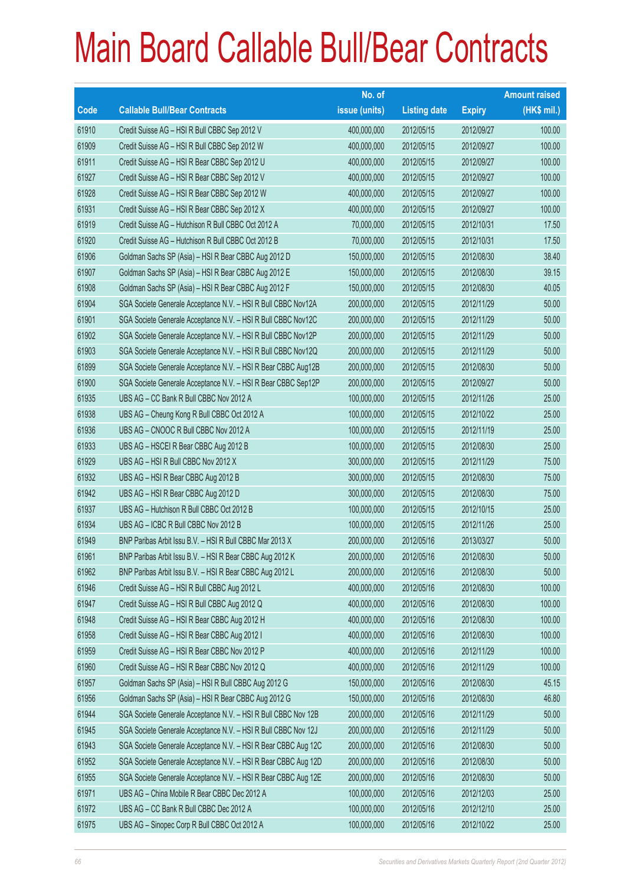# Main Board Callable Bull/Bear Contracts

| Code | Callable Bull/Bear Contracts | No. of issue (units) | Listing date | Expiry | Amount raised (HK$ mil.) |
|---|---|---|---|---|---|
| 61910 | Credit Suisse AG – HSI R Bull CBBC Sep 2012 V | 400,000,000 | 2012/05/15 | 2012/09/27 | 100.00 |
| 61909 | Credit Suisse AG – HSI R Bull CBBC Sep 2012 W | 400,000,000 | 2012/05/15 | 2012/09/27 | 100.00 |
| 61911 | Credit Suisse AG – HSI R Bear CBBC Sep 2012 U | 400,000,000 | 2012/05/15 | 2012/09/27 | 100.00 |
| 61927 | Credit Suisse AG – HSI R Bear CBBC Sep 2012 V | 400,000,000 | 2012/05/15 | 2012/09/27 | 100.00 |
| 61928 | Credit Suisse AG – HSI R Bear CBBC Sep 2012 W | 400,000,000 | 2012/05/15 | 2012/09/27 | 100.00 |
| 61931 | Credit Suisse AG – HSI R Bear CBBC Sep 2012 X | 400,000,000 | 2012/05/15 | 2012/09/27 | 100.00 |
| 61919 | Credit Suisse AG – Hutchison R Bull CBBC Oct 2012 A | 70,000,000 | 2012/05/15 | 2012/10/31 | 17.50 |
| 61920 | Credit Suisse AG – Hutchison R Bull CBBC Oct 2012 B | 70,000,000 | 2012/05/15 | 2012/10/31 | 17.50 |
| 61906 | Goldman Sachs SP (Asia) – HSI R Bear CBBC Aug 2012 D | 150,000,000 | 2012/05/15 | 2012/08/30 | 38.40 |
| 61907 | Goldman Sachs SP (Asia) – HSI R Bear CBBC Aug 2012 E | 150,000,000 | 2012/05/15 | 2012/08/30 | 39.15 |
| 61908 | Goldman Sachs SP (Asia) – HSI R Bear CBBC Aug 2012 F | 150,000,000 | 2012/05/15 | 2012/08/30 | 40.05 |
| 61904 | SGA Societe Generale Acceptance N.V. – HSI R Bull CBBC Nov12A | 200,000,000 | 2012/05/15 | 2012/11/29 | 50.00 |
| 61901 | SGA Societe Generale Acceptance N.V. – HSI R Bull CBBC Nov12C | 200,000,000 | 2012/05/15 | 2012/11/29 | 50.00 |
| 61902 | SGA Societe Generale Acceptance N.V. – HSI R Bull CBBC Nov12P | 200,000,000 | 2012/05/15 | 2012/11/29 | 50.00 |
| 61903 | SGA Societe Generale Acceptance N.V. – HSI R Bull CBBC Nov12Q | 200,000,000 | 2012/05/15 | 2012/11/29 | 50.00 |
| 61899 | SGA Societe Generale Acceptance N.V. – HSI R Bear CBBC Aug12B | 200,000,000 | 2012/05/15 | 2012/08/30 | 50.00 |
| 61900 | SGA Societe Generale Acceptance N.V. – HSI R Bear CBBC Sep12P | 200,000,000 | 2012/05/15 | 2012/09/27 | 50.00 |
| 61935 | UBS AG – CC Bank R Bull CBBC Nov 2012 A | 100,000,000 | 2012/05/15 | 2012/11/26 | 25.00 |
| 61938 | UBS AG – Cheung Kong R Bull CBBC Oct 2012 A | 100,000,000 | 2012/05/15 | 2012/10/22 | 25.00 |
| 61936 | UBS AG – CNOOC R Bull CBBC Nov 2012 A | 100,000,000 | 2012/05/15 | 2012/11/19 | 25.00 |
| 61933 | UBS AG – HSCEI R Bear CBBC Aug 2012 B | 100,000,000 | 2012/05/15 | 2012/08/30 | 25.00 |
| 61929 | UBS AG – HSI R Bull CBBC Nov 2012 X | 300,000,000 | 2012/05/15 | 2012/11/29 | 75.00 |
| 61932 | UBS AG – HSI R Bear CBBC Aug 2012 B | 300,000,000 | 2012/05/15 | 2012/08/30 | 75.00 |
| 61942 | UBS AG – HSI R Bear CBBC Aug 2012 D | 300,000,000 | 2012/05/15 | 2012/08/30 | 75.00 |
| 61937 | UBS AG – Hutchison R Bull CBBC Oct 2012 B | 100,000,000 | 2012/05/15 | 2012/10/15 | 25.00 |
| 61934 | UBS AG – ICBC R Bull CBBC Nov 2012 B | 100,000,000 | 2012/05/15 | 2012/11/26 | 25.00 |
| 61949 | BNP Paribas Arbit Issu B.V. – HSI R Bull CBBC Mar 2013 X | 200,000,000 | 2012/05/16 | 2013/03/27 | 50.00 |
| 61961 | BNP Paribas Arbit Issu B.V. – HSI R Bear CBBC Aug 2012 K | 200,000,000 | 2012/05/16 | 2012/08/30 | 50.00 |
| 61962 | BNP Paribas Arbit Issu B.V. – HSI R Bear CBBC Aug 2012 L | 200,000,000 | 2012/05/16 | 2012/08/30 | 50.00 |
| 61946 | Credit Suisse AG – HSI R Bull CBBC Aug 2012 L | 400,000,000 | 2012/05/16 | 2012/08/30 | 100.00 |
| 61947 | Credit Suisse AG – HSI R Bull CBBC Aug 2012 Q | 400,000,000 | 2012/05/16 | 2012/08/30 | 100.00 |
| 61948 | Credit Suisse AG – HSI R Bear CBBC Aug 2012 H | 400,000,000 | 2012/05/16 | 2012/08/30 | 100.00 |
| 61958 | Credit Suisse AG – HSI R Bear CBBC Aug 2012 I | 400,000,000 | 2012/05/16 | 2012/08/30 | 100.00 |
| 61959 | Credit Suisse AG – HSI R Bear CBBC Nov 2012 P | 400,000,000 | 2012/05/16 | 2012/11/29 | 100.00 |
| 61960 | Credit Suisse AG – HSI R Bear CBBC Nov 2012 Q | 400,000,000 | 2012/05/16 | 2012/11/29 | 100.00 |
| 61957 | Goldman Sachs SP (Asia) – HSI R Bull CBBC Aug 2012 G | 150,000,000 | 2012/05/16 | 2012/08/30 | 45.15 |
| 61956 | Goldman Sachs SP (Asia) – HSI R Bear CBBC Aug 2012 G | 150,000,000 | 2012/05/16 | 2012/08/30 | 46.80 |
| 61944 | SGA Societe Generale Acceptance N.V. – HSI R Bull CBBC Nov 12B | 200,000,000 | 2012/05/16 | 2012/11/29 | 50.00 |
| 61945 | SGA Societe Generale Acceptance N.V. – HSI R Bull CBBC Nov 12J | 200,000,000 | 2012/05/16 | 2012/11/29 | 50.00 |
| 61943 | SGA Societe Generale Acceptance N.V. – HSI R Bear CBBC Aug 12C | 200,000,000 | 2012/05/16 | 2012/08/30 | 50.00 |
| 61952 | SGA Societe Generale Acceptance N.V. – HSI R Bear CBBC Aug 12D | 200,000,000 | 2012/05/16 | 2012/08/30 | 50.00 |
| 61955 | SGA Societe Generale Acceptance N.V. – HSI R Bear CBBC Aug 12E | 200,000,000 | 2012/05/16 | 2012/08/30 | 50.00 |
| 61971 | UBS AG – China Mobile R Bear CBBC Dec 2012 A | 100,000,000 | 2012/05/16 | 2012/12/03 | 25.00 |
| 61972 | UBS AG – CC Bank R Bull CBBC Dec 2012 A | 100,000,000 | 2012/05/16 | 2012/12/10 | 25.00 |
| 61975 | UBS AG – Sinopec Corp R Bull CBBC Oct 2012 A | 100,000,000 | 2012/05/16 | 2012/10/22 | 25.00 |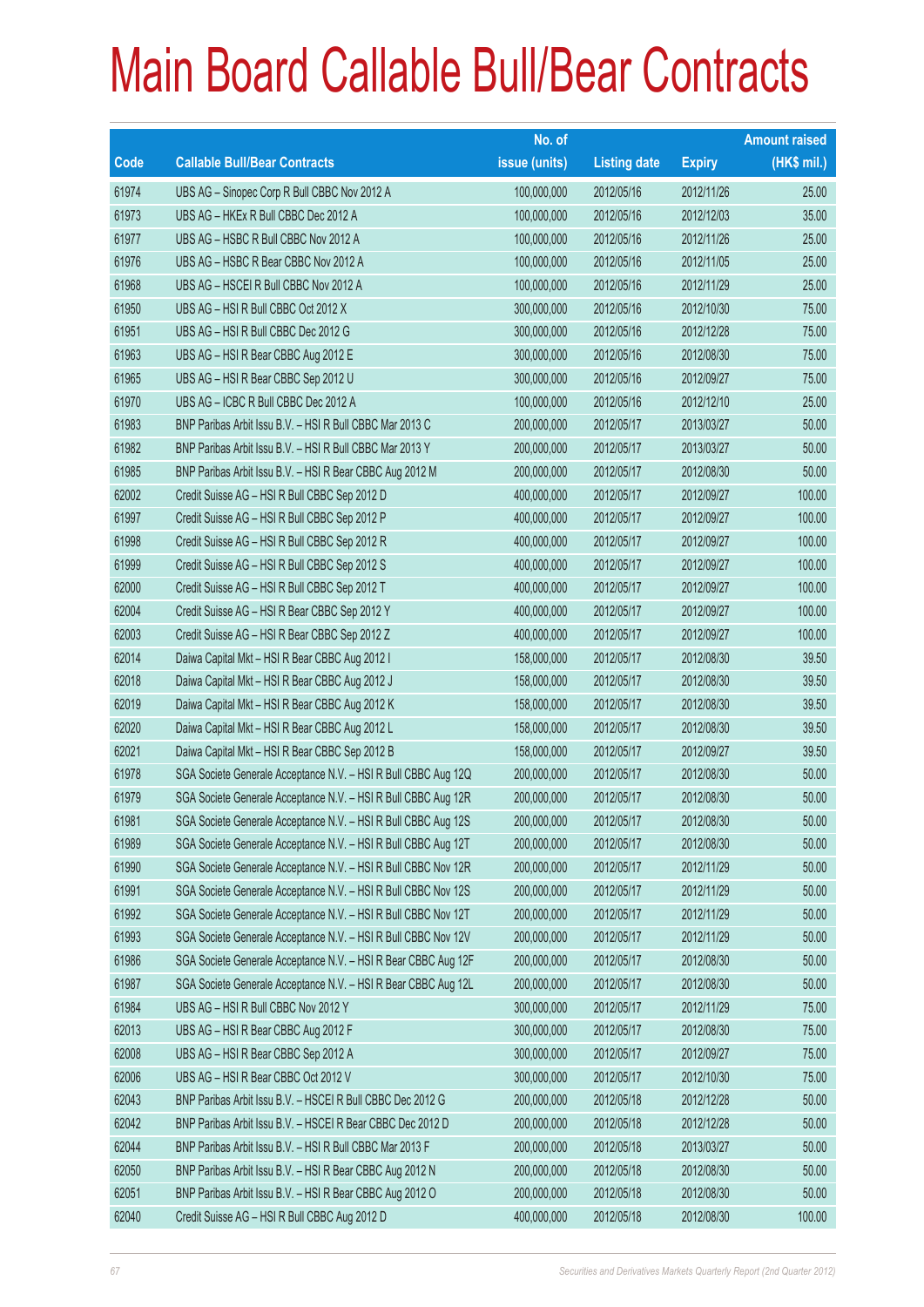# Main Board Callable Bull/Bear Contracts

| Code | Callable Bull/Bear Contracts | No. of issue (units) | Listing date | Expiry | Amount raised (HK$ mil.) |
|---|---|---|---|---|---|
| 61974 | UBS AG – Sinopec Corp R Bull CBBC Nov 2012 A | 100,000,000 | 2012/05/16 | 2012/11/26 | 25.00 |
| 61973 | UBS AG – HKEx R Bull CBBC Dec 2012 A | 100,000,000 | 2012/05/16 | 2012/12/03 | 35.00 |
| 61977 | UBS AG – HSBC R Bull CBBC Nov 2012 A | 100,000,000 | 2012/05/16 | 2012/11/26 | 25.00 |
| 61976 | UBS AG – HSBC R Bear CBBC Nov 2012 A | 100,000,000 | 2012/05/16 | 2012/11/05 | 25.00 |
| 61968 | UBS AG – HSCEI R Bull CBBC Nov 2012 A | 100,000,000 | 2012/05/16 | 2012/11/29 | 25.00 |
| 61950 | UBS AG – HSI R Bull CBBC Oct 2012 X | 300,000,000 | 2012/05/16 | 2012/10/30 | 75.00 |
| 61951 | UBS AG – HSI R Bull CBBC Dec 2012 G | 300,000,000 | 2012/05/16 | 2012/12/28 | 75.00 |
| 61963 | UBS AG – HSI R Bear CBBC Aug 2012 E | 300,000,000 | 2012/05/16 | 2012/08/30 | 75.00 |
| 61965 | UBS AG – HSI R Bear CBBC Sep 2012 U | 300,000,000 | 2012/05/16 | 2012/09/27 | 75.00 |
| 61970 | UBS AG – ICBC R Bull CBBC Dec 2012 A | 100,000,000 | 2012/05/16 | 2012/12/10 | 25.00 |
| 61983 | BNP Paribas Arbit Issu B.V. – HSI R Bull CBBC Mar 2013 C | 200,000,000 | 2012/05/17 | 2013/03/27 | 50.00 |
| 61982 | BNP Paribas Arbit Issu B.V. – HSI R Bull CBBC Mar 2013 Y | 200,000,000 | 2012/05/17 | 2013/03/27 | 50.00 |
| 61985 | BNP Paribas Arbit Issu B.V. – HSI R Bear CBBC Aug 2012 M | 200,000,000 | 2012/05/17 | 2012/08/30 | 50.00 |
| 62002 | Credit Suisse AG – HSI R Bull CBBC Sep 2012 D | 400,000,000 | 2012/05/17 | 2012/09/27 | 100.00 |
| 61997 | Credit Suisse AG – HSI R Bull CBBC Sep 2012 P | 400,000,000 | 2012/05/17 | 2012/09/27 | 100.00 |
| 61998 | Credit Suisse AG – HSI R Bull CBBC Sep 2012 R | 400,000,000 | 2012/05/17 | 2012/09/27 | 100.00 |
| 61999 | Credit Suisse AG – HSI R Bull CBBC Sep 2012 S | 400,000,000 | 2012/05/17 | 2012/09/27 | 100.00 |
| 62000 | Credit Suisse AG – HSI R Bull CBBC Sep 2012 T | 400,000,000 | 2012/05/17 | 2012/09/27 | 100.00 |
| 62004 | Credit Suisse AG – HSI R Bear CBBC Sep 2012 Y | 400,000,000 | 2012/05/17 | 2012/09/27 | 100.00 |
| 62003 | Credit Suisse AG – HSI R Bear CBBC Sep 2012 Z | 400,000,000 | 2012/05/17 | 2012/09/27 | 100.00 |
| 62014 | Daiwa Capital Mkt – HSI R Bear CBBC Aug 2012 I | 158,000,000 | 2012/05/17 | 2012/08/30 | 39.50 |
| 62018 | Daiwa Capital Mkt – HSI R Bear CBBC Aug 2012 J | 158,000,000 | 2012/05/17 | 2012/08/30 | 39.50 |
| 62019 | Daiwa Capital Mkt – HSI R Bear CBBC Aug 2012 K | 158,000,000 | 2012/05/17 | 2012/08/30 | 39.50 |
| 62020 | Daiwa Capital Mkt – HSI R Bear CBBC Aug 2012 L | 158,000,000 | 2012/05/17 | 2012/08/30 | 39.50 |
| 62021 | Daiwa Capital Mkt – HSI R Bear CBBC Sep 2012 B | 158,000,000 | 2012/05/17 | 2012/09/27 | 39.50 |
| 61978 | SGA Societe Generale Acceptance N.V. – HSI R Bull CBBC Aug 12Q | 200,000,000 | 2012/05/17 | 2012/08/30 | 50.00 |
| 61979 | SGA Societe Generale Acceptance N.V. – HSI R Bull CBBC Aug 12R | 200,000,000 | 2012/05/17 | 2012/08/30 | 50.00 |
| 61981 | SGA Societe Generale Acceptance N.V. – HSI R Bull CBBC Aug 12S | 200,000,000 | 2012/05/17 | 2012/08/30 | 50.00 |
| 61989 | SGA Societe Generale Acceptance N.V. – HSI R Bull CBBC Aug 12T | 200,000,000 | 2012/05/17 | 2012/08/30 | 50.00 |
| 61990 | SGA Societe Generale Acceptance N.V. – HSI R Bull CBBC Nov 12R | 200,000,000 | 2012/05/17 | 2012/11/29 | 50.00 |
| 61991 | SGA Societe Generale Acceptance N.V. – HSI R Bull CBBC Nov 12S | 200,000,000 | 2012/05/17 | 2012/11/29 | 50.00 |
| 61992 | SGA Societe Generale Acceptance N.V. – HSI R Bull CBBC Nov 12T | 200,000,000 | 2012/05/17 | 2012/11/29 | 50.00 |
| 61993 | SGA Societe Generale Acceptance N.V. – HSI R Bull CBBC Nov 12V | 200,000,000 | 2012/05/17 | 2012/11/29 | 50.00 |
| 61986 | SGA Societe Generale Acceptance N.V. – HSI R Bear CBBC Aug 12F | 200,000,000 | 2012/05/17 | 2012/08/30 | 50.00 |
| 61987 | SGA Societe Generale Acceptance N.V. – HSI R Bear CBBC Aug 12L | 200,000,000 | 2012/05/17 | 2012/08/30 | 50.00 |
| 61984 | UBS AG – HSI R Bull CBBC Nov 2012 Y | 300,000,000 | 2012/05/17 | 2012/11/29 | 75.00 |
| 62013 | UBS AG – HSI R Bear CBBC Aug 2012 F | 300,000,000 | 2012/05/17 | 2012/08/30 | 75.00 |
| 62008 | UBS AG – HSI R Bear CBBC Sep 2012 A | 300,000,000 | 2012/05/17 | 2012/09/27 | 75.00 |
| 62006 | UBS AG – HSI R Bear CBBC Oct 2012 V | 300,000,000 | 2012/05/17 | 2012/10/30 | 75.00 |
| 62043 | BNP Paribas Arbit Issu B.V. – HSCEI R Bull CBBC Dec 2012 G | 200,000,000 | 2012/05/18 | 2012/12/28 | 50.00 |
| 62042 | BNP Paribas Arbit Issu B.V. – HSCEI R Bear CBBC Dec 2012 D | 200,000,000 | 2012/05/18 | 2012/12/28 | 50.00 |
| 62044 | BNP Paribas Arbit Issu B.V. – HSI R Bull CBBC Mar 2013 F | 200,000,000 | 2012/05/18 | 2013/03/27 | 50.00 |
| 62050 | BNP Paribas Arbit Issu B.V. – HSI R Bear CBBC Aug 2012 N | 200,000,000 | 2012/05/18 | 2012/08/30 | 50.00 |
| 62051 | BNP Paribas Arbit Issu B.V. – HSI R Bear CBBC Aug 2012 O | 200,000,000 | 2012/05/18 | 2012/08/30 | 50.00 |
| 62040 | Credit Suisse AG – HSI R Bull CBBC Aug 2012 D | 400,000,000 | 2012/05/18 | 2012/08/30 | 100.00 |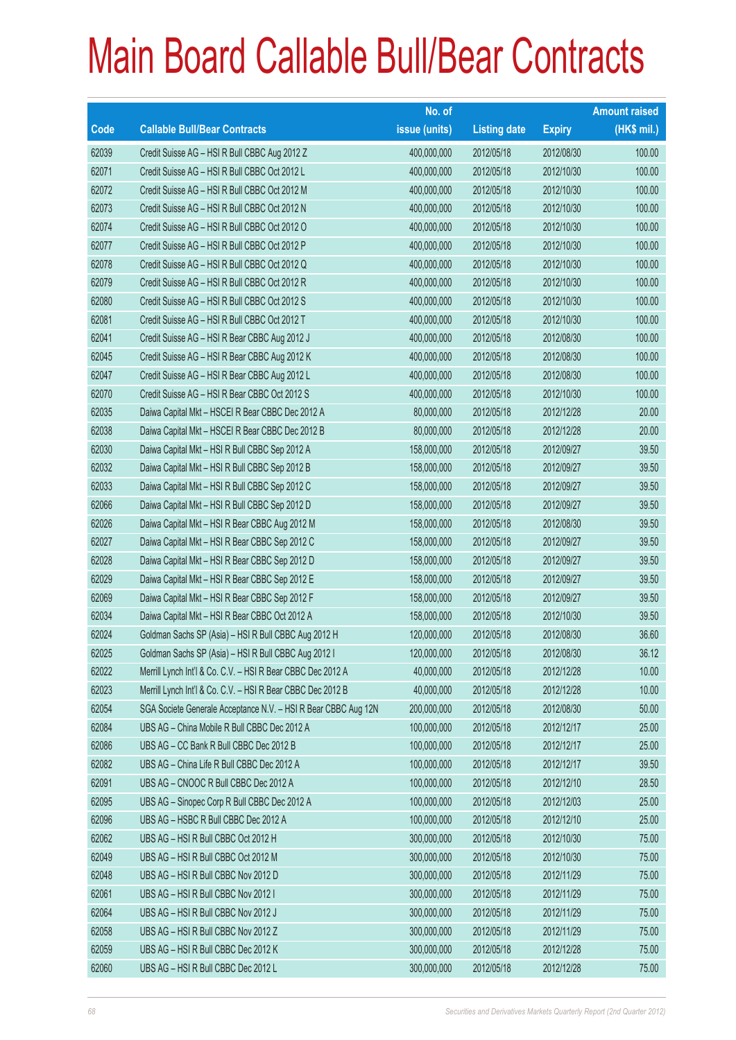# Main Board Callable Bull/Bear Contracts

| Code | Callable Bull/Bear Contracts | No. of issue (units) | Listing date | Expiry | Amount raised (HK$ mil.) |
|---|---|---|---|---|---|
| 62039 | Credit Suisse AG – HSI R Bull CBBC Aug 2012 Z | 400,000,000 | 2012/05/18 | 2012/08/30 | 100.00 |
| 62071 | Credit Suisse AG – HSI R Bull CBBC Oct 2012 L | 400,000,000 | 2012/05/18 | 2012/10/30 | 100.00 |
| 62072 | Credit Suisse AG – HSI R Bull CBBC Oct 2012 M | 400,000,000 | 2012/05/18 | 2012/10/30 | 100.00 |
| 62073 | Credit Suisse AG – HSI R Bull CBBC Oct 2012 N | 400,000,000 | 2012/05/18 | 2012/10/30 | 100.00 |
| 62074 | Credit Suisse AG – HSI R Bull CBBC Oct 2012 O | 400,000,000 | 2012/05/18 | 2012/10/30 | 100.00 |
| 62077 | Credit Suisse AG – HSI R Bull CBBC Oct 2012 P | 400,000,000 | 2012/05/18 | 2012/10/30 | 100.00 |
| 62078 | Credit Suisse AG – HSI R Bull CBBC Oct 2012 Q | 400,000,000 | 2012/05/18 | 2012/10/30 | 100.00 |
| 62079 | Credit Suisse AG – HSI R Bull CBBC Oct 2012 R | 400,000,000 | 2012/05/18 | 2012/10/30 | 100.00 |
| 62080 | Credit Suisse AG – HSI R Bull CBBC Oct 2012 S | 400,000,000 | 2012/05/18 | 2012/10/30 | 100.00 |
| 62081 | Credit Suisse AG – HSI R Bull CBBC Oct 2012 T | 400,000,000 | 2012/05/18 | 2012/10/30 | 100.00 |
| 62041 | Credit Suisse AG – HSI R Bear CBBC Aug 2012 J | 400,000,000 | 2012/05/18 | 2012/08/30 | 100.00 |
| 62045 | Credit Suisse AG – HSI R Bear CBBC Aug 2012 K | 400,000,000 | 2012/05/18 | 2012/08/30 | 100.00 |
| 62047 | Credit Suisse AG – HSI R Bear CBBC Aug 2012 L | 400,000,000 | 2012/05/18 | 2012/08/30 | 100.00 |
| 62070 | Credit Suisse AG – HSI R Bear CBBC Oct 2012 S | 400,000,000 | 2012/05/18 | 2012/10/30 | 100.00 |
| 62035 | Daiwa Capital Mkt – HSCEI R Bear CBBC Dec 2012 A | 80,000,000 | 2012/05/18 | 2012/12/28 | 20.00 |
| 62038 | Daiwa Capital Mkt – HSCEI R Bear CBBC Dec 2012 B | 80,000,000 | 2012/05/18 | 2012/12/28 | 20.00 |
| 62030 | Daiwa Capital Mkt – HSI R Bull CBBC Sep 2012 A | 158,000,000 | 2012/05/18 | 2012/09/27 | 39.50 |
| 62032 | Daiwa Capital Mkt – HSI R Bull CBBC Sep 2012 B | 158,000,000 | 2012/05/18 | 2012/09/27 | 39.50 |
| 62033 | Daiwa Capital Mkt – HSI R Bull CBBC Sep 2012 C | 158,000,000 | 2012/05/18 | 2012/09/27 | 39.50 |
| 62066 | Daiwa Capital Mkt – HSI R Bull CBBC Sep 2012 D | 158,000,000 | 2012/05/18 | 2012/09/27 | 39.50 |
| 62026 | Daiwa Capital Mkt – HSI R Bear CBBC Aug 2012 M | 158,000,000 | 2012/05/18 | 2012/08/30 | 39.50 |
| 62027 | Daiwa Capital Mkt – HSI R Bear CBBC Sep 2012 C | 158,000,000 | 2012/05/18 | 2012/09/27 | 39.50 |
| 62028 | Daiwa Capital Mkt – HSI R Bear CBBC Sep 2012 D | 158,000,000 | 2012/05/18 | 2012/09/27 | 39.50 |
| 62029 | Daiwa Capital Mkt – HSI R Bear CBBC Sep 2012 E | 158,000,000 | 2012/05/18 | 2012/09/27 | 39.50 |
| 62069 | Daiwa Capital Mkt – HSI R Bear CBBC Sep 2012 F | 158,000,000 | 2012/05/18 | 2012/09/27 | 39.50 |
| 62034 | Daiwa Capital Mkt – HSI R Bear CBBC Oct 2012 A | 158,000,000 | 2012/05/18 | 2012/10/30 | 39.50 |
| 62024 | Goldman Sachs SP (Asia) – HSI R Bull CBBC Aug 2012 H | 120,000,000 | 2012/05/18 | 2012/08/30 | 36.60 |
| 62025 | Goldman Sachs SP (Asia) – HSI R Bull CBBC Aug 2012 I | 120,000,000 | 2012/05/18 | 2012/08/30 | 36.12 |
| 62022 | Merrill Lynch Int'l & Co. C.V. – HSI R Bear CBBC Dec 2012 A | 40,000,000 | 2012/05/18 | 2012/12/28 | 10.00 |
| 62023 | Merrill Lynch Int'l & Co. C.V. – HSI R Bear CBBC Dec 2012 B | 40,000,000 | 2012/05/18 | 2012/12/28 | 10.00 |
| 62054 | SGA Societe Generale Acceptance N.V. – HSI R Bear CBBC Aug 12N | 200,000,000 | 2012/05/18 | 2012/08/30 | 50.00 |
| 62084 | UBS AG – China Mobile R Bull CBBC Dec 2012 A | 100,000,000 | 2012/05/18 | 2012/12/17 | 25.00 |
| 62086 | UBS AG – CC Bank R Bull CBBC Dec 2012 B | 100,000,000 | 2012/05/18 | 2012/12/17 | 25.00 |
| 62082 | UBS AG – China Life R Bull CBBC Dec 2012 A | 100,000,000 | 2012/05/18 | 2012/12/17 | 39.50 |
| 62091 | UBS AG – CNOOC R Bull CBBC Dec 2012 A | 100,000,000 | 2012/05/18 | 2012/12/10 | 28.50 |
| 62095 | UBS AG – Sinopec Corp R Bull CBBC Dec 2012 A | 100,000,000 | 2012/05/18 | 2012/12/03 | 25.00 |
| 62096 | UBS AG – HSBC R Bull CBBC Dec 2012 A | 100,000,000 | 2012/05/18 | 2012/12/10 | 25.00 |
| 62062 | UBS AG – HSI R Bull CBBC Oct 2012 H | 300,000,000 | 2012/05/18 | 2012/10/30 | 75.00 |
| 62049 | UBS AG – HSI R Bull CBBC Oct 2012 M | 300,000,000 | 2012/05/18 | 2012/10/30 | 75.00 |
| 62048 | UBS AG – HSI R Bull CBBC Nov 2012 D | 300,000,000 | 2012/05/18 | 2012/11/29 | 75.00 |
| 62061 | UBS AG – HSI R Bull CBBC Nov 2012 I | 300,000,000 | 2012/05/18 | 2012/11/29 | 75.00 |
| 62064 | UBS AG – HSI R Bull CBBC Nov 2012 J | 300,000,000 | 2012/05/18 | 2012/11/29 | 75.00 |
| 62058 | UBS AG – HSI R Bull CBBC Nov 2012 Z | 300,000,000 | 2012/05/18 | 2012/11/29 | 75.00 |
| 62059 | UBS AG – HSI R Bull CBBC Dec 2012 K | 300,000,000 | 2012/05/18 | 2012/12/28 | 75.00 |
| 62060 | UBS AG – HSI R Bull CBBC Dec 2012 L | 300,000,000 | 2012/05/18 | 2012/12/28 | 75.00 |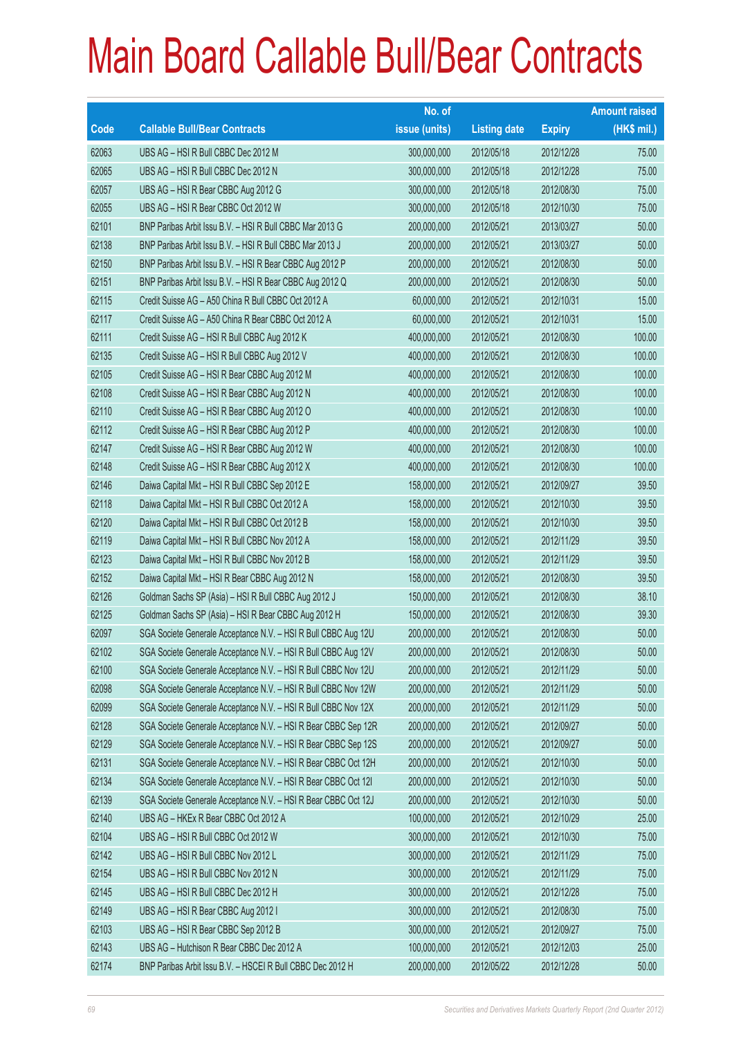# Main Board Callable Bull/Bear Contracts

| Code | Callable Bull/Bear Contracts | No. of issue (units) | Listing date | Expiry | Amount raised (HK$ mil.) |
|---|---|---|---|---|---|
| 62063 | UBS AG – HSI R Bull CBBC Dec 2012 M | 300,000,000 | 2012/05/18 | 2012/12/28 | 75.00 |
| 62065 | UBS AG – HSI R Bull CBBC Dec 2012 N | 300,000,000 | 2012/05/18 | 2012/12/28 | 75.00 |
| 62057 | UBS AG – HSI R Bear CBBC Aug 2012 G | 300,000,000 | 2012/05/18 | 2012/08/30 | 75.00 |
| 62055 | UBS AG – HSI R Bear CBBC Oct 2012 W | 300,000,000 | 2012/05/18 | 2012/10/30 | 75.00 |
| 62101 | BNP Paribas Arbit Issu B.V. – HSI R Bull CBBC Mar 2013 G | 200,000,000 | 2012/05/21 | 2013/03/27 | 50.00 |
| 62138 | BNP Paribas Arbit Issu B.V. – HSI R Bull CBBC Mar 2013 J | 200,000,000 | 2012/05/21 | 2013/03/27 | 50.00 |
| 62150 | BNP Paribas Arbit Issu B.V. – HSI R Bear CBBC Aug 2012 P | 200,000,000 | 2012/05/21 | 2012/08/30 | 50.00 |
| 62151 | BNP Paribas Arbit Issu B.V. – HSI R Bear CBBC Aug 2012 Q | 200,000,000 | 2012/05/21 | 2012/08/30 | 50.00 |
| 62115 | Credit Suisse AG – A50 China R Bull CBBC Oct 2012 A | 60,000,000 | 2012/05/21 | 2012/10/31 | 15.00 |
| 62117 | Credit Suisse AG – A50 China R Bear CBBC Oct 2012 A | 60,000,000 | 2012/05/21 | 2012/10/31 | 15.00 |
| 62111 | Credit Suisse AG – HSI R Bull CBBC Aug 2012 K | 400,000,000 | 2012/05/21 | 2012/08/30 | 100.00 |
| 62135 | Credit Suisse AG – HSI R Bull CBBC Aug 2012 V | 400,000,000 | 2012/05/21 | 2012/08/30 | 100.00 |
| 62105 | Credit Suisse AG – HSI R Bear CBBC Aug 2012 M | 400,000,000 | 2012/05/21 | 2012/08/30 | 100.00 |
| 62108 | Credit Suisse AG – HSI R Bear CBBC Aug 2012 N | 400,000,000 | 2012/05/21 | 2012/08/30 | 100.00 |
| 62110 | Credit Suisse AG – HSI R Bear CBBC Aug 2012 O | 400,000,000 | 2012/05/21 | 2012/08/30 | 100.00 |
| 62112 | Credit Suisse AG – HSI R Bear CBBC Aug 2012 P | 400,000,000 | 2012/05/21 | 2012/08/30 | 100.00 |
| 62147 | Credit Suisse AG – HSI R Bear CBBC Aug 2012 W | 400,000,000 | 2012/05/21 | 2012/08/30 | 100.00 |
| 62148 | Credit Suisse AG – HSI R Bear CBBC Aug 2012 X | 400,000,000 | 2012/05/21 | 2012/08/30 | 100.00 |
| 62146 | Daiwa Capital Mkt – HSI R Bull CBBC Sep 2012 E | 158,000,000 | 2012/05/21 | 2012/09/27 | 39.50 |
| 62118 | Daiwa Capital Mkt – HSI R Bull CBBC Oct 2012 A | 158,000,000 | 2012/05/21 | 2012/10/30 | 39.50 |
| 62120 | Daiwa Capital Mkt – HSI R Bull CBBC Oct 2012 B | 158,000,000 | 2012/05/21 | 2012/10/30 | 39.50 |
| 62119 | Daiwa Capital Mkt – HSI R Bull CBBC Nov 2012 A | 158,000,000 | 2012/05/21 | 2012/11/29 | 39.50 |
| 62123 | Daiwa Capital Mkt – HSI R Bull CBBC Nov 2012 B | 158,000,000 | 2012/05/21 | 2012/11/29 | 39.50 |
| 62152 | Daiwa Capital Mkt – HSI R Bear CBBC Aug 2012 N | 158,000,000 | 2012/05/21 | 2012/08/30 | 39.50 |
| 62126 | Goldman Sachs SP (Asia) – HSI R Bull CBBC Aug 2012 J | 150,000,000 | 2012/05/21 | 2012/08/30 | 38.10 |
| 62125 | Goldman Sachs SP (Asia) – HSI R Bear CBBC Aug 2012 H | 150,000,000 | 2012/05/21 | 2012/08/30 | 39.30 |
| 62097 | SGA Societe Generale Acceptance N.V. – HSI R Bull CBBC Aug 12U | 200,000,000 | 2012/05/21 | 2012/08/30 | 50.00 |
| 62102 | SGA Societe Generale Acceptance N.V. – HSI R Bull CBBC Aug 12V | 200,000,000 | 2012/05/21 | 2012/08/30 | 50.00 |
| 62100 | SGA Societe Generale Acceptance N.V. – HSI R Bull CBBC Nov 12U | 200,000,000 | 2012/05/21 | 2012/11/29 | 50.00 |
| 62098 | SGA Societe Generale Acceptance N.V. – HSI R Bull CBBC Nov 12W | 200,000,000 | 2012/05/21 | 2012/11/29 | 50.00 |
| 62099 | SGA Societe Generale Acceptance N.V. – HSI R Bull CBBC Nov 12X | 200,000,000 | 2012/05/21 | 2012/11/29 | 50.00 |
| 62128 | SGA Societe Generale Acceptance N.V. – HSI R Bear CBBC Sep 12R | 200,000,000 | 2012/05/21 | 2012/09/27 | 50.00 |
| 62129 | SGA Societe Generale Acceptance N.V. – HSI R Bear CBBC Sep 12S | 200,000,000 | 2012/05/21 | 2012/09/27 | 50.00 |
| 62131 | SGA Societe Generale Acceptance N.V. – HSI R Bear CBBC Oct 12H | 200,000,000 | 2012/05/21 | 2012/10/30 | 50.00 |
| 62134 | SGA Societe Generale Acceptance N.V. – HSI R Bear CBBC Oct 12I | 200,000,000 | 2012/05/21 | 2012/10/30 | 50.00 |
| 62139 | SGA Societe Generale Acceptance N.V. – HSI R Bear CBBC Oct 12J | 200,000,000 | 2012/05/21 | 2012/10/30 | 50.00 |
| 62140 | UBS AG – HKEx R Bear CBBC Oct 2012 A | 100,000,000 | 2012/05/21 | 2012/10/29 | 25.00 |
| 62104 | UBS AG – HSI R Bull CBBC Oct 2012 W | 300,000,000 | 2012/05/21 | 2012/10/30 | 75.00 |
| 62142 | UBS AG – HSI R Bull CBBC Nov 2012 L | 300,000,000 | 2012/05/21 | 2012/11/29 | 75.00 |
| 62154 | UBS AG – HSI R Bull CBBC Nov 2012 N | 300,000,000 | 2012/05/21 | 2012/11/29 | 75.00 |
| 62145 | UBS AG – HSI R Bull CBBC Dec 2012 H | 300,000,000 | 2012/05/21 | 2012/12/28 | 75.00 |
| 62149 | UBS AG – HSI R Bear CBBC Aug 2012 I | 300,000,000 | 2012/05/21 | 2012/08/30 | 75.00 |
| 62103 | UBS AG – HSI R Bear CBBC Sep 2012 B | 300,000,000 | 2012/05/21 | 2012/09/27 | 75.00 |
| 62143 | UBS AG – Hutchison R Bear CBBC Dec 2012 A | 100,000,000 | 2012/05/21 | 2012/12/03 | 25.00 |
| 62174 | BNP Paribas Arbit Issu B.V. – HSCEI R Bull CBBC Dec 2012 H | 200,000,000 | 2012/05/22 | 2012/12/28 | 50.00 |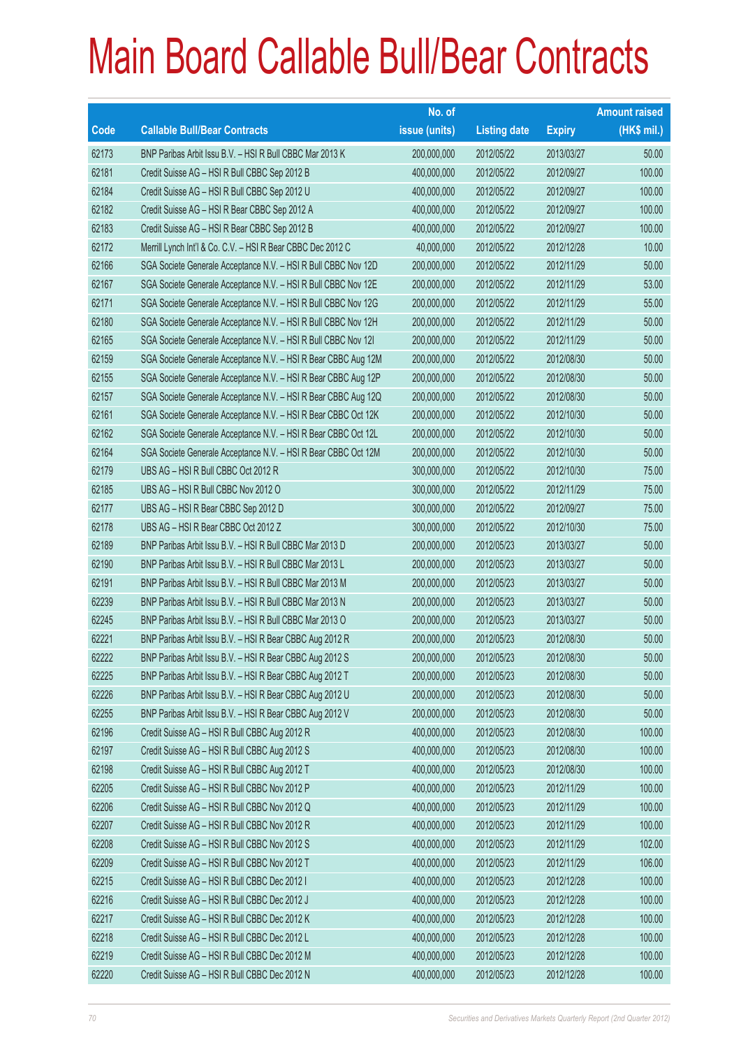# Main Board Callable Bull/Bear Contracts

| Code | Callable Bull/Bear Contracts | No. of issue (units) | Listing date | Expiry | Amount raised (HK$ mil.) |
|---|---|---|---|---|---|
| 62173 | BNP Paribas Arbit Issu B.V. – HSI R Bull CBBC Mar 2013 K | 200,000,000 | 2012/05/22 | 2013/03/27 | 50.00 |
| 62181 | Credit Suisse AG – HSI R Bull CBBC Sep 2012 B | 400,000,000 | 2012/05/22 | 2012/09/27 | 100.00 |
| 62184 | Credit Suisse AG – HSI R Bull CBBC Sep 2012 U | 400,000,000 | 2012/05/22 | 2012/09/27 | 100.00 |
| 62182 | Credit Suisse AG – HSI R Bear CBBC Sep 2012 A | 400,000,000 | 2012/05/22 | 2012/09/27 | 100.00 |
| 62183 | Credit Suisse AG – HSI R Bear CBBC Sep 2012 B | 400,000,000 | 2012/05/22 | 2012/09/27 | 100.00 |
| 62172 | Merrill Lynch Int'l & Co. C.V. – HSI R Bear CBBC Dec 2012 C | 40,000,000 | 2012/05/22 | 2012/12/28 | 10.00 |
| 62166 | SGA Societe Generale Acceptance N.V. – HSI R Bull CBBC Nov 12D | 200,000,000 | 2012/05/22 | 2012/11/29 | 50.00 |
| 62167 | SGA Societe Generale Acceptance N.V. – HSI R Bull CBBC Nov 12E | 200,000,000 | 2012/05/22 | 2012/11/29 | 53.00 |
| 62171 | SGA Societe Generale Acceptance N.V. – HSI R Bull CBBC Nov 12G | 200,000,000 | 2012/05/22 | 2012/11/29 | 55.00 |
| 62180 | SGA Societe Generale Acceptance N.V. – HSI R Bull CBBC Nov 12H | 200,000,000 | 2012/05/22 | 2012/11/29 | 50.00 |
| 62165 | SGA Societe Generale Acceptance N.V. – HSI R Bull CBBC Nov 12I | 200,000,000 | 2012/05/22 | 2012/11/29 | 50.00 |
| 62159 | SGA Societe Generale Acceptance N.V. – HSI R Bear CBBC Aug 12M | 200,000,000 | 2012/05/22 | 2012/08/30 | 50.00 |
| 62155 | SGA Societe Generale Acceptance N.V. – HSI R Bear CBBC Aug 12P | 200,000,000 | 2012/05/22 | 2012/08/30 | 50.00 |
| 62157 | SGA Societe Generale Acceptance N.V. – HSI R Bear CBBC Aug 12Q | 200,000,000 | 2012/05/22 | 2012/08/30 | 50.00 |
| 62161 | SGA Societe Generale Acceptance N.V. – HSI R Bear CBBC Oct 12K | 200,000,000 | 2012/05/22 | 2012/10/30 | 50.00 |
| 62162 | SGA Societe Generale Acceptance N.V. – HSI R Bear CBBC Oct 12L | 200,000,000 | 2012/05/22 | 2012/10/30 | 50.00 |
| 62164 | SGA Societe Generale Acceptance N.V. – HSI R Bear CBBC Oct 12M | 200,000,000 | 2012/05/22 | 2012/10/30 | 50.00 |
| 62179 | UBS AG – HSI R Bull CBBC Oct 2012 R | 300,000,000 | 2012/05/22 | 2012/10/30 | 75.00 |
| 62185 | UBS AG – HSI R Bull CBBC Nov 2012 O | 300,000,000 | 2012/05/22 | 2012/11/29 | 75.00 |
| 62177 | UBS AG – HSI R Bear CBBC Sep 2012 D | 300,000,000 | 2012/05/22 | 2012/09/27 | 75.00 |
| 62178 | UBS AG – HSI R Bear CBBC Oct 2012 Z | 300,000,000 | 2012/05/22 | 2012/10/30 | 75.00 |
| 62189 | BNP Paribas Arbit Issu B.V. – HSI R Bull CBBC Mar 2013 D | 200,000,000 | 2012/05/23 | 2013/03/27 | 50.00 |
| 62190 | BNP Paribas Arbit Issu B.V. – HSI R Bull CBBC Mar 2013 L | 200,000,000 | 2012/05/23 | 2013/03/27 | 50.00 |
| 62191 | BNP Paribas Arbit Issu B.V. – HSI R Bull CBBC Mar 2013 M | 200,000,000 | 2012/05/23 | 2013/03/27 | 50.00 |
| 62239 | BNP Paribas Arbit Issu B.V. – HSI R Bull CBBC Mar 2013 N | 200,000,000 | 2012/05/23 | 2013/03/27 | 50.00 |
| 62245 | BNP Paribas Arbit Issu B.V. – HSI R Bull CBBC Mar 2013 O | 200,000,000 | 2012/05/23 | 2013/03/27 | 50.00 |
| 62221 | BNP Paribas Arbit Issu B.V. – HSI R Bear CBBC Aug 2012 R | 200,000,000 | 2012/05/23 | 2012/08/30 | 50.00 |
| 62222 | BNP Paribas Arbit Issu B.V. – HSI R Bear CBBC Aug 2012 S | 200,000,000 | 2012/05/23 | 2012/08/30 | 50.00 |
| 62225 | BNP Paribas Arbit Issu B.V. – HSI R Bear CBBC Aug 2012 T | 200,000,000 | 2012/05/23 | 2012/08/30 | 50.00 |
| 62226 | BNP Paribas Arbit Issu B.V. – HSI R Bear CBBC Aug 2012 U | 200,000,000 | 2012/05/23 | 2012/08/30 | 50.00 |
| 62255 | BNP Paribas Arbit Issu B.V. – HSI R Bear CBBC Aug 2012 V | 200,000,000 | 2012/05/23 | 2012/08/30 | 50.00 |
| 62196 | Credit Suisse AG – HSI R Bull CBBC Aug 2012 R | 400,000,000 | 2012/05/23 | 2012/08/30 | 100.00 |
| 62197 | Credit Suisse AG – HSI R Bull CBBC Aug 2012 S | 400,000,000 | 2012/05/23 | 2012/08/30 | 100.00 |
| 62198 | Credit Suisse AG – HSI R Bull CBBC Aug 2012 T | 400,000,000 | 2012/05/23 | 2012/08/30 | 100.00 |
| 62205 | Credit Suisse AG – HSI R Bull CBBC Nov 2012 P | 400,000,000 | 2012/05/23 | 2012/11/29 | 100.00 |
| 62206 | Credit Suisse AG – HSI R Bull CBBC Nov 2012 Q | 400,000,000 | 2012/05/23 | 2012/11/29 | 100.00 |
| 62207 | Credit Suisse AG – HSI R Bull CBBC Nov 2012 R | 400,000,000 | 2012/05/23 | 2012/11/29 | 100.00 |
| 62208 | Credit Suisse AG – HSI R Bull CBBC Nov 2012 S | 400,000,000 | 2012/05/23 | 2012/11/29 | 102.00 |
| 62209 | Credit Suisse AG – HSI R Bull CBBC Nov 2012 T | 400,000,000 | 2012/05/23 | 2012/11/29 | 106.00 |
| 62215 | Credit Suisse AG – HSI R Bull CBBC Dec 2012 I | 400,000,000 | 2012/05/23 | 2012/12/28 | 100.00 |
| 62216 | Credit Suisse AG – HSI R Bull CBBC Dec 2012 J | 400,000,000 | 2012/05/23 | 2012/12/28 | 100.00 |
| 62217 | Credit Suisse AG – HSI R Bull CBBC Dec 2012 K | 400,000,000 | 2012/05/23 | 2012/12/28 | 100.00 |
| 62218 | Credit Suisse AG – HSI R Bull CBBC Dec 2012 L | 400,000,000 | 2012/05/23 | 2012/12/28 | 100.00 |
| 62219 | Credit Suisse AG – HSI R Bull CBBC Dec 2012 M | 400,000,000 | 2012/05/23 | 2012/12/28 | 100.00 |
| 62220 | Credit Suisse AG – HSI R Bull CBBC Dec 2012 N | 400,000,000 | 2012/05/23 | 2012/12/28 | 100.00 |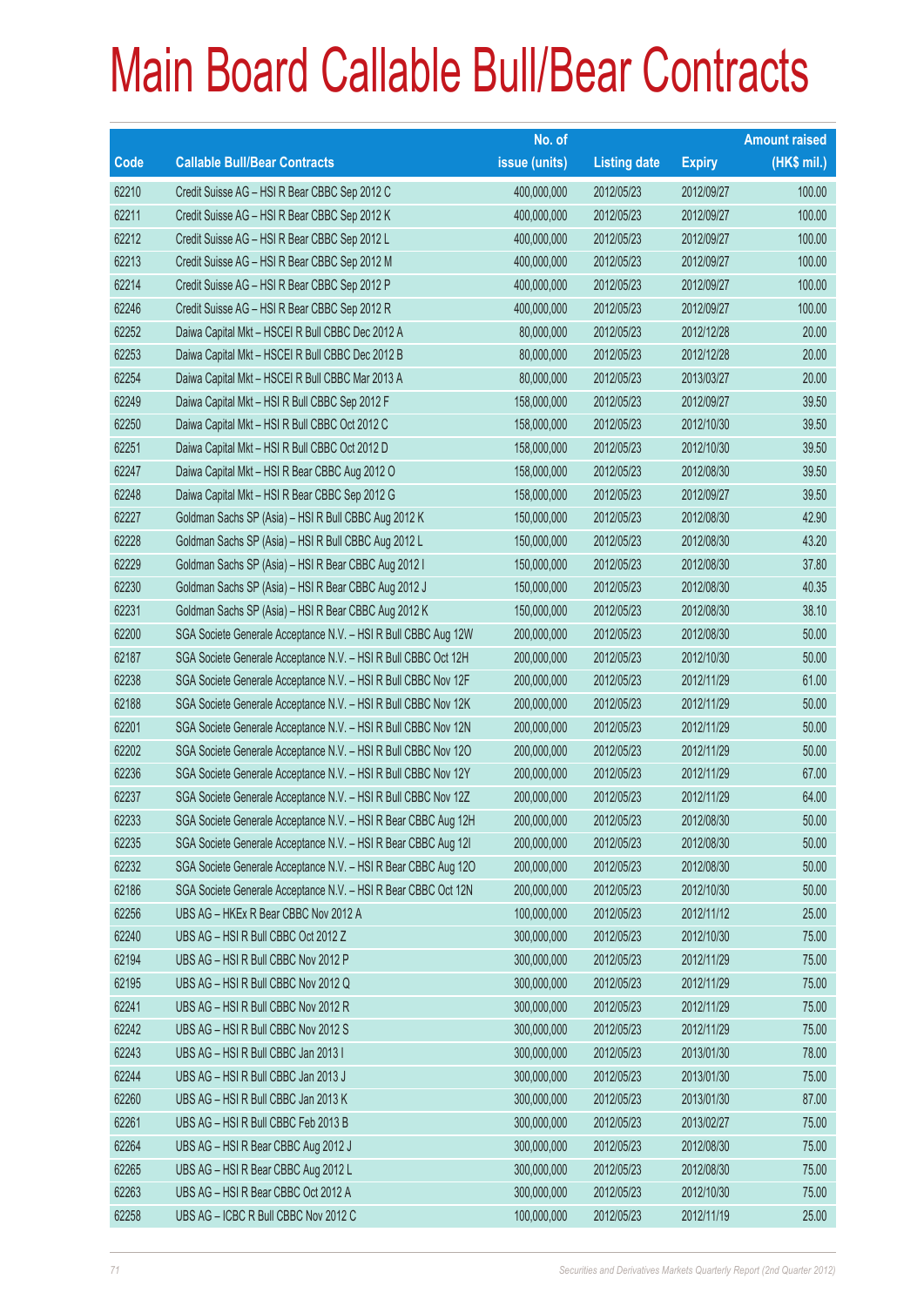# Main Board Callable Bull/Bear Contracts

| Code | Callable Bull/Bear Contracts | No. of issue (units) | Listing date | Expiry | Amount raised (HK$ mil.) |
|---|---|---|---|---|---|
| 62210 | Credit Suisse AG – HSI R Bear CBBC Sep 2012 C | 400,000,000 | 2012/05/23 | 2012/09/27 | 100.00 |
| 62211 | Credit Suisse AG – HSI R Bear CBBC Sep 2012 K | 400,000,000 | 2012/05/23 | 2012/09/27 | 100.00 |
| 62212 | Credit Suisse AG – HSI R Bear CBBC Sep 2012 L | 400,000,000 | 2012/05/23 | 2012/09/27 | 100.00 |
| 62213 | Credit Suisse AG – HSI R Bear CBBC Sep 2012 M | 400,000,000 | 2012/05/23 | 2012/09/27 | 100.00 |
| 62214 | Credit Suisse AG – HSI R Bear CBBC Sep 2012 P | 400,000,000 | 2012/05/23 | 2012/09/27 | 100.00 |
| 62246 | Credit Suisse AG – HSI R Bear CBBC Sep 2012 R | 400,000,000 | 2012/05/23 | 2012/09/27 | 100.00 |
| 62252 | Daiwa Capital Mkt – HSCEI R Bull CBBC Dec 2012 A | 80,000,000 | 2012/05/23 | 2012/12/28 | 20.00 |
| 62253 | Daiwa Capital Mkt – HSCEI R Bull CBBC Dec 2012 B | 80,000,000 | 2012/05/23 | 2012/12/28 | 20.00 |
| 62254 | Daiwa Capital Mkt – HSCEI R Bull CBBC Mar 2013 A | 80,000,000 | 2012/05/23 | 2013/03/27 | 20.00 |
| 62249 | Daiwa Capital Mkt – HSI R Bull CBBC Sep 2012 F | 158,000,000 | 2012/05/23 | 2012/09/27 | 39.50 |
| 62250 | Daiwa Capital Mkt – HSI R Bull CBBC Oct 2012 C | 158,000,000 | 2012/05/23 | 2012/10/30 | 39.50 |
| 62251 | Daiwa Capital Mkt – HSI R Bull CBBC Oct 2012 D | 158,000,000 | 2012/05/23 | 2012/10/30 | 39.50 |
| 62247 | Daiwa Capital Mkt – HSI R Bear CBBC Aug 2012 O | 158,000,000 | 2012/05/23 | 2012/08/30 | 39.50 |
| 62248 | Daiwa Capital Mkt – HSI R Bear CBBC Sep 2012 G | 158,000,000 | 2012/05/23 | 2012/09/27 | 39.50 |
| 62227 | Goldman Sachs SP (Asia) – HSI R Bull CBBC Aug 2012 K | 150,000,000 | 2012/05/23 | 2012/08/30 | 42.90 |
| 62228 | Goldman Sachs SP (Asia) – HSI R Bull CBBC Aug 2012 L | 150,000,000 | 2012/05/23 | 2012/08/30 | 43.20 |
| 62229 | Goldman Sachs SP (Asia) – HSI R Bear CBBC Aug 2012 I | 150,000,000 | 2012/05/23 | 2012/08/30 | 37.80 |
| 62230 | Goldman Sachs SP (Asia) – HSI R Bear CBBC Aug 2012 J | 150,000,000 | 2012/05/23 | 2012/08/30 | 40.35 |
| 62231 | Goldman Sachs SP (Asia) – HSI R Bear CBBC Aug 2012 K | 150,000,000 | 2012/05/23 | 2012/08/30 | 38.10 |
| 62200 | SGA Societe Generale Acceptance N.V. – HSI R Bull CBBC Aug 12W | 200,000,000 | 2012/05/23 | 2012/08/30 | 50.00 |
| 62187 | SGA Societe Generale Acceptance N.V. – HSI R Bull CBBC Oct 12H | 200,000,000 | 2012/05/23 | 2012/10/30 | 50.00 |
| 62238 | SGA Societe Generale Acceptance N.V. – HSI R Bull CBBC Nov 12F | 200,000,000 | 2012/05/23 | 2012/11/29 | 61.00 |
| 62188 | SGA Societe Generale Acceptance N.V. – HSI R Bull CBBC Nov 12K | 200,000,000 | 2012/05/23 | 2012/11/29 | 50.00 |
| 62201 | SGA Societe Generale Acceptance N.V. – HSI R Bull CBBC Nov 12N | 200,000,000 | 2012/05/23 | 2012/11/29 | 50.00 |
| 62202 | SGA Societe Generale Acceptance N.V. – HSI R Bull CBBC Nov 12O | 200,000,000 | 2012/05/23 | 2012/11/29 | 50.00 |
| 62236 | SGA Societe Generale Acceptance N.V. – HSI R Bull CBBC Nov 12Y | 200,000,000 | 2012/05/23 | 2012/11/29 | 67.00 |
| 62237 | SGA Societe Generale Acceptance N.V. – HSI R Bull CBBC Nov 12Z | 200,000,000 | 2012/05/23 | 2012/11/29 | 64.00 |
| 62233 | SGA Societe Generale Acceptance N.V. – HSI R Bear CBBC Aug 12H | 200,000,000 | 2012/05/23 | 2012/08/30 | 50.00 |
| 62235 | SGA Societe Generale Acceptance N.V. – HSI R Bear CBBC Aug 12I | 200,000,000 | 2012/05/23 | 2012/08/30 | 50.00 |
| 62232 | SGA Societe Generale Acceptance N.V. – HSI R Bear CBBC Aug 12O | 200,000,000 | 2012/05/23 | 2012/08/30 | 50.00 |
| 62186 | SGA Societe Generale Acceptance N.V. – HSI R Bear CBBC Oct 12N | 200,000,000 | 2012/05/23 | 2012/10/30 | 50.00 |
| 62256 | UBS AG – HKEx R Bear CBBC Nov 2012 A | 100,000,000 | 2012/05/23 | 2012/11/12 | 25.00 |
| 62240 | UBS AG – HSI R Bull CBBC Oct 2012 Z | 300,000,000 | 2012/05/23 | 2012/10/30 | 75.00 |
| 62194 | UBS AG – HSI R Bull CBBC Nov 2012 P | 300,000,000 | 2012/05/23 | 2012/11/29 | 75.00 |
| 62195 | UBS AG – HSI R Bull CBBC Nov 2012 Q | 300,000,000 | 2012/05/23 | 2012/11/29 | 75.00 |
| 62241 | UBS AG – HSI R Bull CBBC Nov 2012 R | 300,000,000 | 2012/05/23 | 2012/11/29 | 75.00 |
| 62242 | UBS AG – HSI R Bull CBBC Nov 2012 S | 300,000,000 | 2012/05/23 | 2012/11/29 | 75.00 |
| 62243 | UBS AG – HSI R Bull CBBC Jan 2013 I | 300,000,000 | 2012/05/23 | 2013/01/30 | 78.00 |
| 62244 | UBS AG – HSI R Bull CBBC Jan 2013 J | 300,000,000 | 2012/05/23 | 2013/01/30 | 75.00 |
| 62260 | UBS AG – HSI R Bull CBBC Jan 2013 K | 300,000,000 | 2012/05/23 | 2013/01/30 | 87.00 |
| 62261 | UBS AG – HSI R Bull CBBC Feb 2013 B | 300,000,000 | 2012/05/23 | 2013/02/27 | 75.00 |
| 62264 | UBS AG – HSI R Bear CBBC Aug 2012 J | 300,000,000 | 2012/05/23 | 2012/08/30 | 75.00 |
| 62265 | UBS AG – HSI R Bear CBBC Aug 2012 L | 300,000,000 | 2012/05/23 | 2012/08/30 | 75.00 |
| 62263 | UBS AG – HSI R Bear CBBC Oct 2012 A | 300,000,000 | 2012/05/23 | 2012/10/30 | 75.00 |
| 62258 | UBS AG – ICBC R Bull CBBC Nov 2012 C | 100,000,000 | 2012/05/23 | 2012/11/19 | 25.00 |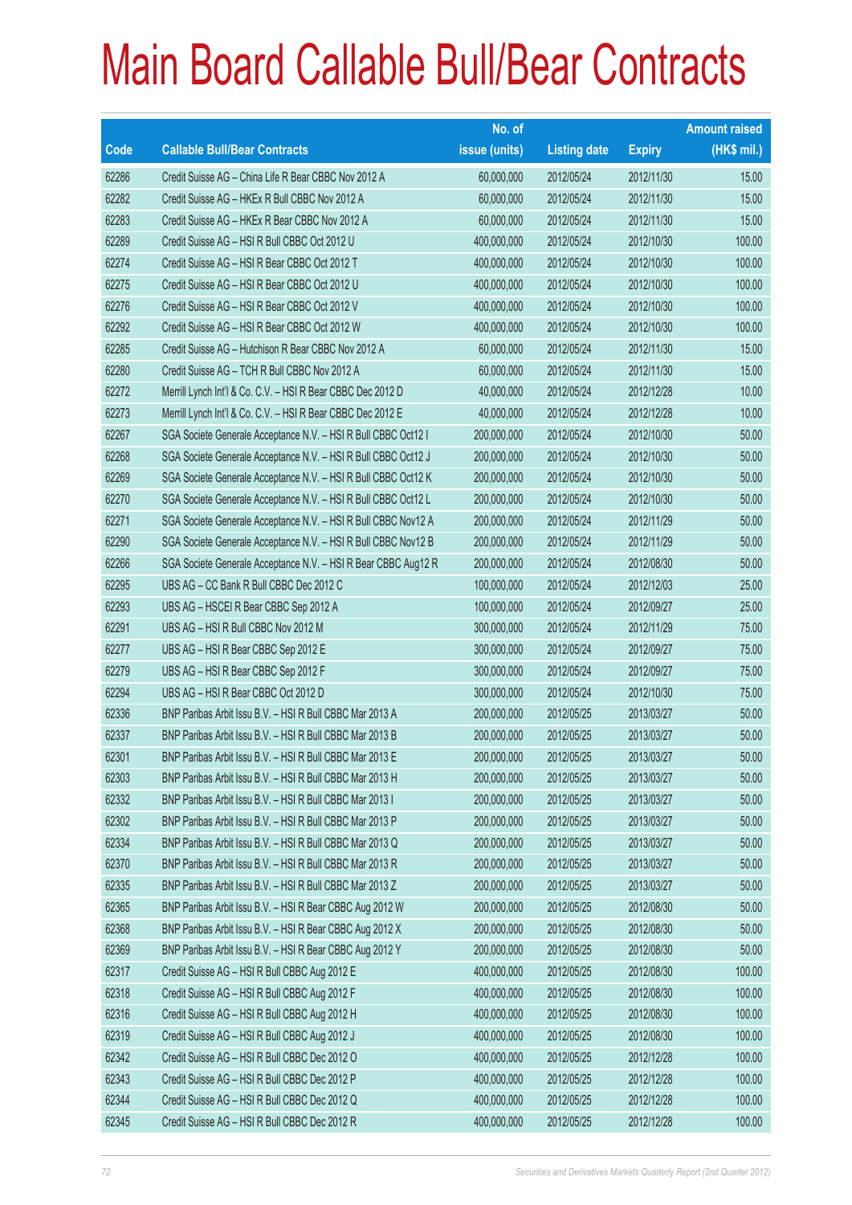# Main Board Callable Bull/Bear Contracts

| Code | Callable Bull/Bear Contracts | No. of issue (units) | Listing date | Expiry | Amount raised (HK$ mil.) |
|---|---|---|---|---|---|
| 62286 | Credit Suisse AG – China Life R Bear CBBC Nov 2012 A | 60,000,000 | 2012/05/24 | 2012/11/30 | 15.00 |
| 62282 | Credit Suisse AG – HKEx R Bull CBBC Nov 2012 A | 60,000,000 | 2012/05/24 | 2012/11/30 | 15.00 |
| 62283 | Credit Suisse AG – HKEx R Bear CBBC Nov 2012 A | 60,000,000 | 2012/05/24 | 2012/11/30 | 15.00 |
| 62289 | Credit Suisse AG – HSI R Bull CBBC Oct 2012 U | 400,000,000 | 2012/05/24 | 2012/10/30 | 100.00 |
| 62274 | Credit Suisse AG – HSI R Bear CBBC Oct 2012 T | 400,000,000 | 2012/05/24 | 2012/10/30 | 100.00 |
| 62275 | Credit Suisse AG – HSI R Bear CBBC Oct 2012 U | 400,000,000 | 2012/05/24 | 2012/10/30 | 100.00 |
| 62276 | Credit Suisse AG – HSI R Bear CBBC Oct 2012 V | 400,000,000 | 2012/05/24 | 2012/10/30 | 100.00 |
| 62292 | Credit Suisse AG – HSI R Bear CBBC Oct 2012 W | 400,000,000 | 2012/05/24 | 2012/10/30 | 100.00 |
| 62285 | Credit Suisse AG – Hutchison R Bear CBBC Nov 2012 A | 60,000,000 | 2012/05/24 | 2012/11/30 | 15.00 |
| 62280 | Credit Suisse AG – TCH R Bull CBBC Nov 2012 A | 60,000,000 | 2012/05/24 | 2012/11/30 | 15.00 |
| 62272 | Merrill Lynch Int'l & Co. C.V. – HSI R Bear CBBC Dec 2012 D | 40,000,000 | 2012/05/24 | 2012/12/28 | 10.00 |
| 62273 | Merrill Lynch Int'l & Co. C.V. – HSI R Bear CBBC Dec 2012 E | 40,000,000 | 2012/05/24 | 2012/12/28 | 10.00 |
| 62267 | SGA Societe Generale Acceptance N.V. – HSI R Bull CBBC Oct12 I | 200,000,000 | 2012/05/24 | 2012/10/30 | 50.00 |
| 62268 | SGA Societe Generale Acceptance N.V. – HSI R Bull CBBC Oct12 J | 200,000,000 | 2012/05/24 | 2012/10/30 | 50.00 |
| 62269 | SGA Societe Generale Acceptance N.V. – HSI R Bull CBBC Oct12 K | 200,000,000 | 2012/05/24 | 2012/10/30 | 50.00 |
| 62270 | SGA Societe Generale Acceptance N.V. – HSI R Bull CBBC Oct12 L | 200,000,000 | 2012/05/24 | 2012/10/30 | 50.00 |
| 62271 | SGA Societe Generale Acceptance N.V. – HSI R Bull CBBC Nov12 A | 200,000,000 | 2012/05/24 | 2012/11/29 | 50.00 |
| 62290 | SGA Societe Generale Acceptance N.V. – HSI R Bull CBBC Nov12 B | 200,000,000 | 2012/05/24 | 2012/11/29 | 50.00 |
| 62266 | SGA Societe Generale Acceptance N.V. – HSI R Bear CBBC Aug12 R | 200,000,000 | 2012/05/24 | 2012/08/30 | 50.00 |
| 62295 | UBS AG – CC Bank R Bull CBBC Dec 2012 C | 100,000,000 | 2012/05/24 | 2012/12/03 | 25.00 |
| 62293 | UBS AG – HSCEI R Bear CBBC Sep 2012 A | 100,000,000 | 2012/05/24 | 2012/09/27 | 25.00 |
| 62291 | UBS AG – HSI R Bull CBBC Nov 2012 M | 300,000,000 | 2012/05/24 | 2012/11/29 | 75.00 |
| 62277 | UBS AG – HSI R Bear CBBC Sep 2012 E | 300,000,000 | 2012/05/24 | 2012/09/27 | 75.00 |
| 62279 | UBS AG – HSI R Bear CBBC Sep 2012 F | 300,000,000 | 2012/05/24 | 2012/09/27 | 75.00 |
| 62294 | UBS AG – HSI R Bear CBBC Oct 2012 D | 300,000,000 | 2012/05/24 | 2012/10/30 | 75.00 |
| 62336 | BNP Paribas Arbit Issu B.V. – HSI R Bull CBBC Mar 2013 A | 200,000,000 | 2012/05/25 | 2013/03/27 | 50.00 |
| 62337 | BNP Paribas Arbit Issu B.V. – HSI R Bull CBBC Mar 2013 B | 200,000,000 | 2012/05/25 | 2013/03/27 | 50.00 |
| 62301 | BNP Paribas Arbit Issu B.V. – HSI R Bull CBBC Mar 2013 E | 200,000,000 | 2012/05/25 | 2013/03/27 | 50.00 |
| 62303 | BNP Paribas Arbit Issu B.V. – HSI R Bull CBBC Mar 2013 H | 200,000,000 | 2012/05/25 | 2013/03/27 | 50.00 |
| 62332 | BNP Paribas Arbit Issu B.V. – HSI R Bull CBBC Mar 2013 I | 200,000,000 | 2012/05/25 | 2013/03/27 | 50.00 |
| 62302 | BNP Paribas Arbit Issu B.V. – HSI R Bull CBBC Mar 2013 P | 200,000,000 | 2012/05/25 | 2013/03/27 | 50.00 |
| 62334 | BNP Paribas Arbit Issu B.V. – HSI R Bull CBBC Mar 2013 Q | 200,000,000 | 2012/05/25 | 2013/03/27 | 50.00 |
| 62370 | BNP Paribas Arbit Issu B.V. – HSI R Bull CBBC Mar 2013 R | 200,000,000 | 2012/05/25 | 2013/03/27 | 50.00 |
| 62335 | BNP Paribas Arbit Issu B.V. – HSI R Bull CBBC Mar 2013 Z | 200,000,000 | 2012/05/25 | 2013/03/27 | 50.00 |
| 62365 | BNP Paribas Arbit Issu B.V. – HSI R Bear CBBC Aug 2012 W | 200,000,000 | 2012/05/25 | 2012/08/30 | 50.00 |
| 62368 | BNP Paribas Arbit Issu B.V. – HSI R Bear CBBC Aug 2012 X | 200,000,000 | 2012/05/25 | 2012/08/30 | 50.00 |
| 62369 | BNP Paribas Arbit Issu B.V. – HSI R Bear CBBC Aug 2012 Y | 200,000,000 | 2012/05/25 | 2012/08/30 | 50.00 |
| 62317 | Credit Suisse AG – HSI R Bull CBBC Aug 2012 E | 400,000,000 | 2012/05/25 | 2012/08/30 | 100.00 |
| 62318 | Credit Suisse AG – HSI R Bull CBBC Aug 2012 F | 400,000,000 | 2012/05/25 | 2012/08/30 | 100.00 |
| 62316 | Credit Suisse AG – HSI R Bull CBBC Aug 2012 H | 400,000,000 | 2012/05/25 | 2012/08/30 | 100.00 |
| 62319 | Credit Suisse AG – HSI R Bull CBBC Aug 2012 J | 400,000,000 | 2012/05/25 | 2012/08/30 | 100.00 |
| 62342 | Credit Suisse AG – HSI R Bull CBBC Dec 2012 O | 400,000,000 | 2012/05/25 | 2012/12/28 | 100.00 |
| 62343 | Credit Suisse AG – HSI R Bull CBBC Dec 2012 P | 400,000,000 | 2012/05/25 | 2012/12/28 | 100.00 |
| 62344 | Credit Suisse AG – HSI R Bull CBBC Dec 2012 Q | 400,000,000 | 2012/05/25 | 2012/12/28 | 100.00 |
| 62345 | Credit Suisse AG – HSI R Bull CBBC Dec 2012 R | 400,000,000 | 2012/05/25 | 2012/12/28 | 100.00 |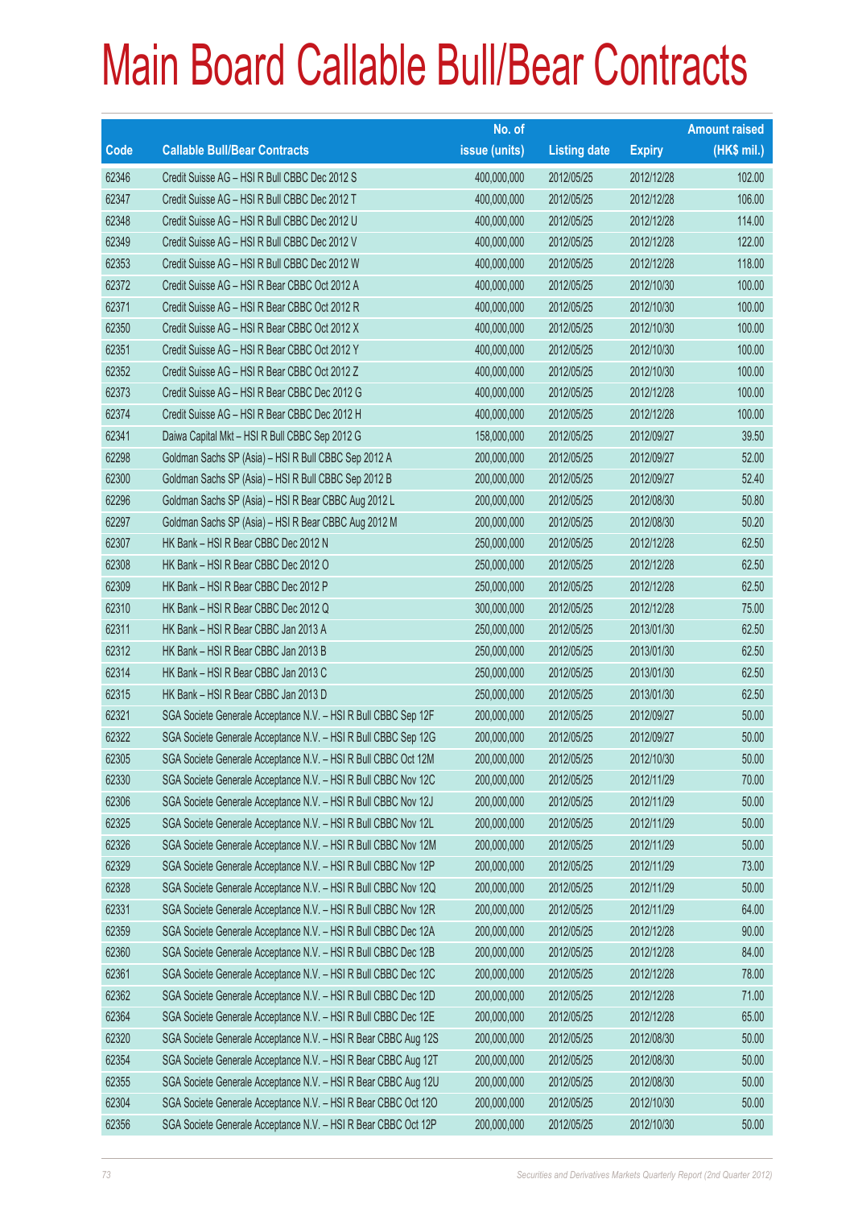# Main Board Callable Bull/Bear Contracts

| Code | Callable Bull/Bear Contracts | No. of issue (units) | Listing date | Expiry | Amount raised (HK$ mil.) |
|---|---|---|---|---|---|
| 62346 | Credit Suisse AG – HSI R Bull CBBC Dec 2012 S | 400,000,000 | 2012/05/25 | 2012/12/28 | 102.00 |
| 62347 | Credit Suisse AG – HSI R Bull CBBC Dec 2012 T | 400,000,000 | 2012/05/25 | 2012/12/28 | 106.00 |
| 62348 | Credit Suisse AG – HSI R Bull CBBC Dec 2012 U | 400,000,000 | 2012/05/25 | 2012/12/28 | 114.00 |
| 62349 | Credit Suisse AG – HSI R Bull CBBC Dec 2012 V | 400,000,000 | 2012/05/25 | 2012/12/28 | 122.00 |
| 62353 | Credit Suisse AG – HSI R Bull CBBC Dec 2012 W | 400,000,000 | 2012/05/25 | 2012/12/28 | 118.00 |
| 62372 | Credit Suisse AG – HSI R Bear CBBC Oct 2012 A | 400,000,000 | 2012/05/25 | 2012/10/30 | 100.00 |
| 62371 | Credit Suisse AG – HSI R Bear CBBC Oct 2012 R | 400,000,000 | 2012/05/25 | 2012/10/30 | 100.00 |
| 62350 | Credit Suisse AG – HSI R Bear CBBC Oct 2012 X | 400,000,000 | 2012/05/25 | 2012/10/30 | 100.00 |
| 62351 | Credit Suisse AG – HSI R Bear CBBC Oct 2012 Y | 400,000,000 | 2012/05/25 | 2012/10/30 | 100.00 |
| 62352 | Credit Suisse AG – HSI R Bear CBBC Oct 2012 Z | 400,000,000 | 2012/05/25 | 2012/10/30 | 100.00 |
| 62373 | Credit Suisse AG – HSI R Bear CBBC Dec 2012 G | 400,000,000 | 2012/05/25 | 2012/12/28 | 100.00 |
| 62374 | Credit Suisse AG – HSI R Bear CBBC Dec 2012 H | 400,000,000 | 2012/05/25 | 2012/12/28 | 100.00 |
| 62341 | Daiwa Capital Mkt – HSI R Bull CBBC Sep 2012 G | 158,000,000 | 2012/05/25 | 2012/09/27 | 39.50 |
| 62298 | Goldman Sachs SP (Asia) – HSI R Bull CBBC Sep 2012 A | 200,000,000 | 2012/05/25 | 2012/09/27 | 52.00 |
| 62300 | Goldman Sachs SP (Asia) – HSI R Bull CBBC Sep 2012 B | 200,000,000 | 2012/05/25 | 2012/09/27 | 52.40 |
| 62296 | Goldman Sachs SP (Asia) – HSI R Bear CBBC Aug 2012 L | 200,000,000 | 2012/05/25 | 2012/08/30 | 50.80 |
| 62297 | Goldman Sachs SP (Asia) – HSI R Bear CBBC Aug 2012 M | 200,000,000 | 2012/05/25 | 2012/08/30 | 50.20 |
| 62307 | HK Bank – HSI R Bear CBBC Dec 2012 N | 250,000,000 | 2012/05/25 | 2012/12/28 | 62.50 |
| 62308 | HK Bank – HSI R Bear CBBC Dec 2012 O | 250,000,000 | 2012/05/25 | 2012/12/28 | 62.50 |
| 62309 | HK Bank – HSI R Bear CBBC Dec 2012 P | 250,000,000 | 2012/05/25 | 2012/12/28 | 62.50 |
| 62310 | HK Bank – HSI R Bear CBBC Dec 2012 Q | 300,000,000 | 2012/05/25 | 2012/12/28 | 75.00 |
| 62311 | HK Bank – HSI R Bear CBBC Jan 2013 A | 250,000,000 | 2012/05/25 | 2013/01/30 | 62.50 |
| 62312 | HK Bank – HSI R Bear CBBC Jan 2013 B | 250,000,000 | 2012/05/25 | 2013/01/30 | 62.50 |
| 62314 | HK Bank – HSI R Bear CBBC Jan 2013 C | 250,000,000 | 2012/05/25 | 2013/01/30 | 62.50 |
| 62315 | HK Bank – HSI R Bear CBBC Jan 2013 D | 250,000,000 | 2012/05/25 | 2013/01/30 | 62.50 |
| 62321 | SGA Societe Generale Acceptance N.V. – HSI R Bull CBBC Sep 12F | 200,000,000 | 2012/05/25 | 2012/09/27 | 50.00 |
| 62322 | SGA Societe Generale Acceptance N.V. – HSI R Bull CBBC Sep 12G | 200,000,000 | 2012/05/25 | 2012/09/27 | 50.00 |
| 62305 | SGA Societe Generale Acceptance N.V. – HSI R Bull CBBC Oct 12M | 200,000,000 | 2012/05/25 | 2012/10/30 | 50.00 |
| 62330 | SGA Societe Generale Acceptance N.V. – HSI R Bull CBBC Nov 12C | 200,000,000 | 2012/05/25 | 2012/11/29 | 70.00 |
| 62306 | SGA Societe Generale Acceptance N.V. – HSI R Bull CBBC Nov 12J | 200,000,000 | 2012/05/25 | 2012/11/29 | 50.00 |
| 62325 | SGA Societe Generale Acceptance N.V. – HSI R Bull CBBC Nov 12L | 200,000,000 | 2012/05/25 | 2012/11/29 | 50.00 |
| 62326 | SGA Societe Generale Acceptance N.V. – HSI R Bull CBBC Nov 12M | 200,000,000 | 2012/05/25 | 2012/11/29 | 50.00 |
| 62329 | SGA Societe Generale Acceptance N.V. – HSI R Bull CBBC Nov 12P | 200,000,000 | 2012/05/25 | 2012/11/29 | 73.00 |
| 62328 | SGA Societe Generale Acceptance N.V. – HSI R Bull CBBC Nov 12Q | 200,000,000 | 2012/05/25 | 2012/11/29 | 50.00 |
| 62331 | SGA Societe Generale Acceptance N.V. – HSI R Bull CBBC Nov 12R | 200,000,000 | 2012/05/25 | 2012/11/29 | 64.00 |
| 62359 | SGA Societe Generale Acceptance N.V. – HSI R Bull CBBC Dec 12A | 200,000,000 | 2012/05/25 | 2012/12/28 | 90.00 |
| 62360 | SGA Societe Generale Acceptance N.V. – HSI R Bull CBBC Dec 12B | 200,000,000 | 2012/05/25 | 2012/12/28 | 84.00 |
| 62361 | SGA Societe Generale Acceptance N.V. – HSI R Bull CBBC Dec 12C | 200,000,000 | 2012/05/25 | 2012/12/28 | 78.00 |
| 62362 | SGA Societe Generale Acceptance N.V. – HSI R Bull CBBC Dec 12D | 200,000,000 | 2012/05/25 | 2012/12/28 | 71.00 |
| 62364 | SGA Societe Generale Acceptance N.V. – HSI R Bull CBBC Dec 12E | 200,000,000 | 2012/05/25 | 2012/12/28 | 65.00 |
| 62320 | SGA Societe Generale Acceptance N.V. – HSI R Bear CBBC Aug 12S | 200,000,000 | 2012/05/25 | 2012/08/30 | 50.00 |
| 62354 | SGA Societe Generale Acceptance N.V. – HSI R Bear CBBC Aug 12T | 200,000,000 | 2012/05/25 | 2012/08/30 | 50.00 |
| 62355 | SGA Societe Generale Acceptance N.V. – HSI R Bear CBBC Aug 12U | 200,000,000 | 2012/05/25 | 2012/08/30 | 50.00 |
| 62304 | SGA Societe Generale Acceptance N.V. – HSI R Bear CBBC Oct 12O | 200,000,000 | 2012/05/25 | 2012/10/30 | 50.00 |
| 62356 | SGA Societe Generale Acceptance N.V. – HSI R Bear CBBC Oct 12P | 200,000,000 | 2012/05/25 | 2012/10/30 | 50.00 |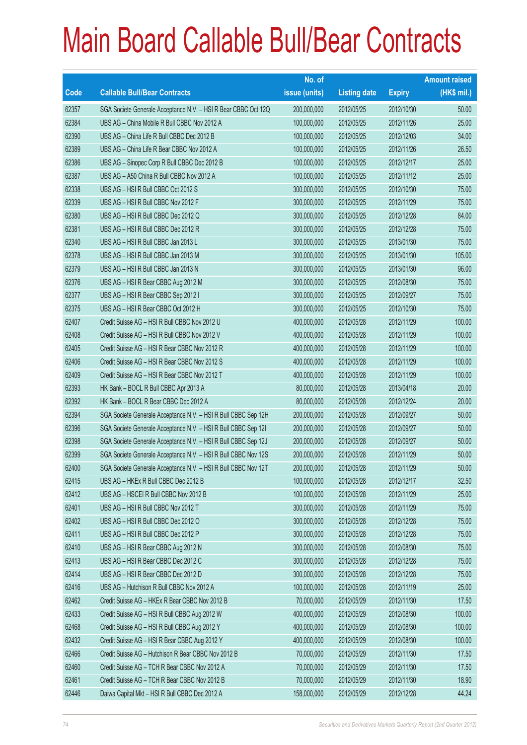# Main Board Callable Bull/Bear Contracts

| Code | Callable Bull/Bear Contracts | No. of issue (units) | Listing date | Expiry | Amount raised (HK$ mil.) |
|---|---|---|---|---|---|
| 62357 | SGA Societe Generale Acceptance N.V. – HSI R Bear CBBC Oct 12Q | 200,000,000 | 2012/05/25 | 2012/10/30 | 50.00 |
| 62384 | UBS AG – China Mobile R Bull CBBC Nov 2012 A | 100,000,000 | 2012/05/25 | 2012/11/26 | 25.00 |
| 62390 | UBS AG – China Life R Bull CBBC Dec 2012 B | 100,000,000 | 2012/05/25 | 2012/12/03 | 34.00 |
| 62389 | UBS AG – China Life R Bear CBBC Nov 2012 A | 100,000,000 | 2012/05/25 | 2012/11/26 | 26.50 |
| 62386 | UBS AG – Sinopec Corp R Bull CBBC Dec 2012 B | 100,000,000 | 2012/05/25 | 2012/12/17 | 25.00 |
| 62387 | UBS AG – A50 China R Bull CBBC Nov 2012 A | 100,000,000 | 2012/05/25 | 2012/11/12 | 25.00 |
| 62338 | UBS AG – HSI R Bull CBBC Oct 2012 S | 300,000,000 | 2012/05/25 | 2012/10/30 | 75.00 |
| 62339 | UBS AG – HSI R Bull CBBC Nov 2012 F | 300,000,000 | 2012/05/25 | 2012/11/29 | 75.00 |
| 62380 | UBS AG – HSI R Bull CBBC Dec 2012 Q | 300,000,000 | 2012/05/25 | 2012/12/28 | 84.00 |
| 62381 | UBS AG – HSI R Bull CBBC Dec 2012 R | 300,000,000 | 2012/05/25 | 2012/12/28 | 75.00 |
| 62340 | UBS AG – HSI R Bull CBBC Jan 2013 L | 300,000,000 | 2012/05/25 | 2013/01/30 | 75.00 |
| 62378 | UBS AG – HSI R Bull CBBC Jan 2013 M | 300,000,000 | 2012/05/25 | 2013/01/30 | 105.00 |
| 62379 | UBS AG – HSI R Bull CBBC Jan 2013 N | 300,000,000 | 2012/05/25 | 2013/01/30 | 96.00 |
| 62376 | UBS AG – HSI R Bear CBBC Aug 2012 M | 300,000,000 | 2012/05/25 | 2012/08/30 | 75.00 |
| 62377 | UBS AG – HSI R Bear CBBC Sep 2012 I | 300,000,000 | 2012/05/25 | 2012/09/27 | 75.00 |
| 62375 | UBS AG – HSI R Bear CBBC Oct 2012 H | 300,000,000 | 2012/05/25 | 2012/10/30 | 75.00 |
| 62407 | Credit Suisse AG – HSI R Bull CBBC Nov 2012 U | 400,000,000 | 2012/05/28 | 2012/11/29 | 100.00 |
| 62408 | Credit Suisse AG – HSI R Bull CBBC Nov 2012 V | 400,000,000 | 2012/05/28 | 2012/11/29 | 100.00 |
| 62405 | Credit Suisse AG – HSI R Bear CBBC Nov 2012 R | 400,000,000 | 2012/05/28 | 2012/11/29 | 100.00 |
| 62406 | Credit Suisse AG – HSI R Bear CBBC Nov 2012 S | 400,000,000 | 2012/05/28 | 2012/11/29 | 100.00 |
| 62409 | Credit Suisse AG – HSI R Bear CBBC Nov 2012 T | 400,000,000 | 2012/05/28 | 2012/11/29 | 100.00 |
| 62393 | HK Bank – BOCL R Bull CBBC Apr 2013 A | 80,000,000 | 2012/05/28 | 2013/04/18 | 20.00 |
| 62392 | HK Bank – BOCL R Bear CBBC Dec 2012 A | 80,000,000 | 2012/05/28 | 2012/12/24 | 20.00 |
| 62394 | SGA Societe Generale Acceptance N.V. – HSI R Bull CBBC Sep 12H | 200,000,000 | 2012/05/28 | 2012/09/27 | 50.00 |
| 62396 | SGA Societe Generale Acceptance N.V. – HSI R Bull CBBC Sep 12I | 200,000,000 | 2012/05/28 | 2012/09/27 | 50.00 |
| 62398 | SGA Societe Generale Acceptance N.V. – HSI R Bull CBBC Sep 12J | 200,000,000 | 2012/05/28 | 2012/09/27 | 50.00 |
| 62399 | SGA Societe Generale Acceptance N.V. – HSI R Bull CBBC Nov 12S | 200,000,000 | 2012/05/28 | 2012/11/29 | 50.00 |
| 62400 | SGA Societe Generale Acceptance N.V. – HSI R Bull CBBC Nov 12T | 200,000,000 | 2012/05/28 | 2012/11/29 | 50.00 |
| 62415 | UBS AG – HKEx R Bull CBBC Dec 2012 B | 100,000,000 | 2012/05/28 | 2012/12/17 | 32.50 |
| 62412 | UBS AG – HSCEI R Bull CBBC Nov 2012 B | 100,000,000 | 2012/05/28 | 2012/11/29 | 25.00 |
| 62401 | UBS AG – HSI R Bull CBBC Nov 2012 T | 300,000,000 | 2012/05/28 | 2012/11/29 | 75.00 |
| 62402 | UBS AG – HSI R Bull CBBC Dec 2012 O | 300,000,000 | 2012/05/28 | 2012/12/28 | 75.00 |
| 62411 | UBS AG – HSI R Bull CBBC Dec 2012 P | 300,000,000 | 2012/05/28 | 2012/12/28 | 75.00 |
| 62410 | UBS AG – HSI R Bear CBBC Aug 2012 N | 300,000,000 | 2012/05/28 | 2012/08/30 | 75.00 |
| 62413 | UBS AG – HSI R Bear CBBC Dec 2012 C | 300,000,000 | 2012/05/28 | 2012/12/28 | 75.00 |
| 62414 | UBS AG – HSI R Bear CBBC Dec 2012 D | 300,000,000 | 2012/05/28 | 2012/12/28 | 75.00 |
| 62416 | UBS AG – Hutchison R Bull CBBC Nov 2012 A | 100,000,000 | 2012/05/28 | 2012/11/19 | 25.00 |
| 62462 | Credit Suisse AG – HKEx R Bear CBBC Nov 2012 B | 70,000,000 | 2012/05/29 | 2012/11/30 | 17.50 |
| 62433 | Credit Suisse AG – HSI R Bull CBBC Aug 2012 W | 400,000,000 | 2012/05/29 | 2012/08/30 | 100.00 |
| 62468 | Credit Suisse AG – HSI R Bull CBBC Aug 2012 Y | 400,000,000 | 2012/05/29 | 2012/08/30 | 100.00 |
| 62432 | Credit Suisse AG – HSI R Bear CBBC Aug 2012 Y | 400,000,000 | 2012/05/29 | 2012/08/30 | 100.00 |
| 62466 | Credit Suisse AG – Hutchison R Bear CBBC Nov 2012 B | 70,000,000 | 2012/05/29 | 2012/11/30 | 17.50 |
| 62460 | Credit Suisse AG – TCH R Bear CBBC Nov 2012 A | 70,000,000 | 2012/05/29 | 2012/11/30 | 17.50 |
| 62461 | Credit Suisse AG – TCH R Bear CBBC Nov 2012 B | 70,000,000 | 2012/05/29 | 2012/11/30 | 18.90 |
| 62446 | Daiwa Capital Mkt – HSI R Bull CBBC Dec 2012 A | 158,000,000 | 2012/05/29 | 2012/12/28 | 44.24 |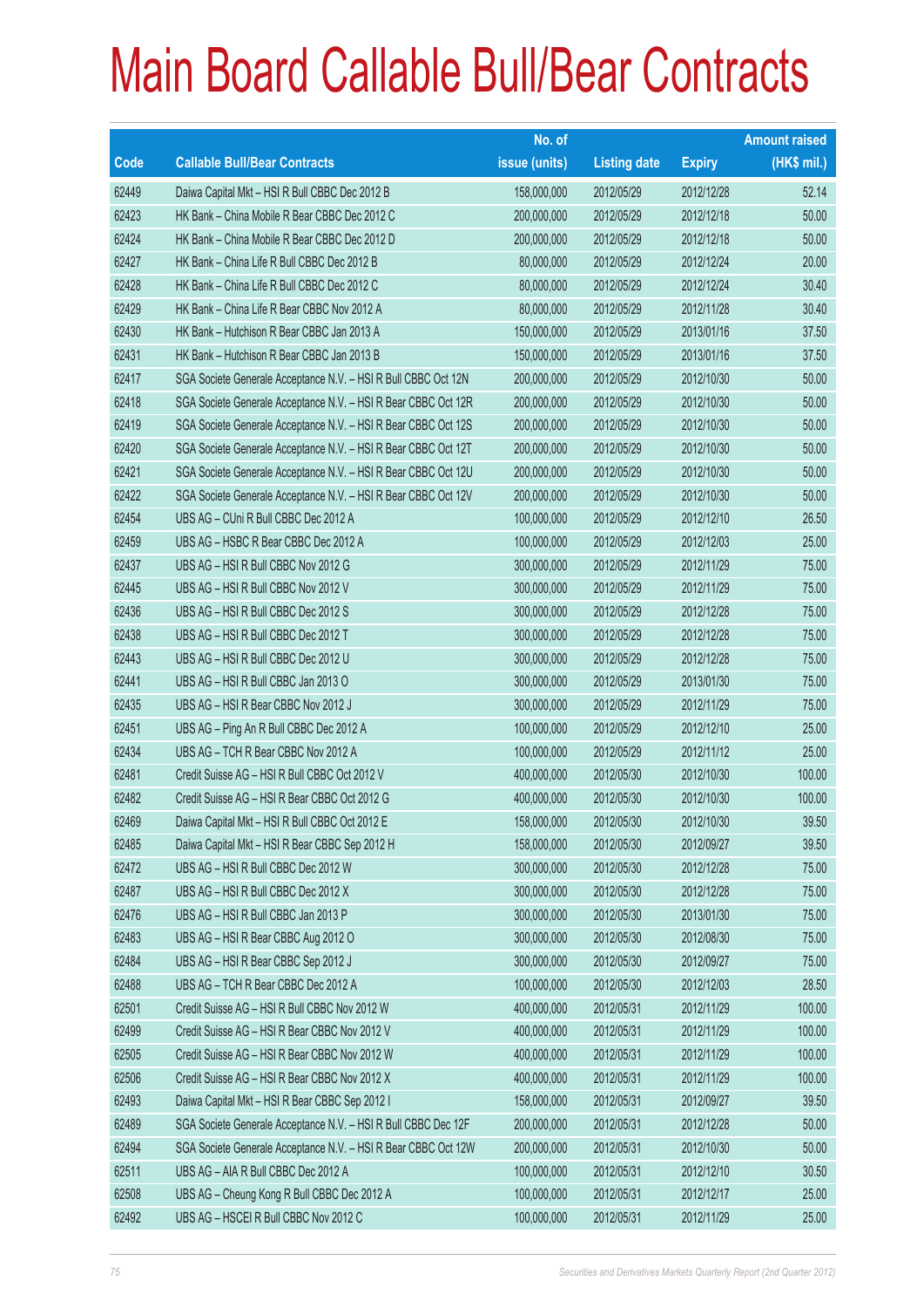# Main Board Callable Bull/Bear Contracts

| Code | Callable Bull/Bear Contracts | No. of issue (units) | Listing date | Expiry | Amount raised (HK$ mil.) |
|---|---|---|---|---|---|
| 62449 | Daiwa Capital Mkt – HSI R Bull CBBC Dec 2012 B | 158,000,000 | 2012/05/29 | 2012/12/28 | 52.14 |
| 62423 | HK Bank – China Mobile R Bear CBBC Dec 2012 C | 200,000,000 | 2012/05/29 | 2012/12/18 | 50.00 |
| 62424 | HK Bank – China Mobile R Bear CBBC Dec 2012 D | 200,000,000 | 2012/05/29 | 2012/12/18 | 50.00 |
| 62427 | HK Bank – China Life R Bull CBBC Dec 2012 B | 80,000,000 | 2012/05/29 | 2012/12/24 | 20.00 |
| 62428 | HK Bank – China Life R Bull CBBC Dec 2012 C | 80,000,000 | 2012/05/29 | 2012/12/24 | 30.40 |
| 62429 | HK Bank – China Life R Bear CBBC Nov 2012 A | 80,000,000 | 2012/05/29 | 2012/11/28 | 30.40 |
| 62430 | HK Bank – Hutchison R Bear CBBC Jan 2013 A | 150,000,000 | 2012/05/29 | 2013/01/16 | 37.50 |
| 62431 | HK Bank – Hutchison R Bear CBBC Jan 2013 B | 150,000,000 | 2012/05/29 | 2013/01/16 | 37.50 |
| 62417 | SGA Societe Generale Acceptance N.V. – HSI R Bull CBBC Oct 12N | 200,000,000 | 2012/05/29 | 2012/10/30 | 50.00 |
| 62418 | SGA Societe Generale Acceptance N.V. – HSI R Bear CBBC Oct 12R | 200,000,000 | 2012/05/29 | 2012/10/30 | 50.00 |
| 62419 | SGA Societe Generale Acceptance N.V. – HSI R Bear CBBC Oct 12S | 200,000,000 | 2012/05/29 | 2012/10/30 | 50.00 |
| 62420 | SGA Societe Generale Acceptance N.V. – HSI R Bear CBBC Oct 12T | 200,000,000 | 2012/05/29 | 2012/10/30 | 50.00 |
| 62421 | SGA Societe Generale Acceptance N.V. – HSI R Bear CBBC Oct 12U | 200,000,000 | 2012/05/29 | 2012/10/30 | 50.00 |
| 62422 | SGA Societe Generale Acceptance N.V. – HSI R Bear CBBC Oct 12V | 200,000,000 | 2012/05/29 | 2012/10/30 | 50.00 |
| 62454 | UBS AG – CUni R Bull CBBC Dec 2012 A | 100,000,000 | 2012/05/29 | 2012/12/10 | 26.50 |
| 62459 | UBS AG – HSBC R Bear CBBC Dec 2012 A | 100,000,000 | 2012/05/29 | 2012/12/03 | 25.00 |
| 62437 | UBS AG – HSI R Bull CBBC Nov 2012 G | 300,000,000 | 2012/05/29 | 2012/11/29 | 75.00 |
| 62445 | UBS AG – HSI R Bull CBBC Nov 2012 V | 300,000,000 | 2012/05/29 | 2012/11/29 | 75.00 |
| 62436 | UBS AG – HSI R Bull CBBC Dec 2012 S | 300,000,000 | 2012/05/29 | 2012/12/28 | 75.00 |
| 62438 | UBS AG – HSI R Bull CBBC Dec 2012 T | 300,000,000 | 2012/05/29 | 2012/12/28 | 75.00 |
| 62443 | UBS AG – HSI R Bull CBBC Dec 2012 U | 300,000,000 | 2012/05/29 | 2012/12/28 | 75.00 |
| 62441 | UBS AG – HSI R Bull CBBC Jan 2013 O | 300,000,000 | 2012/05/29 | 2013/01/30 | 75.00 |
| 62435 | UBS AG – HSI R Bear CBBC Nov 2012 J | 300,000,000 | 2012/05/29 | 2012/11/29 | 75.00 |
| 62451 | UBS AG – Ping An R Bull CBBC Dec 2012 A | 100,000,000 | 2012/05/29 | 2012/12/10 | 25.00 |
| 62434 | UBS AG – TCH R Bear CBBC Nov 2012 A | 100,000,000 | 2012/05/29 | 2012/11/12 | 25.00 |
| 62481 | Credit Suisse AG – HSI R Bull CBBC Oct 2012 V | 400,000,000 | 2012/05/30 | 2012/10/30 | 100.00 |
| 62482 | Credit Suisse AG – HSI R Bear CBBC Oct 2012 G | 400,000,000 | 2012/05/30 | 2012/10/30 | 100.00 |
| 62469 | Daiwa Capital Mkt – HSI R Bull CBBC Oct 2012 E | 158,000,000 | 2012/05/30 | 2012/10/30 | 39.50 |
| 62485 | Daiwa Capital Mkt – HSI R Bear CBBC Sep 2012 H | 158,000,000 | 2012/05/30 | 2012/09/27 | 39.50 |
| 62472 | UBS AG – HSI R Bull CBBC Dec 2012 W | 300,000,000 | 2012/05/30 | 2012/12/28 | 75.00 |
| 62487 | UBS AG – HSI R Bull CBBC Dec 2012 X | 300,000,000 | 2012/05/30 | 2012/12/28 | 75.00 |
| 62476 | UBS AG – HSI R Bull CBBC Jan 2013 P | 300,000,000 | 2012/05/30 | 2013/01/30 | 75.00 |
| 62483 | UBS AG – HSI R Bear CBBC Aug 2012 O | 300,000,000 | 2012/05/30 | 2012/08/30 | 75.00 |
| 62484 | UBS AG – HSI R Bear CBBC Sep 2012 J | 300,000,000 | 2012/05/30 | 2012/09/27 | 75.00 |
| 62488 | UBS AG – TCH R Bear CBBC Dec 2012 A | 100,000,000 | 2012/05/30 | 2012/12/03 | 28.50 |
| 62501 | Credit Suisse AG – HSI R Bull CBBC Nov 2012 W | 400,000,000 | 2012/05/31 | 2012/11/29 | 100.00 |
| 62499 | Credit Suisse AG – HSI R Bear CBBC Nov 2012 V | 400,000,000 | 2012/05/31 | 2012/11/29 | 100.00 |
| 62505 | Credit Suisse AG – HSI R Bear CBBC Nov 2012 W | 400,000,000 | 2012/05/31 | 2012/11/29 | 100.00 |
| 62506 | Credit Suisse AG – HSI R Bear CBBC Nov 2012 X | 400,000,000 | 2012/05/31 | 2012/11/29 | 100.00 |
| 62493 | Daiwa Capital Mkt – HSI R Bear CBBC Sep 2012 I | 158,000,000 | 2012/05/31 | 2012/09/27 | 39.50 |
| 62489 | SGA Societe Generale Acceptance N.V. – HSI R Bull CBBC Dec 12F | 200,000,000 | 2012/05/31 | 2012/12/28 | 50.00 |
| 62494 | SGA Societe Generale Acceptance N.V. – HSI R Bear CBBC Oct 12W | 200,000,000 | 2012/05/31 | 2012/10/30 | 50.00 |
| 62511 | UBS AG – AIA R Bull CBBC Dec 2012 A | 100,000,000 | 2012/05/31 | 2012/12/10 | 30.50 |
| 62508 | UBS AG – Cheung Kong R Bull CBBC Dec 2012 A | 100,000,000 | 2012/05/31 | 2012/12/17 | 25.00 |
| 62492 | UBS AG – HSCEI R Bull CBBC Nov 2012 C | 100,000,000 | 2012/05/31 | 2012/11/29 | 25.00 |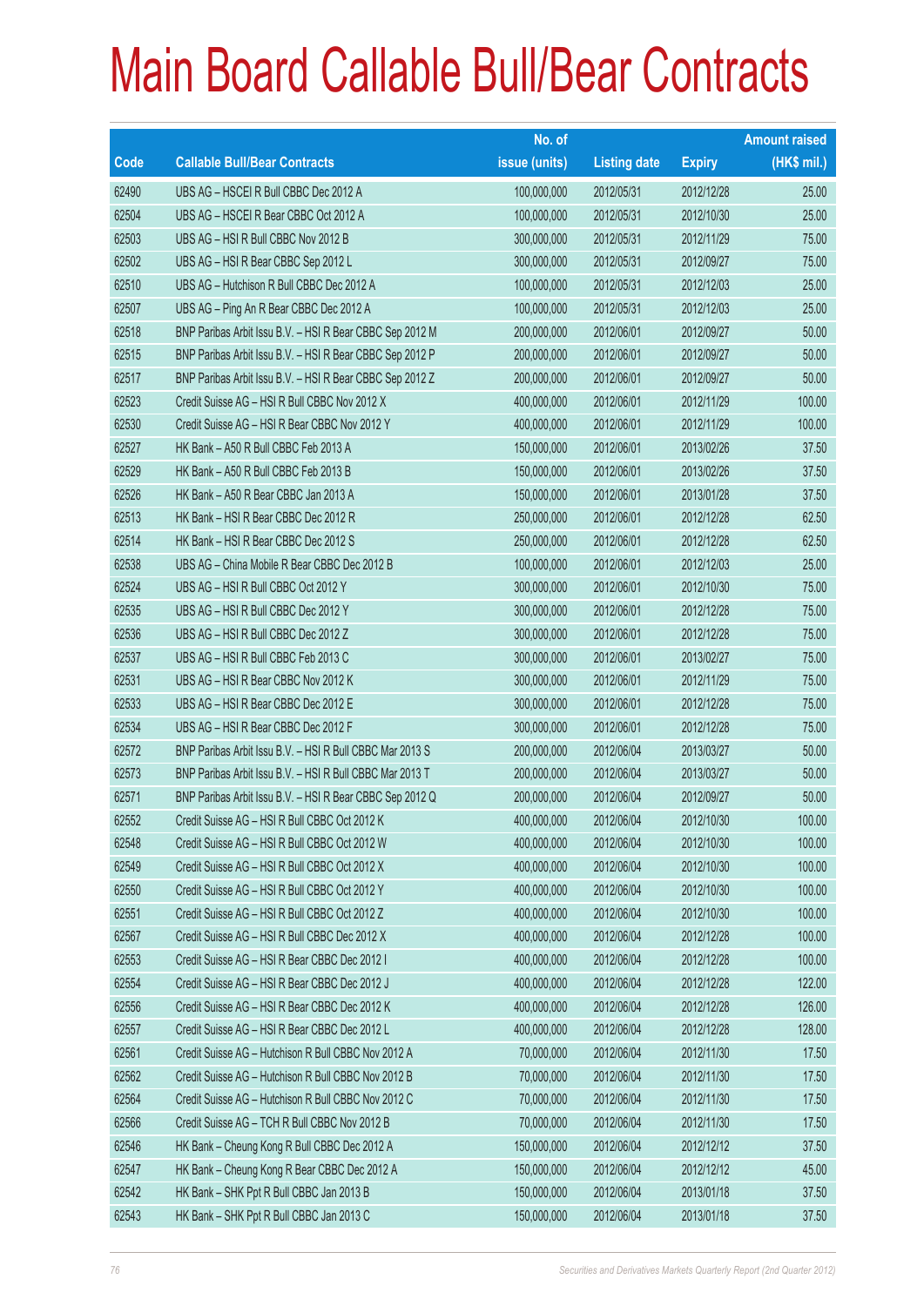# Main Board Callable Bull/Bear Contracts

| Code | Callable Bull/Bear Contracts | No. of issue (units) | Listing date | Expiry | Amount raised (HK$ mil.) |
|---|---|---|---|---|---|
| 62490 | UBS AG – HSCEI R Bull CBBC Dec 2012 A | 100,000,000 | 2012/05/31 | 2012/12/28 | 25.00 |
| 62504 | UBS AG – HSCEI R Bear CBBC Oct 2012 A | 100,000,000 | 2012/05/31 | 2012/10/30 | 25.00 |
| 62503 | UBS AG – HSI R Bull CBBC Nov 2012 B | 300,000,000 | 2012/05/31 | 2012/11/29 | 75.00 |
| 62502 | UBS AG – HSI R Bear CBBC Sep 2012 L | 300,000,000 | 2012/05/31 | 2012/09/27 | 75.00 |
| 62510 | UBS AG – Hutchison R Bull CBBC Dec 2012 A | 100,000,000 | 2012/05/31 | 2012/12/03 | 25.00 |
| 62507 | UBS AG – Ping An R Bear CBBC Dec 2012 A | 100,000,000 | 2012/05/31 | 2012/12/03 | 25.00 |
| 62518 | BNP Paribas Arbit Issu B.V. – HSI R Bear CBBC Sep 2012 M | 200,000,000 | 2012/06/01 | 2012/09/27 | 50.00 |
| 62515 | BNP Paribas Arbit Issu B.V. – HSI R Bear CBBC Sep 2012 P | 200,000,000 | 2012/06/01 | 2012/09/27 | 50.00 |
| 62517 | BNP Paribas Arbit Issu B.V. – HSI R Bear CBBC Sep 2012 Z | 200,000,000 | 2012/06/01 | 2012/09/27 | 50.00 |
| 62523 | Credit Suisse AG – HSI R Bull CBBC Nov 2012 X | 400,000,000 | 2012/06/01 | 2012/11/29 | 100.00 |
| 62530 | Credit Suisse AG – HSI R Bear CBBC Nov 2012 Y | 400,000,000 | 2012/06/01 | 2012/11/29 | 100.00 |
| 62527 | HK Bank – A50 R Bull CBBC Feb 2013 A | 150,000,000 | 2012/06/01 | 2013/02/26 | 37.50 |
| 62529 | HK Bank – A50 R Bull CBBC Feb 2013 B | 150,000,000 | 2012/06/01 | 2013/02/26 | 37.50 |
| 62526 | HK Bank – A50 R Bear CBBC Jan 2013 A | 150,000,000 | 2012/06/01 | 2013/01/28 | 37.50 |
| 62513 | HK Bank – HSI R Bear CBBC Dec 2012 R | 250,000,000 | 2012/06/01 | 2012/12/28 | 62.50 |
| 62514 | HK Bank – HSI R Bear CBBC Dec 2012 S | 250,000,000 | 2012/06/01 | 2012/12/28 | 62.50 |
| 62538 | UBS AG – China Mobile R Bear CBBC Dec 2012 B | 100,000,000 | 2012/06/01 | 2012/12/03 | 25.00 |
| 62524 | UBS AG – HSI R Bull CBBC Oct 2012 Y | 300,000,000 | 2012/06/01 | 2012/10/30 | 75.00 |
| 62535 | UBS AG – HSI R Bull CBBC Dec 2012 Y | 300,000,000 | 2012/06/01 | 2012/12/28 | 75.00 |
| 62536 | UBS AG – HSI R Bull CBBC Dec 2012 Z | 300,000,000 | 2012/06/01 | 2012/12/28 | 75.00 |
| 62537 | UBS AG – HSI R Bull CBBC Feb 2013 C | 300,000,000 | 2012/06/01 | 2013/02/27 | 75.00 |
| 62531 | UBS AG – HSI R Bear CBBC Nov 2012 K | 300,000,000 | 2012/06/01 | 2012/11/29 | 75.00 |
| 62533 | UBS AG – HSI R Bear CBBC Dec 2012 E | 300,000,000 | 2012/06/01 | 2012/12/28 | 75.00 |
| 62534 | UBS AG – HSI R Bear CBBC Dec 2012 F | 300,000,000 | 2012/06/01 | 2012/12/28 | 75.00 |
| 62572 | BNP Paribas Arbit Issu B.V. – HSI R Bull CBBC Mar 2013 S | 200,000,000 | 2012/06/04 | 2013/03/27 | 50.00 |
| 62573 | BNP Paribas Arbit Issu B.V. – HSI R Bull CBBC Mar 2013 T | 200,000,000 | 2012/06/04 | 2013/03/27 | 50.00 |
| 62571 | BNP Paribas Arbit Issu B.V. – HSI R Bear CBBC Sep 2012 Q | 200,000,000 | 2012/06/04 | 2012/09/27 | 50.00 |
| 62552 | Credit Suisse AG – HSI R Bull CBBC Oct 2012 K | 400,000,000 | 2012/06/04 | 2012/10/30 | 100.00 |
| 62548 | Credit Suisse AG – HSI R Bull CBBC Oct 2012 W | 400,000,000 | 2012/06/04 | 2012/10/30 | 100.00 |
| 62549 | Credit Suisse AG – HSI R Bull CBBC Oct 2012 X | 400,000,000 | 2012/06/04 | 2012/10/30 | 100.00 |
| 62550 | Credit Suisse AG – HSI R Bull CBBC Oct 2012 Y | 400,000,000 | 2012/06/04 | 2012/10/30 | 100.00 |
| 62551 | Credit Suisse AG – HSI R Bull CBBC Oct 2012 Z | 400,000,000 | 2012/06/04 | 2012/10/30 | 100.00 |
| 62567 | Credit Suisse AG – HSI R Bull CBBC Dec 2012 X | 400,000,000 | 2012/06/04 | 2012/12/28 | 100.00 |
| 62553 | Credit Suisse AG – HSI R Bear CBBC Dec 2012 I | 400,000,000 | 2012/06/04 | 2012/12/28 | 100.00 |
| 62554 | Credit Suisse AG – HSI R Bear CBBC Dec 2012 J | 400,000,000 | 2012/06/04 | 2012/12/28 | 122.00 |
| 62556 | Credit Suisse AG – HSI R Bear CBBC Dec 2012 K | 400,000,000 | 2012/06/04 | 2012/12/28 | 126.00 |
| 62557 | Credit Suisse AG – HSI R Bear CBBC Dec 2012 L | 400,000,000 | 2012/06/04 | 2012/12/28 | 128.00 |
| 62561 | Credit Suisse AG – Hutchison R Bull CBBC Nov 2012 A | 70,000,000 | 2012/06/04 | 2012/11/30 | 17.50 |
| 62562 | Credit Suisse AG – Hutchison R Bull CBBC Nov 2012 B | 70,000,000 | 2012/06/04 | 2012/11/30 | 17.50 |
| 62564 | Credit Suisse AG – Hutchison R Bull CBBC Nov 2012 C | 70,000,000 | 2012/06/04 | 2012/11/30 | 17.50 |
| 62566 | Credit Suisse AG – TCH R Bull CBBC Nov 2012 B | 70,000,000 | 2012/06/04 | 2012/11/30 | 17.50 |
| 62546 | HK Bank – Cheung Kong R Bull CBBC Dec 2012 A | 150,000,000 | 2012/06/04 | 2012/12/12 | 37.50 |
| 62547 | HK Bank – Cheung Kong R Bear CBBC Dec 2012 A | 150,000,000 | 2012/06/04 | 2012/12/12 | 45.00 |
| 62542 | HK Bank – SHK Ppt R Bull CBBC Jan 2013 B | 150,000,000 | 2012/06/04 | 2013/01/18 | 37.50 |
| 62543 | HK Bank – SHK Ppt R Bull CBBC Jan 2013 C | 150,000,000 | 2012/06/04 | 2013/01/18 | 37.50 |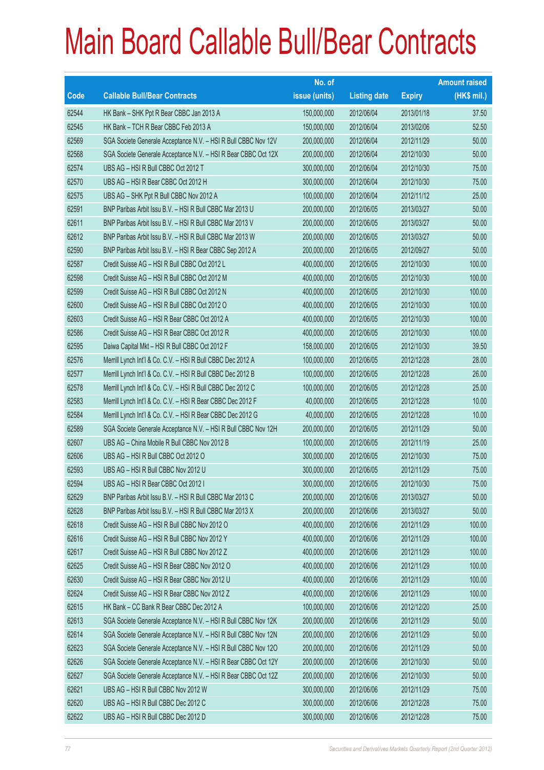# Main Board Callable Bull/Bear Contracts

| Code | Callable Bull/Bear Contracts | No. of issue (units) | Listing date | Expiry | Amount raised (HK$ mil.) |
|---|---|---|---|---|---|
| 62544 | HK Bank – SHK Ppt R Bear CBBC Jan 2013 A | 150,000,000 | 2012/06/04 | 2013/01/18 | 37.50 |
| 62545 | HK Bank – TCH R Bear CBBC Feb 2013 A | 150,000,000 | 2012/06/04 | 2013/02/06 | 52.50 |
| 62569 | SGA Societe Generale Acceptance N.V. – HSI R Bull CBBC Nov 12V | 200,000,000 | 2012/06/04 | 2012/11/29 | 50.00 |
| 62568 | SGA Societe Generale Acceptance N.V. – HSI R Bear CBBC Oct 12X | 200,000,000 | 2012/06/04 | 2012/10/30 | 50.00 |
| 62574 | UBS AG – HSI R Bull CBBC Oct 2012 T | 300,000,000 | 2012/06/04 | 2012/10/30 | 75.00 |
| 62570 | UBS AG – HSI R Bear CBBC Oct 2012 H | 300,000,000 | 2012/06/04 | 2012/10/30 | 75.00 |
| 62575 | UBS AG – SHK Ppt R Bull CBBC Nov 2012 A | 100,000,000 | 2012/06/04 | 2012/11/12 | 25.00 |
| 62591 | BNP Paribas Arbit Issu B.V. – HSI R Bull CBBC Mar 2013 U | 200,000,000 | 2012/06/05 | 2013/03/27 | 50.00 |
| 62611 | BNP Paribas Arbit Issu B.V. – HSI R Bull CBBC Mar 2013 V | 200,000,000 | 2012/06/05 | 2013/03/27 | 50.00 |
| 62612 | BNP Paribas Arbit Issu B.V. – HSI R Bull CBBC Mar 2013 W | 200,000,000 | 2012/06/05 | 2013/03/27 | 50.00 |
| 62590 | BNP Paribas Arbit Issu B.V. – HSI R Bear CBBC Sep 2012 A | 200,000,000 | 2012/06/05 | 2012/09/27 | 50.00 |
| 62587 | Credit Suisse AG – HSI R Bull CBBC Oct 2012 L | 400,000,000 | 2012/06/05 | 2012/10/30 | 100.00 |
| 62598 | Credit Suisse AG – HSI R Bull CBBC Oct 2012 M | 400,000,000 | 2012/06/05 | 2012/10/30 | 100.00 |
| 62599 | Credit Suisse AG – HSI R Bull CBBC Oct 2012 N | 400,000,000 | 2012/06/05 | 2012/10/30 | 100.00 |
| 62600 | Credit Suisse AG – HSI R Bull CBBC Oct 2012 O | 400,000,000 | 2012/06/05 | 2012/10/30 | 100.00 |
| 62603 | Credit Suisse AG – HSI R Bear CBBC Oct 2012 A | 400,000,000 | 2012/06/05 | 2012/10/30 | 100.00 |
| 62586 | Credit Suisse AG – HSI R Bear CBBC Oct 2012 R | 400,000,000 | 2012/06/05 | 2012/10/30 | 100.00 |
| 62595 | Daiwa Capital Mkt – HSI R Bull CBBC Oct 2012 F | 158,000,000 | 2012/06/05 | 2012/10/30 | 39.50 |
| 62576 | Merrill Lynch Int'l & Co. C.V. – HSI R Bull CBBC Dec 2012 A | 100,000,000 | 2012/06/05 | 2012/12/28 | 28.00 |
| 62577 | Merrill Lynch Int'l & Co. C.V. – HSI R Bull CBBC Dec 2012 B | 100,000,000 | 2012/06/05 | 2012/12/28 | 26.00 |
| 62578 | Merrill Lynch Int'l & Co. C.V. – HSI R Bull CBBC Dec 2012 C | 100,000,000 | 2012/06/05 | 2012/12/28 | 25.00 |
| 62583 | Merrill Lynch Int'l & Co. C.V. – HSI R Bear CBBC Dec 2012 F | 40,000,000 | 2012/06/05 | 2012/12/28 | 10.00 |
| 62584 | Merrill Lynch Int'l & Co. C.V. – HSI R Bear CBBC Dec 2012 G | 40,000,000 | 2012/06/05 | 2012/12/28 | 10.00 |
| 62589 | SGA Societe Generale Acceptance N.V. – HSI R Bull CBBC Nov 12H | 200,000,000 | 2012/06/05 | 2012/11/29 | 50.00 |
| 62607 | UBS AG – China Mobile R Bull CBBC Nov 2012 B | 100,000,000 | 2012/06/05 | 2012/11/19 | 25.00 |
| 62606 | UBS AG – HSI R Bull CBBC Oct 2012 O | 300,000,000 | 2012/06/05 | 2012/10/30 | 75.00 |
| 62593 | UBS AG – HSI R Bull CBBC Nov 2012 U | 300,000,000 | 2012/06/05 | 2012/11/29 | 75.00 |
| 62594 | UBS AG – HSI R Bear CBBC Oct 2012 I | 300,000,000 | 2012/06/05 | 2012/10/30 | 75.00 |
| 62629 | BNP Paribas Arbit Issu B.V. – HSI R Bull CBBC Mar 2013 C | 200,000,000 | 2012/06/06 | 2013/03/27 | 50.00 |
| 62628 | BNP Paribas Arbit Issu B.V. – HSI R Bull CBBC Mar 2013 X | 200,000,000 | 2012/06/06 | 2013/03/27 | 50.00 |
| 62618 | Credit Suisse AG – HSI R Bull CBBC Nov 2012 O | 400,000,000 | 2012/06/06 | 2012/11/29 | 100.00 |
| 62616 | Credit Suisse AG – HSI R Bull CBBC Nov 2012 Y | 400,000,000 | 2012/06/06 | 2012/11/29 | 100.00 |
| 62617 | Credit Suisse AG – HSI R Bull CBBC Nov 2012 Z | 400,000,000 | 2012/06/06 | 2012/11/29 | 100.00 |
| 62625 | Credit Suisse AG – HSI R Bear CBBC Nov 2012 O | 400,000,000 | 2012/06/06 | 2012/11/29 | 100.00 |
| 62630 | Credit Suisse AG – HSI R Bear CBBC Nov 2012 U | 400,000,000 | 2012/06/06 | 2012/11/29 | 100.00 |
| 62624 | Credit Suisse AG – HSI R Bear CBBC Nov 2012 Z | 400,000,000 | 2012/06/06 | 2012/11/29 | 100.00 |
| 62615 | HK Bank – CC Bank R Bear CBBC Dec 2012 A | 100,000,000 | 2012/06/06 | 2012/12/20 | 25.00 |
| 62613 | SGA Societe Generale Acceptance N.V. – HSI R Bull CBBC Nov 12K | 200,000,000 | 2012/06/06 | 2012/11/29 | 50.00 |
| 62614 | SGA Societe Generale Acceptance N.V. – HSI R Bull CBBC Nov 12N | 200,000,000 | 2012/06/06 | 2012/11/29 | 50.00 |
| 62623 | SGA Societe Generale Acceptance N.V. – HSI R Bull CBBC Nov 12O | 200,000,000 | 2012/06/06 | 2012/11/29 | 50.00 |
| 62626 | SGA Societe Generale Acceptance N.V. – HSI R Bear CBBC Oct 12Y | 200,000,000 | 2012/06/06 | 2012/10/30 | 50.00 |
| 62627 | SGA Societe Generale Acceptance N.V. – HSI R Bear CBBC Oct 12Z | 200,000,000 | 2012/06/06 | 2012/10/30 | 50.00 |
| 62621 | UBS AG – HSI R Bull CBBC Nov 2012 W | 300,000,000 | 2012/06/06 | 2012/11/29 | 75.00 |
| 62620 | UBS AG – HSI R Bull CBBC Dec 2012 C | 300,000,000 | 2012/06/06 | 2012/12/28 | 75.00 |
| 62622 | UBS AG – HSI R Bull CBBC Dec 2012 D | 300,000,000 | 2012/06/06 | 2012/12/28 | 75.00 |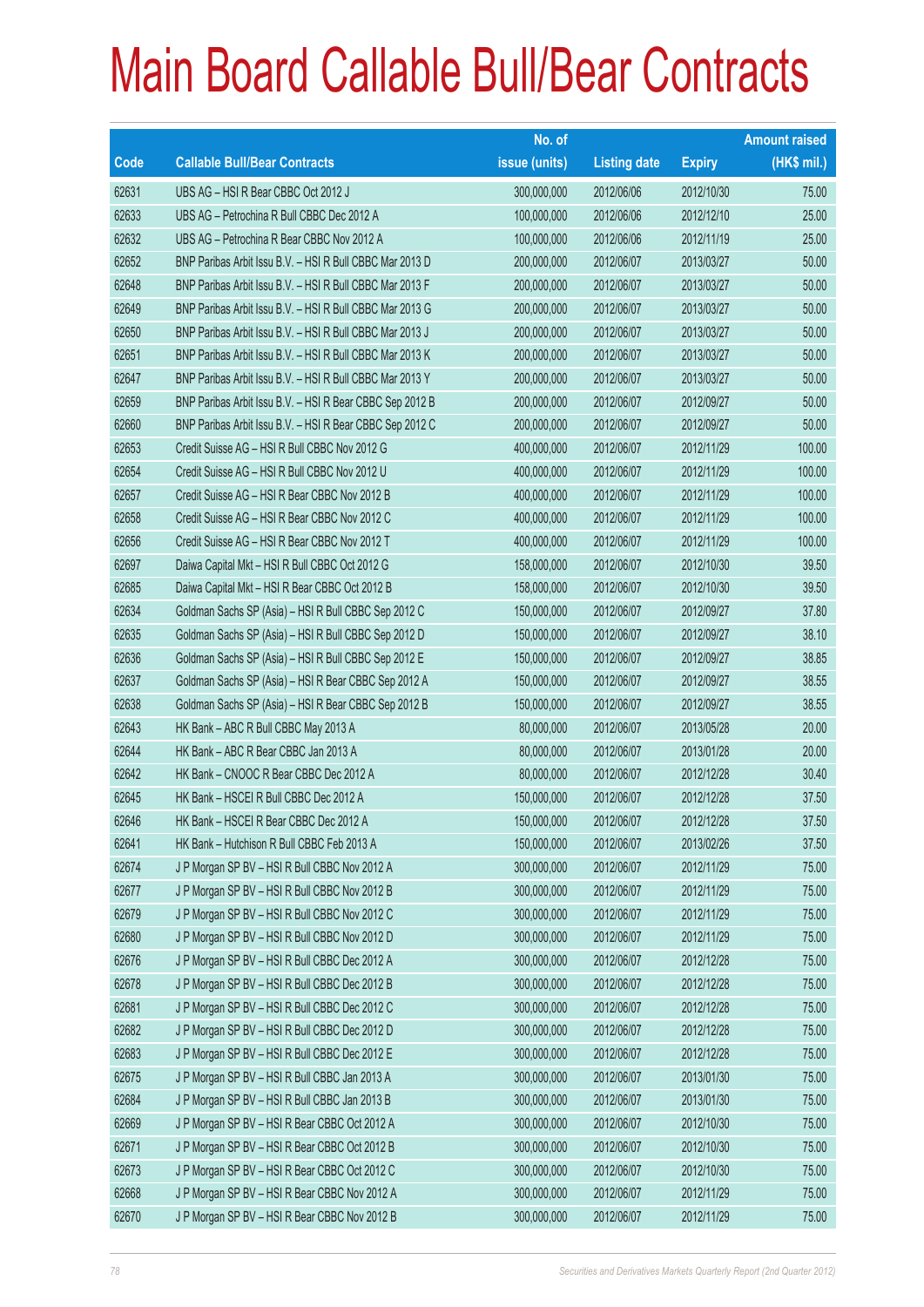# Main Board Callable Bull/Bear Contracts

| Code | Callable Bull/Bear Contracts | No. of issue (units) | Listing date | Expiry | Amount raised (HK$ mil.) |
|---|---|---|---|---|---|
| 62631 | UBS AG – HSI R Bear CBBC Oct 2012 J | 300,000,000 | 2012/06/06 | 2012/10/30 | 75.00 |
| 62633 | UBS AG – Petrochina R Bull CBBC Dec 2012 A | 100,000,000 | 2012/06/06 | 2012/12/10 | 25.00 |
| 62632 | UBS AG – Petrochina R Bear CBBC Nov 2012 A | 100,000,000 | 2012/06/06 | 2012/11/19 | 25.00 |
| 62652 | BNP Paribas Arbit Issu B.V. – HSI R Bull CBBC Mar 2013 D | 200,000,000 | 2012/06/07 | 2013/03/27 | 50.00 |
| 62648 | BNP Paribas Arbit Issu B.V. – HSI R Bull CBBC Mar 2013 F | 200,000,000 | 2012/06/07 | 2013/03/27 | 50.00 |
| 62649 | BNP Paribas Arbit Issu B.V. – HSI R Bull CBBC Mar 2013 G | 200,000,000 | 2012/06/07 | 2013/03/27 | 50.00 |
| 62650 | BNP Paribas Arbit Issu B.V. – HSI R Bull CBBC Mar 2013 J | 200,000,000 | 2012/06/07 | 2013/03/27 | 50.00 |
| 62651 | BNP Paribas Arbit Issu B.V. – HSI R Bull CBBC Mar 2013 K | 200,000,000 | 2012/06/07 | 2013/03/27 | 50.00 |
| 62647 | BNP Paribas Arbit Issu B.V. – HSI R Bull CBBC Mar 2013 Y | 200,000,000 | 2012/06/07 | 2013/03/27 | 50.00 |
| 62659 | BNP Paribas Arbit Issu B.V. – HSI R Bear CBBC Sep 2012 B | 200,000,000 | 2012/06/07 | 2012/09/27 | 50.00 |
| 62660 | BNP Paribas Arbit Issu B.V. – HSI R Bear CBBC Sep 2012 C | 200,000,000 | 2012/06/07 | 2012/09/27 | 50.00 |
| 62653 | Credit Suisse AG – HSI R Bull CBBC Nov 2012 G | 400,000,000 | 2012/06/07 | 2012/11/29 | 100.00 |
| 62654 | Credit Suisse AG – HSI R Bull CBBC Nov 2012 U | 400,000,000 | 2012/06/07 | 2012/11/29 | 100.00 |
| 62657 | Credit Suisse AG – HSI R Bear CBBC Nov 2012 B | 400,000,000 | 2012/06/07 | 2012/11/29 | 100.00 |
| 62658 | Credit Suisse AG – HSI R Bear CBBC Nov 2012 C | 400,000,000 | 2012/06/07 | 2012/11/29 | 100.00 |
| 62656 | Credit Suisse AG – HSI R Bear CBBC Nov 2012 T | 400,000,000 | 2012/06/07 | 2012/11/29 | 100.00 |
| 62697 | Daiwa Capital Mkt – HSI R Bull CBBC Oct 2012 G | 158,000,000 | 2012/06/07 | 2012/10/30 | 39.50 |
| 62685 | Daiwa Capital Mkt – HSI R Bear CBBC Oct 2012 B | 158,000,000 | 2012/06/07 | 2012/10/30 | 39.50 |
| 62634 | Goldman Sachs SP (Asia) – HSI R Bull CBBC Sep 2012 C | 150,000,000 | 2012/06/07 | 2012/09/27 | 37.80 |
| 62635 | Goldman Sachs SP (Asia) – HSI R Bull CBBC Sep 2012 D | 150,000,000 | 2012/06/07 | 2012/09/27 | 38.10 |
| 62636 | Goldman Sachs SP (Asia) – HSI R Bull CBBC Sep 2012 E | 150,000,000 | 2012/06/07 | 2012/09/27 | 38.85 |
| 62637 | Goldman Sachs SP (Asia) – HSI R Bear CBBC Sep 2012 A | 150,000,000 | 2012/06/07 | 2012/09/27 | 38.55 |
| 62638 | Goldman Sachs SP (Asia) – HSI R Bear CBBC Sep 2012 B | 150,000,000 | 2012/06/07 | 2012/09/27 | 38.55 |
| 62643 | HK Bank – ABC R Bull CBBC May 2013 A | 80,000,000 | 2012/06/07 | 2013/05/28 | 20.00 |
| 62644 | HK Bank – ABC R Bear CBBC Jan 2013 A | 80,000,000 | 2012/06/07 | 2013/01/28 | 20.00 |
| 62642 | HK Bank – CNOOC R Bear CBBC Dec 2012 A | 80,000,000 | 2012/06/07 | 2012/12/28 | 30.40 |
| 62645 | HK Bank – HSCEI R Bull CBBC Dec 2012 A | 150,000,000 | 2012/06/07 | 2012/12/28 | 37.50 |
| 62646 | HK Bank – HSCEI R Bear CBBC Dec 2012 A | 150,000,000 | 2012/06/07 | 2012/12/28 | 37.50 |
| 62641 | HK Bank – Hutchison R Bull CBBC Feb 2013 A | 150,000,000 | 2012/06/07 | 2013/02/26 | 37.50 |
| 62674 | J P Morgan SP BV – HSI R Bull CBBC Nov 2012 A | 300,000,000 | 2012/06/07 | 2012/11/29 | 75.00 |
| 62677 | J P Morgan SP BV – HSI R Bull CBBC Nov 2012 B | 300,000,000 | 2012/06/07 | 2012/11/29 | 75.00 |
| 62679 | J P Morgan SP BV – HSI R Bull CBBC Nov 2012 C | 300,000,000 | 2012/06/07 | 2012/11/29 | 75.00 |
| 62680 | J P Morgan SP BV – HSI R Bull CBBC Nov 2012 D | 300,000,000 | 2012/06/07 | 2012/11/29 | 75.00 |
| 62676 | J P Morgan SP BV – HSI R Bull CBBC Dec 2012 A | 300,000,000 | 2012/06/07 | 2012/12/28 | 75.00 |
| 62678 | J P Morgan SP BV – HSI R Bull CBBC Dec 2012 B | 300,000,000 | 2012/06/07 | 2012/12/28 | 75.00 |
| 62681 | J P Morgan SP BV – HSI R Bull CBBC Dec 2012 C | 300,000,000 | 2012/06/07 | 2012/12/28 | 75.00 |
| 62682 | J P Morgan SP BV – HSI R Bull CBBC Dec 2012 D | 300,000,000 | 2012/06/07 | 2012/12/28 | 75.00 |
| 62683 | J P Morgan SP BV – HSI R Bull CBBC Dec 2012 E | 300,000,000 | 2012/06/07 | 2012/12/28 | 75.00 |
| 62675 | J P Morgan SP BV – HSI R Bull CBBC Jan 2013 A | 300,000,000 | 2012/06/07 | 2013/01/30 | 75.00 |
| 62684 | J P Morgan SP BV – HSI R Bull CBBC Jan 2013 B | 300,000,000 | 2012/06/07 | 2013/01/30 | 75.00 |
| 62669 | J P Morgan SP BV – HSI R Bear CBBC Oct 2012 A | 300,000,000 | 2012/06/07 | 2012/10/30 | 75.00 |
| 62671 | J P Morgan SP BV – HSI R Bear CBBC Oct 2012 B | 300,000,000 | 2012/06/07 | 2012/10/30 | 75.00 |
| 62673 | J P Morgan SP BV – HSI R Bear CBBC Oct 2012 C | 300,000,000 | 2012/06/07 | 2012/10/30 | 75.00 |
| 62668 | J P Morgan SP BV – HSI R Bear CBBC Nov 2012 A | 300,000,000 | 2012/06/07 | 2012/11/29 | 75.00 |
| 62670 | J P Morgan SP BV – HSI R Bear CBBC Nov 2012 B | 300,000,000 | 2012/06/07 | 2012/11/29 | 75.00 |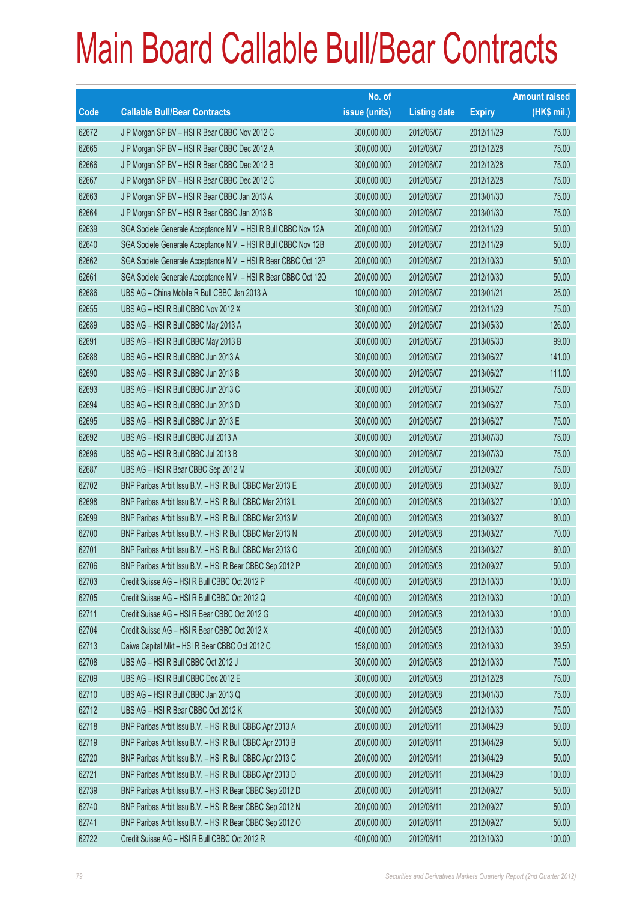# Main Board Callable Bull/Bear Contracts

| Code | Callable Bull/Bear Contracts | No. of issue (units) | Listing date | Expiry | Amount raised (HK$ mil.) |
|---|---|---|---|---|---|
| 62672 | J P Morgan SP BV – HSI R Bear CBBC Nov 2012 C | 300,000,000 | 2012/06/07 | 2012/11/29 | 75.00 |
| 62665 | J P Morgan SP BV – HSI R Bear CBBC Dec 2012 A | 300,000,000 | 2012/06/07 | 2012/12/28 | 75.00 |
| 62666 | J P Morgan SP BV – HSI R Bear CBBC Dec 2012 B | 300,000,000 | 2012/06/07 | 2012/12/28 | 75.00 |
| 62667 | J P Morgan SP BV – HSI R Bear CBBC Dec 2012 C | 300,000,000 | 2012/06/07 | 2012/12/28 | 75.00 |
| 62663 | J P Morgan SP BV – HSI R Bear CBBC Jan 2013 A | 300,000,000 | 2012/06/07 | 2013/01/30 | 75.00 |
| 62664 | J P Morgan SP BV – HSI R Bear CBBC Jan 2013 B | 300,000,000 | 2012/06/07 | 2013/01/30 | 75.00 |
| 62639 | SGA Societe Generale Acceptance N.V. – HSI R Bull CBBC Nov 12A | 200,000,000 | 2012/06/07 | 2012/11/29 | 50.00 |
| 62640 | SGA Societe Generale Acceptance N.V. – HSI R Bull CBBC Nov 12B | 200,000,000 | 2012/06/07 | 2012/11/29 | 50.00 |
| 62662 | SGA Societe Generale Acceptance N.V. – HSI R Bear CBBC Oct 12P | 200,000,000 | 2012/06/07 | 2012/10/30 | 50.00 |
| 62661 | SGA Societe Generale Acceptance N.V. – HSI R Bear CBBC Oct 12Q | 200,000,000 | 2012/06/07 | 2012/10/30 | 50.00 |
| 62686 | UBS AG – China Mobile R Bull CBBC Jan 2013 A | 100,000,000 | 2012/06/07 | 2013/01/21 | 25.00 |
| 62655 | UBS AG – HSI R Bull CBBC Nov 2012 X | 300,000,000 | 2012/06/07 | 2012/11/29 | 75.00 |
| 62689 | UBS AG – HSI R Bull CBBC May 2013 A | 300,000,000 | 2012/06/07 | 2013/05/30 | 126.00 |
| 62691 | UBS AG – HSI R Bull CBBC May 2013 B | 300,000,000 | 2012/06/07 | 2013/05/30 | 99.00 |
| 62688 | UBS AG – HSI R Bull CBBC Jun 2013 A | 300,000,000 | 2012/06/07 | 2013/06/27 | 141.00 |
| 62690 | UBS AG – HSI R Bull CBBC Jun 2013 B | 300,000,000 | 2012/06/07 | 2013/06/27 | 111.00 |
| 62693 | UBS AG – HSI R Bull CBBC Jun 2013 C | 300,000,000 | 2012/06/07 | 2013/06/27 | 75.00 |
| 62694 | UBS AG – HSI R Bull CBBC Jun 2013 D | 300,000,000 | 2012/06/07 | 2013/06/27 | 75.00 |
| 62695 | UBS AG – HSI R Bull CBBC Jun 2013 E | 300,000,000 | 2012/06/07 | 2013/06/27 | 75.00 |
| 62692 | UBS AG – HSI R Bull CBBC Jul 2013 A | 300,000,000 | 2012/06/07 | 2013/07/30 | 75.00 |
| 62696 | UBS AG – HSI R Bull CBBC Jul 2013 B | 300,000,000 | 2012/06/07 | 2013/07/30 | 75.00 |
| 62687 | UBS AG – HSI R Bear CBBC Sep 2012 M | 300,000,000 | 2012/06/07 | 2012/09/27 | 75.00 |
| 62702 | BNP Paribas Arbit Issu B.V. – HSI R Bull CBBC Mar 2013 E | 200,000,000 | 2012/06/08 | 2013/03/27 | 60.00 |
| 62698 | BNP Paribas Arbit Issu B.V. – HSI R Bull CBBC Mar 2013 L | 200,000,000 | 2012/06/08 | 2013/03/27 | 100.00 |
| 62699 | BNP Paribas Arbit Issu B.V. – HSI R Bull CBBC Mar 2013 M | 200,000,000 | 2012/06/08 | 2013/03/27 | 80.00 |
| 62700 | BNP Paribas Arbit Issu B.V. – HSI R Bull CBBC Mar 2013 N | 200,000,000 | 2012/06/08 | 2013/03/27 | 70.00 |
| 62701 | BNP Paribas Arbit Issu B.V. – HSI R Bull CBBC Mar 2013 O | 200,000,000 | 2012/06/08 | 2013/03/27 | 60.00 |
| 62706 | BNP Paribas Arbit Issu B.V. – HSI R Bear CBBC Sep 2012 P | 200,000,000 | 2012/06/08 | 2012/09/27 | 50.00 |
| 62703 | Credit Suisse AG – HSI R Bull CBBC Oct 2012 P | 400,000,000 | 2012/06/08 | 2012/10/30 | 100.00 |
| 62705 | Credit Suisse AG – HSI R Bull CBBC Oct 2012 Q | 400,000,000 | 2012/06/08 | 2012/10/30 | 100.00 |
| 62711 | Credit Suisse AG – HSI R Bear CBBC Oct 2012 G | 400,000,000 | 2012/06/08 | 2012/10/30 | 100.00 |
| 62704 | Credit Suisse AG – HSI R Bear CBBC Oct 2012 X | 400,000,000 | 2012/06/08 | 2012/10/30 | 100.00 |
| 62713 | Daiwa Capital Mkt – HSI R Bear CBBC Oct 2012 C | 158,000,000 | 2012/06/08 | 2012/10/30 | 39.50 |
| 62708 | UBS AG – HSI R Bull CBBC Oct 2012 J | 300,000,000 | 2012/06/08 | 2012/10/30 | 75.00 |
| 62709 | UBS AG – HSI R Bull CBBC Dec 2012 E | 300,000,000 | 2012/06/08 | 2012/12/28 | 75.00 |
| 62710 | UBS AG – HSI R Bull CBBC Jan 2013 Q | 300,000,000 | 2012/06/08 | 2013/01/30 | 75.00 |
| 62712 | UBS AG – HSI R Bear CBBC Oct 2012 K | 300,000,000 | 2012/06/08 | 2012/10/30 | 75.00 |
| 62718 | BNP Paribas Arbit Issu B.V. – HSI R Bull CBBC Apr 2013 A | 200,000,000 | 2012/06/11 | 2013/04/29 | 50.00 |
| 62719 | BNP Paribas Arbit Issu B.V. – HSI R Bull CBBC Apr 2013 B | 200,000,000 | 2012/06/11 | 2013/04/29 | 50.00 |
| 62720 | BNP Paribas Arbit Issu B.V. – HSI R Bull CBBC Apr 2013 C | 200,000,000 | 2012/06/11 | 2013/04/29 | 50.00 |
| 62721 | BNP Paribas Arbit Issu B.V. – HSI R Bull CBBC Apr 2013 D | 200,000,000 | 2012/06/11 | 2013/04/29 | 100.00 |
| 62739 | BNP Paribas Arbit Issu B.V. – HSI R Bear CBBC Sep 2012 D | 200,000,000 | 2012/06/11 | 2012/09/27 | 50.00 |
| 62740 | BNP Paribas Arbit Issu B.V. – HSI R Bear CBBC Sep 2012 N | 200,000,000 | 2012/06/11 | 2012/09/27 | 50.00 |
| 62741 | BNP Paribas Arbit Issu B.V. – HSI R Bear CBBC Sep 2012 O | 200,000,000 | 2012/06/11 | 2012/09/27 | 50.00 |
| 62722 | Credit Suisse AG – HSI R Bull CBBC Oct 2012 R | 400,000,000 | 2012/06/11 | 2012/10/30 | 100.00 |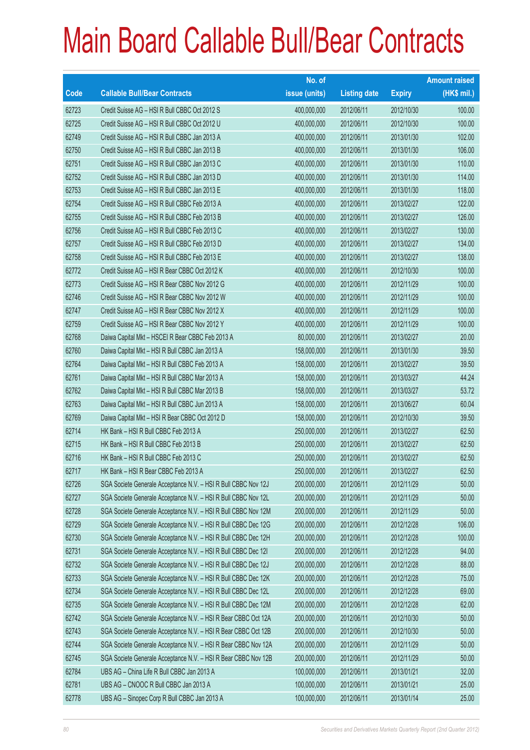# Main Board Callable Bull/Bear Contracts

| Code | Callable Bull/Bear Contracts | No. of issue (units) | Listing date | Expiry | Amount raised (HK$ mil.) |
|---|---|---|---|---|---|
| 62723 | Credit Suisse AG – HSI R Bull CBBC Oct 2012 S | 400,000,000 | 2012/06/11 | 2012/10/30 | 100.00 |
| 62725 | Credit Suisse AG – HSI R Bull CBBC Oct 2012 U | 400,000,000 | 2012/06/11 | 2012/10/30 | 100.00 |
| 62749 | Credit Suisse AG – HSI R Bull CBBC Jan 2013 A | 400,000,000 | 2012/06/11 | 2013/01/30 | 102.00 |
| 62750 | Credit Suisse AG – HSI R Bull CBBC Jan 2013 B | 400,000,000 | 2012/06/11 | 2013/01/30 | 106.00 |
| 62751 | Credit Suisse AG – HSI R Bull CBBC Jan 2013 C | 400,000,000 | 2012/06/11 | 2013/01/30 | 110.00 |
| 62752 | Credit Suisse AG – HSI R Bull CBBC Jan 2013 D | 400,000,000 | 2012/06/11 | 2013/01/30 | 114.00 |
| 62753 | Credit Suisse AG – HSI R Bull CBBC Jan 2013 E | 400,000,000 | 2012/06/11 | 2013/01/30 | 118.00 |
| 62754 | Credit Suisse AG – HSI R Bull CBBC Feb 2013 A | 400,000,000 | 2012/06/11 | 2013/02/27 | 122.00 |
| 62755 | Credit Suisse AG – HSI R Bull CBBC Feb 2013 B | 400,000,000 | 2012/06/11 | 2013/02/27 | 126.00 |
| 62756 | Credit Suisse AG – HSI R Bull CBBC Feb 2013 C | 400,000,000 | 2012/06/11 | 2013/02/27 | 130.00 |
| 62757 | Credit Suisse AG – HSI R Bull CBBC Feb 2013 D | 400,000,000 | 2012/06/11 | 2013/02/27 | 134.00 |
| 62758 | Credit Suisse AG – HSI R Bull CBBC Feb 2013 E | 400,000,000 | 2012/06/11 | 2013/02/27 | 138.00 |
| 62772 | Credit Suisse AG – HSI R Bear CBBC Oct 2012 K | 400,000,000 | 2012/06/11 | 2012/10/30 | 100.00 |
| 62773 | Credit Suisse AG – HSI R Bear CBBC Nov 2012 G | 400,000,000 | 2012/06/11 | 2012/11/29 | 100.00 |
| 62746 | Credit Suisse AG – HSI R Bear CBBC Nov 2012 W | 400,000,000 | 2012/06/11 | 2012/11/29 | 100.00 |
| 62747 | Credit Suisse AG – HSI R Bear CBBC Nov 2012 X | 400,000,000 | 2012/06/11 | 2012/11/29 | 100.00 |
| 62759 | Credit Suisse AG – HSI R Bear CBBC Nov 2012 Y | 400,000,000 | 2012/06/11 | 2012/11/29 | 100.00 |
| 62768 | Daiwa Capital Mkt – HSCEI R Bear CBBC Feb 2013 A | 80,000,000 | 2012/06/11 | 2013/02/27 | 20.00 |
| 62760 | Daiwa Capital Mkt – HSI R Bull CBBC Jan 2013 A | 158,000,000 | 2012/06/11 | 2013/01/30 | 39.50 |
| 62764 | Daiwa Capital Mkt – HSI R Bull CBBC Feb 2013 A | 158,000,000 | 2012/06/11 | 2013/02/27 | 39.50 |
| 62761 | Daiwa Capital Mkt – HSI R Bull CBBC Mar 2013 A | 158,000,000 | 2012/06/11 | 2013/03/27 | 44.24 |
| 62762 | Daiwa Capital Mkt – HSI R Bull CBBC Mar 2013 B | 158,000,000 | 2012/06/11 | 2013/03/27 | 53.72 |
| 62763 | Daiwa Capital Mkt – HSI R Bull CBBC Jun 2013 A | 158,000,000 | 2012/06/11 | 2013/06/27 | 60.04 |
| 62769 | Daiwa Capital Mkt – HSI R Bear CBBC Oct 2012 D | 158,000,000 | 2012/06/11 | 2012/10/30 | 39.50 |
| 62714 | HK Bank – HSI R Bull CBBC Feb 2013 A | 250,000,000 | 2012/06/11 | 2013/02/27 | 62.50 |
| 62715 | HK Bank – HSI R Bull CBBC Feb 2013 B | 250,000,000 | 2012/06/11 | 2013/02/27 | 62.50 |
| 62716 | HK Bank – HSI R Bull CBBC Feb 2013 C | 250,000,000 | 2012/06/11 | 2013/02/27 | 62.50 |
| 62717 | HK Bank – HSI R Bear CBBC Feb 2013 A | 250,000,000 | 2012/06/11 | 2013/02/27 | 62.50 |
| 62726 | SGA Societe Generale Acceptance N.V. – HSI R Bull CBBC Nov 12J | 200,000,000 | 2012/06/11 | 2012/11/29 | 50.00 |
| 62727 | SGA Societe Generale Acceptance N.V. – HSI R Bull CBBC Nov 12L | 200,000,000 | 2012/06/11 | 2012/11/29 | 50.00 |
| 62728 | SGA Societe Generale Acceptance N.V. – HSI R Bull CBBC Nov 12M | 200,000,000 | 2012/06/11 | 2012/11/29 | 50.00 |
| 62729 | SGA Societe Generale Acceptance N.V. – HSI R Bull CBBC Dec 12G | 200,000,000 | 2012/06/11 | 2012/12/28 | 106.00 |
| 62730 | SGA Societe Generale Acceptance N.V. – HSI R Bull CBBC Dec 12H | 200,000,000 | 2012/06/11 | 2012/12/28 | 100.00 |
| 62731 | SGA Societe Generale Acceptance N.V. – HSI R Bull CBBC Dec 12I | 200,000,000 | 2012/06/11 | 2012/12/28 | 94.00 |
| 62732 | SGA Societe Generale Acceptance N.V. – HSI R Bull CBBC Dec 12J | 200,000,000 | 2012/06/11 | 2012/12/28 | 88.00 |
| 62733 | SGA Societe Generale Acceptance N.V. – HSI R Bull CBBC Dec 12K | 200,000,000 | 2012/06/11 | 2012/12/28 | 75.00 |
| 62734 | SGA Societe Generale Acceptance N.V. – HSI R Bull CBBC Dec 12L | 200,000,000 | 2012/06/11 | 2012/12/28 | 69.00 |
| 62735 | SGA Societe Generale Acceptance N.V. – HSI R Bull CBBC Dec 12M | 200,000,000 | 2012/06/11 | 2012/12/28 | 62.00 |
| 62742 | SGA Societe Generale Acceptance N.V. – HSI R Bear CBBC Oct 12A | 200,000,000 | 2012/06/11 | 2012/10/30 | 50.00 |
| 62743 | SGA Societe Generale Acceptance N.V. – HSI R Bear CBBC Oct 12B | 200,000,000 | 2012/06/11 | 2012/10/30 | 50.00 |
| 62744 | SGA Societe Generale Acceptance N.V. – HSI R Bear CBBC Nov 12A | 200,000,000 | 2012/06/11 | 2012/11/29 | 50.00 |
| 62745 | SGA Societe Generale Acceptance N.V. – HSI R Bear CBBC Nov 12B | 200,000,000 | 2012/06/11 | 2012/11/29 | 50.00 |
| 62784 | UBS AG – China Life R Bull CBBC Jan 2013 A | 100,000,000 | 2012/06/11 | 2013/01/21 | 32.00 |
| 62781 | UBS AG – CNOOC R Bull CBBC Jan 2013 A | 100,000,000 | 2012/06/11 | 2013/01/21 | 25.00 |
| 62778 | UBS AG – Sinopec Corp R Bull CBBC Jan 2013 A | 100,000,000 | 2012/06/11 | 2013/01/14 | 25.00 |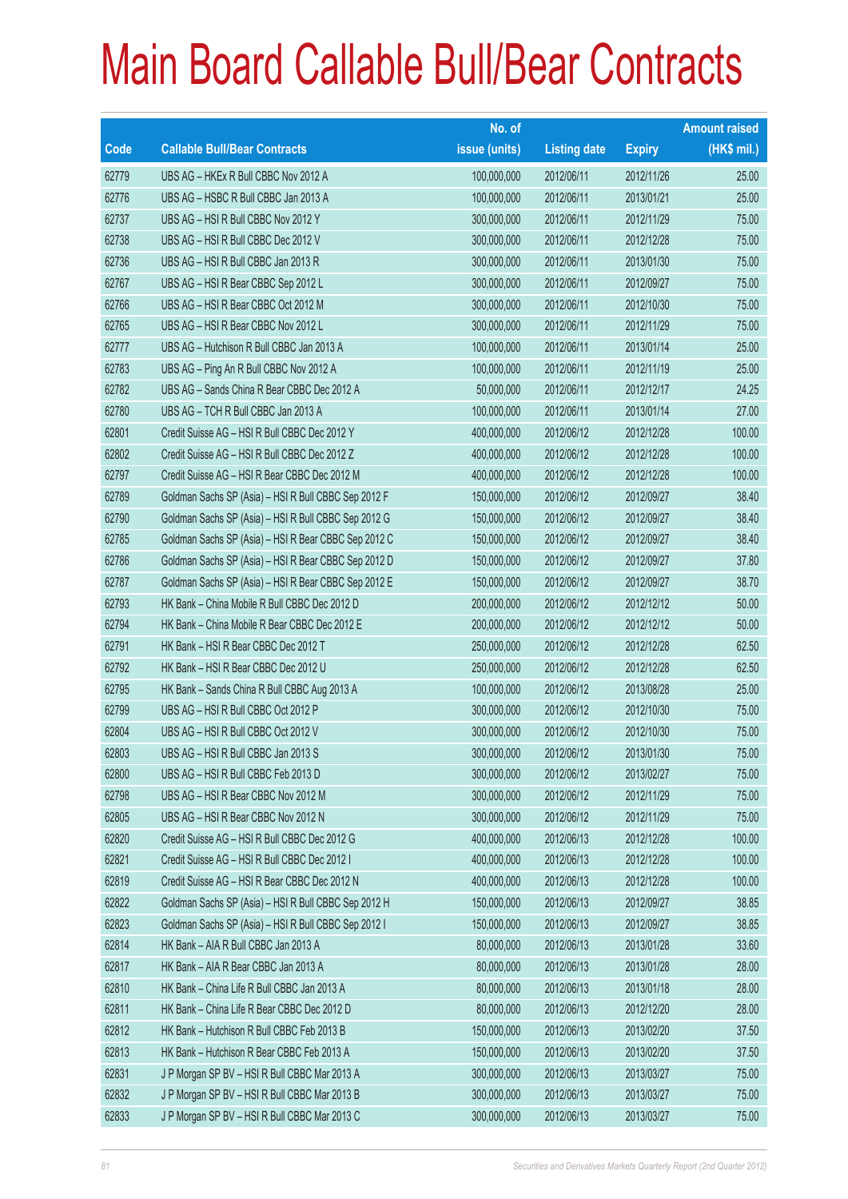# Main Board Callable Bull/Bear Contracts

| Code | Callable Bull/Bear Contracts | No. of issue (units) | Listing date | Expiry | Amount raised (HK$ mil.) |
|---|---|---|---|---|---|
| 62779 | UBS AG – HKEx R Bull CBBC Nov 2012 A | 100,000,000 | 2012/06/11 | 2012/11/26 | 25.00 |
| 62776 | UBS AG – HSBC R Bull CBBC Jan 2013 A | 100,000,000 | 2012/06/11 | 2013/01/21 | 25.00 |
| 62737 | UBS AG – HSI R Bull CBBC Nov 2012 Y | 300,000,000 | 2012/06/11 | 2012/11/29 | 75.00 |
| 62738 | UBS AG – HSI R Bull CBBC Dec 2012 V | 300,000,000 | 2012/06/11 | 2012/12/28 | 75.00 |
| 62736 | UBS AG – HSI R Bull CBBC Jan 2013 R | 300,000,000 | 2012/06/11 | 2013/01/30 | 75.00 |
| 62767 | UBS AG – HSI R Bear CBBC Sep 2012 L | 300,000,000 | 2012/06/11 | 2012/09/27 | 75.00 |
| 62766 | UBS AG – HSI R Bear CBBC Oct 2012 M | 300,000,000 | 2012/06/11 | 2012/10/30 | 75.00 |
| 62765 | UBS AG – HSI R Bear CBBC Nov 2012 L | 300,000,000 | 2012/06/11 | 2012/11/29 | 75.00 |
| 62777 | UBS AG – Hutchison R Bull CBBC Jan 2013 A | 100,000,000 | 2012/06/11 | 2013/01/14 | 25.00 |
| 62783 | UBS AG – Ping An R Bull CBBC Nov 2012 A | 100,000,000 | 2012/06/11 | 2012/11/19 | 25.00 |
| 62782 | UBS AG – Sands China R Bear CBBC Dec 2012 A | 50,000,000 | 2012/06/11 | 2012/12/17 | 24.25 |
| 62780 | UBS AG – TCH R Bull CBBC Jan 2013 A | 100,000,000 | 2012/06/11 | 2013/01/14 | 27.00 |
| 62801 | Credit Suisse AG – HSI R Bull CBBC Dec 2012 Y | 400,000,000 | 2012/06/12 | 2012/12/28 | 100.00 |
| 62802 | Credit Suisse AG – HSI R Bull CBBC Dec 2012 Z | 400,000,000 | 2012/06/12 | 2012/12/28 | 100.00 |
| 62797 | Credit Suisse AG – HSI R Bear CBBC Dec 2012 M | 400,000,000 | 2012/06/12 | 2012/12/28 | 100.00 |
| 62789 | Goldman Sachs SP (Asia) – HSI R Bull CBBC Sep 2012 F | 150,000,000 | 2012/06/12 | 2012/09/27 | 38.40 |
| 62790 | Goldman Sachs SP (Asia) – HSI R Bull CBBC Sep 2012 G | 150,000,000 | 2012/06/12 | 2012/09/27 | 38.40 |
| 62785 | Goldman Sachs SP (Asia) – HSI R Bear CBBC Sep 2012 C | 150,000,000 | 2012/06/12 | 2012/09/27 | 38.40 |
| 62786 | Goldman Sachs SP (Asia) – HSI R Bear CBBC Sep 2012 D | 150,000,000 | 2012/06/12 | 2012/09/27 | 37.80 |
| 62787 | Goldman Sachs SP (Asia) – HSI R Bear CBBC Sep 2012 E | 150,000,000 | 2012/06/12 | 2012/09/27 | 38.70 |
| 62793 | HK Bank – China Mobile R Bull CBBC Dec 2012 D | 200,000,000 | 2012/06/12 | 2012/12/12 | 50.00 |
| 62794 | HK Bank – China Mobile R Bear CBBC Dec 2012 E | 200,000,000 | 2012/06/12 | 2012/12/12 | 50.00 |
| 62791 | HK Bank – HSI R Bear CBBC Dec 2012 T | 250,000,000 | 2012/06/12 | 2012/12/28 | 62.50 |
| 62792 | HK Bank – HSI R Bear CBBC Dec 2012 U | 250,000,000 | 2012/06/12 | 2012/12/28 | 62.50 |
| 62795 | HK Bank – Sands China R Bull CBBC Aug 2013 A | 100,000,000 | 2012/06/12 | 2013/08/28 | 25.00 |
| 62799 | UBS AG – HSI R Bull CBBC Oct 2012 P | 300,000,000 | 2012/06/12 | 2012/10/30 | 75.00 |
| 62804 | UBS AG – HSI R Bull CBBC Oct 2012 V | 300,000,000 | 2012/06/12 | 2012/10/30 | 75.00 |
| 62803 | UBS AG – HSI R Bull CBBC Jan 2013 S | 300,000,000 | 2012/06/12 | 2013/01/30 | 75.00 |
| 62800 | UBS AG – HSI R Bull CBBC Feb 2013 D | 300,000,000 | 2012/06/12 | 2013/02/27 | 75.00 |
| 62798 | UBS AG – HSI R Bear CBBC Nov 2012 M | 300,000,000 | 2012/06/12 | 2012/11/29 | 75.00 |
| 62805 | UBS AG – HSI R Bear CBBC Nov 2012 N | 300,000,000 | 2012/06/12 | 2012/11/29 | 75.00 |
| 62820 | Credit Suisse AG – HSI R Bull CBBC Dec 2012 G | 400,000,000 | 2012/06/13 | 2012/12/28 | 100.00 |
| 62821 | Credit Suisse AG – HSI R Bull CBBC Dec 2012 I | 400,000,000 | 2012/06/13 | 2012/12/28 | 100.00 |
| 62819 | Credit Suisse AG – HSI R Bear CBBC Dec 2012 N | 400,000,000 | 2012/06/13 | 2012/12/28 | 100.00 |
| 62822 | Goldman Sachs SP (Asia) – HSI R Bull CBBC Sep 2012 H | 150,000,000 | 2012/06/13 | 2012/09/27 | 38.85 |
| 62823 | Goldman Sachs SP (Asia) – HSI R Bull CBBC Sep 2012 I | 150,000,000 | 2012/06/13 | 2012/09/27 | 38.85 |
| 62814 | HK Bank – AIA R Bull CBBC Jan 2013 A | 80,000,000 | 2012/06/13 | 2013/01/28 | 33.60 |
| 62817 | HK Bank – AIA R Bear CBBC Jan 2013 A | 80,000,000 | 2012/06/13 | 2013/01/28 | 28.00 |
| 62810 | HK Bank – China Life R Bull CBBC Jan 2013 A | 80,000,000 | 2012/06/13 | 2013/01/18 | 28.00 |
| 62811 | HK Bank – China Life R Bear CBBC Dec 2012 D | 80,000,000 | 2012/06/13 | 2012/12/20 | 28.00 |
| 62812 | HK Bank – Hutchison R Bull CBBC Feb 2013 B | 150,000,000 | 2012/06/13 | 2013/02/20 | 37.50 |
| 62813 | HK Bank – Hutchison R Bear CBBC Feb 2013 A | 150,000,000 | 2012/06/13 | 2013/02/20 | 37.50 |
| 62831 | J P Morgan SP BV – HSI R Bull CBBC Mar 2013 A | 300,000,000 | 2012/06/13 | 2013/03/27 | 75.00 |
| 62832 | J P Morgan SP BV – HSI R Bull CBBC Mar 2013 B | 300,000,000 | 2012/06/13 | 2013/03/27 | 75.00 |
| 62833 | J P Morgan SP BV – HSI R Bull CBBC Mar 2013 C | 300,000,000 | 2012/06/13 | 2013/03/27 | 75.00 |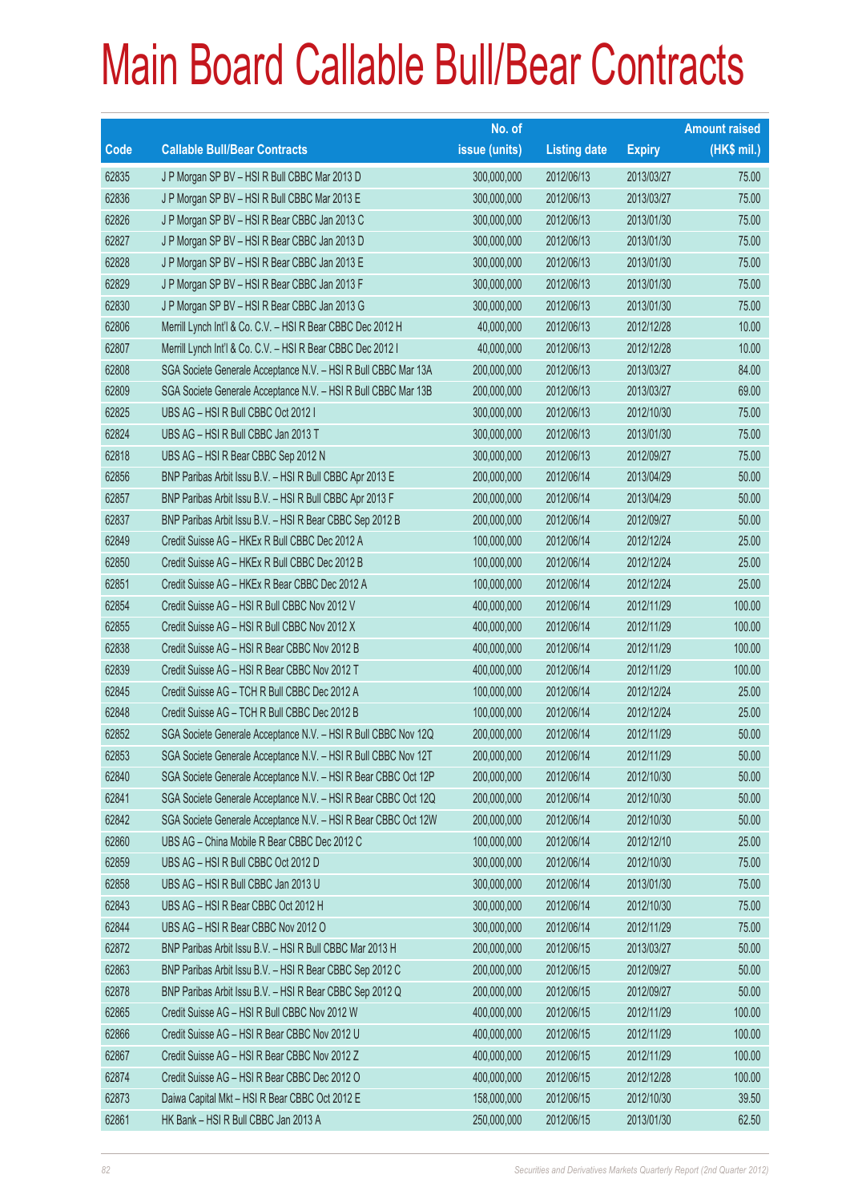# Main Board Callable Bull/Bear Contracts

| Code | Callable Bull/Bear Contracts | No. of issue (units) | Listing date | Expiry | Amount raised (HK$ mil.) |
|---|---|---|---|---|---|
| 62835 | J P Morgan SP BV – HSI R Bull CBBC Mar 2013 D | 300,000,000 | 2012/06/13 | 2013/03/27 | 75.00 |
| 62836 | J P Morgan SP BV – HSI R Bull CBBC Mar 2013 E | 300,000,000 | 2012/06/13 | 2013/03/27 | 75.00 |
| 62826 | J P Morgan SP BV – HSI R Bear CBBC Jan 2013 C | 300,000,000 | 2012/06/13 | 2013/01/30 | 75.00 |
| 62827 | J P Morgan SP BV – HSI R Bear CBBC Jan 2013 D | 300,000,000 | 2012/06/13 | 2013/01/30 | 75.00 |
| 62828 | J P Morgan SP BV – HSI R Bear CBBC Jan 2013 E | 300,000,000 | 2012/06/13 | 2013/01/30 | 75.00 |
| 62829 | J P Morgan SP BV – HSI R Bear CBBC Jan 2013 F | 300,000,000 | 2012/06/13 | 2013/01/30 | 75.00 |
| 62830 | J P Morgan SP BV – HSI R Bear CBBC Jan 2013 G | 300,000,000 | 2012/06/13 | 2013/01/30 | 75.00 |
| 62806 | Merrill Lynch Int'l & Co. C.V. – HSI R Bear CBBC Dec 2012 H | 40,000,000 | 2012/06/13 | 2012/12/28 | 10.00 |
| 62807 | Merrill Lynch Int'l & Co. C.V. – HSI R Bear CBBC Dec 2012 I | 40,000,000 | 2012/06/13 | 2012/12/28 | 10.00 |
| 62808 | SGA Societe Generale Acceptance N.V. – HSI R Bull CBBC Mar 13A | 200,000,000 | 2012/06/13 | 2013/03/27 | 84.00 |
| 62809 | SGA Societe Generale Acceptance N.V. – HSI R Bull CBBC Mar 13B | 200,000,000 | 2012/06/13 | 2013/03/27 | 69.00 |
| 62825 | UBS AG – HSI R Bull CBBC Oct 2012 I | 300,000,000 | 2012/06/13 | 2012/10/30 | 75.00 |
| 62824 | UBS AG – HSI R Bull CBBC Jan 2013 T | 300,000,000 | 2012/06/13 | 2013/01/30 | 75.00 |
| 62818 | UBS AG – HSI R Bear CBBC Sep 2012 N | 300,000,000 | 2012/06/13 | 2012/09/27 | 75.00 |
| 62856 | BNP Paribas Arbit Issu B.V. – HSI R Bull CBBC Apr 2013 E | 200,000,000 | 2012/06/14 | 2013/04/29 | 50.00 |
| 62857 | BNP Paribas Arbit Issu B.V. – HSI R Bull CBBC Apr 2013 F | 200,000,000 | 2012/06/14 | 2013/04/29 | 50.00 |
| 62837 | BNP Paribas Arbit Issu B.V. – HSI R Bear CBBC Sep 2012 B | 200,000,000 | 2012/06/14 | 2012/09/27 | 50.00 |
| 62849 | Credit Suisse AG – HKEx R Bull CBBC Dec 2012 A | 100,000,000 | 2012/06/14 | 2012/12/24 | 25.00 |
| 62850 | Credit Suisse AG – HKEx R Bull CBBC Dec 2012 B | 100,000,000 | 2012/06/14 | 2012/12/24 | 25.00 |
| 62851 | Credit Suisse AG – HKEx R Bear CBBC Dec 2012 A | 100,000,000 | 2012/06/14 | 2012/12/24 | 25.00 |
| 62854 | Credit Suisse AG – HSI R Bull CBBC Nov 2012 V | 400,000,000 | 2012/06/14 | 2012/11/29 | 100.00 |
| 62855 | Credit Suisse AG – HSI R Bull CBBC Nov 2012 X | 400,000,000 | 2012/06/14 | 2012/11/29 | 100.00 |
| 62838 | Credit Suisse AG – HSI R Bear CBBC Nov 2012 B | 400,000,000 | 2012/06/14 | 2012/11/29 | 100.00 |
| 62839 | Credit Suisse AG – HSI R Bear CBBC Nov 2012 T | 400,000,000 | 2012/06/14 | 2012/11/29 | 100.00 |
| 62845 | Credit Suisse AG – TCH R Bull CBBC Dec 2012 A | 100,000,000 | 2012/06/14 | 2012/12/24 | 25.00 |
| 62848 | Credit Suisse AG – TCH R Bull CBBC Dec 2012 B | 100,000,000 | 2012/06/14 | 2012/12/24 | 25.00 |
| 62852 | SGA Societe Generale Acceptance N.V. – HSI R Bull CBBC Nov 12Q | 200,000,000 | 2012/06/14 | 2012/11/29 | 50.00 |
| 62853 | SGA Societe Generale Acceptance N.V. – HSI R Bull CBBC Nov 12T | 200,000,000 | 2012/06/14 | 2012/11/29 | 50.00 |
| 62840 | SGA Societe Generale Acceptance N.V. – HSI R Bear CBBC Oct 12P | 200,000,000 | 2012/06/14 | 2012/10/30 | 50.00 |
| 62841 | SGA Societe Generale Acceptance N.V. – HSI R Bear CBBC Oct 12Q | 200,000,000 | 2012/06/14 | 2012/10/30 | 50.00 |
| 62842 | SGA Societe Generale Acceptance N.V. – HSI R Bear CBBC Oct 12W | 200,000,000 | 2012/06/14 | 2012/10/30 | 50.00 |
| 62860 | UBS AG – China Mobile R Bear CBBC Dec 2012 C | 100,000,000 | 2012/06/14 | 2012/12/10 | 25.00 |
| 62859 | UBS AG – HSI R Bull CBBC Oct 2012 D | 300,000,000 | 2012/06/14 | 2012/10/30 | 75.00 |
| 62858 | UBS AG – HSI R Bull CBBC Jan 2013 U | 300,000,000 | 2012/06/14 | 2013/01/30 | 75.00 |
| 62843 | UBS AG – HSI R Bear CBBC Oct 2012 H | 300,000,000 | 2012/06/14 | 2012/10/30 | 75.00 |
| 62844 | UBS AG – HSI R Bear CBBC Nov 2012 O | 300,000,000 | 2012/06/14 | 2012/11/29 | 75.00 |
| 62872 | BNP Paribas Arbit Issu B.V. – HSI R Bull CBBC Mar 2013 H | 200,000,000 | 2012/06/15 | 2013/03/27 | 50.00 |
| 62863 | BNP Paribas Arbit Issu B.V. – HSI R Bear CBBC Sep 2012 C | 200,000,000 | 2012/06/15 | 2012/09/27 | 50.00 |
| 62878 | BNP Paribas Arbit Issu B.V. – HSI R Bear CBBC Sep 2012 Q | 200,000,000 | 2012/06/15 | 2012/09/27 | 50.00 |
| 62865 | Credit Suisse AG – HSI R Bull CBBC Nov 2012 W | 400,000,000 | 2012/06/15 | 2012/11/29 | 100.00 |
| 62866 | Credit Suisse AG – HSI R Bear CBBC Nov 2012 U | 400,000,000 | 2012/06/15 | 2012/11/29 | 100.00 |
| 62867 | Credit Suisse AG – HSI R Bear CBBC Nov 2012 Z | 400,000,000 | 2012/06/15 | 2012/11/29 | 100.00 |
| 62874 | Credit Suisse AG – HSI R Bear CBBC Dec 2012 O | 400,000,000 | 2012/06/15 | 2012/12/28 | 100.00 |
| 62873 | Daiwa Capital Mkt – HSI R Bear CBBC Oct 2012 E | 158,000,000 | 2012/06/15 | 2012/10/30 | 39.50 |
| 62861 | HK Bank – HSI R Bull CBBC Jan 2013 A | 250,000,000 | 2012/06/15 | 2013/01/30 | 62.50 |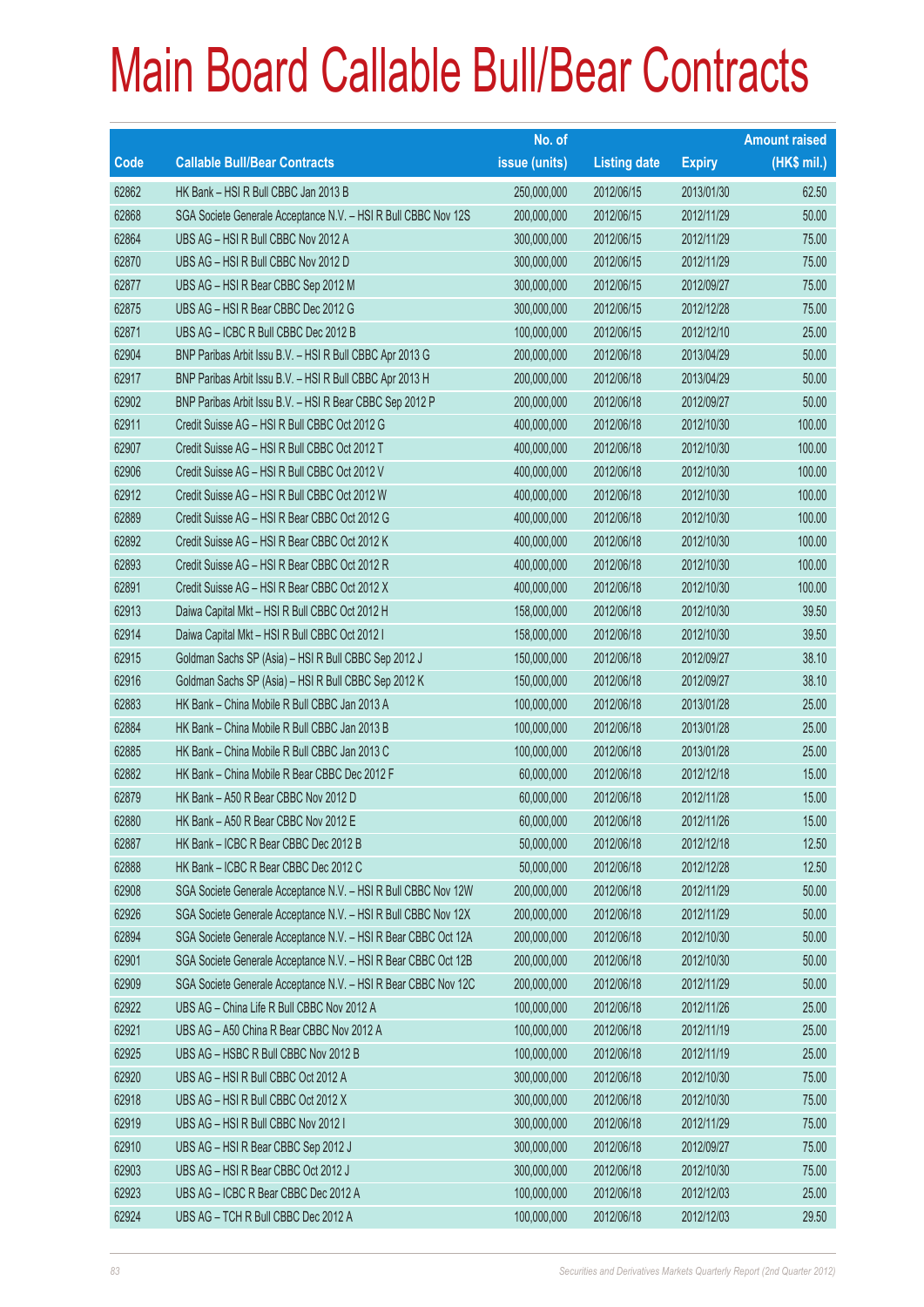# Main Board Callable Bull/Bear Contracts

| Code | Callable Bull/Bear Contracts | No. of issue (units) | Listing date | Expiry | Amount raised (HK$ mil.) |
|---|---|---|---|---|---|
| 62862 | HK Bank – HSI R Bull CBBC Jan 2013 B | 250,000,000 | 2012/06/15 | 2013/01/30 | 62.50 |
| 62868 | SGA Societe Generale Acceptance N.V. – HSI R Bull CBBC Nov 12S | 200,000,000 | 2012/06/15 | 2012/11/29 | 50.00 |
| 62864 | UBS AG – HSI R Bull CBBC Nov 2012 A | 300,000,000 | 2012/06/15 | 2012/11/29 | 75.00 |
| 62870 | UBS AG – HSI R Bull CBBC Nov 2012 D | 300,000,000 | 2012/06/15 | 2012/11/29 | 75.00 |
| 62877 | UBS AG – HSI R Bear CBBC Sep 2012 M | 300,000,000 | 2012/06/15 | 2012/09/27 | 75.00 |
| 62875 | UBS AG – HSI R Bear CBBC Dec 2012 G | 300,000,000 | 2012/06/15 | 2012/12/28 | 75.00 |
| 62871 | UBS AG – ICBC R Bull CBBC Dec 2012 B | 100,000,000 | 2012/06/15 | 2012/12/10 | 25.00 |
| 62904 | BNP Paribas Arbit Issu B.V. – HSI R Bull CBBC Apr 2013 G | 200,000,000 | 2012/06/18 | 2013/04/29 | 50.00 |
| 62917 | BNP Paribas Arbit Issu B.V. – HSI R Bull CBBC Apr 2013 H | 200,000,000 | 2012/06/18 | 2013/04/29 | 50.00 |
| 62902 | BNP Paribas Arbit Issu B.V. – HSI R Bear CBBC Sep 2012 P | 200,000,000 | 2012/06/18 | 2012/09/27 | 50.00 |
| 62911 | Credit Suisse AG – HSI R Bull CBBC Oct 2012 G | 400,000,000 | 2012/06/18 | 2012/10/30 | 100.00 |
| 62907 | Credit Suisse AG – HSI R Bull CBBC Oct 2012 T | 400,000,000 | 2012/06/18 | 2012/10/30 | 100.00 |
| 62906 | Credit Suisse AG – HSI R Bull CBBC Oct 2012 V | 400,000,000 | 2012/06/18 | 2012/10/30 | 100.00 |
| 62912 | Credit Suisse AG – HSI R Bull CBBC Oct 2012 W | 400,000,000 | 2012/06/18 | 2012/10/30 | 100.00 |
| 62889 | Credit Suisse AG – HSI R Bear CBBC Oct 2012 G | 400,000,000 | 2012/06/18 | 2012/10/30 | 100.00 |
| 62892 | Credit Suisse AG – HSI R Bear CBBC Oct 2012 K | 400,000,000 | 2012/06/18 | 2012/10/30 | 100.00 |
| 62893 | Credit Suisse AG – HSI R Bear CBBC Oct 2012 R | 400,000,000 | 2012/06/18 | 2012/10/30 | 100.00 |
| 62891 | Credit Suisse AG – HSI R Bear CBBC Oct 2012 X | 400,000,000 | 2012/06/18 | 2012/10/30 | 100.00 |
| 62913 | Daiwa Capital Mkt – HSI R Bull CBBC Oct 2012 H | 158,000,000 | 2012/06/18 | 2012/10/30 | 39.50 |
| 62914 | Daiwa Capital Mkt – HSI R Bull CBBC Oct 2012 I | 158,000,000 | 2012/06/18 | 2012/10/30 | 39.50 |
| 62915 | Goldman Sachs SP (Asia) – HSI R Bull CBBC Sep 2012 J | 150,000,000 | 2012/06/18 | 2012/09/27 | 38.10 |
| 62916 | Goldman Sachs SP (Asia) – HSI R Bull CBBC Sep 2012 K | 150,000,000 | 2012/06/18 | 2012/09/27 | 38.10 |
| 62883 | HK Bank – China Mobile R Bull CBBC Jan 2013 A | 100,000,000 | 2012/06/18 | 2013/01/28 | 25.00 |
| 62884 | HK Bank – China Mobile R Bull CBBC Jan 2013 B | 100,000,000 | 2012/06/18 | 2013/01/28 | 25.00 |
| 62885 | HK Bank – China Mobile R Bull CBBC Jan 2013 C | 100,000,000 | 2012/06/18 | 2013/01/28 | 25.00 |
| 62882 | HK Bank – China Mobile R Bear CBBC Dec 2012 F | 60,000,000 | 2012/06/18 | 2012/12/18 | 15.00 |
| 62879 | HK Bank – A50 R Bear CBBC Nov 2012 D | 60,000,000 | 2012/06/18 | 2012/11/28 | 15.00 |
| 62880 | HK Bank – A50 R Bear CBBC Nov 2012 E | 60,000,000 | 2012/06/18 | 2012/11/26 | 15.00 |
| 62887 | HK Bank – ICBC R Bear CBBC Dec 2012 B | 50,000,000 | 2012/06/18 | 2012/12/18 | 12.50 |
| 62888 | HK Bank – ICBC R Bear CBBC Dec 2012 C | 50,000,000 | 2012/06/18 | 2012/12/28 | 12.50 |
| 62908 | SGA Societe Generale Acceptance N.V. – HSI R Bull CBBC Nov 12W | 200,000,000 | 2012/06/18 | 2012/11/29 | 50.00 |
| 62926 | SGA Societe Generale Acceptance N.V. – HSI R Bull CBBC Nov 12X | 200,000,000 | 2012/06/18 | 2012/11/29 | 50.00 |
| 62894 | SGA Societe Generale Acceptance N.V. – HSI R Bear CBBC Oct 12A | 200,000,000 | 2012/06/18 | 2012/10/30 | 50.00 |
| 62901 | SGA Societe Generale Acceptance N.V. – HSI R Bear CBBC Oct 12B | 200,000,000 | 2012/06/18 | 2012/10/30 | 50.00 |
| 62909 | SGA Societe Generale Acceptance N.V. – HSI R Bear CBBC Nov 12C | 200,000,000 | 2012/06/18 | 2012/11/29 | 50.00 |
| 62922 | UBS AG – China Life R Bull CBBC Nov 2012 A | 100,000,000 | 2012/06/18 | 2012/11/26 | 25.00 |
| 62921 | UBS AG – A50 China R Bear CBBC Nov 2012 A | 100,000,000 | 2012/06/18 | 2012/11/19 | 25.00 |
| 62925 | UBS AG – HSBC R Bull CBBC Nov 2012 B | 100,000,000 | 2012/06/18 | 2012/11/19 | 25.00 |
| 62920 | UBS AG – HSI R Bull CBBC Oct 2012 A | 300,000,000 | 2012/06/18 | 2012/10/30 | 75.00 |
| 62918 | UBS AG – HSI R Bull CBBC Oct 2012 X | 300,000,000 | 2012/06/18 | 2012/10/30 | 75.00 |
| 62919 | UBS AG – HSI R Bull CBBC Nov 2012 I | 300,000,000 | 2012/06/18 | 2012/11/29 | 75.00 |
| 62910 | UBS AG – HSI R Bear CBBC Sep 2012 J | 300,000,000 | 2012/06/18 | 2012/09/27 | 75.00 |
| 62903 | UBS AG – HSI R Bear CBBC Oct 2012 J | 300,000,000 | 2012/06/18 | 2012/10/30 | 75.00 |
| 62923 | UBS AG – ICBC R Bear CBBC Dec 2012 A | 100,000,000 | 2012/06/18 | 2012/12/03 | 25.00 |
| 62924 | UBS AG – TCH R Bull CBBC Dec 2012 A | 100,000,000 | 2012/06/18 | 2012/12/03 | 29.50 |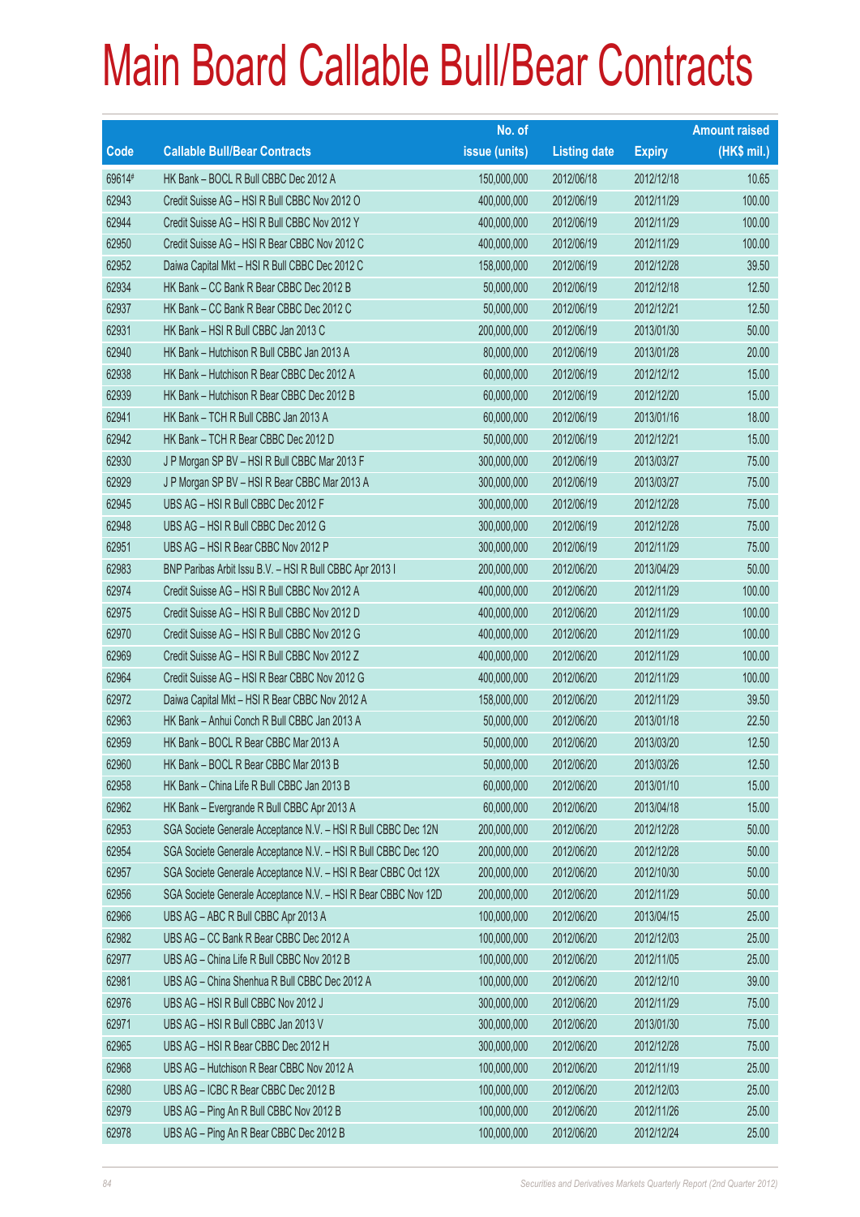# Main Board Callable Bull/Bear Contracts

| Code | Callable Bull/Bear Contracts | No. of issue (units) | Listing date | Expiry | Amount raised (HK$ mil.) |
|---|---|---|---|---|---|
| 69614# | HK Bank – BOCL R Bull CBBC Dec 2012 A | 150,000,000 | 2012/06/18 | 2012/12/18 | 10.65 |
| 62943 | Credit Suisse AG – HSI R Bull CBBC Nov 2012 O | 400,000,000 | 2012/06/19 | 2012/11/29 | 100.00 |
| 62944 | Credit Suisse AG – HSI R Bull CBBC Nov 2012 Y | 400,000,000 | 2012/06/19 | 2012/11/29 | 100.00 |
| 62950 | Credit Suisse AG – HSI R Bear CBBC Nov 2012 C | 400,000,000 | 2012/06/19 | 2012/11/29 | 100.00 |
| 62952 | Daiwa Capital Mkt – HSI R Bull CBBC Dec 2012 C | 158,000,000 | 2012/06/19 | 2012/12/28 | 39.50 |
| 62934 | HK Bank – CC Bank R Bear CBBC Dec 2012 B | 50,000,000 | 2012/06/19 | 2012/12/18 | 12.50 |
| 62937 | HK Bank – CC Bank R Bear CBBC Dec 2012 C | 50,000,000 | 2012/06/19 | 2012/12/21 | 12.50 |
| 62931 | HK Bank – HSI R Bull CBBC Jan 2013 C | 200,000,000 | 2012/06/19 | 2013/01/30 | 50.00 |
| 62940 | HK Bank – Hutchison R Bull CBBC Jan 2013 A | 80,000,000 | 2012/06/19 | 2013/01/28 | 20.00 |
| 62938 | HK Bank – Hutchison R Bear CBBC Dec 2012 A | 60,000,000 | 2012/06/19 | 2012/12/12 | 15.00 |
| 62939 | HK Bank – Hutchison R Bear CBBC Dec 2012 B | 60,000,000 | 2012/06/19 | 2012/12/20 | 15.00 |
| 62941 | HK Bank – TCH R Bull CBBC Jan 2013 A | 60,000,000 | 2012/06/19 | 2013/01/16 | 18.00 |
| 62942 | HK Bank – TCH R Bear CBBC Dec 2012 D | 50,000,000 | 2012/06/19 | 2012/12/21 | 15.00 |
| 62930 | J P Morgan SP BV – HSI R Bull CBBC Mar 2013 F | 300,000,000 | 2012/06/19 | 2013/03/27 | 75.00 |
| 62929 | J P Morgan SP BV – HSI R Bear CBBC Mar 2013 A | 300,000,000 | 2012/06/19 | 2013/03/27 | 75.00 |
| 62945 | UBS AG – HSI R Bull CBBC Dec 2012 F | 300,000,000 | 2012/06/19 | 2012/12/28 | 75.00 |
| 62948 | UBS AG – HSI R Bull CBBC Dec 2012 G | 300,000,000 | 2012/06/19 | 2012/12/28 | 75.00 |
| 62951 | UBS AG – HSI R Bear CBBC Nov 2012 P | 300,000,000 | 2012/06/19 | 2012/11/29 | 75.00 |
| 62983 | BNP Paribas Arbit Issu B.V. – HSI R Bull CBBC Apr 2013 I | 200,000,000 | 2012/06/20 | 2013/04/29 | 50.00 |
| 62974 | Credit Suisse AG – HSI R Bull CBBC Nov 2012 A | 400,000,000 | 2012/06/20 | 2012/11/29 | 100.00 |
| 62975 | Credit Suisse AG – HSI R Bull CBBC Nov 2012 D | 400,000,000 | 2012/06/20 | 2012/11/29 | 100.00 |
| 62970 | Credit Suisse AG – HSI R Bull CBBC Nov 2012 G | 400,000,000 | 2012/06/20 | 2012/11/29 | 100.00 |
| 62969 | Credit Suisse AG – HSI R Bull CBBC Nov 2012 Z | 400,000,000 | 2012/06/20 | 2012/11/29 | 100.00 |
| 62964 | Credit Suisse AG – HSI R Bear CBBC Nov 2012 G | 400,000,000 | 2012/06/20 | 2012/11/29 | 100.00 |
| 62972 | Daiwa Capital Mkt – HSI R Bear CBBC Nov 2012 A | 158,000,000 | 2012/06/20 | 2012/11/29 | 39.50 |
| 62963 | HK Bank – Anhui Conch R Bull CBBC Jan 2013 A | 50,000,000 | 2012/06/20 | 2013/01/18 | 22.50 |
| 62959 | HK Bank – BOCL R Bear CBBC Mar 2013 A | 50,000,000 | 2012/06/20 | 2013/03/20 | 12.50 |
| 62960 | HK Bank – BOCL R Bear CBBC Mar 2013 B | 50,000,000 | 2012/06/20 | 2013/03/26 | 12.50 |
| 62958 | HK Bank – China Life R Bull CBBC Jan 2013 B | 60,000,000 | 2012/06/20 | 2013/01/10 | 15.00 |
| 62962 | HK Bank – Evergrande R Bull CBBC Apr 2013 A | 60,000,000 | 2012/06/20 | 2013/04/18 | 15.00 |
| 62953 | SGA Societe Generale Acceptance N.V. – HSI R Bull CBBC Dec 12N | 200,000,000 | 2012/06/20 | 2012/12/28 | 50.00 |
| 62954 | SGA Societe Generale Acceptance N.V. – HSI R Bull CBBC Dec 12O | 200,000,000 | 2012/06/20 | 2012/12/28 | 50.00 |
| 62957 | SGA Societe Generale Acceptance N.V. – HSI R Bear CBBC Oct 12X | 200,000,000 | 2012/06/20 | 2012/10/30 | 50.00 |
| 62956 | SGA Societe Generale Acceptance N.V. – HSI R Bear CBBC Nov 12D | 200,000,000 | 2012/06/20 | 2012/11/29 | 50.00 |
| 62966 | UBS AG – ABC R Bull CBBC Apr 2013 A | 100,000,000 | 2012/06/20 | 2013/04/15 | 25.00 |
| 62982 | UBS AG – CC Bank R Bear CBBC Dec 2012 A | 100,000,000 | 2012/06/20 | 2012/12/03 | 25.00 |
| 62977 | UBS AG – China Life R Bull CBBC Nov 2012 B | 100,000,000 | 2012/06/20 | 2012/11/05 | 25.00 |
| 62981 | UBS AG – China Shenhua R Bull CBBC Dec 2012 A | 100,000,000 | 2012/06/20 | 2012/12/10 | 39.00 |
| 62976 | UBS AG – HSI R Bull CBBC Nov 2012 J | 300,000,000 | 2012/06/20 | 2012/11/29 | 75.00 |
| 62971 | UBS AG – HSI R Bull CBBC Jan 2013 V | 300,000,000 | 2012/06/20 | 2013/01/30 | 75.00 |
| 62965 | UBS AG – HSI R Bear CBBC Dec 2012 H | 300,000,000 | 2012/06/20 | 2012/12/28 | 75.00 |
| 62968 | UBS AG – Hutchison R Bear CBBC Nov 2012 A | 100,000,000 | 2012/06/20 | 2012/11/19 | 25.00 |
| 62980 | UBS AG – ICBC R Bear CBBC Dec 2012 B | 100,000,000 | 2012/06/20 | 2012/12/03 | 25.00 |
| 62979 | UBS AG – Ping An R Bull CBBC Nov 2012 B | 100,000,000 | 2012/06/20 | 2012/11/26 | 25.00 |
| 62978 | UBS AG – Ping An R Bear CBBC Dec 2012 B | 100,000,000 | 2012/06/20 | 2012/12/24 | 25.00 |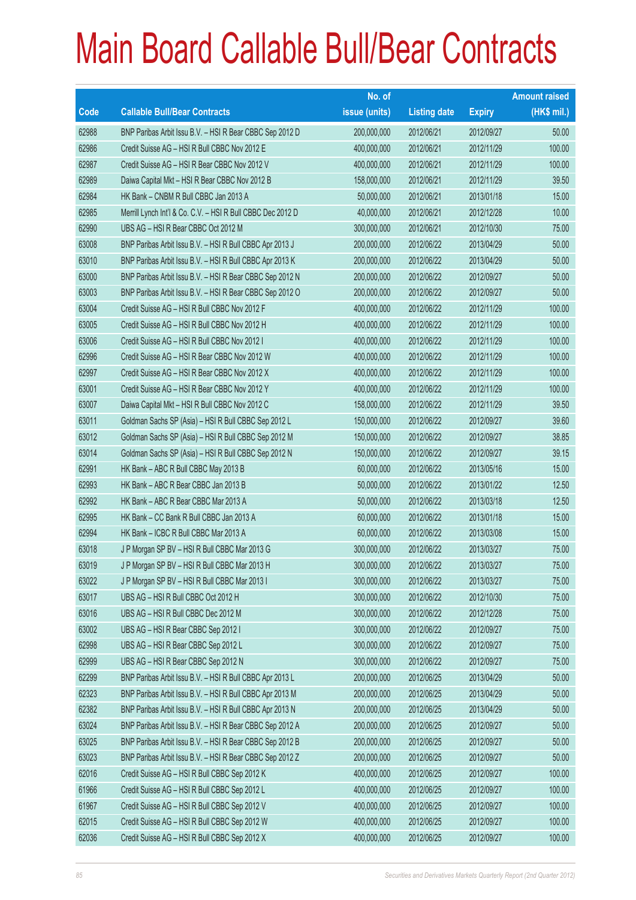# Main Board Callable Bull/Bear Contracts

| Code | Callable Bull/Bear Contracts | No. of issue (units) | Listing date | Expiry | Amount raised (HK$ mil.) |
|---|---|---|---|---|---|
| 62988 | BNP Paribas Arbit Issu B.V. – HSI R Bear CBBC Sep 2012 D | 200,000,000 | 2012/06/21 | 2012/09/27 | 50.00 |
| 62986 | Credit Suisse AG – HSI R Bull CBBC Nov 2012 E | 400,000,000 | 2012/06/21 | 2012/11/29 | 100.00 |
| 62987 | Credit Suisse AG – HSI R Bear CBBC Nov 2012 V | 400,000,000 | 2012/06/21 | 2012/11/29 | 100.00 |
| 62989 | Daiwa Capital Mkt – HSI R Bear CBBC Nov 2012 B | 158,000,000 | 2012/06/21 | 2012/11/29 | 39.50 |
| 62984 | HK Bank – CNBM R Bull CBBC Jan 2013 A | 50,000,000 | 2012/06/21 | 2013/01/18 | 15.00 |
| 62985 | Merrill Lynch Int'l & Co. C.V. – HSI R Bull CBBC Dec 2012 D | 40,000,000 | 2012/06/21 | 2012/12/28 | 10.00 |
| 62990 | UBS AG – HSI R Bear CBBC Oct 2012 M | 300,000,000 | 2012/06/21 | 2012/10/30 | 75.00 |
| 63008 | BNP Paribas Arbit Issu B.V. – HSI R Bull CBBC Apr 2013 J | 200,000,000 | 2012/06/22 | 2013/04/29 | 50.00 |
| 63010 | BNP Paribas Arbit Issu B.V. – HSI R Bull CBBC Apr 2013 K | 200,000,000 | 2012/06/22 | 2013/04/29 | 50.00 |
| 63000 | BNP Paribas Arbit Issu B.V. – HSI R Bear CBBC Sep 2012 N | 200,000,000 | 2012/06/22 | 2012/09/27 | 50.00 |
| 63003 | BNP Paribas Arbit Issu B.V. – HSI R Bear CBBC Sep 2012 O | 200,000,000 | 2012/06/22 | 2012/09/27 | 50.00 |
| 63004 | Credit Suisse AG – HSI R Bull CBBC Nov 2012 F | 400,000,000 | 2012/06/22 | 2012/11/29 | 100.00 |
| 63005 | Credit Suisse AG – HSI R Bull CBBC Nov 2012 H | 400,000,000 | 2012/06/22 | 2012/11/29 | 100.00 |
| 63006 | Credit Suisse AG – HSI R Bull CBBC Nov 2012 I | 400,000,000 | 2012/06/22 | 2012/11/29 | 100.00 |
| 62996 | Credit Suisse AG – HSI R Bear CBBC Nov 2012 W | 400,000,000 | 2012/06/22 | 2012/11/29 | 100.00 |
| 62997 | Credit Suisse AG – HSI R Bear CBBC Nov 2012 X | 400,000,000 | 2012/06/22 | 2012/11/29 | 100.00 |
| 63001 | Credit Suisse AG – HSI R Bear CBBC Nov 2012 Y | 400,000,000 | 2012/06/22 | 2012/11/29 | 100.00 |
| 63007 | Daiwa Capital Mkt – HSI R Bull CBBC Nov 2012 C | 158,000,000 | 2012/06/22 | 2012/11/29 | 39.50 |
| 63011 | Goldman Sachs SP (Asia) – HSI R Bull CBBC Sep 2012 L | 150,000,000 | 2012/06/22 | 2012/09/27 | 39.60 |
| 63012 | Goldman Sachs SP (Asia) – HSI R Bull CBBC Sep 2012 M | 150,000,000 | 2012/06/22 | 2012/09/27 | 38.85 |
| 63014 | Goldman Sachs SP (Asia) – HSI R Bull CBBC Sep 2012 N | 150,000,000 | 2012/06/22 | 2012/09/27 | 39.15 |
| 62991 | HK Bank – ABC R Bull CBBC May 2013 B | 60,000,000 | 2012/06/22 | 2013/05/16 | 15.00 |
| 62993 | HK Bank – ABC R Bear CBBC Jan 2013 B | 50,000,000 | 2012/06/22 | 2013/01/22 | 12.50 |
| 62992 | HK Bank – ABC R Bear CBBC Mar 2013 A | 50,000,000 | 2012/06/22 | 2013/03/18 | 12.50 |
| 62995 | HK Bank – CC Bank R Bull CBBC Jan 2013 A | 60,000,000 | 2012/06/22 | 2013/01/18 | 15.00 |
| 62994 | HK Bank – ICBC R Bull CBBC Mar 2013 A | 60,000,000 | 2012/06/22 | 2013/03/08 | 15.00 |
| 63018 | J P Morgan SP BV – HSI R Bull CBBC Mar 2013 G | 300,000,000 | 2012/06/22 | 2013/03/27 | 75.00 |
| 63019 | J P Morgan SP BV – HSI R Bull CBBC Mar 2013 H | 300,000,000 | 2012/06/22 | 2013/03/27 | 75.00 |
| 63022 | J P Morgan SP BV – HSI R Bull CBBC Mar 2013 I | 300,000,000 | 2012/06/22 | 2013/03/27 | 75.00 |
| 63017 | UBS AG – HSI R Bull CBBC Oct 2012 H | 300,000,000 | 2012/06/22 | 2012/10/30 | 75.00 |
| 63016 | UBS AG – HSI R Bull CBBC Dec 2012 M | 300,000,000 | 2012/06/22 | 2012/12/28 | 75.00 |
| 63002 | UBS AG – HSI R Bear CBBC Sep 2012 I | 300,000,000 | 2012/06/22 | 2012/09/27 | 75.00 |
| 62998 | UBS AG – HSI R Bear CBBC Sep 2012 L | 300,000,000 | 2012/06/22 | 2012/09/27 | 75.00 |
| 62999 | UBS AG – HSI R Bear CBBC Sep 2012 N | 300,000,000 | 2012/06/22 | 2012/09/27 | 75.00 |
| 62299 | BNP Paribas Arbit Issu B.V. – HSI R Bull CBBC Apr 2013 L | 200,000,000 | 2012/06/25 | 2013/04/29 | 50.00 |
| 62323 | BNP Paribas Arbit Issu B.V. – HSI R Bull CBBC Apr 2013 M | 200,000,000 | 2012/06/25 | 2013/04/29 | 50.00 |
| 62382 | BNP Paribas Arbit Issu B.V. – HSI R Bull CBBC Apr 2013 N | 200,000,000 | 2012/06/25 | 2013/04/29 | 50.00 |
| 63024 | BNP Paribas Arbit Issu B.V. – HSI R Bear CBBC Sep 2012 A | 200,000,000 | 2012/06/25 | 2012/09/27 | 50.00 |
| 63025 | BNP Paribas Arbit Issu B.V. – HSI R Bear CBBC Sep 2012 B | 200,000,000 | 2012/06/25 | 2012/09/27 | 50.00 |
| 63023 | BNP Paribas Arbit Issu B.V. – HSI R Bear CBBC Sep 2012 Z | 200,000,000 | 2012/06/25 | 2012/09/27 | 50.00 |
| 62016 | Credit Suisse AG – HSI R Bull CBBC Sep 2012 K | 400,000,000 | 2012/06/25 | 2012/09/27 | 100.00 |
| 61966 | Credit Suisse AG – HSI R Bull CBBC Sep 2012 L | 400,000,000 | 2012/06/25 | 2012/09/27 | 100.00 |
| 61967 | Credit Suisse AG – HSI R Bull CBBC Sep 2012 V | 400,000,000 | 2012/06/25 | 2012/09/27 | 100.00 |
| 62015 | Credit Suisse AG – HSI R Bull CBBC Sep 2012 W | 400,000,000 | 2012/06/25 | 2012/09/27 | 100.00 |
| 62036 | Credit Suisse AG – HSI R Bull CBBC Sep 2012 X | 400,000,000 | 2012/06/25 | 2012/09/27 | 100.00 |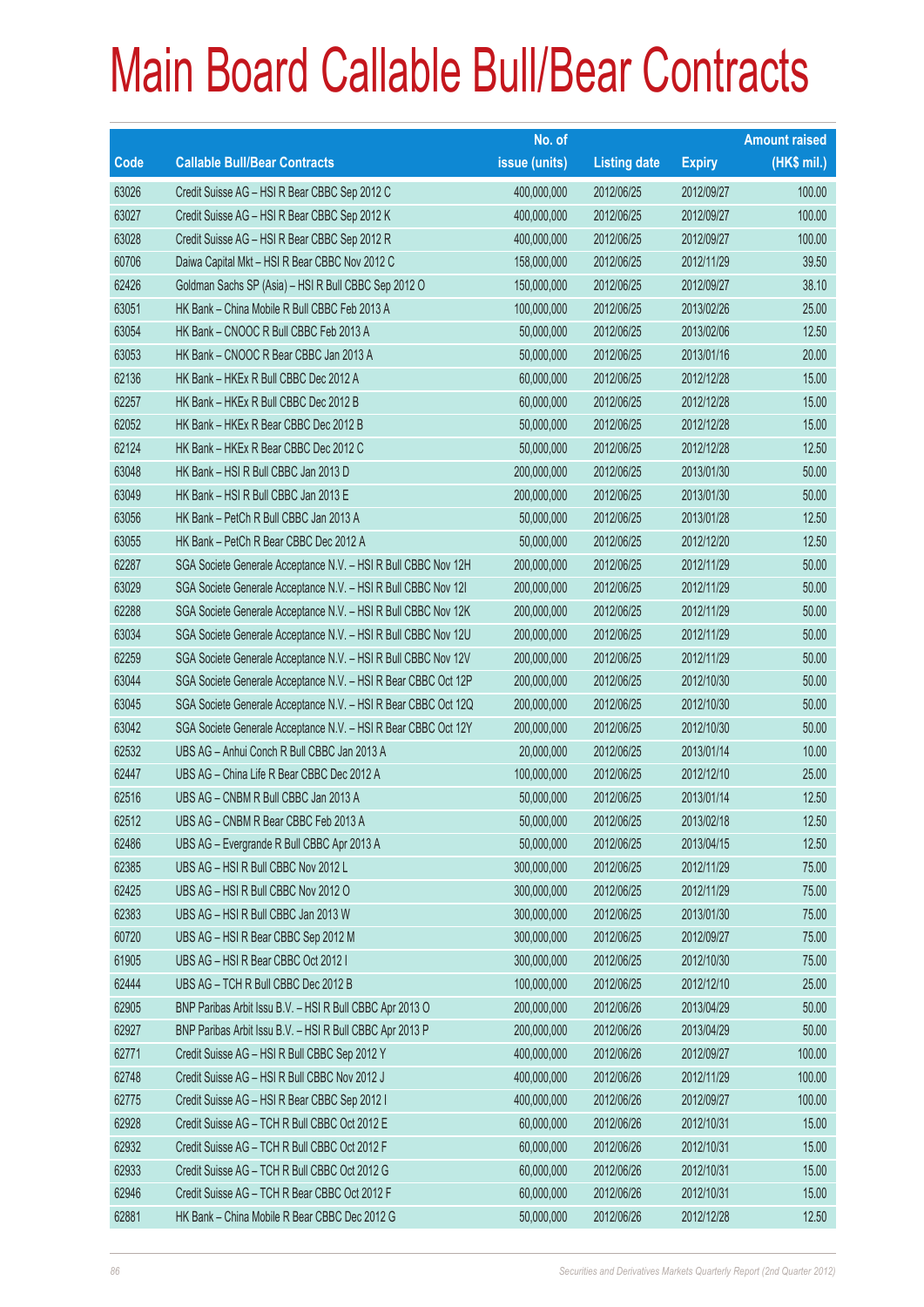# Main Board Callable Bull/Bear Contracts

| Code | Callable Bull/Bear Contracts | No. of issue (units) | Listing date | Expiry | Amount raised (HK$ mil.) |
|---|---|---|---|---|---|
| 63026 | Credit Suisse AG – HSI R Bear CBBC Sep 2012 C | 400,000,000 | 2012/06/25 | 2012/09/27 | 100.00 |
| 63027 | Credit Suisse AG – HSI R Bear CBBC Sep 2012 K | 400,000,000 | 2012/06/25 | 2012/09/27 | 100.00 |
| 63028 | Credit Suisse AG – HSI R Bear CBBC Sep 2012 R | 400,000,000 | 2012/06/25 | 2012/09/27 | 100.00 |
| 60706 | Daiwa Capital Mkt – HSI R Bear CBBC Nov 2012 C | 158,000,000 | 2012/06/25 | 2012/11/29 | 39.50 |
| 62426 | Goldman Sachs SP (Asia) – HSI R Bull CBBC Sep 2012 O | 150,000,000 | 2012/06/25 | 2012/09/27 | 38.10 |
| 63051 | HK Bank – China Mobile R Bull CBBC Feb 2013 A | 100,000,000 | 2012/06/25 | 2013/02/26 | 25.00 |
| 63054 | HK Bank – CNOOC R Bull CBBC Feb 2013 A | 50,000,000 | 2012/06/25 | 2013/02/06 | 12.50 |
| 63053 | HK Bank – CNOOC R Bear CBBC Jan 2013 A | 50,000,000 | 2012/06/25 | 2013/01/16 | 20.00 |
| 62136 | HK Bank – HKEx R Bull CBBC Dec 2012 A | 60,000,000 | 2012/06/25 | 2012/12/28 | 15.00 |
| 62257 | HK Bank – HKEx R Bull CBBC Dec 2012 B | 60,000,000 | 2012/06/25 | 2012/12/28 | 15.00 |
| 62052 | HK Bank – HKEx R Bear CBBC Dec 2012 B | 50,000,000 | 2012/06/25 | 2012/12/28 | 15.00 |
| 62124 | HK Bank – HKEx R Bear CBBC Dec 2012 C | 50,000,000 | 2012/06/25 | 2012/12/28 | 12.50 |
| 63048 | HK Bank – HSI R Bull CBBC Jan 2013 D | 200,000,000 | 2012/06/25 | 2013/01/30 | 50.00 |
| 63049 | HK Bank – HSI R Bull CBBC Jan 2013 E | 200,000,000 | 2012/06/25 | 2013/01/30 | 50.00 |
| 63056 | HK Bank – PetCh R Bull CBBC Jan 2013 A | 50,000,000 | 2012/06/25 | 2013/01/28 | 12.50 |
| 63055 | HK Bank – PetCh R Bear CBBC Dec 2012 A | 50,000,000 | 2012/06/25 | 2012/12/20 | 12.50 |
| 62287 | SGA Societe Generale Acceptance N.V. – HSI R Bull CBBC Nov 12H | 200,000,000 | 2012/06/25 | 2012/11/29 | 50.00 |
| 63029 | SGA Societe Generale Acceptance N.V. – HSI R Bull CBBC Nov 12I | 200,000,000 | 2012/06/25 | 2012/11/29 | 50.00 |
| 62288 | SGA Societe Generale Acceptance N.V. – HSI R Bull CBBC Nov 12K | 200,000,000 | 2012/06/25 | 2012/11/29 | 50.00 |
| 63034 | SGA Societe Generale Acceptance N.V. – HSI R Bull CBBC Nov 12U | 200,000,000 | 2012/06/25 | 2012/11/29 | 50.00 |
| 62259 | SGA Societe Generale Acceptance N.V. – HSI R Bull CBBC Nov 12V | 200,000,000 | 2012/06/25 | 2012/11/29 | 50.00 |
| 63044 | SGA Societe Generale Acceptance N.V. – HSI R Bear CBBC Oct 12P | 200,000,000 | 2012/06/25 | 2012/10/30 | 50.00 |
| 63045 | SGA Societe Generale Acceptance N.V. – HSI R Bear CBBC Oct 12Q | 200,000,000 | 2012/06/25 | 2012/10/30 | 50.00 |
| 63042 | SGA Societe Generale Acceptance N.V. – HSI R Bear CBBC Oct 12Y | 200,000,000 | 2012/06/25 | 2012/10/30 | 50.00 |
| 62532 | UBS AG – Anhui Conch R Bull CBBC Jan 2013 A | 20,000,000 | 2012/06/25 | 2013/01/14 | 10.00 |
| 62447 | UBS AG – China Life R Bear CBBC Dec 2012 A | 100,000,000 | 2012/06/25 | 2012/12/10 | 25.00 |
| 62516 | UBS AG – CNBM R Bull CBBC Jan 2013 A | 50,000,000 | 2012/06/25 | 2013/01/14 | 12.50 |
| 62512 | UBS AG – CNBM R Bear CBBC Feb 2013 A | 50,000,000 | 2012/06/25 | 2013/02/18 | 12.50 |
| 62486 | UBS AG – Evergrande R Bull CBBC Apr 2013 A | 50,000,000 | 2012/06/25 | 2013/04/15 | 12.50 |
| 62385 | UBS AG – HSI R Bull CBBC Nov 2012 L | 300,000,000 | 2012/06/25 | 2012/11/29 | 75.00 |
| 62425 | UBS AG – HSI R Bull CBBC Nov 2012 O | 300,000,000 | 2012/06/25 | 2012/11/29 | 75.00 |
| 62383 | UBS AG – HSI R Bull CBBC Jan 2013 W | 300,000,000 | 2012/06/25 | 2013/01/30 | 75.00 |
| 60720 | UBS AG – HSI R Bear CBBC Sep 2012 M | 300,000,000 | 2012/06/25 | 2012/09/27 | 75.00 |
| 61905 | UBS AG – HSI R Bear CBBC Oct 2012 I | 300,000,000 | 2012/06/25 | 2012/10/30 | 75.00 |
| 62444 | UBS AG – TCH R Bull CBBC Dec 2012 B | 100,000,000 | 2012/06/25 | 2012/12/10 | 25.00 |
| 62905 | BNP Paribas Arbit Issu B.V. – HSI R Bull CBBC Apr 2013 O | 200,000,000 | 2012/06/26 | 2013/04/29 | 50.00 |
| 62927 | BNP Paribas Arbit Issu B.V. – HSI R Bull CBBC Apr 2013 P | 200,000,000 | 2012/06/26 | 2013/04/29 | 50.00 |
| 62771 | Credit Suisse AG – HSI R Bull CBBC Sep 2012 Y | 400,000,000 | 2012/06/26 | 2012/09/27 | 100.00 |
| 62748 | Credit Suisse AG – HSI R Bull CBBC Nov 2012 J | 400,000,000 | 2012/06/26 | 2012/11/29 | 100.00 |
| 62775 | Credit Suisse AG – HSI R Bear CBBC Sep 2012 I | 400,000,000 | 2012/06/26 | 2012/09/27 | 100.00 |
| 62928 | Credit Suisse AG – TCH R Bull CBBC Oct 2012 E | 60,000,000 | 2012/06/26 | 2012/10/31 | 15.00 |
| 62932 | Credit Suisse AG – TCH R Bull CBBC Oct 2012 F | 60,000,000 | 2012/06/26 | 2012/10/31 | 15.00 |
| 62933 | Credit Suisse AG – TCH R Bull CBBC Oct 2012 G | 60,000,000 | 2012/06/26 | 2012/10/31 | 15.00 |
| 62946 | Credit Suisse AG – TCH R Bear CBBC Oct 2012 F | 60,000,000 | 2012/06/26 | 2012/10/31 | 15.00 |
| 62881 | HK Bank – China Mobile R Bear CBBC Dec 2012 G | 50,000,000 | 2012/06/26 | 2012/12/28 | 12.50 |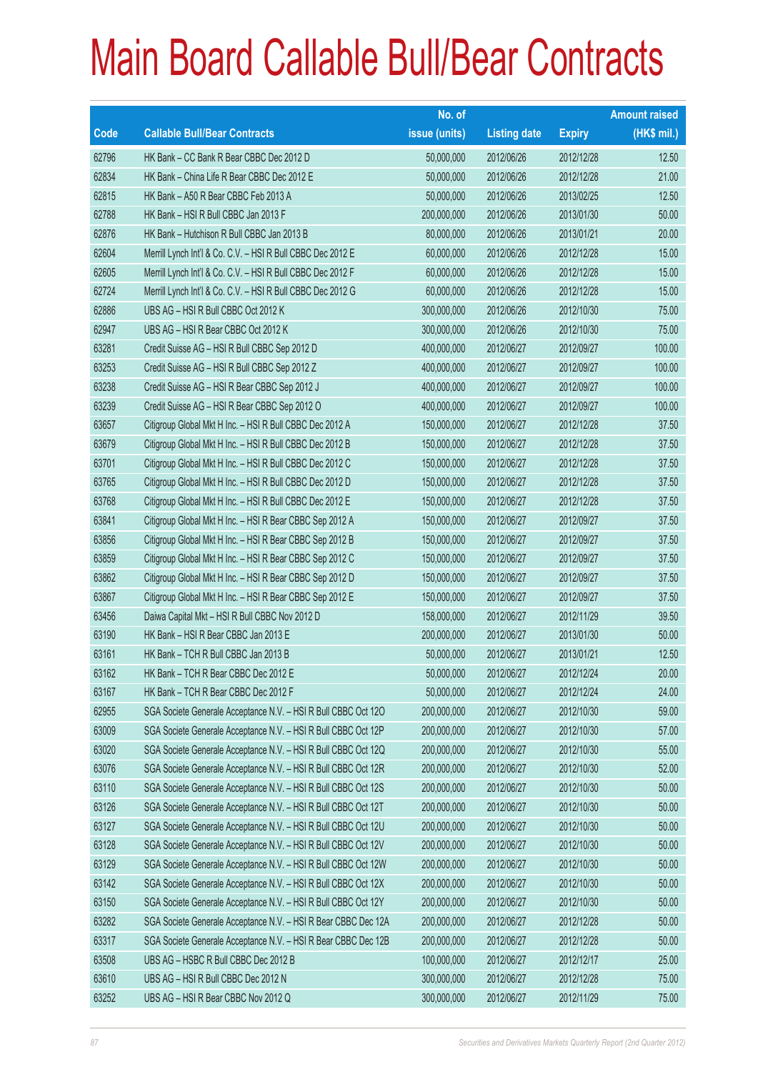# Main Board Callable Bull/Bear Contracts

| Code | Callable Bull/Bear Contracts | No. of issue (units) | Listing date | Expiry | Amount raised (HK$ mil.) |
|---|---|---|---|---|---|
| 62796 | HK Bank – CC Bank R Bear CBBC Dec 2012 D | 50,000,000 | 2012/06/26 | 2012/12/28 | 12.50 |
| 62834 | HK Bank – China Life R Bear CBBC Dec 2012 E | 50,000,000 | 2012/06/26 | 2012/12/28 | 21.00 |
| 62815 | HK Bank – A50 R Bear CBBC Feb 2013 A | 50,000,000 | 2012/06/26 | 2013/02/25 | 12.50 |
| 62788 | HK Bank – HSI R Bull CBBC Jan 2013 F | 200,000,000 | 2012/06/26 | 2013/01/30 | 50.00 |
| 62876 | HK Bank – Hutchison R Bull CBBC Jan 2013 B | 80,000,000 | 2012/06/26 | 2013/01/21 | 20.00 |
| 62604 | Merrill Lynch Int'l & Co. C.V. – HSI R Bull CBBC Dec 2012 E | 60,000,000 | 2012/06/26 | 2012/12/28 | 15.00 |
| 62605 | Merrill Lynch Int'l & Co. C.V. – HSI R Bull CBBC Dec 2012 F | 60,000,000 | 2012/06/26 | 2012/12/28 | 15.00 |
| 62724 | Merrill Lynch Int'l & Co. C.V. – HSI R Bull CBBC Dec 2012 G | 60,000,000 | 2012/06/26 | 2012/12/28 | 15.00 |
| 62886 | UBS AG – HSI R Bull CBBC Oct 2012 K | 300,000,000 | 2012/06/26 | 2012/10/30 | 75.00 |
| 62947 | UBS AG – HSI R Bear CBBC Oct 2012 K | 300,000,000 | 2012/06/26 | 2012/10/30 | 75.00 |
| 63281 | Credit Suisse AG – HSI R Bull CBBC Sep 2012 D | 400,000,000 | 2012/06/27 | 2012/09/27 | 100.00 |
| 63253 | Credit Suisse AG – HSI R Bull CBBC Sep 2012 Z | 400,000,000 | 2012/06/27 | 2012/09/27 | 100.00 |
| 63238 | Credit Suisse AG – HSI R Bear CBBC Sep 2012 J | 400,000,000 | 2012/06/27 | 2012/09/27 | 100.00 |
| 63239 | Credit Suisse AG – HSI R Bear CBBC Sep 2012 O | 400,000,000 | 2012/06/27 | 2012/09/27 | 100.00 |
| 63657 | Citigroup Global Mkt H Inc. – HSI R Bull CBBC Dec 2012 A | 150,000,000 | 2012/06/27 | 2012/12/28 | 37.50 |
| 63679 | Citigroup Global Mkt H Inc. – HSI R Bull CBBC Dec 2012 B | 150,000,000 | 2012/06/27 | 2012/12/28 | 37.50 |
| 63701 | Citigroup Global Mkt H Inc. – HSI R Bull CBBC Dec 2012 C | 150,000,000 | 2012/06/27 | 2012/12/28 | 37.50 |
| 63765 | Citigroup Global Mkt H Inc. – HSI R Bull CBBC Dec 2012 D | 150,000,000 | 2012/06/27 | 2012/12/28 | 37.50 |
| 63768 | Citigroup Global Mkt H Inc. – HSI R Bull CBBC Dec 2012 E | 150,000,000 | 2012/06/27 | 2012/12/28 | 37.50 |
| 63841 | Citigroup Global Mkt H Inc. – HSI R Bear CBBC Sep 2012 A | 150,000,000 | 2012/06/27 | 2012/09/27 | 37.50 |
| 63856 | Citigroup Global Mkt H Inc. – HSI R Bear CBBC Sep 2012 B | 150,000,000 | 2012/06/27 | 2012/09/27 | 37.50 |
| 63859 | Citigroup Global Mkt H Inc. – HSI R Bear CBBC Sep 2012 C | 150,000,000 | 2012/06/27 | 2012/09/27 | 37.50 |
| 63862 | Citigroup Global Mkt H Inc. – HSI R Bear CBBC Sep 2012 D | 150,000,000 | 2012/06/27 | 2012/09/27 | 37.50 |
| 63867 | Citigroup Global Mkt H Inc. – HSI R Bear CBBC Sep 2012 E | 150,000,000 | 2012/06/27 | 2012/09/27 | 37.50 |
| 63456 | Daiwa Capital Mkt – HSI R Bull CBBC Nov 2012 D | 158,000,000 | 2012/06/27 | 2012/11/29 | 39.50 |
| 63190 | HK Bank – HSI R Bear CBBC Jan 2013 E | 200,000,000 | 2012/06/27 | 2013/01/30 | 50.00 |
| 63161 | HK Bank – TCH R Bull CBBC Jan 2013 B | 50,000,000 | 2012/06/27 | 2013/01/21 | 12.50 |
| 63162 | HK Bank – TCH R Bear CBBC Dec 2012 E | 50,000,000 | 2012/06/27 | 2012/12/24 | 20.00 |
| 63167 | HK Bank – TCH R Bear CBBC Dec 2012 F | 50,000,000 | 2012/06/27 | 2012/12/24 | 24.00 |
| 62955 | SGA Societe Generale Acceptance N.V. – HSI R Bull CBBC Oct 12O | 200,000,000 | 2012/06/27 | 2012/10/30 | 59.00 |
| 63009 | SGA Societe Generale Acceptance N.V. – HSI R Bull CBBC Oct 12P | 200,000,000 | 2012/06/27 | 2012/10/30 | 57.00 |
| 63020 | SGA Societe Generale Acceptance N.V. – HSI R Bull CBBC Oct 12Q | 200,000,000 | 2012/06/27 | 2012/10/30 | 55.00 |
| 63076 | SGA Societe Generale Acceptance N.V. – HSI R Bull CBBC Oct 12R | 200,000,000 | 2012/06/27 | 2012/10/30 | 52.00 |
| 63110 | SGA Societe Generale Acceptance N.V. – HSI R Bull CBBC Oct 12S | 200,000,000 | 2012/06/27 | 2012/10/30 | 50.00 |
| 63126 | SGA Societe Generale Acceptance N.V. – HSI R Bull CBBC Oct 12T | 200,000,000 | 2012/06/27 | 2012/10/30 | 50.00 |
| 63127 | SGA Societe Generale Acceptance N.V. – HSI R Bull CBBC Oct 12U | 200,000,000 | 2012/06/27 | 2012/10/30 | 50.00 |
| 63128 | SGA Societe Generale Acceptance N.V. – HSI R Bull CBBC Oct 12V | 200,000,000 | 2012/06/27 | 2012/10/30 | 50.00 |
| 63129 | SGA Societe Generale Acceptance N.V. – HSI R Bull CBBC Oct 12W | 200,000,000 | 2012/06/27 | 2012/10/30 | 50.00 |
| 63142 | SGA Societe Generale Acceptance N.V. – HSI R Bull CBBC Oct 12X | 200,000,000 | 2012/06/27 | 2012/10/30 | 50.00 |
| 63150 | SGA Societe Generale Acceptance N.V. – HSI R Bull CBBC Oct 12Y | 200,000,000 | 2012/06/27 | 2012/10/30 | 50.00 |
| 63282 | SGA Societe Generale Acceptance N.V. – HSI R Bear CBBC Dec 12A | 200,000,000 | 2012/06/27 | 2012/12/28 | 50.00 |
| 63317 | SGA Societe Generale Acceptance N.V. – HSI R Bear CBBC Dec 12B | 200,000,000 | 2012/06/27 | 2012/12/28 | 50.00 |
| 63508 | UBS AG – HSBC R Bull CBBC Dec 2012 B | 100,000,000 | 2012/06/27 | 2012/12/17 | 25.00 |
| 63610 | UBS AG – HSI R Bull CBBC Dec 2012 N | 300,000,000 | 2012/06/27 | 2012/12/28 | 75.00 |
| 63252 | UBS AG – HSI R Bear CBBC Nov 2012 Q | 300,000,000 | 2012/06/27 | 2012/11/29 | 75.00 |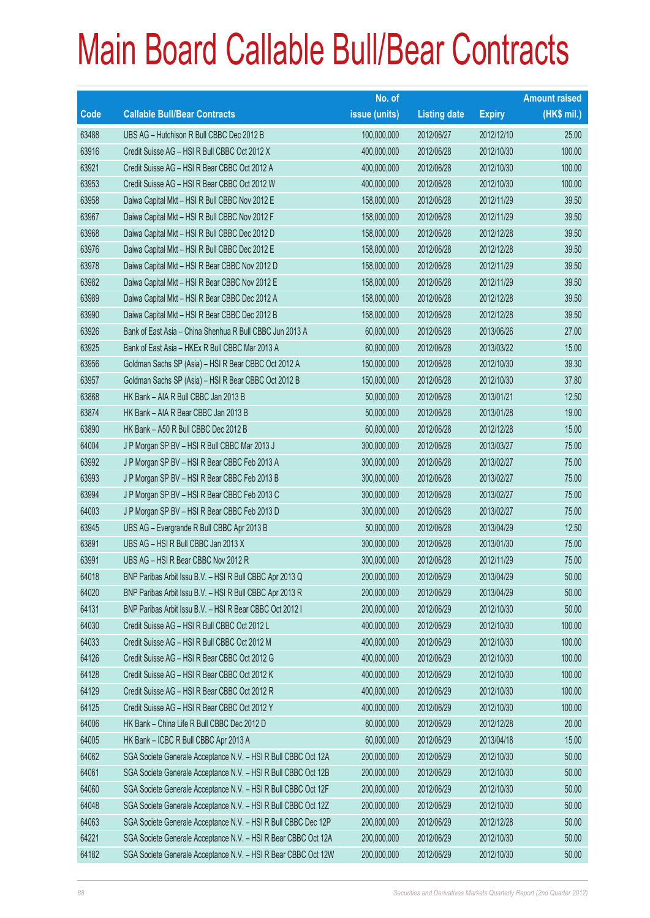# Main Board Callable Bull/Bear Contracts

| Code | Callable Bull/Bear Contracts | No. of issue (units) | Listing date | Expiry | Amount raised (HK$ mil.) |
|---|---|---|---|---|---|
| 63488 | UBS AG – Hutchison R Bull CBBC Dec 2012 B | 100,000,000 | 2012/06/27 | 2012/12/10 | 25.00 |
| 63916 | Credit Suisse AG – HSI R Bull CBBC Oct 2012 X | 400,000,000 | 2012/06/28 | 2012/10/30 | 100.00 |
| 63921 | Credit Suisse AG – HSI R Bear CBBC Oct 2012 A | 400,000,000 | 2012/06/28 | 2012/10/30 | 100.00 |
| 63953 | Credit Suisse AG – HSI R Bear CBBC Oct 2012 W | 400,000,000 | 2012/06/28 | 2012/10/30 | 100.00 |
| 63958 | Daiwa Capital Mkt – HSI R Bull CBBC Nov 2012 E | 158,000,000 | 2012/06/28 | 2012/11/29 | 39.50 |
| 63967 | Daiwa Capital Mkt – HSI R Bull CBBC Nov 2012 F | 158,000,000 | 2012/06/28 | 2012/11/29 | 39.50 |
| 63968 | Daiwa Capital Mkt – HSI R Bull CBBC Dec 2012 D | 158,000,000 | 2012/06/28 | 2012/12/28 | 39.50 |
| 63976 | Daiwa Capital Mkt – HSI R Bull CBBC Dec 2012 E | 158,000,000 | 2012/06/28 | 2012/12/28 | 39.50 |
| 63978 | Daiwa Capital Mkt – HSI R Bear CBBC Nov 2012 D | 158,000,000 | 2012/06/28 | 2012/11/29 | 39.50 |
| 63982 | Daiwa Capital Mkt – HSI R Bear CBBC Nov 2012 E | 158,000,000 | 2012/06/28 | 2012/11/29 | 39.50 |
| 63989 | Daiwa Capital Mkt – HSI R Bear CBBC Dec 2012 A | 158,000,000 | 2012/06/28 | 2012/12/28 | 39.50 |
| 63990 | Daiwa Capital Mkt – HSI R Bear CBBC Dec 2012 B | 158,000,000 | 2012/06/28 | 2012/12/28 | 39.50 |
| 63926 | Bank of East Asia – China Shenhua R Bull CBBC Jun 2013 A | 60,000,000 | 2012/06/28 | 2013/06/26 | 27.00 |
| 63925 | Bank of East Asia – HKEx R Bull CBBC Mar 2013 A | 60,000,000 | 2012/06/28 | 2013/03/22 | 15.00 |
| 63956 | Goldman Sachs SP (Asia) – HSI R Bear CBBC Oct 2012 A | 150,000,000 | 2012/06/28 | 2012/10/30 | 39.30 |
| 63957 | Goldman Sachs SP (Asia) – HSI R Bear CBBC Oct 2012 B | 150,000,000 | 2012/06/28 | 2012/10/30 | 37.80 |
| 63868 | HK Bank – AIA R Bull CBBC Jan 2013 B | 50,000,000 | 2012/06/28 | 2013/01/21 | 12.50 |
| 63874 | HK Bank – AIA R Bear CBBC Jan 2013 B | 50,000,000 | 2012/06/28 | 2013/01/28 | 19.00 |
| 63890 | HK Bank – A50 R Bull CBBC Dec 2012 B | 60,000,000 | 2012/06/28 | 2012/12/28 | 15.00 |
| 64004 | J P Morgan SP BV – HSI R Bull CBBC Mar 2013 J | 300,000,000 | 2012/06/28 | 2013/03/27 | 75.00 |
| 63992 | J P Morgan SP BV – HSI R Bear CBBC Feb 2013 A | 300,000,000 | 2012/06/28 | 2013/02/27 | 75.00 |
| 63993 | J P Morgan SP BV – HSI R Bear CBBC Feb 2013 B | 300,000,000 | 2012/06/28 | 2013/02/27 | 75.00 |
| 63994 | J P Morgan SP BV – HSI R Bear CBBC Feb 2013 C | 300,000,000 | 2012/06/28 | 2013/02/27 | 75.00 |
| 64003 | J P Morgan SP BV – HSI R Bear CBBC Feb 2013 D | 300,000,000 | 2012/06/28 | 2013/02/27 | 75.00 |
| 63945 | UBS AG – Evergrande R Bull CBBC Apr 2013 B | 50,000,000 | 2012/06/28 | 2013/04/29 | 12.50 |
| 63891 | UBS AG – HSI R Bull CBBC Jan 2013 X | 300,000,000 | 2012/06/28 | 2013/01/30 | 75.00 |
| 63991 | UBS AG – HSI R Bear CBBC Nov 2012 R | 300,000,000 | 2012/06/28 | 2012/11/29 | 75.00 |
| 64018 | BNP Paribas Arbit Issu B.V. – HSI R Bull CBBC Apr 2013 Q | 200,000,000 | 2012/06/29 | 2013/04/29 | 50.00 |
| 64020 | BNP Paribas Arbit Issu B.V. – HSI R Bull CBBC Apr 2013 R | 200,000,000 | 2012/06/29 | 2013/04/29 | 50.00 |
| 64131 | BNP Paribas Arbit Issu B.V. – HSI R Bear CBBC Oct 2012 I | 200,000,000 | 2012/06/29 | 2012/10/30 | 50.00 |
| 64030 | Credit Suisse AG – HSI R Bull CBBC Oct 2012 L | 400,000,000 | 2012/06/29 | 2012/10/30 | 100.00 |
| 64033 | Credit Suisse AG – HSI R Bull CBBC Oct 2012 M | 400,000,000 | 2012/06/29 | 2012/10/30 | 100.00 |
| 64126 | Credit Suisse AG – HSI R Bear CBBC Oct 2012 G | 400,000,000 | 2012/06/29 | 2012/10/30 | 100.00 |
| 64128 | Credit Suisse AG – HSI R Bear CBBC Oct 2012 K | 400,000,000 | 2012/06/29 | 2012/10/30 | 100.00 |
| 64129 | Credit Suisse AG – HSI R Bear CBBC Oct 2012 R | 400,000,000 | 2012/06/29 | 2012/10/30 | 100.00 |
| 64125 | Credit Suisse AG – HSI R Bear CBBC Oct 2012 Y | 400,000,000 | 2012/06/29 | 2012/10/30 | 100.00 |
| 64006 | HK Bank – China Life R Bull CBBC Dec 2012 D | 80,000,000 | 2012/06/29 | 2012/12/28 | 20.00 |
| 64005 | HK Bank – ICBC R Bull CBBC Apr 2013 A | 60,000,000 | 2012/06/29 | 2013/04/18 | 15.00 |
| 64062 | SGA Societe Generale Acceptance N.V. – HSI R Bull CBBC Oct 12A | 200,000,000 | 2012/06/29 | 2012/10/30 | 50.00 |
| 64061 | SGA Societe Generale Acceptance N.V. – HSI R Bull CBBC Oct 12B | 200,000,000 | 2012/06/29 | 2012/10/30 | 50.00 |
| 64060 | SGA Societe Generale Acceptance N.V. – HSI R Bull CBBC Oct 12F | 200,000,000 | 2012/06/29 | 2012/10/30 | 50.00 |
| 64048 | SGA Societe Generale Acceptance N.V. – HSI R Bull CBBC Oct 12Z | 200,000,000 | 2012/06/29 | 2012/10/30 | 50.00 |
| 64063 | SGA Societe Generale Acceptance N.V. – HSI R Bull CBBC Dec 12P | 200,000,000 | 2012/06/29 | 2012/12/28 | 50.00 |
| 64221 | SGA Societe Generale Acceptance N.V. – HSI R Bear CBBC Oct 12A | 200,000,000 | 2012/06/29 | 2012/10/30 | 50.00 |
| 64182 | SGA Societe Generale Acceptance N.V. – HSI R Bear CBBC Oct 12W | 200,000,000 | 2012/06/29 | 2012/10/30 | 50.00 |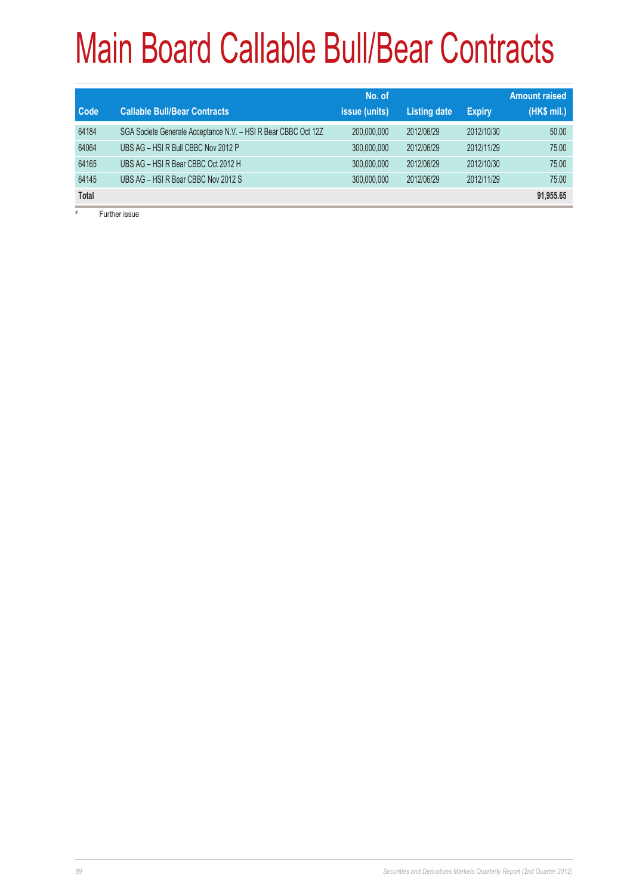# Main Board Callable Bull/Bear Contracts

| Code | Callable Bull/Bear Contracts | No. of issue (units) | Listing date | Expiry | Amount raised (HK$ mil.) |
|---|---|---|---|---|---|
| 64184 | SGA Societe Generale Acceptance N.V. – HSI R Bear CBBC Oct 12Z | 200,000,000 | 2012/06/29 | 2012/10/30 | 50.00 |
| 64064 | UBS AG – HSI R Bull CBBC Nov 2012 P | 300,000,000 | 2012/06/29 | 2012/11/29 | 75.00 |
| 64165 | UBS AG – HSI R Bear CBBC Oct 2012 H | 300,000,000 | 2012/06/29 | 2012/10/30 | 75.00 |
| 64145 | UBS AG – HSI R Bear CBBC Nov 2012 S | 300,000,000 | 2012/06/29 | 2012/11/29 | 75.00 |
| **Total** | | | | | **91,955.65** |

\# Further issue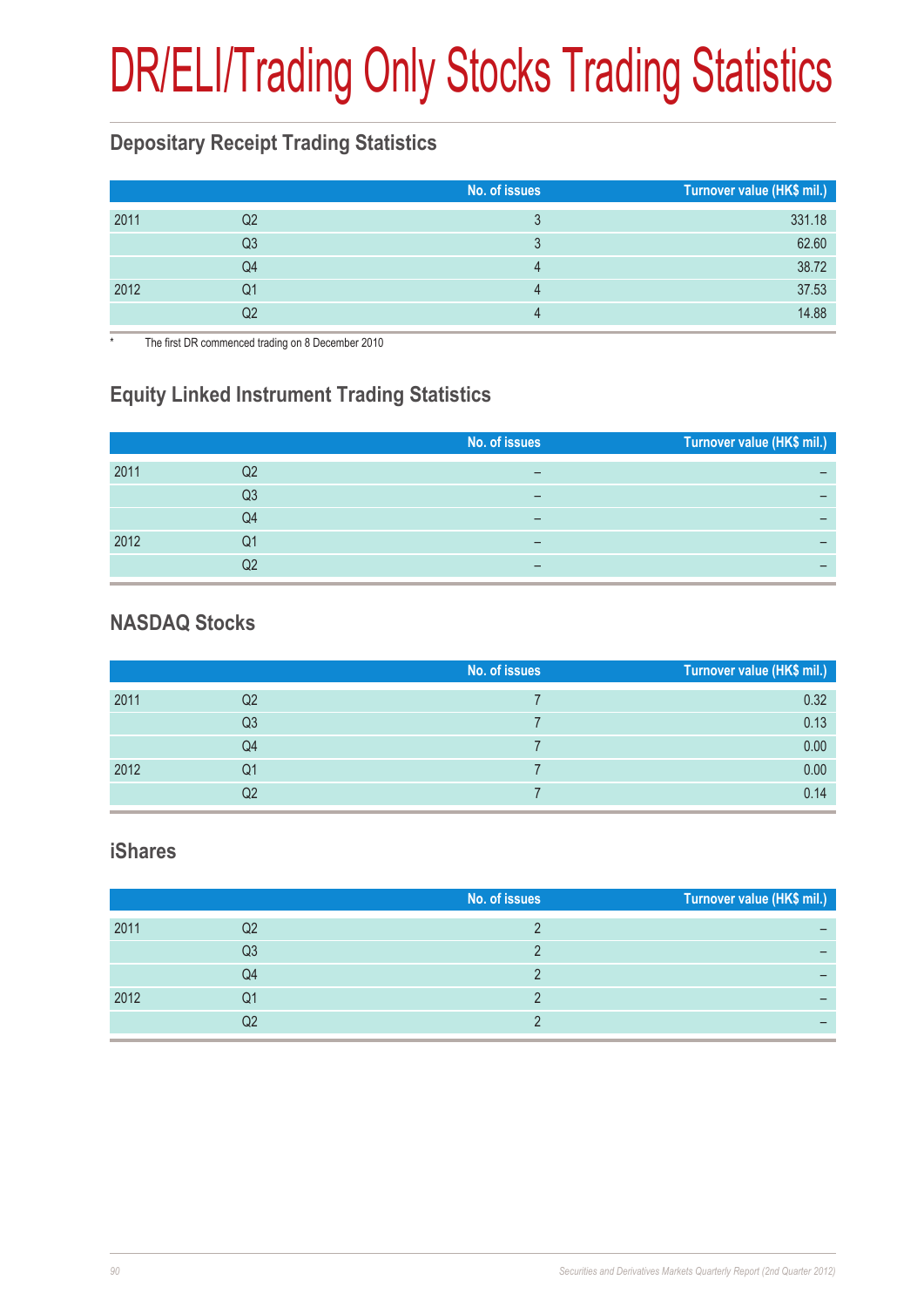# DR/ELI/Trading Only Stocks Trading Statistics

## Depositary Receipt Trading Statistics

| | | No. of issues | Turnover value (HK$ mil.) |
|---|---|---|---|
| 2011 | Q2 | 3 | 331.18 |
| | Q3 | 3 | 62.60 |
| | Q4 | 4 | 38.72 |
| 2012 | Q1 | 4 | 37.53 |
| | Q2 | 4 | 14.88 |

* The first DR commenced trading on 8 December 2010

## Equity Linked Instrument Trading Statistics

| | | No. of issues | Turnover value (HK$ mil.) |
|---|---|---|---|
| 2011 | Q2 | – | – |
| | Q3 | – | – |
| | Q4 | – | – |
| 2012 | Q1 | – | – |
| | Q2 | – | – |

## NASDAQ Stocks

| | | No. of issues | Turnover value (HK$ mil.) |
|---|---|---|---|
| 2011 | Q2 | 7 | 0.32 |
| | Q3 | 7 | 0.13 |
| | Q4 | 7 | 0.00 |
| 2012 | Q1 | 7 | 0.00 |
| | Q2 | 7 | 0.14 |

## iShares

| | | No. of issues | Turnover value (HK$ mil.) |
|---|---|---|---|
| 2011 | Q2 | 2 | – |
| | Q3 | 2 | – |
| | Q4 | 2 | – |
| 2012 | Q1 | 2 | – |
| | Q2 | 2 | – |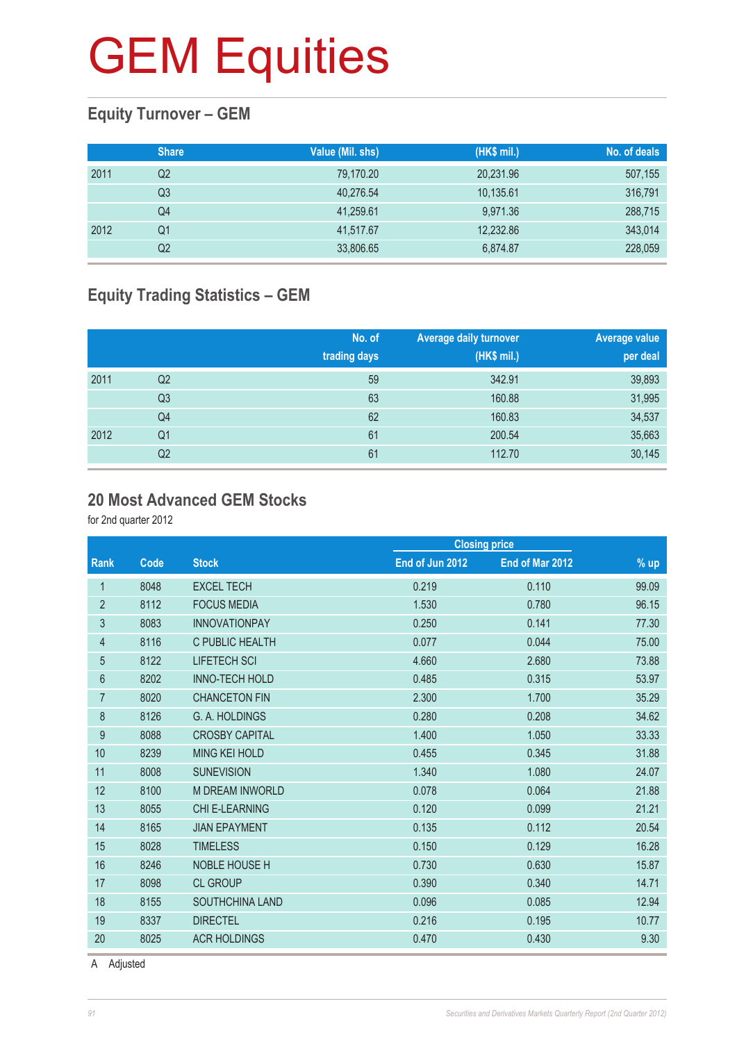# GEM Equities

## Equity Turnover – GEM

| | Share | Value (Mil. shs) | (HK$ mil.) | No. of deals |
|---|---|---|---|---|
| 2011 | Q2 | 79,170.20 | 20,231.96 | 507,155 |
| | Q3 | 40,276.54 | 10,135.61 | 316,791 |
| | Q4 | 41,259.61 | 9,971.36 | 288,715 |
| 2012 | Q1 | 41,517.67 | 12,232.86 | 343,014 |
| | Q2 | 33,806.65 | 6,874.87 | 228,059 |

## Equity Trading Statistics – GEM

| | | No. of trading days | Average daily turnover (HK$ mil.) | Average value per deal |
|---|---|---|---|---|
| 2011 | Q2 | 59 | 342.91 | 39,893 |
| | Q3 | 63 | 160.88 | 31,995 |
| | Q4 | 62 | 160.83 | 34,537 |
| 2012 | Q1 | 61 | 200.54 | 35,663 |
| | Q2 | 61 | 112.70 | 30,145 |

## 20 Most Advanced GEM Stocks

for 2nd quarter 2012

| | | | Closing price | | |
|---|---|---|---|---|---|
| Rank | Code | Stock | End of Jun 2012 | End of Mar 2012 | % up |
| 1 | 8048 | EXCEL TECH | 0.219 | 0.110 | 99.09 |
| 2 | 8112 | FOCUS MEDIA | 1.530 | 0.780 | 96.15 |
| 3 | 8083 | INNOVATIONPAY | 0.250 | 0.141 | 77.30 |
| 4 | 8116 | C PUBLIC HEALTH | 0.077 | 0.044 | 75.00 |
| 5 | 8122 | LIFETECH SCI | 4.660 | 2.680 | 73.88 |
| 6 | 8202 | INNO-TECH HOLD | 0.485 | 0.315 | 53.97 |
| 7 | 8020 | CHANCETON FIN | 2.300 | 1.700 | 35.29 |
| 8 | 8126 | G. A. HOLDINGS | 0.280 | 0.208 | 34.62 |
| 9 | 8088 | CROSBY CAPITAL | 1.400 | 1.050 | 33.33 |
| 10 | 8239 | MING KEI HOLD | 0.455 | 0.345 | 31.88 |
| 11 | 8008 | SUNEVISION | 1.340 | 1.080 | 24.07 |
| 12 | 8100 | M DREAM INWORLD | 0.078 | 0.064 | 21.88 |
| 13 | 8055 | CHI E-LEARNING | 0.120 | 0.099 | 21.21 |
| 14 | 8165 | JIAN EPAYMENT | 0.135 | 0.112 | 20.54 |
| 15 | 8028 | TIMELESS | 0.150 | 0.129 | 16.28 |
| 16 | 8246 | NOBLE HOUSE H | 0.730 | 0.630 | 15.87 |
| 17 | 8098 | CL GROUP | 0.390 | 0.340 | 14.71 |
| 18 | 8155 | SOUTHCHINA LAND | 0.096 | 0.085 | 12.94 |
| 19 | 8337 | DIRECTEL | 0.216 | 0.195 | 10.77 |
| 20 | 8025 | ACR HOLDINGS | 0.470 | 0.430 | 9.30 |

A Adjusted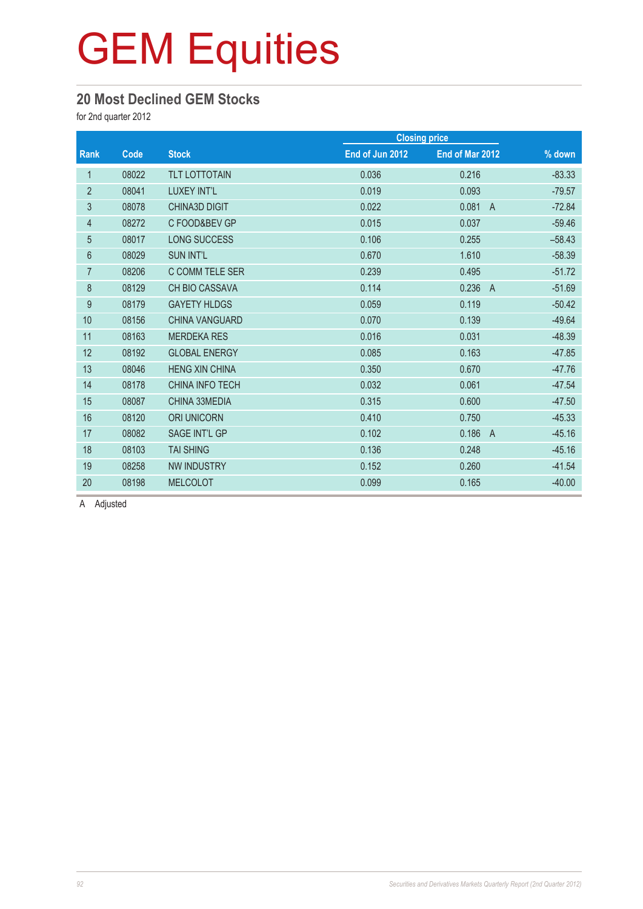# GEM Equities

## 20 Most Declined GEM Stocks

for 2nd quarter 2012

| Rank | Code | Stock | Closing price | | % down |
|---|---|---|---|---|---|
| | | | End of Jun 2012 | End of Mar 2012 | |
| 1 | 08022 | TLT LOTTOTAIN | 0.036 | 0.216 | -83.33 |
| 2 | 08041 | LUXEY INT'L | 0.019 | 0.093 | -79.57 |
| 3 | 08078 | CHINA3D DIGIT | 0.022 | 0.081 A | -72.84 |
| 4 | 08272 | C FOOD&BEV GP | 0.015 | 0.037 | -59.46 |
| 5 | 08017 | LONG SUCCESS | 0.106 | 0.255 | –58.43 |
| 6 | 08029 | SUN INT'L | 0.670 | 1.610 | -58.39 |
| 7 | 08206 | C COMM TELE SER | 0.239 | 0.495 | -51.72 |
| 8 | 08129 | CH BIO CASSAVA | 0.114 | 0.236 A | -51.69 |
| 9 | 08179 | GAYETY HLDGS | 0.059 | 0.119 | -50.42 |
| 10 | 08156 | CHINA VANGUARD | 0.070 | 0.139 | -49.64 |
| 11 | 08163 | MERDEKA RES | 0.016 | 0.031 | -48.39 |
| 12 | 08192 | GLOBAL ENERGY | 0.085 | 0.163 | -47.85 |
| 13 | 08046 | HENG XIN CHINA | 0.350 | 0.670 | -47.76 |
| 14 | 08178 | CHINA INFO TECH | 0.032 | 0.061 | -47.54 |
| 15 | 08087 | CHINA 33MEDIA | 0.315 | 0.600 | -47.50 |
| 16 | 08120 | ORI UNICORN | 0.410 | 0.750 | -45.33 |
| 17 | 08082 | SAGE INT'L GP | 0.102 | 0.186 A | -45.16 |
| 18 | 08103 | TAI SHING | 0.136 | 0.248 | -45.16 |
| 19 | 08258 | NW INDUSTRY | 0.152 | 0.260 | -41.54 |
| 20 | 08198 | MELCOLOT | 0.099 | 0.165 | -40.00 |

A Adjusted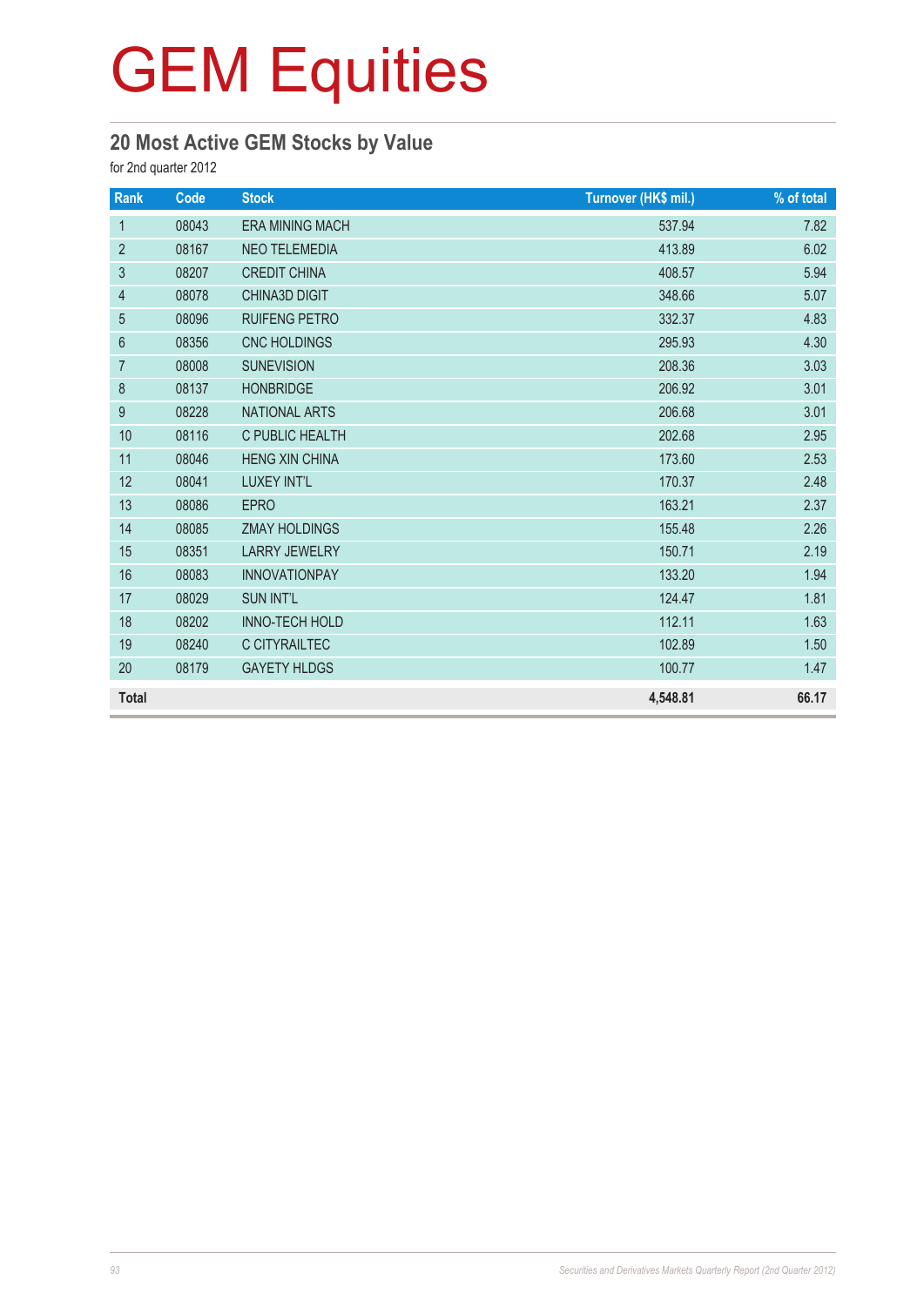# GEM Equities

## 20 Most Active GEM Stocks by Value

for 2nd quarter 2012

| Rank | Code | Stock | Turnover (HK$ mil.) | % of total |
|---|---|---|---|---|
| 1 | 08043 | ERA MINING MACH | 537.94 | 7.82 |
| 2 | 08167 | NEO TELEMEDIA | 413.89 | 6.02 |
| 3 | 08207 | CREDIT CHINA | 408.57 | 5.94 |
| 4 | 08078 | CHINA3D DIGIT | 348.66 | 5.07 |
| 5 | 08096 | RUIFENG PETRO | 332.37 | 4.83 |
| 6 | 08356 | CNC HOLDINGS | 295.93 | 4.30 |
| 7 | 08008 | SUNEVISION | 208.36 | 3.03 |
| 8 | 08137 | HONBRIDGE | 206.92 | 3.01 |
| 9 | 08228 | NATIONAL ARTS | 206.68 | 3.01 |
| 10 | 08116 | C PUBLIC HEALTH | 202.68 | 2.95 |
| 11 | 08046 | HENG XIN CHINA | 173.60 | 2.53 |
| 12 | 08041 | LUXEY INT'L | 170.37 | 2.48 |
| 13 | 08086 | EPRO | 163.21 | 2.37 |
| 14 | 08085 | ZMAY HOLDINGS | 155.48 | 2.26 |
| 15 | 08351 | LARRY JEWELRY | 150.71 | 2.19 |
| 16 | 08083 | INNOVATIONPAY | 133.20 | 1.94 |
| 17 | 08029 | SUN INT'L | 124.47 | 1.81 |
| 18 | 08202 | INNO-TECH HOLD | 112.11 | 1.63 |
| 19 | 08240 | C CITYRAILTEC | 102.89 | 1.50 |
| 20 | 08179 | GAYETY HLDGS | 100.77 | 1.47 |
| **Total** | | | **4,548.81** | **66.17** |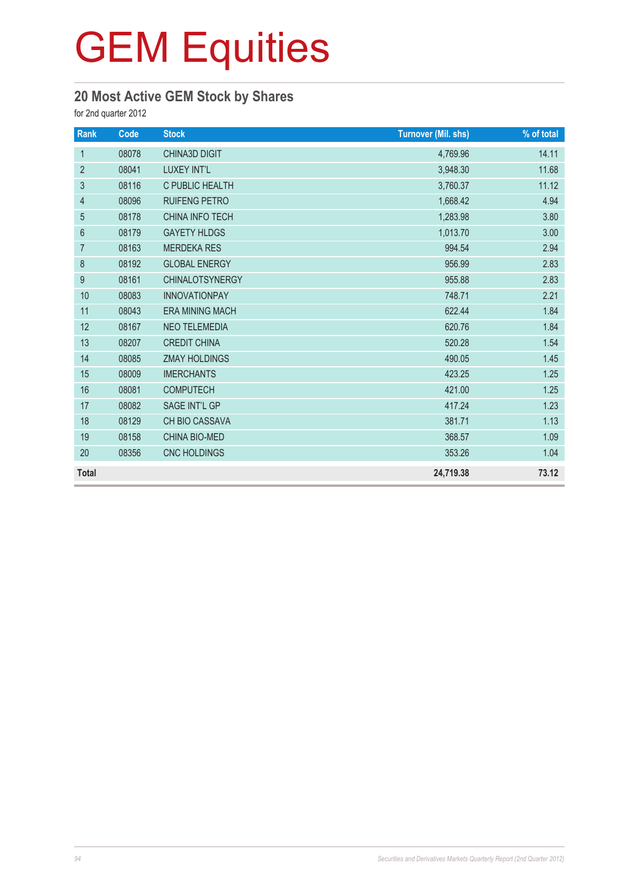# GEM Equities

## 20 Most Active GEM Stock by Shares

for 2nd quarter 2012

| Rank | Code | Stock | Turnover (Mil. shs) | % of total |
|---|---|---|---|---|
| 1 | 08078 | CHINA3D DIGIT | 4,769.96 | 14.11 |
| 2 | 08041 | LUXEY INT'L | 3,948.30 | 11.68 |
| 3 | 08116 | C PUBLIC HEALTH | 3,760.37 | 11.12 |
| 4 | 08096 | RUIFENG PETRO | 1,668.42 | 4.94 |
| 5 | 08178 | CHINA INFO TECH | 1,283.98 | 3.80 |
| 6 | 08179 | GAYETY HLDGS | 1,013.70 | 3.00 |
| 7 | 08163 | MERDEKA RES | 994.54 | 2.94 |
| 8 | 08192 | GLOBAL ENERGY | 956.99 | 2.83 |
| 9 | 08161 | CHINALOTSYNERGY | 955.88 | 2.83 |
| 10 | 08083 | INNOVATIONPAY | 748.71 | 2.21 |
| 11 | 08043 | ERA MINING MACH | 622.44 | 1.84 |
| 12 | 08167 | NEO TELEMEDIA | 620.76 | 1.84 |
| 13 | 08207 | CREDIT CHINA | 520.28 | 1.54 |
| 14 | 08085 | ZMAY HOLDINGS | 490.05 | 1.45 |
| 15 | 08009 | IMERCHANTS | 423.25 | 1.25 |
| 16 | 08081 | COMPUTECH | 421.00 | 1.25 |
| 17 | 08082 | SAGE INT'L GP | 417.24 | 1.23 |
| 18 | 08129 | CH BIO CASSAVA | 381.71 | 1.13 |
| 19 | 08158 | CHINA BIO-MED | 368.57 | 1.09 |
| 20 | 08356 | CNC HOLDINGS | 353.26 | 1.04 |
| **Total** | | | **24,719.38** | **73.12** |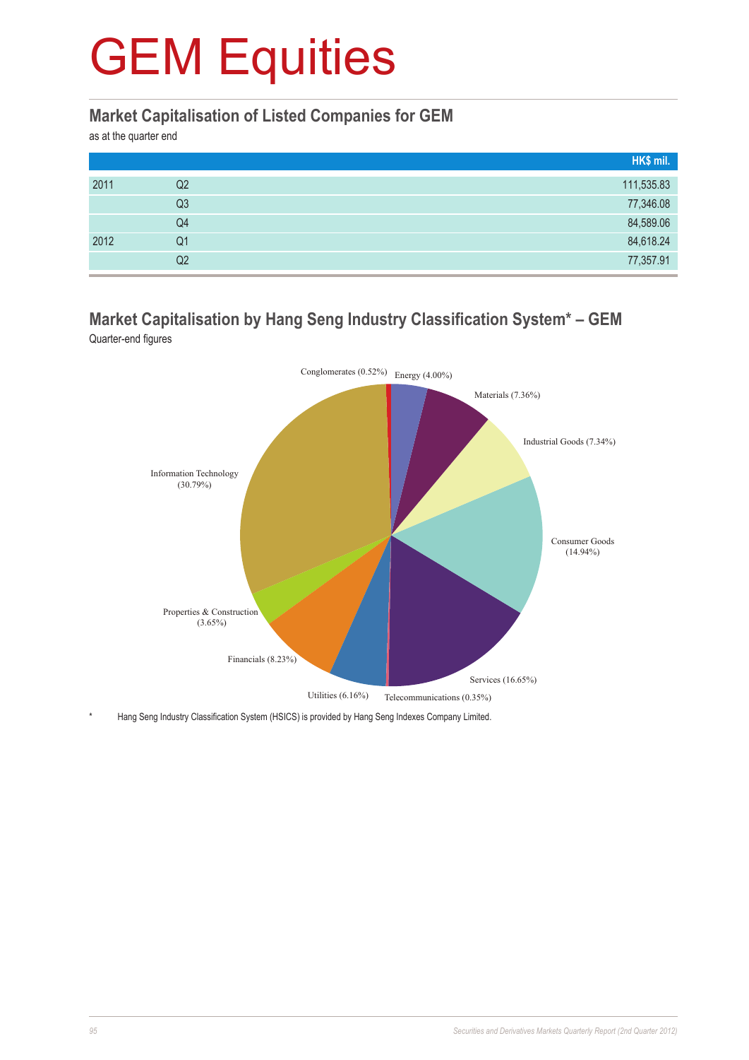# GEM Equities

## Market Capitalisation of Listed Companies for GEM

as at the quarter end

| | | HK$ mil. |
|---|---|---|
| 2011 | Q2 | 111,535.83 |
| | Q3 | 77,346.08 |
| | Q4 | 84,589.06 |
| 2012 | Q1 | 84,618.24 |
| | Q2 | 77,357.91 |

## Market Capitalisation by Hang Seng Industry Classification System* – GEM

Quarter-end figures

Conglomerates (0.52%)
Energy (4.00%)
Materials (7.36%)
Industrial Goods (7.34%)
Consumer Goods (14.94%)
Services (16.65%)
Telecommunications (0.35%)
Utilities (6.16%)
Financials (8.23%)
Properties & Construction (3.65%)
Information Technology (30.79%)

\* Hang Seng Industry Classification System (HSICS) is provided by Hang Seng Indexes Company Limited.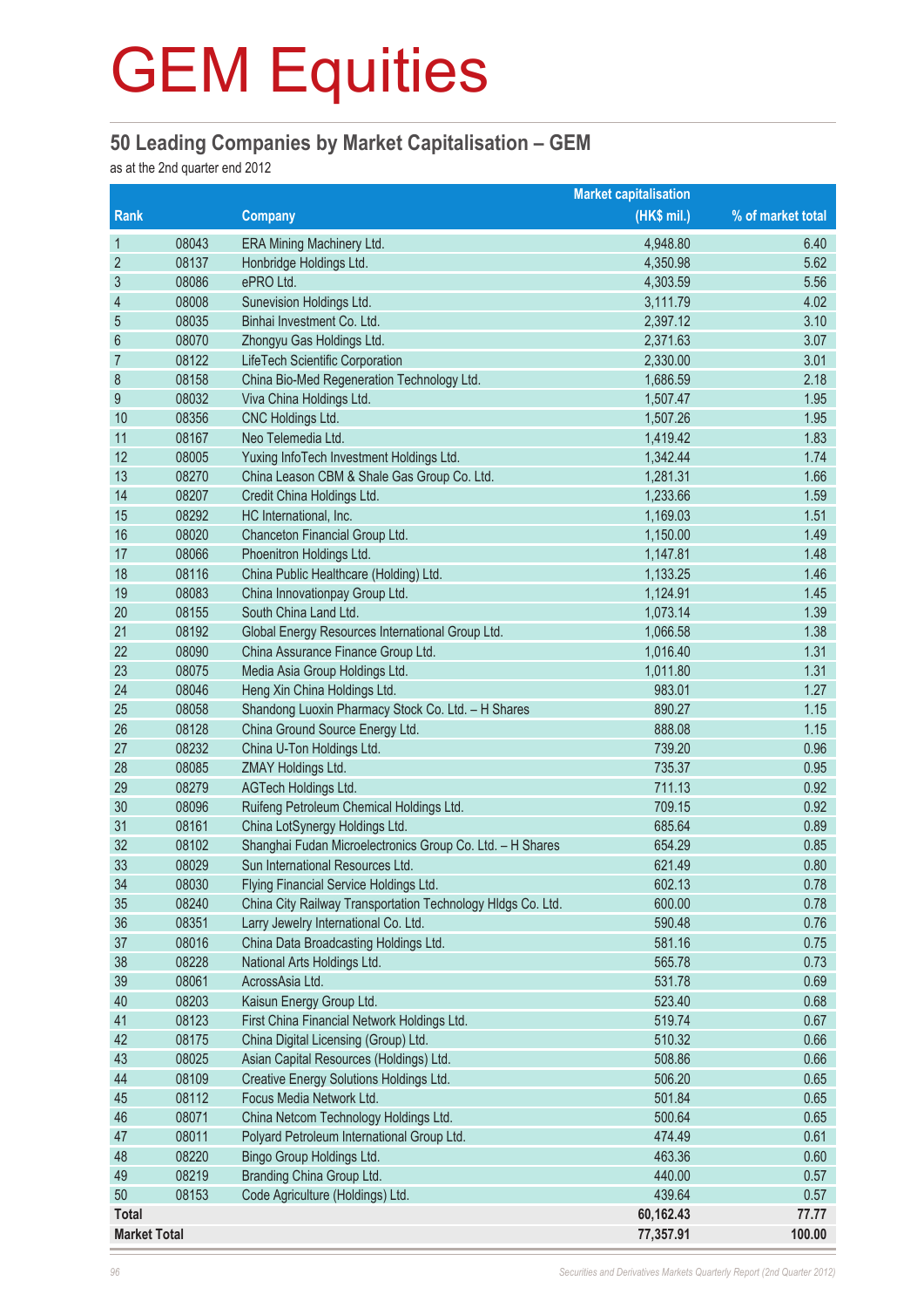# GEM Equities

## 50 Leading Companies by Market Capitalisation – GEM

as at the 2nd quarter end 2012

| Rank | | Company | Market capitalisation (HK$ mil.) | % of market total |
|---|---|---|---|---|
| 1 | 08043 | ERA Mining Machinery Ltd. | 4,948.80 | 6.40 |
| 2 | 08137 | Honbridge Holdings Ltd. | 4,350.98 | 5.62 |
| 3 | 08086 | ePRO Ltd. | 4,303.59 | 5.56 |
| 4 | 08008 | Sunevision Holdings Ltd. | 3,111.79 | 4.02 |
| 5 | 08035 | Binhai Investment Co. Ltd. | 2,397.12 | 3.10 |
| 6 | 08070 | Zhongyu Gas Holdings Ltd. | 2,371.63 | 3.07 |
| 7 | 08122 | LifeTech Scientific Corporation | 2,330.00 | 3.01 |
| 8 | 08158 | China Bio-Med Regeneration Technology Ltd. | 1,686.59 | 2.18 |
| 9 | 08032 | Viva China Holdings Ltd. | 1,507.47 | 1.95 |
| 10 | 08356 | CNC Holdings Ltd. | 1,507.26 | 1.95 |
| 11 | 08167 | Neo Telemedia Ltd. | 1,419.42 | 1.83 |
| 12 | 08005 | Yuxing InfoTech Investment Holdings Ltd. | 1,342.44 | 1.74 |
| 13 | 08270 | China Leason CBM & Shale Gas Group Co. Ltd. | 1,281.31 | 1.66 |
| 14 | 08207 | Credit China Holdings Ltd. | 1,233.66 | 1.59 |
| 15 | 08292 | HC International, Inc. | 1,169.03 | 1.51 |
| 16 | 08020 | Chanceton Financial Group Ltd. | 1,150.00 | 1.49 |
| 17 | 08066 | Phoenitron Holdings Ltd. | 1,147.81 | 1.48 |
| 18 | 08116 | China Public Healthcare (Holding) Ltd. | 1,133.25 | 1.46 |
| 19 | 08083 | China Innovationpay Group Ltd. | 1,124.91 | 1.45 |
| 20 | 08155 | South China Land Ltd. | 1,073.14 | 1.39 |
| 21 | 08192 | Global Energy Resources International Group Ltd. | 1,066.58 | 1.38 |
| 22 | 08090 | China Assurance Finance Group Ltd. | 1,016.40 | 1.31 |
| 23 | 08075 | Media Asia Group Holdings Ltd. | 1,011.80 | 1.31 |
| 24 | 08046 | Heng Xin China Holdings Ltd. | 983.01 | 1.27 |
| 25 | 08058 | Shandong Luoxin Pharmacy Stock Co. Ltd. – H Shares | 890.27 | 1.15 |
| 26 | 08128 | China Ground Source Energy Ltd. | 888.08 | 1.15 |
| 27 | 08232 | China U-Ton Holdings Ltd. | 739.20 | 0.96 |
| 28 | 08085 | ZMAY Holdings Ltd. | 735.37 | 0.95 |
| 29 | 08279 | AGTech Holdings Ltd. | 711.13 | 0.92 |
| 30 | 08096 | Ruifeng Petroleum Chemical Holdings Ltd. | 709.15 | 0.92 |
| 31 | 08161 | China LotSynergy Holdings Ltd. | 685.64 | 0.89 |
| 32 | 08102 | Shanghai Fudan Microelectronics Group Co. Ltd. – H Shares | 654.29 | 0.85 |
| 33 | 08029 | Sun International Resources Ltd. | 621.49 | 0.80 |
| 34 | 08030 | Flying Financial Service Holdings Ltd. | 602.13 | 0.78 |
| 35 | 08240 | China City Railway Transportation Technology Hldgs Co. Ltd. | 600.00 | 0.78 |
| 36 | 08351 | Larry Jewelry International Co. Ltd. | 590.48 | 0.76 |
| 37 | 08016 | China Data Broadcasting Holdings Ltd. | 581.16 | 0.75 |
| 38 | 08228 | National Arts Holdings Ltd. | 565.78 | 0.73 |
| 39 | 08061 | AcrossAsia Ltd. | 531.78 | 0.69 |
| 40 | 08203 | Kaisun Energy Group Ltd. | 523.40 | 0.68 |
| 41 | 08123 | First China Financial Network Holdings Ltd. | 519.74 | 0.67 |
| 42 | 08175 | China Digital Licensing (Group) Ltd. | 510.32 | 0.66 |
| 43 | 08025 | Asian Capital Resources (Holdings) Ltd. | 508.86 | 0.66 |
| 44 | 08109 | Creative Energy Solutions Holdings Ltd. | 506.20 | 0.65 |
| 45 | 08112 | Focus Media Network Ltd. | 501.84 | 0.65 |
| 46 | 08071 | China Netcom Technology Holdings Ltd. | 500.64 | 0.65 |
| 47 | 08011 | Polyard Petroleum International Group Ltd. | 474.49 | 0.61 |
| 48 | 08220 | Bingo Group Holdings Ltd. | 463.36 | 0.60 |
| 49 | 08219 | Branding China Group Ltd. | 440.00 | 0.57 |
| 50 | 08153 | Code Agriculture (Holdings) Ltd. | 439.64 | 0.57 |
| **Total** | | | **60,162.43** | **77.77** |
| **Market Total** | | | **77,357.91** | **100.00** |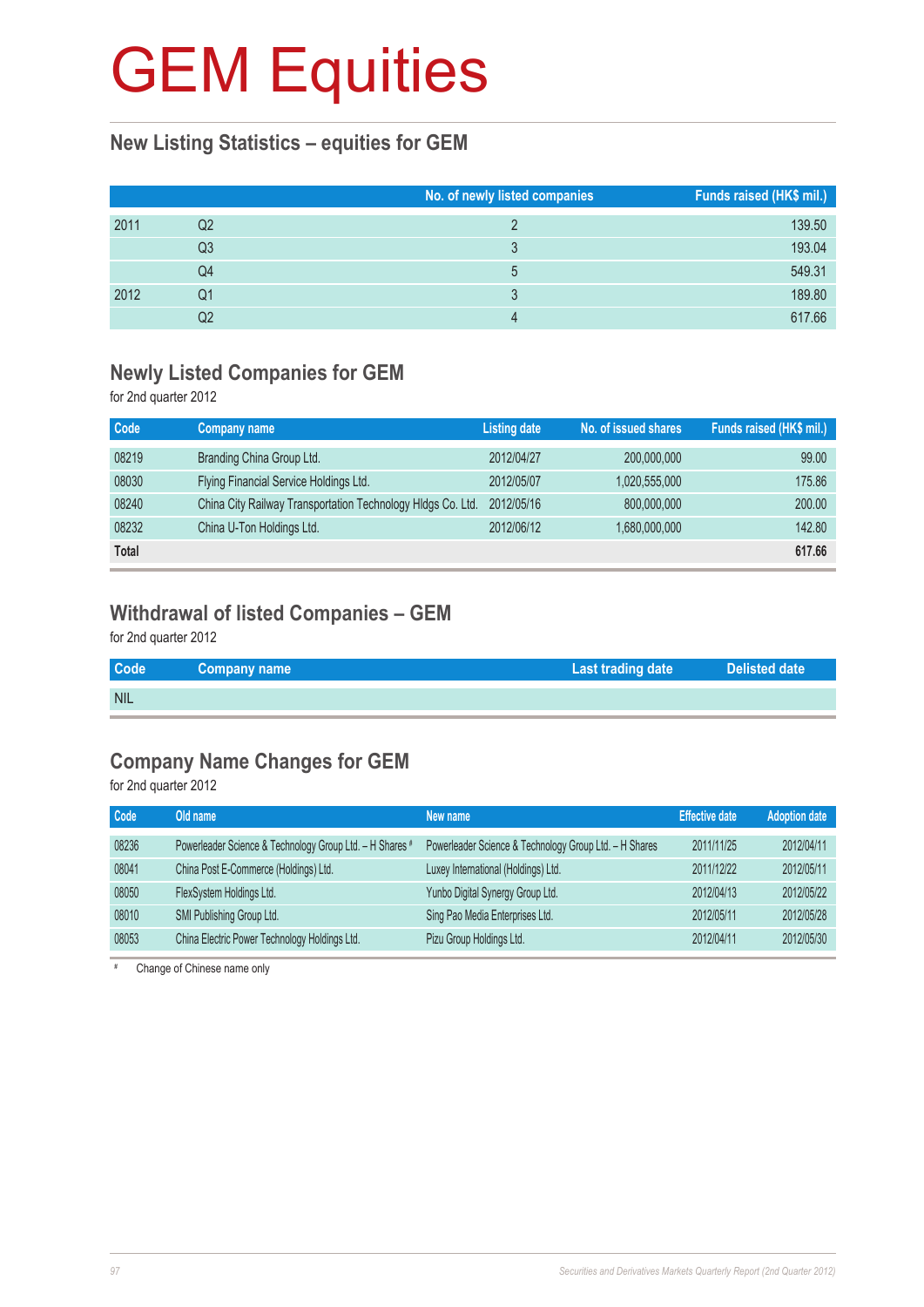# GEM Equities

## New Listing Statistics – equities for GEM

| | | No. of newly listed companies | Funds raised (HK$ mil.) |
|---|---|---|---|
| 2011 | Q2 | 2 | 139.50 |
| | Q3 | 3 | 193.04 |
| | Q4 | 5 | 549.31 |
| 2012 | Q1 | 3 | 189.80 |
| | Q2 | 4 | 617.66 |

## Newly Listed Companies for GEM

for 2nd quarter 2012

| Code | Company name | Listing date | No. of issued shares | Funds raised (HK$ mil.) |
|---|---|---|---|---|
| 08219 | Branding China Group Ltd. | 2012/04/27 | 200,000,000 | 99.00 |
| 08030 | Flying Financial Service Holdings Ltd. | 2012/05/07 | 1,020,555,000 | 175.86 |
| 08240 | China City Railway Transportation Technology Hldgs Co. Ltd. | 2012/05/16 | 800,000,000 | 200.00 |
| 08232 | China U-Ton Holdings Ltd. | 2012/06/12 | 1,680,000,000 | 142.80 |
| **Total** | | | | **617.66** |

## Withdrawal of listed Companies – GEM

for 2nd quarter 2012

| Code | Company name | Last trading date | Delisted date |
|---|---|---|---|
| NIL | | | |

## Company Name Changes for GEM

for 2nd quarter 2012

| Code | Old name | New name | Effective date | Adoption date |
|---|---|---|---|---|
| 08236 | Powerleader Science & Technology Group Ltd. – H Shares # | Powerleader Science & Technology Group Ltd. – H Shares | 2011/11/25 | 2012/04/11 |
| 08041 | China Post E-Commerce (Holdings) Ltd. | Luxey International (Holdings) Ltd. | 2011/12/22 | 2012/05/11 |
| 08050 | FlexSystem Holdings Ltd. | Yunbo Digital Synergy Group Ltd. | 2012/04/13 | 2012/05/22 |
| 08010 | SMI Publishing Group Ltd. | Sing Pao Media Enterprises Ltd. | 2012/05/11 | 2012/05/28 |
| 08053 | China Electric Power Technology Holdings Ltd. | Pizu Group Holdings Ltd. | 2012/04/11 | 2012/05/30 |

# Change of Chinese name only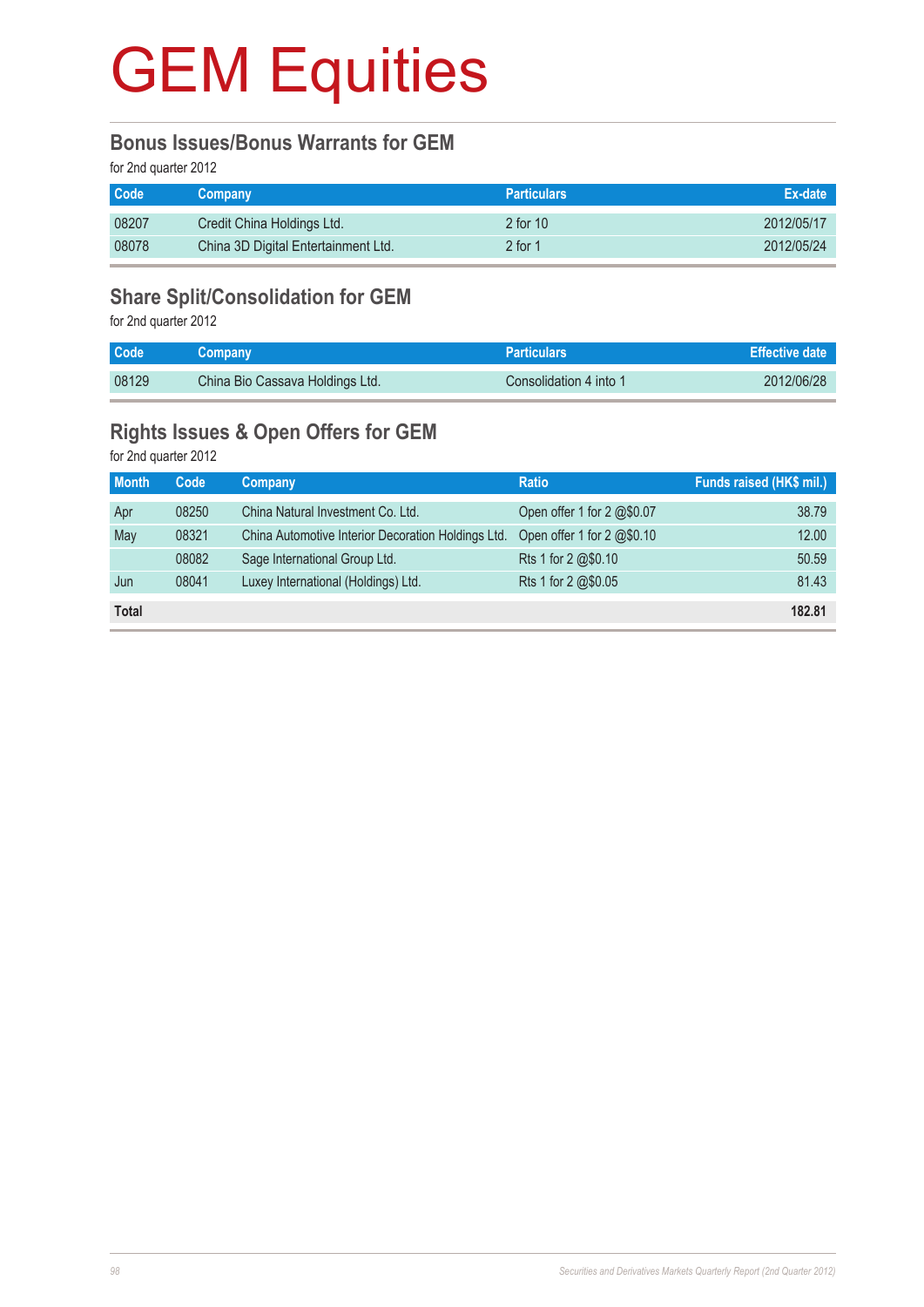# GEM Equities

## Bonus Issues/Bonus Warrants for GEM

for 2nd quarter 2012

| Code | Company | Particulars | Ex-date |
|---|---|---|---|
| 08207 | Credit China Holdings Ltd. | 2 for 10 | 2012/05/17 |
| 08078 | China 3D Digital Entertainment Ltd. | 2 for 1 | 2012/05/24 |

## Share Split/Consolidation for GEM

for 2nd quarter 2012

| Code | Company | Particulars | Effective date |
|---|---|---|---|
| 08129 | China Bio Cassava Holdings Ltd. | Consolidation 4 into 1 | 2012/06/28 |

## Rights Issues & Open Offers for GEM

for 2nd quarter 2012

| Month | Code | Company | Ratio | Funds raised (HK$ mil.) |
|---|---|---|---|---|
| Apr | 08250 | China Natural Investment Co. Ltd. | Open offer 1 for 2 @$0.07 | 38.79 |
| May | 08321 | China Automotive Interior Decoration Holdings Ltd. | Open offer 1 for 2 @$0.10 | 12.00 |
| | 08082 | Sage International Group Ltd. | Rts 1 for 2 @$0.10 | 50.59 |
| Jun | 08041 | Luxey International (Holdings) Ltd. | Rts 1 for 2 @$0.05 | 81.43 |
| **Total** | | | | **182.81** |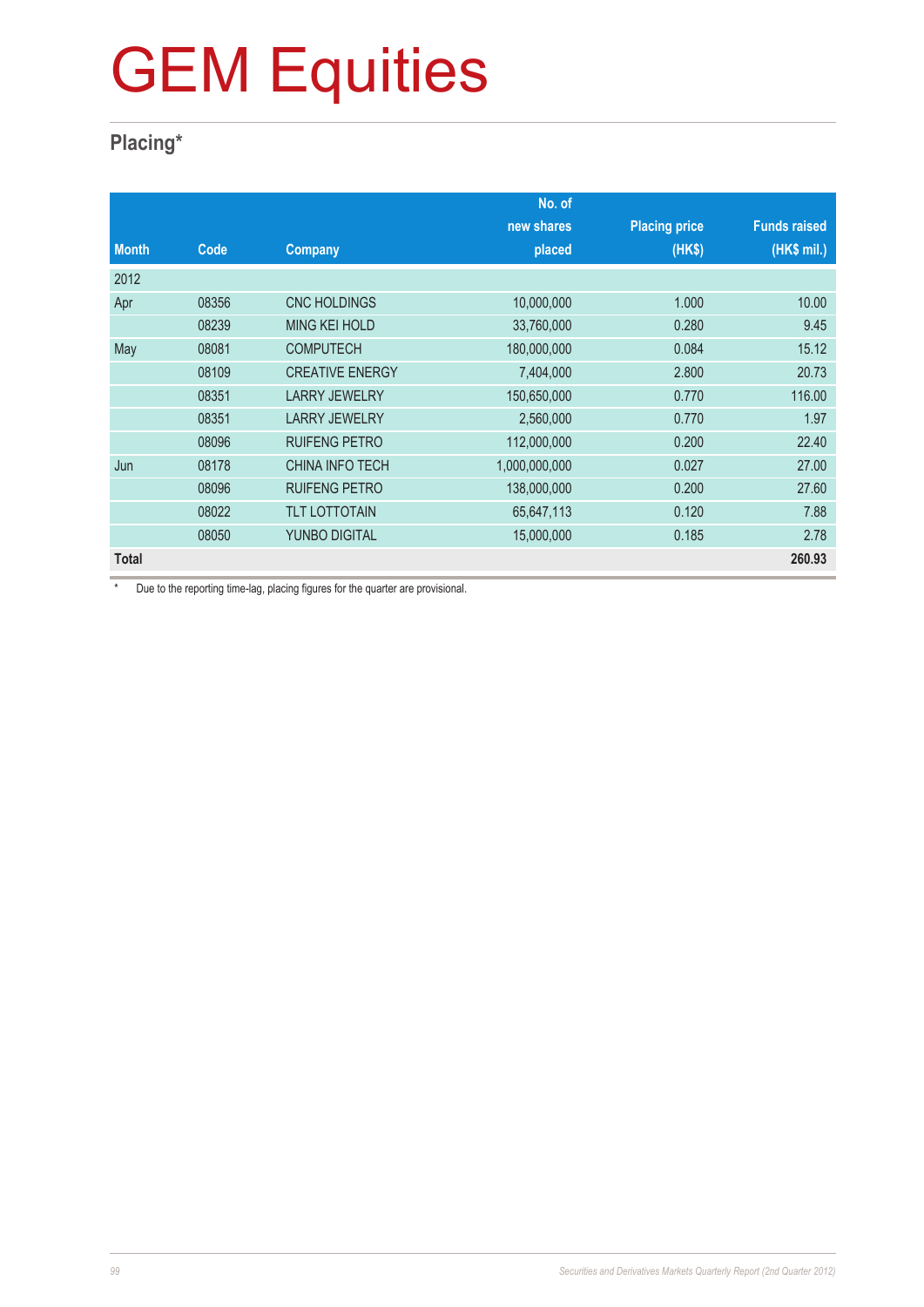# GEM Equities

## Placing*

| Month | Code | Company | No. of new shares placed | Placing price (HK$) | Funds raised (HK$ mil.) |
|---|---|---|---|---|---|
| 2012 | | | | | |
| Apr | 08356 | CNC HOLDINGS | 10,000,000 | 1.000 | 10.00 |
| | 08239 | MING KEI HOLD | 33,760,000 | 0.280 | 9.45 |
| May | 08081 | COMPUTECH | 180,000,000 | 0.084 | 15.12 |
| | 08109 | CREATIVE ENERGY | 7,404,000 | 2.800 | 20.73 |
| | 08351 | LARRY JEWELRY | 150,650,000 | 0.770 | 116.00 |
| | 08351 | LARRY JEWELRY | 2,560,000 | 0.770 | 1.97 |
| | 08096 | RUIFENG PETRO | 112,000,000 | 0.200 | 22.40 |
| Jun | 08178 | CHINA INFO TECH | 1,000,000,000 | 0.027 | 27.00 |
| | 08096 | RUIFENG PETRO | 138,000,000 | 0.200 | 27.60 |
| | 08022 | TLT LOTTOTAIN | 65,647,113 | 0.120 | 7.88 |
| | 08050 | YUNBO DIGITAL | 15,000,000 | 0.185 | 2.78 |
| **Total** | | | | | **260.93** |

\* Due to the reporting time-lag, placing figures for the quarter are provisional.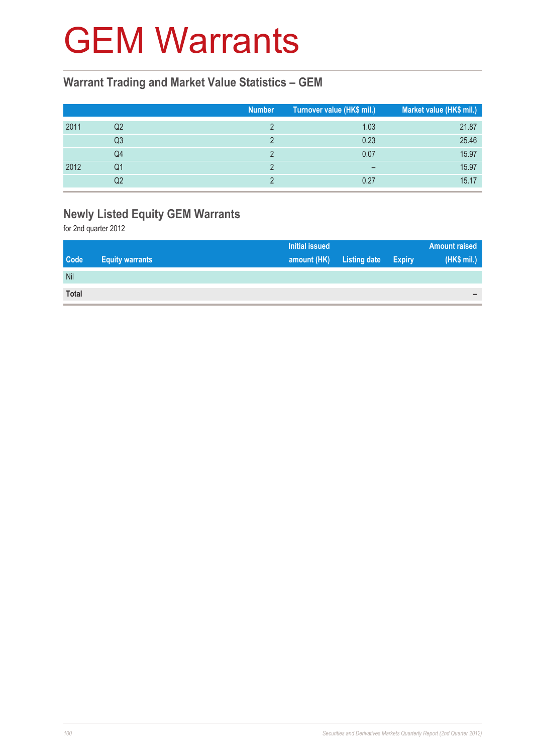# GEM Warrants

## Warrant Trading and Market Value Statistics – GEM

| | | Number | Turnover value (HK$ mil.) | Market value (HK$ mil.) |
|---|---|---|---|---|
| 2011 | Q2 | 2 | 1.03 | 21.87 |
| | Q3 | 2 | 0.23 | 25.46 |
| | Q4 | 2 | 0.07 | 15.97 |
| 2012 | Q1 | 2 | – | 15.97 |
| | Q2 | 2 | 0.27 | 15.17 |

## Newly Listed Equity GEM Warrants

for 2nd quarter 2012

| Code | Equity warrants | Initial issued amount (HK) | Listing date | Expiry | Amount raised (HK$ mil.) |
|---|---|---|---|---|---|
| Nil | | | | | |
| **Total** | | | | | **–** |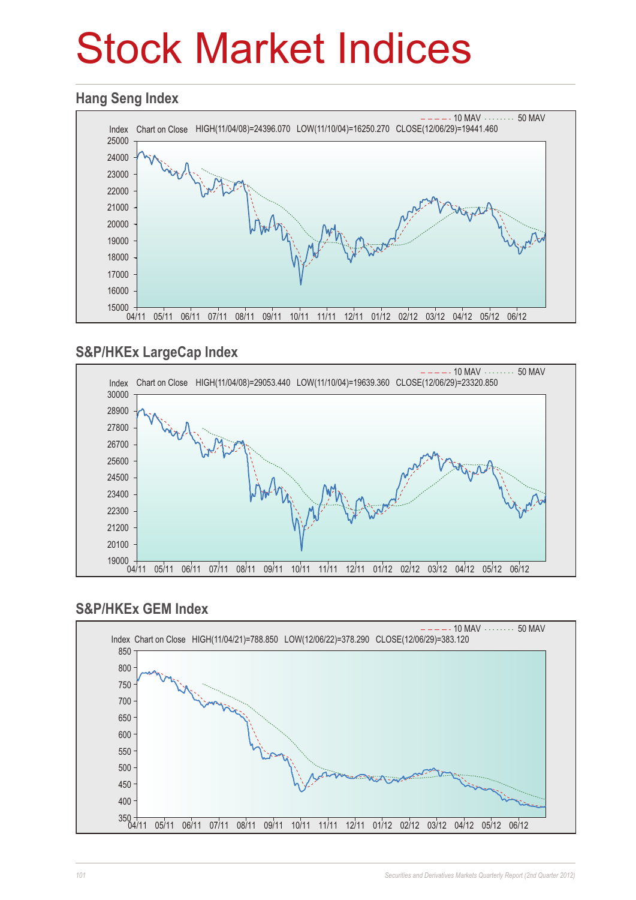# Stock Market Indices

## Hang Seng Index

Index Chart on Close HIGH(11/04/08)=24396.070 LOW(11/10/04)=16250.270 CLOSE(12/06/29)=19441.460

10 MAV 50 MAV

## S&P/HKEx LargeCap Index

Index Chart on Close HIGH(11/04/08)=29053.440 LOW(11/10/04)=19639.360 CLOSE(12/06/29)=23320.850

10 MAV 50 MAV

## S&P/HKEx GEM Index

Index Chart on Close HIGH(11/04/21)=788.850 LOW(12/06/22)=378.290 CLOSE(12/06/29)=383.120

10 MAV 50 MAV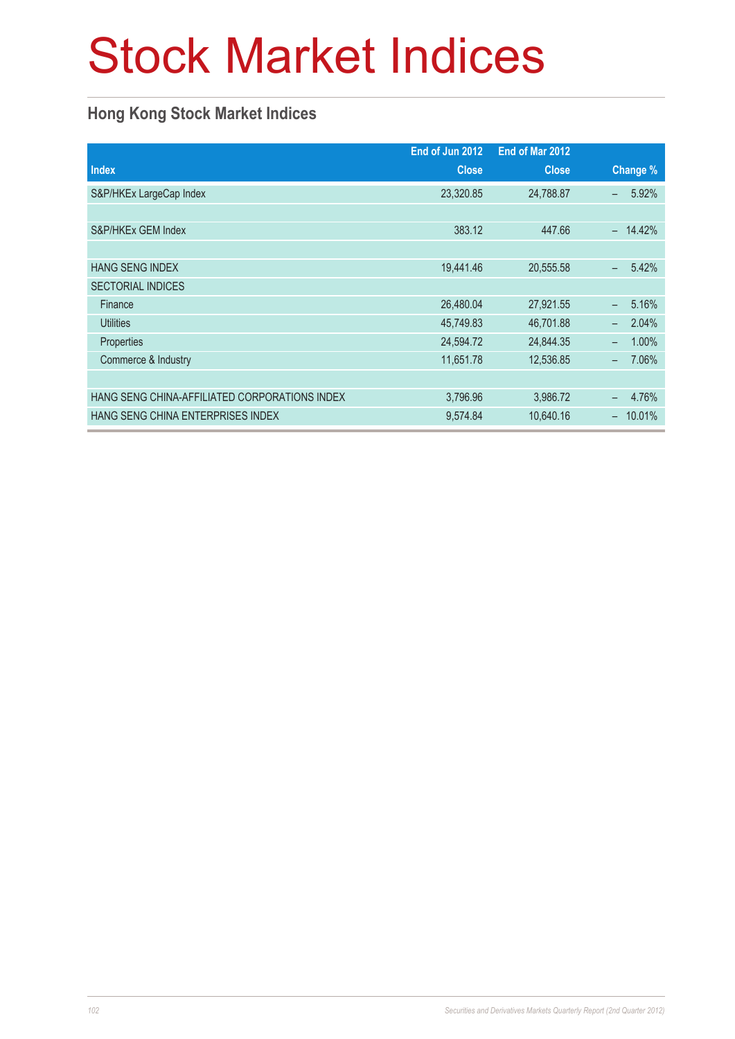# Stock Market Indices

## Hong Kong Stock Market Indices

| Index | End of Jun 2012 Close | End of Mar 2012 Close | Change % |
|---|---|---|---|
| S&P/HKEx LargeCap Index | 23,320.85 | 24,788.87 | – 5.92% |
| | | | |
| S&P/HKEx GEM Index | 383.12 | 447.66 | – 14.42% |
| | | | |
| HANG SENG INDEX | 19,441.46 | 20,555.58 | – 5.42% |
| SECTORIAL INDICES | | | |
| Finance | 26,480.04 | 27,921.55 | – 5.16% |
| Utilities | 45,749.83 | 46,701.88 | – 2.04% |
| Properties | 24,594.72 | 24,844.35 | – 1.00% |
| Commerce & Industry | 11,651.78 | 12,536.85 | – 7.06% |
| | | | |
| HANG SENG CHINA-AFFILIATED CORPORATIONS INDEX | 3,796.96 | 3,986.72 | – 4.76% |
| HANG SENG CHINA ENTERPRISES INDEX | 9,574.84 | 10,640.16 | – 10.01% |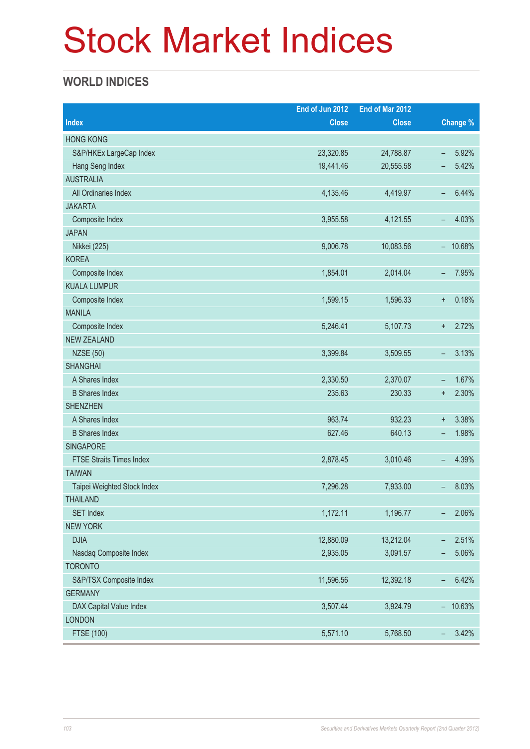# Stock Market Indices

## WORLD INDICES

| Index | End of Jun 2012 Close | End of Mar 2012 Close | Change % |
|---|---|---|---|
| HONG KONG | | | |
| S&P/HKEx LargeCap Index | 23,320.85 | 24,788.87 | – 5.92% |
| Hang Seng Index | 19,441.46 | 20,555.58 | – 5.42% |
| AUSTRALIA | | | |
| All Ordinaries Index | 4,135.46 | 4,419.97 | – 6.44% |
| JAKARTA | | | |
| Composite Index | 3,955.58 | 4,121.55 | – 4.03% |
| JAPAN | | | |
| Nikkei (225) | 9,006.78 | 10,083.56 | – 10.68% |
| KOREA | | | |
| Composite Index | 1,854.01 | 2,014.04 | – 7.95% |
| KUALA LUMPUR | | | |
| Composite Index | 1,599.15 | 1,596.33 | + 0.18% |
| MANILA | | | |
| Composite Index | 5,246.41 | 5,107.73 | + 2.72% |
| NEW ZEALAND | | | |
| NZSE (50) | 3,399.84 | 3,509.55 | – 3.13% |
| SHANGHAI | | | |
| A Shares Index | 2,330.50 | 2,370.07 | – 1.67% |
| B Shares Index | 235.63 | 230.33 | + 2.30% |
| SHENZHEN | | | |
| A Shares Index | 963.74 | 932.23 | + 3.38% |
| B Shares Index | 627.46 | 640.13 | – 1.98% |
| SINGAPORE | | | |
| FTSE Straits Times Index | 2,878.45 | 3,010.46 | – 4.39% |
| TAIWAN | | | |
| Taipei Weighted Stock Index | 7,296.28 | 7,933.00 | – 8.03% |
| THAILAND | | | |
| SET Index | 1,172.11 | 1,196.77 | – 2.06% |
| NEW YORK | | | |
| DJIA | 12,880.09 | 13,212.04 | – 2.51% |
| Nasdaq Composite Index | 2,935.05 | 3,091.57 | – 5.06% |
| TORONTO | | | |
| S&P/TSX Composite Index | 11,596.56 | 12,392.18 | – 6.42% |
| GERMANY | | | |
| DAX Capital Value Index | 3,507.44 | 3,924.79 | – 10.63% |
| LONDON | | | |
| FTSE (100) | 5,571.10 | 5,768.50 | – 3.42% |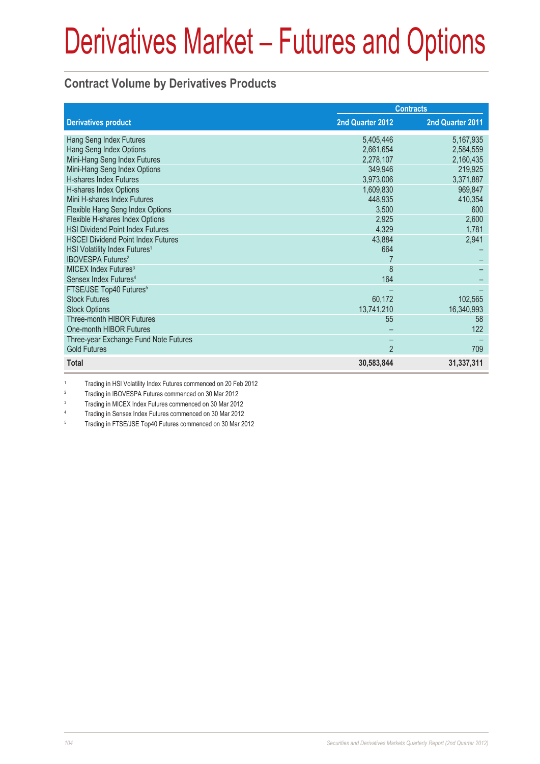# Derivatives Market – Futures and Options

## Contract Volume by Derivatives Products

| Derivatives product | Contracts | |
|---|---|---|
| | 2nd Quarter 2012 | 2nd Quarter 2011 |
| Hang Seng Index Futures | 5,405,446 | 5,167,935 |
| Hang Seng Index Options | 2,661,654 | 2,584,559 |
| Mini-Hang Seng Index Futures | 2,278,107 | 2,160,435 |
| Mini-Hang Seng Index Options | 349,946 | 219,925 |
| H-shares Index Futures | 3,973,006 | 3,371,887 |
| H-shares Index Options | 1,609,830 | 969,847 |
| Mini H-shares Index Futures | 448,935 | 410,354 |
| Flexible Hang Seng Index Options | 3,500 | 600 |
| Flexible H-shares Index Options | 2,925 | 2,600 |
| HSI Dividend Point Index Futures | 4,329 | 1,781 |
| HSCEI Dividend Point Index Futures | 43,884 | 2,941 |
| HSI Volatility Index Futures[1] | 664 | – |
| IBOVESPA Futures[2] | 7 | – |
| MICEX Index Futures[3] | 8 | – |
| Sensex Index Futures[4] | 164 | – |
| FTSE/JSE Top40 Futures[5] | – | – |
| Stock Futures | 60,172 | 102,565 |
| Stock Options | 13,741,210 | 16,340,993 |
| Three-month HIBOR Futures | 55 | 58 |
| One-month HIBOR Futures | – | 122 |
| Three-year Exchange Fund Note Futures | – | – |
| Gold Futures | 2 | 709 |
| **Total** | **30,583,844** | **31,337,311** |

1 Trading in HSI Volatility Index Futures commenced on 20 Feb 2012

2 Trading in IBOVESPA Futures commenced on 30 Mar 2012

3 Trading in MICEX Index Futures commenced on 30 Mar 2012

4 Trading in Sensex Index Futures commenced on 30 Mar 2012

5 Trading in FTSE/JSE Top40 Futures commenced on 30 Mar 2012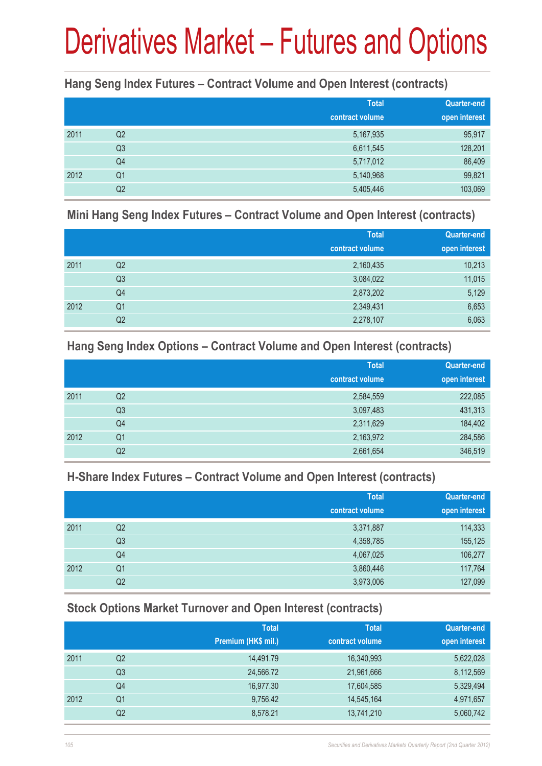# Derivatives Market – Futures and Options

### Hang Seng Index Futures – Contract Volume and Open Interest (contracts)

| | | Total contract volume | Quarter-end open interest |
|---|---|---|---|
| 2011 | Q2 | 5,167,935 | 95,917 |
| | Q3 | 6,611,545 | 128,201 |
| | Q4 | 5,717,012 | 86,409 |
| 2012 | Q1 | 5,140,968 | 99,821 |
| | Q2 | 5,405,446 | 103,069 |

### Mini Hang Seng Index Futures – Contract Volume and Open Interest (contracts)

| | | Total contract volume | Quarter-end open interest |
|---|---|---|---|
| 2011 | Q2 | 2,160,435 | 10,213 |
| | Q3 | 3,084,022 | 11,015 |
| | Q4 | 2,873,202 | 5,129 |
| 2012 | Q1 | 2,349,431 | 6,653 |
| | Q2 | 2,278,107 | 6,063 |

### Hang Seng Index Options – Contract Volume and Open Interest (contracts)

| | | Total contract volume | Quarter-end open interest |
|---|---|---|---|
| 2011 | Q2 | 2,584,559 | 222,085 |
| | Q3 | 3,097,483 | 431,313 |
| | Q4 | 2,311,629 | 184,402 |
| 2012 | Q1 | 2,163,972 | 284,586 |
| | Q2 | 2,661,654 | 346,519 |

### H-Share Index Futures – Contract Volume and Open Interest (contracts)

| | | Total contract volume | Quarter-end open interest |
|---|---|---|---|
| 2011 | Q2 | 3,371,887 | 114,333 |
| | Q3 | 4,358,785 | 155,125 |
| | Q4 | 4,067,025 | 106,277 |
| 2012 | Q1 | 3,860,446 | 117,764 |
| | Q2 | 3,973,006 | 127,099 |

### Stock Options Market Turnover and Open Interest (contracts)

| | | Total Premium (HK$ mil.) | Total contract volume | Quarter-end open interest |
|---|---|---|---|---|
| 2011 | Q2 | 14,491.79 | 16,340,993 | 5,622,028 |
| | Q3 | 24,566.72 | 21,961,666 | 8,112,569 |
| | Q4 | 16,977.30 | 17,604,585 | 5,329,494 |
| 2012 | Q1 | 9,756.42 | 14,545,164 | 4,971,657 |
| | Q2 | 8,578.21 | 13,741,210 | 5,060,742 |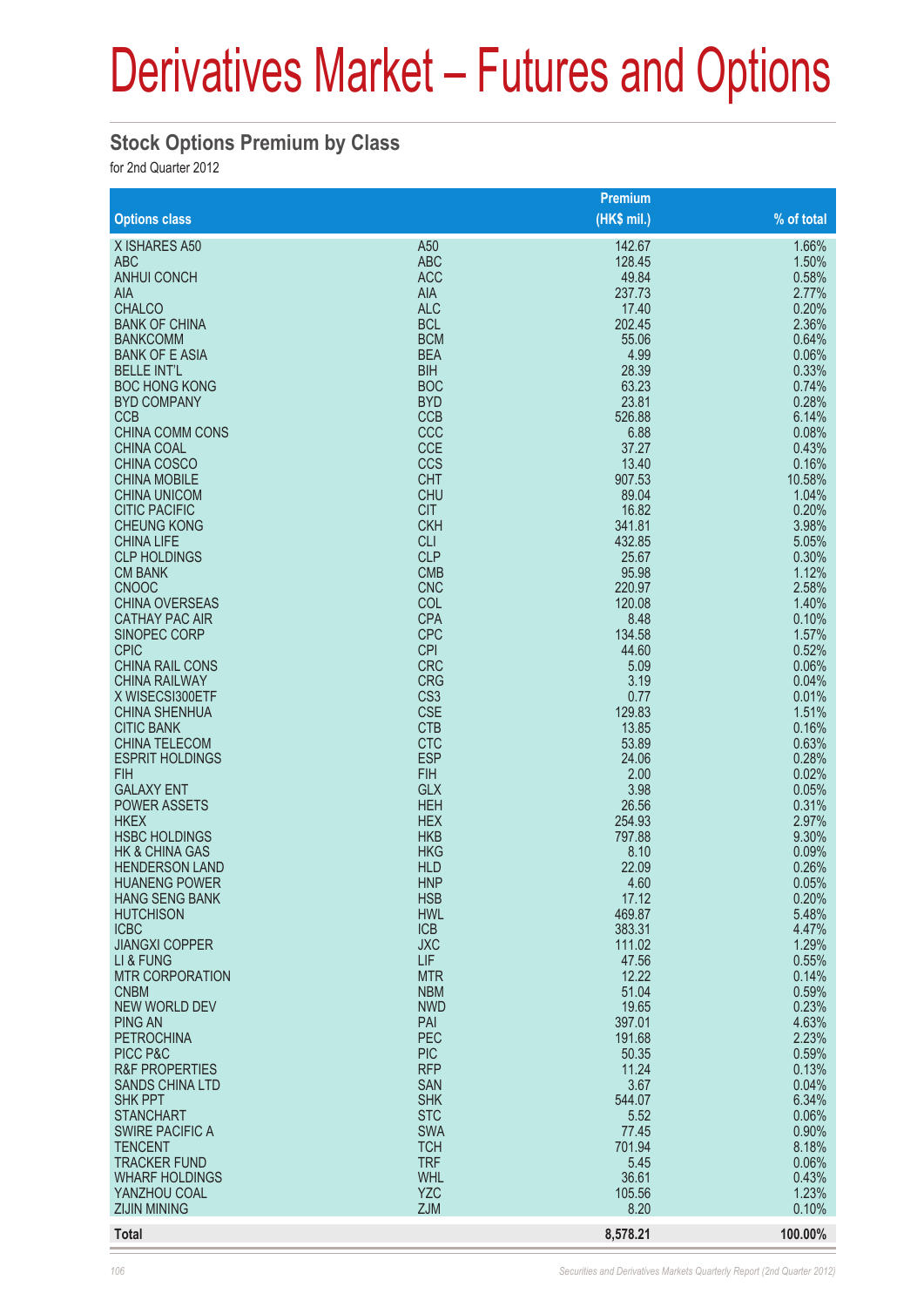# Derivatives Market – Futures and Options

## Stock Options Premium by Class

for 2nd Quarter 2012

| Options class | | Premium (HK$ mil.) | % of total |
|---|---|---|---|
| X ISHARES A50 | A50 | 142.67 | 1.66% |
| ABC | ABC | 128.45 | 1.50% |
| ANHUI CONCH | ACC | 49.84 | 0.58% |
| AIA | AIA | 237.73 | 2.77% |
| CHALCO | ALC | 17.40 | 0.20% |
| BANK OF CHINA | BCL | 202.45 | 2.36% |
| BANKCOMM | BCM | 55.06 | 0.64% |
| BANK OF E ASIA | BEA | 4.99 | 0.06% |
| BELLE INT'L | BIH | 28.39 | 0.33% |
| BOC HONG KONG | BOC | 63.23 | 0.74% |
| BYD COMPANY | BYD | 23.81 | 0.28% |
| CCB | CCB | 526.88 | 6.14% |
| CHINA COMM CONS | CCC | 6.88 | 0.08% |
| CHINA COAL | CCE | 37.27 | 0.43% |
| CHINA COSCO | CCS | 13.40 | 0.16% |
| CHINA MOBILE | CHT | 907.53 | 10.58% |
| CHINA UNICOM | CHU | 89.04 | 1.04% |
| CITIC PACIFIC | CIT | 16.82 | 0.20% |
| CHEUNG KONG | CKH | 341.81 | 3.98% |
| CHINA LIFE | CLI | 432.85 | 5.05% |
| CLP HOLDINGS | CLP | 25.67 | 0.30% |
| CM BANK | CMB | 95.98 | 1.12% |
| CNOOC | CNC | 220.97 | 2.58% |
| CHINA OVERSEAS | COL | 120.08 | 1.40% |
| CATHAY PAC AIR | CPA | 8.48 | 0.10% |
| SINOPEC CORP | CPC | 134.58 | 1.57% |
| CPIC | CPI | 44.60 | 0.52% |
| CHINA RAIL CONS | CRC | 5.09 | 0.06% |
| CHINA RAILWAY | CRG | 3.19 | 0.04% |
| X WISECSI300ETF | CS3 | 0.77 | 0.01% |
| CHINA SHENHUA | CSE | 129.83 | 1.51% |
| CITIC BANK | CTB | 13.85 | 0.16% |
| CHINA TELECOM | CTC | 53.89 | 0.63% |
| ESPRIT HOLDINGS | ESP | 24.06 | 0.28% |
| FIH | FIH | 2.00 | 0.02% |
| GALAXY ENT | GLX | 3.98 | 0.05% |
| POWER ASSETS | HEH | 26.56 | 0.31% |
| HKEX | HEX | 254.93 | 2.97% |
| HSBC HOLDINGS | HKB | 797.88 | 9.30% |
| HK & CHINA GAS | HKG | 8.10 | 0.09% |
| HENDERSON LAND | HLD | 22.09 | 0.26% |
| HUANENG POWER | HNP | 4.60 | 0.05% |
| HANG SENG BANK | HSB | 17.12 | 0.20% |
| HUTCHISON | HWL | 469.87 | 5.48% |
| ICBC | ICB | 383.31 | 4.47% |
| JIANGXI COPPER | JXC | 111.02 | 1.29% |
| LI & FUNG | LIF | 47.56 | 0.55% |
| MTR CORPORATION | MTR | 12.22 | 0.14% |
| CNBM | NBM | 51.04 | 0.59% |
| NEW WORLD DEV | NWD | 19.65 | 0.23% |
| PING AN | PAI | 397.01 | 4.63% |
| PETROCHINA | PEC | 191.68 | 2.23% |
| PICC P&C | PIC | 50.35 | 0.59% |
| R&F PROPERTIES | RFP | 11.24 | 0.13% |
| SANDS CHINA LTD | SAN | 3.67 | 0.04% |
| SHK PPT | SHK | 544.07 | 6.34% |
| STANCHART | STC | 5.52 | 0.06% |
| SWIRE PACIFIC A | SWA | 77.45 | 0.90% |
| TENCENT | TCH | 701.94 | 8.18% |
| TRACKER FUND | TRF | 5.45 | 0.06% |
| WHARF HOLDINGS | WHL | 36.61 | 0.43% |
| YANZHOU COAL | YZC | 105.56 | 1.23% |
| ZIJIN MINING | ZJM | 8.20 | 0.10% |
| **Total** | | **8,578.21** | **100.00%** |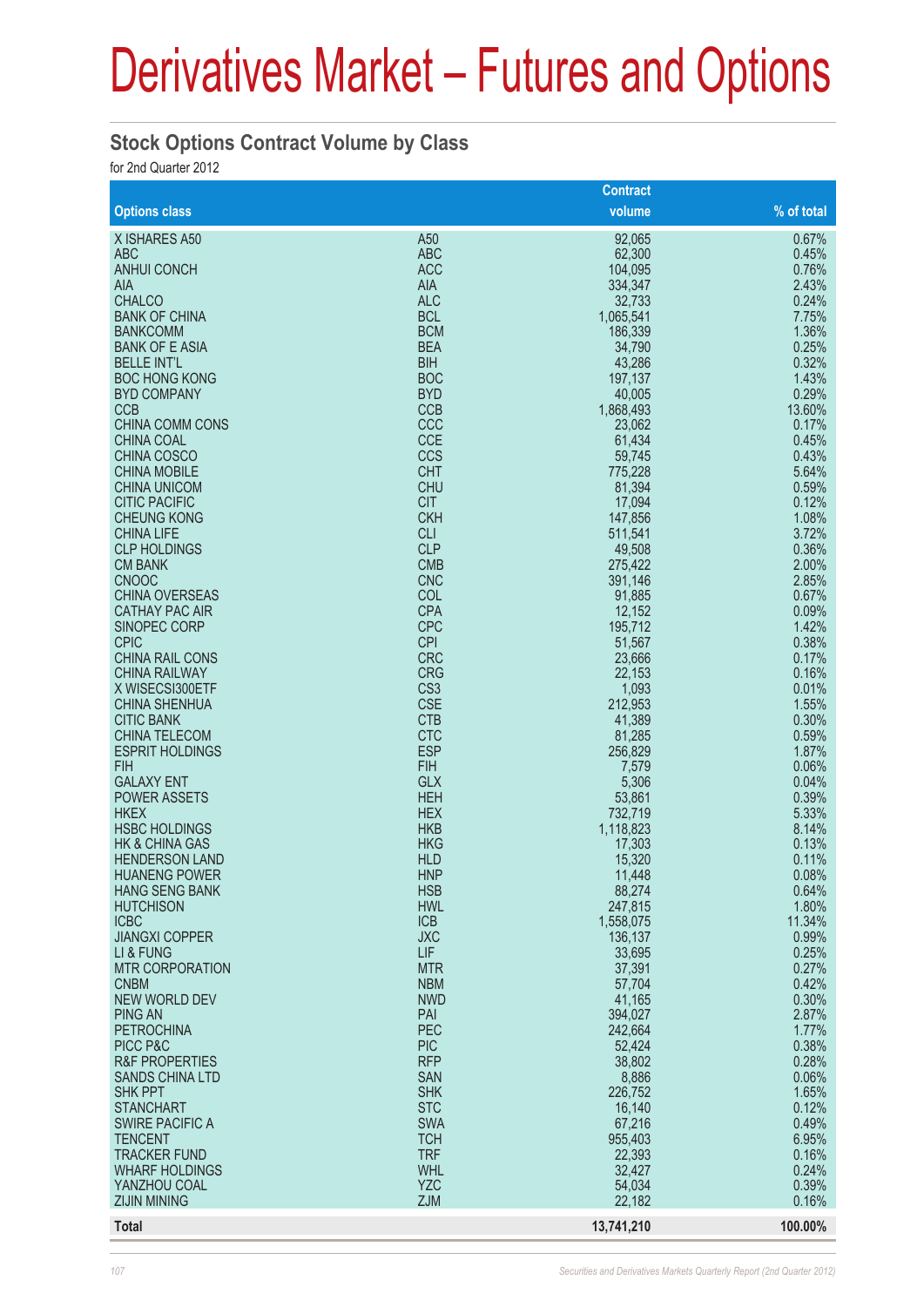# Derivatives Market – Futures and Options

## Stock Options Contract Volume by Class

for 2nd Quarter 2012

| Options class | | Contract volume | % of total |
|---|---|---|---|
| X ISHARES A50 | A50 | 92,065 | 0.67% |
| ABC | ABC | 62,300 | 0.45% |
| ANHUI CONCH | ACC | 104,095 | 0.76% |
| AIA | AIA | 334,347 | 2.43% |
| CHALCO | ALC | 32,733 | 0.24% |
| BANK OF CHINA | BCL | 1,065,541 | 7.75% |
| BANKCOMM | BCM | 186,339 | 1.36% |
| BANK OF E ASIA | BEA | 34,790 | 0.25% |
| BELLE INT'L | BIH | 43,286 | 0.32% |
| BOC HONG KONG | BOC | 197,137 | 1.43% |
| BYD COMPANY | BYD | 40,005 | 0.29% |
| CCB | CCB | 1,868,493 | 13.60% |
| CHINA COMM CONS | CCC | 23,062 | 0.17% |
| CHINA COAL | CCE | 61,434 | 0.45% |
| CHINA COSCO | CCS | 59,745 | 0.43% |
| CHINA MOBILE | CHT | 775,228 | 5.64% |
| CHINA UNICOM | CHU | 81,394 | 0.59% |
| CITIC PACIFIC | CIT | 17,094 | 0.12% |
| CHEUNG KONG | CKH | 147,856 | 1.08% |
| CHINA LIFE | CLI | 511,541 | 3.72% |
| CLP HOLDINGS | CLP | 49,508 | 0.36% |
| CM BANK | CMB | 275,422 | 2.00% |
| CNOOC | CNC | 391,146 | 2.85% |
| CHINA OVERSEAS | COL | 91,885 | 0.67% |
| CATHAY PAC AIR | CPA | 12,152 | 0.09% |
| SINOPEC CORP | CPC | 195,712 | 1.42% |
| CPIC | CPI | 51,567 | 0.38% |
| CHINA RAIL CONS | CRC | 23,666 | 0.17% |
| CHINA RAILWAY | CRG | 22,153 | 0.16% |
| X WISECSI300ETF | CS3 | 1,093 | 0.01% |
| CHINA SHENHUA | CSE | 212,953 | 1.55% |
| CITIC BANK | CTB | 41,389 | 0.30% |
| CHINA TELECOM | CTC | 81,285 | 0.59% |
| ESPRIT HOLDINGS | ESP | 256,829 | 1.87% |
| FIH | FIH | 7,579 | 0.06% |
| GALAXY ENT | GLX | 5,306 | 0.04% |
| POWER ASSETS | HEH | 53,861 | 0.39% |
| HKEX | HEX | 732,719 | 5.33% |
| HSBC HOLDINGS | HKB | 1,118,823 | 8.14% |
| HK & CHINA GAS | HKG | 17,303 | 0.13% |
| HENDERSON LAND | HLD | 15,320 | 0.11% |
| HUANENG POWER | HNP | 11,448 | 0.08% |
| HANG SENG BANK | HSB | 88,274 | 0.64% |
| HUTCHISON | HWL | 247,815 | 1.80% |
| ICBC | ICB | 1,558,075 | 11.34% |
| JIANGXI COPPER | JXC | 136,137 | 0.99% |
| LI & FUNG | LIF | 33,695 | 0.25% |
| MTR CORPORATION | MTR | 37,391 | 0.27% |
| CNBM | NBM | 57,704 | 0.42% |
| NEW WORLD DEV | NWD | 41,165 | 0.30% |
| PING AN | PAI | 394,027 | 2.87% |
| PETROCHINA | PEC | 242,664 | 1.77% |
| PICC P&C | PIC | 52,424 | 0.38% |
| R&F PROPERTIES | RFP | 38,802 | 0.28% |
| SANDS CHINA LTD | SAN | 8,886 | 0.06% |
| SHK PPT | SHK | 226,752 | 1.65% |
| STANCHART | STC | 16,140 | 0.12% |
| SWIRE PACIFIC A | SWA | 67,216 | 0.49% |
| TENCENT | TCH | 955,403 | 6.95% |
| TRACKER FUND | TRF | 22,393 | 0.16% |
| WHARF HOLDINGS | WHL | 32,427 | 0.24% |
| YANZHOU COAL | YZC | 54,034 | 0.39% |
| ZIJIN MINING | ZJM | 22,182 | 0.16% |
| **Total** | | **13,741,210** | **100.00%** |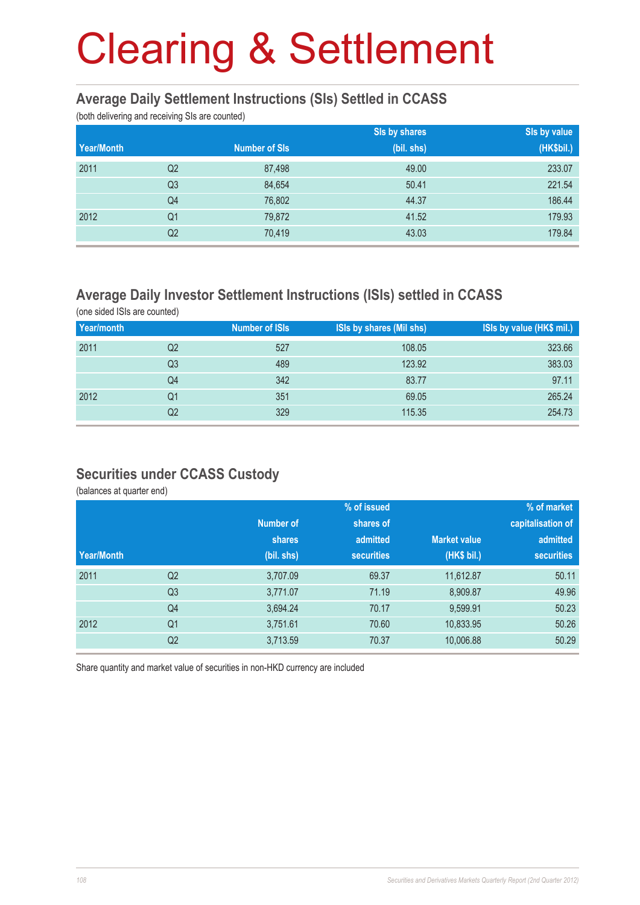# Clearing & Settlement

## Average Daily Settlement Instructions (SIs) Settled in CCASS

(both delivering and receiving SIs are counted)

| Year/Month | | Number of SIs | SIs by shares (bil. shs) | SIs by value (HK$bil.) |
|---|---|---|---|---|
| 2011 | Q2 | 87,498 | 49.00 | 233.07 |
| | Q3 | 84,654 | 50.41 | 221.54 |
| | Q4 | 76,802 | 44.37 | 186.44 |
| 2012 | Q1 | 79,872 | 41.52 | 179.93 |
| | Q2 | 70,419 | 43.03 | 179.84 |

## Average Daily Investor Settlement Instructions (ISIs) settled in CCASS

(one sided ISIs are counted)

| Year/month | | Number of ISIs | ISIs by shares (Mil shs) | ISIs by value (HK$ mil.) |
|---|---|---|---|---|
| 2011 | Q2 | 527 | 108.05 | 323.66 |
| | Q3 | 489 | 123.92 | 383.03 |
| | Q4 | 342 | 83.77 | 97.11 |
| 2012 | Q1 | 351 | 69.05 | 265.24 |
| | Q2 | 329 | 115.35 | 254.73 |

## Securities under CCASS Custody

(balances at quarter end)

| Year/Month | | Number of shares (bil. shs) | % of issued shares of admitted securities | Market value (HK$ bil.) | % of market capitalisation of admitted securities |
|---|---|---|---|---|---|
| 2011 | Q2 | 3,707.09 | 69.37 | 11,612.87 | 50.11 |
| | Q3 | 3,771.07 | 71.19 | 8,909.87 | 49.96 |
| | Q4 | 3,694.24 | 70.17 | 9,599.91 | 50.23 |
| 2012 | Q1 | 3,751.61 | 70.60 | 10,833.95 | 50.26 |
| | Q2 | 3,713.59 | 70.37 | 10,006.88 | 50.29 |

Share quantity and market value of securities in non-HKD currency are included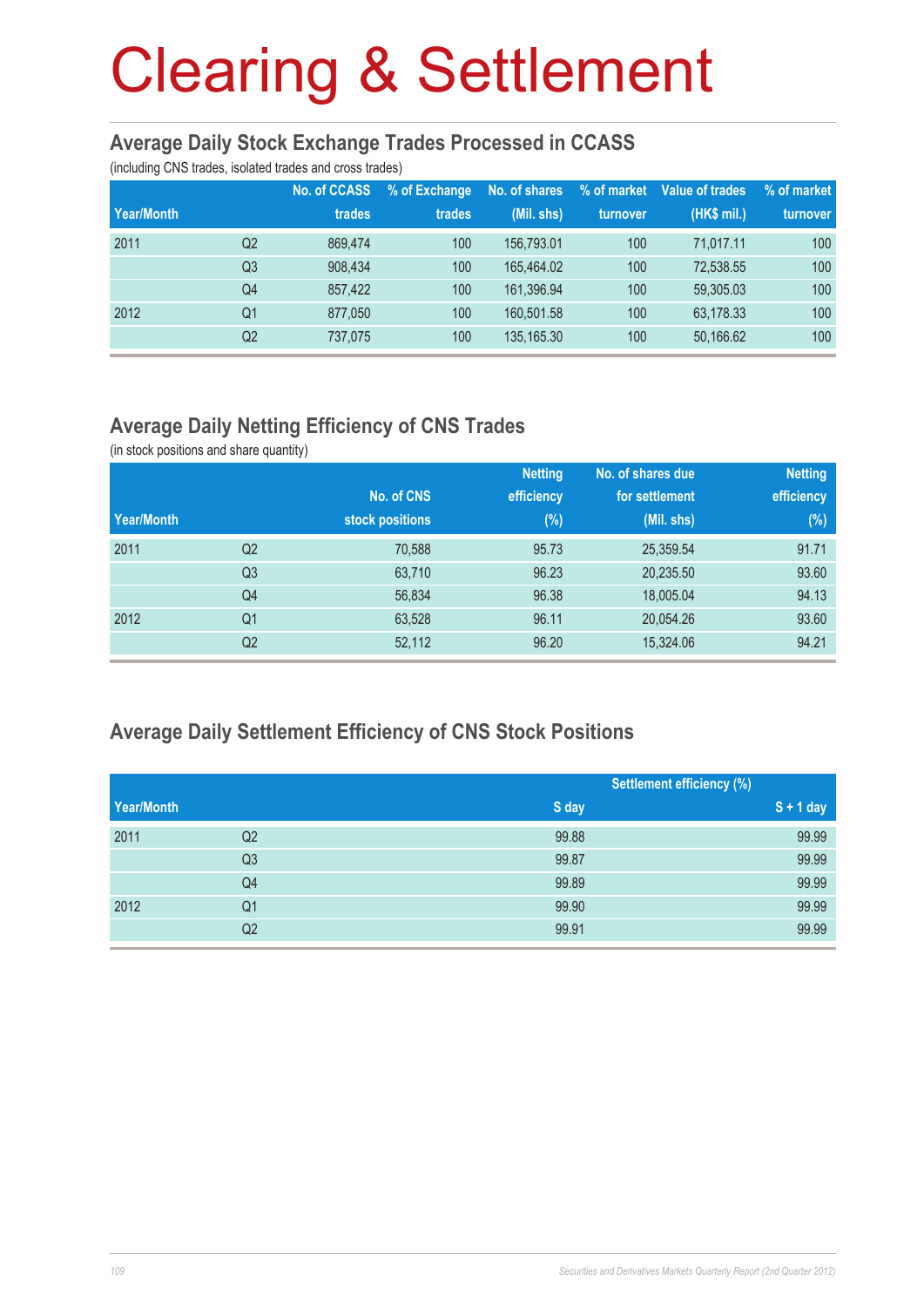# Clearing & Settlement

## Average Daily Stock Exchange Trades Processed in CCASS

(including CNS trades, isolated trades and cross trades)

| Year/Month | | No. of CCASS trades | % of Exchange trades | No. of shares (Mil. shs) | % of market turnover | Value of trades (HK$ mil.) | % of market turnover |
|---|---|---|---|---|---|---|---|
| 2011 | Q2 | 869,474 | 100 | 156,793.01 | 100 | 71,017.11 | 100 |
| | Q3 | 908,434 | 100 | 165,464.02 | 100 | 72,538.55 | 100 |
| | Q4 | 857,422 | 100 | 161,396.94 | 100 | 59,305.03 | 100 |
| 2012 | Q1 | 877,050 | 100 | 160,501.58 | 100 | 63,178.33 | 100 |
| | Q2 | 737,075 | 100 | 135,165.30 | 100 | 50,166.62 | 100 |

## Average Daily Netting Efficiency of CNS Trades

(in stock positions and share quantity)

| Year/Month | | No. of CNS stock positions | Netting efficiency (%) | No. of shares due for settlement (Mil. shs) | Netting efficiency (%) |
|---|---|---|---|---|---|
| 2011 | Q2 | 70,588 | 95.73 | 25,359.54 | 91.71 |
| | Q3 | 63,710 | 96.23 | 20,235.50 | 93.60 |
| | Q4 | 56,834 | 96.38 | 18,005.04 | 94.13 |
| 2012 | Q1 | 63,528 | 96.11 | 20,054.26 | 93.60 |
| | Q2 | 52,112 | 96.20 | 15,324.06 | 94.21 |

## Average Daily Settlement Efficiency of CNS Stock Positions

| Year/Month | | Settlement efficiency (%) | |
|---|---|---|---|
| | | S day | S + 1 day |
| 2011 | Q2 | 99.88 | 99.99 |
| | Q3 | 99.87 | 99.99 |
| | Q4 | 99.89 | 99.99 |
| 2012 | Q1 | 99.90 | 99.99 |
| | Q2 | 99.91 | 99.99 |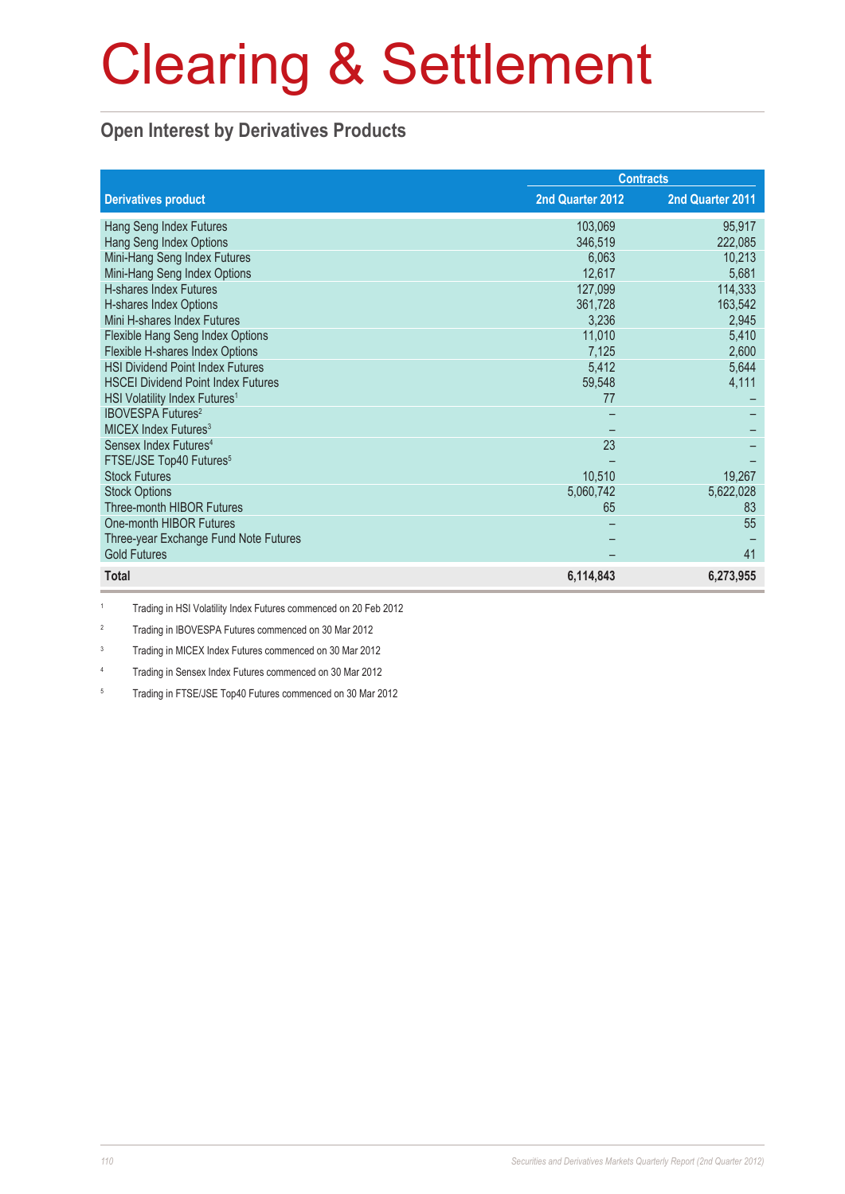# Clearing & Settlement

## Open Interest by Derivatives Products

| | Contracts | |
|---|---|---|
| **Derivatives product** | **2nd Quarter 2012** | **2nd Quarter 2011** |
| Hang Seng Index Futures | 103,069 | 95,917 |
| Hang Seng Index Options | 346,519 | 222,085 |
| Mini-Hang Seng Index Futures | 6,063 | 10,213 |
| Mini-Hang Seng Index Options | 12,617 | 5,681 |
| H-shares Index Futures | 127,099 | 114,333 |
| H-shares Index Options | 361,728 | 163,542 |
| Mini H-shares Index Futures | 3,236 | 2,945 |
| Flexible Hang Seng Index Options | 11,010 | 5,410 |
| Flexible H-shares Index Options | 7,125 | 2,600 |
| HSI Dividend Point Index Futures | 5,412 | 5,644 |
| HSCEI Dividend Point Index Futures | 59,548 | 4,111 |
| HSI Volatility Index Futures[1] | 77 | – |
| IBOVESPA Futures[2] | – | – |
| MICEX Index Futures[3] | – | – |
| Sensex Index Futures[4] | 23 | – |
| FTSE/JSE Top40 Futures[5] | – | – |
| Stock Futures | 10,510 | 19,267 |
| Stock Options | 5,060,742 | 5,622,028 |
| Three-month HIBOR Futures | 65 | 83 |
| One-month HIBOR Futures | – | 55 |
| Three-year Exchange Fund Note Futures | – | – |
| Gold Futures | – | 41 |
| **Total** | **6,114,843** | **6,273,955** |

[1] Trading in HSI Volatility Index Futures commenced on 20 Feb 2012

[2] Trading in IBOVESPA Futures commenced on 30 Mar 2012

[3] Trading in MICEX Index Futures commenced on 30 Mar 2012

[4] Trading in Sensex Index Futures commenced on 30 Mar 2012

[5] Trading in FTSE/JSE Top40 Futures commenced on 30 Mar 2012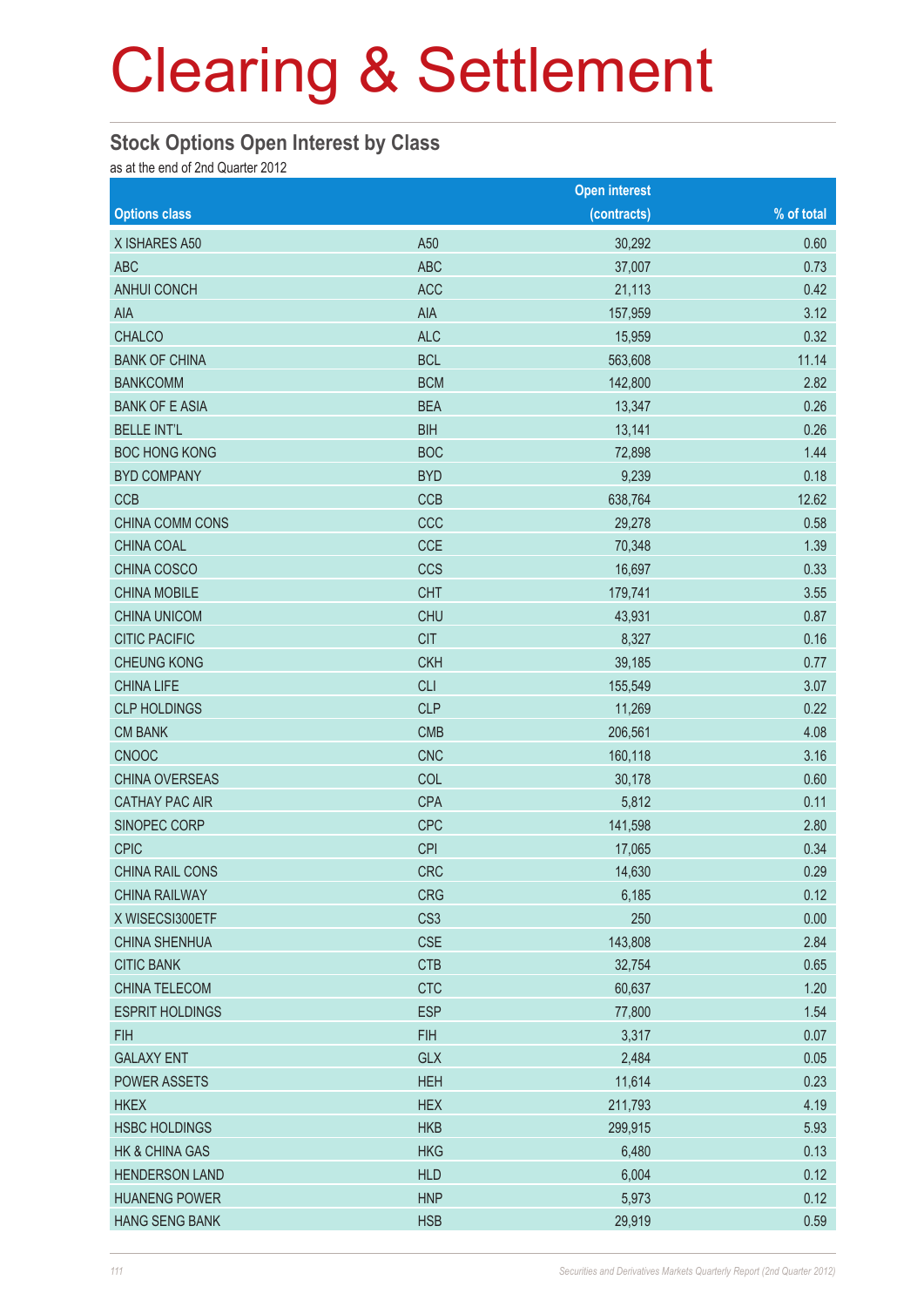# Clearing & Settlement

## Stock Options Open Interest by Class

as at the end of 2nd Quarter 2012

| Options class | | Open interest (contracts) | % of total |
|---|---|---|---|
| X ISHARES A50 | A50 | 30,292 | 0.60 |
| ABC | ABC | 37,007 | 0.73 |
| ANHUI CONCH | ACC | 21,113 | 0.42 |
| AIA | AIA | 157,959 | 3.12 |
| CHALCO | ALC | 15,959 | 0.32 |
| BANK OF CHINA | BCL | 563,608 | 11.14 |
| BANKCOMM | BCM | 142,800 | 2.82 |
| BANK OF E ASIA | BEA | 13,347 | 0.26 |
| BELLE INT'L | BIH | 13,141 | 0.26 |
| BOC HONG KONG | BOC | 72,898 | 1.44 |
| BYD COMPANY | BYD | 9,239 | 0.18 |
| CCB | CCB | 638,764 | 12.62 |
| CHINA COMM CONS | CCC | 29,278 | 0.58 |
| CHINA COAL | CCE | 70,348 | 1.39 |
| CHINA COSCO | CCS | 16,697 | 0.33 |
| CHINA MOBILE | CHT | 179,741 | 3.55 |
| CHINA UNICOM | CHU | 43,931 | 0.87 |
| CITIC PACIFIC | CIT | 8,327 | 0.16 |
| CHEUNG KONG | CKH | 39,185 | 0.77 |
| CHINA LIFE | CLI | 155,549 | 3.07 |
| CLP HOLDINGS | CLP | 11,269 | 0.22 |
| CM BANK | CMB | 206,561 | 4.08 |
| CNOOC | CNC | 160,118 | 3.16 |
| CHINA OVERSEAS | COL | 30,178 | 0.60 |
| CATHAY PAC AIR | CPA | 5,812 | 0.11 |
| SINOPEC CORP | CPC | 141,598 | 2.80 |
| CPIC | CPI | 17,065 | 0.34 |
| CHINA RAIL CONS | CRC | 14,630 | 0.29 |
| CHINA RAILWAY | CRG | 6,185 | 0.12 |
| X WISECSI300ETF | CS3 | 250 | 0.00 |
| CHINA SHENHUA | CSE | 143,808 | 2.84 |
| CITIC BANK | CTB | 32,754 | 0.65 |
| CHINA TELECOM | CTC | 60,637 | 1.20 |
| ESPRIT HOLDINGS | ESP | 77,800 | 1.54 |
| FIH | FIH | 3,317 | 0.07 |
| GALAXY ENT | GLX | 2,484 | 0.05 |
| POWER ASSETS | HEH | 11,614 | 0.23 |
| HKEX | HEX | 211,793 | 4.19 |
| HSBC HOLDINGS | HKB | 299,915 | 5.93 |
| HK & CHINA GAS | HKG | 6,480 | 0.13 |
| HENDERSON LAND | HLD | 6,004 | 0.12 |
| HUANENG POWER | HNP | 5,973 | 0.12 |
| HANG SENG BANK | HSB | 29,919 | 0.59 |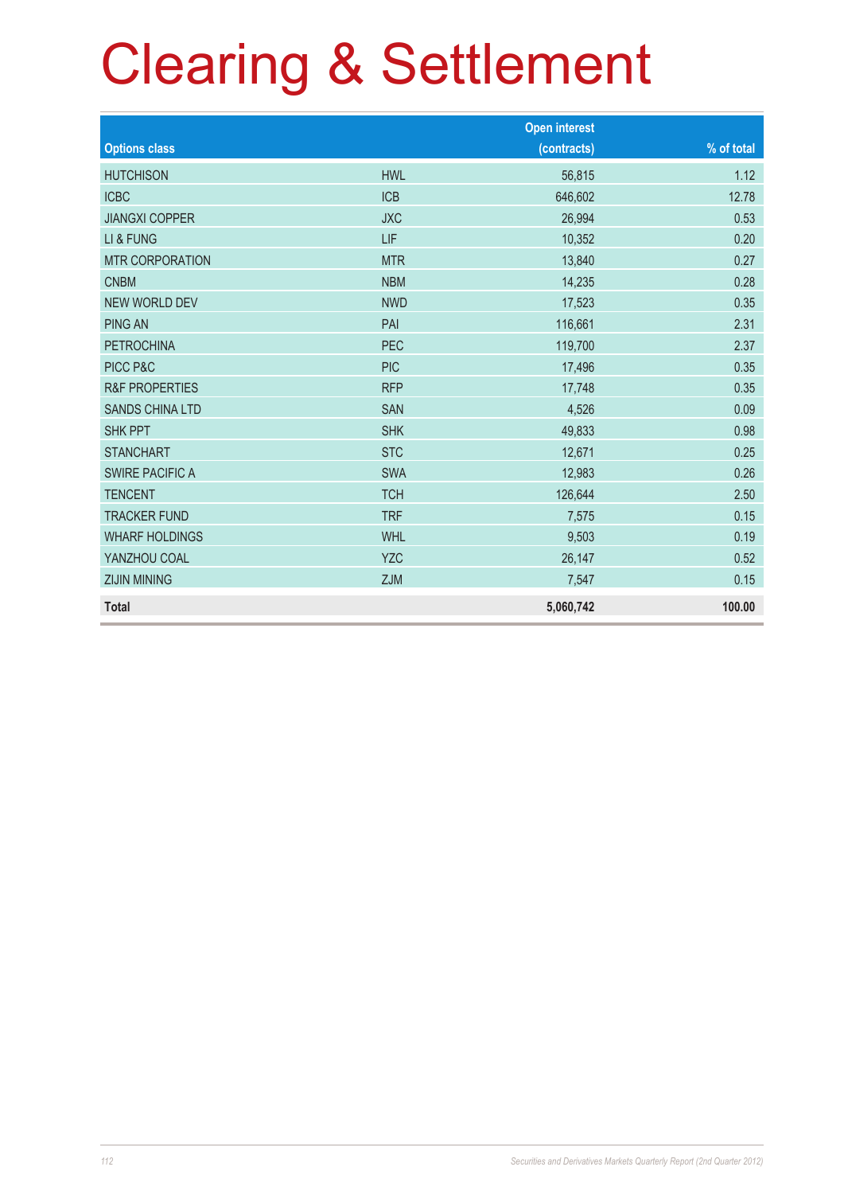# Clearing & Settlement

| Options class | | Open interest (contracts) | % of total |
|---|---|---|---|
| HUTCHISON | HWL | 56,815 | 1.12 |
| ICBC | ICB | 646,602 | 12.78 |
| JIANGXI COPPER | JXC | 26,994 | 0.53 |
| LI & FUNG | LIF | 10,352 | 0.20 |
| MTR CORPORATION | MTR | 13,840 | 0.27 |
| CNBM | NBM | 14,235 | 0.28 |
| NEW WORLD DEV | NWD | 17,523 | 0.35 |
| PING AN | PAI | 116,661 | 2.31 |
| PETROCHINA | PEC | 119,700 | 2.37 |
| PICC P&C | PIC | 17,496 | 0.35 |
| R&F PROPERTIES | RFP | 17,748 | 0.35 |
| SANDS CHINA LTD | SAN | 4,526 | 0.09 |
| SHK PPT | SHK | 49,833 | 0.98 |
| STANCHART | STC | 12,671 | 0.25 |
| SWIRE PACIFIC A | SWA | 12,983 | 0.26 |
| TENCENT | TCH | 126,644 | 2.50 |
| TRACKER FUND | TRF | 7,575 | 0.15 |
| WHARF HOLDINGS | WHL | 9,503 | 0.19 |
| YANZHOU COAL | YZC | 26,147 | 0.52 |
| ZIJIN MINING | ZJM | 7,547 | 0.15 |
| **Total** | | **5,060,742** | **100.00** |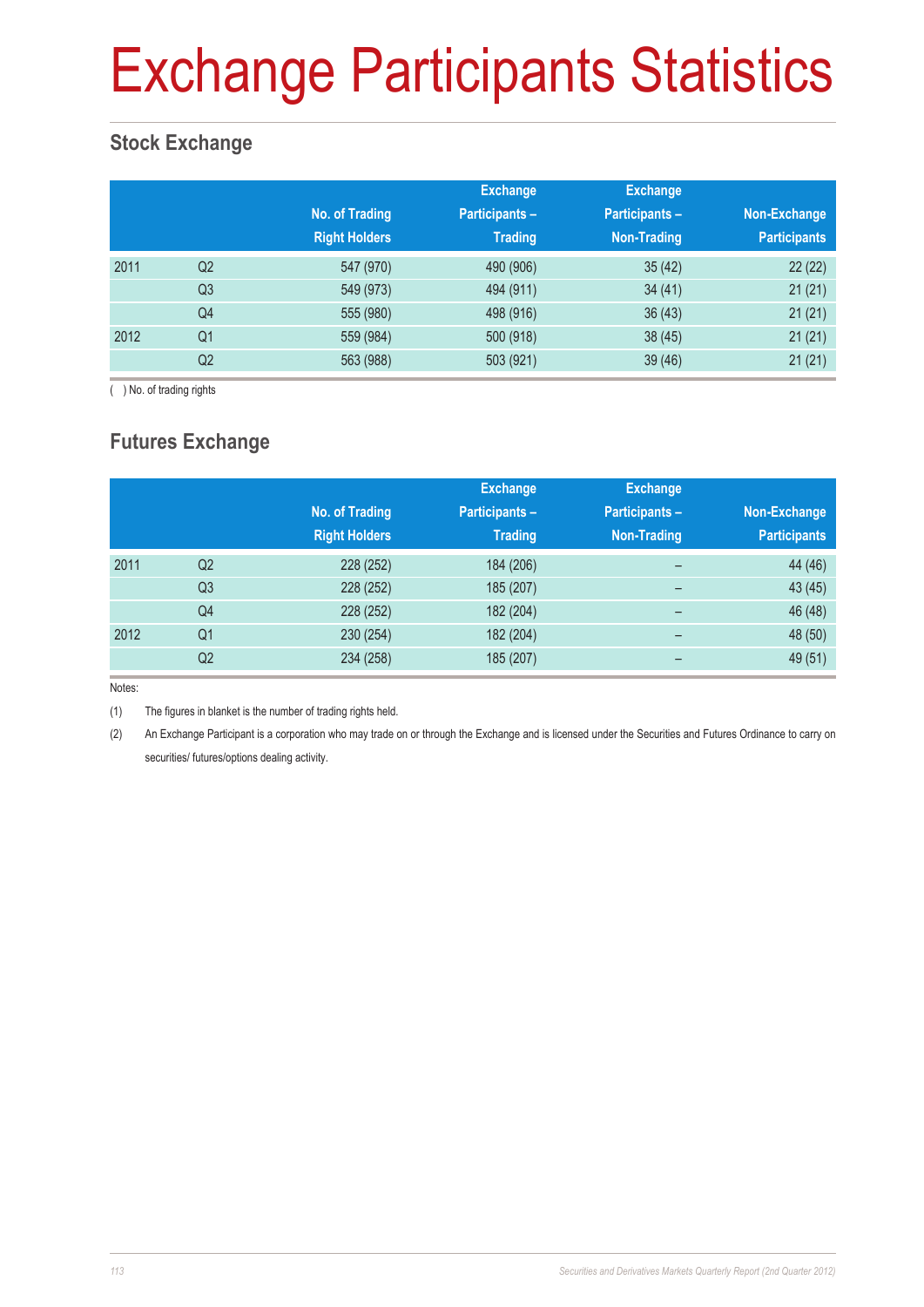# Exchange Participants Statistics

## Stock Exchange

| | | No. of Trading Right Holders | Exchange Participants – Trading | Exchange Participants – Non-Trading | Non-Exchange Participants |
|---|---|---|---|---|---|
| 2011 | Q2 | 547 (970) | 490 (906) | 35 (42) | 22 (22) |
| | Q3 | 549 (973) | 494 (911) | 34 (41) | 21 (21) |
| | Q4 | 555 (980) | 498 (916) | 36 (43) | 21 (21) |
| 2012 | Q1 | 559 (984) | 500 (918) | 38 (45) | 21 (21) |
| | Q2 | 563 (988) | 503 (921) | 39 (46) | 21 (21) |

( ) No. of trading rights

## Futures Exchange

| | | No. of Trading Right Holders | Exchange Participants – Trading | Exchange Participants – Non-Trading | Non-Exchange Participants |
|---|---|---|---|---|---|
| 2011 | Q2 | 228 (252) | 184 (206) | – | 44 (46) |
| | Q3 | 228 (252) | 185 (207) | – | 43 (45) |
| | Q4 | 228 (252) | 182 (204) | – | 46 (48) |
| 2012 | Q1 | 230 (254) | 182 (204) | – | 48 (50) |
| | Q2 | 234 (258) | 185 (207) | – | 49 (51) |

Notes:

(1) The figures in blanket is the number of trading rights held.

(2) An Exchange Participant is a corporation who may trade on or through the Exchange and is licensed under the Securities and Futures Ordinance to carry on securities/ futures/options dealing activity.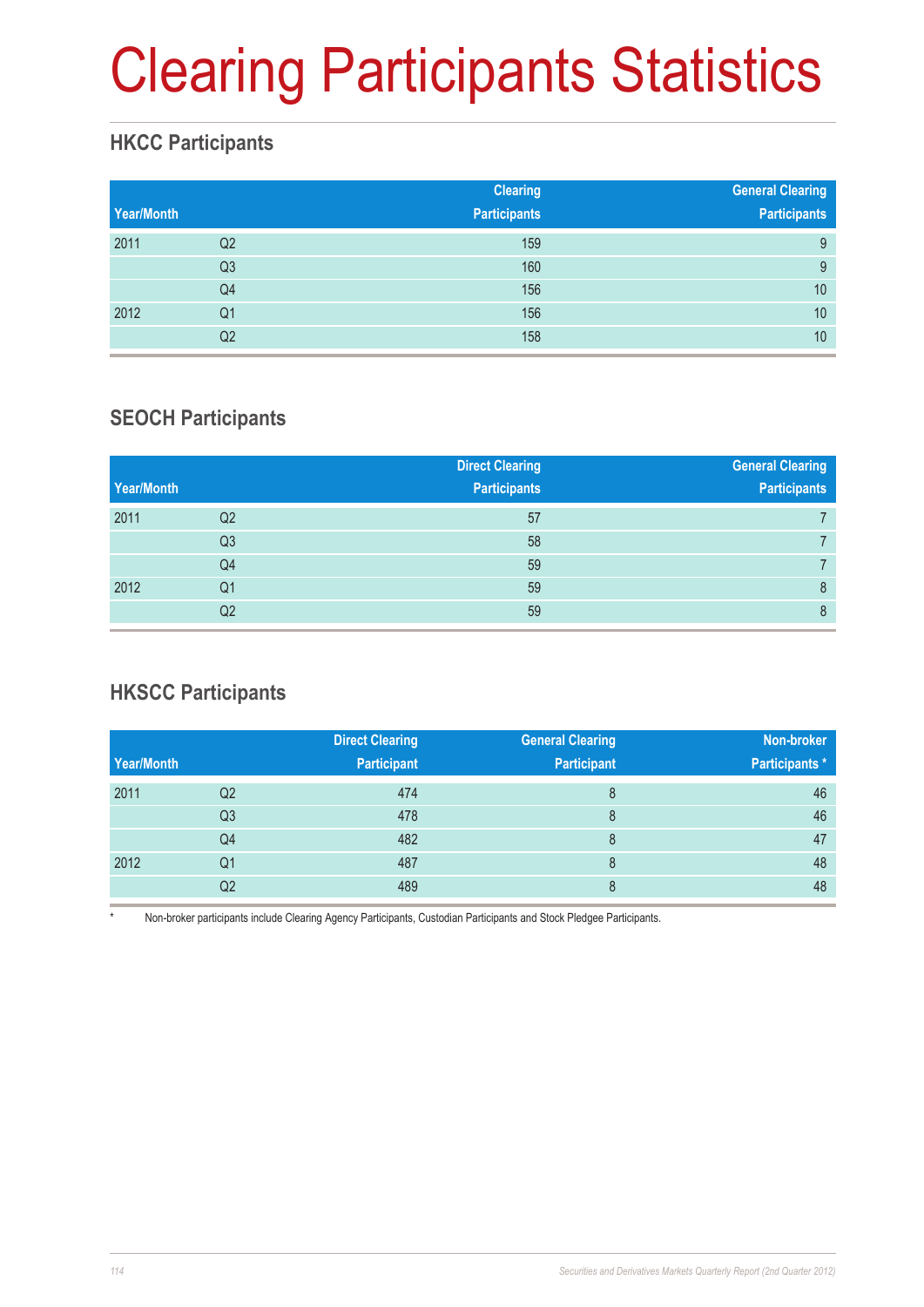# Clearing Participants Statistics

## HKCC Participants

| Year/Month | | Clearing Participants | General Clearing Participants |
|---|---|---|---|
| 2011 | Q2 | 159 | 9 |
| | Q3 | 160 | 9 |
| | Q4 | 156 | 10 |
| 2012 | Q1 | 156 | 10 |
| | Q2 | 158 | 10 |

## SEOCH Participants

| Year/Month | | Direct Clearing Participants | General Clearing Participants |
|---|---|---|---|
| 2011 | Q2 | 57 | 7 |
| | Q3 | 58 | 7 |
| | Q4 | 59 | 7 |
| 2012 | Q1 | 59 | 8 |
| | Q2 | 59 | 8 |

## HKSCC Participants

| Year/Month | | Direct Clearing Participant | General Clearing Participant | Non-broker Participants * |
|---|---|---|---|---|
| 2011 | Q2 | 474 | 8 | 46 |
| | Q3 | 478 | 8 | 46 |
| | Q4 | 482 | 8 | 47 |
| 2012 | Q1 | 487 | 8 | 48 |
| | Q2 | 489 | 8 | 48 |

* Non-broker participants include Clearing Agency Participants, Custodian Participants and Stock Pledgee Participants.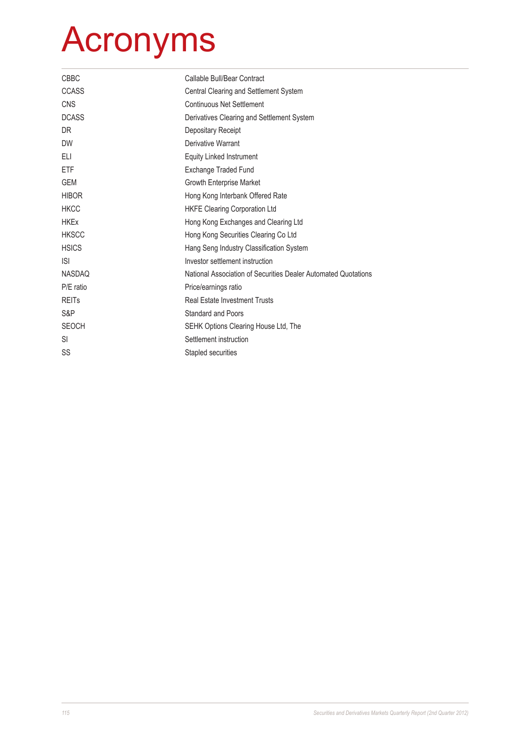# Acronyms

| | |
|---|---|
| CBBC | Callable Bull/Bear Contract |
| CCASS | Central Clearing and Settlement System |
| CNS | Continuous Net Settlement |
| DCASS | Derivatives Clearing and Settlement System |
| DR | Depositary Receipt |
| DW | Derivative Warrant |
| ELI | Equity Linked Instrument |
| ETF | Exchange Traded Fund |
| GEM | Growth Enterprise Market |
| HIBOR | Hong Kong Interbank Offered Rate |
| HKCC | HKFE Clearing Corporation Ltd |
| HKEx | Hong Kong Exchanges and Clearing Ltd |
| HKSCC | Hong Kong Securities Clearing Co Ltd |
| HSICS | Hang Seng Industry Classification System |
| ISI | Investor settlement instruction |
| NASDAQ | National Association of Securities Dealer Automated Quotations |
| P/E ratio | Price/earnings ratio |
| REITs | Real Estate Investment Trusts |
| S&P | Standard and Poors |
| SEOCH | SEHK Options Clearing House Ltd, The |
| SI | Settlement instruction |
| SS | Stapled securities |